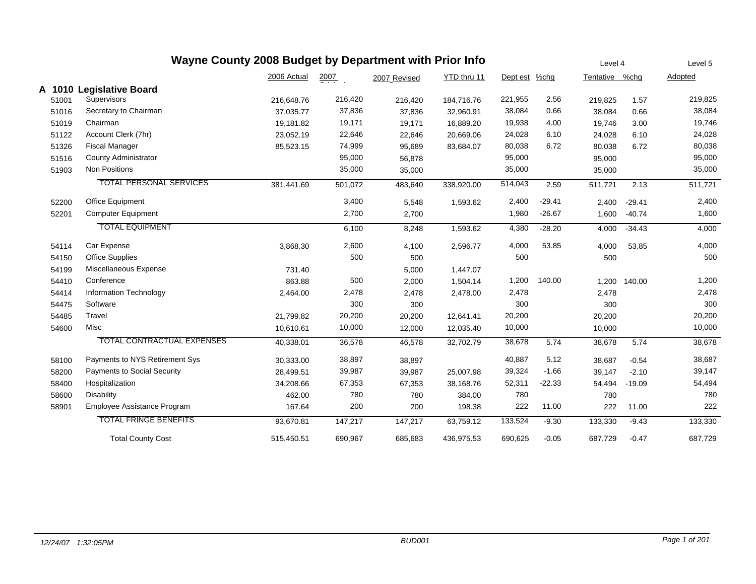# Wayne County 2008 Budget by Department with Prior Info

|  |  | 2006 Actual | 2007 Original | 2007 Revised | YTD thru 11 | Dept est | %chg | Level 4 Tentative | %chg | Level 5 Adopted |
|---|---|---|---|---|---|---|---|---|---|---|
| **A 1010** | **Legislative Board** |  |  |  |  |  |  |  |  |  |
| 51001 | Supervisors | 216,648.76 | 216,420 | 216,420 | 184,716.76 | 221,955 | 2.56 | 219,825 | 1.57 | 219,825 |
| 51016 | Secretary to Chairman | 37,035.77 | 37,836 | 37,836 | 32,960.91 | 38,084 | 0.66 | 38,084 | 0.66 | 38,084 |
| 51019 | Chairman | 19,181.82 | 19,171 | 19,171 | 16,889.20 | 19,938 | 4.00 | 19,746 | 3.00 | 19,746 |
| 51122 | Account Clerk (7hr) | 23,052.19 | 22,646 | 22,646 | 20,669.06 | 24,028 | 6.10 | 24,028 | 6.10 | 24,028 |
| 51326 | Fiscal Manager | 85,523.15 | 74,999 | 95,689 | 83,684.07 | 80,038 | 6.72 | 80,038 | 6.72 | 80,038 |
| 51516 | County Administrator |  | 95,000 | 56,878 |  | 95,000 |  | 95,000 |  | 95,000 |
| 51903 | Non Positions |  | 35,000 | 35,000 |  | 35,000 |  | 35,000 |  | 35,000 |
|  | TOTAL PERSONAL SERVICES | 381,441.69 | 501,072 | 483,640 | 338,920.00 | 514,043 | 2.59 | 511,721 | 2.13 | 511,721 |
| 52200 | Office Equipment |  | 3,400 | 5,548 | 1,593.62 | 2,400 | -29.41 | 2,400 | -29.41 | 2,400 |
| 52201 | Computer Equipment |  | 2,700 | 2,700 |  | 1,980 | -26.67 | 1,600 | -40.74 | 1,600 |
|  | TOTAL EQUIPMENT |  | 6,100 | 8,248 | 1,593.62 | 4,380 | -28.20 | 4,000 | -34.43 | 4,000 |
| 54114 | Car Expense | 3,868.30 | 2,600 | 4,100 | 2,596.77 | 4,000 | 53.85 | 4,000 | 53.85 | 4,000 |
| 54150 | Office Supplies |  | 500 | 500 |  | 500 |  | 500 |  | 500 |
| 54199 | Miscellaneous Expense | 731.40 |  | 5,000 | 1,447.07 |  |  |  |  |  |
| 54410 | Conference | 863.88 | 500 | 2,000 | 1,504.14 | 1,200 | 140.00 | 1,200 | 140.00 | 1,200 |
| 54414 | Information Technology | 2,464.00 | 2,478 | 2,478 | 2,478.00 | 2,478 |  | 2,478 |  | 2,478 |
| 54475 | Software |  | 300 | 300 |  | 300 |  | 300 |  | 300 |
| 54485 | Travel | 21,799.82 | 20,200 | 20,200 | 12,641.41 | 20,200 |  | 20,200 |  | 20,200 |
| 54600 | Misc | 10,610.61 | 10,000 | 12,000 | 12,035.40 | 10,000 |  | 10,000 |  | 10,000 |
|  | TOTAL CONTRACTUAL EXPENSES | 40,338.01 | 36,578 | 46,578 | 32,702.79 | 38,678 | 5.74 | 38,678 | 5.74 | 38,678 |
| 58100 | Payments to NYS Retirement Sys | 30,333.00 | 38,897 | 38,897 |  | 40,887 | 5.12 | 38,687 | -0.54 | 38,687 |
| 58200 | Payments to Social Security | 28,499.51 | 39,987 | 39,987 | 25,007.98 | 39,324 | -1.66 | 39,147 | -2.10 | 39,147 |
| 58400 | Hospitalization | 34,208.66 | 67,353 | 67,353 | 38,168.76 | 52,311 | -22.33 | 54,494 | -19.09 | 54,494 |
| 58600 | Disability | 462.00 | 780 | 780 | 384.00 | 780 |  | 780 |  | 780 |
| 58901 | Employee Assistance Program | 167.64 | 200 | 200 | 198.38 | 222 | 11.00 | 222 | 11.00 | 222 |
|  | TOTAL FRINGE BENEFITS | 93,670.81 | 147,217 | 147,217 | 63,759.12 | 133,524 | -9.30 | 133,330 | -9.43 | 133,330 |
|  | Total County Cost | 515,450.51 | 690,967 | 685,683 | 436,975.53 | 690,625 | -0.05 | 687,729 | -0.47 | 687,729 |

12/24/07 1:32:05PM BUD001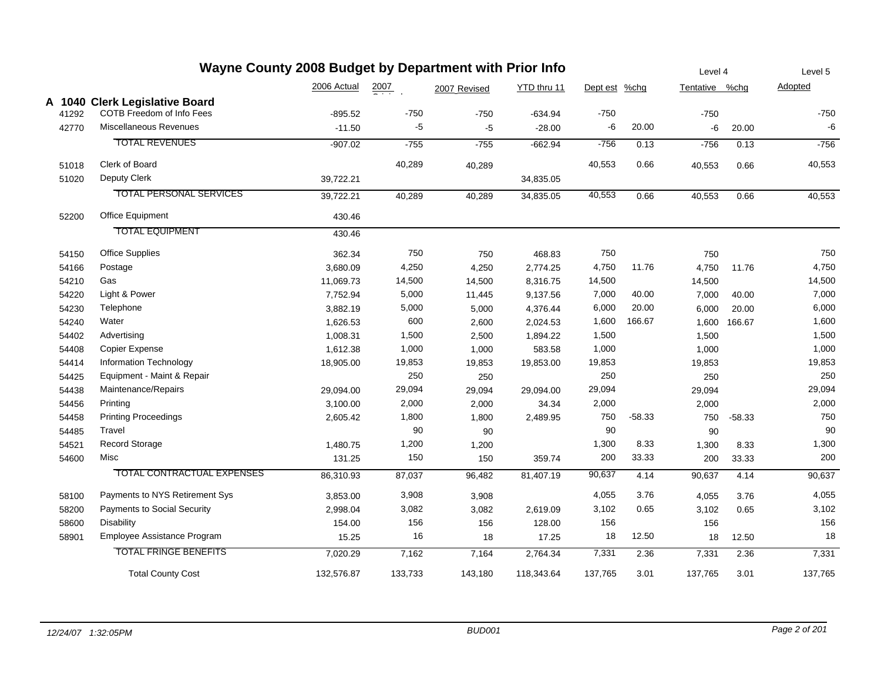# Wayne County 2008 Budget by Department with Prior Info

| | | 2006 Actual | 2007 Original | 2007 Revised | YTD thru 11 | Dept est | %chg | Level 4 Tentative | %chg | Level 5 Adopted |
|---|---|---|---|---|---|---|---|---|---|---|
| **A 1040** | **Clerk Legislative Board** | | | | | | | | | |
| 41292 | COTB Freedom of Info Fees | -895.52 | -750 | -750 | -634.94 | -750 | | -750 | | -750 |
| 42770 | Miscellaneous Revenues | -11.50 | -5 | -5 | -28.00 | -6 | 20.00 | -6 | 20.00 | -6 |
| | TOTAL REVENUES | -907.02 | -755 | -755 | -662.94 | -756 | 0.13 | -756 | 0.13 | -756 |
| 51018 | Clerk of Board | | 40,289 | 40,289 | | 40,553 | 0.66 | 40,553 | 0.66 | 40,553 |
| 51020 | Deputy Clerk | 39,722.21 | | | 34,835.05 | | | | | |
| | TOTAL PERSONAL SERVICES | 39,722.21 | 40,289 | 40,289 | 34,835.05 | 40,553 | 0.66 | 40,553 | 0.66 | 40,553 |
| 52200 | Office Equipment | 430.46 | | | | | | | | |
| | TOTAL EQUIPMENT | 430.46 | | | | | | | | |
| 54150 | Office Supplies | 362.34 | 750 | 750 | 468.83 | 750 | | 750 | | 750 |
| 54166 | Postage | 3,680.09 | 4,250 | 4,250 | 2,774.25 | 4,750 | 11.76 | 4,750 | 11.76 | 4,750 |
| 54210 | Gas | 11,069.73 | 14,500 | 14,500 | 8,316.75 | 14,500 | | 14,500 | | 14,500 |
| 54220 | Light & Power | 7,752.94 | 5,000 | 11,445 | 9,137.56 | 7,000 | 40.00 | 7,000 | 40.00 | 7,000 |
| 54230 | Telephone | 3,882.19 | 5,000 | 5,000 | 4,376.44 | 6,000 | 20.00 | 6,000 | 20.00 | 6,000 |
| 54240 | Water | 1,626.53 | 600 | 2,600 | 2,024.53 | 1,600 | 166.67 | 1,600 | 166.67 | 1,600 |
| 54402 | Advertising | 1,008.31 | 1,500 | 2,500 | 1,894.22 | 1,500 | | 1,500 | | 1,500 |
| 54408 | Copier Expense | 1,612.38 | 1,000 | 1,000 | 583.58 | 1,000 | | 1,000 | | 1,000 |
| 54414 | Information Technology | 18,905.00 | 19,853 | 19,853 | 19,853.00 | 19,853 | | 19,853 | | 19,853 |
| 54425 | Equipment - Maint & Repair | | 250 | 250 | | 250 | | 250 | | 250 |
| 54438 | Maintenance/Repairs | 29,094.00 | 29,094 | 29,094 | 29,094.00 | 29,094 | | 29,094 | | 29,094 |
| 54456 | Printing | 3,100.00 | 2,000 | 2,000 | 34.34 | 2,000 | | 2,000 | | 2,000 |
| 54458 | Printing Proceedings | 2,605.42 | 1,800 | 1,800 | 2,489.95 | 750 | -58.33 | 750 | -58.33 | 750 |
| 54485 | Travel | | 90 | 90 | | 90 | | 90 | | 90 |
| 54521 | Record Storage | 1,480.75 | 1,200 | 1,200 | | 1,300 | 8.33 | 1,300 | 8.33 | 1,300 |
| 54600 | Misc | 131.25 | 150 | 150 | 359.74 | 200 | 33.33 | 200 | 33.33 | 200 |
| | TOTAL CONTRACTUAL EXPENSES | 86,310.93 | 87,037 | 96,482 | 81,407.19 | 90,637 | 4.14 | 90,637 | 4.14 | 90,637 |
| 58100 | Payments to NYS Retirement Sys | 3,853.00 | 3,908 | 3,908 | | 4,055 | 3.76 | 4,055 | 3.76 | 4,055 |
| 58200 | Payments to Social Security | 2,998.04 | 3,082 | 3,082 | 2,619.09 | 3,102 | 0.65 | 3,102 | 0.65 | 3,102 |
| 58600 | Disability | 154.00 | 156 | 156 | 128.00 | 156 | | 156 | | 156 |
| 58901 | Employee Assistance Program | 15.25 | 16 | 18 | 17.25 | 18 | 12.50 | 18 | 12.50 | 18 |
| | TOTAL FRINGE BENEFITS | 7,020.29 | 7,162 | 7,164 | 2,764.34 | 7,331 | 2.36 | 7,331 | 2.36 | 7,331 |
| | Total County Cost | 132,576.87 | 133,733 | 143,180 | 118,343.64 | 137,765 | 3.01 | 137,765 | 3.01 | 137,765 |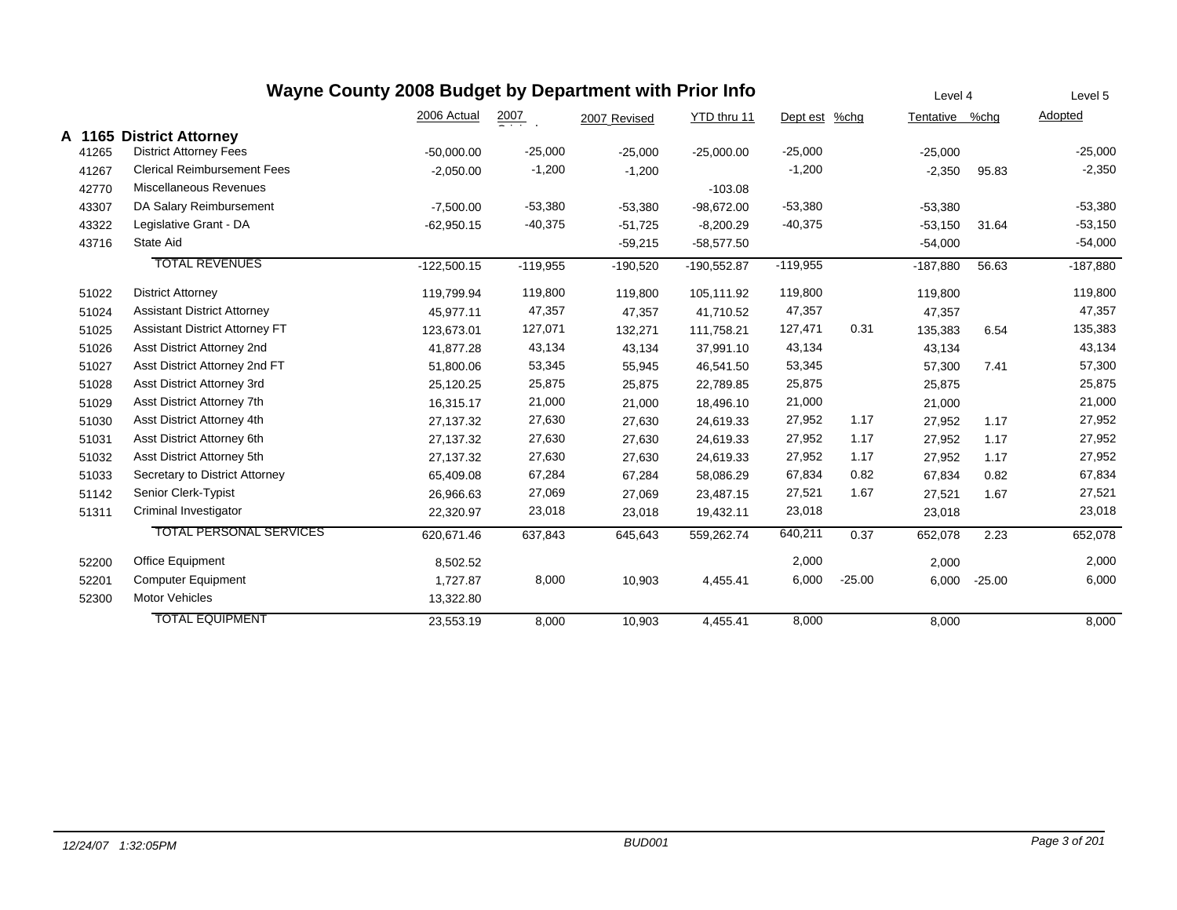# Wayne County 2008 Budget by Department with Prior Info

| | | 2006 Actual | 2007 Original | 2007 Revised | YTD thru 11 | Dept est | %chg | Level 4 Tentative | %chg | Level 5 Adopted |
|---|---|---|---|---|---|---|---|---|---|---|
| **A 1165** | **District Attorney** | | | | | | | | | |
| 41265 | District Attorney Fees | -50,000.00 | -25,000 | -25,000 | -25,000.00 | -25,000 | | -25,000 | | -25,000 |
| 41267 | Clerical Reimbursement Fees | -2,050.00 | -1,200 | -1,200 | | -1,200 | | -2,350 | 95.83 | -2,350 |
| 42770 | Miscellaneous Revenues | | | | -103.08 | | | | | |
| 43307 | DA Salary Reimbursement | -7,500.00 | -53,380 | -53,380 | -98,672.00 | -53,380 | | -53,380 | | -53,380 |
| 43322 | Legislative Grant - DA | -62,950.15 | -40,375 | -51,725 | -8,200.29 | -40,375 | | -53,150 | 31.64 | -53,150 |
| 43716 | State Aid | | | -59,215 | -58,577.50 | | | -54,000 | | -54,000 |
| | TOTAL REVENUES | -122,500.15 | -119,955 | -190,520 | -190,552.87 | -119,955 | | -187,880 | 56.63 | -187,880 |
| 51022 | District Attorney | 119,799.94 | 119,800 | 119,800 | 105,111.92 | 119,800 | | 119,800 | | 119,800 |
| 51024 | Assistant District Attorney | 45,977.11 | 47,357 | 47,357 | 41,710.52 | 47,357 | | 47,357 | | 47,357 |
| 51025 | Assistant District Attorney FT | 123,673.01 | 127,071 | 132,271 | 111,758.21 | 127,471 | 0.31 | 135,383 | 6.54 | 135,383 |
| 51026 | Asst District Attorney 2nd | 41,877.28 | 43,134 | 43,134 | 37,991.10 | 43,134 | | 43,134 | | 43,134 |
| 51027 | Asst District Attorney 2nd FT | 51,800.06 | 53,345 | 55,945 | 46,541.50 | 53,345 | | 57,300 | 7.41 | 57,300 |
| 51028 | Asst District Attorney 3rd | 25,120.25 | 25,875 | 25,875 | 22,789.85 | 25,875 | | 25,875 | | 25,875 |
| 51029 | Asst District Attorney 7th | 16,315.17 | 21,000 | 21,000 | 18,496.10 | 21,000 | | 21,000 | | 21,000 |
| 51030 | Asst District Attorney 4th | 27,137.32 | 27,630 | 27,630 | 24,619.33 | 27,952 | 1.17 | 27,952 | 1.17 | 27,952 |
| 51031 | Asst District Attorney 6th | 27,137.32 | 27,630 | 27,630 | 24,619.33 | 27,952 | 1.17 | 27,952 | 1.17 | 27,952 |
| 51032 | Asst District Attorney 5th | 27,137.32 | 27,630 | 27,630 | 24,619.33 | 27,952 | 1.17 | 27,952 | 1.17 | 27,952 |
| 51033 | Secretary to District Attorney | 65,409.08 | 67,284 | 67,284 | 58,086.29 | 67,834 | 0.82 | 67,834 | 0.82 | 67,834 |
| 51142 | Senior Clerk-Typist | 26,966.63 | 27,069 | 27,069 | 23,487.15 | 27,521 | 1.67 | 27,521 | 1.67 | 27,521 |
| 51311 | Criminal Investigator | 22,320.97 | 23,018 | 23,018 | 19,432.11 | 23,018 | | 23,018 | | 23,018 |
| | TOTAL PERSONAL SERVICES | 620,671.46 | 637,843 | 645,643 | 559,262.74 | 640,211 | 0.37 | 652,078 | 2.23 | 652,078 |
| 52200 | Office Equipment | 8,502.52 | | | | 2,000 | | 2,000 | | 2,000 |
| 52201 | Computer Equipment | 1,727.87 | 8,000 | 10,903 | 4,455.41 | 6,000 | -25.00 | 6,000 | -25.00 | 6,000 |
| 52300 | Motor Vehicles | 13,322.80 | | | | | | | | |
| | TOTAL EQUIPMENT | 23,553.19 | 8,000 | 10,903 | 4,455.41 | 8,000 | | 8,000 | | 8,000 |

*12/24/07 1:32:05PM* — *BUD001*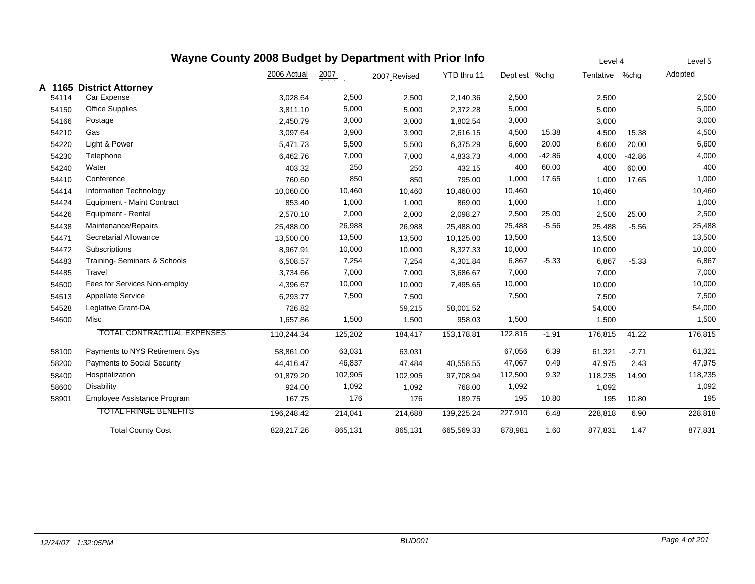# Wayne County 2008 Budget by Department with Prior Info

| | | 2006 Actual | 2007 Original | 2007 Revised | YTD thru 11 | Dept est | %chg | Level 4 Tentative | %chg | Level 5 Adopted |
|---|---|---|---|---|---|---|---|---|---|---|
| **A 1165** | **District Attorney** | | | | | | | | | |
| 54114 | Car Expense | 3,028.64 | 2,500 | 2,500 | 2,140.36 | 2,500 | | 2,500 | | 2,500 |
| 54150 | Office Supplies | 3,811.10 | 5,000 | 5,000 | 2,372.28 | 5,000 | | 5,000 | | 5,000 |
| 54166 | Postage | 2,450.79 | 3,000 | 3,000 | 1,802.54 | 3,000 | | 3,000 | | 3,000 |
| 54210 | Gas | 3,097.64 | 3,900 | 3,900 | 2,616.15 | 4,500 | 15.38 | 4,500 | 15.38 | 4,500 |
| 54220 | Light & Power | 5,471.73 | 5,500 | 5,500 | 6,375.29 | 6,600 | 20.00 | 6,600 | 20.00 | 6,600 |
| 54230 | Telephone | 6,462.76 | 7,000 | 7,000 | 4,833.73 | 4,000 | -42.86 | 4,000 | -42.86 | 4,000 |
| 54240 | Water | 403.32 | 250 | 250 | 432.15 | 400 | 60.00 | 400 | 60.00 | 400 |
| 54410 | Conference | 760.60 | 850 | 850 | 795.00 | 1,000 | 17.65 | 1,000 | 17.65 | 1,000 |
| 54414 | Information Technology | 10,060.00 | 10,460 | 10,460 | 10,460.00 | 10,460 | | 10,460 | | 10,460 |
| 54424 | Equipment - Maint Contract | 853.40 | 1,000 | 1,000 | 869.00 | 1,000 | | 1,000 | | 1,000 |
| 54426 | Equipment - Rental | 2,570.10 | 2,000 | 2,000 | 2,098.27 | 2,500 | 25.00 | 2,500 | 25.00 | 2,500 |
| 54438 | Maintenance/Repairs | 25,488.00 | 26,988 | 26,988 | 25,488.00 | 25,488 | -5.56 | 25,488 | -5.56 | 25,488 |
| 54471 | Secretarial Allowance | 13,500.00 | 13,500 | 13,500 | 10,125.00 | 13,500 | | 13,500 | | 13,500 |
| 54472 | Subscriptions | 8,967.91 | 10,000 | 10,000 | 8,327.33 | 10,000 | | 10,000 | | 10,000 |
| 54483 | Training- Seminars & Schools | 6,508.57 | 7,254 | 7,254 | 4,301.84 | 6,867 | -5.33 | 6,867 | -5.33 | 6,867 |
| 54485 | Travel | 3,734.66 | 7,000 | 7,000 | 3,686.67 | 7,000 | | 7,000 | | 7,000 |
| 54500 | Fees for Services Non-employ | 4,396.67 | 10,000 | 10,000 | 7,495.65 | 10,000 | | 10,000 | | 10,000 |
| 54513 | Appellate Service | 6,293.77 | 7,500 | 7,500 | | 7,500 | | 7,500 | | 7,500 |
| 54528 | Leglative Grant-DA | 726.82 | | 59,215 | 58,001.52 | | | 54,000 | | 54,000 |
| 54600 | Misc | 1,657.86 | 1,500 | 1,500 | 958.03 | 1,500 | | 1,500 | | 1,500 |
| | TOTAL CONTRACTUAL EXPENSES | 110,244.34 | 125,202 | 184,417 | 153,178.81 | 122,815 | -1.91 | 176,815 | 41.22 | 176,815 |
| 58100 | Payments to NYS Retirement Sys | 58,861.00 | 63,031 | 63,031 | | 67,056 | 6.39 | 61,321 | -2.71 | 61,321 |
| 58200 | Payments to Social Security | 44,416.47 | 46,837 | 47,484 | 40,558.55 | 47,067 | 0.49 | 47,975 | 2.43 | 47,975 |
| 58400 | Hospitalization | 91,879.20 | 102,905 | 102,905 | 97,708.94 | 112,500 | 9.32 | 118,235 | 14.90 | 118,235 |
| 58600 | Disability | 924.00 | 1,092 | 1,092 | 768.00 | 1,092 | | 1,092 | | 1,092 |
| 58901 | Employee Assistance Program | 167.75 | 176 | 176 | 189.75 | 195 | 10.80 | 195 | 10.80 | 195 |
| | TOTAL FRINGE BENEFITS | 196,248.42 | 214,041 | 214,688 | 139,225.24 | 227,910 | 6.48 | 228,818 | 6.90 | 228,818 |
| | Total County Cost | 828,217.26 | 865,131 | 865,131 | 665,569.33 | 878,981 | 1.60 | 877,831 | 1.47 | 877,831 |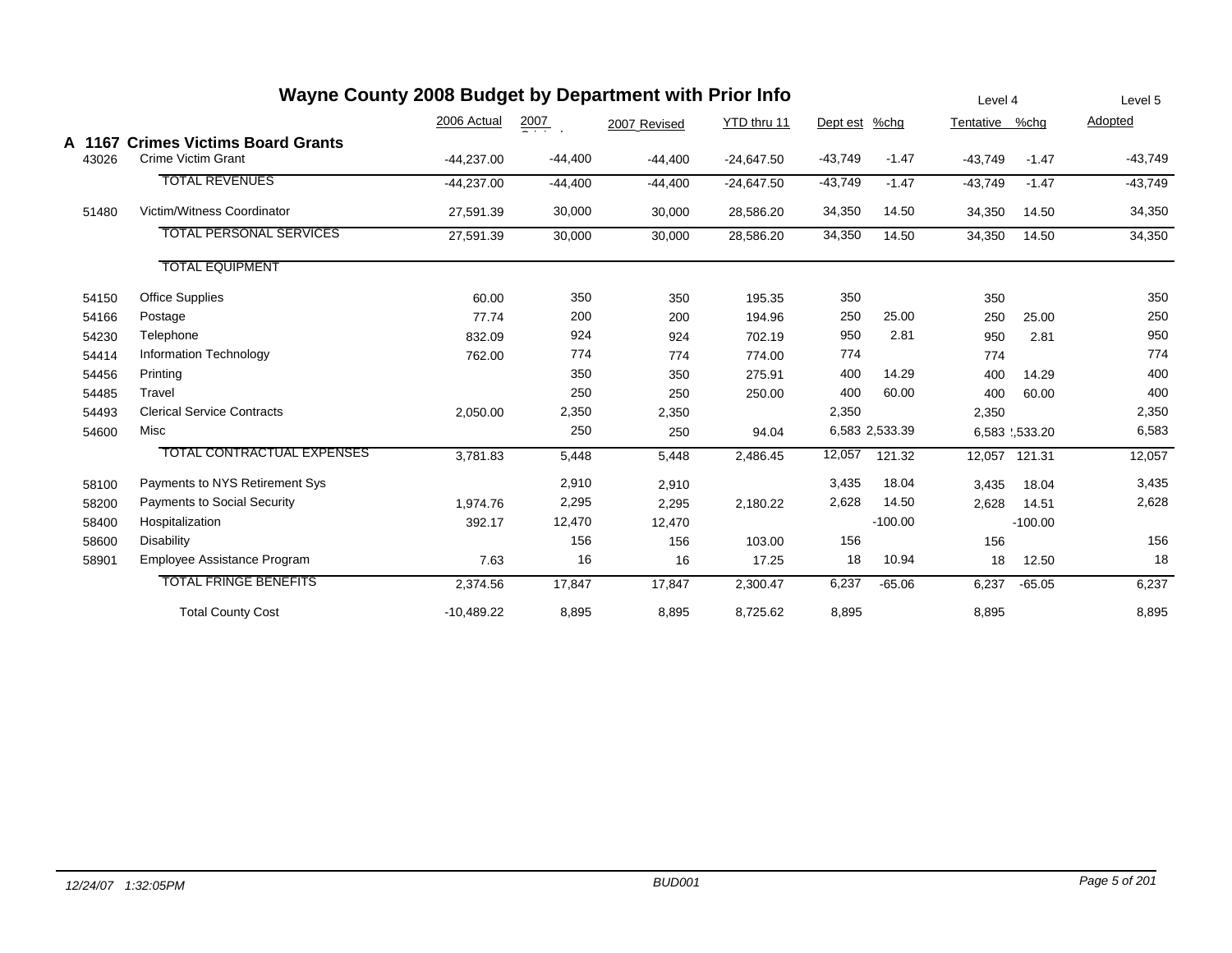# Wayne County 2008 Budget by Department with Prior Info

| | | 2006 Actual | 2007 Original | 2007 Revised | YTD thru 11 | Dept est | %chg | Level 4 Tentative | %chg | Level 5 Adopted |
|---|---|---|---|---|---|---|---|---|---|---|
| **A 1167** | **Crimes Victims Board Grants** | | | | | | | | | |
| 43026 | Crime Victim Grant | -44,237.00 | -44,400 | -44,400 | -24,647.50 | -43,749 | -1.47 | -43,749 | -1.47 | -43,749 |
| | TOTAL REVENUES | -44,237.00 | -44,400 | -44,400 | -24,647.50 | -43,749 | -1.47 | -43,749 | -1.47 | -43,749 |
| 51480 | Victim/Witness Coordinator | 27,591.39 | 30,000 | 30,000 | 28,586.20 | 34,350 | 14.50 | 34,350 | 14.50 | 34,350 |
| | TOTAL PERSONAL SERVICES | 27,591.39 | 30,000 | 30,000 | 28,586.20 | 34,350 | 14.50 | 34,350 | 14.50 | 34,350 |
| | TOTAL EQUIPMENT | | | | | | | | | |
| 54150 | Office Supplies | 60.00 | 350 | 350 | 195.35 | 350 | | 350 | | 350 |
| 54166 | Postage | 77.74 | 200 | 200 | 194.96 | 250 | 25.00 | 250 | 25.00 | 250 |
| 54230 | Telephone | 832.09 | 924 | 924 | 702.19 | 950 | 2.81 | 950 | 2.81 | 950 |
| 54414 | Information Technology | 762.00 | 774 | 774 | 774.00 | 774 | | 774 | | 774 |
| 54456 | Printing | | 350 | 350 | 275.91 | 400 | 14.29 | 400 | 14.29 | 400 |
| 54485 | Travel | | 250 | 250 | 250.00 | 400 | 60.00 | 400 | 60.00 | 400 |
| 54493 | Clerical Service Contracts | 2,050.00 | 2,350 | 2,350 | | 2,350 | | 2,350 | | 2,350 |
| 54600 | Misc | | 250 | 250 | 94.04 | 6,583 | 2,533.39 | 6,583 | 2,533.20 | 6,583 |
| | TOTAL CONTRACTUAL EXPENSES | 3,781.83 | 5,448 | 5,448 | 2,486.45 | 12,057 | 121.32 | 12,057 | 121.31 | 12,057 |
| 58100 | Payments to NYS Retirement Sys | | 2,910 | 2,910 | | 3,435 | 18.04 | 3,435 | 18.04 | 3,435 |
| 58200 | Payments to Social Security | 1,974.76 | 2,295 | 2,295 | 2,180.22 | 2,628 | 14.50 | 2,628 | 14.51 | 2,628 |
| 58400 | Hospitalization | 392.17 | 12,470 | 12,470 | | | -100.00 | | -100.00 | |
| 58600 | Disability | | 156 | 156 | 103.00 | 156 | | 156 | | 156 |
| 58901 | Employee Assistance Program | 7.63 | 16 | 16 | 17.25 | 18 | 10.94 | 18 | 12.50 | 18 |
| | TOTAL FRINGE BENEFITS | 2,374.56 | 17,847 | 17,847 | 2,300.47 | 6,237 | -65.06 | 6,237 | -65.05 | 6,237 |
| | Total County Cost | -10,489.22 | 8,895 | 8,895 | 8,725.62 | 8,895 | | 8,895 | | 8,895 |

12/24/07 1:32:05PM BUD001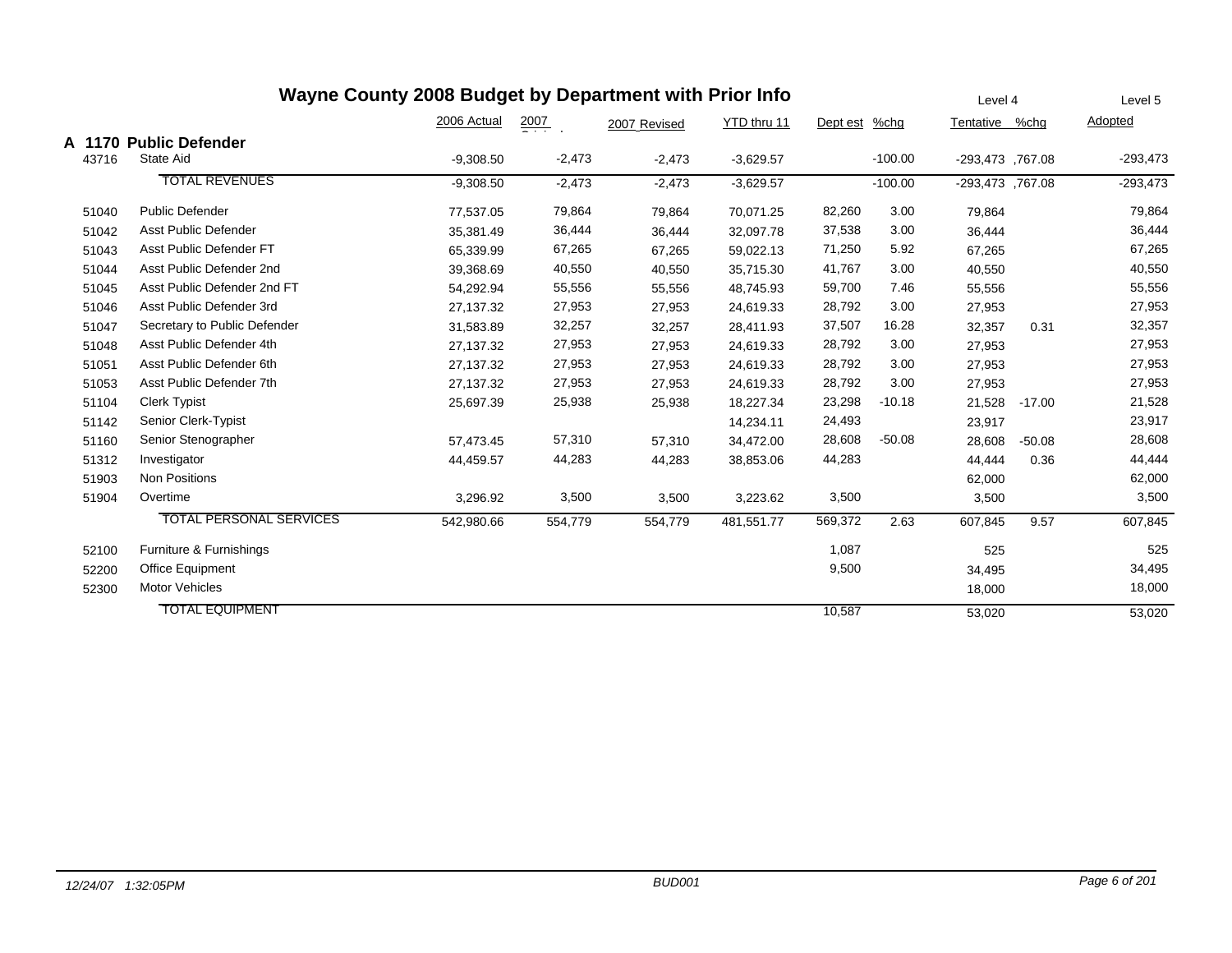# Wayne County 2008 Budget by Department with Prior Info

| | | 2006 Actual | 2007 Original | 2007 Revised | YTD thru 11 | Dept est | %chg | Level 4 Tentative | %chg | Level 5 Adopted |
|---|---|---|---|---|---|---|---|---|---|---|
| **A 1170** | **Public Defender** | | | | | | | | | |
| 43716 | State Aid | -9,308.50 | -2,473 | -2,473 | -3,629.57 | | -100.00 | -293,473 | ,767.08 | -293,473 |
| | TOTAL REVENUES | -9,308.50 | -2,473 | -2,473 | -3,629.57 | | -100.00 | -293,473 | ,767.08 | -293,473 |
| 51040 | Public Defender | 77,537.05 | 79,864 | 79,864 | 70,071.25 | 82,260 | 3.00 | 79,864 | | 79,864 |
| 51042 | Asst Public Defender | 35,381.49 | 36,444 | 36,444 | 32,097.78 | 37,538 | 3.00 | 36,444 | | 36,444 |
| 51043 | Asst Public Defender FT | 65,339.99 | 67,265 | 67,265 | 59,022.13 | 71,250 | 5.92 | 67,265 | | 67,265 |
| 51044 | Asst Public Defender 2nd | 39,368.69 | 40,550 | 40,550 | 35,715.30 | 41,767 | 3.00 | 40,550 | | 40,550 |
| 51045 | Asst Public Defender 2nd FT | 54,292.94 | 55,556 | 55,556 | 48,745.93 | 59,700 | 7.46 | 55,556 | | 55,556 |
| 51046 | Asst Public Defender 3rd | 27,137.32 | 27,953 | 27,953 | 24,619.33 | 28,792 | 3.00 | 27,953 | | 27,953 |
| 51047 | Secretary to Public Defender | 31,583.89 | 32,257 | 32,257 | 28,411.93 | 37,507 | 16.28 | 32,357 | 0.31 | 32,357 |
| 51048 | Asst Public Defender 4th | 27,137.32 | 27,953 | 27,953 | 24,619.33 | 28,792 | 3.00 | 27,953 | | 27,953 |
| 51051 | Asst Public Defender 6th | 27,137.32 | 27,953 | 27,953 | 24,619.33 | 28,792 | 3.00 | 27,953 | | 27,953 |
| 51053 | Asst Public Defender 7th | 27,137.32 | 27,953 | 27,953 | 24,619.33 | 28,792 | 3.00 | 27,953 | | 27,953 |
| 51104 | Clerk Typist | 25,697.39 | 25,938 | 25,938 | 18,227.34 | 23,298 | -10.18 | 21,528 | -17.00 | 21,528 |
| 51142 | Senior Clerk-Typist | | | | 14,234.11 | 24,493 | | 23,917 | | 23,917 |
| 51160 | Senior Stenographer | 57,473.45 | 57,310 | 57,310 | 34,472.00 | 28,608 | -50.08 | 28,608 | -50.08 | 28,608 |
| 51312 | Investigator | 44,459.57 | 44,283 | 44,283 | 38,853.06 | 44,283 | | 44,444 | 0.36 | 44,444 |
| 51903 | Non Positions | | | | | | | 62,000 | | 62,000 |
| 51904 | Overtime | 3,296.92 | 3,500 | 3,500 | 3,223.62 | 3,500 | | 3,500 | | 3,500 |
| | TOTAL PERSONAL SERVICES | 542,980.66 | 554,779 | 554,779 | 481,551.77 | 569,372 | 2.63 | 607,845 | 9.57 | 607,845 |
| 52100 | Furniture & Furnishings | | | | | 1,087 | | 525 | | 525 |
| 52200 | Office Equipment | | | | | 9,500 | | 34,495 | | 34,495 |
| 52300 | Motor Vehicles | | | | | | | 18,000 | | 18,000 |
| | TOTAL EQUIPMENT | | | | | 10,587 | | 53,020 | | 53,020 |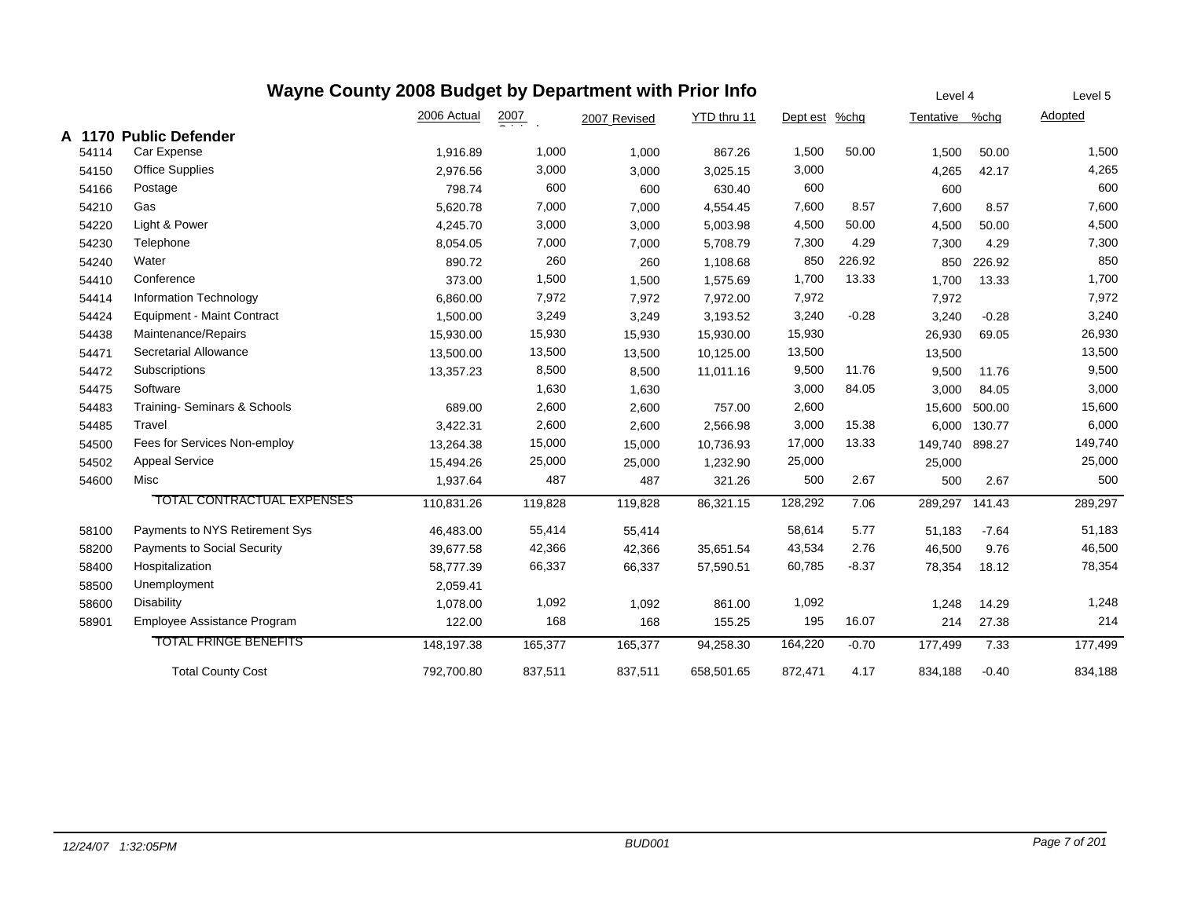# Wayne County 2008 Budget by Department with Prior Info

| | | 2006 Actual | 2007 | 2007 Revised | YTD thru 11 | Dept est | %chg | Level 4 Tentative | %chg | Level 5 Adopted |
|---|---|---|---|---|---|---|---|---|---|---|
| **A 1170** | **Public Defender** | | | | | | | | | |
| 54114 | Car Expense | 1,916.89 | 1,000 | 1,000 | 867.26 | 1,500 | 50.00 | 1,500 | 50.00 | 1,500 |
| 54150 | Office Supplies | 2,976.56 | 3,000 | 3,000 | 3,025.15 | 3,000 | | 4,265 | 42.17 | 4,265 |
| 54166 | Postage | 798.74 | 600 | 600 | 630.40 | 600 | | 600 | | 600 |
| 54210 | Gas | 5,620.78 | 7,000 | 7,000 | 4,554.45 | 7,600 | 8.57 | 7,600 | 8.57 | 7,600 |
| 54220 | Light & Power | 4,245.70 | 3,000 | 3,000 | 5,003.98 | 4,500 | 50.00 | 4,500 | 50.00 | 4,500 |
| 54230 | Telephone | 8,054.05 | 7,000 | 7,000 | 5,708.79 | 7,300 | 4.29 | 7,300 | 4.29 | 7,300 |
| 54240 | Water | 890.72 | 260 | 260 | 1,108.68 | 850 | 226.92 | 850 | 226.92 | 850 |
| 54410 | Conference | 373.00 | 1,500 | 1,500 | 1,575.69 | 1,700 | 13.33 | 1,700 | 13.33 | 1,700 |
| 54414 | Information Technology | 6,860.00 | 7,972 | 7,972 | 7,972.00 | 7,972 | | 7,972 | | 7,972 |
| 54424 | Equipment - Maint Contract | 1,500.00 | 3,249 | 3,249 | 3,193.52 | 3,240 | -0.28 | 3,240 | -0.28 | 3,240 |
| 54438 | Maintenance/Repairs | 15,930.00 | 15,930 | 15,930 | 15,930.00 | 15,930 | | 26,930 | 69.05 | 26,930 |
| 54471 | Secretarial Allowance | 13,500.00 | 13,500 | 13,500 | 10,125.00 | 13,500 | | 13,500 | | 13,500 |
| 54472 | Subscriptions | 13,357.23 | 8,500 | 8,500 | 11,011.16 | 9,500 | 11.76 | 9,500 | 11.76 | 9,500 |
| 54475 | Software | | 1,630 | 1,630 | | 3,000 | 84.05 | 3,000 | 84.05 | 3,000 |
| 54483 | Training- Seminars & Schools | 689.00 | 2,600 | 2,600 | 757.00 | 2,600 | | 15,600 | 500.00 | 15,600 |
| 54485 | Travel | 3,422.31 | 2,600 | 2,600 | 2,566.98 | 3,000 | 15.38 | 6,000 | 130.77 | 6,000 |
| 54500 | Fees for Services Non-employ | 13,264.38 | 15,000 | 15,000 | 10,736.93 | 17,000 | 13.33 | 149,740 | 898.27 | 149,740 |
| 54502 | Appeal Service | 15,494.26 | 25,000 | 25,000 | 1,232.90 | 25,000 | | 25,000 | | 25,000 |
| 54600 | Misc | 1,937.64 | 487 | 487 | 321.26 | 500 | 2.67 | 500 | 2.67 | 500 |
| | TOTAL CONTRACTUAL EXPENSES | 110,831.26 | 119,828 | 119,828 | 86,321.15 | 128,292 | 7.06 | 289,297 | 141.43 | 289,297 |
| 58100 | Payments to NYS Retirement Sys | 46,483.00 | 55,414 | 55,414 | | 58,614 | 5.77 | 51,183 | -7.64 | 51,183 |
| 58200 | Payments to Social Security | 39,677.58 | 42,366 | 42,366 | 35,651.54 | 43,534 | 2.76 | 46,500 | 9.76 | 46,500 |
| 58400 | Hospitalization | 58,777.39 | 66,337 | 66,337 | 57,590.51 | 60,785 | -8.37 | 78,354 | 18.12 | 78,354 |
| 58500 | Unemployment | 2,059.41 | | | | | | | | |
| 58600 | Disability | 1,078.00 | 1,092 | 1,092 | 861.00 | 1,092 | | 1,248 | 14.29 | 1,248 |
| 58901 | Employee Assistance Program | 122.00 | 168 | 168 | 155.25 | 195 | 16.07 | 214 | 27.38 | 214 |
| | TOTAL FRINGE BENEFITS | 148,197.38 | 165,377 | 165,377 | 94,258.30 | 164,220 | -0.70 | 177,499 | 7.33 | 177,499 |
| | Total County Cost | 792,700.80 | 837,511 | 837,511 | 658,501.65 | 872,471 | 4.17 | 834,188 | -0.40 | 834,188 |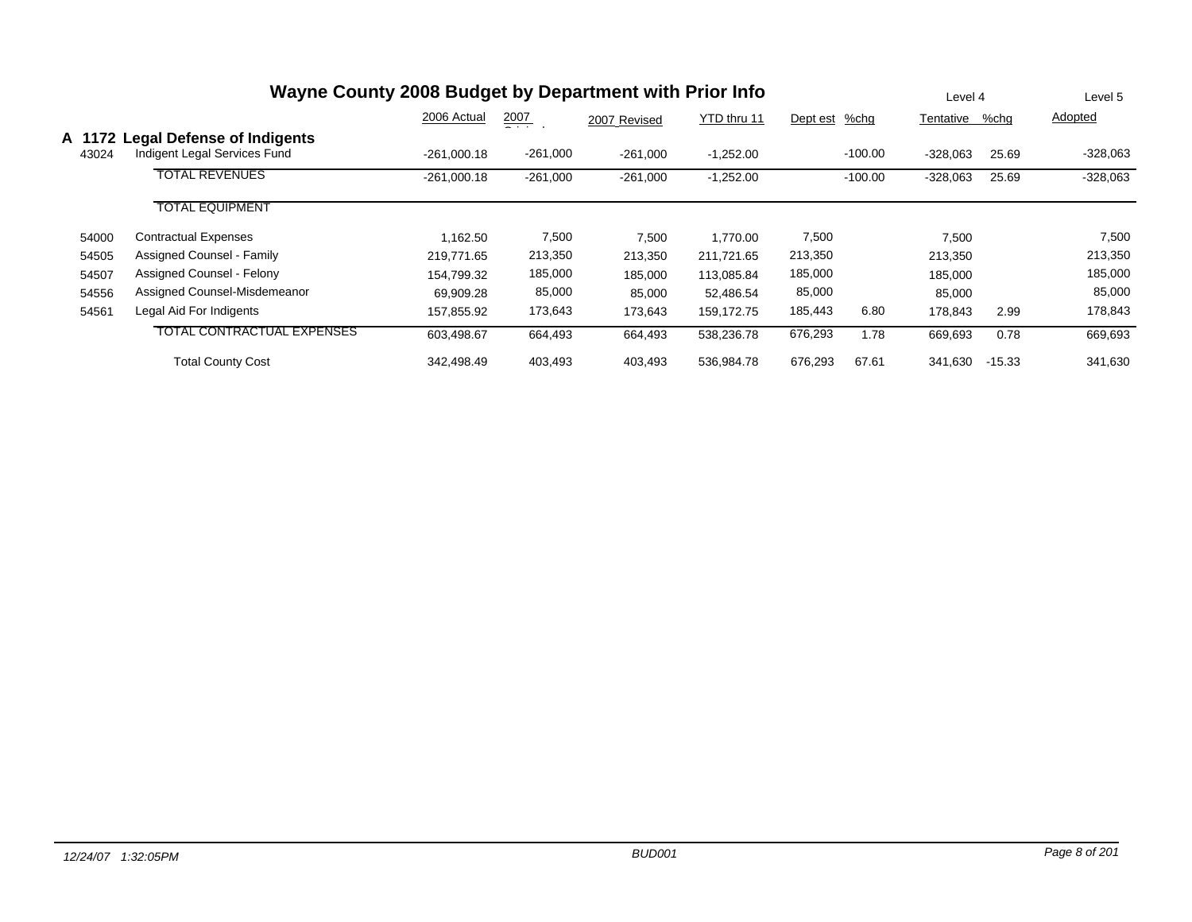# Wayne County 2008 Budget by Department with Prior Info

## A 1172 Legal Defense of Indigents

| | | 2006 Actual | 2007 Original | 2007 Revised | YTD thru 11 | Dept est | %chg | Level 4 Tentative | %chg | Level 5 Adopted |
|---|---|---|---|---|---|---|---|---|---|---|
| 43024 | Indigent Legal Services Fund | -261,000.18 | -261,000 | -261,000 | -1,252.00 | | -100.00 | -328,063 | 25.69 | -328,063 |
| | TOTAL REVENUES | -261,000.18 | -261,000 | -261,000 | -1,252.00 | | -100.00 | -328,063 | 25.69 | -328,063 |
| | TOTAL EQUIPMENT | | | | | | | | | |
| 54000 | Contractual Expenses | 1,162.50 | 7,500 | 7,500 | 1,770.00 | 7,500 | | 7,500 | | 7,500 |
| 54505 | Assigned Counsel - Family | 219,771.65 | 213,350 | 213,350 | 211,721.65 | 213,350 | | 213,350 | | 213,350 |
| 54507 | Assigned Counsel - Felony | 154,799.32 | 185,000 | 185,000 | 113,085.84 | 185,000 | | 185,000 | | 185,000 |
| 54556 | Assigned Counsel-Misdemeanor | 69,909.28 | 85,000 | 85,000 | 52,486.54 | 85,000 | | 85,000 | | 85,000 |
| 54561 | Legal Aid For Indigents | 157,855.92 | 173,643 | 173,643 | 159,172.75 | 185,443 | 6.80 | 178,843 | 2.99 | 178,843 |
| | TOTAL CONTRACTUAL EXPENSES | 603,498.67 | 664,493 | 664,493 | 538,236.78 | 676,293 | 1.78 | 669,693 | 0.78 | 669,693 |
| | Total County Cost | 342,498.49 | 403,493 | 403,493 | 536,984.78 | 676,293 | 67.61 | 341,630 | -15.33 | 341,630 |

*12/24/07 1:32:05PM* *BUD001*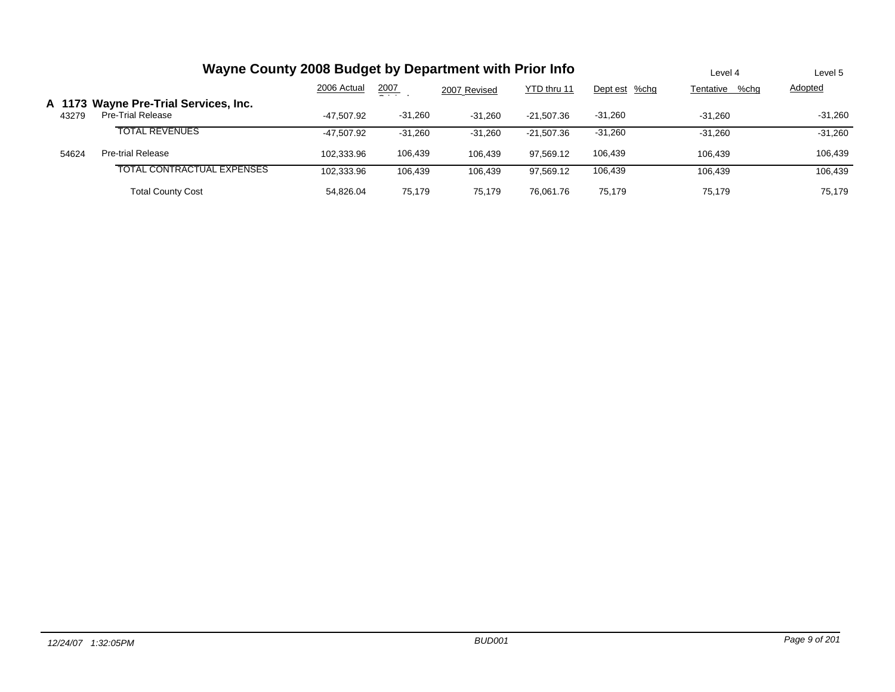# Wayne County 2008 Budget by Department with Prior Info

| | | 2006 Actual | 2007 Original | 2007 Revised | YTD thru 11 | Dept est | %chg | Level 4 Tentative | %chg | Level 5 Adopted |
|---|---|---|---|---|---|---|---|---|---|---|
| **A 1173** | **Wayne Pre-Trial Services, Inc.** | | | | | | | | | |
| 43279 | Pre-Trial Release | -47,507.92 | -31,260 | -31,260 | -21,507.36 | -31,260 | | -31,260 | | -31,260 |
| | TOTAL REVENUES | -47,507.92 | -31,260 | -31,260 | -21,507.36 | -31,260 | | -31,260 | | -31,260 |
| 54624 | Pre-trial Release | 102,333.96 | 106,439 | 106,439 | 97,569.12 | 106,439 | | 106,439 | | 106,439 |
| | TOTAL CONTRACTUAL EXPENSES | 102,333.96 | 106,439 | 106,439 | 97,569.12 | 106,439 | | 106,439 | | 106,439 |
| | Total County Cost | 54,826.04 | 75,179 | 75,179 | 76,061.76 | 75,179 | | 75,179 | | 75,179 |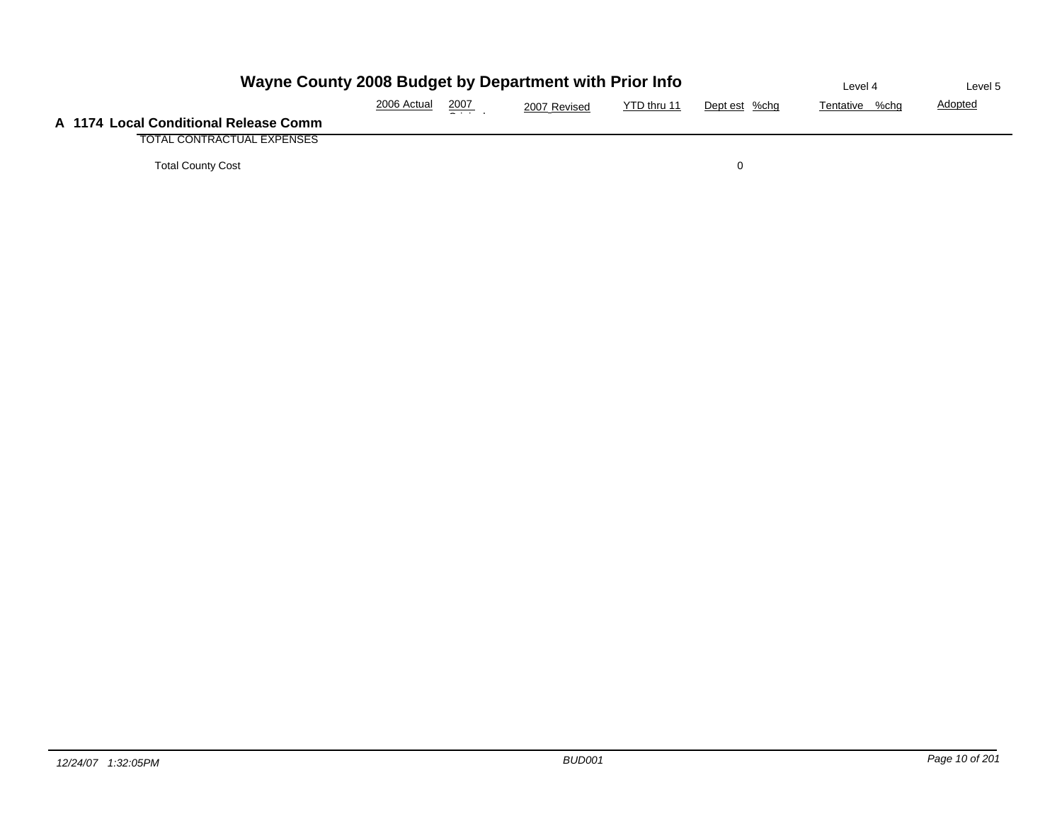# Wayne County 2008 Budget by Department with Prior Info

## A 1174 Local Conditional Release Comm

| | 2006 Actual | 2007 Original | 2007 Revised | YTD thru 11 | Dept est | %chg | Level 4 Tentative | %chg | Level 5 Adopted |
|---|---|---|---|---|---|---|---|---|---|
| TOTAL CONTRACTUAL EXPENSES | | | | | | | | | |
| Total County Cost | | | | | 0 | | | | |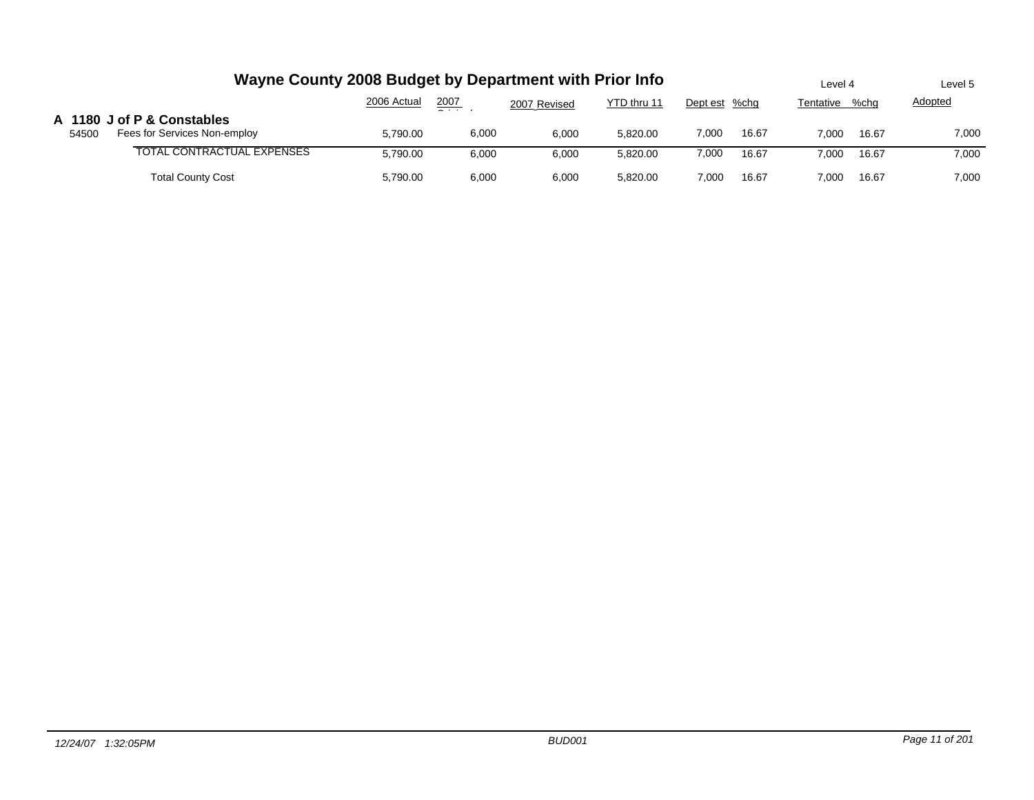# Wayne County 2008 Budget by Department with Prior Info

| | | 2006 Actual | 2007 Original | 2007 Revised | YTD thru 11 | Dept est | %chg | Level 4 Tentative | %chg | Level 5 Adopted |
|---|---|---|---|---|---|---|---|---|---|---|
| **A 1180** | **J of P & Constables** | | | | | | | | | |
| 54500 | Fees for Services Non-employ | 5,790.00 | 6,000 | 6,000 | 5,820.00 | 7,000 | 16.67 | 7,000 | 16.67 | 7,000 |
| | TOTAL CONTRACTUAL EXPENSES | 5,790.00 | 6,000 | 6,000 | 5,820.00 | 7,000 | 16.67 | 7,000 | 16.67 | 7,000 |
| | Total County Cost | 5,790.00 | 6,000 | 6,000 | 5,820.00 | 7,000 | 16.67 | 7,000 | 16.67 | 7,000 |

*12/24/07 1:32:05PM* *BUD001*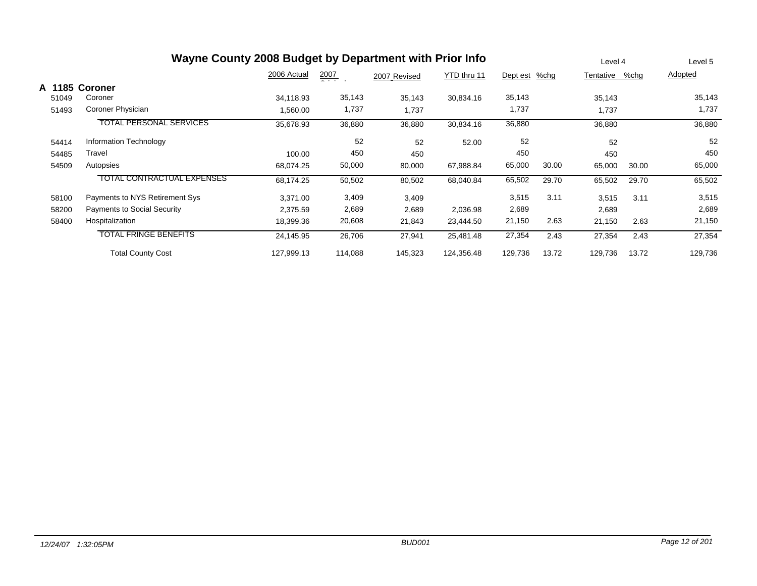# Wayne County 2008 Budget by Department with Prior Info

| | | 2006 Actual | 2007 Original | 2007 Revised | YTD thru 11 | Level 4 Dept est | %chg | Tentative | %chg | Level 5 Adopted |
|---|---|---|---|---|---|---|---|---|---|---|
| **A 1185** | **Coroner** | | | | | | | | | |
| 51049 | Coroner | 34,118.93 | 35,143 | 35,143 | 30,834.16 | 35,143 | | 35,143 | | 35,143 |
| 51493 | Coroner Physician | 1,560.00 | 1,737 | 1,737 | | 1,737 | | 1,737 | | 1,737 |
| | TOTAL PERSONAL SERVICES | 35,678.93 | 36,880 | 36,880 | 30,834.16 | 36,880 | | 36,880 | | 36,880 |
| 54414 | Information Technology | | 52 | 52 | 52.00 | 52 | | 52 | | 52 |
| 54485 | Travel | 100.00 | 450 | 450 | | 450 | | 450 | | 450 |
| 54509 | Autopsies | 68,074.25 | 50,000 | 80,000 | 67,988.84 | 65,000 | 30.00 | 65,000 | 30.00 | 65,000 |
| | TOTAL CONTRACTUAL EXPENSES | 68,174.25 | 50,502 | 80,502 | 68,040.84 | 65,502 | 29.70 | 65,502 | 29.70 | 65,502 |
| 58100 | Payments to NYS Retirement Sys | 3,371.00 | 3,409 | 3,409 | | 3,515 | 3.11 | 3,515 | 3.11 | 3,515 |
| 58200 | Payments to Social Security | 2,375.59 | 2,689 | 2,689 | 2,036.98 | 2,689 | | 2,689 | | 2,689 |
| 58400 | Hospitalization | 18,399.36 | 20,608 | 21,843 | 23,444.50 | 21,150 | 2.63 | 21,150 | 2.63 | 21,150 |
| | TOTAL FRINGE BENEFITS | 24,145.95 | 26,706 | 27,941 | 25,481.48 | 27,354 | 2.43 | 27,354 | 2.43 | 27,354 |
| | Total County Cost | 127,999.13 | 114,088 | 145,323 | 124,356.48 | 129,736 | 13.72 | 129,736 | 13.72 | 129,736 |

*12/24/07 1:32:05PM* BUD001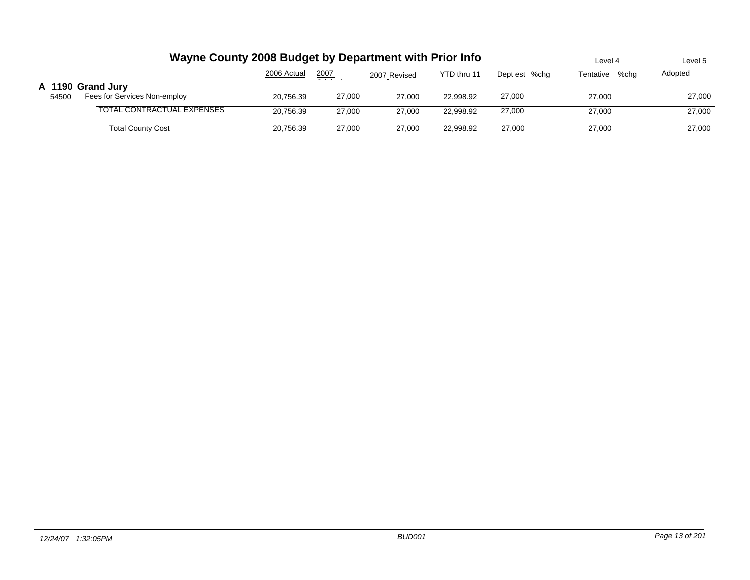# Wayne County 2008 Budget by Department with Prior Info

| | | 2006 Actual | 2007 Original | 2007 Revised | YTD thru 11 | Dept est | %chg | Level 4 Tentative | %chg | Level 5 Adopted |
|---|---|---|---|---|---|---|---|---|---|---|
| **A 1190 Grand Jury** | | | | | | | | | | |
| 54500 | Fees for Services Non-employ | 20,756.39 | 27,000 | 27,000 | 22,998.92 | 27,000 | | 27,000 | | 27,000 |
| | TOTAL CONTRACTUAL EXPENSES | 20,756.39 | 27,000 | 27,000 | 22,998.92 | 27,000 | | 27,000 | | 27,000 |
| | Total County Cost | 20,756.39 | 27,000 | 27,000 | 22,998.92 | 27,000 | | 27,000 | | 27,000 |

12/24/07 1:32:05PM BUD001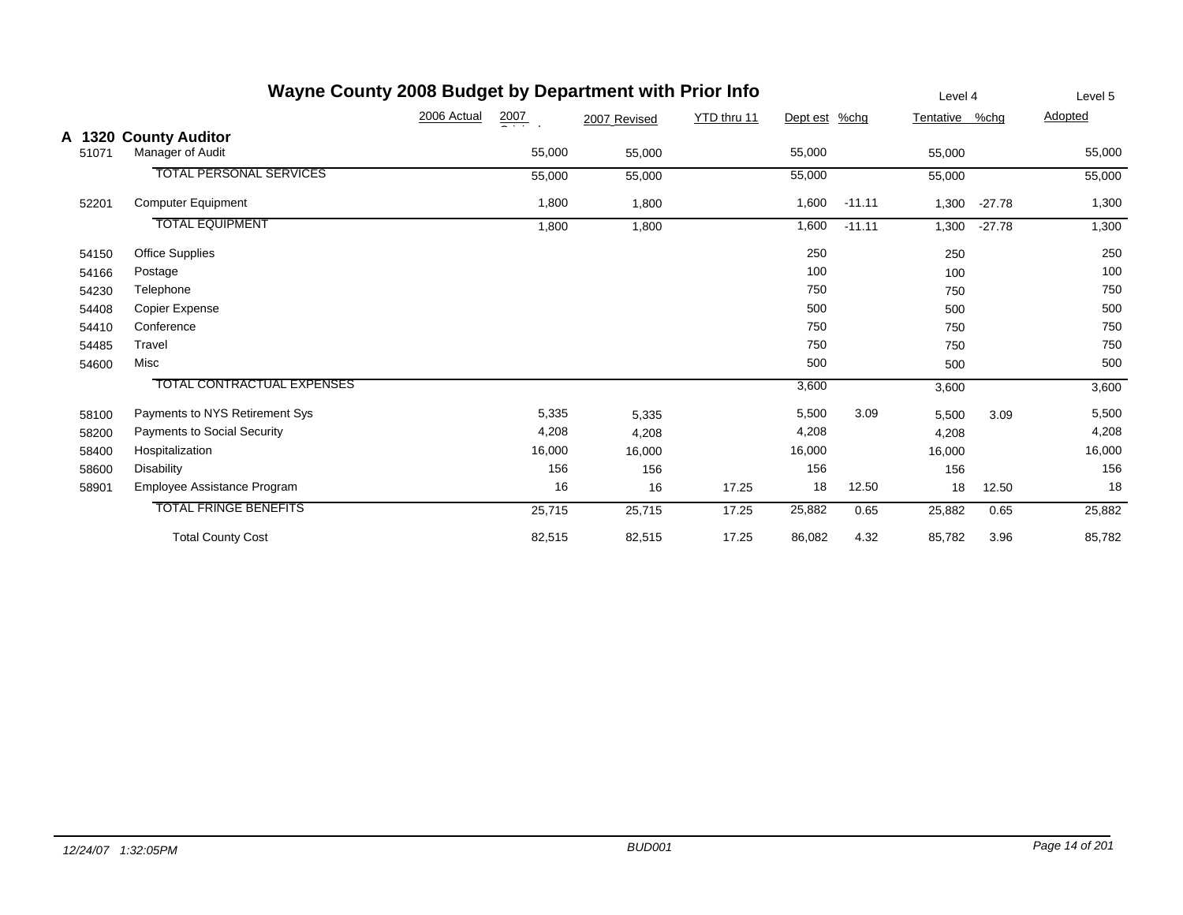# Wayne County 2008 Budget by Department with Prior Info

## A 1320 County Auditor

| | | 2006 Actual | 2007 Original | 2007 Revised | YTD thru 11 | Dept est | %chg | Level 4 Tentative | %chg | Level 5 Adopted |
|---|---|---|---|---|---|---|---|---|---|---|
| 51071 | Manager of Audit | | 55,000 | 55,000 | | 55,000 | | 55,000 | | 55,000 |
| | TOTAL PERSONAL SERVICES | | 55,000 | 55,000 | | 55,000 | | 55,000 | | 55,000 |
| 52201 | Computer Equipment | | 1,800 | 1,800 | | 1,600 | -11.11 | 1,300 | -27.78 | 1,300 |
| | TOTAL EQUIPMENT | | 1,800 | 1,800 | | 1,600 | -11.11 | 1,300 | -27.78 | 1,300 |
| 54150 | Office Supplies | | | | | 250 | | 250 | | 250 |
| 54166 | Postage | | | | | 100 | | 100 | | 100 |
| 54230 | Telephone | | | | | 750 | | 750 | | 750 |
| 54408 | Copier Expense | | | | | 500 | | 500 | | 500 |
| 54410 | Conference | | | | | 750 | | 750 | | 750 |
| 54485 | Travel | | | | | 750 | | 750 | | 750 |
| 54600 | Misc | | | | | 500 | | 500 | | 500 |
| | TOTAL CONTRACTUAL EXPENSES | | | | | 3,600 | | 3,600 | | 3,600 |
| 58100 | Payments to NYS Retirement Sys | | 5,335 | 5,335 | | 5,500 | 3.09 | 5,500 | 3.09 | 5,500 |
| 58200 | Payments to Social Security | | 4,208 | 4,208 | | 4,208 | | 4,208 | | 4,208 |
| 58400 | Hospitalization | | 16,000 | 16,000 | | 16,000 | | 16,000 | | 16,000 |
| 58600 | Disability | | 156 | 156 | | 156 | | 156 | | 156 |
| 58901 | Employee Assistance Program | | 16 | 16 | 17.25 | 18 | 12.50 | 18 | 12.50 | 18 |
| | TOTAL FRINGE BENEFITS | | 25,715 | 25,715 | 17.25 | 25,882 | 0.65 | 25,882 | 0.65 | 25,882 |
| | Total County Cost | | 82,515 | 82,515 | 17.25 | 86,082 | 4.32 | 85,782 | 3.96 | 85,782 |

12/24/07 1:32:05PM BUD001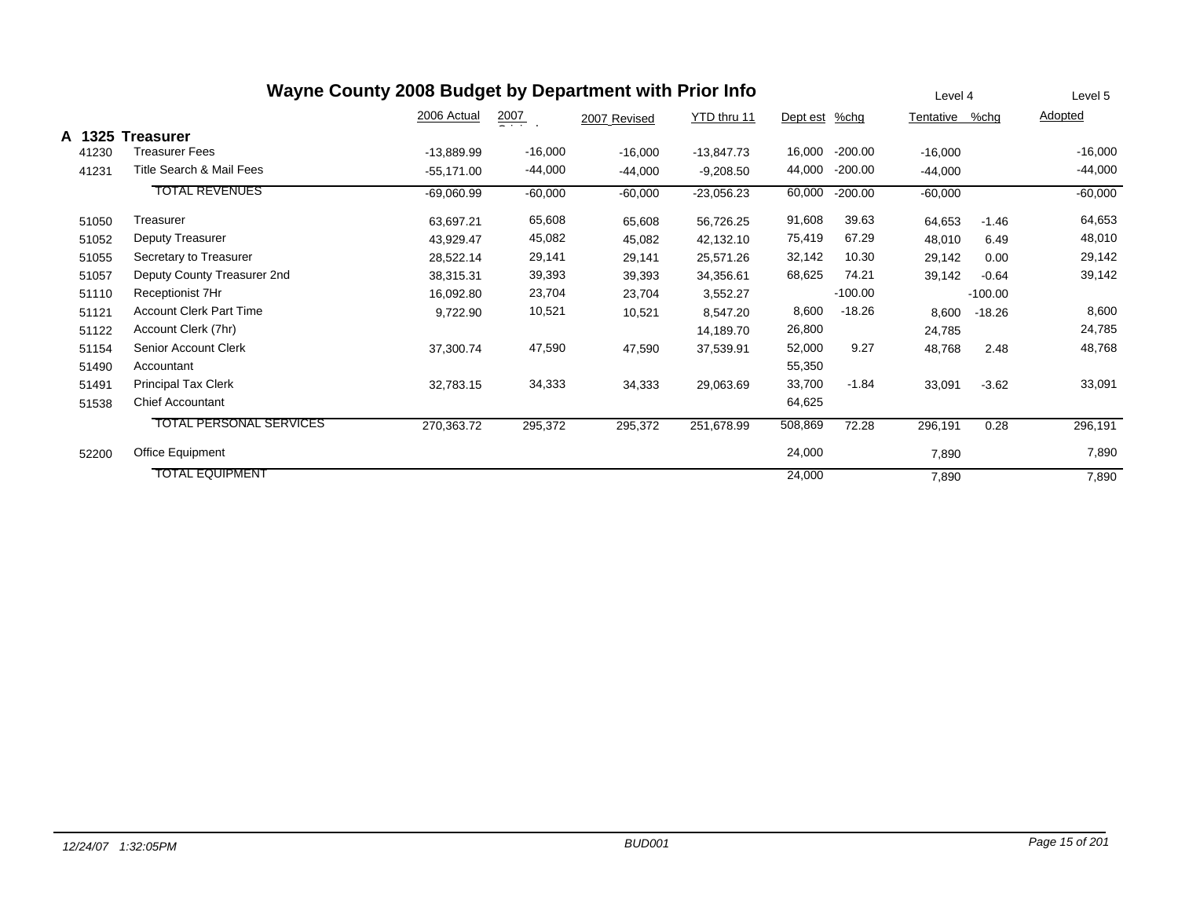# Wayne County 2008 Budget by Department with Prior Info

| | | 2006 Actual | 2007 Original | 2007 Revised | YTD thru 11 | Dept est | %chg | Level 4 Tentative | %chg | Level 5 Adopted |
|---|---|---|---|---|---|---|---|---|---|---|
| **A 1325** | **Treasurer** | | | | | | | | | |
| 41230 | Treasurer Fees | -13,889.99 | -16,000 | -16,000 | -13,847.73 | 16,000 | -200.00 | -16,000 | | -16,000 |
| 41231 | Title Search & Mail Fees | -55,171.00 | -44,000 | -44,000 | -9,208.50 | 44,000 | -200.00 | -44,000 | | -44,000 |
| | TOTAL REVENUES | -69,060.99 | -60,000 | -60,000 | -23,056.23 | 60,000 | -200.00 | -60,000 | | -60,000 |
| 51050 | Treasurer | 63,697.21 | 65,608 | 65,608 | 56,726.25 | 91,608 | 39.63 | 64,653 | -1.46 | 64,653 |
| 51052 | Deputy Treasurer | 43,929.47 | 45,082 | 45,082 | 42,132.10 | 75,419 | 67.29 | 48,010 | 6.49 | 48,010 |
| 51055 | Secretary to Treasurer | 28,522.14 | 29,141 | 29,141 | 25,571.26 | 32,142 | 10.30 | 29,142 | 0.00 | 29,142 |
| 51057 | Deputy County Treasurer 2nd | 38,315.31 | 39,393 | 39,393 | 34,356.61 | 68,625 | 74.21 | 39,142 | -0.64 | 39,142 |
| 51110 | Receptionist 7Hr | 16,092.80 | 23,704 | 23,704 | 3,552.27 | | -100.00 | | -100.00 | |
| 51121 | Account Clerk Part Time | 9,722.90 | 10,521 | 10,521 | 8,547.20 | 8,600 | -18.26 | 8,600 | -18.26 | 8,600 |
| 51122 | Account Clerk (7hr) | | | | 14,189.70 | 26,800 | | 24,785 | | 24,785 |
| 51154 | Senior Account Clerk | 37,300.74 | 47,590 | 47,590 | 37,539.91 | 52,000 | 9.27 | 48,768 | 2.48 | 48,768 |
| 51490 | Accountant | | | | | 55,350 | | | | |
| 51491 | Principal Tax Clerk | 32,783.15 | 34,333 | 34,333 | 29,063.69 | 33,700 | -1.84 | 33,091 | -3.62 | 33,091 |
| 51538 | Chief Accountant | | | | | 64,625 | | | | |
| | TOTAL PERSONAL SERVICES | 270,363.72 | 295,372 | 295,372 | 251,678.99 | 508,869 | 72.28 | 296,191 | 0.28 | 296,191 |
| 52200 | Office Equipment | | | | | 24,000 | | 7,890 | | 7,890 |
| | TOTAL EQUIPMENT | | | | | 24,000 | | 7,890 | | 7,890 |

12/24/07 1:32:05PM BUD001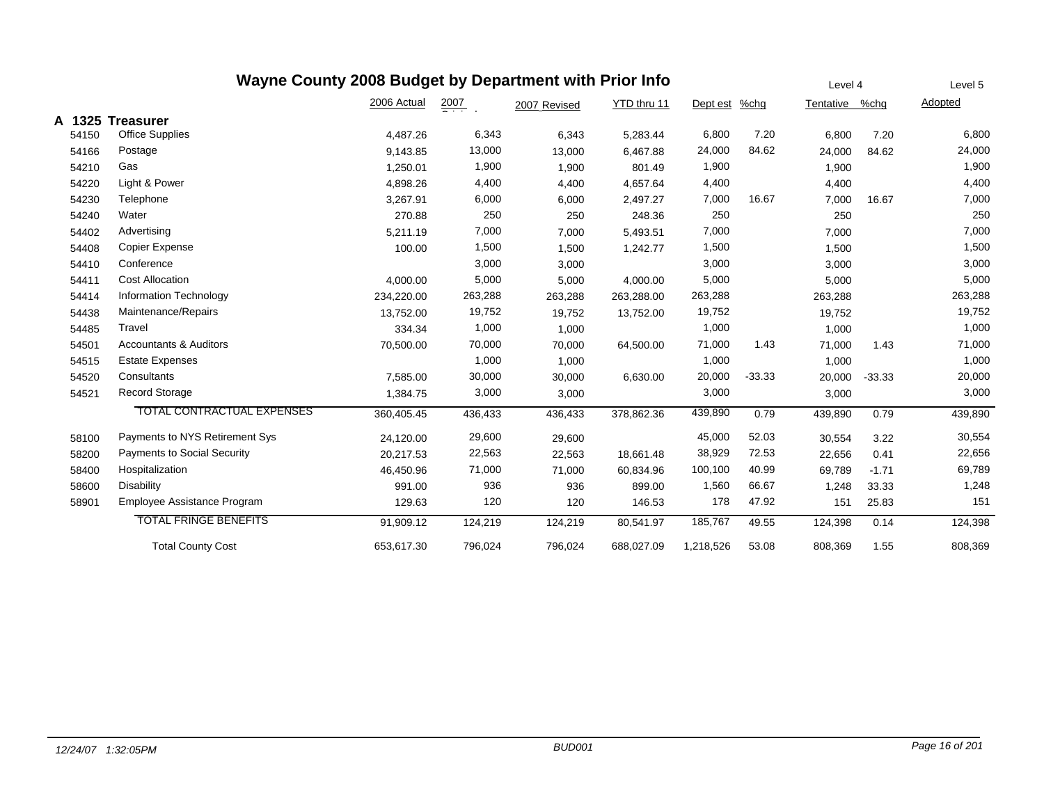# Wayne County 2008 Budget by Department with Prior Info

| | | 2006 Actual | 2007 Original | 2007 Revised | YTD thru 11 | Dept est | %chg | Level 4 Tentative | %chg | Level 5 Adopted |
|---|---|---|---|---|---|---|---|---|---|---|
| **A 1325** | **Treasurer** | | | | | | | | | |
| 54150 | Office Supplies | 4,487.26 | 6,343 | 6,343 | 5,283.44 | 6,800 | 7.20 | 6,800 | 7.20 | 6,800 |
| 54166 | Postage | 9,143.85 | 13,000 | 13,000 | 6,467.88 | 24,000 | 84.62 | 24,000 | 84.62 | 24,000 |
| 54210 | Gas | 1,250.01 | 1,900 | 1,900 | 801.49 | 1,900 | | 1,900 | | 1,900 |
| 54220 | Light & Power | 4,898.26 | 4,400 | 4,400 | 4,657.64 | 4,400 | | 4,400 | | 4,400 |
| 54230 | Telephone | 3,267.91 | 6,000 | 6,000 | 2,497.27 | 7,000 | 16.67 | 7,000 | 16.67 | 7,000 |
| 54240 | Water | 270.88 | 250 | 250 | 248.36 | 250 | | 250 | | 250 |
| 54402 | Advertising | 5,211.19 | 7,000 | 7,000 | 5,493.51 | 7,000 | | 7,000 | | 7,000 |
| 54408 | Copier Expense | 100.00 | 1,500 | 1,500 | 1,242.77 | 1,500 | | 1,500 | | 1,500 |
| 54410 | Conference | | 3,000 | 3,000 | | 3,000 | | 3,000 | | 3,000 |
| 54411 | Cost Allocation | 4,000.00 | 5,000 | 5,000 | 4,000.00 | 5,000 | | 5,000 | | 5,000 |
| 54414 | Information Technology | 234,220.00 | 263,288 | 263,288 | 263,288.00 | 263,288 | | 263,288 | | 263,288 |
| 54438 | Maintenance/Repairs | 13,752.00 | 19,752 | 19,752 | 13,752.00 | 19,752 | | 19,752 | | 19,752 |
| 54485 | Travel | 334.34 | 1,000 | 1,000 | | 1,000 | | 1,000 | | 1,000 |
| 54501 | Accountants & Auditors | 70,500.00 | 70,000 | 70,000 | 64,500.00 | 71,000 | 1.43 | 71,000 | 1.43 | 71,000 |
| 54515 | Estate Expenses | | 1,000 | 1,000 | | 1,000 | | 1,000 | | 1,000 |
| 54520 | Consultants | 7,585.00 | 30,000 | 30,000 | 6,630.00 | 20,000 | -33.33 | 20,000 | -33.33 | 20,000 |
| 54521 | Record Storage | 1,384.75 | 3,000 | 3,000 | | 3,000 | | 3,000 | | 3,000 |
| | TOTAL CONTRACTUAL EXPENSES | 360,405.45 | 436,433 | 436,433 | 378,862.36 | 439,890 | 0.79 | 439,890 | 0.79 | 439,890 |
| 58100 | Payments to NYS Retirement Sys | 24,120.00 | 29,600 | 29,600 | | 45,000 | 52.03 | 30,554 | 3.22 | 30,554 |
| 58200 | Payments to Social Security | 20,217.53 | 22,563 | 22,563 | 18,661.48 | 38,929 | 72.53 | 22,656 | 0.41 | 22,656 |
| 58400 | Hospitalization | 46,450.96 | 71,000 | 71,000 | 60,834.96 | 100,100 | 40.99 | 69,789 | -1.71 | 69,789 |
| 58600 | Disability | 991.00 | 936 | 936 | 899.00 | 1,560 | 66.67 | 1,248 | 33.33 | 1,248 |
| 58901 | Employee Assistance Program | 129.63 | 120 | 120 | 146.53 | 178 | 47.92 | 151 | 25.83 | 151 |
| | TOTAL FRINGE BENEFITS | 91,909.12 | 124,219 | 124,219 | 80,541.97 | 185,767 | 49.55 | 124,398 | 0.14 | 124,398 |
| | Total County Cost | 653,617.30 | 796,024 | 796,024 | 688,027.09 | 1,218,526 | 53.08 | 808,369 | 1.55 | 808,369 |

12/24/07 1:32:05PM BUD001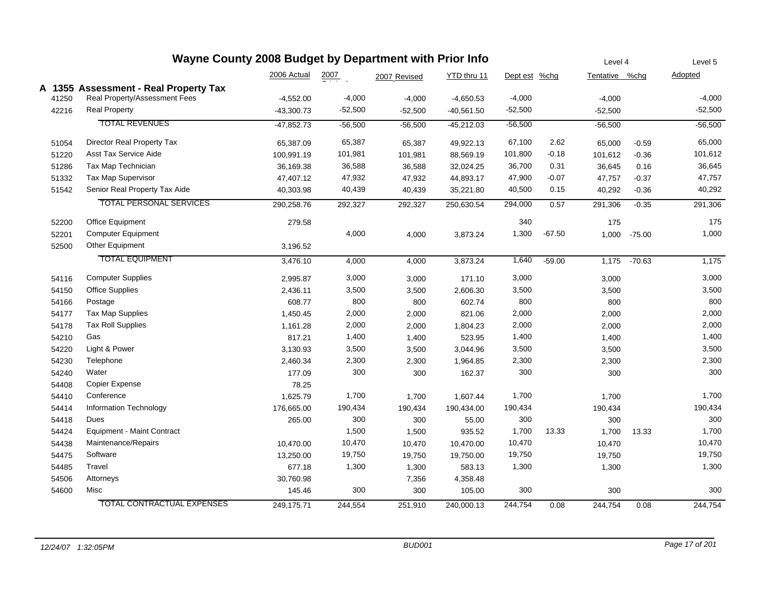# Wayne County 2008 Budget by Department with Prior Info

| | | 2006 Actual | 2007 Original | 2007 Revised | YTD thru 11 | Dept est | %chg | Level 4 Tentative | %chg | Level 5 Adopted |
|---|---|---|---|---|---|---|---|---|---|---|
| **A 1355** | **Assessment - Real Property Tax** | | | | | | | | | |
| 41250 | Real Property/Assessment Fees | -4,552.00 | -4,000 | -4,000 | -4,650.53 | -4,000 | | -4,000 | | -4,000 |
| 42216 | Real Property | -43,300.73 | -52,500 | -52,500 | -40,561.50 | -52,500 | | -52,500 | | -52,500 |
| | TOTAL REVENUES | -47,852.73 | -56,500 | -56,500 | -45,212.03 | -56,500 | | -56,500 | | -56,500 |
| 51054 | Director Real Property Tax | 65,387.09 | 65,387 | 65,387 | 49,922.13 | 67,100 | 2.62 | 65,000 | -0.59 | 65,000 |
| 51220 | Asst Tax Service Aide | 100,991.19 | 101,981 | 101,981 | 88,569.19 | 101,800 | -0.18 | 101,612 | -0.36 | 101,612 |
| 51286 | Tax Map Technician | 36,169.38 | 36,588 | 36,588 | 32,024.25 | 36,700 | 0.31 | 36,645 | 0.16 | 36,645 |
| 51332 | Tax Map Supervisor | 47,407.12 | 47,932 | 47,932 | 44,893.17 | 47,900 | -0.07 | 47,757 | -0.37 | 47,757 |
| 51542 | Senior Real Property Tax Aide | 40,303.98 | 40,439 | 40,439 | 35,221.80 | 40,500 | 0.15 | 40,292 | -0.36 | 40,292 |
| | TOTAL PERSONAL SERVICES | 290,258.76 | 292,327 | 292,327 | 250,630.54 | 294,000 | 0.57 | 291,306 | -0.35 | 291,306 |
| 52200 | Office Equipment | 279.58 | | | | 340 | | 175 | | 175 |
| 52201 | Computer Equipment | | 4,000 | 4,000 | 3,873.24 | 1,300 | -67.50 | 1,000 | -75.00 | 1,000 |
| 52500 | Other Equipment | 3,196.52 | | | | | | | | |
| | TOTAL EQUIPMENT | 3,476.10 | 4,000 | 4,000 | 3,873.24 | 1,640 | -59.00 | 1,175 | -70.63 | 1,175 |
| 54116 | Computer Supplies | 2,995.87 | 3,000 | 3,000 | 171.10 | 3,000 | | 3,000 | | 3,000 |
| 54150 | Office Supplies | 2,436.11 | 3,500 | 3,500 | 2,606.30 | 3,500 | | 3,500 | | 3,500 |
| 54166 | Postage | 608.77 | 800 | 800 | 602.74 | 800 | | 800 | | 800 |
| 54177 | Tax Map Supplies | 1,450.45 | 2,000 | 2,000 | 821.06 | 2,000 | | 2,000 | | 2,000 |
| 54178 | Tax Roll Supplies | 1,161.28 | 2,000 | 2,000 | 1,804.23 | 2,000 | | 2,000 | | 2,000 |
| 54210 | Gas | 817.21 | 1,400 | 1,400 | 523.95 | 1,400 | | 1,400 | | 1,400 |
| 54220 | Light & Power | 3,130.93 | 3,500 | 3,500 | 3,044.96 | 3,500 | | 3,500 | | 3,500 |
| 54230 | Telephone | 2,460.34 | 2,300 | 2,300 | 1,964.85 | 2,300 | | 2,300 | | 2,300 |
| 54240 | Water | 177.09 | 300 | 300 | 162.37 | 300 | | 300 | | 300 |
| 54408 | Copier Expense | 78.25 | | | | | | | | |
| 54410 | Conference | 1,625.79 | 1,700 | 1,700 | 1,607.44 | 1,700 | | 1,700 | | 1,700 |
| 54414 | Information Technology | 176,665.00 | 190,434 | 190,434 | 190,434.00 | 190,434 | | 190,434 | | 190,434 |
| 54418 | Dues | 265.00 | 300 | 300 | 55.00 | 300 | | 300 | | 300 |
| 54424 | Equipment - Maint Contract | | 1,500 | 1,500 | 935.52 | 1,700 | 13.33 | 1,700 | 13.33 | 1,700 |
| 54438 | Maintenance/Repairs | 10,470.00 | 10,470 | 10,470 | 10,470.00 | 10,470 | | 10,470 | | 10,470 |
| 54475 | Software | 13,250.00 | 19,750 | 19,750 | 19,750.00 | 19,750 | | 19,750 | | 19,750 |
| 54485 | Travel | 677.18 | 1,300 | 1,300 | 583.13 | 1,300 | | 1,300 | | 1,300 |
| 54506 | Attorneys | 30,760.98 | | 7,356 | 4,358.48 | | | | | |
| 54600 | Misc | 145.46 | 300 | 300 | 105.00 | 300 | | 300 | | 300 |
| | TOTAL CONTRACTUAL EXPENSES | 249,175.71 | 244,554 | 251,910 | 240,000.13 | 244,754 | 0.08 | 244,754 | 0.08 | 244,754 |

*12/24/07 1:32:05PM* — *BUD001*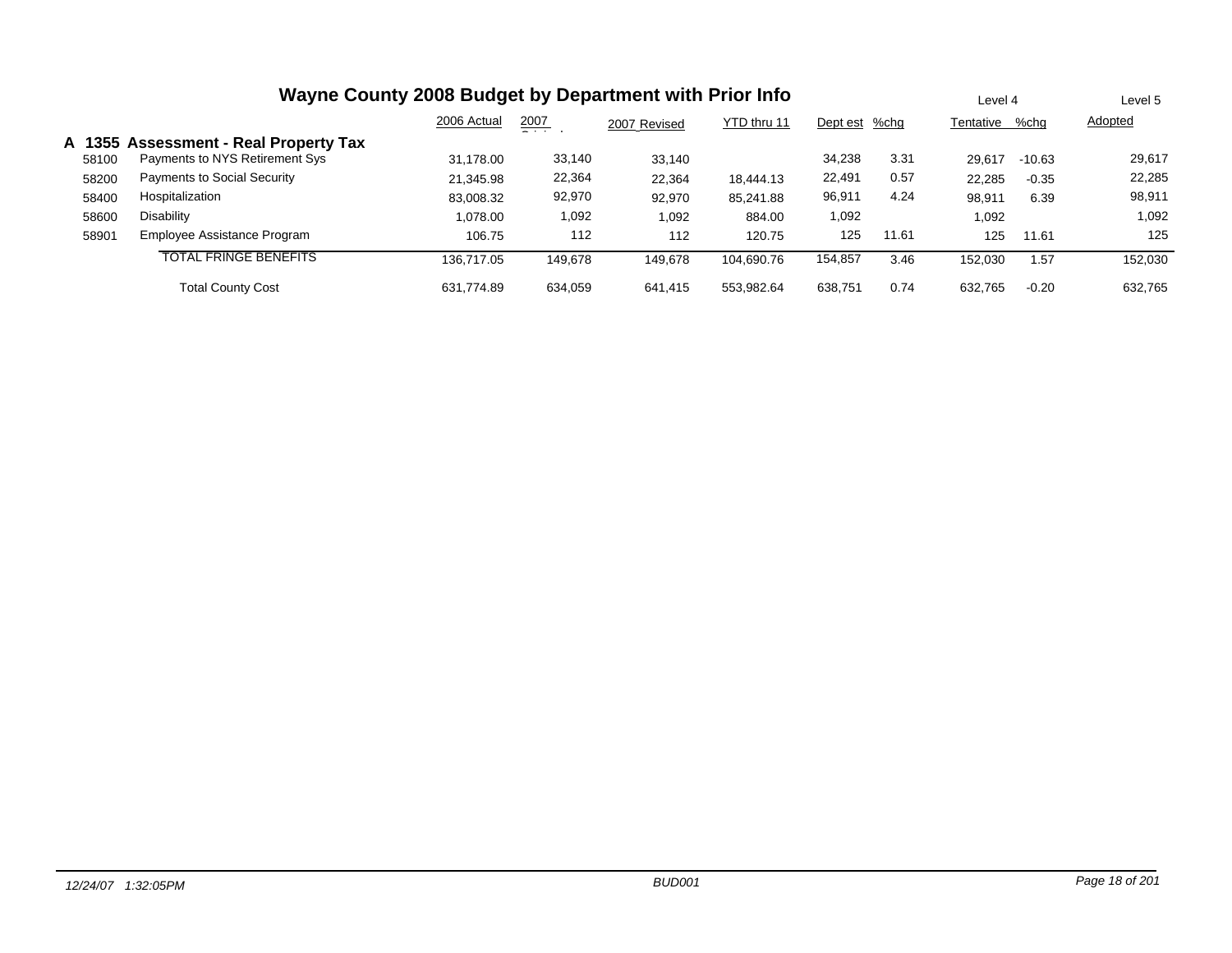# Wayne County 2008 Budget by Department with Prior Info

|  |  | 2006 Actual | 2007 Original | 2007 Revised | YTD thru 11 | Dept est | %chg | Level 4 Tentative | %chg | Level 5 Adopted |
|---|---|---|---|---|---|---|---|---|---|---|
| **A 1355** | **Assessment - Real Property Tax** |  |  |  |  |  |  |  |  |  |
| 58100 | Payments to NYS Retirement Sys | 31,178.00 | 33,140 | 33,140 |  | 34,238 | 3.31 | 29,617 | -10.63 | 29,617 |
| 58200 | Payments to Social Security | 21,345.98 | 22,364 | 22,364 | 18,444.13 | 22,491 | 0.57 | 22,285 | -0.35 | 22,285 |
| 58400 | Hospitalization | 83,008.32 | 92,970 | 92,970 | 85,241.88 | 96,911 | 4.24 | 98,911 | 6.39 | 98,911 |
| 58600 | Disability | 1,078.00 | 1,092 | 1,092 | 884.00 | 1,092 |  | 1,092 |  | 1,092 |
| 58901 | Employee Assistance Program | 106.75 | 112 | 112 | 120.75 | 125 | 11.61 | 125 | 11.61 | 125 |
|  | TOTAL FRINGE BENEFITS | 136,717.05 | 149,678 | 149,678 | 104,690.76 | 154,857 | 3.46 | 152,030 | 1.57 | 152,030 |
|  | Total County Cost | 631,774.89 | 634,059 | 641,415 | 553,982.64 | 638,751 | 0.74 | 632,765 | -0.20 | 632,765 |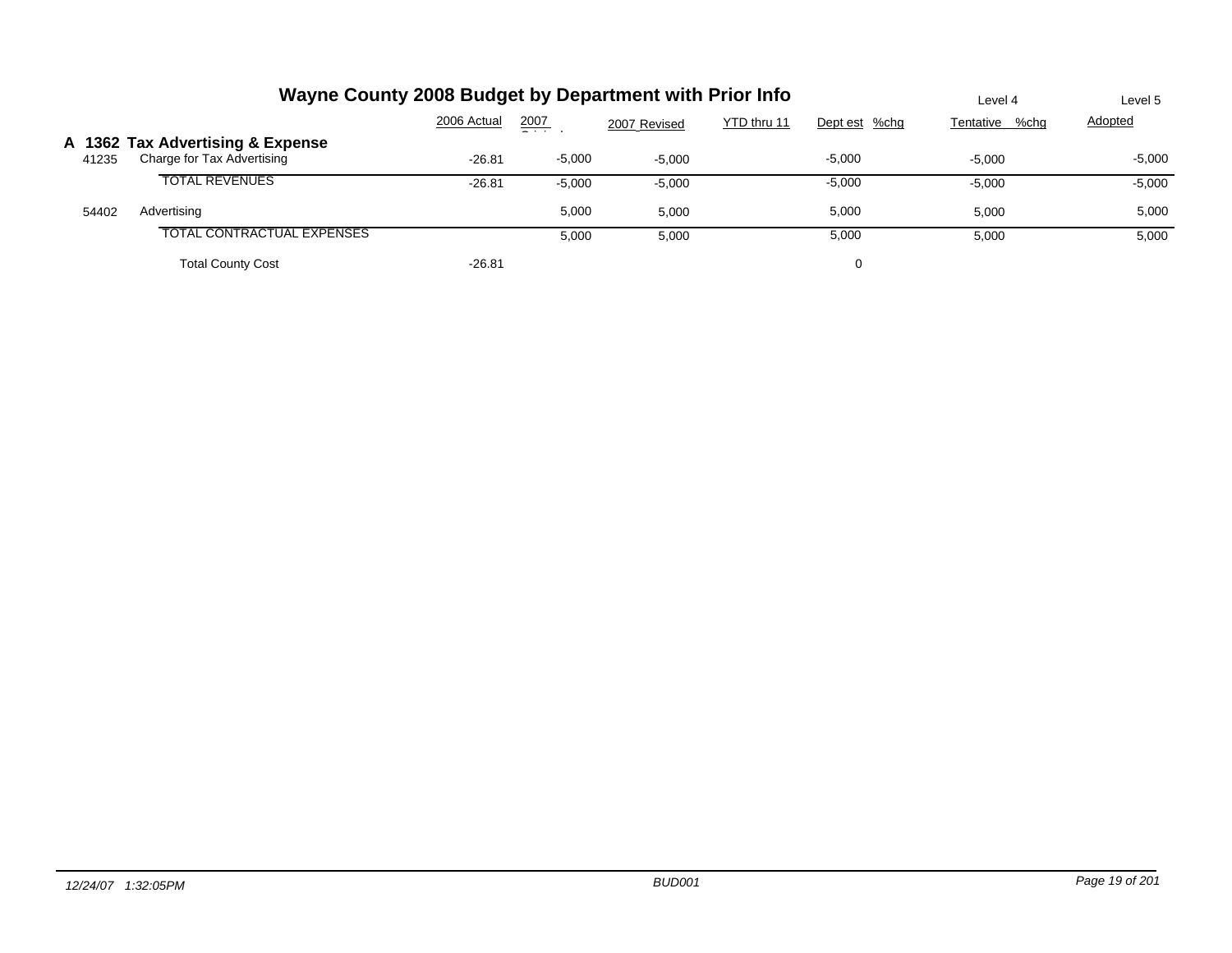# Wayne County 2008 Budget by Department with Prior Info

|  |  | 2006 Actual | 2007 Original | 2007 Revised | YTD thru 11 | Dept est | %chg | Level 4 Tentative | %chg | Level 5 Adopted |
|---|---|---|---|---|---|---|---|---|---|---|
| **A 1362** | **Tax Advertising & Expense** |  |  |  |  |  |  |  |  |  |
| 41235 | Charge for Tax Advertising | -26.81 | -5,000 | -5,000 |  | -5,000 |  | -5,000 |  | -5,000 |
|  | TOTAL REVENUES | -26.81 | -5,000 | -5,000 |  | -5,000 |  | -5,000 |  | -5,000 |
| 54402 | Advertising |  | 5,000 | 5,000 |  | 5,000 |  | 5,000 |  | 5,000 |
|  | TOTAL CONTRACTUAL EXPENSES |  | 5,000 | 5,000 |  | 5,000 |  | 5,000 |  | 5,000 |
|  | Total County Cost | -26.81 |  |  |  | 0 |  |  |  |  |

*12/24/07 1:32:05PM* — *BUD001*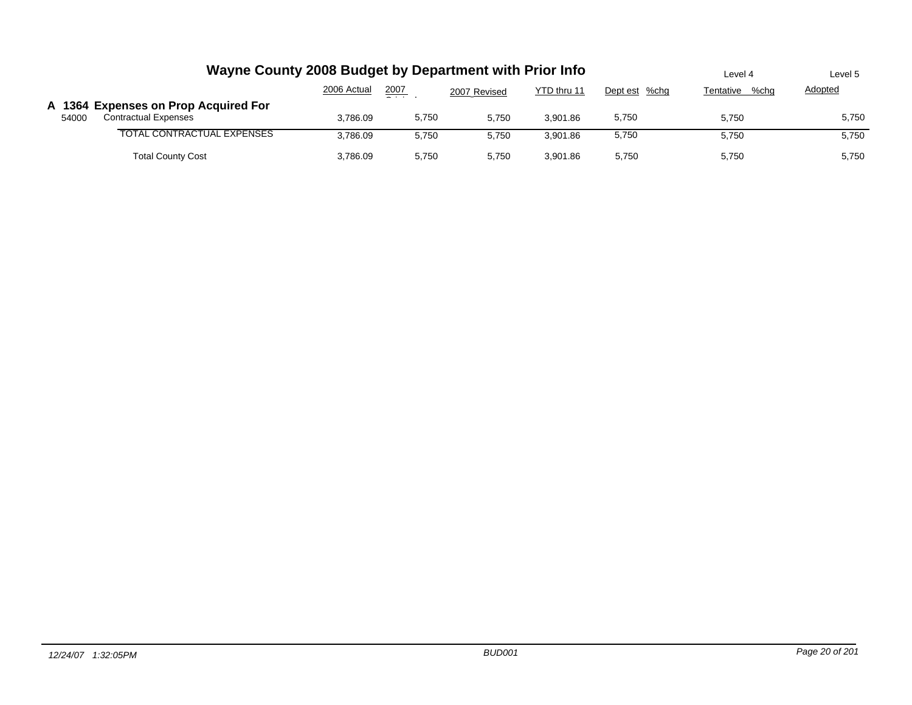# Wayne County 2008 Budget by Department with Prior Info

| | | 2006 Actual | 2007 Original | 2007 Revised | YTD thru 11 | Dept est | %chg | Level 4 Tentative | %chg | Level 5 Adopted |
|---|---|---|---|---|---|---|---|---|---|---|
| **A 1364 Expenses on Prop Acquired For** | | | | | | | | | | |
| 54000 | Contractual Expenses | 3,786.09 | 5,750 | 5,750 | 3,901.86 | 5,750 | | 5,750 | | 5,750 |
| | TOTAL CONTRACTUAL EXPENSES | 3,786.09 | 5,750 | 5,750 | 3,901.86 | 5,750 | | 5,750 | | 5,750 |
| | Total County Cost | 3,786.09 | 5,750 | 5,750 | 3,901.86 | 5,750 | | 5,750 | | 5,750 |

*12/24/07 1:32:05PM* *BUD001*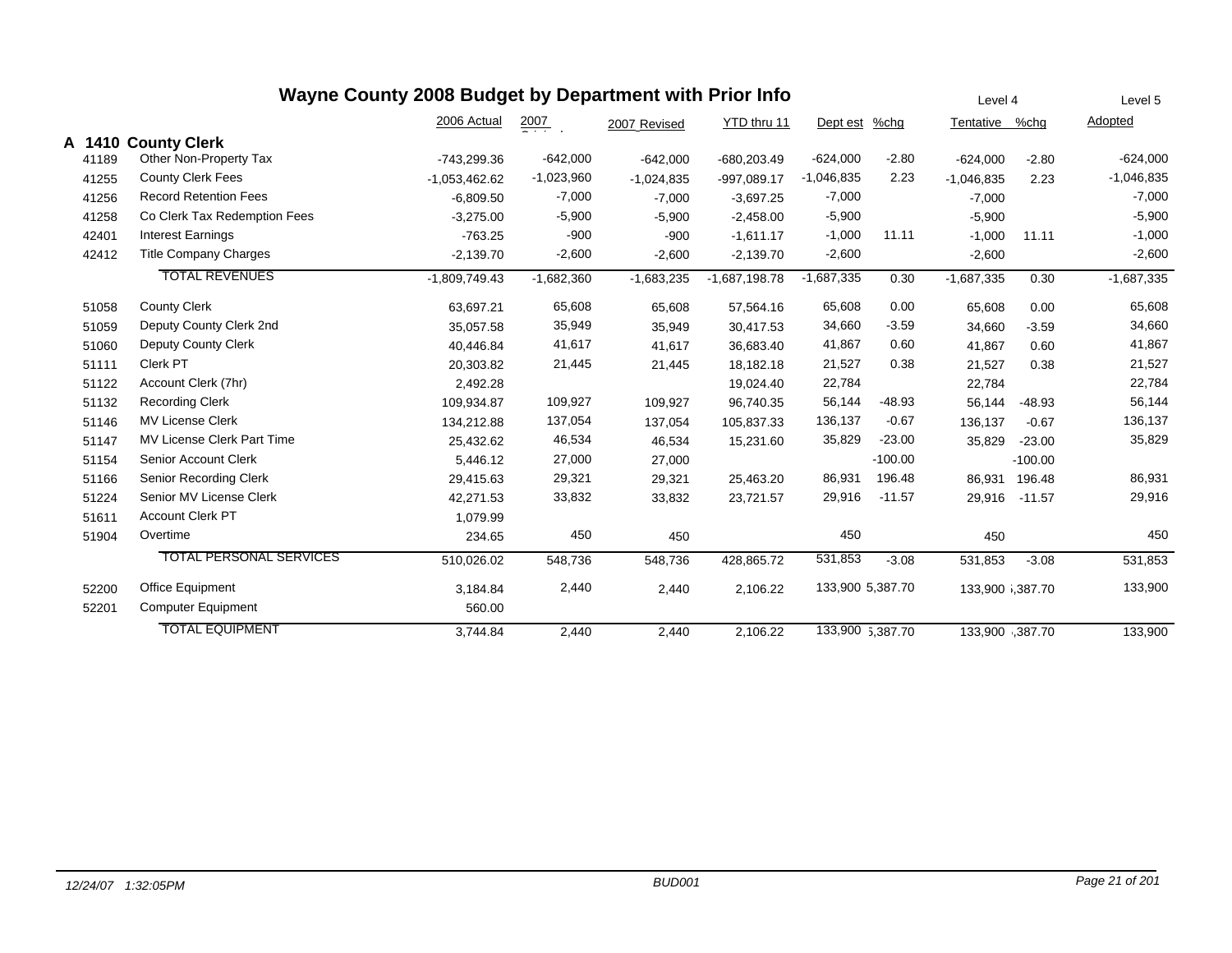# Wayne County 2008 Budget by Department with Prior Info

| | | 2006 Actual | 2007 Original | 2007 Revised | YTD thru 11 | Dept est | %chg | Level 4 Tentative | %chg | Level 5 Adopted |
|---|---|---|---|---|---|---|---|---|---|---|
| **A 1410** | **County Clerk** | | | | | | | | | |
| 41189 | Other Non-Property Tax | -743,299.36 | -642,000 | -642,000 | -680,203.49 | -624,000 | -2.80 | -624,000 | -2.80 | -624,000 |
| 41255 | County Clerk Fees | -1,053,462.62 | -1,023,960 | -1,024,835 | -997,089.17 | -1,046,835 | 2.23 | -1,046,835 | 2.23 | -1,046,835 |
| 41256 | Record Retention Fees | -6,809.50 | -7,000 | -7,000 | -3,697.25 | -7,000 | | -7,000 | | -7,000 |
| 41258 | Co Clerk Tax Redemption Fees | -3,275.00 | -5,900 | -5,900 | -2,458.00 | -5,900 | | -5,900 | | -5,900 |
| 42401 | Interest Earnings | -763.25 | -900 | -900 | -1,611.17 | -1,000 | 11.11 | -1,000 | 11.11 | -1,000 |
| 42412 | Title Company Charges | -2,139.70 | -2,600 | -2,600 | -2,139.70 | -2,600 | | -2,600 | | -2,600 |
| | TOTAL REVENUES | -1,809,749.43 | -1,682,360 | -1,683,235 | -1,687,198.78 | -1,687,335 | 0.30 | -1,687,335 | 0.30 | -1,687,335 |
| 51058 | County Clerk | 63,697.21 | 65,608 | 65,608 | 57,564.16 | 65,608 | 0.00 | 65,608 | 0.00 | 65,608 |
| 51059 | Deputy County Clerk 2nd | 35,057.58 | 35,949 | 35,949 | 30,417.53 | 34,660 | -3.59 | 34,660 | -3.59 | 34,660 |
| 51060 | Deputy County Clerk | 40,446.84 | 41,617 | 41,617 | 36,683.40 | 41,867 | 0.60 | 41,867 | 0.60 | 41,867 |
| 51111 | Clerk PT | 20,303.82 | 21,445 | 21,445 | 18,182.18 | 21,527 | 0.38 | 21,527 | 0.38 | 21,527 |
| 51122 | Account Clerk (7hr) | 2,492.28 | | | 19,024.40 | 22,784 | | 22,784 | | 22,784 |
| 51132 | Recording Clerk | 109,934.87 | 109,927 | 109,927 | 96,740.35 | 56,144 | -48.93 | 56,144 | -48.93 | 56,144 |
| 51146 | MV License Clerk | 134,212.88 | 137,054 | 137,054 | 105,837.33 | 136,137 | -0.67 | 136,137 | -0.67 | 136,137 |
| 51147 | MV License Clerk Part Time | 25,432.62 | 46,534 | 46,534 | 15,231.60 | 35,829 | -23.00 | 35,829 | -23.00 | 35,829 |
| 51154 | Senior Account Clerk | 5,446.12 | 27,000 | 27,000 | | | -100.00 | | -100.00 | |
| 51166 | Senior Recording Clerk | 29,415.63 | 29,321 | 29,321 | 25,463.20 | 86,931 | 196.48 | 86,931 | 196.48 | 86,931 |
| 51224 | Senior MV License Clerk | 42,271.53 | 33,832 | 33,832 | 23,721.57 | 29,916 | -11.57 | 29,916 | -11.57 | 29,916 |
| 51611 | Account Clerk PT | 1,079.99 | | | | | | | | |
| 51904 | Overtime | 234.65 | 450 | 450 | | 450 | | 450 | | 450 |
| | TOTAL PERSONAL SERVICES | 510,026.02 | 548,736 | 548,736 | 428,865.72 | 531,853 | -3.08 | 531,853 | -3.08 | 531,853 |
| 52200 | Office Equipment | 3,184.84 | 2,440 | 2,440 | 2,106.22 | 133,900 | 5,387.70 | 133,900 | 5,387.70 | 133,900 |
| 52201 | Computer Equipment | 560.00 | | | | | | | | |
| | TOTAL EQUIPMENT | 3,744.84 | 2,440 | 2,440 | 2,106.22 | 133,900 | 5,387.70 | 133,900 | 5,387.70 | 133,900 |

12/24/07 1:32:05PM BUD001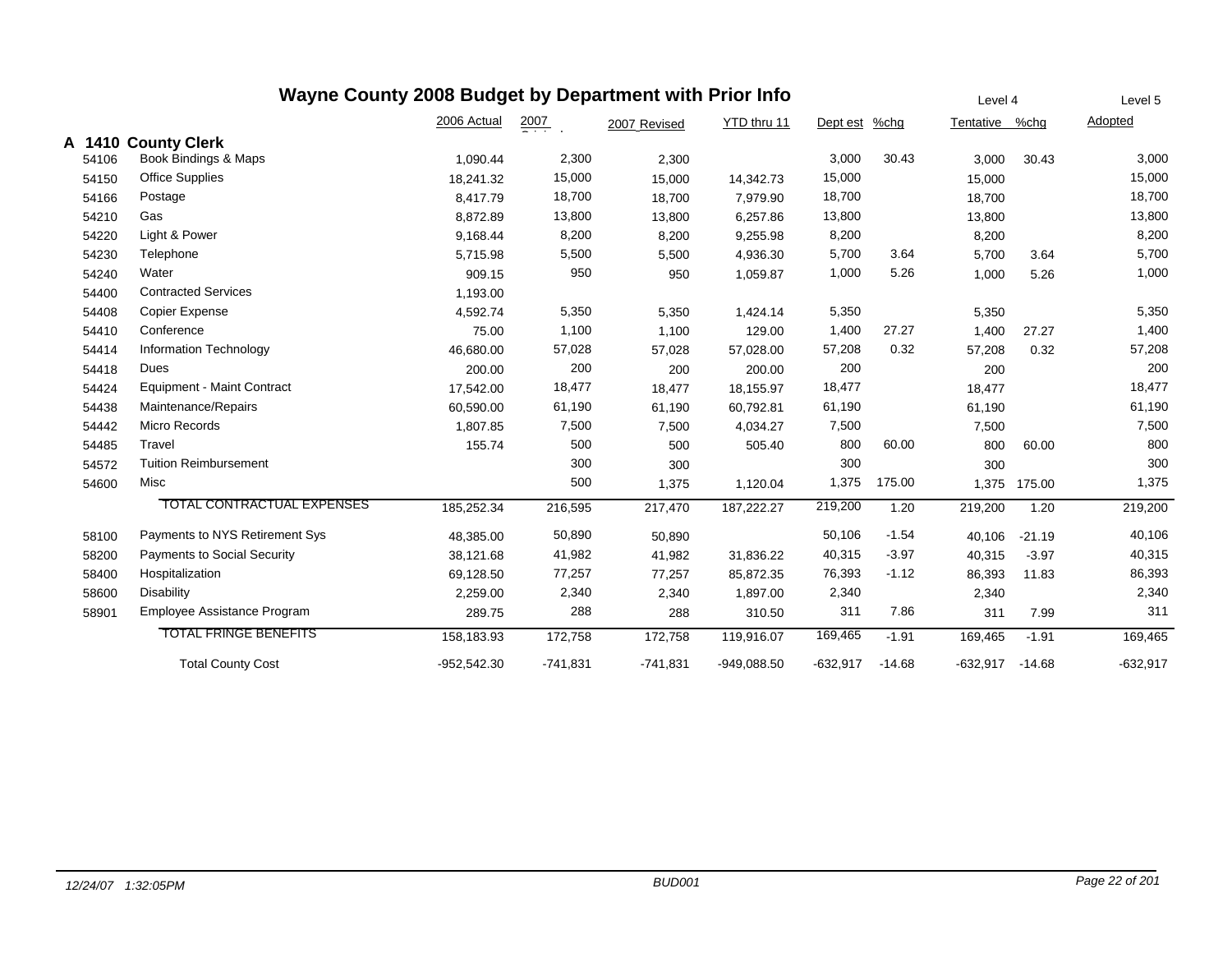# Wayne County 2008 Budget by Department with Prior Info

| | | 2006 Actual | 2007 Original | 2007 Revised | YTD thru 11 | Level 4 Dept est | %chg | Tentative | %chg | Level 5 Adopted |
|---|---|---|---|---|---|---|---|---|---|---|
| **A 1410** | **County Clerk** | | | | | | | | | |
| 54106 | Book Bindings & Maps | 1,090.44 | 2,300 | 2,300 | | 3,000 | 30.43 | 3,000 | 30.43 | 3,000 |
| 54150 | Office Supplies | 18,241.32 | 15,000 | 15,000 | 14,342.73 | 15,000 | | 15,000 | | 15,000 |
| 54166 | Postage | 8,417.79 | 18,700 | 18,700 | 7,979.90 | 18,700 | | 18,700 | | 18,700 |
| 54210 | Gas | 8,872.89 | 13,800 | 13,800 | 6,257.86 | 13,800 | | 13,800 | | 13,800 |
| 54220 | Light & Power | 9,168.44 | 8,200 | 8,200 | 9,255.98 | 8,200 | | 8,200 | | 8,200 |
| 54230 | Telephone | 5,715.98 | 5,500 | 5,500 | 4,936.30 | 5,700 | 3.64 | 5,700 | 3.64 | 5,700 |
| 54240 | Water | 909.15 | 950 | 950 | 1,059.87 | 1,000 | 5.26 | 1,000 | 5.26 | 1,000 |
| 54400 | Contracted Services | 1,193.00 | | | | | | | | |
| 54408 | Copier Expense | 4,592.74 | 5,350 | 5,350 | 1,424.14 | 5,350 | | 5,350 | | 5,350 |
| 54410 | Conference | 75.00 | 1,100 | 1,100 | 129.00 | 1,400 | 27.27 | 1,400 | 27.27 | 1,400 |
| 54414 | Information Technology | 46,680.00 | 57,028 | 57,028 | 57,028.00 | 57,208 | 0.32 | 57,208 | 0.32 | 57,208 |
| 54418 | Dues | 200.00 | 200 | 200 | 200.00 | 200 | | 200 | | 200 |
| 54424 | Equipment - Maint Contract | 17,542.00 | 18,477 | 18,477 | 18,155.97 | 18,477 | | 18,477 | | 18,477 |
| 54438 | Maintenance/Repairs | 60,590.00 | 61,190 | 61,190 | 60,792.81 | 61,190 | | 61,190 | | 61,190 |
| 54442 | Micro Records | 1,807.85 | 7,500 | 7,500 | 4,034.27 | 7,500 | | 7,500 | | 7,500 |
| 54485 | Travel | 155.74 | 500 | 500 | 505.40 | 800 | 60.00 | 800 | 60.00 | 800 |
| 54572 | Tuition Reimbursement | | 300 | 300 | | 300 | | 300 | | 300 |
| 54600 | Misc | | 500 | 1,375 | 1,120.04 | 1,375 | 175.00 | 1,375 | 175.00 | 1,375 |
| | TOTAL CONTRACTUAL EXPENSES | 185,252.34 | 216,595 | 217,470 | 187,222.27 | 219,200 | 1.20 | 219,200 | 1.20 | 219,200 |
| 58100 | Payments to NYS Retirement Sys | 48,385.00 | 50,890 | 50,890 | | 50,106 | -1.54 | 40,106 | -21.19 | 40,106 |
| 58200 | Payments to Social Security | 38,121.68 | 41,982 | 41,982 | 31,836.22 | 40,315 | -3.97 | 40,315 | -3.97 | 40,315 |
| 58400 | Hospitalization | 69,128.50 | 77,257 | 77,257 | 85,872.35 | 76,393 | -1.12 | 86,393 | 11.83 | 86,393 |
| 58600 | Disability | 2,259.00 | 2,340 | 2,340 | 1,897.00 | 2,340 | | 2,340 | | 2,340 |
| 58901 | Employee Assistance Program | 289.75 | 288 | 288 | 310.50 | 311 | 7.86 | 311 | 7.99 | 311 |
| | TOTAL FRINGE BENEFITS | 158,183.93 | 172,758 | 172,758 | 119,916.07 | 169,465 | -1.91 | 169,465 | -1.91 | 169,465 |
| | Total County Cost | -952,542.30 | -741,831 | -741,831 | -949,088.50 | -632,917 | -14.68 | -632,917 | -14.68 | -632,917 |

12/24/07 1:32:05PM BUD001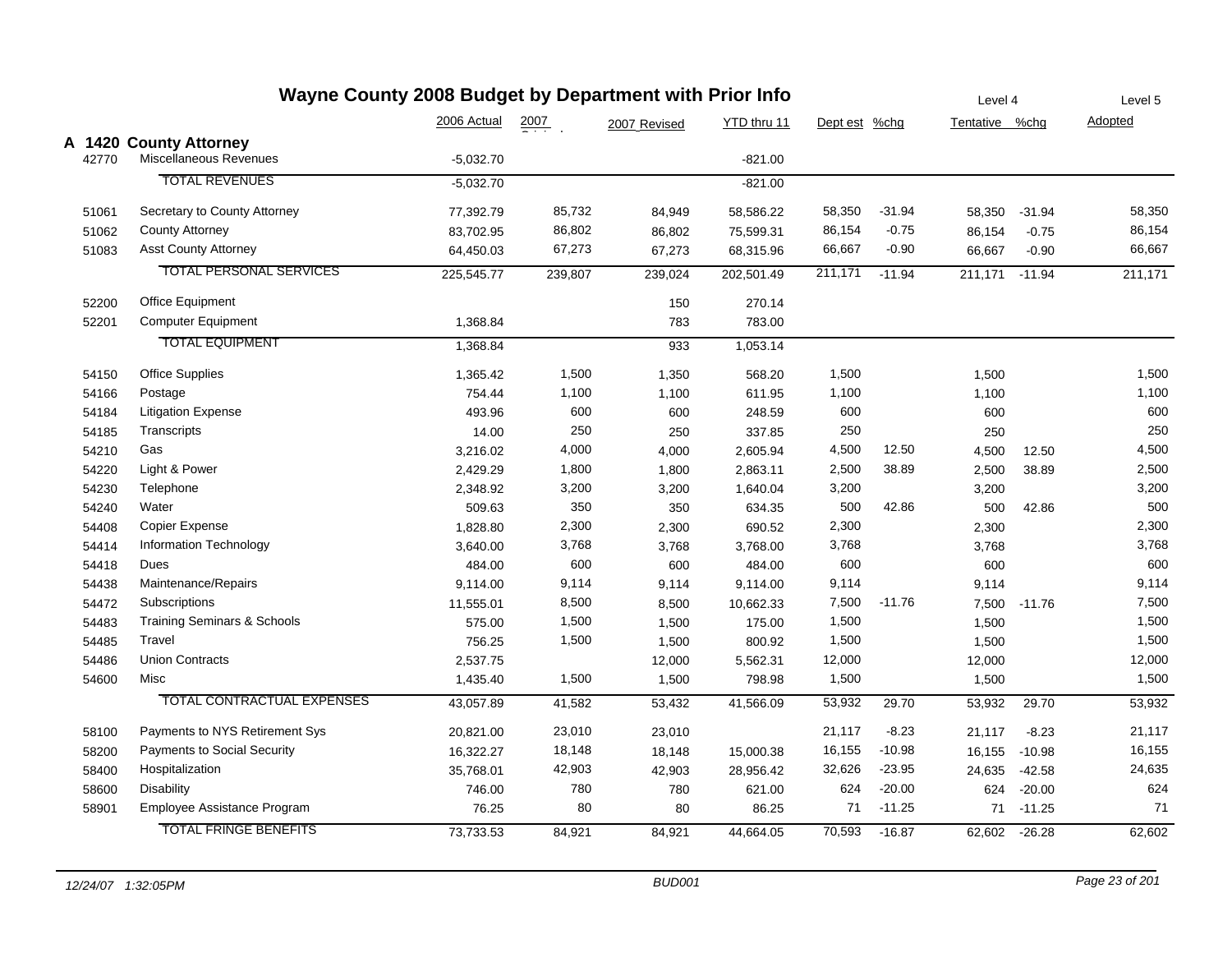# Wayne County 2008 Budget by Department with Prior Info

| | | 2006 Actual | 2007 Original | 2007 Revised | YTD thru 11 | Dept est | %chg | Level 4 Tentative | %chg | Level 5 Adopted |
|---|---|---|---|---|---|---|---|---|---|---|
| **A 1420** | **County Attorney** | | | | | | | | | |
| 42770 | Miscellaneous Revenues | -5,032.70 | | | -821.00 | | | | | |
| | TOTAL REVENUES | -5,032.70 | | | -821.00 | | | | | |
| 51061 | Secretary to County Attorney | 77,392.79 | 85,732 | 84,949 | 58,586.22 | 58,350 | -31.94 | 58,350 | -31.94 | 58,350 |
| 51062 | County Attorney | 83,702.95 | 86,802 | 86,802 | 75,599.31 | 86,154 | -0.75 | 86,154 | -0.75 | 86,154 |
| 51083 | Asst County Attorney | 64,450.03 | 67,273 | 67,273 | 68,315.96 | 66,667 | -0.90 | 66,667 | -0.90 | 66,667 |
| | TOTAL PERSONAL SERVICES | 225,545.77 | 239,807 | 239,024 | 202,501.49 | 211,171 | -11.94 | 211,171 | -11.94 | 211,171 |
| 52200 | Office Equipment | | | 150 | 270.14 | | | | | |
| 52201 | Computer Equipment | 1,368.84 | | 783 | 783.00 | | | | | |
| | TOTAL EQUIPMENT | 1,368.84 | | 933 | 1,053.14 | | | | | |
| 54150 | Office Supplies | 1,365.42 | 1,500 | 1,350 | 568.20 | 1,500 | | 1,500 | | 1,500 |
| 54166 | Postage | 754.44 | 1,100 | 1,100 | 611.95 | 1,100 | | 1,100 | | 1,100 |
| 54184 | Litigation Expense | 493.96 | 600 | 600 | 248.59 | 600 | | 600 | | 600 |
| 54185 | Transcripts | 14.00 | 250 | 250 | 337.85 | 250 | | 250 | | 250 |
| 54210 | Gas | 3,216.02 | 4,000 | 4,000 | 2,605.94 | 4,500 | 12.50 | 4,500 | 12.50 | 4,500 |
| 54220 | Light & Power | 2,429.29 | 1,800 | 1,800 | 2,863.11 | 2,500 | 38.89 | 2,500 | 38.89 | 2,500 |
| 54230 | Telephone | 2,348.92 | 3,200 | 3,200 | 1,640.04 | 3,200 | | 3,200 | | 3,200 |
| 54240 | Water | 509.63 | 350 | 350 | 634.35 | 500 | 42.86 | 500 | 42.86 | 500 |
| 54408 | Copier Expense | 1,828.80 | 2,300 | 2,300 | 690.52 | 2,300 | | 2,300 | | 2,300 |
| 54414 | Information Technology | 3,640.00 | 3,768 | 3,768 | 3,768.00 | 3,768 | | 3,768 | | 3,768 |
| 54418 | Dues | 484.00 | 600 | 600 | 484.00 | 600 | | 600 | | 600 |
| 54438 | Maintenance/Repairs | 9,114.00 | 9,114 | 9,114 | 9,114.00 | 9,114 | | 9,114 | | 9,114 |
| 54472 | Subscriptions | 11,555.01 | 8,500 | 8,500 | 10,662.33 | 7,500 | -11.76 | 7,500 | -11.76 | 7,500 |
| 54483 | Training Seminars & Schools | 575.00 | 1,500 | 1,500 | 175.00 | 1,500 | | 1,500 | | 1,500 |
| 54485 | Travel | 756.25 | 1,500 | 1,500 | 800.92 | 1,500 | | 1,500 | | 1,500 |
| 54486 | Union Contracts | 2,537.75 | | 12,000 | 5,562.31 | 12,000 | | 12,000 | | 12,000 |
| 54600 | Misc | 1,435.40 | 1,500 | 1,500 | 798.98 | 1,500 | | 1,500 | | 1,500 |
| | TOTAL CONTRACTUAL EXPENSES | 43,057.89 | 41,582 | 53,432 | 41,566.09 | 53,932 | 29.70 | 53,932 | 29.70 | 53,932 |
| 58100 | Payments to NYS Retirement Sys | 20,821.00 | 23,010 | 23,010 | | 21,117 | -8.23 | 21,117 | -8.23 | 21,117 |
| 58200 | Payments to Social Security | 16,322.27 | 18,148 | 18,148 | 15,000.38 | 16,155 | -10.98 | 16,155 | -10.98 | 16,155 |
| 58400 | Hospitalization | 35,768.01 | 42,903 | 42,903 | 28,956.42 | 32,626 | -23.95 | 24,635 | -42.58 | 24,635 |
| 58600 | Disability | 746.00 | 780 | 780 | 621.00 | 624 | -20.00 | 624 | -20.00 | 624 |
| 58901 | Employee Assistance Program | 76.25 | 80 | 80 | 86.25 | 71 | -11.25 | 71 | -11.25 | 71 |
| | TOTAL FRINGE BENEFITS | 73,733.53 | 84,921 | 84,921 | 44,664.05 | 70,593 | -16.87 | 62,602 | -26.28 | 62,602 |

*12/24/07 1:32:05PM* *BUD001*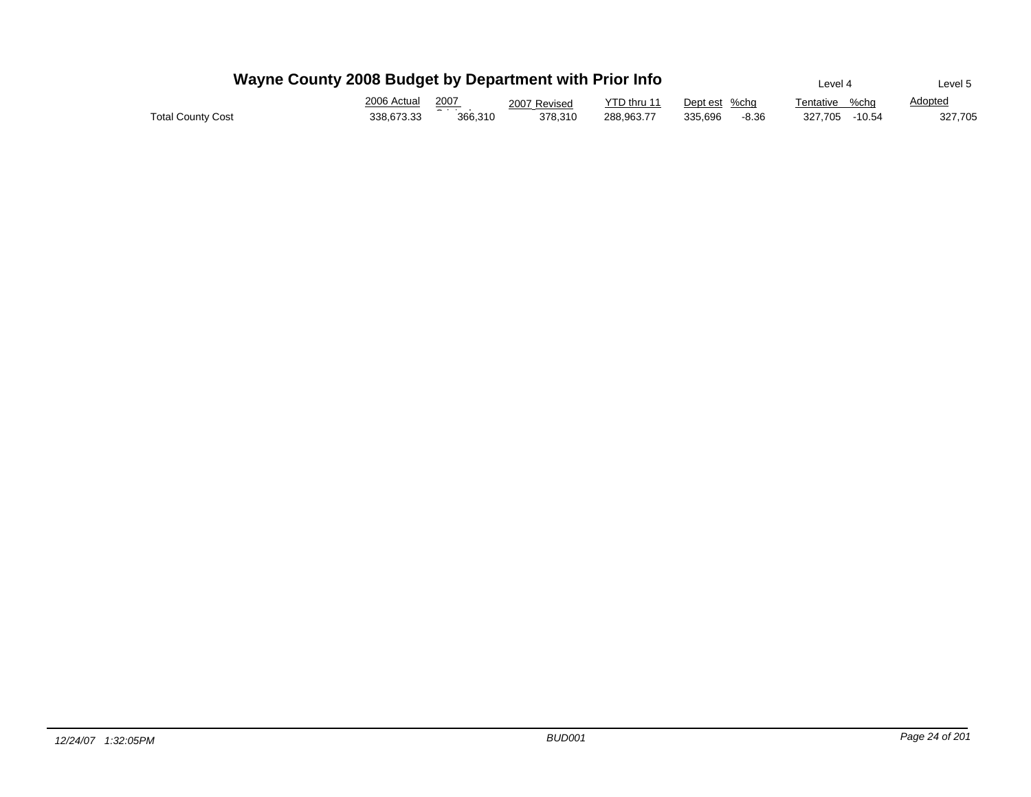# Wayne County 2008 Budget by Department with Prior Info

| | 2006 Actual | 2007 Original | 2007 Revised | YTD thru 11 | Dept est | %chg | Level 4 Tentative | %chg | Level 5 Adopted |
|---|---|---|---|---|---|---|---|---|---|
| Total County Cost | 338,673.33 | 366,310 | 378,310 | 288,963.77 | 335,696 | -8.36 | 327,705 | -10.54 | 327,705 |

*12/24/07 1:32:05PM* BUD001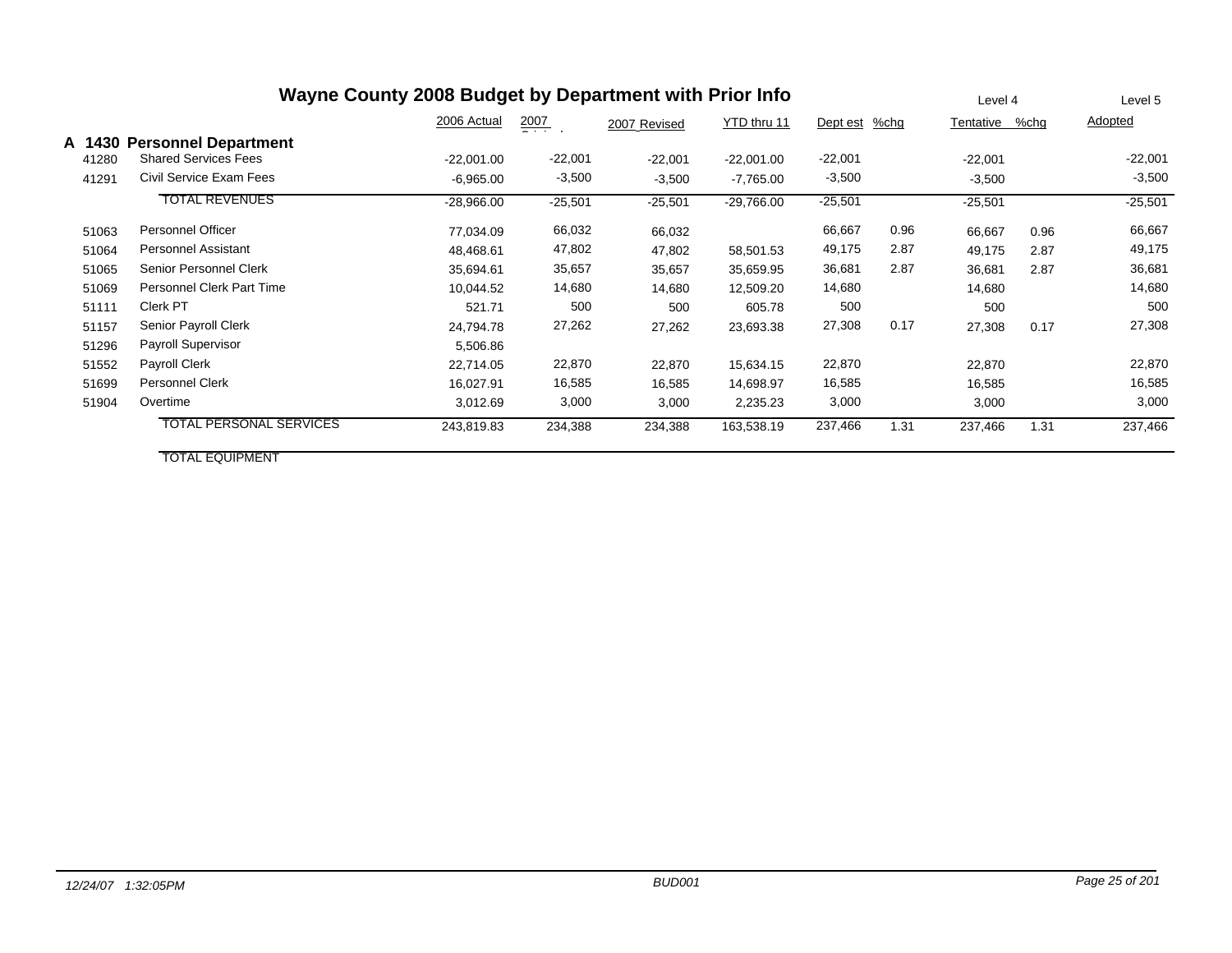# Wayne County 2008 Budget by Department with Prior Info

| | | 2006 Actual | 2007 Original | 2007 Revised | YTD thru 11 | Level 4 Dept est | %chg | Tentative | %chg | Level 5 Adopted |
|---|---|---|---|---|---|---|---|---|---|---|
| **A 1430** | **Personnel Department** | | | | | | | | | |
| 41280 | Shared Services Fees | -22,001.00 | -22,001 | -22,001 | -22,001.00 | -22,001 | | -22,001 | | -22,001 |
| 41291 | Civil Service Exam Fees | -6,965.00 | -3,500 | -3,500 | -7,765.00 | -3,500 | | -3,500 | | -3,500 |
| | TOTAL REVENUES | -28,966.00 | -25,501 | -25,501 | -29,766.00 | -25,501 | | -25,501 | | -25,501 |
| 51063 | Personnel Officer | 77,034.09 | 66,032 | 66,032 | | 66,667 | 0.96 | 66,667 | 0.96 | 66,667 |
| 51064 | Personnel Assistant | 48,468.61 | 47,802 | 47,802 | 58,501.53 | 49,175 | 2.87 | 49,175 | 2.87 | 49,175 |
| 51065 | Senior Personnel Clerk | 35,694.61 | 35,657 | 35,657 | 35,659.95 | 36,681 | 2.87 | 36,681 | 2.87 | 36,681 |
| 51069 | Personnel Clerk Part Time | 10,044.52 | 14,680 | 14,680 | 12,509.20 | 14,680 | | 14,680 | | 14,680 |
| 51111 | Clerk PT | 521.71 | 500 | 500 | 605.78 | 500 | | 500 | | 500 |
| 51157 | Senior Payroll Clerk | 24,794.78 | 27,262 | 27,262 | 23,693.38 | 27,308 | 0.17 | 27,308 | 0.17 | 27,308 |
| 51296 | Payroll Supervisor | 5,506.86 | | | | | | | | |
| 51552 | Payroll Clerk | 22,714.05 | 22,870 | 22,870 | 15,634.15 | 22,870 | | 22,870 | | 22,870 |
| 51699 | Personnel Clerk | 16,027.91 | 16,585 | 16,585 | 14,698.97 | 16,585 | | 16,585 | | 16,585 |
| 51904 | Overtime | 3,012.69 | 3,000 | 3,000 | 2,235.23 | 3,000 | | 3,000 | | 3,000 |
| | TOTAL PERSONAL SERVICES | 243,819.83 | 234,388 | 234,388 | 163,538.19 | 237,466 | 1.31 | 237,466 | 1.31 | 237,466 |
| | TOTAL EQUIPMENT | | | | | | | | | |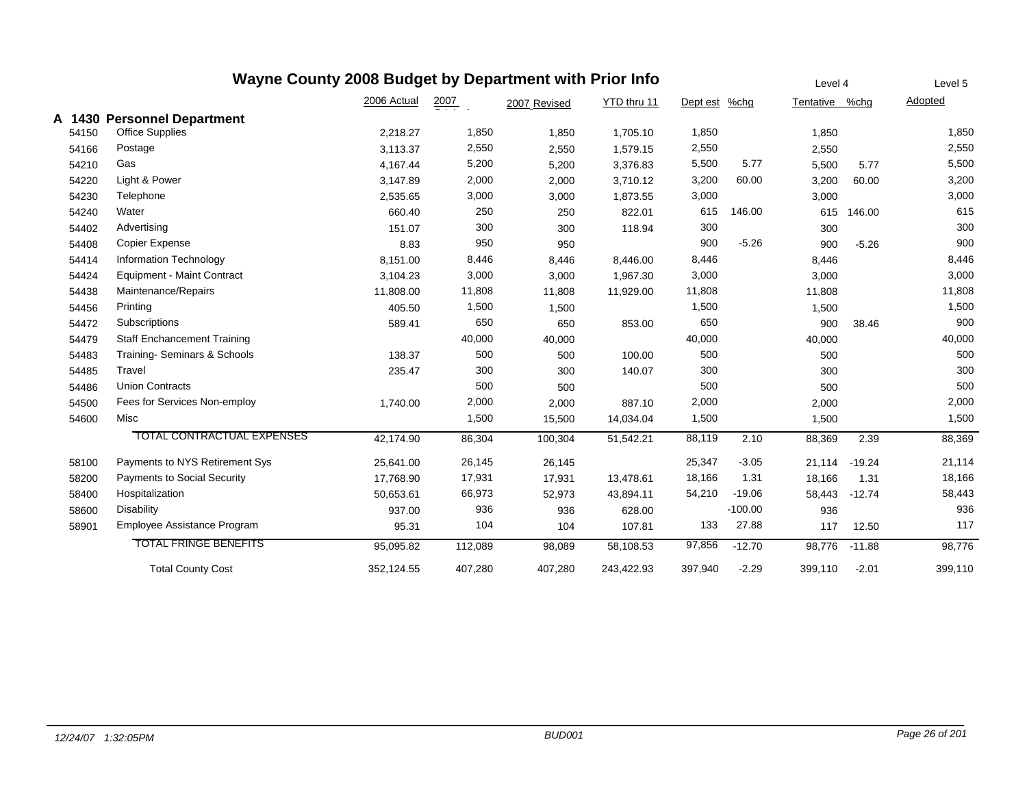# Wayne County 2008 Budget by Department with Prior Info

| | | 2006 Actual | 2007 Original | 2007 Revised | YTD thru 11 | Dept est | %chg | Level 4 Tentative | %chg | Level 5 Adopted |
|---|---|---|---|---|---|---|---|---|---|---|
| **A 1430** | **Personnel Department** | | | | | | | | | |
| 54150 | Office Supplies | 2,218.27 | 1,850 | 1,850 | 1,705.10 | 1,850 | | 1,850 | | 1,850 |
| 54166 | Postage | 3,113.37 | 2,550 | 2,550 | 1,579.15 | 2,550 | | 2,550 | | 2,550 |
| 54210 | Gas | 4,167.44 | 5,200 | 5,200 | 3,376.83 | 5,500 | 5.77 | 5,500 | 5.77 | 5,500 |
| 54220 | Light & Power | 3,147.89 | 2,000 | 2,000 | 3,710.12 | 3,200 | 60.00 | 3,200 | 60.00 | 3,200 |
| 54230 | Telephone | 2,535.65 | 3,000 | 3,000 | 1,873.55 | 3,000 | | 3,000 | | 3,000 |
| 54240 | Water | 660.40 | 250 | 250 | 822.01 | 615 | 146.00 | 615 | 146.00 | 615 |
| 54402 | Advertising | 151.07 | 300 | 300 | 118.94 | 300 | | 300 | | 300 |
| 54408 | Copier Expense | 8.83 | 950 | 950 | | 900 | -5.26 | 900 | -5.26 | 900 |
| 54414 | Information Technology | 8,151.00 | 8,446 | 8,446 | 8,446.00 | 8,446 | | 8,446 | | 8,446 |
| 54424 | Equipment - Maint Contract | 3,104.23 | 3,000 | 3,000 | 1,967.30 | 3,000 | | 3,000 | | 3,000 |
| 54438 | Maintenance/Repairs | 11,808.00 | 11,808 | 11,808 | 11,929.00 | 11,808 | | 11,808 | | 11,808 |
| 54456 | Printing | 405.50 | 1,500 | 1,500 | | 1,500 | | 1,500 | | 1,500 |
| 54472 | Subscriptions | 589.41 | 650 | 650 | 853.00 | 650 | | 900 | 38.46 | 900 |
| 54479 | Staff Enchancement Training | | 40,000 | 40,000 | | 40,000 | | 40,000 | | 40,000 |
| 54483 | Training- Seminars & Schools | 138.37 | 500 | 500 | 100.00 | 500 | | 500 | | 500 |
| 54485 | Travel | 235.47 | 300 | 300 | 140.07 | 300 | | 300 | | 300 |
| 54486 | Union Contracts | | 500 | 500 | | 500 | | 500 | | 500 |
| 54500 | Fees for Services Non-employ | 1,740.00 | 2,000 | 2,000 | 887.10 | 2,000 | | 2,000 | | 2,000 |
| 54600 | Misc | | 1,500 | 15,500 | 14,034.04 | 1,500 | | 1,500 | | 1,500 |
| | TOTAL CONTRACTUAL EXPENSES | 42,174.90 | 86,304 | 100,304 | 51,542.21 | 88,119 | 2.10 | 88,369 | 2.39 | 88,369 |
| 58100 | Payments to NYS Retirement Sys | 25,641.00 | 26,145 | 26,145 | | 25,347 | -3.05 | 21,114 | -19.24 | 21,114 |
| 58200 | Payments to Social Security | 17,768.90 | 17,931 | 17,931 | 13,478.61 | 18,166 | 1.31 | 18,166 | 1.31 | 18,166 |
| 58400 | Hospitalization | 50,653.61 | 66,973 | 52,973 | 43,894.11 | 54,210 | -19.06 | 58,443 | -12.74 | 58,443 |
| 58600 | Disability | 937.00 | 936 | 936 | 628.00 | | -100.00 | 936 | | 936 |
| 58901 | Employee Assistance Program | 95.31 | 104 | 104 | 107.81 | 133 | 27.88 | 117 | 12.50 | 117 |
| | TOTAL FRINGE BENEFITS | 95,095.82 | 112,089 | 98,089 | 58,108.53 | 97,856 | -12.70 | 98,776 | -11.88 | 98,776 |
| | Total County Cost | 352,124.55 | 407,280 | 407,280 | 243,422.93 | 397,940 | -2.29 | 399,110 | -2.01 | 399,110 |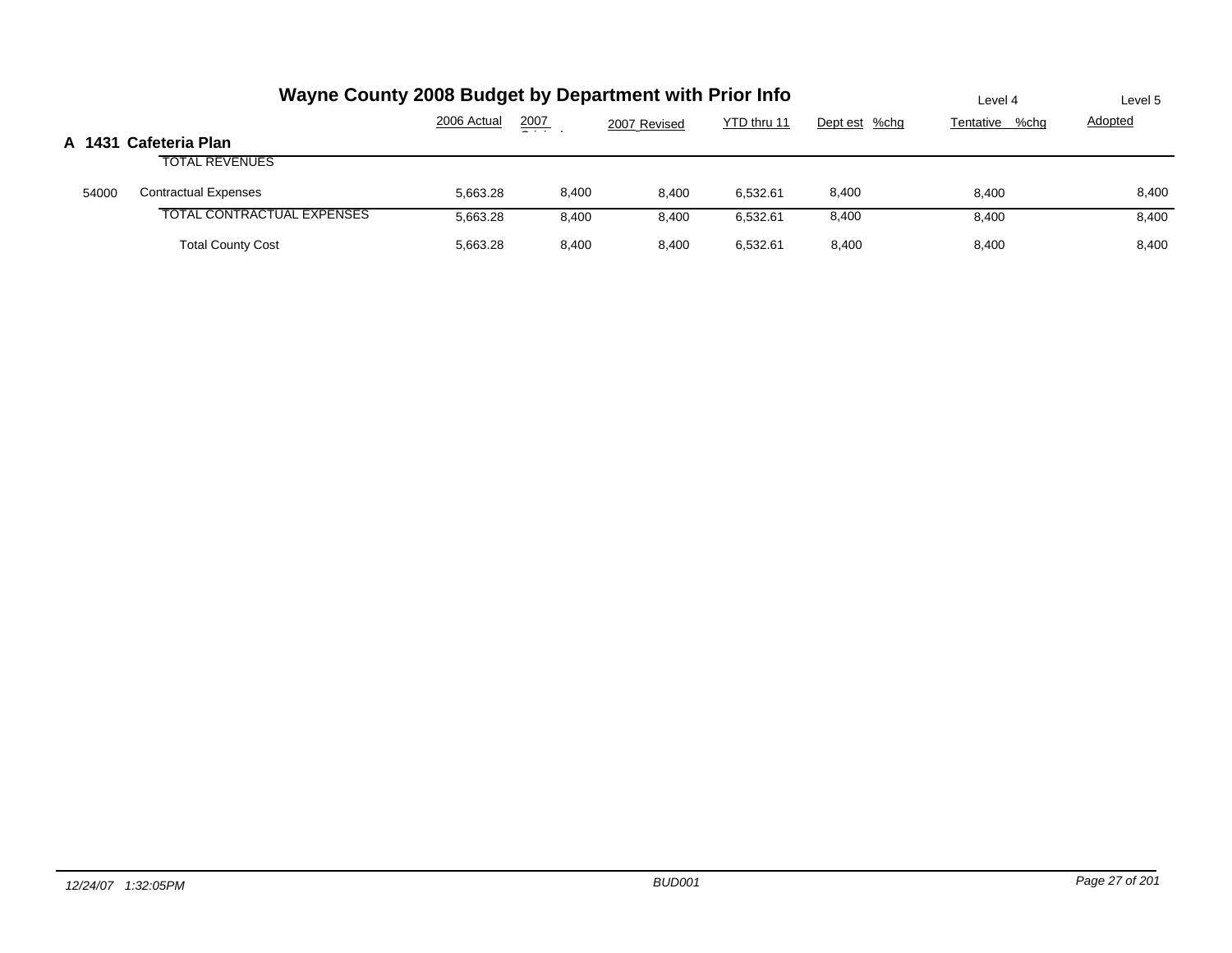# Wayne County 2008 Budget by Department with Prior Info

## A 1431 Cafeteria Plan

| | | 2006 Actual | 2007 Original | 2007 Revised | YTD thru 11 | Dept est | %chg | Level 4 Tentative | %chg | Level 5 Adopted |
|---|---|---|---|---|---|---|---|---|---|---|
| | TOTAL REVENUES | | | | | | | | | |
| 54000 | Contractual Expenses | 5,663.28 | 8,400 | 8,400 | 6,532.61 | 8,400 | | 8,400 | | 8,400 |
| | TOTAL CONTRACTUAL EXPENSES | 5,663.28 | 8,400 | 8,400 | 6,532.61 | 8,400 | | 8,400 | | 8,400 |
| | Total County Cost | 5,663.28 | 8,400 | 8,400 | 6,532.61 | 8,400 | | 8,400 | | 8,400 |

*12/24/07 1:32:05PM* *BUD001*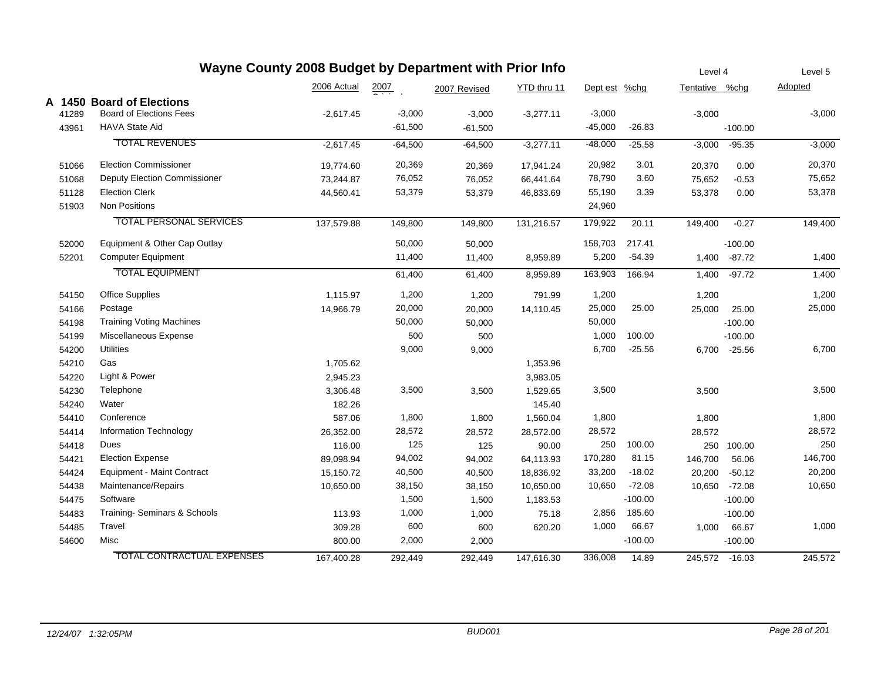# Wayne County 2008 Budget by Department with Prior Info

| | | 2006 Actual | 2007 Original | 2007 Revised | YTD thru 11 | Dept est | %chg | Tentative (Level 4) | %chg | Adopted (Level 5) |
|---|---|---|---|---|---|---|---|---|---|---|
| **A 1450** | **Board of Elections** | | | | | | | | | |
| 41289 | Board of Elections Fees | -2,617.45 | -3,000 | -3,000 | -3,277.11 | -3,000 | | -3,000 | | -3,000 |
| 43961 | HAVA State Aid | | -61,500 | -61,500 | | -45,000 | -26.83 | | -100.00 | |
| | TOTAL REVENUES | -2,617.45 | -64,500 | -64,500 | -3,277.11 | -48,000 | -25.58 | -3,000 | -95.35 | -3,000 |
| 51066 | Election Commissioner | 19,774.60 | 20,369 | 20,369 | 17,941.24 | 20,982 | 3.01 | 20,370 | 0.00 | 20,370 |
| 51068 | Deputy Election Commissioner | 73,244.87 | 76,052 | 76,052 | 66,441.64 | 78,790 | 3.60 | 75,652 | -0.53 | 75,652 |
| 51128 | Election Clerk | 44,560.41 | 53,379 | 53,379 | 46,833.69 | 55,190 | 3.39 | 53,378 | 0.00 | 53,378 |
| 51903 | Non Positions | | | | | 24,960 | | | | |
| | TOTAL PERSONAL SERVICES | 137,579.88 | 149,800 | 149,800 | 131,216.57 | 179,922 | 20.11 | 149,400 | -0.27 | 149,400 |
| 52000 | Equipment & Other Cap Outlay | | 50,000 | 50,000 | | 158,703 | 217.41 | | -100.00 | |
| 52201 | Computer Equipment | | 11,400 | 11,400 | 8,959.89 | 5,200 | -54.39 | 1,400 | -87.72 | 1,400 |
| | TOTAL EQUIPMENT | | 61,400 | 61,400 | 8,959.89 | 163,903 | 166.94 | 1,400 | -97.72 | 1,400 |
| 54150 | Office Supplies | 1,115.97 | 1,200 | 1,200 | 791.99 | 1,200 | | 1,200 | | 1,200 |
| 54166 | Postage | 14,966.79 | 20,000 | 20,000 | 14,110.45 | 25,000 | 25.00 | 25,000 | 25.00 | 25,000 |
| 54198 | Training Voting Machines | | 50,000 | 50,000 | | 50,000 | | | -100.00 | |
| 54199 | Miscellaneous Expense | | 500 | 500 | | 1,000 | 100.00 | | -100.00 | |
| 54200 | Utilities | | 9,000 | 9,000 | | 6,700 | -25.56 | 6,700 | -25.56 | 6,700 |
| 54210 | Gas | 1,705.62 | | | 1,353.96 | | | | | |
| 54220 | Light & Power | 2,945.23 | | | 3,983.05 | | | | | |
| 54230 | Telephone | 3,306.48 | 3,500 | 3,500 | 1,529.65 | 3,500 | | 3,500 | | 3,500 |
| 54240 | Water | 182.26 | | | 145.40 | | | | | |
| 54410 | Conference | 587.06 | 1,800 | 1,800 | 1,560.04 | 1,800 | | 1,800 | | 1,800 |
| 54414 | Information Technology | 26,352.00 | 28,572 | 28,572 | 28,572.00 | 28,572 | | 28,572 | | 28,572 |
| 54418 | Dues | 116.00 | 125 | 125 | 90.00 | 250 | 100.00 | 250 | 100.00 | 250 |
| 54421 | Election Expense | 89,098.94 | 94,002 | 94,002 | 64,113.93 | 170,280 | 81.15 | 146,700 | 56.06 | 146,700 |
| 54424 | Equipment - Maint Contract | 15,150.72 | 40,500 | 40,500 | 18,836.92 | 33,200 | -18.02 | 20,200 | -50.12 | 20,200 |
| 54438 | Maintenance/Repairs | 10,650.00 | 38,150 | 38,150 | 10,650.00 | 10,650 | -72.08 | 10,650 | -72.08 | 10,650 |
| 54475 | Software | | 1,500 | 1,500 | 1,183.53 | | -100.00 | | -100.00 | |
| 54483 | Training- Seminars & Schools | 113.93 | 1,000 | 1,000 | 75.18 | 2,856 | 185.60 | | -100.00 | |
| 54485 | Travel | 309.28 | 600 | 600 | 620.20 | 1,000 | 66.67 | 1,000 | 66.67 | 1,000 |
| 54600 | Misc | 800.00 | 2,000 | 2,000 | | | -100.00 | | -100.00 | |
| | TOTAL CONTRACTUAL EXPENSES | 167,400.28 | 292,449 | 292,449 | 147,616.30 | 336,008 | 14.89 | 245,572 | -16.03 | 245,572 |

*12/24/07 1:32:05PM* — *BUD001*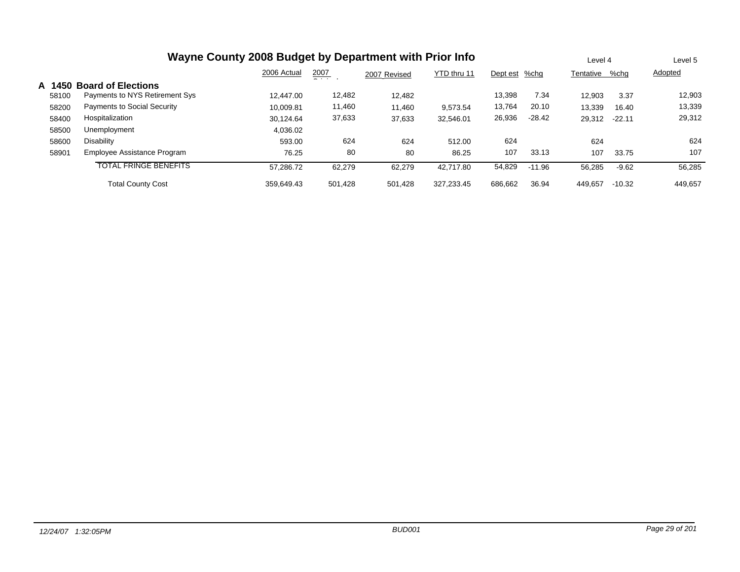# Wayne County 2008 Budget by Department with Prior Info

| | | 2006 Actual | 2007 Original | 2007 Revised | YTD thru 11 | Dept est | %chg | Level 4 Tentative | %chg | Level 5 Adopted |
|---|---|---|---|---|---|---|---|---|---|---|
| **A 1450** | **Board of Elections** | | | | | | | | | |
| 58100 | Payments to NYS Retirement Sys | 12,447.00 | 12,482 | 12,482 | | 13,398 | 7.34 | 12,903 | 3.37 | 12,903 |
| 58200 | Payments to Social Security | 10,009.81 | 11,460 | 11,460 | 9,573.54 | 13,764 | 20.10 | 13,339 | 16.40 | 13,339 |
| 58400 | Hospitalization | 30,124.64 | 37,633 | 37,633 | 32,546.01 | 26,936 | -28.42 | 29,312 | -22.11 | 29,312 |
| 58500 | Unemployment | 4,036.02 | | | | | | | | |
| 58600 | Disability | 593.00 | 624 | 624 | 512.00 | 624 | | 624 | | 624 |
| 58901 | Employee Assistance Program | 76.25 | 80 | 80 | 86.25 | 107 | 33.13 | 107 | 33.75 | 107 |
| | TOTAL FRINGE BENEFITS | 57,286.72 | 62,279 | 62,279 | 42,717.80 | 54,829 | -11.96 | 56,285 | -9.62 | 56,285 |
| | Total County Cost | 359,649.43 | 501,428 | 501,428 | 327,233.45 | 686,662 | 36.94 | 449,657 | -10.32 | 449,657 |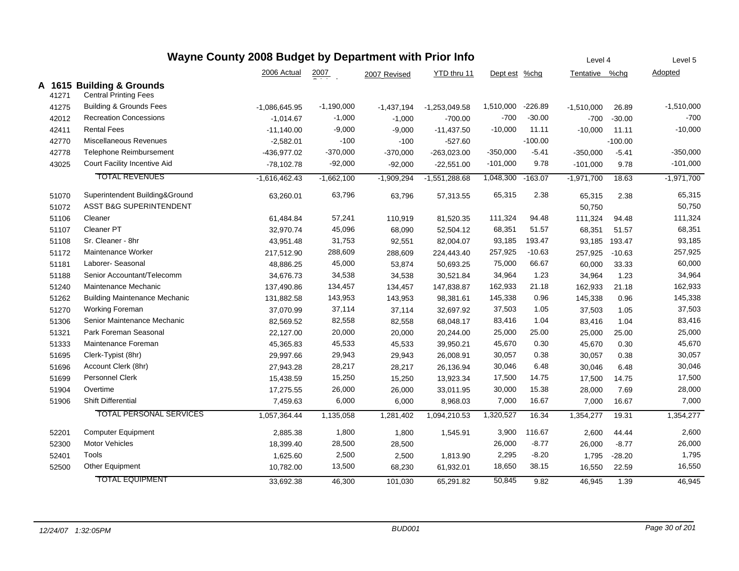# Wayne County 2008 Budget by Department with Prior Info

| | | 2006 Actual | 2007 Original | 2007 Revised | YTD thru 11 | Dept est | %chg | Level 4 Tentative | %chg | Level 5 Adopted |
|---|---|---|---|---|---|---|---|---|---|---|
| **A 1615** | **Building & Grounds** | | | | | | | | | |
| 41271 | Central Printing Fees | | | | | | | | | |
| 41275 | Building & Grounds Fees | -1,086,645.95 | -1,190,000 | -1,437,194 | -1,253,049.58 | 1,510,000 | -226.89 | -1,510,000 | 26.89 | -1,510,000 |
| 42012 | Recreation Concessions | -1,014.67 | -1,000 | -1,000 | -700.00 | -700 | -30.00 | -700 | -30.00 | -700 |
| 42411 | Rental Fees | -11,140.00 | -9,000 | -9,000 | -11,437.50 | -10,000 | 11.11 | -10,000 | 11.11 | -10,000 |
| 42770 | Miscellaneous Revenues | -2,582.01 | -100 | -100 | -527.60 | | -100.00 | | -100.00 | |
| 42778 | Telephone Reimbursement | -436,977.02 | -370,000 | -370,000 | -263,023.00 | -350,000 | -5.41 | -350,000 | -5.41 | -350,000 |
| 43025 | Court Facility Incentive Aid | -78,102.78 | -92,000 | -92,000 | -22,551.00 | -101,000 | 9.78 | -101,000 | 9.78 | -101,000 |
| | TOTAL REVENUES | -1,616,462.43 | -1,662,100 | -1,909,294 | -1,551,288.68 | 1,048,300 | -163.07 | -1,971,700 | 18.63 | -1,971,700 |
| 51070 | Superintendent Building&Ground | 63,260.01 | 63,796 | 63,796 | 57,313.55 | 65,315 | 2.38 | 65,315 | 2.38 | 65,315 |
| 51072 | ASST B&G SUPERINTENDENT | | | | | | | 50,750 | | 50,750 |
| 51106 | Cleaner | 61,484.84 | 57,241 | 110,919 | 81,520.35 | 111,324 | 94.48 | 111,324 | 94.48 | 111,324 |
| 51107 | Cleaner PT | 32,970.74 | 45,096 | 68,090 | 52,504.12 | 68,351 | 51.57 | 68,351 | 51.57 | 68,351 |
| 51108 | Sr. Cleaner - 8hr | 43,951.48 | 31,753 | 92,551 | 82,004.07 | 93,185 | 193.47 | 93,185 | 193.47 | 93,185 |
| 51172 | Maintenance Worker | 217,512.90 | 288,609 | 288,609 | 224,443.40 | 257,925 | -10.63 | 257,925 | -10.63 | 257,925 |
| 51181 | Laborer- Seasonal | 48,886.25 | 45,000 | 53,874 | 50,693.25 | 75,000 | 66.67 | 60,000 | 33.33 | 60,000 |
| 51188 | Senior Accountant/Telecomm | 34,676.73 | 34,538 | 34,538 | 30,521.84 | 34,964 | 1.23 | 34,964 | 1.23 | 34,964 |
| 51240 | Maintenance Mechanic | 137,490.86 | 134,457 | 134,457 | 147,838.87 | 162,933 | 21.18 | 162,933 | 21.18 | 162,933 |
| 51262 | Building Maintenance Mechanic | 131,882.58 | 143,953 | 143,953 | 98,381.61 | 145,338 | 0.96 | 145,338 | 0.96 | 145,338 |
| 51270 | Working Foreman | 37,070.99 | 37,114 | 37,114 | 32,697.92 | 37,503 | 1.05 | 37,503 | 1.05 | 37,503 |
| 51306 | Senior Maintenance Mechanic | 82,569.52 | 82,558 | 82,558 | 68,048.17 | 83,416 | 1.04 | 83,416 | 1.04 | 83,416 |
| 51321 | Park Foreman Seasonal | 22,127.00 | 20,000 | 20,000 | 20,244.00 | 25,000 | 25.00 | 25,000 | 25.00 | 25,000 |
| 51333 | Maintenance Foreman | 45,365.83 | 45,533 | 45,533 | 39,950.21 | 45,670 | 0.30 | 45,670 | 0.30 | 45,670 |
| 51695 | Clerk-Typist (8hr) | 29,997.66 | 29,943 | 29,943 | 26,008.91 | 30,057 | 0.38 | 30,057 | 0.38 | 30,057 |
| 51696 | Account Clerk (8hr) | 27,943.28 | 28,217 | 28,217 | 26,136.94 | 30,046 | 6.48 | 30,046 | 6.48 | 30,046 |
| 51699 | Personnel Clerk | 15,438.59 | 15,250 | 15,250 | 13,923.34 | 17,500 | 14.75 | 17,500 | 14.75 | 17,500 |
| 51904 | Overtime | 17,275.55 | 26,000 | 26,000 | 33,011.95 | 30,000 | 15.38 | 28,000 | 7.69 | 28,000 |
| 51906 | Shift Differential | 7,459.63 | 6,000 | 6,000 | 8,968.03 | 7,000 | 16.67 | 7,000 | 16.67 | 7,000 |
| | TOTAL PERSONAL SERVICES | 1,057,364.44 | 1,135,058 | 1,281,402 | 1,094,210.53 | 1,320,527 | 16.34 | 1,354,277 | 19.31 | 1,354,277 |
| 52201 | Computer Equipment | 2,885.38 | 1,800 | 1,800 | 1,545.91 | 3,900 | 116.67 | 2,600 | 44.44 | 2,600 |
| 52300 | Motor Vehicles | 18,399.40 | 28,500 | 28,500 | | 26,000 | -8.77 | 26,000 | -8.77 | 26,000 |
| 52401 | Tools | 1,625.60 | 2,500 | 2,500 | 1,813.90 | 2,295 | -8.20 | 1,795 | -28.20 | 1,795 |
| 52500 | Other Equipment | 10,782.00 | 13,500 | 68,230 | 61,932.01 | 18,650 | 38.15 | 16,550 | 22.59 | 16,550 |
| | TOTAL EQUIPMENT | 33,692.38 | 46,300 | 101,030 | 65,291.82 | 50,845 | 9.82 | 46,945 | 1.39 | 46,945 |

*12/24/07 1:32:05PM* BUD001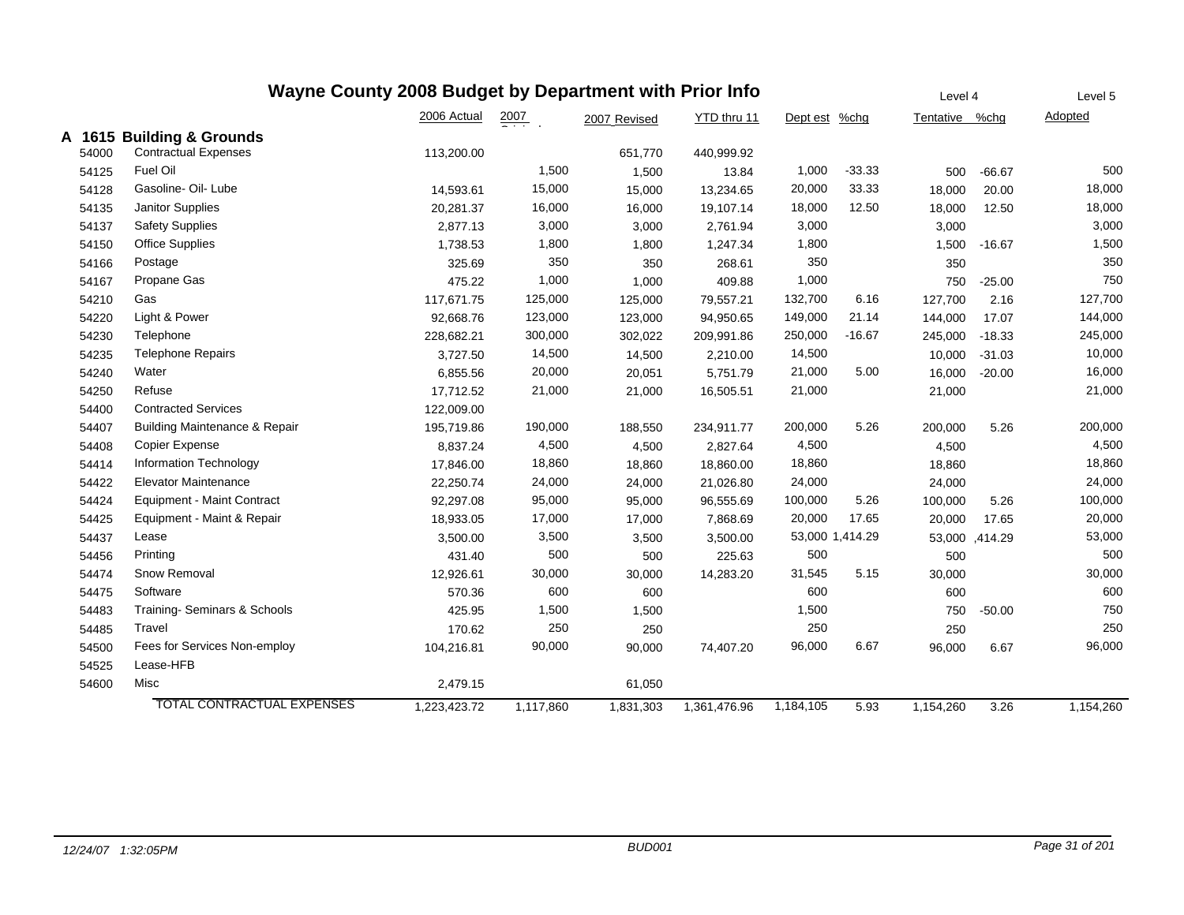# Wayne County 2008 Budget by Department with Prior Info

| | | 2006 Actual | 2007 Original | 2007 Revised | YTD thru 11 | Dept est | %chg | Tentative | %chg | Adopted |
|---|---|---|---|---|---|---|---|---|---|---|
| | | | | | | Level 4 | | | | Level 5 |
| **A 1615** | **Building & Grounds** | | | | | | | | | |
| 54000 | Contractual Expenses | 113,200.00 | | 651,770 | 440,999.92 | | | | | |
| 54125 | Fuel Oil | | 1,500 | 1,500 | 13.84 | 1,000 | -33.33 | 500 | -66.67 | 500 |
| 54128 | Gasoline- Oil- Lube | 14,593.61 | 15,000 | 15,000 | 13,234.65 | 20,000 | 33.33 | 18,000 | 20.00 | 18,000 |
| 54135 | Janitor Supplies | 20,281.37 | 16,000 | 16,000 | 19,107.14 | 18,000 | 12.50 | 18,000 | 12.50 | 18,000 |
| 54137 | Safety Supplies | 2,877.13 | 3,000 | 3,000 | 2,761.94 | 3,000 | | 3,000 | | 3,000 |
| 54150 | Office Supplies | 1,738.53 | 1,800 | 1,800 | 1,247.34 | 1,800 | | 1,500 | -16.67 | 1,500 |
| 54166 | Postage | 325.69 | 350 | 350 | 268.61 | 350 | | 350 | | 350 |
| 54167 | Propane Gas | 475.22 | 1,000 | 1,000 | 409.88 | 1,000 | | 750 | -25.00 | 750 |
| 54210 | Gas | 117,671.75 | 125,000 | 125,000 | 79,557.21 | 132,700 | 6.16 | 127,700 | 2.16 | 127,700 |
| 54220 | Light & Power | 92,668.76 | 123,000 | 123,000 | 94,950.65 | 149,000 | 21.14 | 144,000 | 17.07 | 144,000 |
| 54230 | Telephone | 228,682.21 | 300,000 | 302,022 | 209,991.86 | 250,000 | -16.67 | 245,000 | -18.33 | 245,000 |
| 54235 | Telephone Repairs | 3,727.50 | 14,500 | 14,500 | 2,210.00 | 14,500 | | 10,000 | -31.03 | 10,000 |
| 54240 | Water | 6,855.56 | 20,000 | 20,051 | 5,751.79 | 21,000 | 5.00 | 16,000 | -20.00 | 16,000 |
| 54250 | Refuse | 17,712.52 | 21,000 | 21,000 | 16,505.51 | 21,000 | | 21,000 | | 21,000 |
| 54400 | Contracted Services | 122,009.00 | | | | | | | | |
| 54407 | Building Maintenance & Repair | 195,719.86 | 190,000 | 188,550 | 234,911.77 | 200,000 | 5.26 | 200,000 | 5.26 | 200,000 |
| 54408 | Copier Expense | 8,837.24 | 4,500 | 4,500 | 2,827.64 | 4,500 | | 4,500 | | 4,500 |
| 54414 | Information Technology | 17,846.00 | 18,860 | 18,860 | 18,860.00 | 18,860 | | 18,860 | | 18,860 |
| 54422 | Elevator Maintenance | 22,250.74 | 24,000 | 24,000 | 21,026.80 | 24,000 | | 24,000 | | 24,000 |
| 54424 | Equipment - Maint Contract | 92,297.08 | 95,000 | 95,000 | 96,555.69 | 100,000 | 5.26 | 100,000 | 5.26 | 100,000 |
| 54425 | Equipment - Maint & Repair | 18,933.05 | 17,000 | 17,000 | 7,868.69 | 20,000 | 17.65 | 20,000 | 17.65 | 20,000 |
| 54437 | Lease | 3,500.00 | 3,500 | 3,500 | 3,500.00 | 53,000 | 1,414.29 | 53,000 | ,414.29 | 53,000 |
| 54456 | Printing | 431.40 | 500 | 500 | 225.63 | 500 | | 500 | | 500 |
| 54474 | Snow Removal | 12,926.61 | 30,000 | 30,000 | 14,283.20 | 31,545 | 5.15 | 30,000 | | 30,000 |
| 54475 | Software | 570.36 | 600 | 600 | | 600 | | 600 | | 600 |
| 54483 | Training- Seminars & Schools | 425.95 | 1,500 | 1,500 | | 1,500 | | 750 | -50.00 | 750 |
| 54485 | Travel | 170.62 | 250 | 250 | | 250 | | 250 | | 250 |
| 54500 | Fees for Services Non-employ | 104,216.81 | 90,000 | 90,000 | 74,407.20 | 96,000 | 6.67 | 96,000 | 6.67 | 96,000 |
| 54525 | Lease-HFB | | | | | | | | | |
| 54600 | Misc | 2,479.15 | | 61,050 | | | | | | |
| | TOTAL CONTRACTUAL EXPENSES | 1,223,423.72 | 1,117,860 | 1,831,303 | 1,361,476.96 | 1,184,105 | 5.93 | 1,154,260 | 3.26 | 1,154,260 |

*12/24/07 1:32:05PM* *BUD001*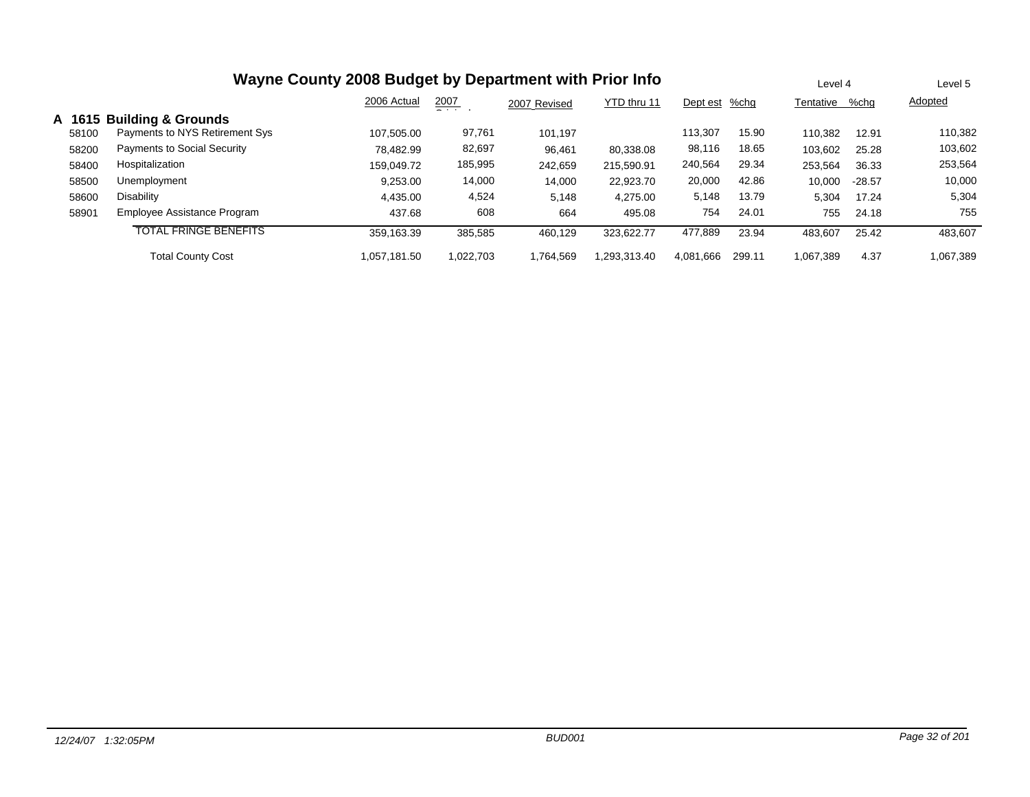# Wayne County 2008 Budget by Department with Prior Info

## A 1615 Building & Grounds

| | | 2006 Actual | 2007 Original | 2007 Revised | YTD thru 11 | Dept est | %chg | Level 4 Tentative | %chg | Level 5 Adopted |
|---|---|---|---|---|---|---|---|---|---|---|
| 58100 | Payments to NYS Retirement Sys | 107,505.00 | 97,761 | 101,197 | | 113,307 | 15.90 | 110,382 | 12.91 | 110,382 |
| 58200 | Payments to Social Security | 78,482.99 | 82,697 | 96,461 | 80,338.08 | 98,116 | 18.65 | 103,602 | 25.28 | 103,602 |
| 58400 | Hospitalization | 159,049.72 | 185,995 | 242,659 | 215,590.91 | 240,564 | 29.34 | 253,564 | 36.33 | 253,564 |
| 58500 | Unemployment | 9,253.00 | 14,000 | 14,000 | 22,923.70 | 20,000 | 42.86 | 10,000 | -28.57 | 10,000 |
| 58600 | Disability | 4,435.00 | 4,524 | 5,148 | 4,275.00 | 5,148 | 13.79 | 5,304 | 17.24 | 5,304 |
| 58901 | Employee Assistance Program | 437.68 | 608 | 664 | 495.08 | 754 | 24.01 | 755 | 24.18 | 755 |
| | TOTAL FRINGE BENEFITS | 359,163.39 | 385,585 | 460,129 | 323,622.77 | 477,889 | 23.94 | 483,607 | 25.42 | 483,607 |
| | Total County Cost | 1,057,181.50 | 1,022,703 | 1,764,569 | 1,293,313.40 | 4,081,666 | 299.11 | 1,067,389 | 4.37 | 1,067,389 |

12/24/07 1:32:05PM BUD001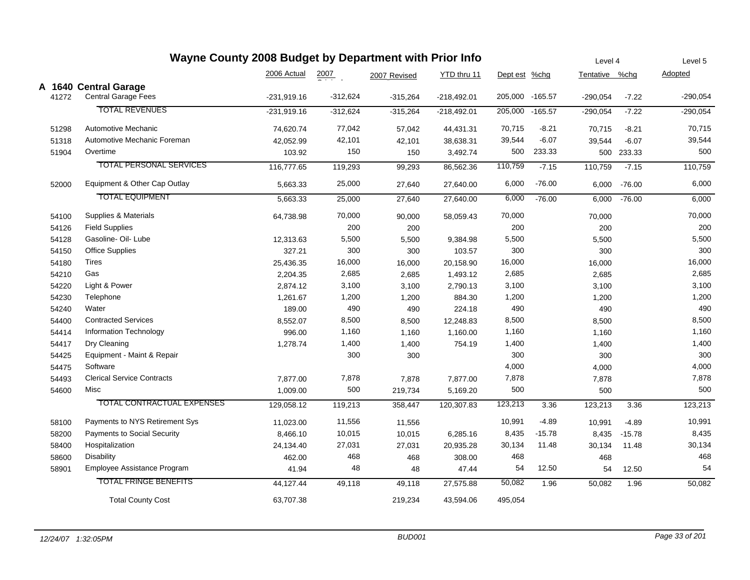# Wayne County 2008 Budget by Department with Prior Info

| | | 2006 Actual | 2007 Original | 2007 Revised | YTD thru 11 | Dept est | %chg | Level 4 Tentative | %chg | Level 5 Adopted |
|---|---|---|---|---|---|---|---|---|---|---|
| **A 1640** | **Central Garage** | | | | | | | | | |
| 41272 | Central Garage Fees | -231,919.16 | -312,624 | -315,264 | -218,492.01 | 205,000 | -165.57 | -290,054 | -7.22 | -290,054 |
| | TOTAL REVENUES | -231,919.16 | -312,624 | -315,264 | -218,492.01 | 205,000 | -165.57 | -290,054 | -7.22 | -290,054 |
| 51298 | Automotive Mechanic | 74,620.74 | 77,042 | 57,042 | 44,431.31 | 70,715 | -8.21 | 70,715 | -8.21 | 70,715 |
| 51318 | Automotive Mechanic Foreman | 42,052.99 | 42,101 | 42,101 | 38,638.31 | 39,544 | -6.07 | 39,544 | -6.07 | 39,544 |
| 51904 | Overtime | 103.92 | 150 | 150 | 3,492.74 | 500 | 233.33 | 500 | 233.33 | 500 |
| | TOTAL PERSONAL SERVICES | 116,777.65 | 119,293 | 99,293 | 86,562.36 | 110,759 | -7.15 | 110,759 | -7.15 | 110,759 |
| 52000 | Equipment & Other Cap Outlay | 5,663.33 | 25,000 | 27,640 | 27,640.00 | 6,000 | -76.00 | 6,000 | -76.00 | 6,000 |
| | TOTAL EQUIPMENT | 5,663.33 | 25,000 | 27,640 | 27,640.00 | 6,000 | -76.00 | 6,000 | -76.00 | 6,000 |
| 54100 | Supplies & Materials | 64,738.98 | 70,000 | 90,000 | 58,059.43 | 70,000 | | 70,000 | | 70,000 |
| 54126 | Field Supplies | | 200 | 200 | | 200 | | 200 | | 200 |
| 54128 | Gasoline- Oil- Lube | 12,313.63 | 5,500 | 5,500 | 9,384.98 | 5,500 | | 5,500 | | 5,500 |
| 54150 | Office Supplies | 327.21 | 300 | 300 | 103.57 | 300 | | 300 | | 300 |
| 54180 | Tires | 25,436.35 | 16,000 | 16,000 | 20,158.90 | 16,000 | | 16,000 | | 16,000 |
| 54210 | Gas | 2,204.35 | 2,685 | 2,685 | 1,493.12 | 2,685 | | 2,685 | | 2,685 |
| 54220 | Light & Power | 2,874.12 | 3,100 | 3,100 | 2,790.13 | 3,100 | | 3,100 | | 3,100 |
| 54230 | Telephone | 1,261.67 | 1,200 | 1,200 | 884.30 | 1,200 | | 1,200 | | 1,200 |
| 54240 | Water | 189.00 | 490 | 490 | 224.18 | 490 | | 490 | | 490 |
| 54400 | Contracted Services | 8,552.07 | 8,500 | 8,500 | 12,248.83 | 8,500 | | 8,500 | | 8,500 |
| 54414 | Information Technology | 996.00 | 1,160 | 1,160 | 1,160.00 | 1,160 | | 1,160 | | 1,160 |
| 54417 | Dry Cleaning | 1,278.74 | 1,400 | 1,400 | 754.19 | 1,400 | | 1,400 | | 1,400 |
| 54425 | Equipment - Maint & Repair | | 300 | 300 | | 300 | | 300 | | 300 |
| 54475 | Software | | | | | 4,000 | | 4,000 | | 4,000 |
| 54493 | Clerical Service Contracts | 7,877.00 | 7,878 | 7,878 | 7,877.00 | 7,878 | | 7,878 | | 7,878 |
| 54600 | Misc | 1,009.00 | 500 | 219,734 | 5,169.20 | 500 | | 500 | | 500 |
| | TOTAL CONTRACTUAL EXPENSES | 129,058.12 | 119,213 | 358,447 | 120,307.83 | 123,213 | 3.36 | 123,213 | 3.36 | 123,213 |
| 58100 | Payments to NYS Retirement Sys | 11,023.00 | 11,556 | 11,556 | | 10,991 | -4.89 | 10,991 | -4.89 | 10,991 |
| 58200 | Payments to Social Security | 8,466.10 | 10,015 | 10,015 | 6,285.16 | 8,435 | -15.78 | 8,435 | -15.78 | 8,435 |
| 58400 | Hospitalization | 24,134.40 | 27,031 | 27,031 | 20,935.28 | 30,134 | 11.48 | 30,134 | 11.48 | 30,134 |
| 58600 | Disability | 462.00 | 468 | 468 | 308.00 | 468 | | 468 | | 468 |
| 58901 | Employee Assistance Program | 41.94 | 48 | 48 | 47.44 | 54 | 12.50 | 54 | 12.50 | 54 |
| | TOTAL FRINGE BENEFITS | 44,127.44 | 49,118 | 49,118 | 27,575.88 | 50,082 | 1.96 | 50,082 | 1.96 | 50,082 |
| | Total County Cost | 63,707.38 | | 219,234 | 43,594.06 | 495,054 | | | | |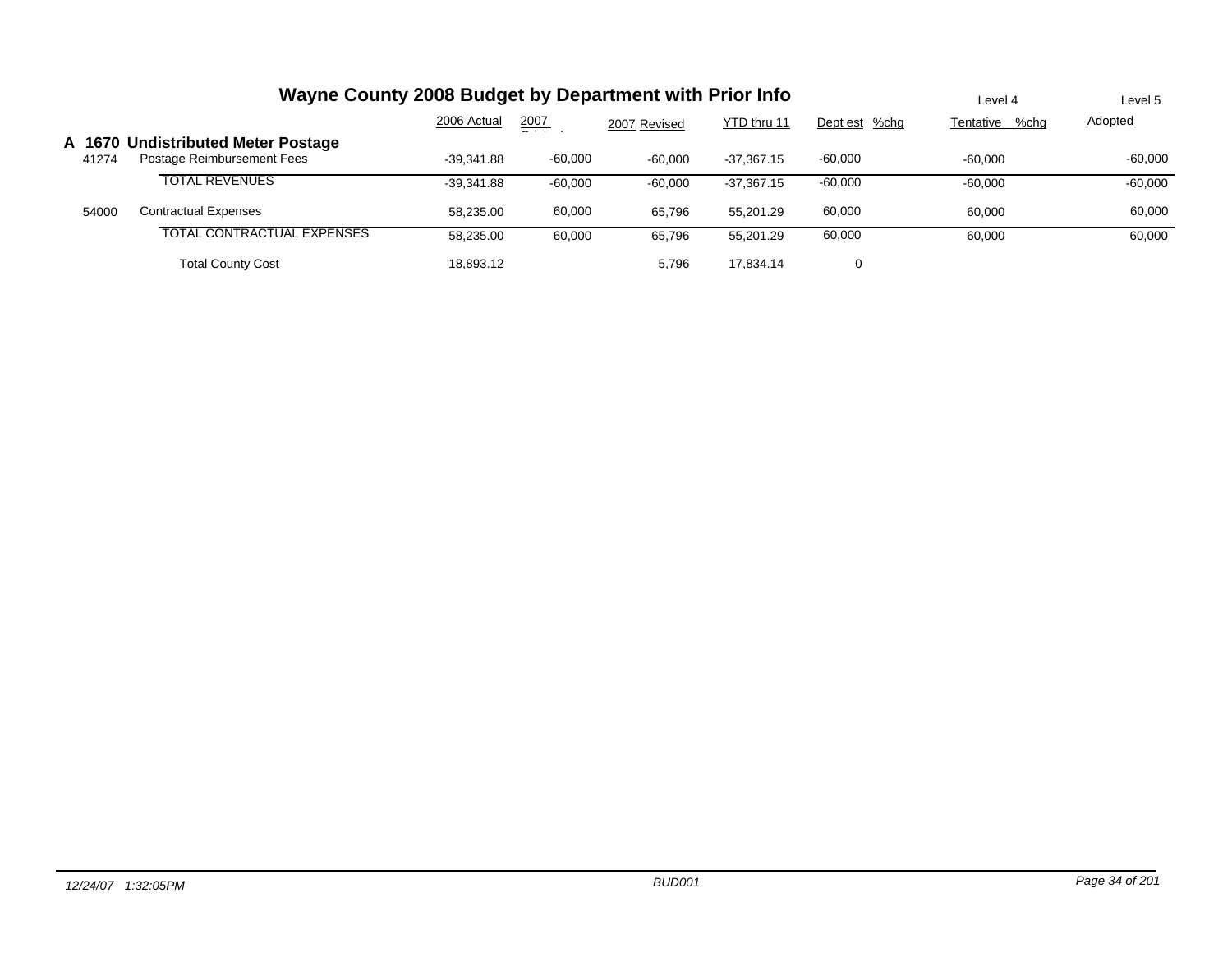# Wayne County 2008 Budget by Department with Prior Info

| | | 2006 Actual | 2007 Original | 2007 Revised | YTD thru 11 | Dept est | %chg | Level 4 Tentative | %chg | Level 5 Adopted |
|---|---|---|---|---|---|---|---|---|---|---|
| **A 1670** | **Undistributed Meter Postage** | | | | | | | | | |
| 41274 | Postage Reimbursement Fees | -39,341.88 | -60,000 | -60,000 | -37,367.15 | -60,000 | | -60,000 | | -60,000 |
| | TOTAL REVENUES | -39,341.88 | -60,000 | -60,000 | -37,367.15 | -60,000 | | -60,000 | | -60,000 |
| 54000 | Contractual Expenses | 58,235.00 | 60,000 | 65,796 | 55,201.29 | 60,000 | | 60,000 | | 60,000 |
| | TOTAL CONTRACTUAL EXPENSES | 58,235.00 | 60,000 | 65,796 | 55,201.29 | 60,000 | | 60,000 | | 60,000 |
| | Total County Cost | 18,893.12 | | 5,796 | 17,834.14 | 0 | | | | |

12/24/07 1:32:05PM BUD001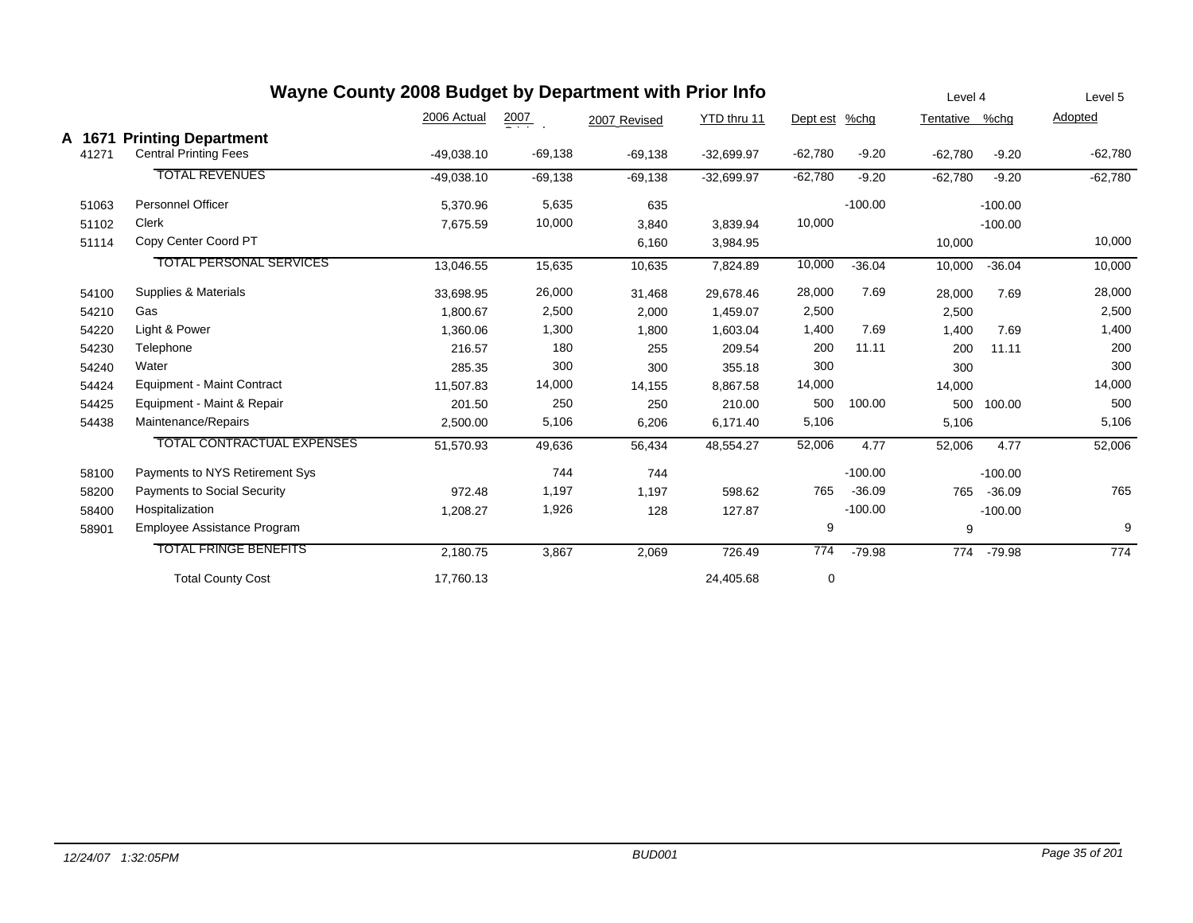# Wayne County 2008 Budget by Department with Prior Info

| | | 2006 Actual | 2007 Original | 2007 Revised | YTD thru 11 | Dept est | %chg | Level 4 Tentative | %chg | Level 5 Adopted |
|---|---|---|---|---|---|---|---|---|---|---|
| **A 1671** | **Printing Department** | | | | | | | | | |
| 41271 | Central Printing Fees | -49,038.10 | -69,138 | -69,138 | -32,699.97 | -62,780 | -9.20 | -62,780 | -9.20 | -62,780 |
| | TOTAL REVENUES | -49,038.10 | -69,138 | -69,138 | -32,699.97 | -62,780 | -9.20 | -62,780 | -9.20 | -62,780 |
| 51063 | Personnel Officer | 5,370.96 | 5,635 | 635 | | | -100.00 | | -100.00 | |
| 51102 | Clerk | 7,675.59 | 10,000 | 3,840 | 3,839.94 | 10,000 | | | -100.00 | |
| 51114 | Copy Center Coord PT | | | 6,160 | 3,984.95 | | | 10,000 | | 10,000 |
| | TOTAL PERSONAL SERVICES | 13,046.55 | 15,635 | 10,635 | 7,824.89 | 10,000 | -36.04 | 10,000 | -36.04 | 10,000 |
| 54100 | Supplies & Materials | 33,698.95 | 26,000 | 31,468 | 29,678.46 | 28,000 | 7.69 | 28,000 | 7.69 | 28,000 |
| 54210 | Gas | 1,800.67 | 2,500 | 2,000 | 1,459.07 | 2,500 | | 2,500 | | 2,500 |
| 54220 | Light & Power | 1,360.06 | 1,300 | 1,800 | 1,603.04 | 1,400 | 7.69 | 1,400 | 7.69 | 1,400 |
| 54230 | Telephone | 216.57 | 180 | 255 | 209.54 | 200 | 11.11 | 200 | 11.11 | 200 |
| 54240 | Water | 285.35 | 300 | 300 | 355.18 | 300 | | 300 | | 300 |
| 54424 | Equipment - Maint Contract | 11,507.83 | 14,000 | 14,155 | 8,867.58 | 14,000 | | 14,000 | | 14,000 |
| 54425 | Equipment - Maint & Repair | 201.50 | 250 | 250 | 210.00 | 500 | 100.00 | 500 | 100.00 | 500 |
| 54438 | Maintenance/Repairs | 2,500.00 | 5,106 | 6,206 | 6,171.40 | 5,106 | | 5,106 | | 5,106 |
| | TOTAL CONTRACTUAL EXPENSES | 51,570.93 | 49,636 | 56,434 | 48,554.27 | 52,006 | 4.77 | 52,006 | 4.77 | 52,006 |
| 58100 | Payments to NYS Retirement Sys | | 744 | 744 | | | -100.00 | | -100.00 | |
| 58200 | Payments to Social Security | 972.48 | 1,197 | 1,197 | 598.62 | 765 | -36.09 | 765 | -36.09 | 765 |
| 58400 | Hospitalization | 1,208.27 | 1,926 | 128 | 127.87 | | -100.00 | | -100.00 | |
| 58901 | Employee Assistance Program | | | | | 9 | | 9 | | 9 |
| | TOTAL FRINGE BENEFITS | 2,180.75 | 3,867 | 2,069 | 726.49 | 774 | -79.98 | 774 | -79.98 | 774 |
| | Total County Cost | 17,760.13 | | | 24,405.68 | 0 | | | | |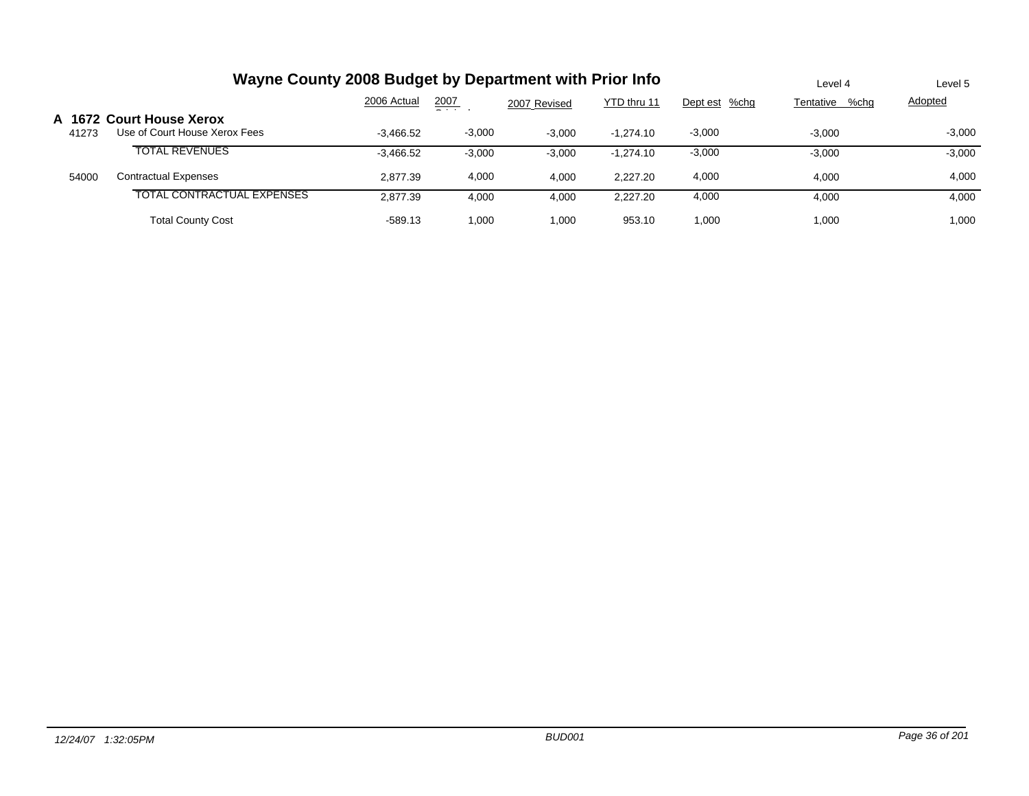# Wayne County 2008 Budget by Department with Prior Info

| | | 2006 Actual | 2007 Original | 2007 Revised | YTD thru 11 | Dept est | %chg | Level 4 Tentative | %chg | Level 5 Adopted |
|---|---|---|---|---|---|---|---|---|---|---|
| **A 1672** | **Court House Xerox** | | | | | | | | | |
| 41273 | Use of Court House Xerox Fees | -3,466.52 | -3,000 | -3,000 | -1,274.10 | -3,000 | | -3,000 | | -3,000 |
| | TOTAL REVENUES | -3,466.52 | -3,000 | -3,000 | -1,274.10 | -3,000 | | -3,000 | | -3,000 |
| 54000 | Contractual Expenses | 2,877.39 | 4,000 | 4,000 | 2,227.20 | 4,000 | | 4,000 | | 4,000 |
| | TOTAL CONTRACTUAL EXPENSES | 2,877.39 | 4,000 | 4,000 | 2,227.20 | 4,000 | | 4,000 | | 4,000 |
| | Total County Cost | -589.13 | 1,000 | 1,000 | 953.10 | 1,000 | | 1,000 | | 1,000 |

*12/24/07 1:32:05PM* BUD001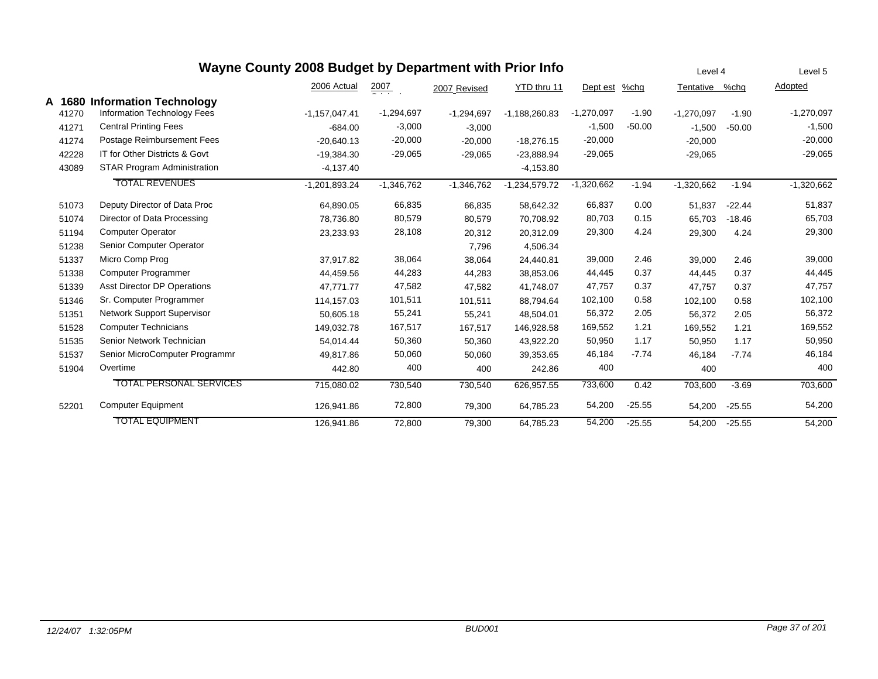# Wayne County 2008 Budget by Department with Prior Info

## A 1680 Information Technology

| | | 2006 Actual | 2007 Original | 2007 Revised | YTD thru 11 | Dept est | %chg | Level 4 Tentative | %chg | Level 5 Adopted |
|---|---|---|---|---|---|---|---|---|---|---|
| 41270 | Information Technology Fees | -1,157,047.41 | -1,294,697 | -1,294,697 | -1,188,260.83 | -1,270,097 | -1.90 | -1,270,097 | -1.90 | -1,270,097 |
| 41271 | Central Printing Fees | -684.00 | -3,000 | -3,000 | | -1,500 | -50.00 | -1,500 | -50.00 | -1,500 |
| 41274 | Postage Reimbursement Fees | -20,640.13 | -20,000 | -20,000 | -18,276.15 | -20,000 | | -20,000 | | -20,000 |
| 42228 | IT for Other Districts & Govt | -19,384.30 | -29,065 | -29,065 | -23,888.94 | -29,065 | | -29,065 | | -29,065 |
| 43089 | STAR Program Administration | -4,137.40 | | | -4,153.80 | | | | | |
| | TOTAL REVENUES | -1,201,893.24 | -1,346,762 | -1,346,762 | -1,234,579.72 | -1,320,662 | -1.94 | -1,320,662 | -1.94 | -1,320,662 |
| 51073 | Deputy Director of Data Proc | 64,890.05 | 66,835 | 66,835 | 58,642.32 | 66,837 | 0.00 | 51,837 | -22.44 | 51,837 |
| 51074 | Director of Data Processing | 78,736.80 | 80,579 | 80,579 | 70,708.92 | 80,703 | 0.15 | 65,703 | -18.46 | 65,703 |
| 51194 | Computer Operator | 23,233.93 | 28,108 | 20,312 | 20,312.09 | 29,300 | 4.24 | 29,300 | 4.24 | 29,300 |
| 51238 | Senior Computer Operator | | | 7,796 | 4,506.34 | | | | | |
| 51337 | Micro Comp Prog | 37,917.82 | 38,064 | 38,064 | 24,440.81 | 39,000 | 2.46 | 39,000 | 2.46 | 39,000 |
| 51338 | Computer Programmer | 44,459.56 | 44,283 | 44,283 | 38,853.06 | 44,445 | 0.37 | 44,445 | 0.37 | 44,445 |
| 51339 | Asst Director DP Operations | 47,771.77 | 47,582 | 47,582 | 41,748.07 | 47,757 | 0.37 | 47,757 | 0.37 | 47,757 |
| 51346 | Sr. Computer Programmer | 114,157.03 | 101,511 | 101,511 | 88,794.64 | 102,100 | 0.58 | 102,100 | 0.58 | 102,100 |
| 51351 | Network Support Supervisor | 50,605.18 | 55,241 | 55,241 | 48,504.01 | 56,372 | 2.05 | 56,372 | 2.05 | 56,372 |
| 51528 | Computer Technicians | 149,032.78 | 167,517 | 167,517 | 146,928.58 | 169,552 | 1.21 | 169,552 | 1.21 | 169,552 |
| 51535 | Senior Network Technician | 54,014.44 | 50,360 | 50,360 | 43,922.20 | 50,950 | 1.17 | 50,950 | 1.17 | 50,950 |
| 51537 | Senior MicroComputer Programmr | 49,817.86 | 50,060 | 50,060 | 39,353.65 | 46,184 | -7.74 | 46,184 | -7.74 | 46,184 |
| 51904 | Overtime | 442.80 | 400 | 400 | 242.86 | 400 | | 400 | | 400 |
| | TOTAL PERSONAL SERVICES | 715,080.02 | 730,540 | 730,540 | 626,957.55 | 733,600 | 0.42 | 703,600 | -3.69 | 703,600 |
| 52201 | Computer Equipment | 126,941.86 | 72,800 | 79,300 | 64,785.23 | 54,200 | -25.55 | 54,200 | -25.55 | 54,200 |
| | TOTAL EQUIPMENT | 126,941.86 | 72,800 | 79,300 | 64,785.23 | 54,200 | -25.55 | 54,200 | -25.55 | 54,200 |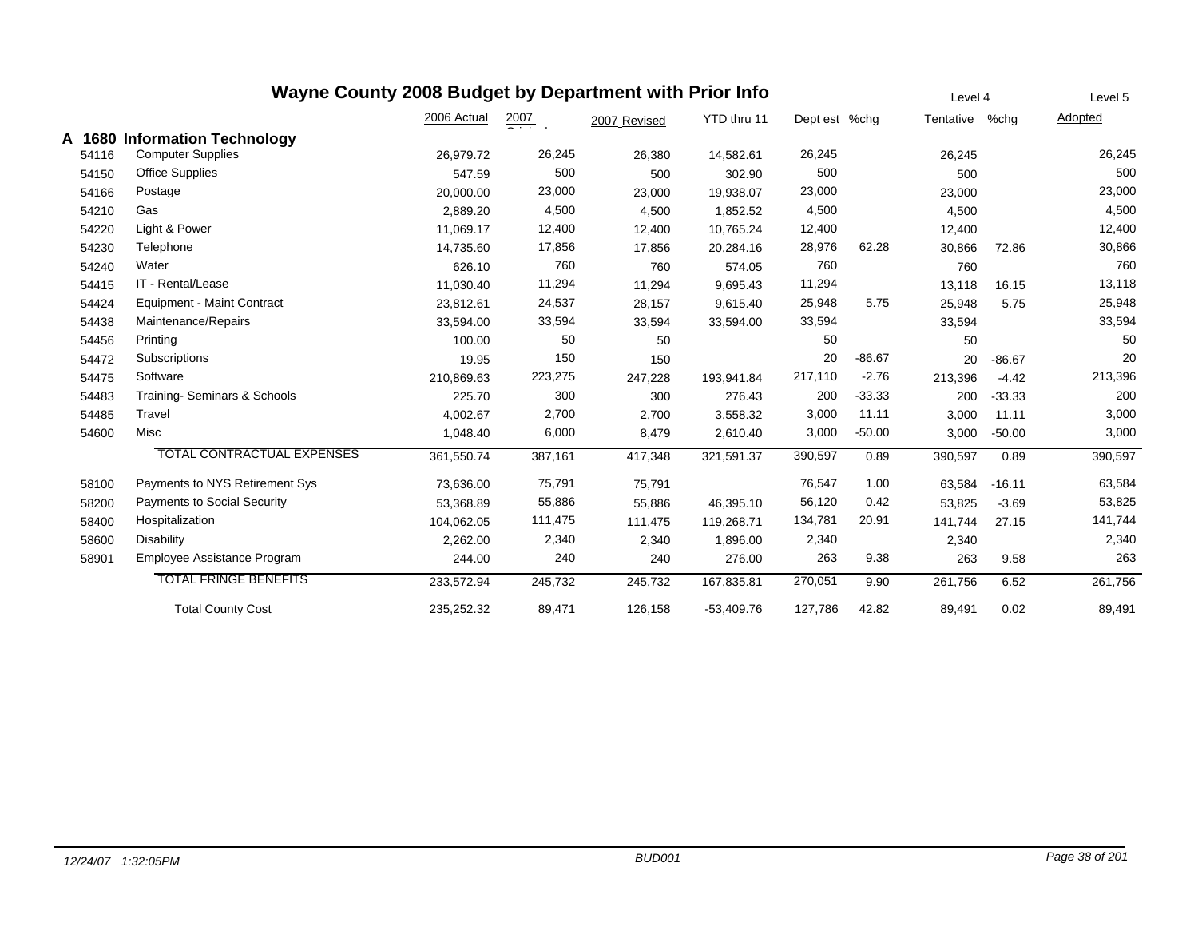# Wayne County 2008 Budget by Department with Prior Info

| | | 2006 Actual | 2007 Original | 2007 Revised | YTD thru 11 | Level 4 Dept est | %chg | Tentative | %chg | Level 5 Adopted |
|---|---|---|---|---|---|---|---|---|---|---|
| **A 1680** | **Information Technology** | | | | | | | | | |
| 54116 | Computer Supplies | 26,979.72 | 26,245 | 26,380 | 14,582.61 | 26,245 | | 26,245 | | 26,245 |
| 54150 | Office Supplies | 547.59 | 500 | 500 | 302.90 | 500 | | 500 | | 500 |
| 54166 | Postage | 20,000.00 | 23,000 | 23,000 | 19,938.07 | 23,000 | | 23,000 | | 23,000 |
| 54210 | Gas | 2,889.20 | 4,500 | 4,500 | 1,852.52 | 4,500 | | 4,500 | | 4,500 |
| 54220 | Light & Power | 11,069.17 | 12,400 | 12,400 | 10,765.24 | 12,400 | | 12,400 | | 12,400 |
| 54230 | Telephone | 14,735.60 | 17,856 | 17,856 | 20,284.16 | 28,976 | 62.28 | 30,866 | 72.86 | 30,866 |
| 54240 | Water | 626.10 | 760 | 760 | 574.05 | 760 | | 760 | | 760 |
| 54415 | IT - Rental/Lease | 11,030.40 | 11,294 | 11,294 | 9,695.43 | 11,294 | | 13,118 | 16.15 | 13,118 |
| 54424 | Equipment - Maint Contract | 23,812.61 | 24,537 | 28,157 | 9,615.40 | 25,948 | 5.75 | 25,948 | 5.75 | 25,948 |
| 54438 | Maintenance/Repairs | 33,594.00 | 33,594 | 33,594 | 33,594.00 | 33,594 | | 33,594 | | 33,594 |
| 54456 | Printing | 100.00 | 50 | 50 | | 50 | | 50 | | 50 |
| 54472 | Subscriptions | 19.95 | 150 | 150 | | 20 | -86.67 | 20 | -86.67 | 20 |
| 54475 | Software | 210,869.63 | 223,275 | 247,228 | 193,941.84 | 217,110 | -2.76 | 213,396 | -4.42 | 213,396 |
| 54483 | Training- Seminars & Schools | 225.70 | 300 | 300 | 276.43 | 200 | -33.33 | 200 | -33.33 | 200 |
| 54485 | Travel | 4,002.67 | 2,700 | 2,700 | 3,558.32 | 3,000 | 11.11 | 3,000 | 11.11 | 3,000 |
| 54600 | Misc | 1,048.40 | 6,000 | 8,479 | 2,610.40 | 3,000 | -50.00 | 3,000 | -50.00 | 3,000 |
| | TOTAL CONTRACTUAL EXPENSES | 361,550.74 | 387,161 | 417,348 | 321,591.37 | 390,597 | 0.89 | 390,597 | 0.89 | 390,597 |
| 58100 | Payments to NYS Retirement Sys | 73,636.00 | 75,791 | 75,791 | | 76,547 | 1.00 | 63,584 | -16.11 | 63,584 |
| 58200 | Payments to Social Security | 53,368.89 | 55,886 | 55,886 | 46,395.10 | 56,120 | 0.42 | 53,825 | -3.69 | 53,825 |
| 58400 | Hospitalization | 104,062.05 | 111,475 | 111,475 | 119,268.71 | 134,781 | 20.91 | 141,744 | 27.15 | 141,744 |
| 58600 | Disability | 2,262.00 | 2,340 | 2,340 | 1,896.00 | 2,340 | | 2,340 | | 2,340 |
| 58901 | Employee Assistance Program | 244.00 | 240 | 240 | 276.00 | 263 | 9.38 | 263 | 9.58 | 263 |
| | TOTAL FRINGE BENEFITS | 233,572.94 | 245,732 | 245,732 | 167,835.81 | 270,051 | 9.90 | 261,756 | 6.52 | 261,756 |
| | Total County Cost | 235,252.32 | 89,471 | 126,158 | -53,409.76 | 127,786 | 42.82 | 89,491 | 0.02 | 89,491 |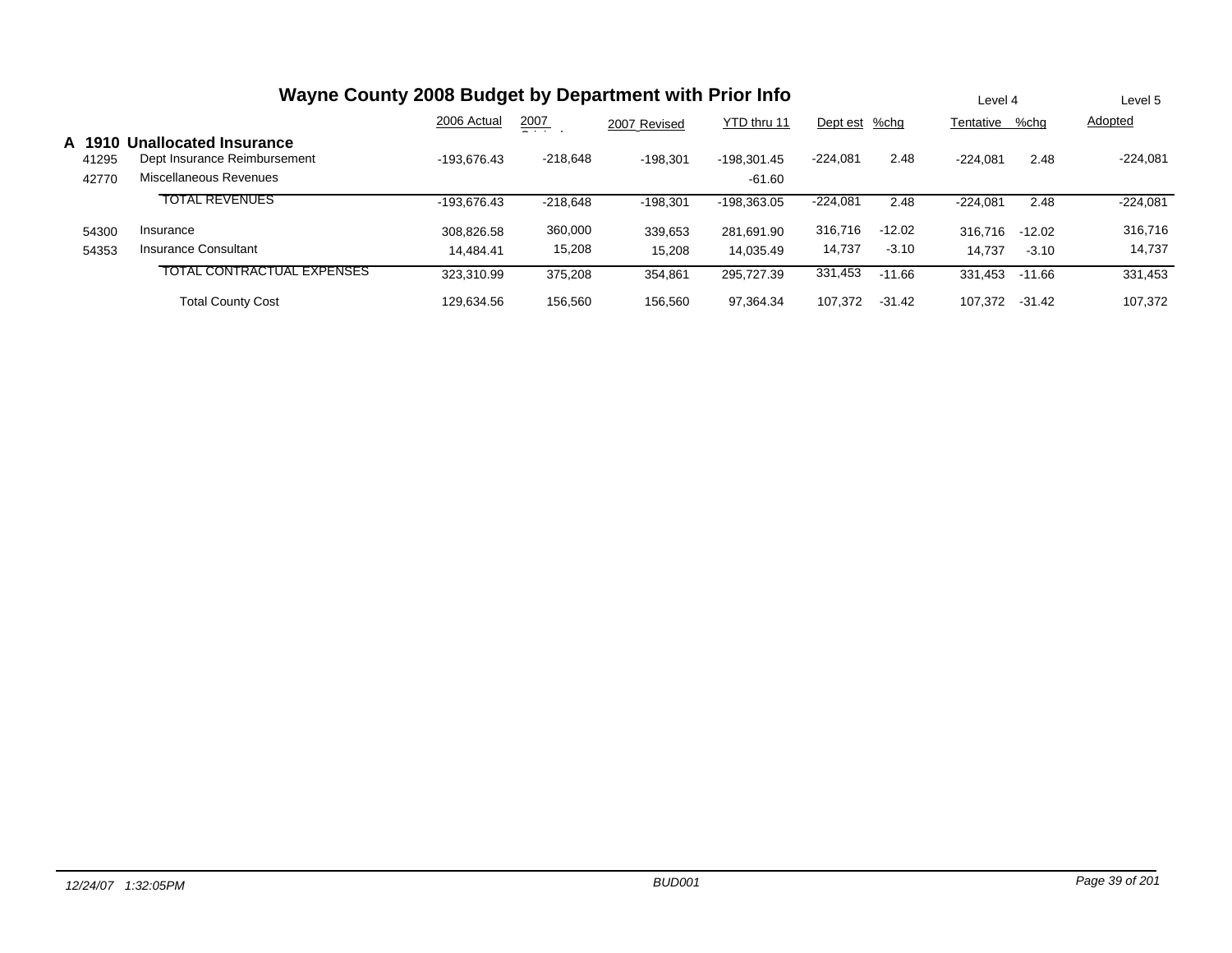# Wayne County 2008 Budget by Department with Prior Info

| | | 2006 Actual | 2007 Original | 2007 Revised | YTD thru 11 | Level 4 Dept est | %chg | Level 4 Tentative | %chg | Level 5 Adopted |
|---|---|---|---|---|---|---|---|---|---|---|
| **A 1910** | **Unallocated Insurance** | | | | | | | | | |
| 41295 | Dept Insurance Reimbursement | -193,676.43 | -218,648 | -198,301 | -198,301.45 | -224,081 | 2.48 | -224,081 | 2.48 | -224,081 |
| 42770 | Miscellaneous Revenues | | | | -61.60 | | | | | |
| | TOTAL REVENUES | -193,676.43 | -218,648 | -198,301 | -198,363.05 | -224,081 | 2.48 | -224,081 | 2.48 | -224,081 |
| 54300 | Insurance | 308,826.58 | 360,000 | 339,653 | 281,691.90 | 316,716 | -12.02 | 316,716 | -12.02 | 316,716 |
| 54353 | Insurance Consultant | 14,484.41 | 15,208 | 15,208 | 14,035.49 | 14,737 | -3.10 | 14,737 | -3.10 | 14,737 |
| | TOTAL CONTRACTUAL EXPENSES | 323,310.99 | 375,208 | 354,861 | 295,727.39 | 331,453 | -11.66 | 331,453 | -11.66 | 331,453 |
| | Total County Cost | 129,634.56 | 156,560 | 156,560 | 97,364.34 | 107,372 | -31.42 | 107,372 | -31.42 | 107,372 |

*12/24/07 1:32:05PM* BUD001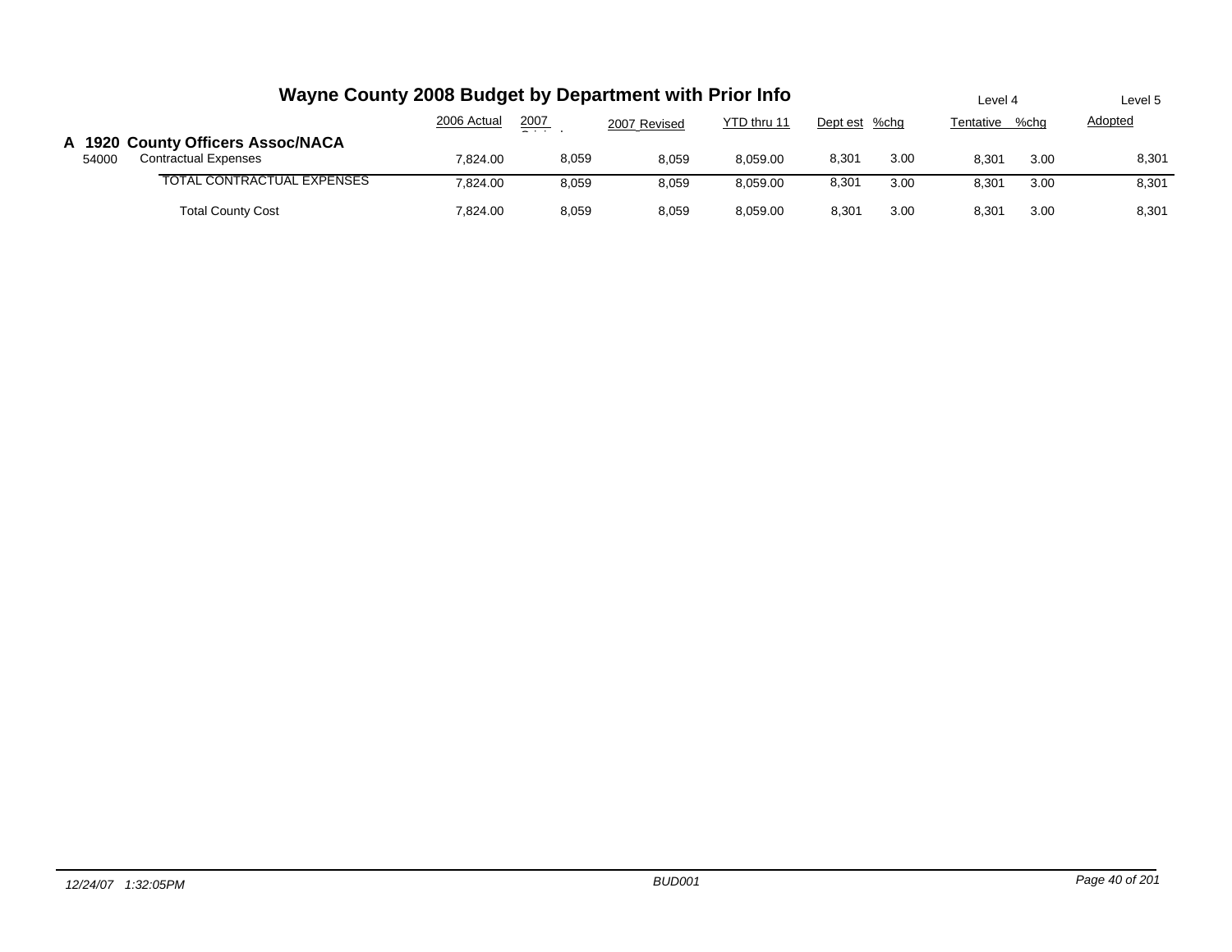# Wayne County 2008 Budget by Department with Prior Info

| | | 2006 Actual | 2007 Original | 2007 Revised | YTD thru 11 | Dept est | %chg | Level 4 Tentative | %chg | Level 5 Adopted |
|---|---|---|---|---|---|---|---|---|---|---|
| **A 1920 County Officers Assoc/NACA** | | | | | | | | | | |
| 54000 | Contractual Expenses | 7,824.00 | 8,059 | 8,059 | 8,059.00 | 8,301 | 3.00 | 8,301 | 3.00 | 8,301 |
| | TOTAL CONTRACTUAL EXPENSES | 7,824.00 | 8,059 | 8,059 | 8,059.00 | 8,301 | 3.00 | 8,301 | 3.00 | 8,301 |
| | Total County Cost | 7,824.00 | 8,059 | 8,059 | 8,059.00 | 8,301 | 3.00 | 8,301 | 3.00 | 8,301 |

*12/24/07 1:32:05PM* *BUD001*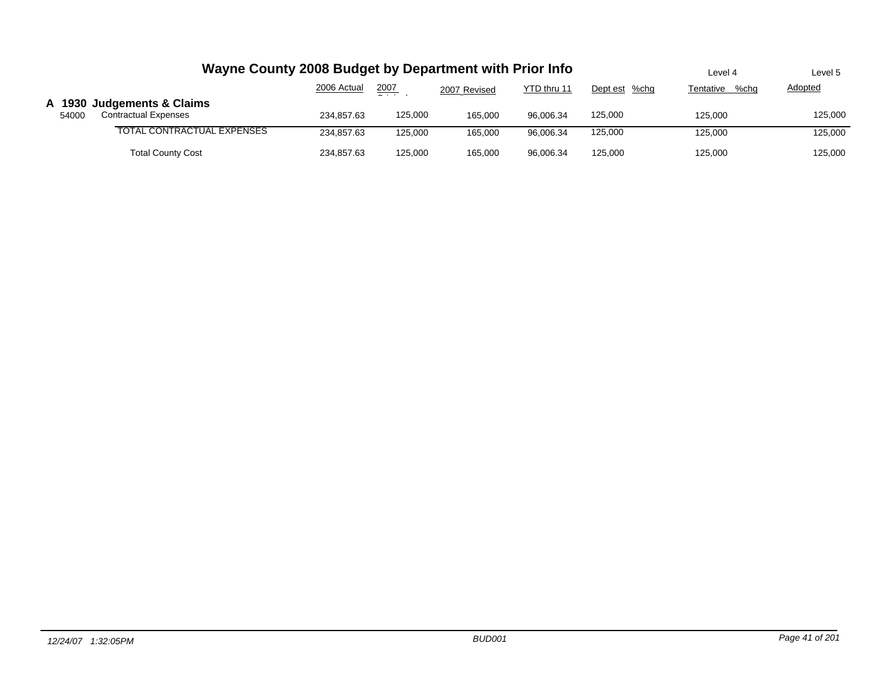# Wayne County 2008 Budget by Department with Prior Info

## A 1930 Judgements & Claims

| | | 2006 Actual | 2007 Original | 2007 Revised | YTD thru 11 | Dept est | %chg | Level 4 Tentative | %chg | Level 5 Adopted |
|---|---|---|---|---|---|---|---|---|---|---|
| 54000 | Contractual Expenses | 234,857.63 | 125,000 | 165,000 | 96,006.34 | 125,000 | | 125,000 | | 125,000 |
| | TOTAL CONTRACTUAL EXPENSES | 234,857.63 | 125,000 | 165,000 | 96,006.34 | 125,000 | | 125,000 | | 125,000 |
| | Total County Cost | 234,857.63 | 125,000 | 165,000 | 96,006.34 | 125,000 | | 125,000 | | 125,000 |

*12/24/07 1:32:05PM* — *BUD001*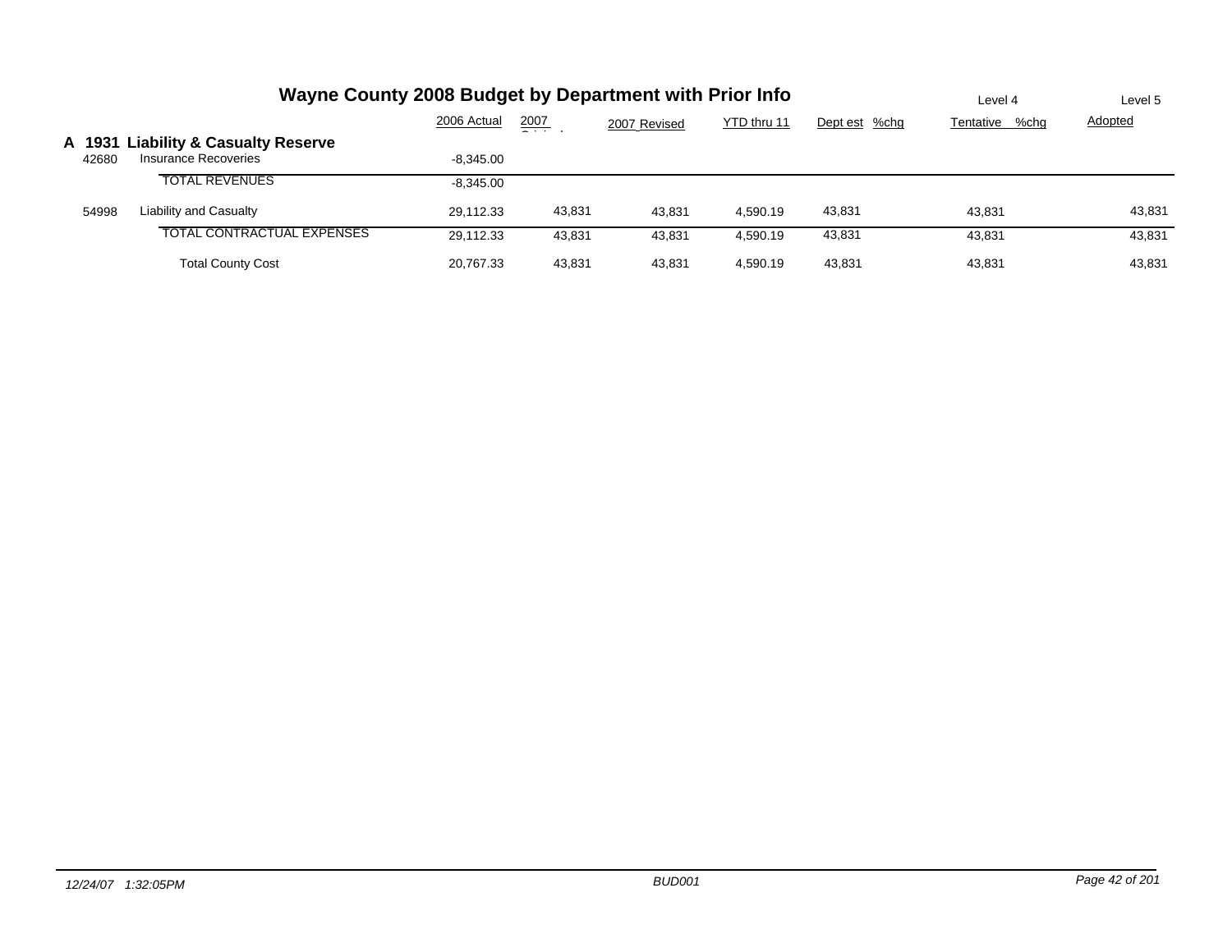# Wayne County 2008 Budget by Department with Prior Info

| | | 2006 Actual | 2007 Original | 2007 Revised | YTD thru 11 | Dept est %chg | Level 4 Tentative %chg | Level 5 Adopted |
|---|---|---|---|---|---|---|---|---|
| **A 1931** | **Liability & Casualty Reserve** | | | | | | | |
| 42680 | Insurance Recoveries | -8,345.00 | | | | | | |
| | TOTAL REVENUES | -8,345.00 | | | | | | |
| 54998 | Liability and Casualty | 29,112.33 | 43,831 | 43,831 | 4,590.19 | 43,831 | 43,831 | 43,831 |
| | TOTAL CONTRACTUAL EXPENSES | 29,112.33 | 43,831 | 43,831 | 4,590.19 | 43,831 | 43,831 | 43,831 |
| | Total County Cost | 20,767.33 | 43,831 | 43,831 | 4,590.19 | 43,831 | 43,831 | 43,831 |

12/24/07 1:32:05PM BUD001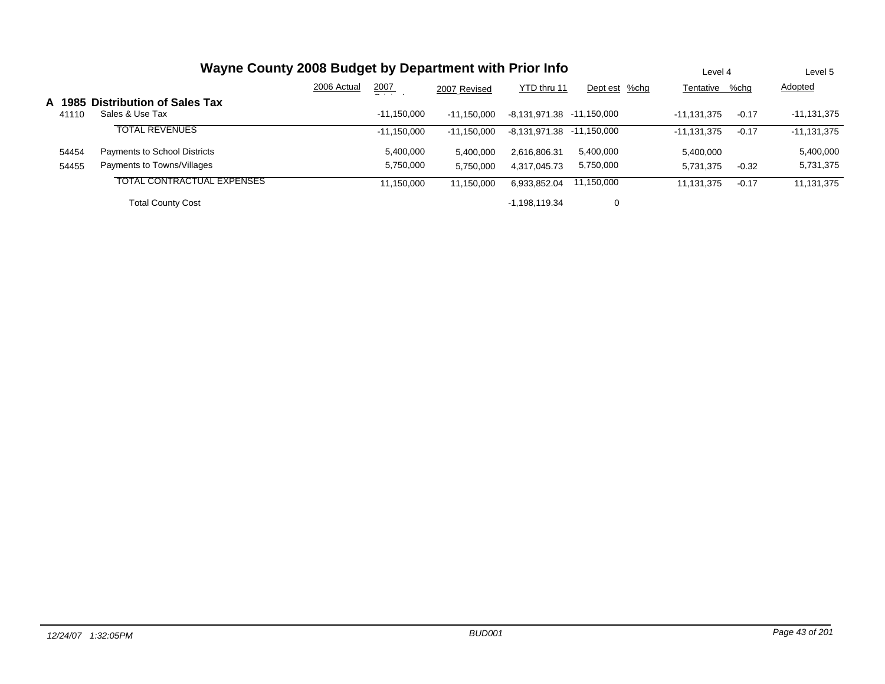# Wayne County 2008 Budget by Department with Prior Info

| | | 2006 Actual | 2007 Original | 2007 Revised | YTD thru 11 | Dept est | %chg | Level 4 Tentative | %chg | Level 5 Adopted |
|---|---|---|---|---|---|---|---|---|---|---|
| **A 1985** | **Distribution of Sales Tax** | | | | | | | | | |
| 41110 | Sales & Use Tax | | -11,150,000 | -11,150,000 | -8,131,971.38 | -11,150,000 | | -11,131,375 | -0.17 | -11,131,375 |
| | TOTAL REVENUES | | -11,150,000 | -11,150,000 | -8,131,971.38 | -11,150,000 | | -11,131,375 | -0.17 | -11,131,375 |
| 54454 | Payments to School Districts | | 5,400,000 | 5,400,000 | 2,616,806.31 | 5,400,000 | | 5,400,000 | | 5,400,000 |
| 54455 | Payments to Towns/Villages | | 5,750,000 | 5,750,000 | 4,317,045.73 | 5,750,000 | | 5,731,375 | -0.32 | 5,731,375 |
| | TOTAL CONTRACTUAL EXPENSES | | 11,150,000 | 11,150,000 | 6,933,852.04 | 11,150,000 | | 11,131,375 | -0.17 | 11,131,375 |
| | Total County Cost | | | | -1,198,119.34 | 0 | | | | |

*12/24/07 1:32:05PM* — *BUD001*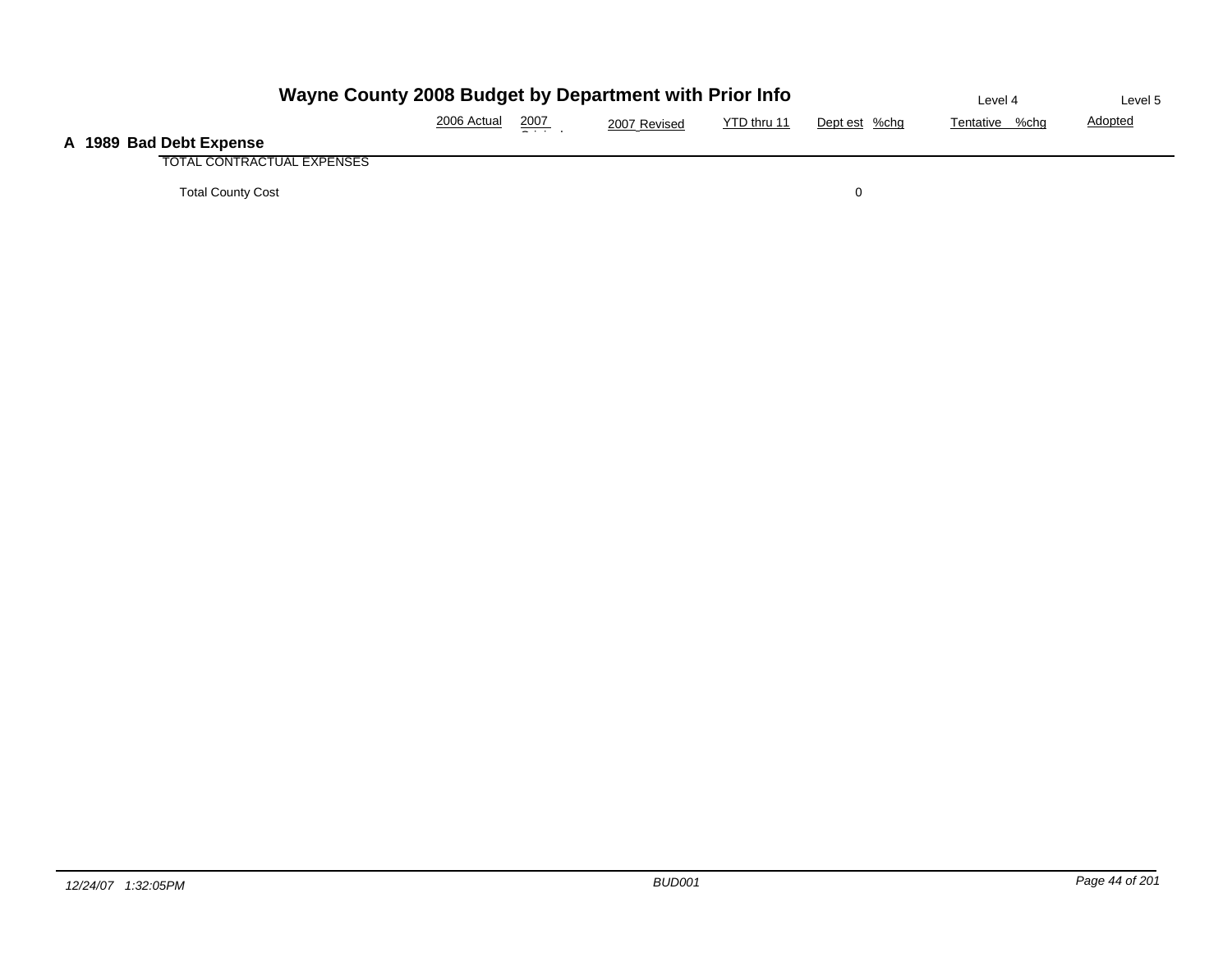# Wayne County 2008 Budget by Department with Prior Info

## A 1989 Bad Debt Expense

| | 2006 Actual | 2007 Original | 2007 Revised | YTD thru 11 | Dept est | %chg | Level 4 Tentative | %chg | Level 5 Adopted |
|---|---|---|---|---|---|---|---|---|---|
| TOTAL CONTRACTUAL EXPENSES | | | | | | | | | |
| Total County Cost | | | | | 0 | | | | |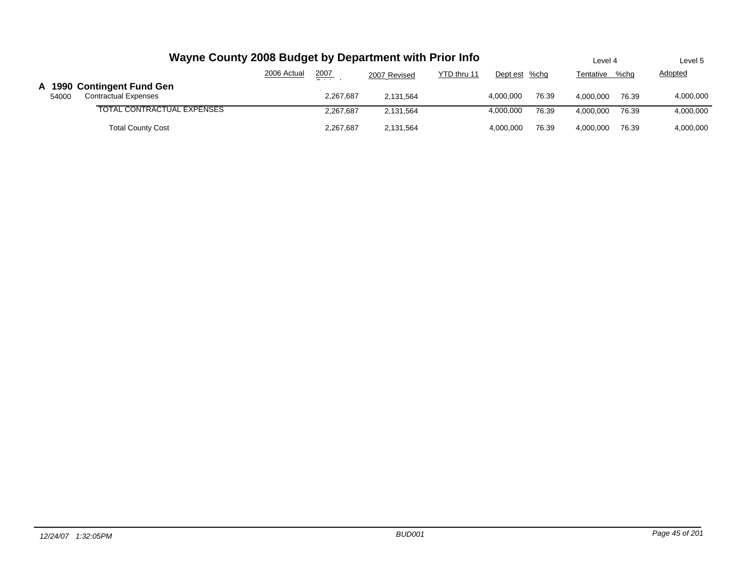# Wayne County 2008 Budget by Department with Prior Info

| | | 2006 Actual | 2007 Original | 2007 Revised | YTD thru 11 | Dept est | %chg | Level 4 Tentative | %chg | Level 5 Adopted |
|---|---|---|---|---|---|---|---|---|---|---|
| **A 1990** | **Contingent Fund Gen** | | | | | | | | | |
| 54000 | Contractual Expenses | | 2,267,687 | 2,131,564 | | 4,000,000 | 76.39 | 4,000,000 | 76.39 | 4,000,000 |
| | TOTAL CONTRACTUAL EXPENSES | | 2,267,687 | 2,131,564 | | 4,000,000 | 76.39 | 4,000,000 | 76.39 | 4,000,000 |
| | Total County Cost | | 2,267,687 | 2,131,564 | | 4,000,000 | 76.39 | 4,000,000 | 76.39 | 4,000,000 |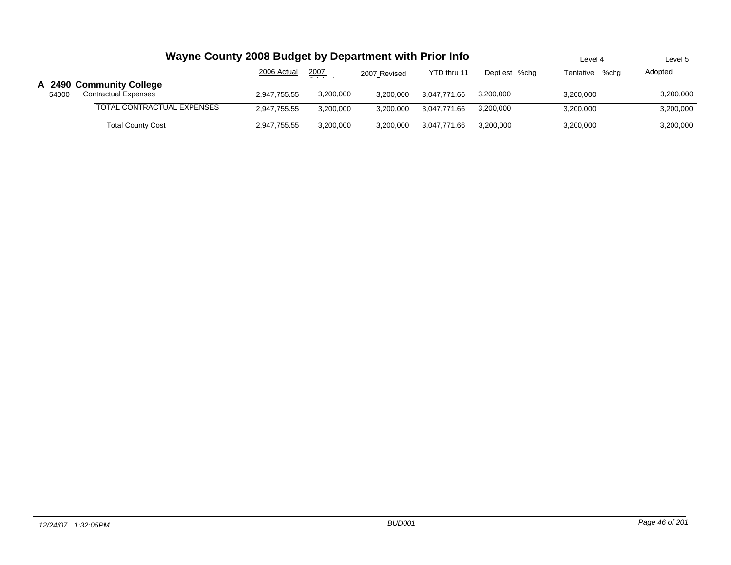# Wayne County 2008 Budget by Department with Prior Info

| | | 2006 Actual | 2007 Original | 2007 Revised | YTD thru 11 | Dept est | %chg | Level 4 Tentative | %chg | Level 5 Adopted |
|---|---|---|---|---|---|---|---|---|---|---|
| **A 2490** | **Community College** | | | | | | | | | |
| 54000 | Contractual Expenses | 2,947,755.55 | 3,200,000 | 3,200,000 | 3,047,771.66 | 3,200,000 | | 3,200,000 | | 3,200,000 |
| | TOTAL CONTRACTUAL EXPENSES | 2,947,755.55 | 3,200,000 | 3,200,000 | 3,047,771.66 | 3,200,000 | | 3,200,000 | | 3,200,000 |
| | Total County Cost | 2,947,755.55 | 3,200,000 | 3,200,000 | 3,047,771.66 | 3,200,000 | | 3,200,000 | | 3,200,000 |

12/24/07 1:32:05PM BUD001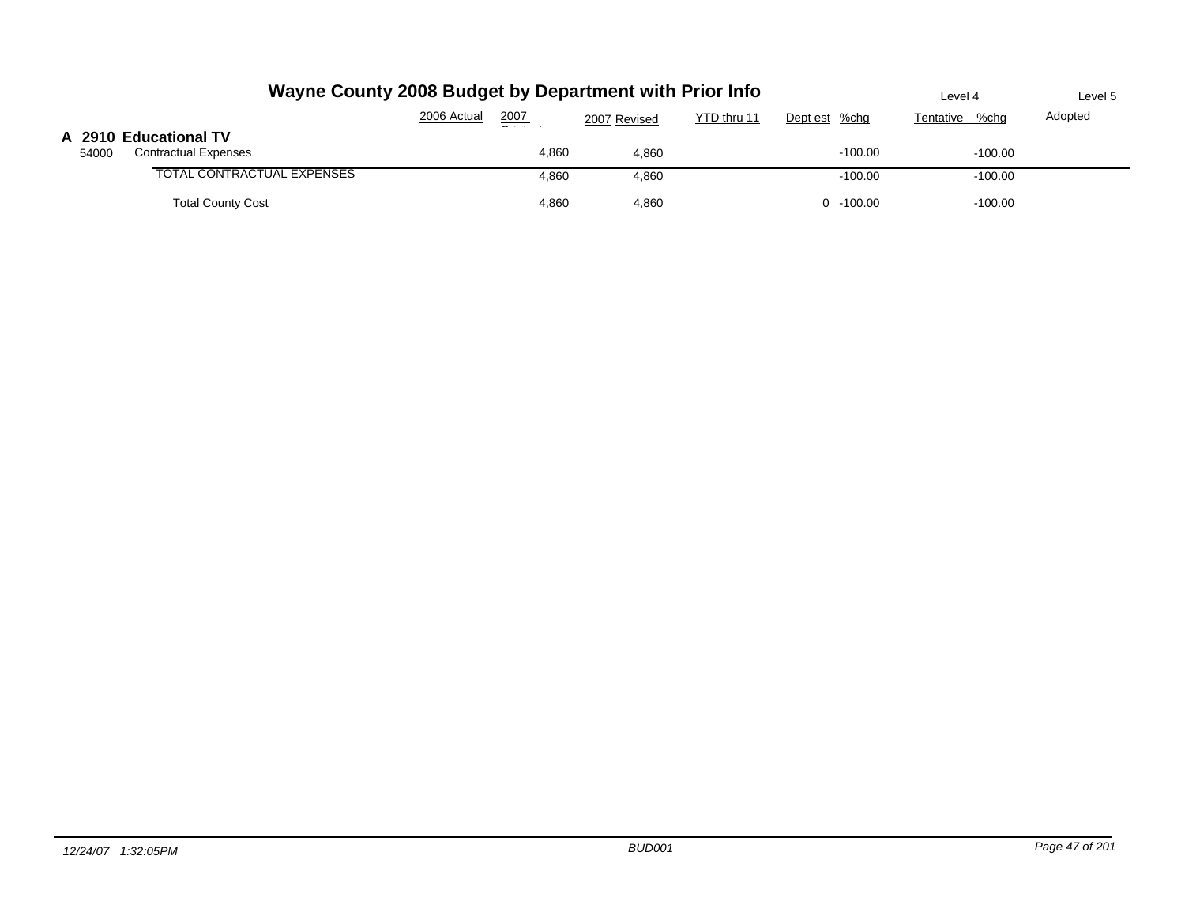# Wayne County 2008 Budget by Department with Prior Info

## A 2910 Educational TV

| | | 2006 Actual | 2007 Original | 2007 Revised | YTD thru 11 | Dept est | %chg | Level 4 Tentative | %chg | Level 5 Adopted |
|---|---|---|---|---|---|---|---|---|---|---|
| 54000 | Contractual Expenses | | 4,860 | 4,860 | | | -100.00 | | -100.00 | |
| | TOTAL CONTRACTUAL EXPENSES | | 4,860 | 4,860 | | | -100.00 | | -100.00 | |
| | Total County Cost | | 4,860 | 4,860 | | 0 | -100.00 | | -100.00 | |

12/24/07 1:32:05PM BUD001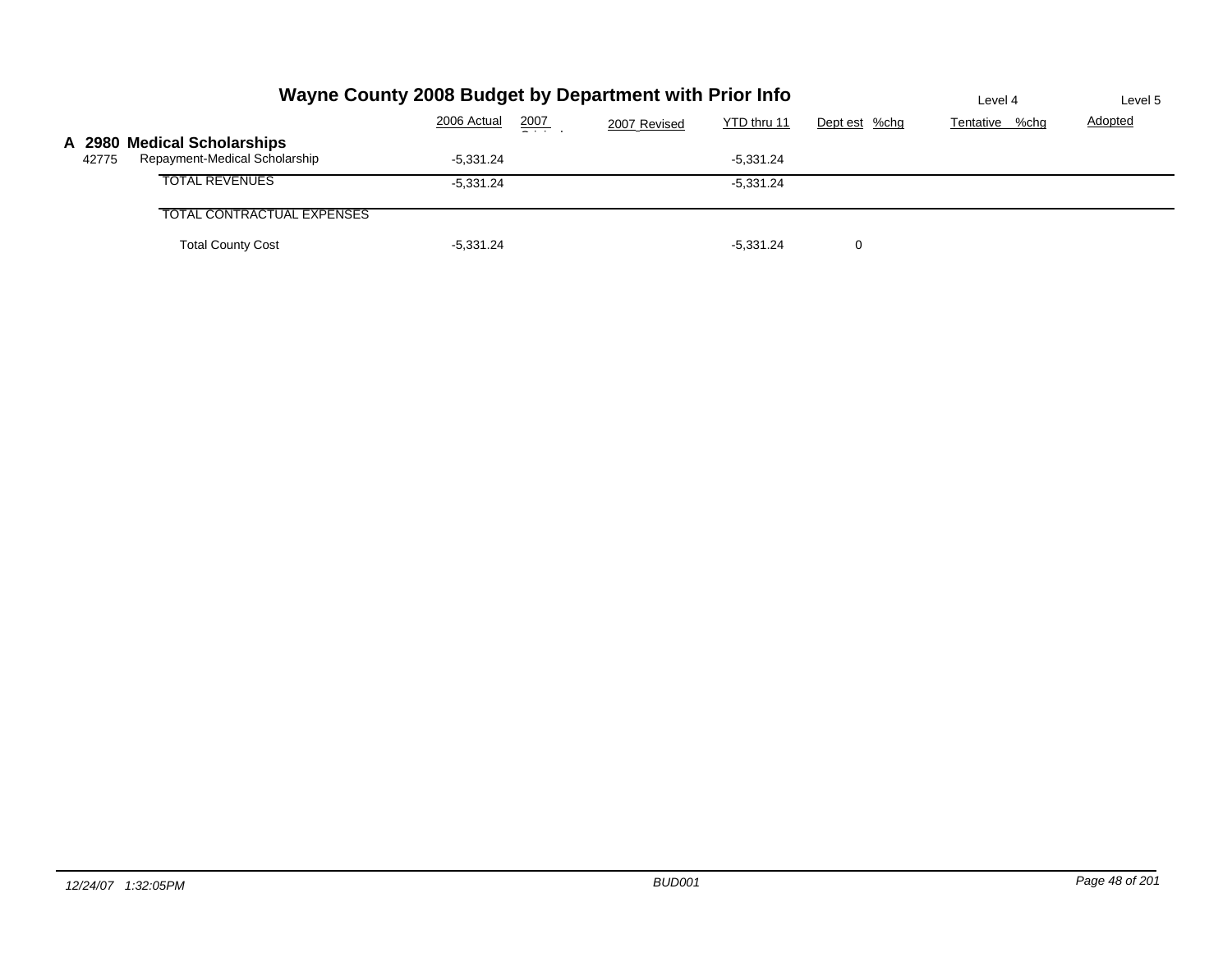# Wayne County 2008 Budget by Department with Prior Info

| | | 2006 Actual | 2007 Original | 2007 Revised | YTD thru 11 | Dept est | %chg | Level 4 Tentative | %chg | Level 5 Adopted |
|---|---|---|---|---|---|---|---|---|---|---|
| **A 2980** | **Medical Scholarships** | | | | | | | | | |
| 42775 | Repayment-Medical Scholarship | -5,331.24 | | | -5,331.24 | | | | | |
| | TOTAL REVENUES | -5,331.24 | | | -5,331.24 | | | | | |
| | TOTAL CONTRACTUAL EXPENSES | | | | | | | | | |
| | Total County Cost | -5,331.24 | | | -5,331.24 | 0 | | | | |

*12/24/07 1:32:05PM* BUD001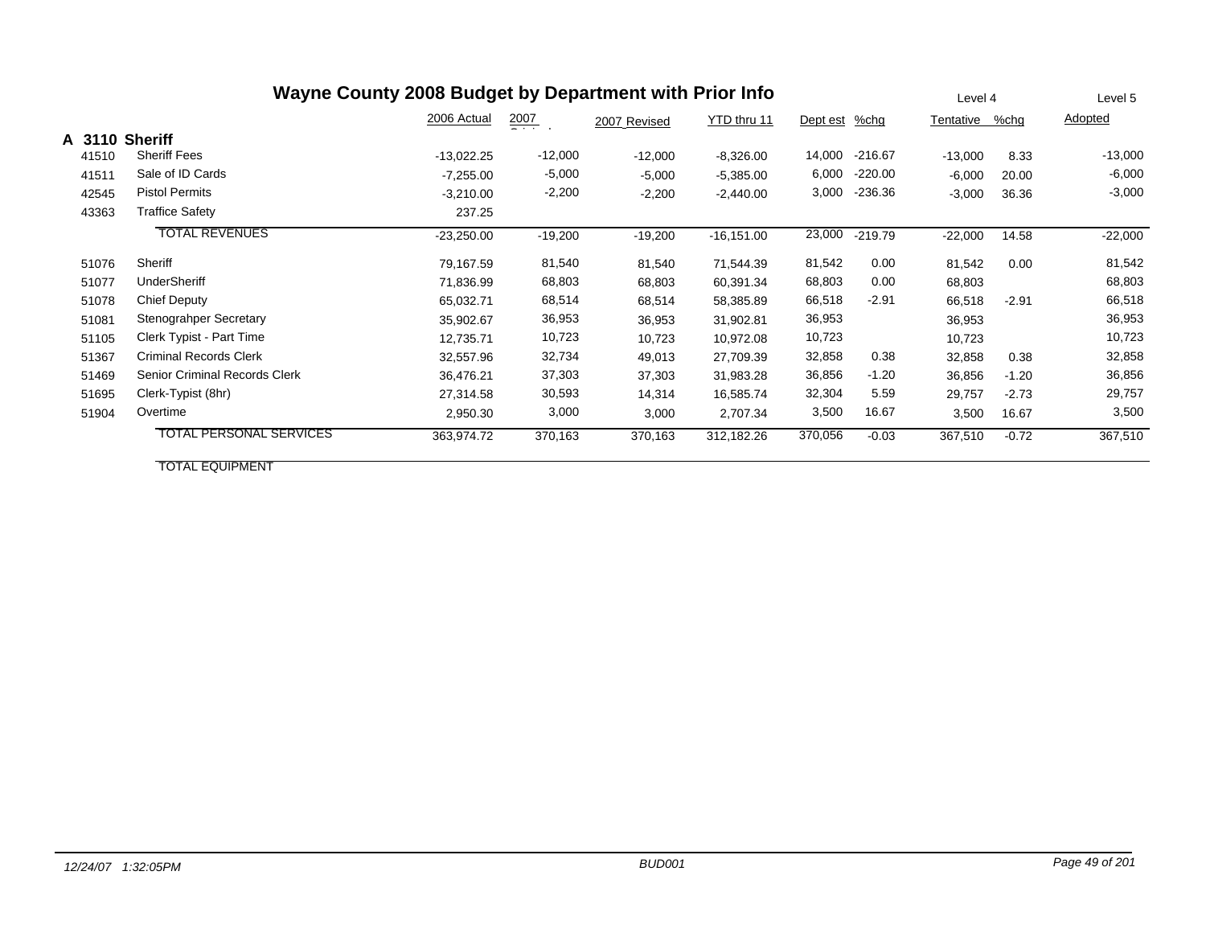# Wayne County 2008 Budget by Department with Prior Info

| | | 2006 Actual | 2007 Original | 2007 Revised | YTD thru 11 | Dept est | %chg | Level 4 Tentative | %chg | Level 5 Adopted |
|---|---|---|---|---|---|---|---|---|---|---|
| **A 3110** | **Sheriff** | | | | | | | | | |
| 41510 | Sheriff Fees | -13,022.25 | -12,000 | -12,000 | -8,326.00 | 14,000 | -216.67 | -13,000 | 8.33 | -13,000 |
| 41511 | Sale of ID Cards | -7,255.00 | -5,000 | -5,000 | -5,385.00 | 6,000 | -220.00 | -6,000 | 20.00 | -6,000 |
| 42545 | Pistol Permits | -3,210.00 | -2,200 | -2,200 | -2,440.00 | 3,000 | -236.36 | -3,000 | 36.36 | -3,000 |
| 43363 | Traffice Safety | 237.25 | | | | | | | | |
| | TOTAL REVENUES | -23,250.00 | -19,200 | -19,200 | -16,151.00 | 23,000 | -219.79 | -22,000 | 14.58 | -22,000 |
| 51076 | Sheriff | 79,167.59 | 81,540 | 81,540 | 71,544.39 | 81,542 | 0.00 | 81,542 | 0.00 | 81,542 |
| 51077 | UnderSheriff | 71,836.99 | 68,803 | 68,803 | 60,391.34 | 68,803 | 0.00 | 68,803 | | 68,803 |
| 51078 | Chief Deputy | 65,032.71 | 68,514 | 68,514 | 58,385.89 | 66,518 | -2.91 | 66,518 | -2.91 | 66,518 |
| 51081 | Stenograhper Secretary | 35,902.67 | 36,953 | 36,953 | 31,902.81 | 36,953 | | 36,953 | | 36,953 |
| 51105 | Clerk Typist - Part Time | 12,735.71 | 10,723 | 10,723 | 10,972.08 | 10,723 | | 10,723 | | 10,723 |
| 51367 | Criminal Records Clerk | 32,557.96 | 32,734 | 49,013 | 27,709.39 | 32,858 | 0.38 | 32,858 | 0.38 | 32,858 |
| 51469 | Senior Criminal Records Clerk | 36,476.21 | 37,303 | 37,303 | 31,983.28 | 36,856 | -1.20 | 36,856 | -1.20 | 36,856 |
| 51695 | Clerk-Typist (8hr) | 27,314.58 | 30,593 | 14,314 | 16,585.74 | 32,304 | 5.59 | 29,757 | -2.73 | 29,757 |
| 51904 | Overtime | 2,950.30 | 3,000 | 3,000 | 2,707.34 | 3,500 | 16.67 | 3,500 | 16.67 | 3,500 |
| | TOTAL PERSONAL SERVICES | 363,974.72 | 370,163 | 370,163 | 312,182.26 | 370,056 | -0.03 | 367,510 | -0.72 | 367,510 |
| | TOTAL EQUIPMENT | | | | | | | | | |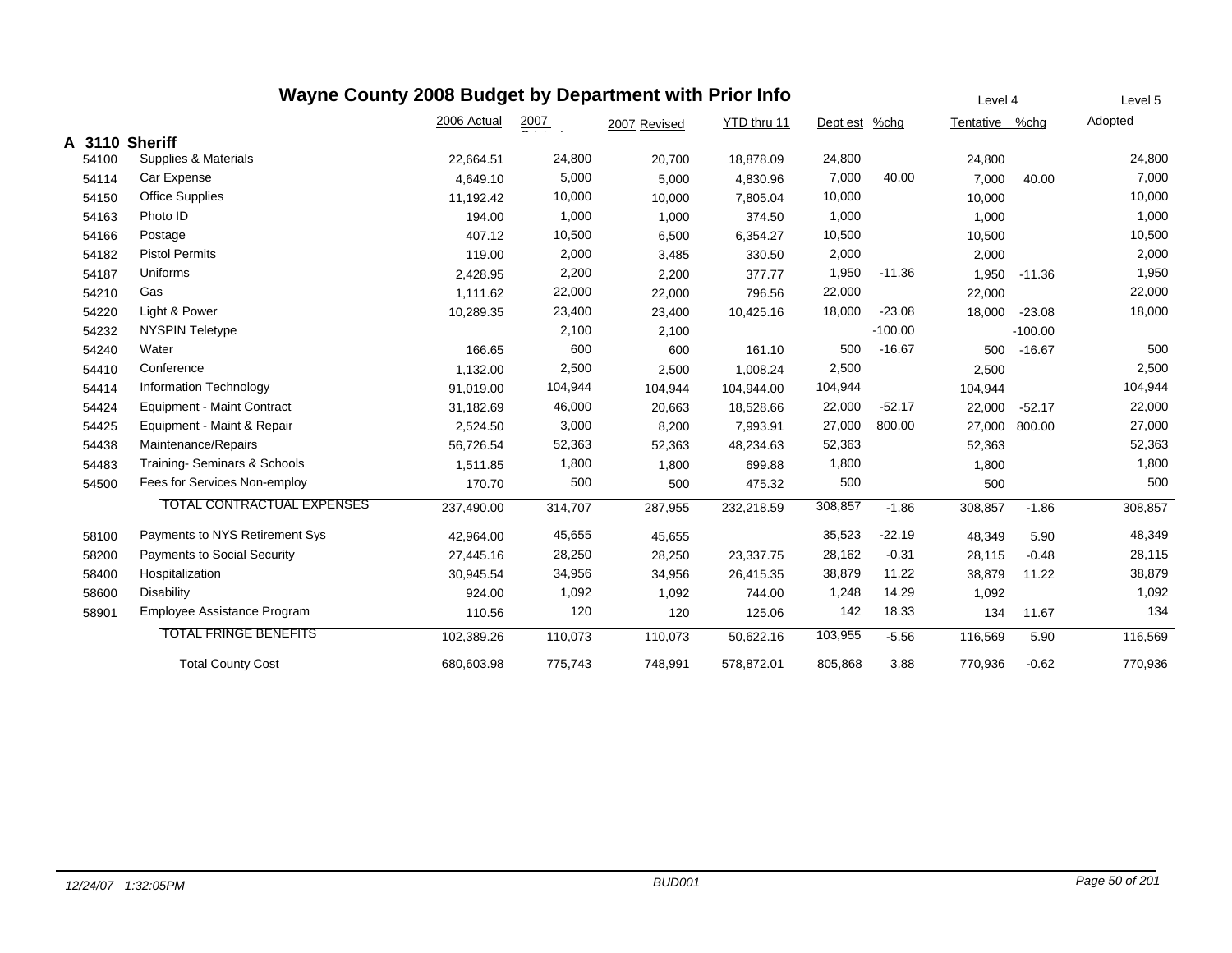# Wayne County 2008 Budget by Department with Prior Info

| | | 2006 Actual | 2007 Original | 2007 Revised | YTD thru 11 | Dept est | %chg | Level 4 Tentative | %chg | Level 5 Adopted |
|---|---|---|---|---|---|---|---|---|---|---|
| **A 3110** | **Sheriff** | | | | | | | | | |
| 54100 | Supplies & Materials | 22,664.51 | 24,800 | 20,700 | 18,878.09 | 24,800 | | 24,800 | | 24,800 |
| 54114 | Car Expense | 4,649.10 | 5,000 | 5,000 | 4,830.96 | 7,000 | 40.00 | 7,000 | 40.00 | 7,000 |
| 54150 | Office Supplies | 11,192.42 | 10,000 | 10,000 | 7,805.04 | 10,000 | | 10,000 | | 10,000 |
| 54163 | Photo ID | 194.00 | 1,000 | 1,000 | 374.50 | 1,000 | | 1,000 | | 1,000 |
| 54166 | Postage | 407.12 | 10,500 | 6,500 | 6,354.27 | 10,500 | | 10,500 | | 10,500 |
| 54182 | Pistol Permits | 119.00 | 2,000 | 3,485 | 330.50 | 2,000 | | 2,000 | | 2,000 |
| 54187 | Uniforms | 2,428.95 | 2,200 | 2,200 | 377.77 | 1,950 | -11.36 | 1,950 | -11.36 | 1,950 |
| 54210 | Gas | 1,111.62 | 22,000 | 22,000 | 796.56 | 22,000 | | 22,000 | | 22,000 |
| 54220 | Light & Power | 10,289.35 | 23,400 | 23,400 | 10,425.16 | 18,000 | -23.08 | 18,000 | -23.08 | 18,000 |
| 54232 | NYSPIN Teletype | | 2,100 | 2,100 | | | -100.00 | | -100.00 | |
| 54240 | Water | 166.65 | 600 | 600 | 161.10 | 500 | -16.67 | 500 | -16.67 | 500 |
| 54410 | Conference | 1,132.00 | 2,500 | 2,500 | 1,008.24 | 2,500 | | 2,500 | | 2,500 |
| 54414 | Information Technology | 91,019.00 | 104,944 | 104,944 | 104,944.00 | 104,944 | | 104,944 | | 104,944 |
| 54424 | Equipment - Maint Contract | 31,182.69 | 46,000 | 20,663 | 18,528.66 | 22,000 | -52.17 | 22,000 | -52.17 | 22,000 |
| 54425 | Equipment - Maint & Repair | 2,524.50 | 3,000 | 8,200 | 7,993.91 | 27,000 | 800.00 | 27,000 | 800.00 | 27,000 |
| 54438 | Maintenance/Repairs | 56,726.54 | 52,363 | 52,363 | 48,234.63 | 52,363 | | 52,363 | | 52,363 |
| 54483 | Training- Seminars & Schools | 1,511.85 | 1,800 | 1,800 | 699.88 | 1,800 | | 1,800 | | 1,800 |
| 54500 | Fees for Services Non-employ | 170.70 | 500 | 500 | 475.32 | 500 | | 500 | | 500 |
| | TOTAL CONTRACTUAL EXPENSES | 237,490.00 | 314,707 | 287,955 | 232,218.59 | 308,857 | -1.86 | 308,857 | -1.86 | 308,857 |
| 58100 | Payments to NYS Retirement Sys | 42,964.00 | 45,655 | 45,655 | | 35,523 | -22.19 | 48,349 | 5.90 | 48,349 |
| 58200 | Payments to Social Security | 27,445.16 | 28,250 | 28,250 | 23,337.75 | 28,162 | -0.31 | 28,115 | -0.48 | 28,115 |
| 58400 | Hospitalization | 30,945.54 | 34,956 | 34,956 | 26,415.35 | 38,879 | 11.22 | 38,879 | 11.22 | 38,879 |
| 58600 | Disability | 924.00 | 1,092 | 1,092 | 744.00 | 1,248 | 14.29 | 1,092 | | 1,092 |
| 58901 | Employee Assistance Program | 110.56 | 120 | 120 | 125.06 | 142 | 18.33 | 134 | 11.67 | 134 |
| | TOTAL FRINGE BENEFITS | 102,389.26 | 110,073 | 110,073 | 50,622.16 | 103,955 | -5.56 | 116,569 | 5.90 | 116,569 |
| | Total County Cost | 680,603.98 | 775,743 | 748,991 | 578,872.01 | 805,868 | 3.88 | 770,936 | -0.62 | 770,936 |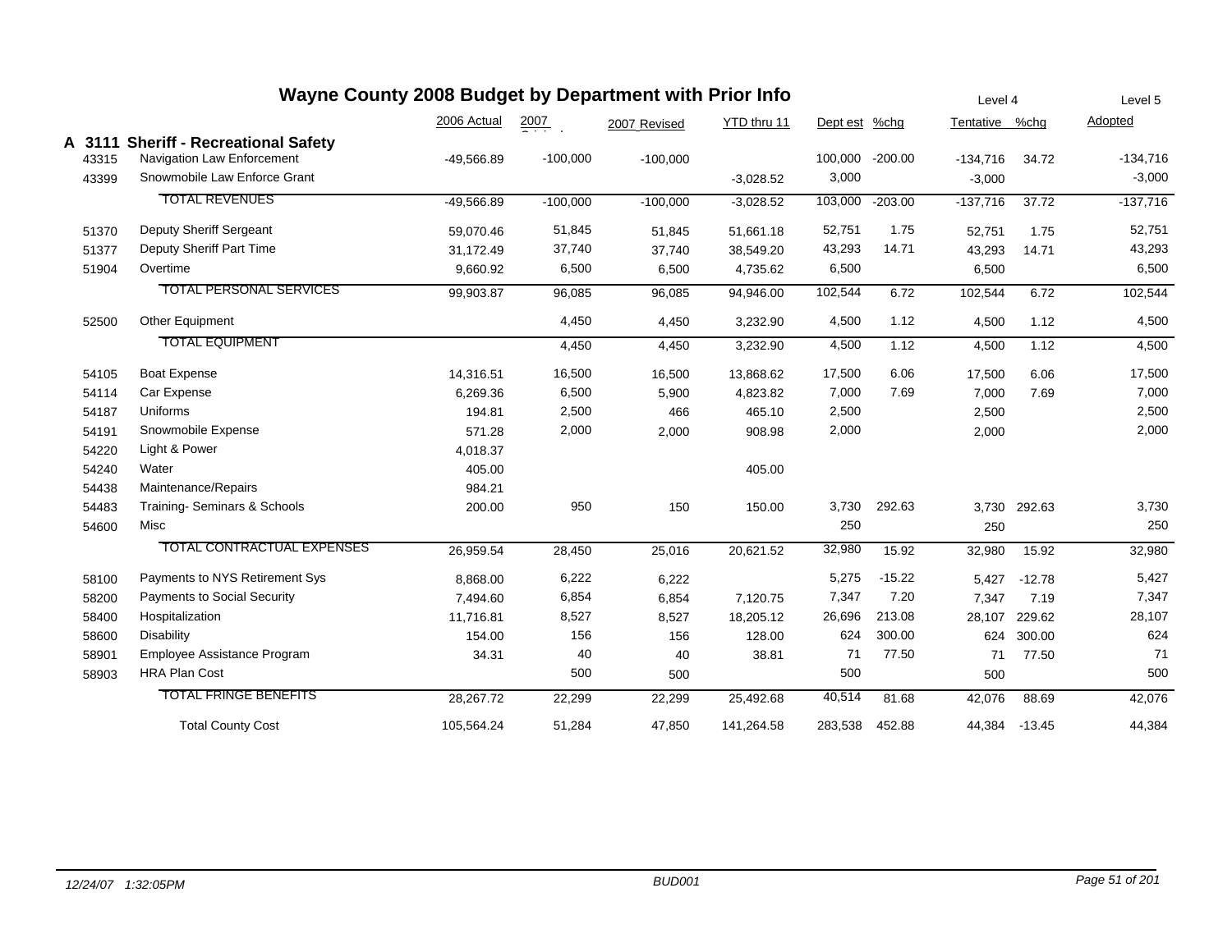# Wayne County 2008 Budget by Department with Prior Info

## A 3111 Sheriff - Recreational Safety

| | | 2006 Actual | 2007 Original | 2007 Revised | YTD thru 11 | Dept est | %chg | Level 4 Tentative | %chg | Level 5 Adopted |
|---|---|---|---|---|---|---|---|---|---|---|
| 43315 | Navigation Law Enforcement | -49,566.89 | -100,000 | -100,000 | | 100,000 | -200.00 | -134,716 | 34.72 | -134,716 |
| 43399 | Snowmobile Law Enforce Grant | | | | -3,028.52 | 3,000 | | -3,000 | | -3,000 |
| | TOTAL REVENUES | -49,566.89 | -100,000 | -100,000 | -3,028.52 | 103,000 | -203.00 | -137,716 | 37.72 | -137,716 |
| 51370 | Deputy Sheriff Sergeant | 59,070.46 | 51,845 | 51,845 | 51,661.18 | 52,751 | 1.75 | 52,751 | 1.75 | 52,751 |
| 51377 | Deputy Sheriff Part Time | 31,172.49 | 37,740 | 37,740 | 38,549.20 | 43,293 | 14.71 | 43,293 | 14.71 | 43,293 |
| 51904 | Overtime | 9,660.92 | 6,500 | 6,500 | 4,735.62 | 6,500 | | 6,500 | | 6,500 |
| | TOTAL PERSONAL SERVICES | 99,903.87 | 96,085 | 96,085 | 94,946.00 | 102,544 | 6.72 | 102,544 | 6.72 | 102,544 |
| 52500 | Other Equipment | | 4,450 | 4,450 | 3,232.90 | 4,500 | 1.12 | 4,500 | 1.12 | 4,500 |
| | TOTAL EQUIPMENT | | 4,450 | 4,450 | 3,232.90 | 4,500 | 1.12 | 4,500 | 1.12 | 4,500 |
| 54105 | Boat Expense | 14,316.51 | 16,500 | 16,500 | 13,868.62 | 17,500 | 6.06 | 17,500 | 6.06 | 17,500 |
| 54114 | Car Expense | 6,269.36 | 6,500 | 5,900 | 4,823.82 | 7,000 | 7.69 | 7,000 | 7.69 | 7,000 |
| 54187 | Uniforms | 194.81 | 2,500 | 466 | 465.10 | 2,500 | | 2,500 | | 2,500 |
| 54191 | Snowmobile Expense | 571.28 | 2,000 | 2,000 | 908.98 | 2,000 | | 2,000 | | 2,000 |
| 54220 | Light & Power | 4,018.37 | | | | | | | | |
| 54240 | Water | 405.00 | | | 405.00 | | | | | |
| 54438 | Maintenance/Repairs | 984.21 | | | | | | | | |
| 54483 | Training- Seminars & Schools | 200.00 | 950 | 150 | 150.00 | 3,730 | 292.63 | 3,730 | 292.63 | 3,730 |
| 54600 | Misc | | | | | 250 | | 250 | | 250 |
| | TOTAL CONTRACTUAL EXPENSES | 26,959.54 | 28,450 | 25,016 | 20,621.52 | 32,980 | 15.92 | 32,980 | 15.92 | 32,980 |
| 58100 | Payments to NYS Retirement Sys | 8,868.00 | 6,222 | 6,222 | | 5,275 | -15.22 | 5,427 | -12.78 | 5,427 |
| 58200 | Payments to Social Security | 7,494.60 | 6,854 | 6,854 | 7,120.75 | 7,347 | 7.20 | 7,347 | 7.19 | 7,347 |
| 58400 | Hospitalization | 11,716.81 | 8,527 | 8,527 | 18,205.12 | 26,696 | 213.08 | 28,107 | 229.62 | 28,107 |
| 58600 | Disability | 154.00 | 156 | 156 | 128.00 | 624 | 300.00 | 624 | 300.00 | 624 |
| 58901 | Employee Assistance Program | 34.31 | 40 | 40 | 38.81 | 71 | 77.50 | 71 | 77.50 | 71 |
| 58903 | HRA Plan Cost | | 500 | 500 | | 500 | | 500 | | 500 |
| | TOTAL FRINGE BENEFITS | 28,267.72 | 22,299 | 22,299 | 25,492.68 | 40,514 | 81.68 | 42,076 | 88.69 | 42,076 |
| | Total County Cost | 105,564.24 | 51,284 | 47,850 | 141,264.58 | 283,538 | 452.88 | 44,384 | -13.45 | 44,384 |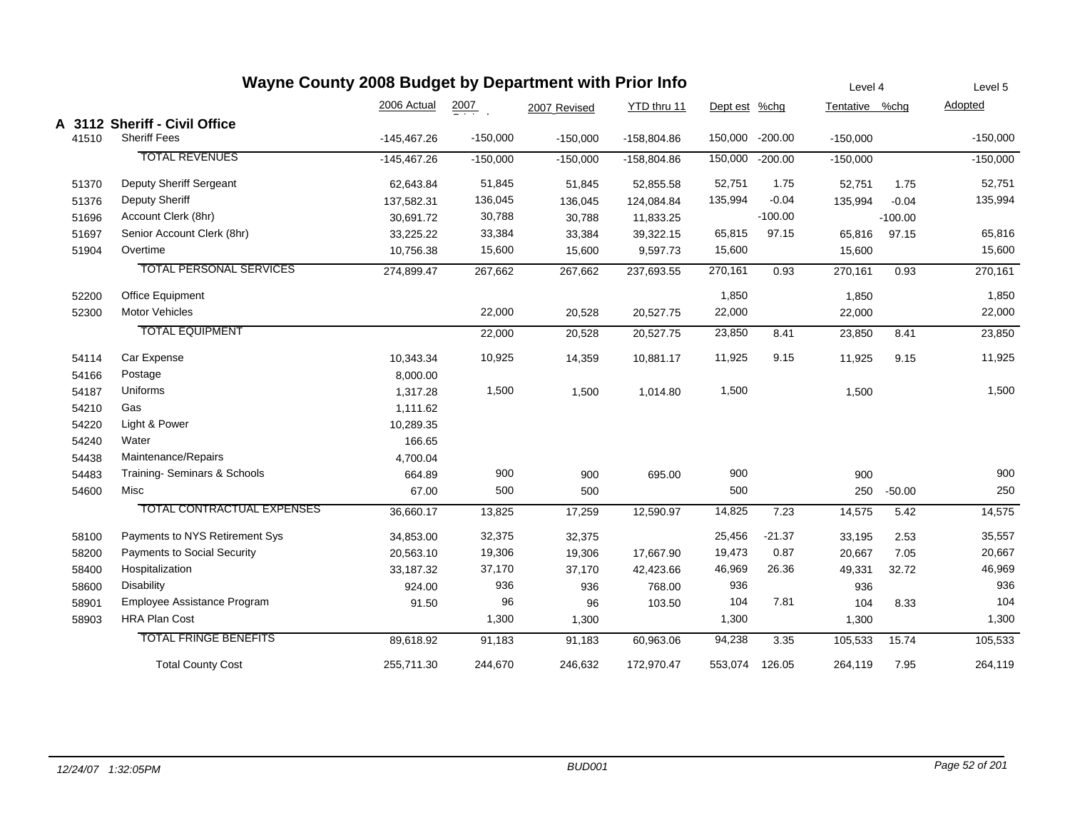# Wayne County 2008 Budget by Department with Prior Info

| | | 2006 Actual | 2007 Original | 2007 Revised | YTD thru 11 | Dept est | %chg | Level 4 Tentative | %chg | Level 5 Adopted |
|---|---|---|---|---|---|---|---|---|---|---|
| **A 3112** | **Sheriff - Civil Office** | | | | | | | | | |
| 41510 | Sheriff Fees | -145,467.26 | -150,000 | -150,000 | -158,804.86 | 150,000 | -200.00 | -150,000 | | -150,000 |
| | TOTAL REVENUES | -145,467.26 | -150,000 | -150,000 | -158,804.86 | 150,000 | -200.00 | -150,000 | | -150,000 |
| 51370 | Deputy Sheriff Sergeant | 62,643.84 | 51,845 | 51,845 | 52,855.58 | 52,751 | 1.75 | 52,751 | 1.75 | 52,751 |
| 51376 | Deputy Sheriff | 137,582.31 | 136,045 | 136,045 | 124,084.84 | 135,994 | -0.04 | 135,994 | -0.04 | 135,994 |
| 51696 | Account Clerk (8hr) | 30,691.72 | 30,788 | 30,788 | 11,833.25 | | -100.00 | | -100.00 | |
| 51697 | Senior Account Clerk (8hr) | 33,225.22 | 33,384 | 33,384 | 39,322.15 | 65,815 | 97.15 | 65,816 | 97.15 | 65,816 |
| 51904 | Overtime | 10,756.38 | 15,600 | 15,600 | 9,597.73 | 15,600 | | 15,600 | | 15,600 |
| | TOTAL PERSONAL SERVICES | 274,899.47 | 267,662 | 267,662 | 237,693.55 | 270,161 | 0.93 | 270,161 | 0.93 | 270,161 |
| 52200 | Office Equipment | | | | | 1,850 | | 1,850 | | 1,850 |
| 52300 | Motor Vehicles | | 22,000 | 20,528 | 20,527.75 | 22,000 | | 22,000 | | 22,000 |
| | TOTAL EQUIPMENT | | 22,000 | 20,528 | 20,527.75 | 23,850 | 8.41 | 23,850 | 8.41 | 23,850 |
| 54114 | Car Expense | 10,343.34 | 10,925 | 14,359 | 10,881.17 | 11,925 | 9.15 | 11,925 | 9.15 | 11,925 |
| 54166 | Postage | 8,000.00 | | | | | | | | |
| 54187 | Uniforms | 1,317.28 | 1,500 | 1,500 | 1,014.80 | 1,500 | | 1,500 | | 1,500 |
| 54210 | Gas | 1,111.62 | | | | | | | | |
| 54220 | Light & Power | 10,289.35 | | | | | | | | |
| 54240 | Water | 166.65 | | | | | | | | |
| 54438 | Maintenance/Repairs | 4,700.04 | | | | | | | | |
| 54483 | Training- Seminars & Schools | 664.89 | 900 | 900 | 695.00 | 900 | | 900 | | 900 |
| 54600 | Misc | 67.00 | 500 | 500 | | 500 | | 250 | -50.00 | 250 |
| | TOTAL CONTRACTUAL EXPENSES | 36,660.17 | 13,825 | 17,259 | 12,590.97 | 14,825 | 7.23 | 14,575 | 5.42 | 14,575 |
| 58100 | Payments to NYS Retirement Sys | 34,853.00 | 32,375 | 32,375 | | 25,456 | -21.37 | 33,195 | 2.53 | 35,557 |
| 58200 | Payments to Social Security | 20,563.10 | 19,306 | 19,306 | 17,667.90 | 19,473 | 0.87 | 20,667 | 7.05 | 20,667 |
| 58400 | Hospitalization | 33,187.32 | 37,170 | 37,170 | 42,423.66 | 46,969 | 26.36 | 49,331 | 32.72 | 46,969 |
| 58600 | Disability | 924.00 | 936 | 936 | 768.00 | 936 | | 936 | | 936 |
| 58901 | Employee Assistance Program | 91.50 | 96 | 96 | 103.50 | 104 | 7.81 | 104 | 8.33 | 104 |
| 58903 | HRA Plan Cost | | 1,300 | 1,300 | | 1,300 | | 1,300 | | 1,300 |
| | TOTAL FRINGE BENEFITS | 89,618.92 | 91,183 | 91,183 | 60,963.06 | 94,238 | 3.35 | 105,533 | 15.74 | 105,533 |
| | Total County Cost | 255,711.30 | 244,670 | 246,632 | 172,970.47 | 553,074 | 126.05 | 264,119 | 7.95 | 264,119 |

12/24/07 1:32:05PM BUD001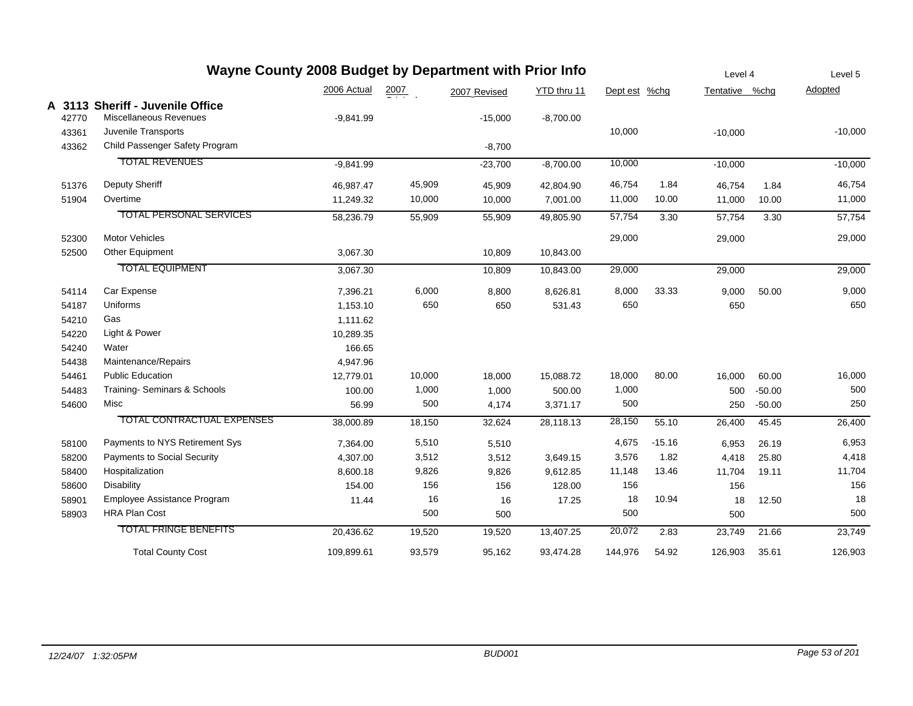# Wayne County 2008 Budget by Department with Prior Info

## A 3113 Sheriff - Juvenile Office

| | | 2006 Actual | 2007 Original | 2007 Revised | YTD thru 11 | Dept est | %chg | Level 4 Tentative | %chg | Level 5 Adopted |
|---|---|---|---|---|---|---|---|---|---|---|
| 42770 | Miscellaneous Revenues | -9,841.99 | | -15,000 | -8,700.00 | | | | | |
| 43361 | Juvenile Transports | | | | | 10,000 | | -10,000 | | -10,000 |
| 43362 | Child Passenger Safety Program | | | -8,700 | | | | | | |
| | TOTAL REVENUES | -9,841.99 | | -23,700 | -8,700.00 | 10,000 | | -10,000 | | -10,000 |
| 51376 | Deputy Sheriff | 46,987.47 | 45,909 | 45,909 | 42,804.90 | 46,754 | 1.84 | 46,754 | 1.84 | 46,754 |
| 51904 | Overtime | 11,249.32 | 10,000 | 10,000 | 7,001.00 | 11,000 | 10.00 | 11,000 | 10.00 | 11,000 |
| | TOTAL PERSONAL SERVICES | 58,236.79 | 55,909 | 55,909 | 49,805.90 | 57,754 | 3.30 | 57,754 | 3.30 | 57,754 |
| 52300 | Motor Vehicles | | | | | 29,000 | | 29,000 | | 29,000 |
| 52500 | Other Equipment | 3,067.30 | | 10,809 | 10,843.00 | | | | | |
| | TOTAL EQUIPMENT | 3,067.30 | | 10,809 | 10,843.00 | 29,000 | | 29,000 | | 29,000 |
| 54114 | Car Expense | 7,396.21 | 6,000 | 8,800 | 8,626.81 | 8,000 | 33.33 | 9,000 | 50.00 | 9,000 |
| 54187 | Uniforms | 1,153.10 | 650 | 650 | 531.43 | 650 | | 650 | | 650 |
| 54210 | Gas | 1,111.62 | | | | | | | | |
| 54220 | Light & Power | 10,289.35 | | | | | | | | |
| 54240 | Water | 166.65 | | | | | | | | |
| 54438 | Maintenance/Repairs | 4,947.96 | | | | | | | | |
| 54461 | Public Education | 12,779.01 | 10,000 | 18,000 | 15,088.72 | 18,000 | 80.00 | 16,000 | 60.00 | 16,000 |
| 54483 | Training- Seminars & Schools | 100.00 | 1,000 | 1,000 | 500.00 | 1,000 | | 500 | -50.00 | 500 |
| 54600 | Misc | 56.99 | 500 | 4,174 | 3,371.17 | 500 | | 250 | -50.00 | 250 |
| | TOTAL CONTRACTUAL EXPENSES | 38,000.89 | 18,150 | 32,624 | 28,118.13 | 28,150 | 55.10 | 26,400 | 45.45 | 26,400 |
| 58100 | Payments to NYS Retirement Sys | 7,364.00 | 5,510 | 5,510 | | 4,675 | -15.16 | 6,953 | 26.19 | 6,953 |
| 58200 | Payments to Social Security | 4,307.00 | 3,512 | 3,512 | 3,649.15 | 3,576 | 1.82 | 4,418 | 25.80 | 4,418 |
| 58400 | Hospitalization | 8,600.18 | 9,826 | 9,826 | 9,612.85 | 11,148 | 13.46 | 11,704 | 19.11 | 11,704 |
| 58600 | Disability | 154.00 | 156 | 156 | 128.00 | 156 | | 156 | | 156 |
| 58901 | Employee Assistance Program | 11.44 | 16 | 16 | 17.25 | 18 | 10.94 | 18 | 12.50 | 18 |
| 58903 | HRA Plan Cost | | 500 | 500 | | 500 | | 500 | | 500 |
| | TOTAL FRINGE BENEFITS | 20,436.62 | 19,520 | 19,520 | 13,407.25 | 20,072 | 2.83 | 23,749 | 21.66 | 23,749 |
| | Total County Cost | 109,899.61 | 93,579 | 95,162 | 93,474.28 | 144,976 | 54.92 | 126,903 | 35.61 | 126,903 |

*12/24/07 1:32:05PM* — *BUD001*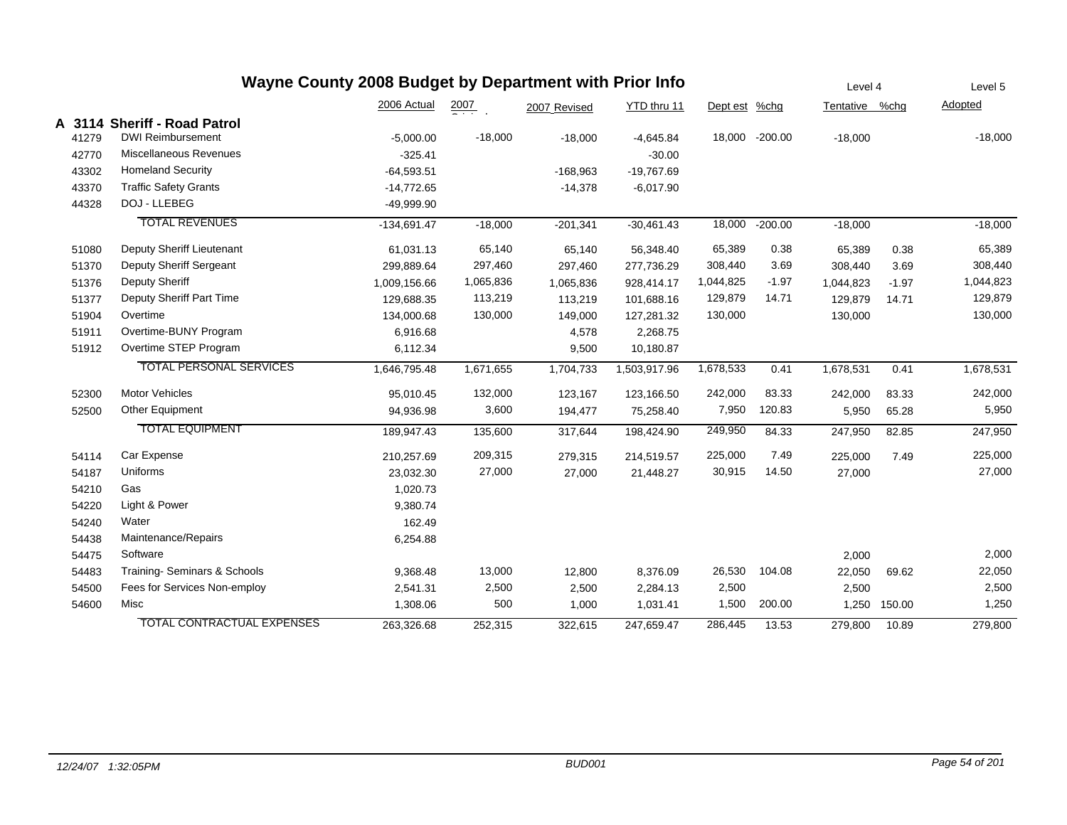# Wayne County 2008 Budget by Department with Prior Info

| | | 2006 Actual | 2007 Original | 2007 Revised | YTD thru 11 | Dept est | %chg | Level 4 Tentative | %chg | Level 5 Adopted |
|---|---|---|---|---|---|---|---|---|---|---|
| **A 3114** | **Sheriff - Road Patrol** | | | | | | | | | |
| 41279 | DWI Reimbursement | -5,000.00 | -18,000 | -18,000 | -4,645.84 | 18,000 | -200.00 | -18,000 | | -18,000 |
| 42770 | Miscellaneous Revenues | -325.41 | | | -30.00 | | | | | |
| 43302 | Homeland Security | -64,593.51 | | -168,963 | -19,767.69 | | | | | |
| 43370 | Traffic Safety Grants | -14,772.65 | | -14,378 | -6,017.90 | | | | | |
| 44328 | DOJ - LLEBEG | -49,999.90 | | | | | | | | |
| | TOTAL REVENUES | -134,691.47 | -18,000 | -201,341 | -30,461.43 | 18,000 | -200.00 | -18,000 | | -18,000 |
| 51080 | Deputy Sheriff Lieutenant | 61,031.13 | 65,140 | 65,140 | 56,348.40 | 65,389 | 0.38 | 65,389 | 0.38 | 65,389 |
| 51370 | Deputy Sheriff Sergeant | 299,889.64 | 297,460 | 297,460 | 277,736.29 | 308,440 | 3.69 | 308,440 | 3.69 | 308,440 |
| 51376 | Deputy Sheriff | 1,009,156.66 | 1,065,836 | 1,065,836 | 928,414.17 | 1,044,825 | -1.97 | 1,044,823 | -1.97 | 1,044,823 |
| 51377 | Deputy Sheriff Part Time | 129,688.35 | 113,219 | 113,219 | 101,688.16 | 129,879 | 14.71 | 129,879 | 14.71 | 129,879 |
| 51904 | Overtime | 134,000.68 | 130,000 | 149,000 | 127,281.32 | 130,000 | | 130,000 | | 130,000 |
| 51911 | Overtime-BUNY Program | 6,916.68 | | 4,578 | 2,268.75 | | | | | |
| 51912 | Overtime STEP Program | 6,112.34 | | 9,500 | 10,180.87 | | | | | |
| | TOTAL PERSONAL SERVICES | 1,646,795.48 | 1,671,655 | 1,704,733 | 1,503,917.96 | 1,678,533 | 0.41 | 1,678,531 | 0.41 | 1,678,531 |
| 52300 | Motor Vehicles | 95,010.45 | 132,000 | 123,167 | 123,166.50 | 242,000 | 83.33 | 242,000 | 83.33 | 242,000 |
| 52500 | Other Equipment | 94,936.98 | 3,600 | 194,477 | 75,258.40 | 7,950 | 120.83 | 5,950 | 65.28 | 5,950 |
| | TOTAL EQUIPMENT | 189,947.43 | 135,600 | 317,644 | 198,424.90 | 249,950 | 84.33 | 247,950 | 82.85 | 247,950 |
| 54114 | Car Expense | 210,257.69 | 209,315 | 279,315 | 214,519.57 | 225,000 | 7.49 | 225,000 | 7.49 | 225,000 |
| 54187 | Uniforms | 23,032.30 | 27,000 | 27,000 | 21,448.27 | 30,915 | 14.50 | 27,000 | | 27,000 |
| 54210 | Gas | 1,020.73 | | | | | | | | |
| 54220 | Light & Power | 9,380.74 | | | | | | | | |
| 54240 | Water | 162.49 | | | | | | | | |
| 54438 | Maintenance/Repairs | 6,254.88 | | | | | | | | |
| 54475 | Software | | | | | | | 2,000 | | 2,000 |
| 54483 | Training- Seminars & Schools | 9,368.48 | 13,000 | 12,800 | 8,376.09 | 26,530 | 104.08 | 22,050 | 69.62 | 22,050 |
| 54500 | Fees for Services Non-employ | 2,541.31 | 2,500 | 2,500 | 2,284.13 | 2,500 | | 2,500 | | 2,500 |
| 54600 | Misc | 1,308.06 | 500 | 1,000 | 1,031.41 | 1,500 | 200.00 | 1,250 | 150.00 | 1,250 |
| | TOTAL CONTRACTUAL EXPENSES | 263,326.68 | 252,315 | 322,615 | 247,659.47 | 286,445 | 13.53 | 279,800 | 10.89 | 279,800 |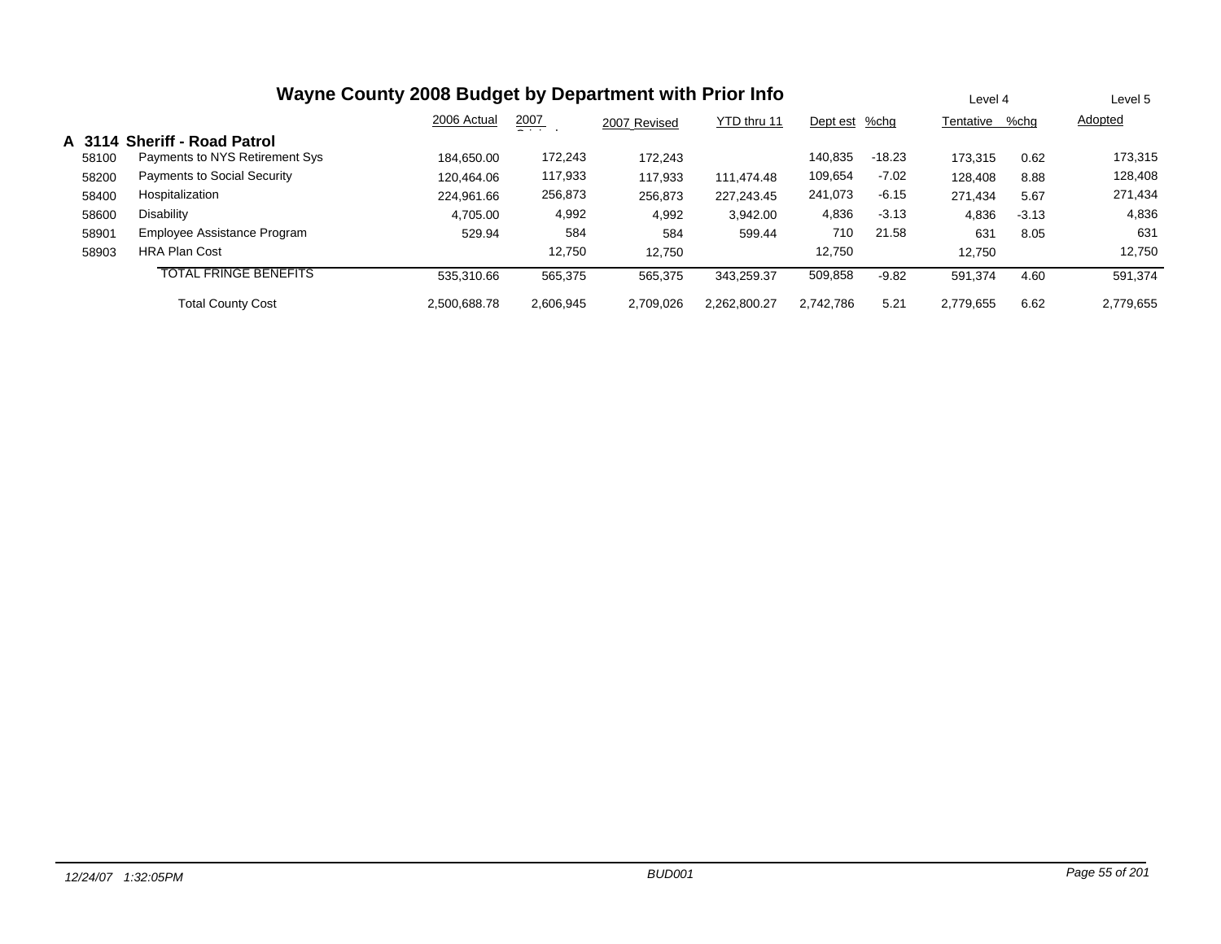# Wayne County 2008 Budget by Department with Prior Info

| | | 2006 Actual | 2007 Original | 2007 Revised | YTD thru 11 | Dept est | %chg | Level 4 Tentative | %chg | Level 5 Adopted |
|---|---|---|---|---|---|---|---|---|---|---|
| **A 3114** | **Sheriff - Road Patrol** | | | | | | | | | |
| 58100 | Payments to NYS Retirement Sys | 184,650.00 | 172,243 | 172,243 | | 140,835 | -18.23 | 173,315 | 0.62 | 173,315 |
| 58200 | Payments to Social Security | 120,464.06 | 117,933 | 117,933 | 111,474.48 | 109,654 | -7.02 | 128,408 | 8.88 | 128,408 |
| 58400 | Hospitalization | 224,961.66 | 256,873 | 256,873 | 227,243.45 | 241,073 | -6.15 | 271,434 | 5.67 | 271,434 |
| 58600 | Disability | 4,705.00 | 4,992 | 4,992 | 3,942.00 | 4,836 | -3.13 | 4,836 | -3.13 | 4,836 |
| 58901 | Employee Assistance Program | 529.94 | 584 | 584 | 599.44 | 710 | 21.58 | 631 | 8.05 | 631 |
| 58903 | HRA Plan Cost | | 12,750 | 12,750 | | 12,750 | | 12,750 | | 12,750 |
| | TOTAL FRINGE BENEFITS | 535,310.66 | 565,375 | 565,375 | 343,259.37 | 509,858 | -9.82 | 591,374 | 4.60 | 591,374 |
| | Total County Cost | 2,500,688.78 | 2,606,945 | 2,709,026 | 2,262,800.27 | 2,742,786 | 5.21 | 2,779,655 | 6.62 | 2,779,655 |

12/24/07 1:32:05PM | BUD001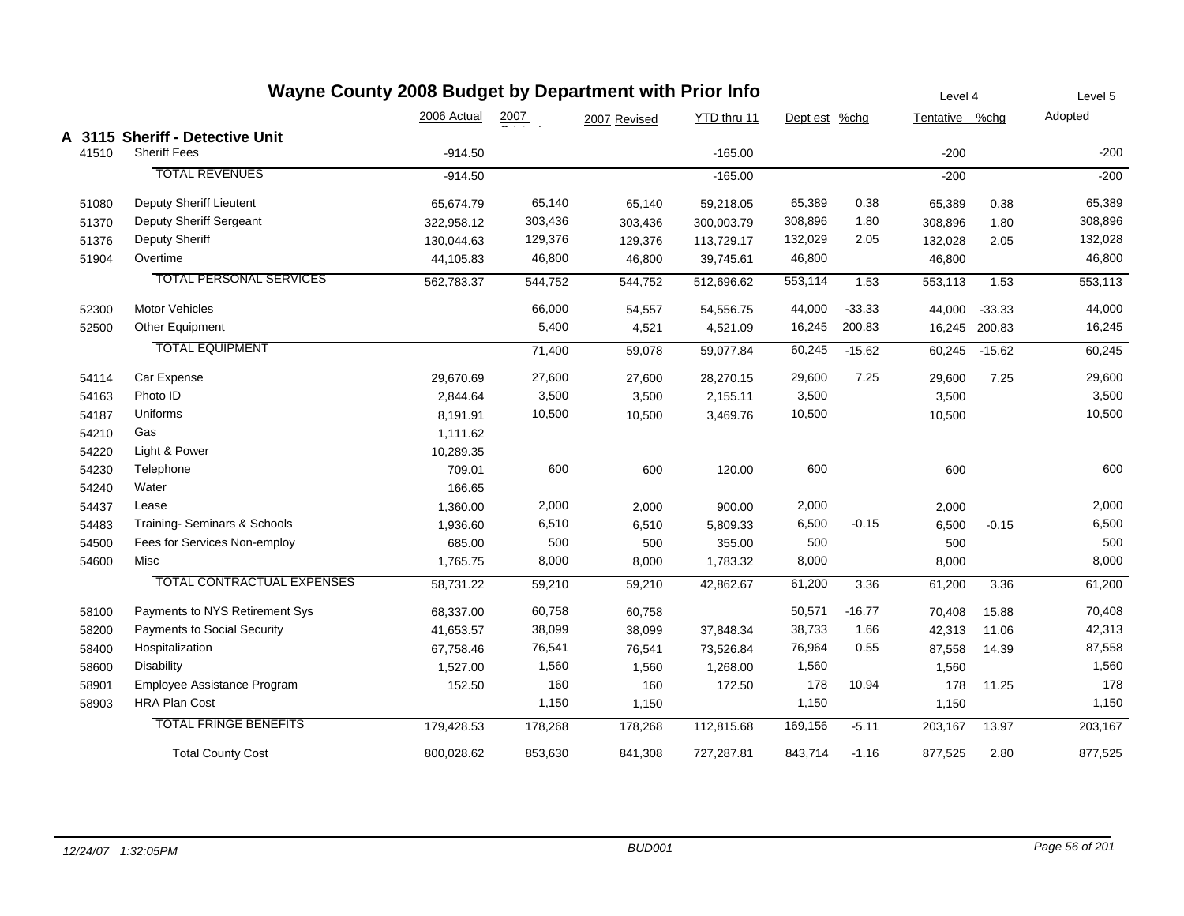# Wayne County 2008 Budget by Department with Prior Info

| | | 2006 Actual | 2007 Original | 2007 Revised | YTD thru 11 | Dept est | %chg | Level 4 Tentative | %chg | Level 5 Adopted |
|---|---|---|---|---|---|---|---|---|---|---|
| **A 3115** | **Sheriff - Detective Unit** | | | | | | | | | |
| 41510 | Sheriff Fees | -914.50 | | | -165.00 | | | -200 | | -200 |
| | TOTAL REVENUES | -914.50 | | | -165.00 | | | -200 | | -200 |
| 51080 | Deputy Sheriff Lieutent | 65,674.79 | 65,140 | 65,140 | 59,218.05 | 65,389 | 0.38 | 65,389 | 0.38 | 65,389 |
| 51370 | Deputy Sheriff Sergeant | 322,958.12 | 303,436 | 303,436 | 300,003.79 | 308,896 | 1.80 | 308,896 | 1.80 | 308,896 |
| 51376 | Deputy Sheriff | 130,044.63 | 129,376 | 129,376 | 113,729.17 | 132,029 | 2.05 | 132,028 | 2.05 | 132,028 |
| 51904 | Overtime | 44,105.83 | 46,800 | 46,800 | 39,745.61 | 46,800 | | 46,800 | | 46,800 |
| | TOTAL PERSONAL SERVICES | 562,783.37 | 544,752 | 544,752 | 512,696.62 | 553,114 | 1.53 | 553,113 | 1.53 | 553,113 |
| 52300 | Motor Vehicles | | 66,000 | 54,557 | 54,556.75 | 44,000 | -33.33 | 44,000 | -33.33 | 44,000 |
| 52500 | Other Equipment | | 5,400 | 4,521 | 4,521.09 | 16,245 | 200.83 | 16,245 | 200.83 | 16,245 |
| | TOTAL EQUIPMENT | | 71,400 | 59,078 | 59,077.84 | 60,245 | -15.62 | 60,245 | -15.62 | 60,245 |
| 54114 | Car Expense | 29,670.69 | 27,600 | 27,600 | 28,270.15 | 29,600 | 7.25 | 29,600 | 7.25 | 29,600 |
| 54163 | Photo ID | 2,844.64 | 3,500 | 3,500 | 2,155.11 | 3,500 | | 3,500 | | 3,500 |
| 54187 | Uniforms | 8,191.91 | 10,500 | 10,500 | 3,469.76 | 10,500 | | 10,500 | | 10,500 |
| 54210 | Gas | 1,111.62 | | | | | | | | |
| 54220 | Light & Power | 10,289.35 | | | | | | | | |
| 54230 | Telephone | 709.01 | 600 | 600 | 120.00 | 600 | | 600 | | 600 |
| 54240 | Water | 166.65 | | | | | | | | |
| 54437 | Lease | 1,360.00 | 2,000 | 2,000 | 900.00 | 2,000 | | 2,000 | | 2,000 |
| 54483 | Training- Seminars & Schools | 1,936.60 | 6,510 | 6,510 | 5,809.33 | 6,500 | -0.15 | 6,500 | -0.15 | 6,500 |
| 54500 | Fees for Services Non-employ | 685.00 | 500 | 500 | 355.00 | 500 | | 500 | | 500 |
| 54600 | Misc | 1,765.75 | 8,000 | 8,000 | 1,783.32 | 8,000 | | 8,000 | | 8,000 |
| | TOTAL CONTRACTUAL EXPENSES | 58,731.22 | 59,210 | 59,210 | 42,862.67 | 61,200 | 3.36 | 61,200 | 3.36 | 61,200 |
| 58100 | Payments to NYS Retirement Sys | 68,337.00 | 60,758 | 60,758 | | 50,571 | -16.77 | 70,408 | 15.88 | 70,408 |
| 58200 | Payments to Social Security | 41,653.57 | 38,099 | 38,099 | 37,848.34 | 38,733 | 1.66 | 42,313 | 11.06 | 42,313 |
| 58400 | Hospitalization | 67,758.46 | 76,541 | 76,541 | 73,526.84 | 76,964 | 0.55 | 87,558 | 14.39 | 87,558 |
| 58600 | Disability | 1,527.00 | 1,560 | 1,560 | 1,268.00 | 1,560 | | 1,560 | | 1,560 |
| 58901 | Employee Assistance Program | 152.50 | 160 | 160 | 172.50 | 178 | 10.94 | 178 | 11.25 | 178 |
| 58903 | HRA Plan Cost | | 1,150 | 1,150 | | 1,150 | | 1,150 | | 1,150 |
| | TOTAL FRINGE BENEFITS | 179,428.53 | 178,268 | 178,268 | 112,815.68 | 169,156 | -5.11 | 203,167 | 13.97 | 203,167 |
| | Total County Cost | 800,028.62 | 853,630 | 841,308 | 727,287.81 | 843,714 | -1.16 | 877,525 | 2.80 | 877,525 |

*12/24/07 1:32:05PM* *BUD001*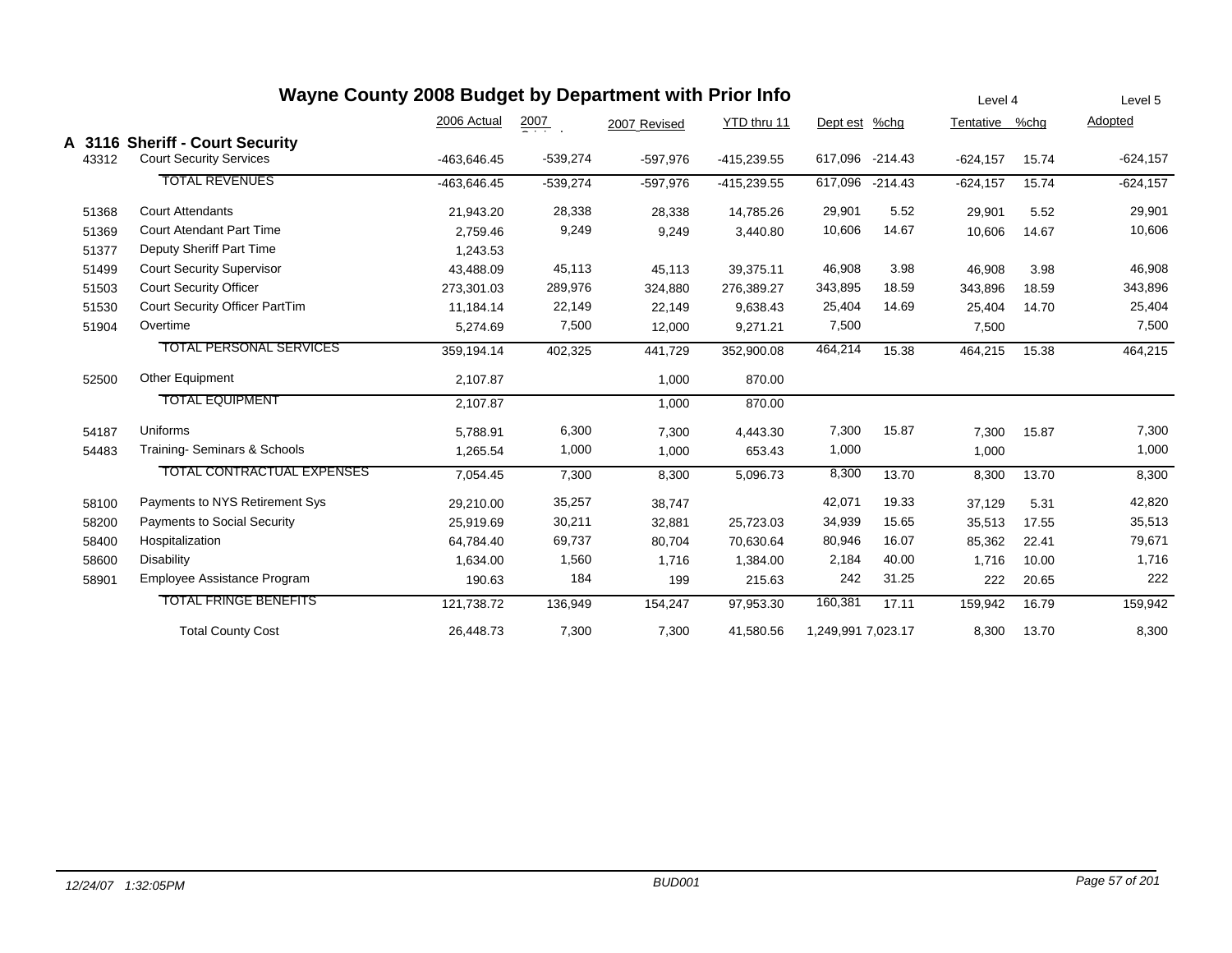# Wayne County 2008 Budget by Department with Prior Info

## A 3116 Sheriff - Court Security

| | | 2006 Actual | 2007 Original | 2007 Revised | YTD thru 11 | Dept est | %chg | Level 4 Tentative | %chg | Level 5 Adopted |
|---|---|---|---|---|---|---|---|---|---|---|
| 43312 | Court Security Services | -463,646.45 | -539,274 | -597,976 | -415,239.55 | 617,096 | -214.43 | -624,157 | 15.74 | -624,157 |
| | TOTAL REVENUES | -463,646.45 | -539,274 | -597,976 | -415,239.55 | 617,096 | -214.43 | -624,157 | 15.74 | -624,157 |
| 51368 | Court Attendants | 21,943.20 | 28,338 | 28,338 | 14,785.26 | 29,901 | 5.52 | 29,901 | 5.52 | 29,901 |
| 51369 | Court Atendant Part Time | 2,759.46 | 9,249 | 9,249 | 3,440.80 | 10,606 | 14.67 | 10,606 | 14.67 | 10,606 |
| 51377 | Deputy Sheriff Part Time | 1,243.53 | | | | | | | | |
| 51499 | Court Security Supervisor | 43,488.09 | 45,113 | 45,113 | 39,375.11 | 46,908 | 3.98 | 46,908 | 3.98 | 46,908 |
| 51503 | Court Security Officer | 273,301.03 | 289,976 | 324,880 | 276,389.27 | 343,895 | 18.59 | 343,896 | 18.59 | 343,896 |
| 51530 | Court Security Officer PartTim | 11,184.14 | 22,149 | 22,149 | 9,638.43 | 25,404 | 14.69 | 25,404 | 14.70 | 25,404 |
| 51904 | Overtime | 5,274.69 | 7,500 | 12,000 | 9,271.21 | 7,500 | | 7,500 | | 7,500 |
| | TOTAL PERSONAL SERVICES | 359,194.14 | 402,325 | 441,729 | 352,900.08 | 464,214 | 15.38 | 464,215 | 15.38 | 464,215 |
| 52500 | Other Equipment | 2,107.87 | | 1,000 | 870.00 | | | | | |
| | TOTAL EQUIPMENT | 2,107.87 | | 1,000 | 870.00 | | | | | |
| 54187 | Uniforms | 5,788.91 | 6,300 | 7,300 | 4,443.30 | 7,300 | 15.87 | 7,300 | 15.87 | 7,300 |
| 54483 | Training- Seminars & Schools | 1,265.54 | 1,000 | 1,000 | 653.43 | 1,000 | | 1,000 | | 1,000 |
| | TOTAL CONTRACTUAL EXPENSES | 7,054.45 | 7,300 | 8,300 | 5,096.73 | 8,300 | 13.70 | 8,300 | 13.70 | 8,300 |
| 58100 | Payments to NYS Retirement Sys | 29,210.00 | 35,257 | 38,747 | | 42,071 | 19.33 | 37,129 | 5.31 | 42,820 |
| 58200 | Payments to Social Security | 25,919.69 | 30,211 | 32,881 | 25,723.03 | 34,939 | 15.65 | 35,513 | 17.55 | 35,513 |
| 58400 | Hospitalization | 64,784.40 | 69,737 | 80,704 | 70,630.64 | 80,946 | 16.07 | 85,362 | 22.41 | 79,671 |
| 58600 | Disability | 1,634.00 | 1,560 | 1,716 | 1,384.00 | 2,184 | 40.00 | 1,716 | 10.00 | 1,716 |
| 58901 | Employee Assistance Program | 190.63 | 184 | 199 | 215.63 | 242 | 31.25 | 222 | 20.65 | 222 |
| | TOTAL FRINGE BENEFITS | 121,738.72 | 136,949 | 154,247 | 97,953.30 | 160,381 | 17.11 | 159,942 | 16.79 | 159,942 |
| | Total County Cost | 26,448.73 | 7,300 | 7,300 | 41,580.56 | 1,249,991 | 7,023.17 | 8,300 | 13.70 | 8,300 |

12/24/07 1:32:05PM BUD001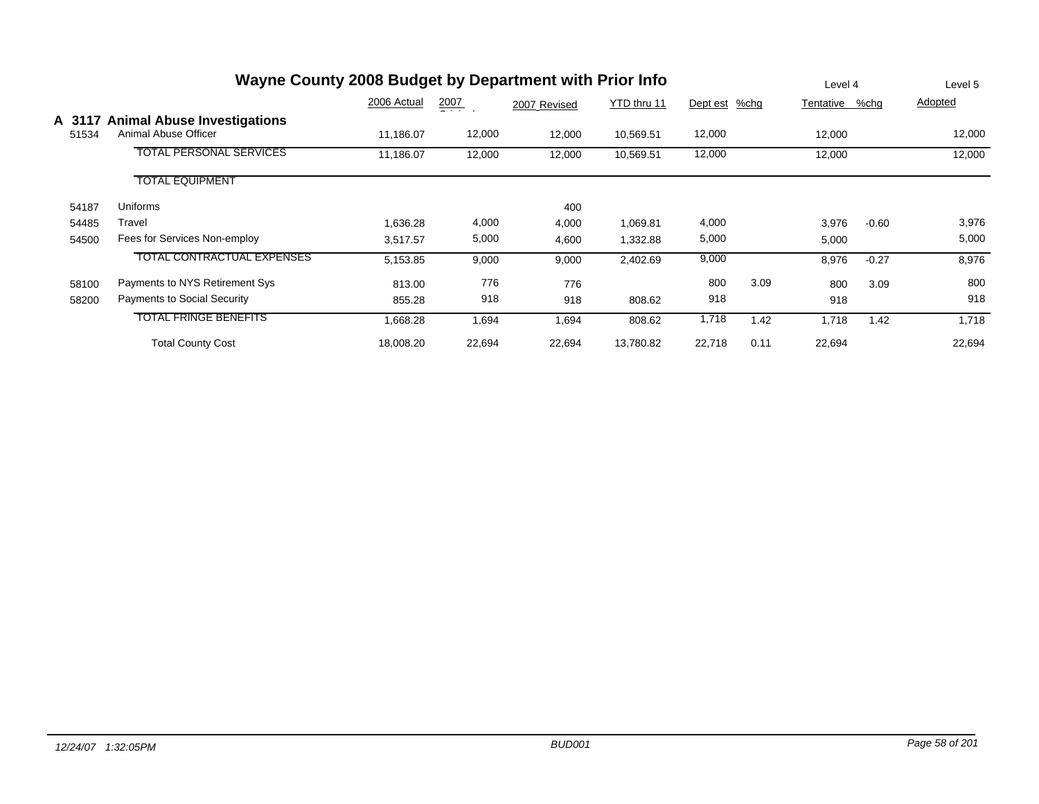# Wayne County 2008 Budget by Department with Prior Info

|  |  | 2006 Actual | 2007 Original | 2007 Revised | YTD thru 11 | Dept est | %chg | Level 4 Tentative | %chg | Level 5 Adopted |
|---|---|---|---|---|---|---|---|---|---|---|
| **A 3117** | **Animal Abuse Investigations** |  |  |  |  |  |  |  |  |  |
| 51534 | Animal Abuse Officer | 11,186.07 | 12,000 | 12,000 | 10,569.51 | 12,000 |  | 12,000 |  | 12,000 |
|  | TOTAL PERSONAL SERVICES | 11,186.07 | 12,000 | 12,000 | 10,569.51 | 12,000 |  | 12,000 |  | 12,000 |
|  | TOTAL EQUIPMENT |  |  |  |  |  |  |  |  |  |
| 54187 | Uniforms |  |  | 400 |  |  |  |  |  |  |
| 54485 | Travel | 1,636.28 | 4,000 | 4,000 | 1,069.81 | 4,000 |  | 3,976 | -0.60 | 3,976 |
| 54500 | Fees for Services Non-employ | 3,517.57 | 5,000 | 4,600 | 1,332.88 | 5,000 |  | 5,000 |  | 5,000 |
|  | TOTAL CONTRACTUAL EXPENSES | 5,153.85 | 9,000 | 9,000 | 2,402.69 | 9,000 |  | 8,976 | -0.27 | 8,976 |
| 58100 | Payments to NYS Retirement Sys | 813.00 | 776 | 776 |  | 800 | 3.09 | 800 | 3.09 | 800 |
| 58200 | Payments to Social Security | 855.28 | 918 | 918 | 808.62 | 918 |  | 918 |  | 918 |
|  | TOTAL FRINGE BENEFITS | 1,668.28 | 1,694 | 1,694 | 808.62 | 1,718 | 1.42 | 1,718 | 1.42 | 1,718 |
|  | Total County Cost | 18,008.20 | 22,694 | 22,694 | 13,780.82 | 22,718 | 0.11 | 22,694 |  | 22,694 |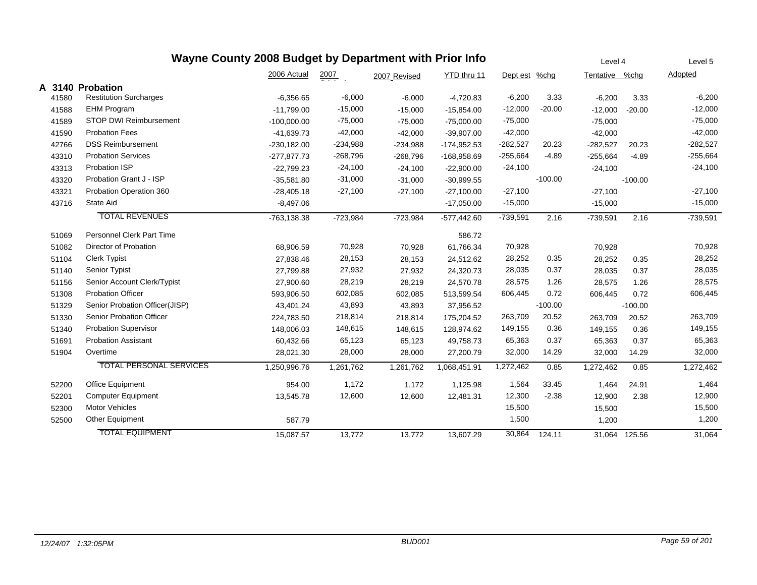# Wayne County 2008 Budget by Department with Prior Info

| | | 2006 Actual | 2007 Original | 2007 Revised | YTD thru 11 | Dept est | %chg | Level 4 Tentative | %chg | Level 5 Adopted |
|---|---|---|---|---|---|---|---|---|---|---|
| **A 3140** | **Probation** | | | | | | | | | |
| 41580 | Restitution Surcharges | -6,356.65 | -6,000 | -6,000 | -4,720.83 | -6,200 | 3.33 | -6,200 | 3.33 | -6,200 |
| 41588 | EHM Program | -11,799.00 | -15,000 | -15,000 | -15,854.00 | -12,000 | -20.00 | -12,000 | -20.00 | -12,000 |
| 41589 | STOP DWI Reimbursement | -100,000.00 | -75,000 | -75,000 | -75,000.00 | -75,000 | | -75,000 | | -75,000 |
| 41590 | Probation Fees | -41,639.73 | -42,000 | -42,000 | -39,907.00 | -42,000 | | -42,000 | | -42,000 |
| 42766 | DSS Reimbursement | -230,182.00 | -234,988 | -234,988 | -174,952.53 | -282,527 | 20.23 | -282,527 | 20.23 | -282,527 |
| 43310 | Probation Services | -277,877.73 | -268,796 | -268,796 | -168,958.69 | -255,664 | -4.89 | -255,664 | -4.89 | -255,664 |
| 43313 | Probation ISP | -22,799.23 | -24,100 | -24,100 | -22,900.00 | -24,100 | | -24,100 | | -24,100 |
| 43320 | Probation Grant J - ISP | -35,581.80 | -31,000 | -31,000 | -30,999.55 | | -100.00 | | -100.00 | |
| 43321 | Probation Operation 360 | -28,405.18 | -27,100 | -27,100 | -27,100.00 | -27,100 | | -27,100 | | -27,100 |
| 43716 | State Aid | -8,497.06 | | | -17,050.00 | -15,000 | | -15,000 | | -15,000 |
| | TOTAL REVENUES | -763,138.38 | -723,984 | -723,984 | -577,442.60 | -739,591 | 2.16 | -739,591 | 2.16 | -739,591 |
| 51069 | Personnel Clerk Part Time | | | | 586.72 | | | | | |
| 51082 | Director of Probation | 68,906.59 | 70,928 | 70,928 | 61,766.34 | 70,928 | | 70,928 | | 70,928 |
| 51104 | Clerk Typist | 27,838.46 | 28,153 | 28,153 | 24,512.62 | 28,252 | 0.35 | 28,252 | 0.35 | 28,252 |
| 51140 | Senior Typist | 27,799.88 | 27,932 | 27,932 | 24,320.73 | 28,035 | 0.37 | 28,035 | 0.37 | 28,035 |
| 51156 | Senior Account Clerk/Typist | 27,900.60 | 28,219 | 28,219 | 24,570.78 | 28,575 | 1.26 | 28,575 | 1.26 | 28,575 |
| 51308 | Probation Officer | 593,906.50 | 602,085 | 602,085 | 513,599.54 | 606,445 | 0.72 | 606,445 | 0.72 | 606,445 |
| 51329 | Senior Probation Officer(JISP) | 43,401.24 | 43,893 | 43,893 | 37,956.52 | | -100.00 | | -100.00 | |
| 51330 | Senior Probation Officer | 224,783.50 | 218,814 | 218,814 | 175,204.52 | 263,709 | 20.52 | 263,709 | 20.52 | 263,709 |
| 51340 | Probation Supervisor | 148,006.03 | 148,615 | 148,615 | 128,974.62 | 149,155 | 0.36 | 149,155 | 0.36 | 149,155 |
| 51691 | Probation Assistant | 60,432.66 | 65,123 | 65,123 | 49,758.73 | 65,363 | 0.37 | 65,363 | 0.37 | 65,363 |
| 51904 | Overtime | 28,021.30 | 28,000 | 28,000 | 27,200.79 | 32,000 | 14.29 | 32,000 | 14.29 | 32,000 |
| | TOTAL PERSONAL SERVICES | 1,250,996.76 | 1,261,762 | 1,261,762 | 1,068,451.91 | 1,272,462 | 0.85 | 1,272,462 | 0.85 | 1,272,462 |
| 52200 | Office Equipment | 954.00 | 1,172 | 1,172 | 1,125.98 | 1,564 | 33.45 | 1,464 | 24.91 | 1,464 |
| 52201 | Computer Equipment | 13,545.78 | 12,600 | 12,600 | 12,481.31 | 12,300 | -2.38 | 12,900 | 2.38 | 12,900 |
| 52300 | Motor Vehicles | | | | | 15,500 | | 15,500 | | 15,500 |
| 52500 | Other Equipment | 587.79 | | | | 1,500 | | 1,200 | | 1,200 |
| | TOTAL EQUIPMENT | 15,087.57 | 13,772 | 13,772 | 13,607.29 | 30,864 | 124.11 | 31,064 | 125.56 | 31,064 |

*12/24/07 1:32:05PM* *BUD001*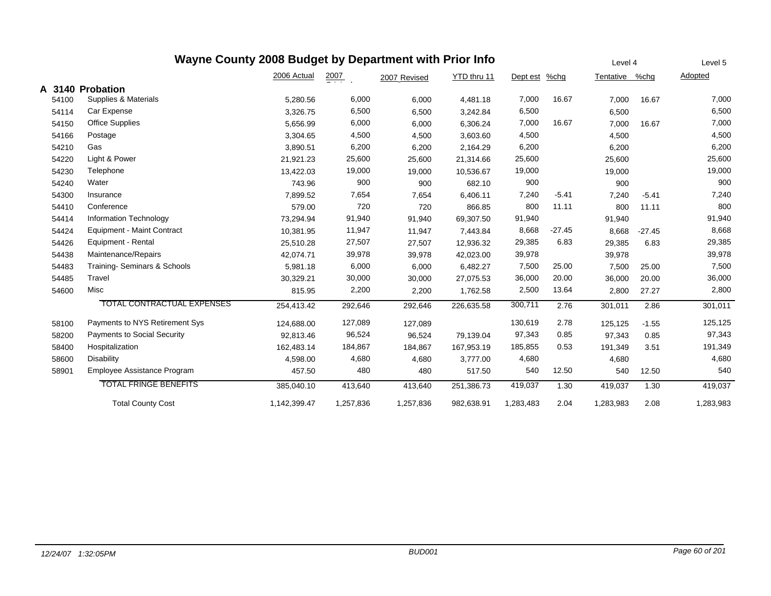# Wayne County 2008 Budget by Department with Prior Info

| | | 2006 Actual | 2007 Original | 2007 Revised | YTD thru 11 | Dept est | %chg | Level 4 Tentative | %chg | Level 5 Adopted |
|---|---|---|---|---|---|---|---|---|---|---|
| **A 3140** | **Probation** | | | | | | | | | |
| 54100 | Supplies & Materials | 5,280.56 | 6,000 | 6,000 | 4,481.18 | 7,000 | 16.67 | 7,000 | 16.67 | 7,000 |
| 54114 | Car Expense | 3,326.75 | 6,500 | 6,500 | 3,242.84 | 6,500 | | 6,500 | | 6,500 |
| 54150 | Office Supplies | 5,656.99 | 6,000 | 6,000 | 6,306.24 | 7,000 | 16.67 | 7,000 | 16.67 | 7,000 |
| 54166 | Postage | 3,304.65 | 4,500 | 4,500 | 3,603.60 | 4,500 | | 4,500 | | 4,500 |
| 54210 | Gas | 3,890.51 | 6,200 | 6,200 | 2,164.29 | 6,200 | | 6,200 | | 6,200 |
| 54220 | Light & Power | 21,921.23 | 25,600 | 25,600 | 21,314.66 | 25,600 | | 25,600 | | 25,600 |
| 54230 | Telephone | 13,422.03 | 19,000 | 19,000 | 10,536.67 | 19,000 | | 19,000 | | 19,000 |
| 54240 | Water | 743.96 | 900 | 900 | 682.10 | 900 | | 900 | | 900 |
| 54300 | Insurance | 7,899.52 | 7,654 | 7,654 | 6,406.11 | 7,240 | -5.41 | 7,240 | -5.41 | 7,240 |
| 54410 | Conference | 579.00 | 720 | 720 | 866.85 | 800 | 11.11 | 800 | 11.11 | 800 |
| 54414 | Information Technology | 73,294.94 | 91,940 | 91,940 | 69,307.50 | 91,940 | | 91,940 | | 91,940 |
| 54424 | Equipment - Maint Contract | 10,381.95 | 11,947 | 11,947 | 7,443.84 | 8,668 | -27.45 | 8,668 | -27.45 | 8,668 |
| 54426 | Equipment - Rental | 25,510.28 | 27,507 | 27,507 | 12,936.32 | 29,385 | 6.83 | 29,385 | 6.83 | 29,385 |
| 54438 | Maintenance/Repairs | 42,074.71 | 39,978 | 39,978 | 42,023.00 | 39,978 | | 39,978 | | 39,978 |
| 54483 | Training- Seminars & Schools | 5,981.18 | 6,000 | 6,000 | 6,482.27 | 7,500 | 25.00 | 7,500 | 25.00 | 7,500 |
| 54485 | Travel | 30,329.21 | 30,000 | 30,000 | 27,075.53 | 36,000 | 20.00 | 36,000 | 20.00 | 36,000 |
| 54600 | Misc | 815.95 | 2,200 | 2,200 | 1,762.58 | 2,500 | 13.64 | 2,800 | 27.27 | 2,800 |
| | TOTAL CONTRACTUAL EXPENSES | 254,413.42 | 292,646 | 292,646 | 226,635.58 | 300,711 | 2.76 | 301,011 | 2.86 | 301,011 |
| 58100 | Payments to NYS Retirement Sys | 124,688.00 | 127,089 | 127,089 | | 130,619 | 2.78 | 125,125 | -1.55 | 125,125 |
| 58200 | Payments to Social Security | 92,813.46 | 96,524 | 96,524 | 79,139.04 | 97,343 | 0.85 | 97,343 | 0.85 | 97,343 |
| 58400 | Hospitalization | 162,483.14 | 184,867 | 184,867 | 167,953.19 | 185,855 | 0.53 | 191,349 | 3.51 | 191,349 |
| 58600 | Disability | 4,598.00 | 4,680 | 4,680 | 3,777.00 | 4,680 | | 4,680 | | 4,680 |
| 58901 | Employee Assistance Program | 457.50 | 480 | 480 | 517.50 | 540 | 12.50 | 540 | 12.50 | 540 |
| | TOTAL FRINGE BENEFITS | 385,040.10 | 413,640 | 413,640 | 251,386.73 | 419,037 | 1.30 | 419,037 | 1.30 | 419,037 |
| | Total County Cost | 1,142,399.47 | 1,257,836 | 1,257,836 | 982,638.91 | 1,283,483 | 2.04 | 1,283,983 | 2.08 | 1,283,983 |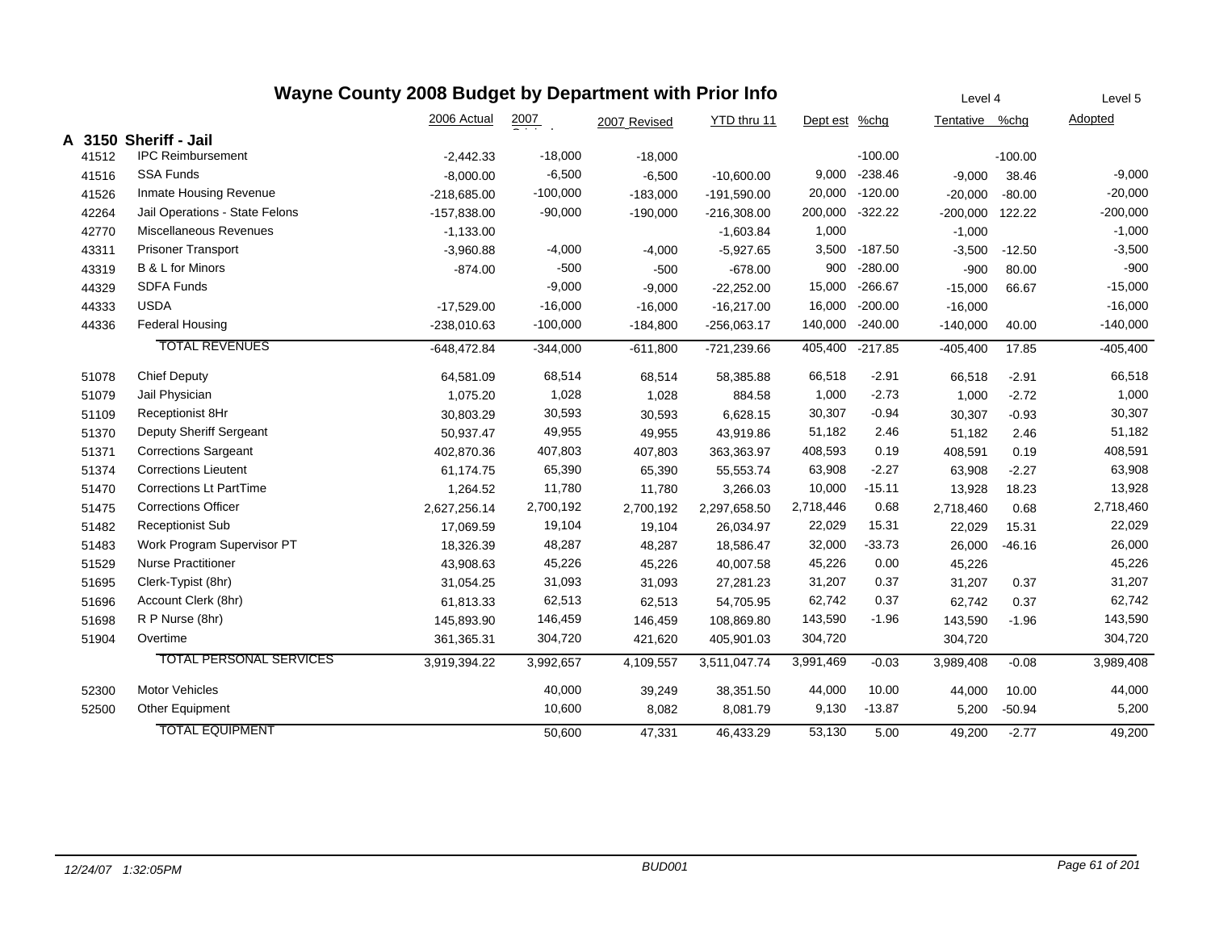# Wayne County 2008 Budget by Department with Prior Info

| | | 2006 Actual | 2007 Original | 2007 Revised | YTD thru 11 | Dept est | %chg | Level 4 Tentative | %chg | Level 5 Adopted |
|---|---|---|---|---|---|---|---|---|---|---|
| **A 3150** | **Sheriff - Jail** | | | | | | | | | |
| 41512 | IPC Reimbursement | -2,442.33 | -18,000 | -18,000 | | | -100.00 | | -100.00 | |
| 41516 | SSA Funds | -8,000.00 | -6,500 | -6,500 | -10,600.00 | 9,000 | -238.46 | -9,000 | 38.46 | -9,000 |
| 41526 | Inmate Housing Revenue | -218,685.00 | -100,000 | -183,000 | -191,590.00 | 20,000 | -120.00 | -20,000 | -80.00 | -20,000 |
| 42264 | Jail Operations - State Felons | -157,838.00 | -90,000 | -190,000 | -216,308.00 | 200,000 | -322.22 | -200,000 | 122.22 | -200,000 |
| 42770 | Miscellaneous Revenues | -1,133.00 | | | -1,603.84 | 1,000 | | -1,000 | | -1,000 |
| 43311 | Prisoner Transport | -3,960.88 | -4,000 | -4,000 | -5,927.65 | 3,500 | -187.50 | -3,500 | -12.50 | -3,500 |
| 43319 | B & L for Minors | -874.00 | -500 | -500 | -678.00 | 900 | -280.00 | -900 | 80.00 | -900 |
| 44329 | SDFA Funds | | -9,000 | -9,000 | -22,252.00 | 15,000 | -266.67 | -15,000 | 66.67 | -15,000 |
| 44333 | USDA | -17,529.00 | -16,000 | -16,000 | -16,217.00 | 16,000 | -200.00 | -16,000 | | -16,000 |
| 44336 | Federal Housing | -238,010.63 | -100,000 | -184,800 | -256,063.17 | 140,000 | -240.00 | -140,000 | 40.00 | -140,000 |
| | TOTAL REVENUES | -648,472.84 | -344,000 | -611,800 | -721,239.66 | 405,400 | -217.85 | -405,400 | 17.85 | -405,400 |
| 51078 | Chief Deputy | 64,581.09 | 68,514 | 68,514 | 58,385.88 | 66,518 | -2.91 | 66,518 | -2.91 | 66,518 |
| 51079 | Jail Physician | 1,075.20 | 1,028 | 1,028 | 884.58 | 1,000 | -2.73 | 1,000 | -2.72 | 1,000 |
| 51109 | Receptionist 8Hr | 30,803.29 | 30,593 | 30,593 | 6,628.15 | 30,307 | -0.94 | 30,307 | -0.93 | 30,307 |
| 51370 | Deputy Sheriff Sergeant | 50,937.47 | 49,955 | 49,955 | 43,919.86 | 51,182 | 2.46 | 51,182 | 2.46 | 51,182 |
| 51371 | Corrections Sargeant | 402,870.36 | 407,803 | 407,803 | 363,363.97 | 408,593 | 0.19 | 408,591 | 0.19 | 408,591 |
| 51374 | Corrections Lieutent | 61,174.75 | 65,390 | 65,390 | 55,553.74 | 63,908 | -2.27 | 63,908 | -2.27 | 63,908 |
| 51470 | Corrections Lt PartTime | 1,264.52 | 11,780 | 11,780 | 3,266.03 | 10,000 | -15.11 | 13,928 | 18.23 | 13,928 |
| 51475 | Corrections Officer | 2,627,256.14 | 2,700,192 | 2,700,192 | 2,297,658.50 | 2,718,446 | 0.68 | 2,718,460 | 0.68 | 2,718,460 |
| 51482 | Receptionist Sub | 17,069.59 | 19,104 | 19,104 | 26,034.97 | 22,029 | 15.31 | 22,029 | 15.31 | 22,029 |
| 51483 | Work Program Supervisor PT | 18,326.39 | 48,287 | 48,287 | 18,586.47 | 32,000 | -33.73 | 26,000 | -46.16 | 26,000 |
| 51529 | Nurse Practitioner | 43,908.63 | 45,226 | 45,226 | 40,007.58 | 45,226 | 0.00 | 45,226 | | 45,226 |
| 51695 | Clerk-Typist (8hr) | 31,054.25 | 31,093 | 31,093 | 27,281.23 | 31,207 | 0.37 | 31,207 | 0.37 | 31,207 |
| 51696 | Account Clerk (8hr) | 61,813.33 | 62,513 | 62,513 | 54,705.95 | 62,742 | 0.37 | 62,742 | 0.37 | 62,742 |
| 51698 | R P Nurse (8hr) | 145,893.90 | 146,459 | 146,459 | 108,869.80 | 143,590 | -1.96 | 143,590 | -1.96 | 143,590 |
| 51904 | Overtime | 361,365.31 | 304,720 | 421,620 | 405,901.03 | 304,720 | | 304,720 | | 304,720 |
| | TOTAL PERSONAL SERVICES | 3,919,394.22 | 3,992,657 | 4,109,557 | 3,511,047.74 | 3,991,469 | -0.03 | 3,989,408 | -0.08 | 3,989,408 |
| 52300 | Motor Vehicles | | 40,000 | 39,249 | 38,351.50 | 44,000 | 10.00 | 44,000 | 10.00 | 44,000 |
| 52500 | Other Equipment | | 10,600 | 8,082 | 8,081.79 | 9,130 | -13.87 | 5,200 | -50.94 | 5,200 |
| | TOTAL EQUIPMENT | | 50,600 | 47,331 | 46,433.29 | 53,130 | 5.00 | 49,200 | -2.77 | 49,200 |

*12/24/07 1:32:05PM* *BUD001*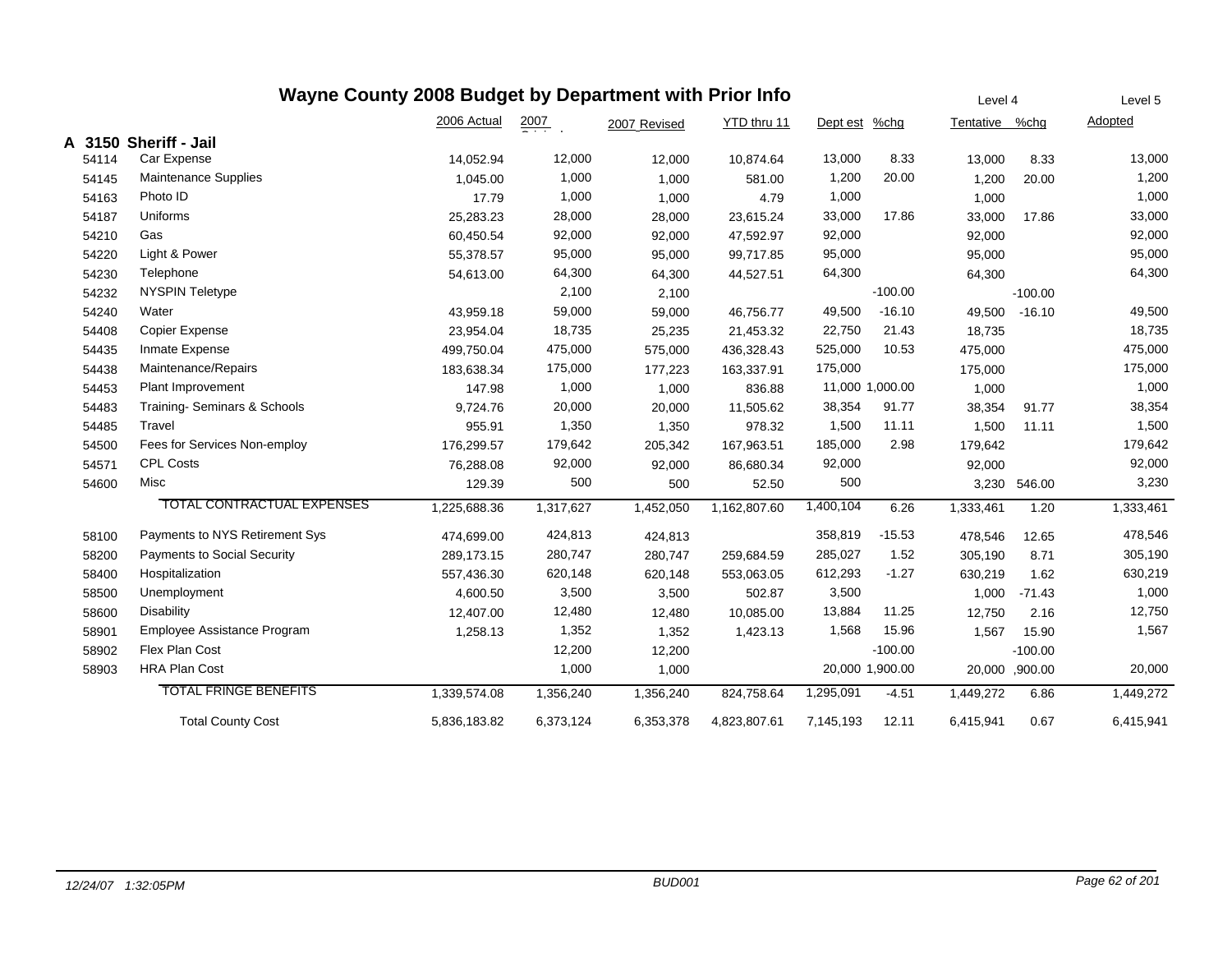# Wayne County 2008 Budget by Department with Prior Info

| | | 2006 Actual | 2007 Original | 2007 Revised | YTD thru 11 | Dept est | %chg | Level 4 Tentative | %chg | Level 5 Adopted |
|---|---|---|---|---|---|---|---|---|---|---|
| **A 3150** | **Sheriff - Jail** | | | | | | | | | |
| 54114 | Car Expense | 14,052.94 | 12,000 | 12,000 | 10,874.64 | 13,000 | 8.33 | 13,000 | 8.33 | 13,000 |
| 54145 | Maintenance Supplies | 1,045.00 | 1,000 | 1,000 | 581.00 | 1,200 | 20.00 | 1,200 | 20.00 | 1,200 |
| 54163 | Photo ID | 17.79 | 1,000 | 1,000 | 4.79 | 1,000 | | 1,000 | | 1,000 |
| 54187 | Uniforms | 25,283.23 | 28,000 | 28,000 | 23,615.24 | 33,000 | 17.86 | 33,000 | 17.86 | 33,000 |
| 54210 | Gas | 60,450.54 | 92,000 | 92,000 | 47,592.97 | 92,000 | | 92,000 | | 92,000 |
| 54220 | Light & Power | 55,378.57 | 95,000 | 95,000 | 99,717.85 | 95,000 | | 95,000 | | 95,000 |
| 54230 | Telephone | 54,613.00 | 64,300 | 64,300 | 44,527.51 | 64,300 | | 64,300 | | 64,300 |
| 54232 | NYSPIN Teletype | | 2,100 | 2,100 | | | -100.00 | | -100.00 | |
| 54240 | Water | 43,959.18 | 59,000 | 59,000 | 46,756.77 | 49,500 | -16.10 | 49,500 | -16.10 | 49,500 |
| 54408 | Copier Expense | 23,954.04 | 18,735 | 25,235 | 21,453.32 | 22,750 | 21.43 | 18,735 | | 18,735 |
| 54435 | Inmate Expense | 499,750.04 | 475,000 | 575,000 | 436,328.43 | 525,000 | 10.53 | 475,000 | | 475,000 |
| 54438 | Maintenance/Repairs | 183,638.34 | 175,000 | 177,223 | 163,337.91 | 175,000 | | 175,000 | | 175,000 |
| 54453 | Plant Improvement | 147.98 | 1,000 | 1,000 | 836.88 | 11,000 | 1,000.00 | 1,000 | | 1,000 |
| 54483 | Training- Seminars & Schools | 9,724.76 | 20,000 | 20,000 | 11,505.62 | 38,354 | 91.77 | 38,354 | 91.77 | 38,354 |
| 54485 | Travel | 955.91 | 1,350 | 1,350 | 978.32 | 1,500 | 11.11 | 1,500 | 11.11 | 1,500 |
| 54500 | Fees for Services Non-employ | 176,299.57 | 179,642 | 205,342 | 167,963.51 | 185,000 | 2.98 | 179,642 | | 179,642 |
| 54571 | CPL Costs | 76,288.08 | 92,000 | 92,000 | 86,680.34 | 92,000 | | 92,000 | | 92,000 |
| 54600 | Misc | 129.39 | 500 | 500 | 52.50 | 500 | | 3,230 | 546.00 | 3,230 |
| | TOTAL CONTRACTUAL EXPENSES | 1,225,688.36 | 1,317,627 | 1,452,050 | 1,162,807.60 | 1,400,104 | 6.26 | 1,333,461 | 1.20 | 1,333,461 |
| 58100 | Payments to NYS Retirement Sys | 474,699.00 | 424,813 | 424,813 | | 358,819 | -15.53 | 478,546 | 12.65 | 478,546 |
| 58200 | Payments to Social Security | 289,173.15 | 280,747 | 280,747 | 259,684.59 | 285,027 | 1.52 | 305,190 | 8.71 | 305,190 |
| 58400 | Hospitalization | 557,436.30 | 620,148 | 620,148 | 553,063.05 | 612,293 | -1.27 | 630,219 | 1.62 | 630,219 |
| 58500 | Unemployment | 4,600.50 | 3,500 | 3,500 | 502.87 | 3,500 | | 1,000 | -71.43 | 1,000 |
| 58600 | Disability | 12,407.00 | 12,480 | 12,480 | 10,085.00 | 13,884 | 11.25 | 12,750 | 2.16 | 12,750 |
| 58901 | Employee Assistance Program | 1,258.13 | 1,352 | 1,352 | 1,423.13 | 1,568 | 15.96 | 1,567 | 15.90 | 1,567 |
| 58902 | Flex Plan Cost | | 12,200 | 12,200 | | | -100.00 | | -100.00 | |
| 58903 | HRA Plan Cost | | 1,000 | 1,000 | | 20,000 | 1,900.00 | 20,000 | ,900.00 | 20,000 |
| | TOTAL FRINGE BENEFITS | 1,339,574.08 | 1,356,240 | 1,356,240 | 824,758.64 | 1,295,091 | -4.51 | 1,449,272 | 6.86 | 1,449,272 |
| | Total County Cost | 5,836,183.82 | 6,373,124 | 6,353,378 | 4,823,807.61 | 7,145,193 | 12.11 | 6,415,941 | 0.67 | 6,415,941 |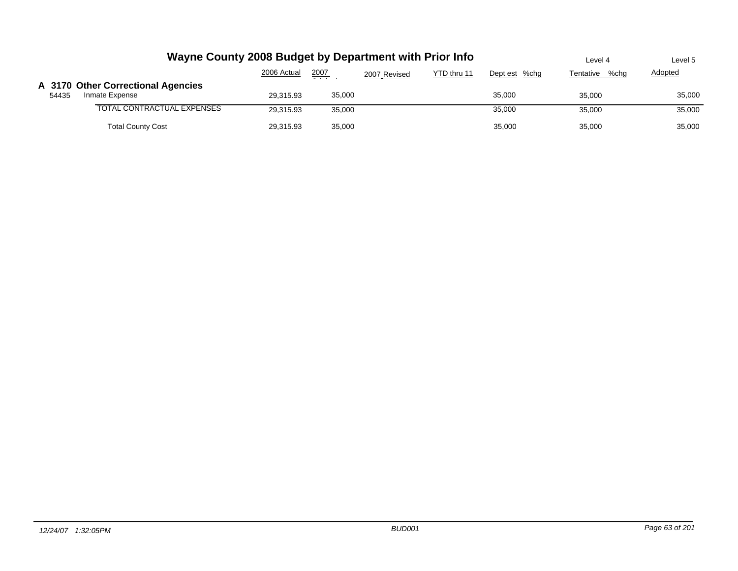# Wayne County 2008 Budget by Department with Prior Info

| | | 2006 Actual | 2007 Original | 2007 Revised | YTD thru 11 | Dept est | %chg | Level 4 Tentative | %chg | Level 5 Adopted |
|---|---|---|---|---|---|---|---|---|---|---|
| **A 3170** | **Other Correctional Agencies** | | | | | | | | | |
| 54435 | Inmate Expense | 29,315.93 | 35,000 | | | 35,000 | | 35,000 | | 35,000 |
| | TOTAL CONTRACTUAL EXPENSES | 29,315.93 | 35,000 | | | 35,000 | | 35,000 | | 35,000 |
| | Total County Cost | 29,315.93 | 35,000 | | | 35,000 | | 35,000 | | 35,000 |

*12/24/07 1:32:05PM* *BUD001*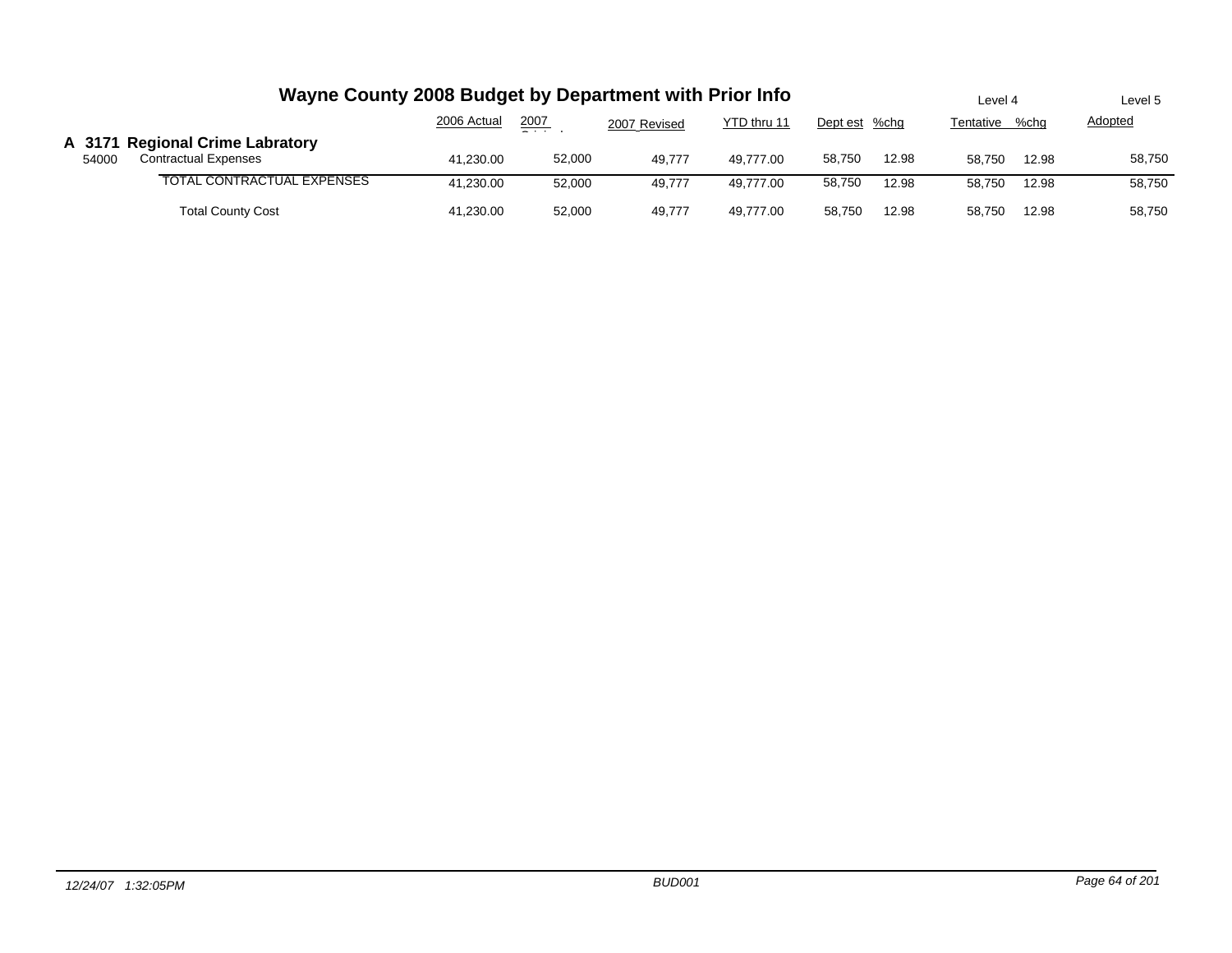# Wayne County 2008 Budget by Department with Prior Info

| | | 2006 Actual | 2007 Original | 2007 Revised | YTD thru 11 | Dept est | %chg | Level 4 Tentative | %chg | Level 5 Adopted |
|---|---|---|---|---|---|---|---|---|---|---|
| **A 3171** | **Regional Crime Labratory** | | | | | | | | | |
| 54000 | Contractual Expenses | 41,230.00 | 52,000 | 49,777 | 49,777.00 | 58,750 | 12.98 | 58,750 | 12.98 | 58,750 |
| | TOTAL CONTRACTUAL EXPENSES | 41,230.00 | 52,000 | 49,777 | 49,777.00 | 58,750 | 12.98 | 58,750 | 12.98 | 58,750 |
| | Total County Cost | 41,230.00 | 52,000 | 49,777 | 49,777.00 | 58,750 | 12.98 | 58,750 | 12.98 | 58,750 |

*12/24/07 1:32:05PM* *BUD001*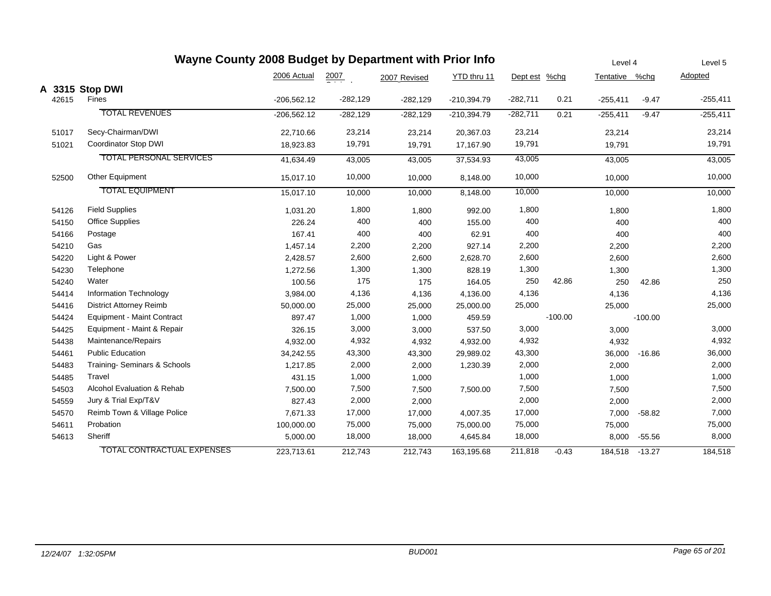# Wayne County 2008 Budget by Department with Prior Info

| | | 2006 Actual | 2007 Original | 2007 Revised | YTD thru 11 | Dept est | %chg | Level 4 Tentative | %chg | Level 5 Adopted |
|---|---|---|---|---|---|---|---|---|---|---|
| **A 3315** | **Stop DWI** | | | | | | | | | |
| 42615 | Fines | -206,562.12 | -282,129 | -282,129 | -210,394.79 | -282,711 | 0.21 | -255,411 | -9.47 | -255,411 |
| | TOTAL REVENUES | -206,562.12 | -282,129 | -282,129 | -210,394.79 | -282,711 | 0.21 | -255,411 | -9.47 | -255,411 |
| 51017 | Secy-Chairman/DWI | 22,710.66 | 23,214 | 23,214 | 20,367.03 | 23,214 | | 23,214 | | 23,214 |
| 51021 | Coordinator Stop DWI | 18,923.83 | 19,791 | 19,791 | 17,167.90 | 19,791 | | 19,791 | | 19,791 |
| | TOTAL PERSONAL SERVICES | 41,634.49 | 43,005 | 43,005 | 37,534.93 | 43,005 | | 43,005 | | 43,005 |
| 52500 | Other Equipment | 15,017.10 | 10,000 | 10,000 | 8,148.00 | 10,000 | | 10,000 | | 10,000 |
| | TOTAL EQUIPMENT | 15,017.10 | 10,000 | 10,000 | 8,148.00 | 10,000 | | 10,000 | | 10,000 |
| 54126 | Field Supplies | 1,031.20 | 1,800 | 1,800 | 992.00 | 1,800 | | 1,800 | | 1,800 |
| 54150 | Office Supplies | 226.24 | 400 | 400 | 155.00 | 400 | | 400 | | 400 |
| 54166 | Postage | 167.41 | 400 | 400 | 62.91 | 400 | | 400 | | 400 |
| 54210 | Gas | 1,457.14 | 2,200 | 2,200 | 927.14 | 2,200 | | 2,200 | | 2,200 |
| 54220 | Light & Power | 2,428.57 | 2,600 | 2,600 | 2,628.70 | 2,600 | | 2,600 | | 2,600 |
| 54230 | Telephone | 1,272.56 | 1,300 | 1,300 | 828.19 | 1,300 | | 1,300 | | 1,300 |
| 54240 | Water | 100.56 | 175 | 175 | 164.05 | 250 | 42.86 | 250 | 42.86 | 250 |
| 54414 | Information Technology | 3,984.00 | 4,136 | 4,136 | 4,136.00 | 4,136 | | 4,136 | | 4,136 |
| 54416 | District Attorney Reimb | 50,000.00 | 25,000 | 25,000 | 25,000.00 | 25,000 | | 25,000 | | 25,000 |
| 54424 | Equipment - Maint Contract | 897.47 | 1,000 | 1,000 | 459.59 | | -100.00 | | -100.00 | |
| 54425 | Equipment - Maint & Repair | 326.15 | 3,000 | 3,000 | 537.50 | 3,000 | | 3,000 | | 3,000 |
| 54438 | Maintenance/Repairs | 4,932.00 | 4,932 | 4,932 | 4,932.00 | 4,932 | | 4,932 | | 4,932 |
| 54461 | Public Education | 34,242.55 | 43,300 | 43,300 | 29,989.02 | 43,300 | | 36,000 | -16.86 | 36,000 |
| 54483 | Training- Seminars & Schools | 1,217.85 | 2,000 | 2,000 | 1,230.39 | 2,000 | | 2,000 | | 2,000 |
| 54485 | Travel | 431.15 | 1,000 | 1,000 | | 1,000 | | 1,000 | | 1,000 |
| 54503 | Alcohol Evaluation & Rehab | 7,500.00 | 7,500 | 7,500 | 7,500.00 | 7,500 | | 7,500 | | 7,500 |
| 54559 | Jury & Trial Exp/T&V | 827.43 | 2,000 | 2,000 | | 2,000 | | 2,000 | | 2,000 |
| 54570 | Reimb Town & Village Police | 7,671.33 | 17,000 | 17,000 | 4,007.35 | 17,000 | | 7,000 | -58.82 | 7,000 |
| 54611 | Probation | 100,000.00 | 75,000 | 75,000 | 75,000.00 | 75,000 | | 75,000 | | 75,000 |
| 54613 | Sheriff | 5,000.00 | 18,000 | 18,000 | 4,645.84 | 18,000 | | 8,000 | -55.56 | 8,000 |
| | TOTAL CONTRACTUAL EXPENSES | 223,713.61 | 212,743 | 212,743 | 163,195.68 | 211,818 | -0.43 | 184,518 | -13.27 | 184,518 |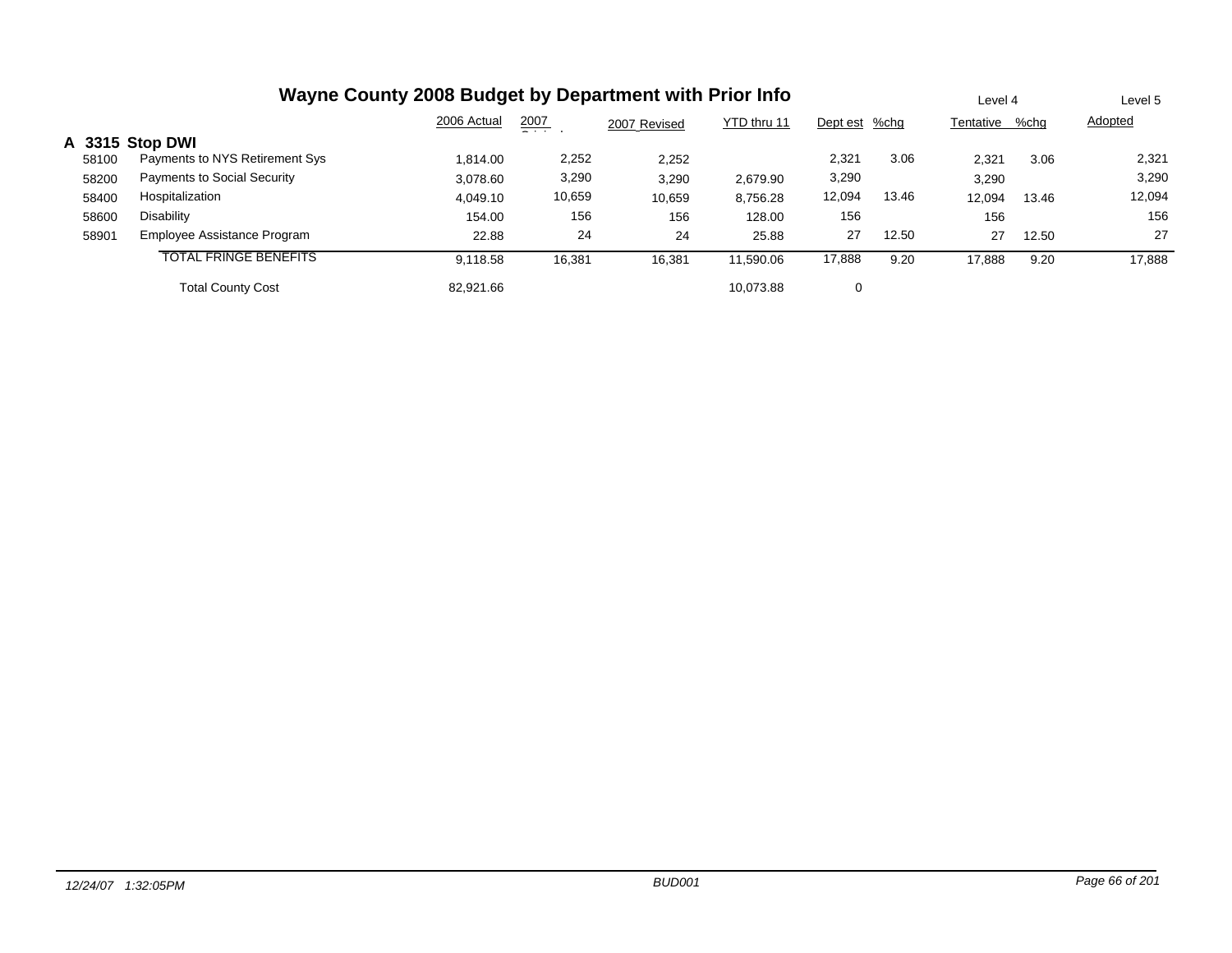# Wayne County 2008 Budget by Department with Prior Info

## A 3315 Stop DWI

| | | 2006 Actual | 2007 Original | 2007 Revised | YTD thru 11 | Dept est | %chg | Level 4 Tentative | %chg | Level 5 Adopted |
|---|---|---|---|---|---|---|---|---|---|---|
| 58100 | Payments to NYS Retirement Sys | 1,814.00 | 2,252 | 2,252 | | 2,321 | 3.06 | 2,321 | 3.06 | 2,321 |
| 58200 | Payments to Social Security | 3,078.60 | 3,290 | 3,290 | 2,679.90 | 3,290 | | 3,290 | | 3,290 |
| 58400 | Hospitalization | 4,049.10 | 10,659 | 10,659 | 8,756.28 | 12,094 | 13.46 | 12,094 | 13.46 | 12,094 |
| 58600 | Disability | 154.00 | 156 | 156 | 128.00 | 156 | | 156 | | 156 |
| 58901 | Employee Assistance Program | 22.88 | 24 | 24 | 25.88 | 27 | 12.50 | 27 | 12.50 | 27 |
| | TOTAL FRINGE BENEFITS | 9,118.58 | 16,381 | 16,381 | 11,590.06 | 17,888 | 9.20 | 17,888 | 9.20 | 17,888 |
| | Total County Cost | 82,921.66 | | | 10,073.88 | 0 | | | | |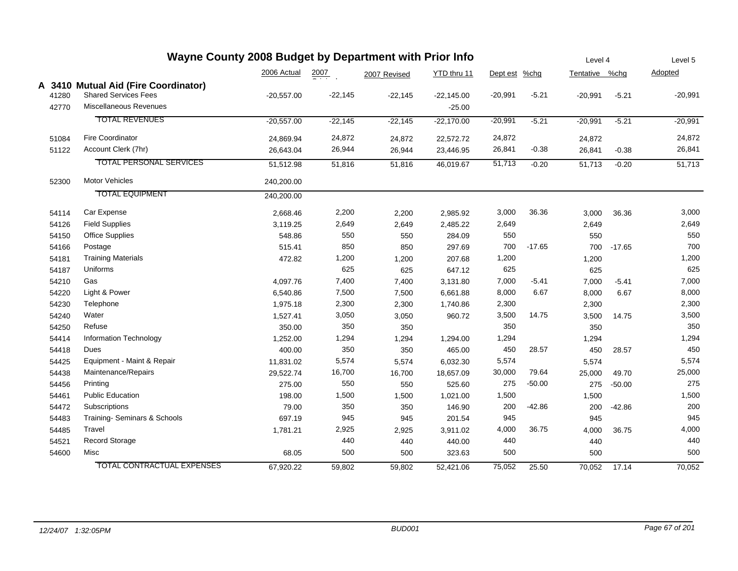# Wayne County 2008 Budget by Department with Prior Info

| | | 2006 Actual | 2007 Original | 2007 Revised | YTD thru 11 | Dept est | %chg | Level 4 Tentative | %chg | Level 5 Adopted |
|---|---|---|---|---|---|---|---|---|---|---|
| **A 3410** | **Mutual Aid (Fire Coordinator)** | | | | | | | | | |
| 41280 | Shared Services Fees | -20,557.00 | -22,145 | -22,145 | -22,145.00 | -20,991 | -5.21 | -20,991 | -5.21 | -20,991 |
| 42770 | Miscellaneous Revenues | | | | -25.00 | | | | | |
| | TOTAL REVENUES | -20,557.00 | -22,145 | -22,145 | -22,170.00 | -20,991 | -5.21 | -20,991 | -5.21 | -20,991 |
| 51084 | Fire Coordinator | 24,869.94 | 24,872 | 24,872 | 22,572.72 | 24,872 | | 24,872 | | 24,872 |
| 51122 | Account Clerk (7hr) | 26,643.04 | 26,944 | 26,944 | 23,446.95 | 26,841 | -0.38 | 26,841 | -0.38 | 26,841 |
| | TOTAL PERSONAL SERVICES | 51,512.98 | 51,816 | 51,816 | 46,019.67 | 51,713 | -0.20 | 51,713 | -0.20 | 51,713 |
| 52300 | Motor Vehicles | 240,200.00 | | | | | | | | |
| | TOTAL EQUIPMENT | 240,200.00 | | | | | | | | |
| 54114 | Car Expense | 2,668.46 | 2,200 | 2,200 | 2,985.92 | 3,000 | 36.36 | 3,000 | 36.36 | 3,000 |
| 54126 | Field Supplies | 3,119.25 | 2,649 | 2,649 | 2,485.22 | 2,649 | | 2,649 | | 2,649 |
| 54150 | Office Supplies | 548.86 | 550 | 550 | 284.09 | 550 | | 550 | | 550 |
| 54166 | Postage | 515.41 | 850 | 850 | 297.69 | 700 | -17.65 | 700 | -17.65 | 700 |
| 54181 | Training Materials | 472.82 | 1,200 | 1,200 | 207.68 | 1,200 | | 1,200 | | 1,200 |
| 54187 | Uniforms | | 625 | 625 | 647.12 | 625 | | 625 | | 625 |
| 54210 | Gas | 4,097.76 | 7,400 | 7,400 | 3,131.80 | 7,000 | -5.41 | 7,000 | -5.41 | 7,000 |
| 54220 | Light & Power | 6,540.86 | 7,500 | 7,500 | 6,661.88 | 8,000 | 6.67 | 8,000 | 6.67 | 8,000 |
| 54230 | Telephone | 1,975.18 | 2,300 | 2,300 | 1,740.86 | 2,300 | | 2,300 | | 2,300 |
| 54240 | Water | 1,527.41 | 3,050 | 3,050 | 960.72 | 3,500 | 14.75 | 3,500 | 14.75 | 3,500 |
| 54250 | Refuse | 350.00 | 350 | 350 | | 350 | | 350 | | 350 |
| 54414 | Information Technology | 1,252.00 | 1,294 | 1,294 | 1,294.00 | 1,294 | | 1,294 | | 1,294 |
| 54418 | Dues | 400.00 | 350 | 350 | 465.00 | 450 | 28.57 | 450 | 28.57 | 450 |
| 54425 | Equipment - Maint & Repair | 11,831.02 | 5,574 | 5,574 | 6,032.30 | 5,574 | | 5,574 | | 5,574 |
| 54438 | Maintenance/Repairs | 29,522.74 | 16,700 | 16,700 | 18,657.09 | 30,000 | 79.64 | 25,000 | 49.70 | 25,000 |
| 54456 | Printing | 275.00 | 550 | 550 | 525.60 | 275 | -50.00 | 275 | -50.00 | 275 |
| 54461 | Public Education | 198.00 | 1,500 | 1,500 | 1,021.00 | 1,500 | | 1,500 | | 1,500 |
| 54472 | Subscriptions | 79.00 | 350 | 350 | 146.90 | 200 | -42.86 | 200 | -42.86 | 200 |
| 54483 | Training- Seminars & Schools | 697.19 | 945 | 945 | 201.54 | 945 | | 945 | | 945 |
| 54485 | Travel | 1,781.21 | 2,925 | 2,925 | 3,911.02 | 4,000 | 36.75 | 4,000 | 36.75 | 4,000 |
| 54521 | Record Storage | | 440 | 440 | 440.00 | 440 | | 440 | | 440 |
| 54600 | Misc | 68.05 | 500 | 500 | 323.63 | 500 | | 500 | | 500 |
| | TOTAL CONTRACTUAL EXPENSES | 67,920.22 | 59,802 | 59,802 | 52,421.06 | 75,052 | 25.50 | 70,052 | 17.14 | 70,052 |

*12/24/07 1:32:05PM* BUD001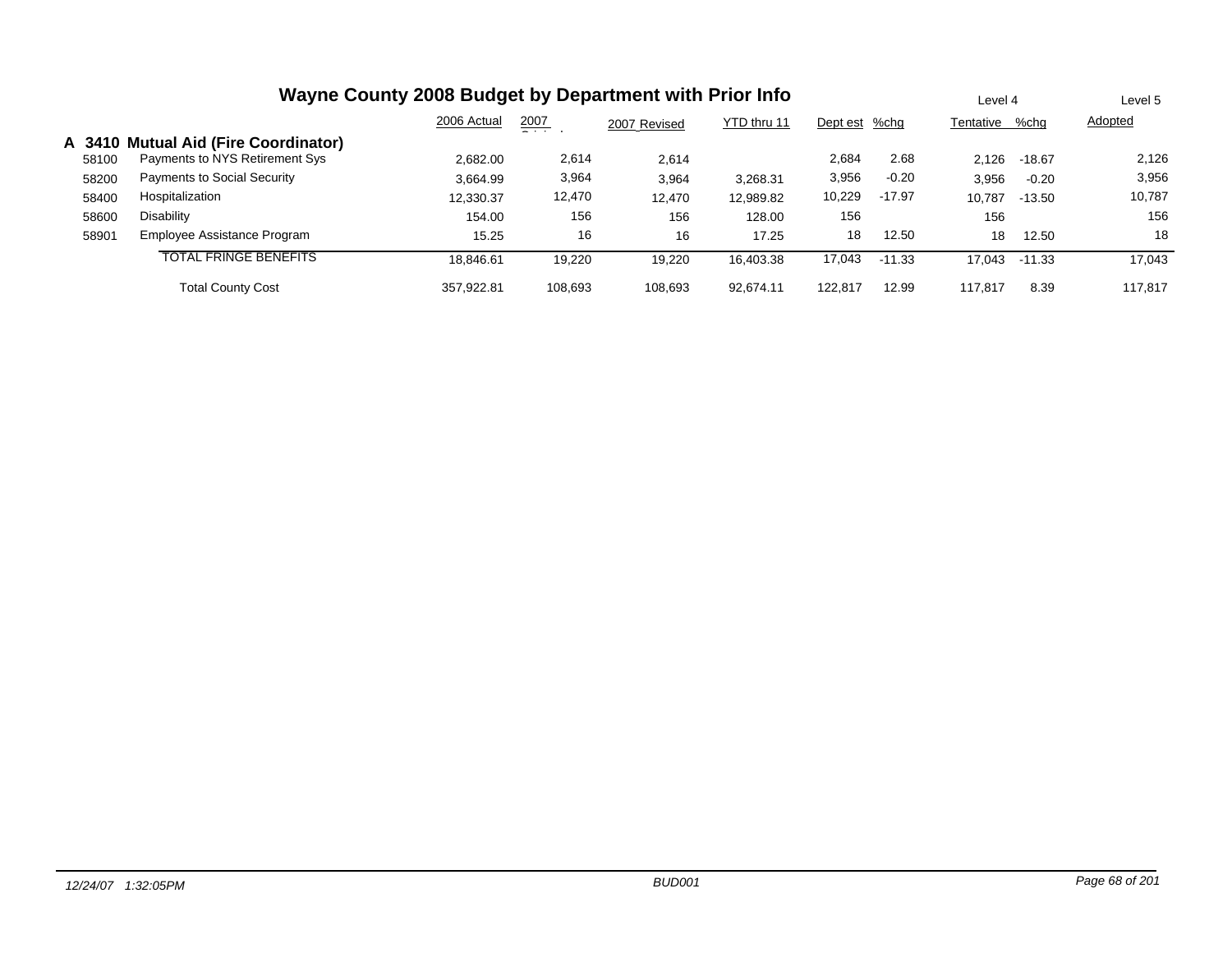# Wayne County 2008 Budget by Department with Prior Info

| | | 2006 Actual | 2007 Original | 2007 Revised | YTD thru 11 | Dept est | %chg | Level 4 Tentative | %chg | Level 5 Adopted |
|---|---|---|---|---|---|---|---|---|---|---|
| **A 3410** | **Mutual Aid (Fire Coordinator)** | | | | | | | | | |
| 58100 | Payments to NYS Retirement Sys | 2,682.00 | 2,614 | 2,614 | | 2,684 | 2.68 | 2,126 | -18.67 | 2,126 |
| 58200 | Payments to Social Security | 3,664.99 | 3,964 | 3,964 | 3,268.31 | 3,956 | -0.20 | 3,956 | -0.20 | 3,956 |
| 58400 | Hospitalization | 12,330.37 | 12,470 | 12,470 | 12,989.82 | 10,229 | -17.97 | 10,787 | -13.50 | 10,787 |
| 58600 | Disability | 154.00 | 156 | 156 | 128.00 | 156 | | 156 | | 156 |
| 58901 | Employee Assistance Program | 15.25 | 16 | 16 | 17.25 | 18 | 12.50 | 18 | 12.50 | 18 |
| | TOTAL FRINGE BENEFITS | 18,846.61 | 19,220 | 19,220 | 16,403.38 | 17,043 | -11.33 | 17,043 | -11.33 | 17,043 |
| | Total County Cost | 357,922.81 | 108,693 | 108,693 | 92,674.11 | 122,817 | 12.99 | 117,817 | 8.39 | 117,817 |

*12/24/07 1:32:05PM* &nbsp;&nbsp;&nbsp; *BUD001*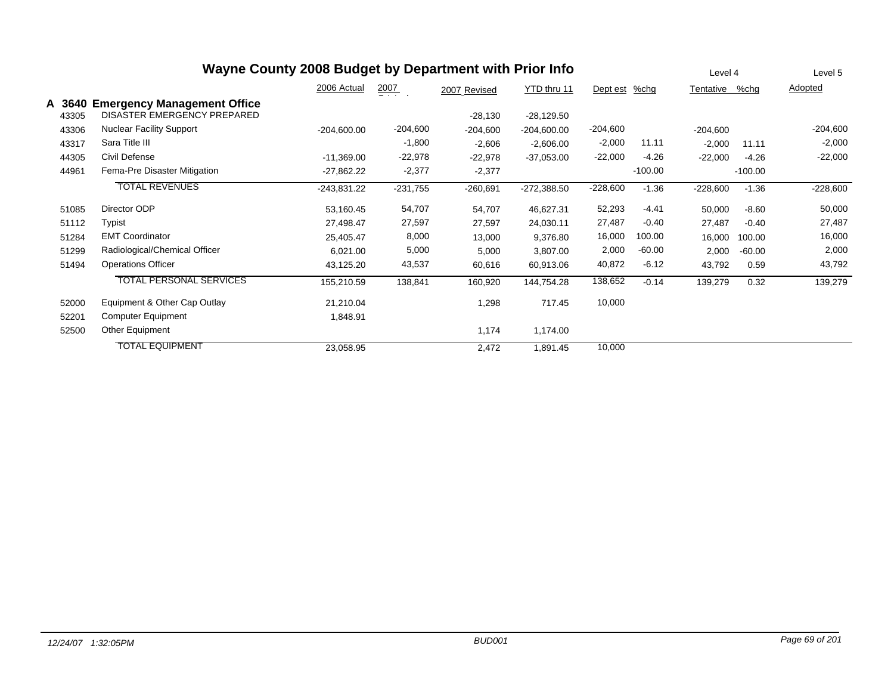# Wayne County 2008 Budget by Department with Prior Info

| | | 2006 Actual | 2007 Original | 2007 Revised | YTD thru 11 | Dept est | %chg | Level 4 Tentative | %chg | Level 5 Adopted |
|---|---|---|---|---|---|---|---|---|---|---|
| **A 3640** | **Emergency Management Office** | | | | | | | | | |
| 43305 | DISASTER EMERGENCY PREPARED | | | -28,130 | -28,129.50 | | | | | |
| 43306 | Nuclear Facility Support | -204,600.00 | -204,600 | -204,600 | -204,600.00 | -204,600 | | -204,600 | | -204,600 |
| 43317 | Sara Title III | | -1,800 | -2,606 | -2,606.00 | -2,000 | 11.11 | -2,000 | 11.11 | -2,000 |
| 44305 | Civil Defense | -11,369.00 | -22,978 | -22,978 | -37,053.00 | -22,000 | -4.26 | -22,000 | -4.26 | -22,000 |
| 44961 | Fema-Pre Disaster Mitigation | -27,862.22 | -2,377 | -2,377 | | | -100.00 | | -100.00 | |
| | TOTAL REVENUES | -243,831.22 | -231,755 | -260,691 | -272,388.50 | -228,600 | -1.36 | -228,600 | -1.36 | -228,600 |
| 51085 | Director ODP | 53,160.45 | 54,707 | 54,707 | 46,627.31 | 52,293 | -4.41 | 50,000 | -8.60 | 50,000 |
| 51112 | Typist | 27,498.47 | 27,597 | 27,597 | 24,030.11 | 27,487 | -0.40 | 27,487 | -0.40 | 27,487 |
| 51284 | EMT Coordinator | 25,405.47 | 8,000 | 13,000 | 9,376.80 | 16,000 | 100.00 | 16,000 | 100.00 | 16,000 |
| 51299 | Radiological/Chemical Officer | 6,021.00 | 5,000 | 5,000 | 3,807.00 | 2,000 | -60.00 | 2,000 | -60.00 | 2,000 |
| 51494 | Operations Officer | 43,125.20 | 43,537 | 60,616 | 60,913.06 | 40,872 | -6.12 | 43,792 | 0.59 | 43,792 |
| | TOTAL PERSONAL SERVICES | 155,210.59 | 138,841 | 160,920 | 144,754.28 | 138,652 | -0.14 | 139,279 | 0.32 | 139,279 |
| 52000 | Equipment & Other Cap Outlay | 21,210.04 | | 1,298 | 717.45 | 10,000 | | | | |
| 52201 | Computer Equipment | 1,848.91 | | | | | | | | |
| 52500 | Other Equipment | | | 1,174 | 1,174.00 | | | | | |
| | TOTAL EQUIPMENT | 23,058.95 | | 2,472 | 1,891.45 | 10,000 | | | | |

12/24/07 1:32:05PM BUD001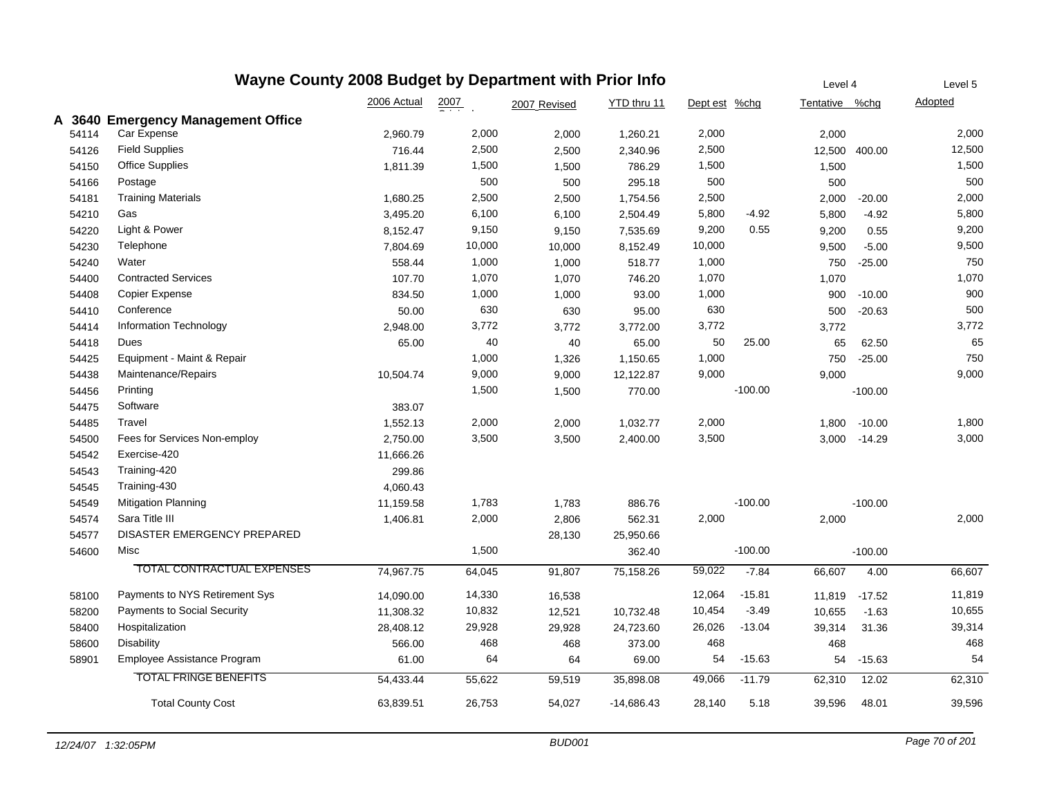# Wayne County 2008 Budget by Department with Prior Info

| | | 2006 Actual | 2007 Original | 2007 Revised | YTD thru 11 | Dept est | %chg | Level 4 Tentative | %chg | Level 5 Adopted |
|---|---|---|---|---|---|---|---|---|---|---|
| **A 3640** | **Emergency Management Office** | | | | | | | | | |
| 54114 | Car Expense | 2,960.79 | 2,000 | 2,000 | 1,260.21 | 2,000 | | 2,000 | | 2,000 |
| 54126 | Field Supplies | 716.44 | 2,500 | 2,500 | 2,340.96 | 2,500 | | 12,500 | 400.00 | 12,500 |
| 54150 | Office Supplies | 1,811.39 | 1,500 | 1,500 | 786.29 | 1,500 | | 1,500 | | 1,500 |
| 54166 | Postage | | 500 | 500 | 295.18 | 500 | | 500 | | 500 |
| 54181 | Training Materials | 1,680.25 | 2,500 | 2,500 | 1,754.56 | 2,500 | | 2,000 | -20.00 | 2,000 |
| 54210 | Gas | 3,495.20 | 6,100 | 6,100 | 2,504.49 | 5,800 | -4.92 | 5,800 | -4.92 | 5,800 |
| 54220 | Light & Power | 8,152.47 | 9,150 | 9,150 | 7,535.69 | 9,200 | 0.55 | 9,200 | 0.55 | 9,200 |
| 54230 | Telephone | 7,804.69 | 10,000 | 10,000 | 8,152.49 | 10,000 | | 9,500 | -5.00 | 9,500 |
| 54240 | Water | 558.44 | 1,000 | 1,000 | 518.77 | 1,000 | | 750 | -25.00 | 750 |
| 54400 | Contracted Services | 107.70 | 1,070 | 1,070 | 746.20 | 1,070 | | 1,070 | | 1,070 |
| 54408 | Copier Expense | 834.50 | 1,000 | 1,000 | 93.00 | 1,000 | | 900 | -10.00 | 900 |
| 54410 | Conference | 50.00 | 630 | 630 | 95.00 | 630 | | 500 | -20.63 | 500 |
| 54414 | Information Technology | 2,948.00 | 3,772 | 3,772 | 3,772.00 | 3,772 | | 3,772 | | 3,772 |
| 54418 | Dues | 65.00 | 40 | 40 | 65.00 | 50 | 25.00 | 65 | 62.50 | 65 |
| 54425 | Equipment - Maint & Repair | | 1,000 | 1,326 | 1,150.65 | 1,000 | | 750 | -25.00 | 750 |
| 54438 | Maintenance/Repairs | 10,504.74 | 9,000 | 9,000 | 12,122.87 | 9,000 | | 9,000 | | 9,000 |
| 54456 | Printing | | 1,500 | 1,500 | 770.00 | | -100.00 | | -100.00 | |
| 54475 | Software | 383.07 | | | | | | | | |
| 54485 | Travel | 1,552.13 | 2,000 | 2,000 | 1,032.77 | 2,000 | | 1,800 | -10.00 | 1,800 |
| 54500 | Fees for Services Non-employ | 2,750.00 | 3,500 | 3,500 | 2,400.00 | 3,500 | | 3,000 | -14.29 | 3,000 |
| 54542 | Exercise-420 | 11,666.26 | | | | | | | | |
| 54543 | Training-420 | 299.86 | | | | | | | | |
| 54545 | Training-430 | 4,060.43 | | | | | | | | |
| 54549 | Mitigation Planning | 11,159.58 | 1,783 | 1,783 | 886.76 | | -100.00 | | -100.00 | |
| 54574 | Sara Title III | 1,406.81 | 2,000 | 2,806 | 562.31 | 2,000 | | 2,000 | | 2,000 |
| 54577 | DISASTER EMERGENCY PREPARED | | | 28,130 | 25,950.66 | | | | | |
| 54600 | Misc | | 1,500 | | 362.40 | | -100.00 | | -100.00 | |
| | TOTAL CONTRACTUAL EXPENSES | 74,967.75 | 64,045 | 91,807 | 75,158.26 | 59,022 | -7.84 | 66,607 | 4.00 | 66,607 |
| 58100 | Payments to NYS Retirement Sys | 14,090.00 | 14,330 | 16,538 | | 12,064 | -15.81 | 11,819 | -17.52 | 11,819 |
| 58200 | Payments to Social Security | 11,308.32 | 10,832 | 12,521 | 10,732.48 | 10,454 | -3.49 | 10,655 | -1.63 | 10,655 |
| 58400 | Hospitalization | 28,408.12 | 29,928 | 29,928 | 24,723.60 | 26,026 | -13.04 | 39,314 | 31.36 | 39,314 |
| 58600 | Disability | 566.00 | 468 | 468 | 373.00 | 468 | | 468 | | 468 |
| 58901 | Employee Assistance Program | 61.00 | 64 | 64 | 69.00 | 54 | -15.63 | 54 | -15.63 | 54 |
| | TOTAL FRINGE BENEFITS | 54,433.44 | 55,622 | 59,519 | 35,898.08 | 49,066 | -11.79 | 62,310 | 12.02 | 62,310 |
| | Total County Cost | 63,839.51 | 26,753 | 54,027 | -14,686.43 | 28,140 | 5.18 | 39,596 | 48.01 | 39,596 |

12/24/07 1:32:05PM BUD001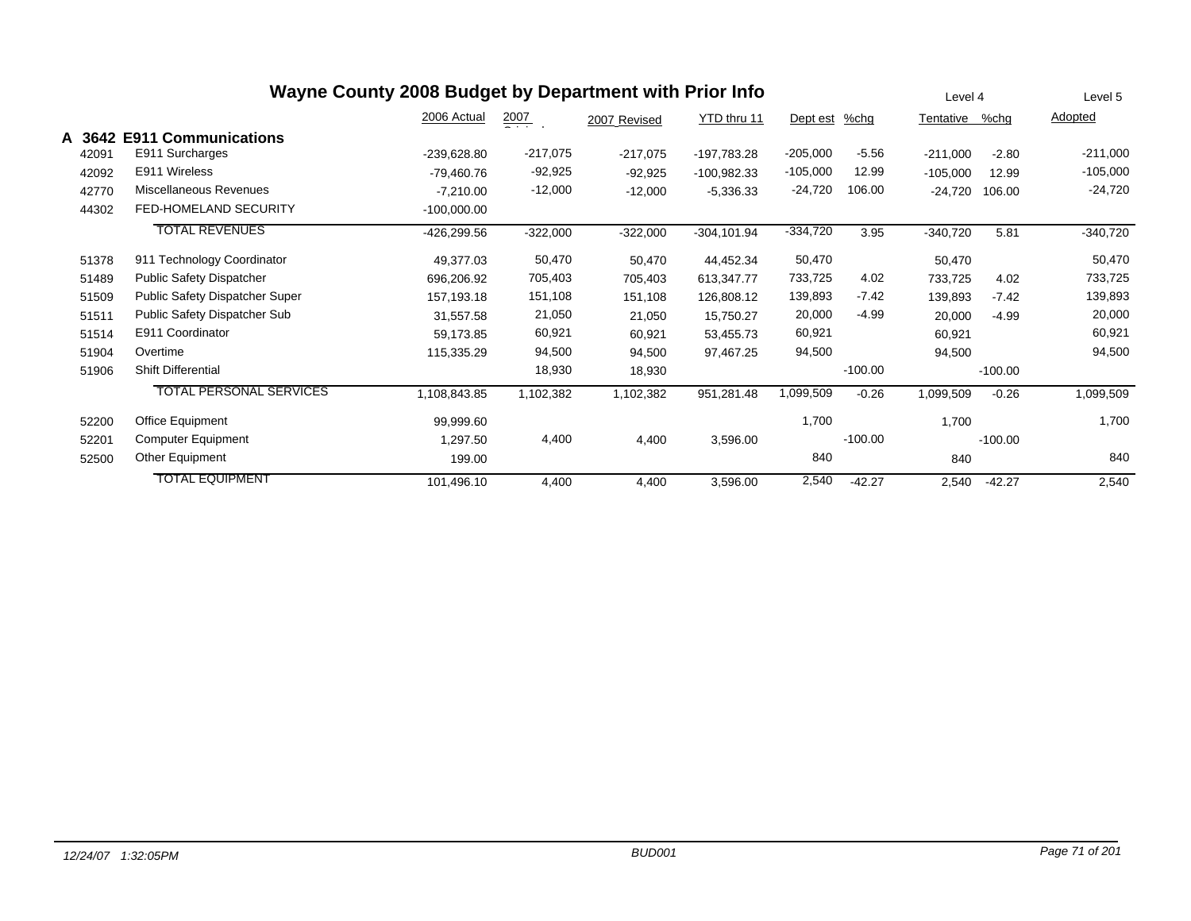# Wayne County 2008 Budget by Department with Prior Info

| | | 2006 Actual | 2007 Original | 2007 Revised | YTD thru 11 | Dept est | %chg | Level 4 Tentative | %chg | Level 5 Adopted |
|---|---|---|---|---|---|---|---|---|---|---|
| **A 3642** | **E911 Communications** | | | | | | | | | |
| 42091 | E911 Surcharges | -239,628.80 | -217,075 | -217,075 | -197,783.28 | -205,000 | -5.56 | -211,000 | -2.80 | -211,000 |
| 42092 | E911 Wireless | -79,460.76 | -92,925 | -92,925 | -100,982.33 | -105,000 | 12.99 | -105,000 | 12.99 | -105,000 |
| 42770 | Miscellaneous Revenues | -7,210.00 | -12,000 | -12,000 | -5,336.33 | -24,720 | 106.00 | -24,720 | 106.00 | -24,720 |
| 44302 | FED-HOMELAND SECURITY | -100,000.00 | | | | | | | | |
| | TOTAL REVENUES | -426,299.56 | -322,000 | -322,000 | -304,101.94 | -334,720 | 3.95 | -340,720 | 5.81 | -340,720 |
| 51378 | 911 Technology Coordinator | 49,377.03 | 50,470 | 50,470 | 44,452.34 | 50,470 | | 50,470 | | 50,470 |
| 51489 | Public Safety Dispatcher | 696,206.92 | 705,403 | 705,403 | 613,347.77 | 733,725 | 4.02 | 733,725 | 4.02 | 733,725 |
| 51509 | Public Safety Dispatcher Super | 157,193.18 | 151,108 | 151,108 | 126,808.12 | 139,893 | -7.42 | 139,893 | -7.42 | 139,893 |
| 51511 | Public Safety Dispatcher Sub | 31,557.58 | 21,050 | 21,050 | 15,750.27 | 20,000 | -4.99 | 20,000 | -4.99 | 20,000 |
| 51514 | E911 Coordinator | 59,173.85 | 60,921 | 60,921 | 53,455.73 | 60,921 | | 60,921 | | 60,921 |
| 51904 | Overtime | 115,335.29 | 94,500 | 94,500 | 97,467.25 | 94,500 | | 94,500 | | 94,500 |
| 51906 | Shift Differential | | 18,930 | 18,930 | | | -100.00 | | -100.00 | |
| | TOTAL PERSONAL SERVICES | 1,108,843.85 | 1,102,382 | 1,102,382 | 951,281.48 | 1,099,509 | -0.26 | 1,099,509 | -0.26 | 1,099,509 |
| 52200 | Office Equipment | 99,999.60 | | | | 1,700 | | 1,700 | | 1,700 |
| 52201 | Computer Equipment | 1,297.50 | 4,400 | 4,400 | 3,596.00 | | -100.00 | | -100.00 | |
| 52500 | Other Equipment | 199.00 | | | | 840 | | 840 | | 840 |
| | TOTAL EQUIPMENT | 101,496.10 | 4,400 | 4,400 | 3,596.00 | 2,540 | -42.27 | 2,540 | -42.27 | 2,540 |

*12/24/07 1:32:05PM* — *BUD001*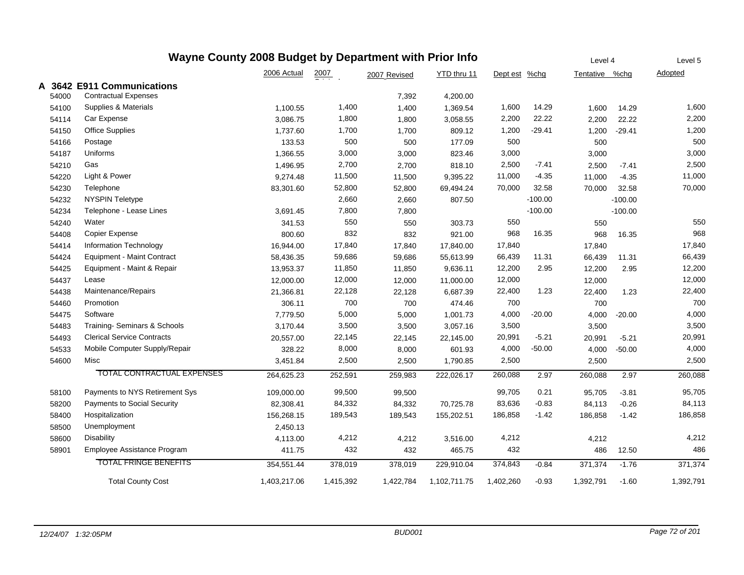# Wayne County 2008 Budget by Department with Prior Info

## A 3642 E911 Communications

| | | 2006 Actual | 2007 Original | 2007 Revised | YTD thru 11 | Dept est | %chg | Level 4 Tentative | %chg | Level 5 Adopted |
|---|---|---|---|---|---|---|---|---|---|---|
| 54000 | Contractual Expenses | | | 7,392 | 4,200.00 | | | | | |
| 54100 | Supplies & Materials | 1,100.55 | 1,400 | 1,400 | 1,369.54 | 1,600 | 14.29 | 1,600 | 14.29 | 1,600 |
| 54114 | Car Expense | 3,086.75 | 1,800 | 1,800 | 3,058.55 | 2,200 | 22.22 | 2,200 | 22.22 | 2,200 |
| 54150 | Office Supplies | 1,737.60 | 1,700 | 1,700 | 809.12 | 1,200 | -29.41 | 1,200 | -29.41 | 1,200 |
| 54166 | Postage | 133.53 | 500 | 500 | 177.09 | 500 | | 500 | | 500 |
| 54187 | Uniforms | 1,366.55 | 3,000 | 3,000 | 823.46 | 3,000 | | 3,000 | | 3,000 |
| 54210 | Gas | 1,496.95 | 2,700 | 2,700 | 818.10 | 2,500 | -7.41 | 2,500 | -7.41 | 2,500 |
| 54220 | Light & Power | 9,274.48 | 11,500 | 11,500 | 9,395.22 | 11,000 | -4.35 | 11,000 | -4.35 | 11,000 |
| 54230 | Telephone | 83,301.60 | 52,800 | 52,800 | 69,494.24 | 70,000 | 32.58 | 70,000 | 32.58 | 70,000 |
| 54232 | NYSPIN Teletype | | 2,660 | 2,660 | 807.50 | | -100.00 | | -100.00 | |
| 54234 | Telephone - Lease Lines | 3,691.45 | 7,800 | 7,800 | | | -100.00 | | -100.00 | |
| 54240 | Water | 341.53 | 550 | 550 | 303.73 | 550 | | 550 | | 550 |
| 54408 | Copier Expense | 800.60 | 832 | 832 | 921.00 | 968 | 16.35 | 968 | 16.35 | 968 |
| 54414 | Information Technology | 16,944.00 | 17,840 | 17,840 | 17,840.00 | 17,840 | | 17,840 | | 17,840 |
| 54424 | Equipment - Maint Contract | 58,436.35 | 59,686 | 59,686 | 55,613.99 | 66,439 | 11.31 | 66,439 | 11.31 | 66,439 |
| 54425 | Equipment - Maint & Repair | 13,953.37 | 11,850 | 11,850 | 9,636.11 | 12,200 | 2.95 | 12,200 | 2.95 | 12,200 |
| 54437 | Lease | 12,000.00 | 12,000 | 12,000 | 11,000.00 | 12,000 | | 12,000 | | 12,000 |
| 54438 | Maintenance/Repairs | 21,366.81 | 22,128 | 22,128 | 6,687.39 | 22,400 | 1.23 | 22,400 | 1.23 | 22,400 |
| 54460 | Promotion | 306.11 | 700 | 700 | 474.46 | 700 | | 700 | | 700 |
| 54475 | Software | 7,779.50 | 5,000 | 5,000 | 1,001.73 | 4,000 | -20.00 | 4,000 | -20.00 | 4,000 |
| 54483 | Training- Seminars & Schools | 3,170.44 | 3,500 | 3,500 | 3,057.16 | 3,500 | | 3,500 | | 3,500 |
| 54493 | Clerical Service Contracts | 20,557.00 | 22,145 | 22,145 | 22,145.00 | 20,991 | -5.21 | 20,991 | -5.21 | 20,991 |
| 54533 | Mobile Computer Supply/Repair | 328.22 | 8,000 | 8,000 | 601.93 | 4,000 | -50.00 | 4,000 | -50.00 | 4,000 |
| 54600 | Misc | 3,451.84 | 2,500 | 2,500 | 1,790.85 | 2,500 | | 2,500 | | 2,500 |
| | TOTAL CONTRACTUAL EXPENSES | 264,625.23 | 252,591 | 259,983 | 222,026.17 | 260,088 | 2.97 | 260,088 | 2.97 | 260,088 |
| 58100 | Payments to NYS Retirement Sys | 109,000.00 | 99,500 | 99,500 | | 99,705 | 0.21 | 95,705 | -3.81 | 95,705 |
| 58200 | Payments to Social Security | 82,308.41 | 84,332 | 84,332 | 70,725.78 | 83,636 | -0.83 | 84,113 | -0.26 | 84,113 |
| 58400 | Hospitalization | 156,268.15 | 189,543 | 189,543 | 155,202.51 | 186,858 | -1.42 | 186,858 | -1.42 | 186,858 |
| 58500 | Unemployment | 2,450.13 | | | | | | | | |
| 58600 | Disability | 4,113.00 | 4,212 | 4,212 | 3,516.00 | 4,212 | | 4,212 | | 4,212 |
| 58901 | Employee Assistance Program | 411.75 | 432 | 432 | 465.75 | 432 | | 486 | 12.50 | 486 |
| | TOTAL FRINGE BENEFITS | 354,551.44 | 378,019 | 378,019 | 229,910.04 | 374,843 | -0.84 | 371,374 | -1.76 | 371,374 |
| | Total County Cost | 1,403,217.06 | 1,415,392 | 1,422,784 | 1,102,711.75 | 1,402,260 | -0.93 | 1,392,791 | -1.60 | 1,392,791 |

*12/24/07 1:32:05PM* BUD001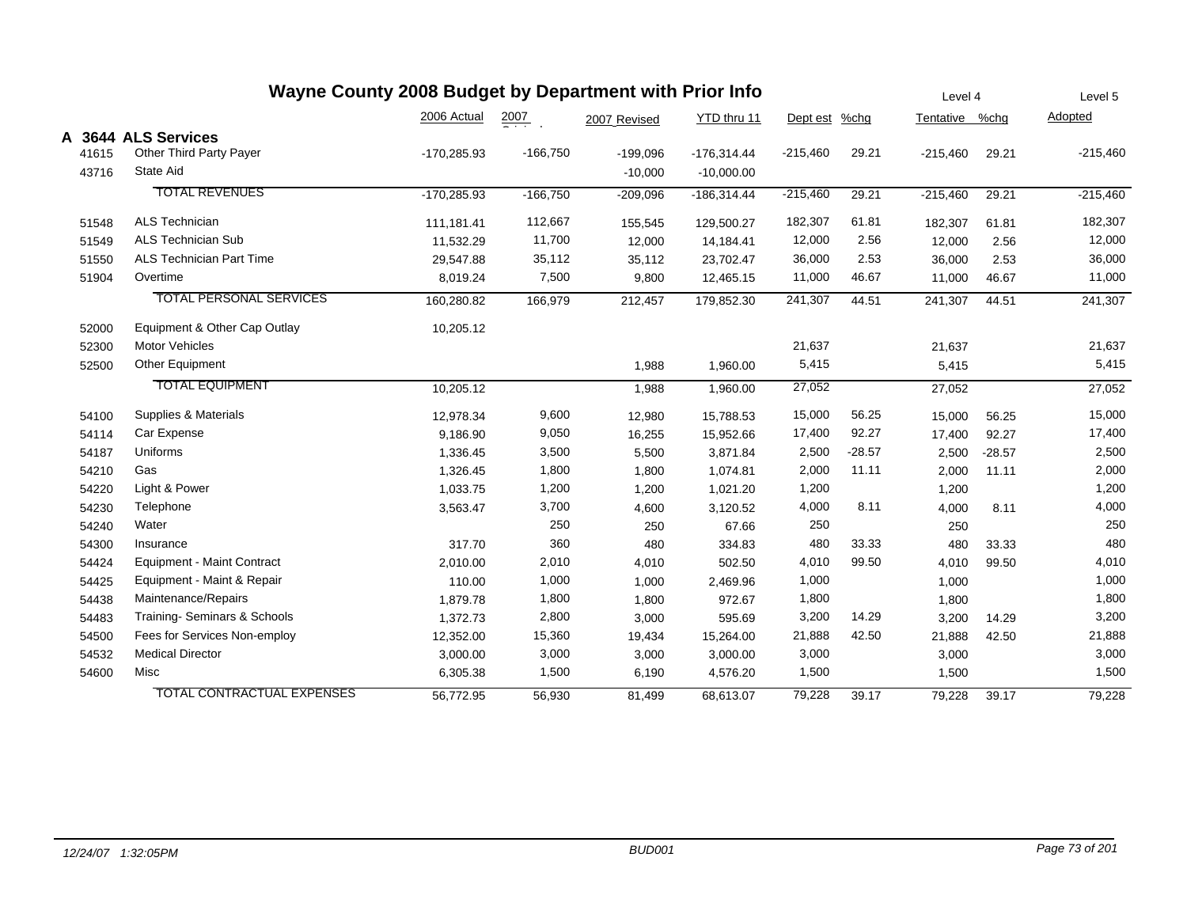# Wayne County 2008 Budget by Department with Prior Info

| | | 2006 Actual | 2007 Original | 2007 Revised | YTD thru 11 | Level 4 Dept est | %chg | Tentative | %chg | Level 5 Adopted |
|---|---|---|---|---|---|---|---|---|---|---|
| **A 3644** | **ALS Services** | | | | | | | | | |
| 41615 | Other Third Party Payer | -170,285.93 | -166,750 | -199,096 | -176,314.44 | -215,460 | 29.21 | -215,460 | 29.21 | -215,460 |
| 43716 | State Aid | | | -10,000 | -10,000.00 | | | | | |
| | TOTAL REVENUES | -170,285.93 | -166,750 | -209,096 | -186,314.44 | -215,460 | 29.21 | -215,460 | 29.21 | -215,460 |
| 51548 | ALS Technician | 111,181.41 | 112,667 | 155,545 | 129,500.27 | 182,307 | 61.81 | 182,307 | 61.81 | 182,307 |
| 51549 | ALS Technician Sub | 11,532.29 | 11,700 | 12,000 | 14,184.41 | 12,000 | 2.56 | 12,000 | 2.56 | 12,000 |
| 51550 | ALS Technician Part Time | 29,547.88 | 35,112 | 35,112 | 23,702.47 | 36,000 | 2.53 | 36,000 | 2.53 | 36,000 |
| 51904 | Overtime | 8,019.24 | 7,500 | 9,800 | 12,465.15 | 11,000 | 46.67 | 11,000 | 46.67 | 11,000 |
| | TOTAL PERSONAL SERVICES | 160,280.82 | 166,979 | 212,457 | 179,852.30 | 241,307 | 44.51 | 241,307 | 44.51 | 241,307 |
| 52000 | Equipment & Other Cap Outlay | 10,205.12 | | | | | | | | |
| 52300 | Motor Vehicles | | | | | 21,637 | | 21,637 | | 21,637 |
| 52500 | Other Equipment | | | 1,988 | 1,960.00 | 5,415 | | 5,415 | | 5,415 |
| | TOTAL EQUIPMENT | 10,205.12 | | 1,988 | 1,960.00 | 27,052 | | 27,052 | | 27,052 |
| 54100 | Supplies & Materials | 12,978.34 | 9,600 | 12,980 | 15,788.53 | 15,000 | 56.25 | 15,000 | 56.25 | 15,000 |
| 54114 | Car Expense | 9,186.90 | 9,050 | 16,255 | 15,952.66 | 17,400 | 92.27 | 17,400 | 92.27 | 17,400 |
| 54187 | Uniforms | 1,336.45 | 3,500 | 5,500 | 3,871.84 | 2,500 | -28.57 | 2,500 | -28.57 | 2,500 |
| 54210 | Gas | 1,326.45 | 1,800 | 1,800 | 1,074.81 | 2,000 | 11.11 | 2,000 | 11.11 | 2,000 |
| 54220 | Light & Power | 1,033.75 | 1,200 | 1,200 | 1,021.20 | 1,200 | | 1,200 | | 1,200 |
| 54230 | Telephone | 3,563.47 | 3,700 | 4,600 | 3,120.52 | 4,000 | 8.11 | 4,000 | 8.11 | 4,000 |
| 54240 | Water | | 250 | 250 | 67.66 | 250 | | 250 | | 250 |
| 54300 | Insurance | 317.70 | 360 | 480 | 334.83 | 480 | 33.33 | 480 | 33.33 | 480 |
| 54424 | Equipment - Maint Contract | 2,010.00 | 2,010 | 4,010 | 502.50 | 4,010 | 99.50 | 4,010 | 99.50 | 4,010 |
| 54425 | Equipment - Maint & Repair | 110.00 | 1,000 | 1,000 | 2,469.96 | 1,000 | | 1,000 | | 1,000 |
| 54438 | Maintenance/Repairs | 1,879.78 | 1,800 | 1,800 | 972.67 | 1,800 | | 1,800 | | 1,800 |
| 54483 | Training- Seminars & Schools | 1,372.73 | 2,800 | 3,000 | 595.69 | 3,200 | 14.29 | 3,200 | 14.29 | 3,200 |
| 54500 | Fees for Services Non-employ | 12,352.00 | 15,360 | 19,434 | 15,264.00 | 21,888 | 42.50 | 21,888 | 42.50 | 21,888 |
| 54532 | Medical Director | 3,000.00 | 3,000 | 3,000 | 3,000.00 | 3,000 | | 3,000 | | 3,000 |
| 54600 | Misc | 6,305.38 | 1,500 | 6,190 | 4,576.20 | 1,500 | | 1,500 | | 1,500 |
| | TOTAL CONTRACTUAL EXPENSES | 56,772.95 | 56,930 | 81,499 | 68,613.07 | 79,228 | 39.17 | 79,228 | 39.17 | 79,228 |

*12/24/07 1:32:05PM* BUD001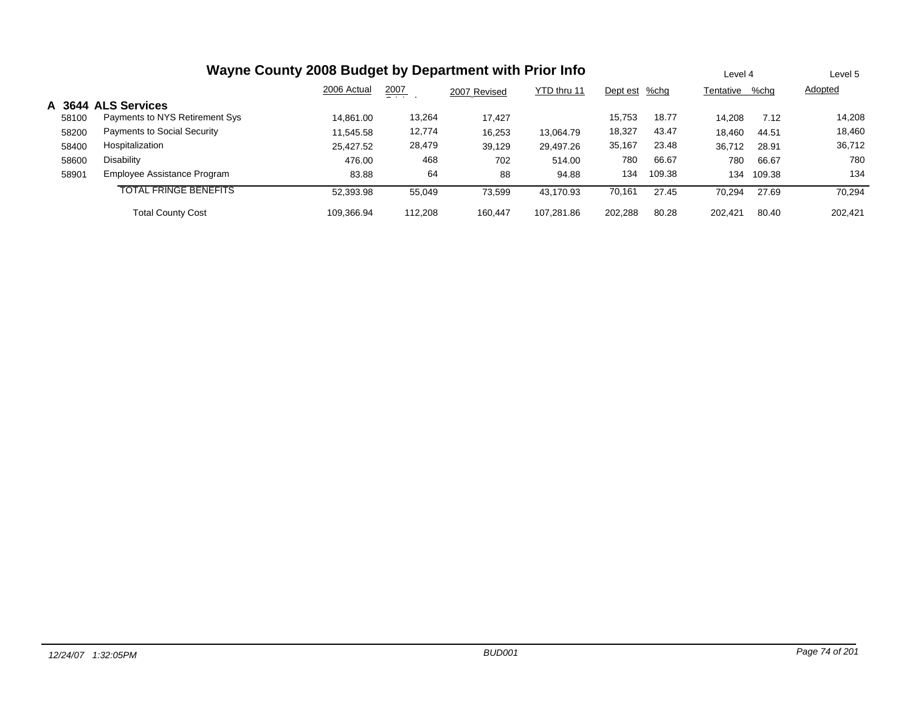# Wayne County 2008 Budget by Department with Prior Info

| | | 2006 Actual | 2007 Original | 2007 Revised | YTD thru 11 | Level 4 Dept est | %chg | Tentative | %chg | Level 5 Adopted |
|---|---|---|---|---|---|---|---|---|---|---|
| **A 3644** | **ALS Services** | | | | | | | | | |
| 58100 | Payments to NYS Retirement Sys | 14,861.00 | 13,264 | 17,427 | | 15,753 | 18.77 | 14,208 | 7.12 | 14,208 |
| 58200 | Payments to Social Security | 11,545.58 | 12,774 | 16,253 | 13,064.79 | 18,327 | 43.47 | 18,460 | 44.51 | 18,460 |
| 58400 | Hospitalization | 25,427.52 | 28,479 | 39,129 | 29,497.26 | 35,167 | 23.48 | 36,712 | 28.91 | 36,712 |
| 58600 | Disability | 476.00 | 468 | 702 | 514.00 | 780 | 66.67 | 780 | 66.67 | 780 |
| 58901 | Employee Assistance Program | 83.88 | 64 | 88 | 94.88 | 134 | 109.38 | 134 | 109.38 | 134 |
| | TOTAL FRINGE BENEFITS | 52,393.98 | 55,049 | 73,599 | 43,170.93 | 70,161 | 27.45 | 70,294 | 27.69 | 70,294 |
| | Total County Cost | 109,366.94 | 112,208 | 160,447 | 107,281.86 | 202,288 | 80.28 | 202,421 | 80.40 | 202,421 |

12/24/07 1:32:05PM BUD001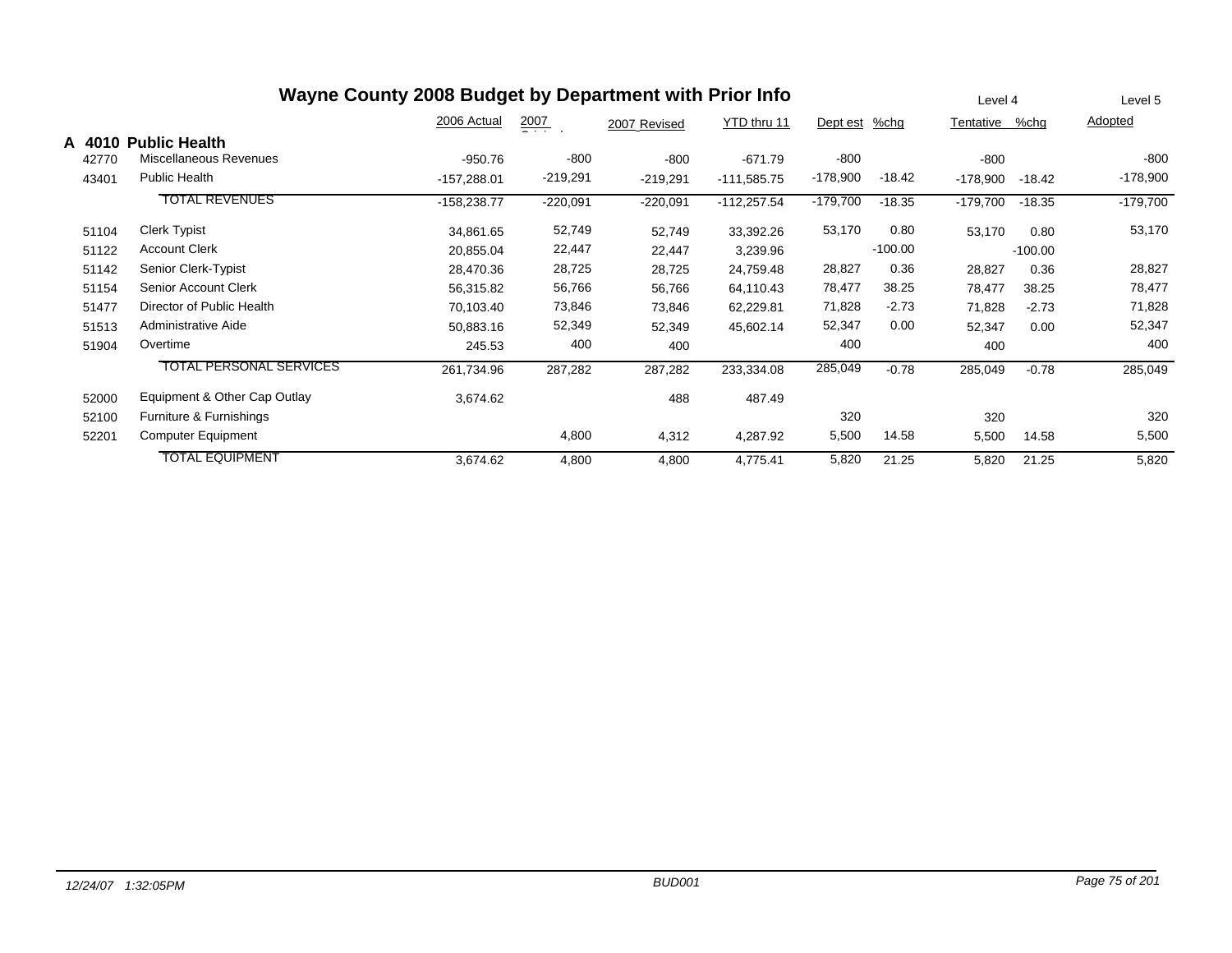# Wayne County 2008 Budget by Department with Prior Info

| | | 2006 Actual | 2007 Original | 2007 Revised | YTD thru 11 | Dept est | %chg | Level 4 Tentative | %chg | Level 5 Adopted |
|---|---|---|---|---|---|---|---|---|---|---|
| **A 4010** | **Public Health** | | | | | | | | | |
| 42770 | Miscellaneous Revenues | -950.76 | -800 | -800 | -671.79 | -800 | | -800 | | -800 |
| 43401 | Public Health | -157,288.01 | -219,291 | -219,291 | -111,585.75 | -178,900 | -18.42 | -178,900 | -18.42 | -178,900 |
| | TOTAL REVENUES | -158,238.77 | -220,091 | -220,091 | -112,257.54 | -179,700 | -18.35 | -179,700 | -18.35 | -179,700 |
| 51104 | Clerk Typist | 34,861.65 | 52,749 | 52,749 | 33,392.26 | 53,170 | 0.80 | 53,170 | 0.80 | 53,170 |
| 51122 | Account Clerk | 20,855.04 | 22,447 | 22,447 | 3,239.96 | | -100.00 | | -100.00 | |
| 51142 | Senior Clerk-Typist | 28,470.36 | 28,725 | 28,725 | 24,759.48 | 28,827 | 0.36 | 28,827 | 0.36 | 28,827 |
| 51154 | Senior Account Clerk | 56,315.82 | 56,766 | 56,766 | 64,110.43 | 78,477 | 38.25 | 78,477 | 38.25 | 78,477 |
| 51477 | Director of Public Health | 70,103.40 | 73,846 | 73,846 | 62,229.81 | 71,828 | -2.73 | 71,828 | -2.73 | 71,828 |
| 51513 | Administrative Aide | 50,883.16 | 52,349 | 52,349 | 45,602.14 | 52,347 | 0.00 | 52,347 | 0.00 | 52,347 |
| 51904 | Overtime | 245.53 | 400 | 400 | | 400 | | 400 | | 400 |
| | TOTAL PERSONAL SERVICES | 261,734.96 | 287,282 | 287,282 | 233,334.08 | 285,049 | -0.78 | 285,049 | -0.78 | 285,049 |
| 52000 | Equipment & Other Cap Outlay | 3,674.62 | | 488 | 487.49 | | | | | |
| 52100 | Furniture & Furnishings | | | | | 320 | | 320 | | 320 |
| 52201 | Computer Equipment | | 4,800 | 4,312 | 4,287.92 | 5,500 | 14.58 | 5,500 | 14.58 | 5,500 |
| | TOTAL EQUIPMENT | 3,674.62 | 4,800 | 4,800 | 4,775.41 | 5,820 | 21.25 | 5,820 | 21.25 | 5,820 |

*12/24/07 1:32:05PM* *BUD001*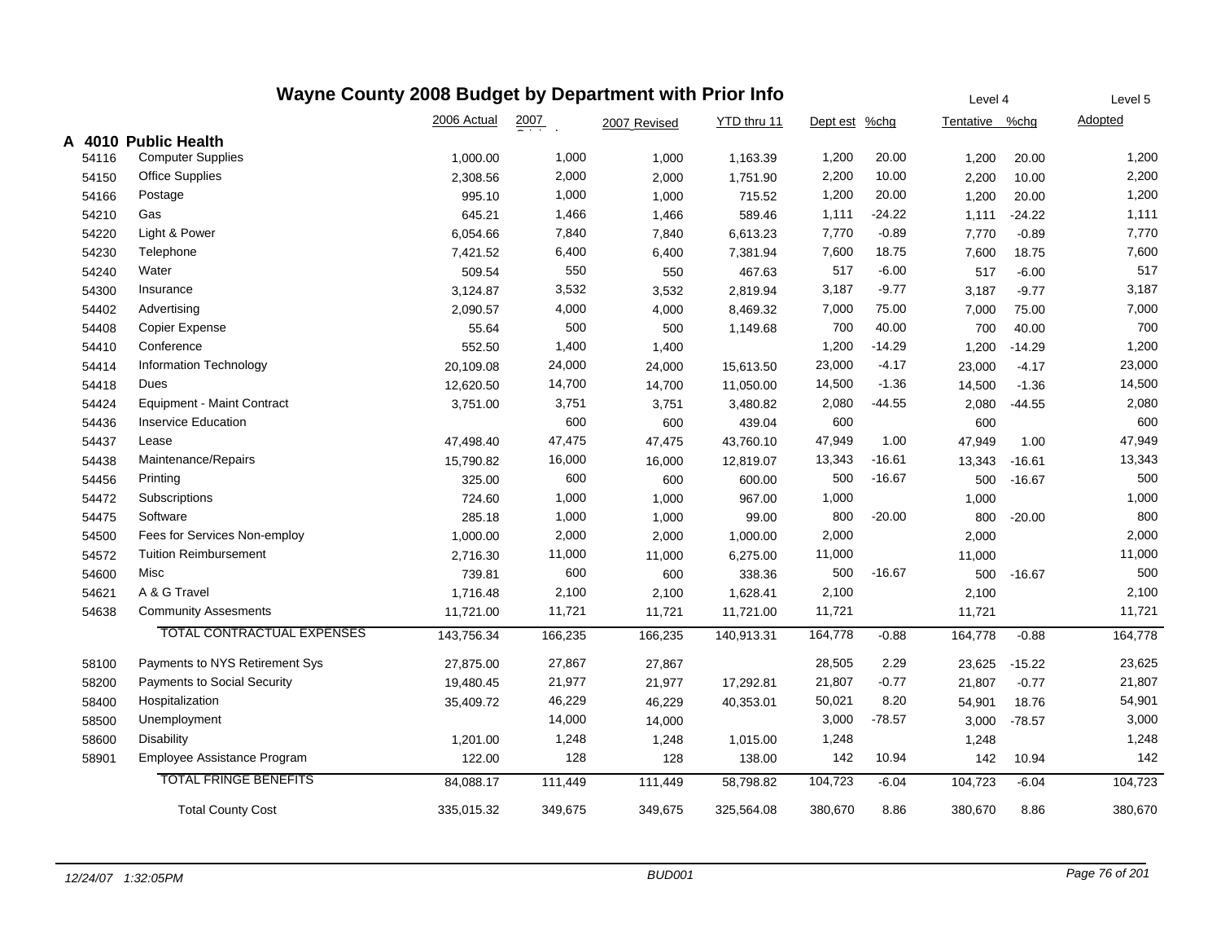# Wayne County 2008 Budget by Department with Prior Info

| | | 2006 Actual | 2007 Original | 2007 Revised | YTD thru 11 | Dept est | %chg | Level 4 Tentative | %chg | Level 5 Adopted |
|---|---|---|---|---|---|---|---|---|---|---|
| **A 4010** | **Public Health** | | | | | | | | | |
| 54116 | Computer Supplies | 1,000.00 | 1,000 | 1,000 | 1,163.39 | 1,200 | 20.00 | 1,200 | 20.00 | 1,200 |
| 54150 | Office Supplies | 2,308.56 | 2,000 | 2,000 | 1,751.90 | 2,200 | 10.00 | 2,200 | 10.00 | 2,200 |
| 54166 | Postage | 995.10 | 1,000 | 1,000 | 715.52 | 1,200 | 20.00 | 1,200 | 20.00 | 1,200 |
| 54210 | Gas | 645.21 | 1,466 | 1,466 | 589.46 | 1,111 | -24.22 | 1,111 | -24.22 | 1,111 |
| 54220 | Light & Power | 6,054.66 | 7,840 | 7,840 | 6,613.23 | 7,770 | -0.89 | 7,770 | -0.89 | 7,770 |
| 54230 | Telephone | 7,421.52 | 6,400 | 6,400 | 7,381.94 | 7,600 | 18.75 | 7,600 | 18.75 | 7,600 |
| 54240 | Water | 509.54 | 550 | 550 | 467.63 | 517 | -6.00 | 517 | -6.00 | 517 |
| 54300 | Insurance | 3,124.87 | 3,532 | 3,532 | 2,819.94 | 3,187 | -9.77 | 3,187 | -9.77 | 3,187 |
| 54402 | Advertising | 2,090.57 | 4,000 | 4,000 | 8,469.32 | 7,000 | 75.00 | 7,000 | 75.00 | 7,000 |
| 54408 | Copier Expense | 55.64 | 500 | 500 | 1,149.68 | 700 | 40.00 | 700 | 40.00 | 700 |
| 54410 | Conference | 552.50 | 1,400 | 1,400 | | 1,200 | -14.29 | 1,200 | -14.29 | 1,200 |
| 54414 | Information Technology | 20,109.08 | 24,000 | 24,000 | 15,613.50 | 23,000 | -4.17 | 23,000 | -4.17 | 23,000 |
| 54418 | Dues | 12,620.50 | 14,700 | 14,700 | 11,050.00 | 14,500 | -1.36 | 14,500 | -1.36 | 14,500 |
| 54424 | Equipment - Maint Contract | 3,751.00 | 3,751 | 3,751 | 3,480.82 | 2,080 | -44.55 | 2,080 | -44.55 | 2,080 |
| 54436 | Inservice Education | | 600 | 600 | 439.04 | 600 | | 600 | | 600 |
| 54437 | Lease | 47,498.40 | 47,475 | 47,475 | 43,760.10 | 47,949 | 1.00 | 47,949 | 1.00 | 47,949 |
| 54438 | Maintenance/Repairs | 15,790.82 | 16,000 | 16,000 | 12,819.07 | 13,343 | -16.61 | 13,343 | -16.61 | 13,343 |
| 54456 | Printing | 325.00 | 600 | 600 | 600.00 | 500 | -16.67 | 500 | -16.67 | 500 |
| 54472 | Subscriptions | 724.60 | 1,000 | 1,000 | 967.00 | 1,000 | | 1,000 | | 1,000 |
| 54475 | Software | 285.18 | 1,000 | 1,000 | 99.00 | 800 | -20.00 | 800 | -20.00 | 800 |
| 54500 | Fees for Services Non-employ | 1,000.00 | 2,000 | 2,000 | 1,000.00 | 2,000 | | 2,000 | | 2,000 |
| 54572 | Tuition Reimbursement | 2,716.30 | 11,000 | 11,000 | 6,275.00 | 11,000 | | 11,000 | | 11,000 |
| 54600 | Misc | 739.81 | 600 | 600 | 338.36 | 500 | -16.67 | 500 | -16.67 | 500 |
| 54621 | A & G Travel | 1,716.48 | 2,100 | 2,100 | 1,628.41 | 2,100 | | 2,100 | | 2,100 |
| 54638 | Community Assesments | 11,721.00 | 11,721 | 11,721 | 11,721.00 | 11,721 | | 11,721 | | 11,721 |
| | TOTAL CONTRACTUAL EXPENSES | 143,756.34 | 166,235 | 166,235 | 140,913.31 | 164,778 | -0.88 | 164,778 | -0.88 | 164,778 |
| 58100 | Payments to NYS Retirement Sys | 27,875.00 | 27,867 | 27,867 | | 28,505 | 2.29 | 23,625 | -15.22 | 23,625 |
| 58200 | Payments to Social Security | 19,480.45 | 21,977 | 21,977 | 17,292.81 | 21,807 | -0.77 | 21,807 | -0.77 | 21,807 |
| 58400 | Hospitalization | 35,409.72 | 46,229 | 46,229 | 40,353.01 | 50,021 | 8.20 | 54,901 | 18.76 | 54,901 |
| 58500 | Unemployment | | 14,000 | 14,000 | | 3,000 | -78.57 | 3,000 | -78.57 | 3,000 |
| 58600 | Disability | 1,201.00 | 1,248 | 1,248 | 1,015.00 | 1,248 | | 1,248 | | 1,248 |
| 58901 | Employee Assistance Program | 122.00 | 128 | 128 | 138.00 | 142 | 10.94 | 142 | 10.94 | 142 |
| | TOTAL FRINGE BENEFITS | 84,088.17 | 111,449 | 111,449 | 58,798.82 | 104,723 | -6.04 | 104,723 | -6.04 | 104,723 |
| | Total County Cost | 335,015.32 | 349,675 | 349,675 | 325,564.08 | 380,670 | 8.86 | 380,670 | 8.86 | 380,670 |

12/24/07 1:32:05PM BUD001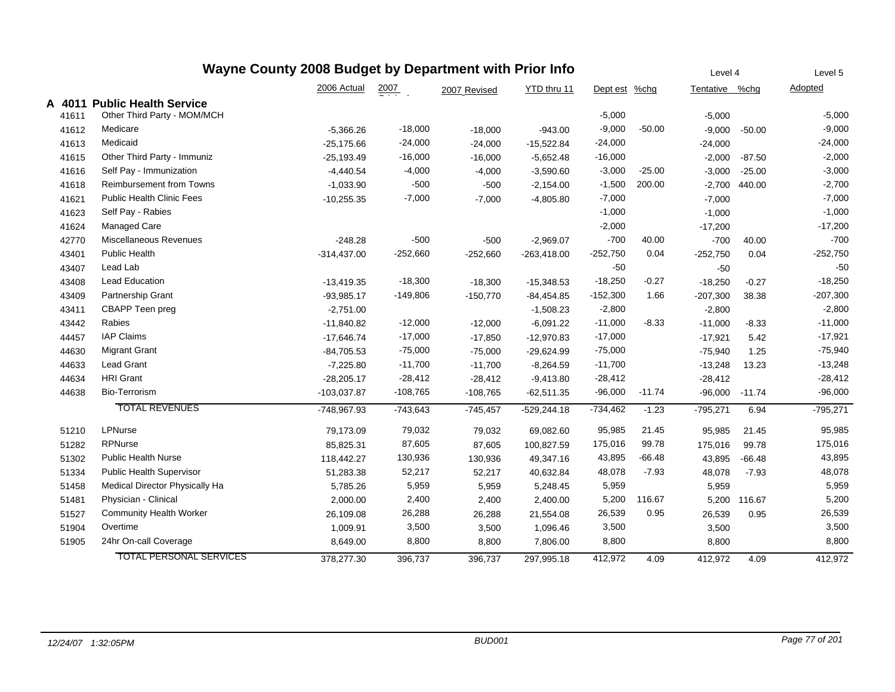# Wayne County 2008 Budget by Department with Prior Info

## A 4011 Public Health Service

| | | 2006 Actual | 2007 Original | 2007 Revised | YTD thru 11 | Dept est | %chg | Level 4 Tentative | %chg | Level 5 Adopted |
|---|---|---|---|---|---|---|---|---|---|---|
| 41611 | Other Third Party - MOM/MCH | | | | | -5,000 | | -5,000 | | -5,000 |
| 41612 | Medicare | -5,366.26 | -18,000 | -18,000 | -943.00 | -9,000 | -50.00 | -9,000 | -50.00 | -9,000 |
| 41613 | Medicaid | -25,175.66 | -24,000 | -24,000 | -15,522.84 | -24,000 | | -24,000 | | -24,000 |
| 41615 | Other Third Party - Immuniz | -25,193.49 | -16,000 | -16,000 | -5,652.48 | -16,000 | | -2,000 | -87.50 | -2,000 |
| 41616 | Self Pay - Immunization | -4,440.54 | -4,000 | -4,000 | -3,590.60 | -3,000 | -25.00 | -3,000 | -25.00 | -3,000 |
| 41618 | Reimbursement from Towns | -1,033.90 | -500 | -500 | -2,154.00 | -1,500 | 200.00 | -2,700 | 440.00 | -2,700 |
| 41621 | Public Health Clinic Fees | -10,255.35 | -7,000 | -7,000 | -4,805.80 | -7,000 | | -7,000 | | -7,000 |
| 41623 | Self Pay - Rabies | | | | | -1,000 | | -1,000 | | -1,000 |
| 41624 | Managed Care | | | | | -2,000 | | -17,200 | | -17,200 |
| 42770 | Miscellaneous Revenues | -248.28 | -500 | -500 | -2,969.07 | -700 | 40.00 | -700 | 40.00 | -700 |
| 43401 | Public Health | -314,437.00 | -252,660 | -252,660 | -263,418.00 | -252,750 | 0.04 | -252,750 | 0.04 | -252,750 |
| 43407 | Lead Lab | | | | | -50 | | -50 | | -50 |
| 43408 | Lead Education | -13,419.35 | -18,300 | -18,300 | -15,348.53 | -18,250 | -0.27 | -18,250 | -0.27 | -18,250 |
| 43409 | Partnership Grant | -93,985.17 | -149,806 | -150,770 | -84,454.85 | -152,300 | 1.66 | -207,300 | 38.38 | -207,300 |
| 43411 | CBAPP Teen preg | -2,751.00 | | | -1,508.23 | -2,800 | | -2,800 | | -2,800 |
| 43442 | Rabies | -11,840.82 | -12,000 | -12,000 | -6,091.22 | -11,000 | -8.33 | -11,000 | -8.33 | -11,000 |
| 44457 | IAP Claims | -17,646.74 | -17,000 | -17,850 | -12,970.83 | -17,000 | | -17,921 | 5.42 | -17,921 |
| 44630 | Migrant Grant | -84,705.53 | -75,000 | -75,000 | -29,624.99 | -75,000 | | -75,940 | 1.25 | -75,940 |
| 44633 | Lead Grant | -7,225.80 | -11,700 | -11,700 | -8,264.59 | -11,700 | | -13,248 | 13.23 | -13,248 |
| 44634 | HRI Grant | -28,205.17 | -28,412 | -28,412 | -9,413.80 | -28,412 | | -28,412 | | -28,412 |
| 44638 | Bio-Terrorism | -103,037.87 | -108,765 | -108,765 | -62,511.35 | -96,000 | -11.74 | -96,000 | -11.74 | -96,000 |
| | TOTAL REVENUES | -748,967.93 | -743,643 | -745,457 | -529,244.18 | -734,462 | -1.23 | -795,271 | 6.94 | -795,271 |
| 51210 | LPNurse | 79,173.09 | 79,032 | 79,032 | 69,082.60 | 95,985 | 21.45 | 95,985 | 21.45 | 95,985 |
| 51282 | RPNurse | 85,825.31 | 87,605 | 87,605 | 100,827.59 | 175,016 | 99.78 | 175,016 | 99.78 | 175,016 |
| 51302 | Public Health Nurse | 118,442.27 | 130,936 | 130,936 | 49,347.16 | 43,895 | -66.48 | 43,895 | -66.48 | 43,895 |
| 51334 | Public Health Supervisor | 51,283.38 | 52,217 | 52,217 | 40,632.84 | 48,078 | -7.93 | 48,078 | -7.93 | 48,078 |
| 51458 | Medical Director Physically Ha | 5,785.26 | 5,959 | 5,959 | 5,248.45 | 5,959 | | 5,959 | | 5,959 |
| 51481 | Physician - Clinical | 2,000.00 | 2,400 | 2,400 | 2,400.00 | 5,200 | 116.67 | 5,200 | 116.67 | 5,200 |
| 51527 | Community Health Worker | 26,109.08 | 26,288 | 26,288 | 21,554.08 | 26,539 | 0.95 | 26,539 | 0.95 | 26,539 |
| 51904 | Overtime | 1,009.91 | 3,500 | 3,500 | 1,096.46 | 3,500 | | 3,500 | | 3,500 |
| 51905 | 24hr On-call Coverage | 8,649.00 | 8,800 | 8,800 | 7,806.00 | 8,800 | | 8,800 | | 8,800 |
| | TOTAL PERSONAL SERVICES | 378,277.30 | 396,737 | 396,737 | 297,995.18 | 412,972 | 4.09 | 412,972 | 4.09 | 412,972 |

12/24/07 1:32:05PM BUD001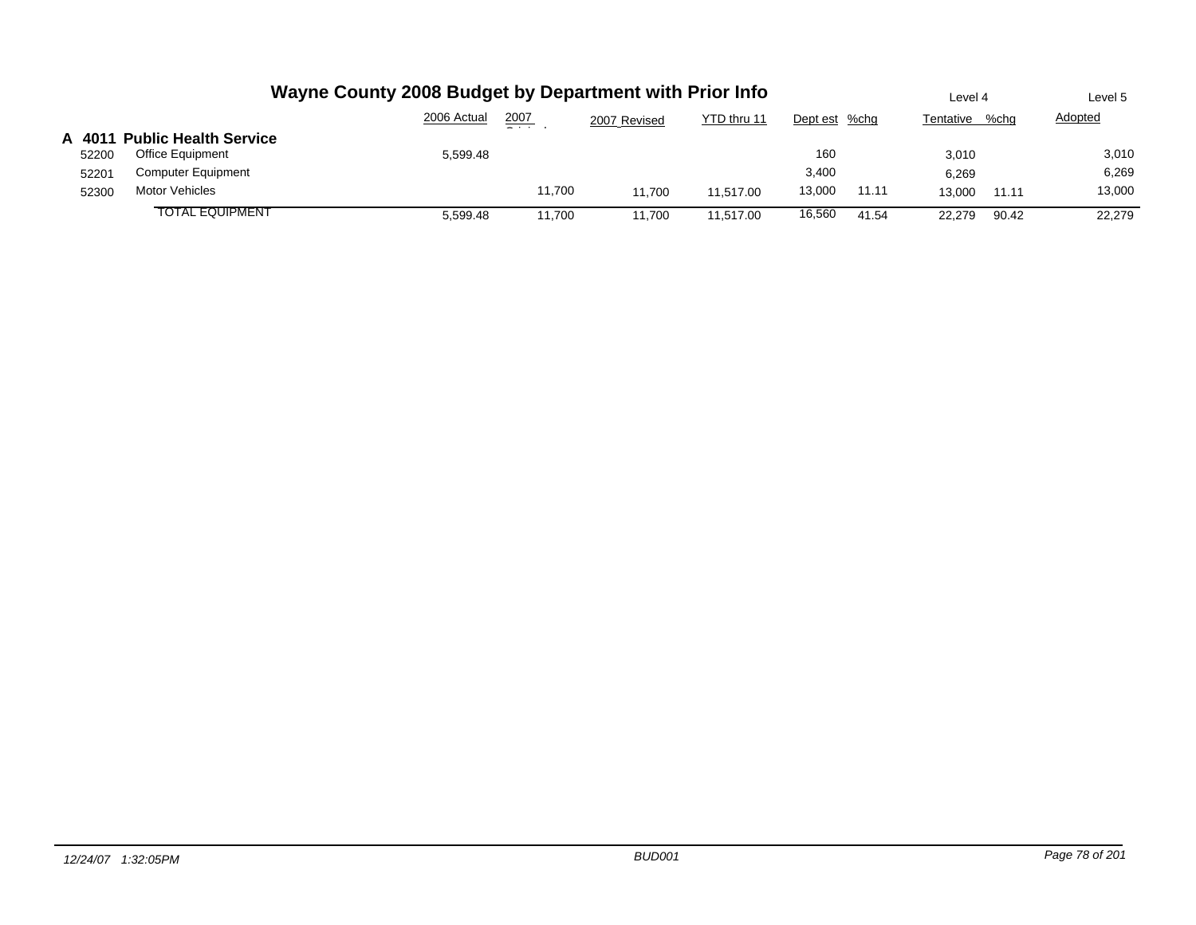# Wayne County 2008 Budget by Department with Prior Info

| | | 2006 Actual | 2007 Original | 2007 Revised | YTD thru 11 | Dept est | %chg | Level 4 Tentative | %chg | Level 5 Adopted |
|---|---|---|---|---|---|---|---|---|---|---|
| **A 4011** | **Public Health Service** | | | | | | | | | |
| 52200 | Office Equipment | 5,599.48 | | | | 160 | | 3,010 | | 3,010 |
| 52201 | Computer Equipment | | | | | 3,400 | | 6,269 | | 6,269 |
| 52300 | Motor Vehicles | | 11,700 | 11,700 | 11,517.00 | 13,000 | 11.11 | 13,000 | 11.11 | 13,000 |
| | TOTAL EQUIPMENT | 5,599.48 | 11,700 | 11,700 | 11,517.00 | 16,560 | 41.54 | 22,279 | 90.42 | 22,279 |

*12/24/07 1:32:05PM* *BUD001*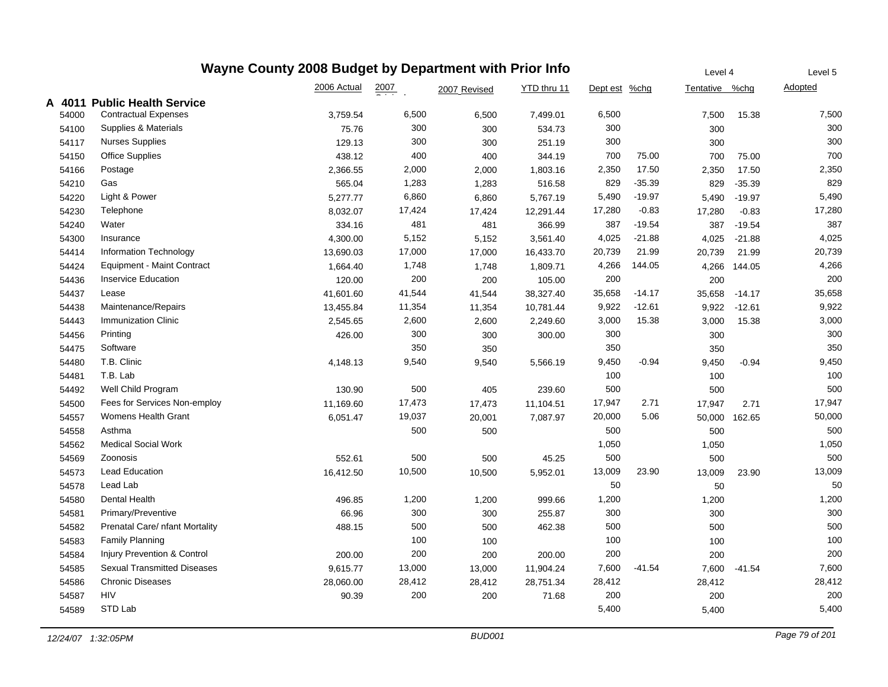# Wayne County 2008 Budget by Department with Prior Info

| | | 2006 Actual | 2007 Original | 2007 Revised | YTD thru 11 | Dept est | %chg | Level 4 Tentative | %chg | Level 5 Adopted |
|---|---|---|---|---|---|---|---|---|---|---|
| **A 4011** | **Public Health Service** | | | | | | | | | |
| 54000 | Contractual Expenses | 3,759.54 | 6,500 | 6,500 | 7,499.01 | 6,500 | | 7,500 | 15.38 | 7,500 |
| 54100 | Supplies & Materials | 75.76 | 300 | 300 | 534.73 | 300 | | 300 | | 300 |
| 54117 | Nurses Supplies | 129.13 | 300 | 300 | 251.19 | 300 | | 300 | | 300 |
| 54150 | Office Supplies | 438.12 | 400 | 400 | 344.19 | 700 | 75.00 | 700 | 75.00 | 700 |
| 54166 | Postage | 2,366.55 | 2,000 | 2,000 | 1,803.16 | 2,350 | 17.50 | 2,350 | 17.50 | 2,350 |
| 54210 | Gas | 565.04 | 1,283 | 1,283 | 516.58 | 829 | -35.39 | 829 | -35.39 | 829 |
| 54220 | Light & Power | 5,277.77 | 6,860 | 6,860 | 5,767.19 | 5,490 | -19.97 | 5,490 | -19.97 | 5,490 |
| 54230 | Telephone | 8,032.07 | 17,424 | 17,424 | 12,291.44 | 17,280 | -0.83 | 17,280 | -0.83 | 17,280 |
| 54240 | Water | 334.16 | 481 | 481 | 366.99 | 387 | -19.54 | 387 | -19.54 | 387 |
| 54300 | Insurance | 4,300.00 | 5,152 | 5,152 | 3,561.40 | 4,025 | -21.88 | 4,025 | -21.88 | 4,025 |
| 54414 | Information Technology | 13,690.03 | 17,000 | 17,000 | 16,433.70 | 20,739 | 21.99 | 20,739 | 21.99 | 20,739 |
| 54424 | Equipment - Maint Contract | 1,664.40 | 1,748 | 1,748 | 1,809.71 | 4,266 | 144.05 | 4,266 | 144.05 | 4,266 |
| 54436 | Inservice Education | 120.00 | 200 | 200 | 105.00 | 200 | | 200 | | 200 |
| 54437 | Lease | 41,601.60 | 41,544 | 41,544 | 38,327.40 | 35,658 | -14.17 | 35,658 | -14.17 | 35,658 |
| 54438 | Maintenance/Repairs | 13,455.84 | 11,354 | 11,354 | 10,781.44 | 9,922 | -12.61 | 9,922 | -12.61 | 9,922 |
| 54443 | Immunization Clinic | 2,545.65 | 2,600 | 2,600 | 2,249.60 | 3,000 | 15.38 | 3,000 | 15.38 | 3,000 |
| 54456 | Printing | 426.00 | 300 | 300 | 300.00 | 300 | | 300 | | 300 |
| 54475 | Software | | 350 | 350 | | 350 | | 350 | | 350 |
| 54480 | T.B. Clinic | 4,148.13 | 9,540 | 9,540 | 5,566.19 | 9,450 | -0.94 | 9,450 | -0.94 | 9,450 |
| 54481 | T.B. Lab | | | | | 100 | | 100 | | 100 |
| 54492 | Well Child Program | 130.90 | 500 | 405 | 239.60 | 500 | | 500 | | 500 |
| 54500 | Fees for Services Non-employ | 11,169.60 | 17,473 | 17,473 | 11,104.51 | 17,947 | 2.71 | 17,947 | 2.71 | 17,947 |
| 54557 | Womens Health Grant | 6,051.47 | 19,037 | 20,001 | 7,087.97 | 20,000 | 5.06 | 50,000 | 162.65 | 50,000 |
| 54558 | Asthma | | 500 | 500 | | 500 | | 500 | | 500 |
| 54562 | Medical Social Work | | | | | 1,050 | | 1,050 | | 1,050 |
| 54569 | Zoonosis | 552.61 | 500 | 500 | 45.25 | 500 | | 500 | | 500 |
| 54573 | Lead Education | 16,412.50 | 10,500 | 10,500 | 5,952.01 | 13,009 | 23.90 | 13,009 | 23.90 | 13,009 |
| 54578 | Lead Lab | | | | | 50 | | 50 | | 50 |
| 54580 | Dental Health | 496.85 | 1,200 | 1,200 | 999.66 | 1,200 | | 1,200 | | 1,200 |
| 54581 | Primary/Preventive | 66.96 | 300 | 300 | 255.87 | 300 | | 300 | | 300 |
| 54582 | Prenatal Care/ nfant Mortality | 488.15 | 500 | 500 | 462.38 | 500 | | 500 | | 500 |
| 54583 | Family Planning | | 100 | 100 | | 100 | | 100 | | 100 |
| 54584 | Injury Prevention & Control | 200.00 | 200 | 200 | 200.00 | 200 | | 200 | | 200 |
| 54585 | Sexual Transmitted Diseases | 9,615.77 | 13,000 | 13,000 | 11,904.24 | 7,600 | -41.54 | 7,600 | -41.54 | 7,600 |
| 54586 | Chronic Diseases | 28,060.00 | 28,412 | 28,412 | 28,751.34 | 28,412 | | 28,412 | | 28,412 |
| 54587 | HIV | 90.39 | 200 | 200 | 71.68 | 200 | | 200 | | 200 |
| 54589 | STD Lab | | | | | 5,400 | | 5,400 | | 5,400 |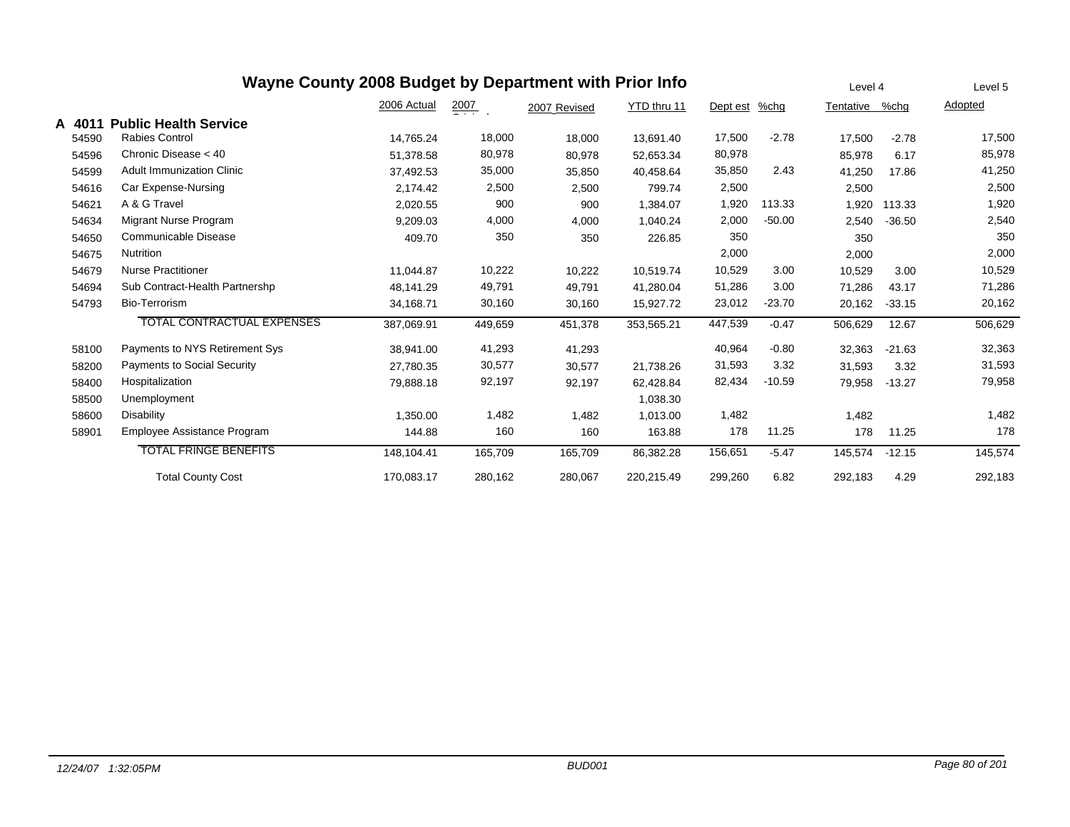# Wayne County 2008 Budget by Department with Prior Info

| | | 2006 Actual | 2007 Original | 2007 Revised | YTD thru 11 | Dept est | %chg | Level 4 Tentative | %chg | Level 5 Adopted |
|---|---|---|---|---|---|---|---|---|---|---|
| **A 4011** | **Public Health Service** | | | | | | | | | |
| 54590 | Rabies Control | 14,765.24 | 18,000 | 18,000 | 13,691.40 | 17,500 | -2.78 | 17,500 | -2.78 | 17,500 |
| 54596 | Chronic Disease < 40 | 51,378.58 | 80,978 | 80,978 | 52,653.34 | 80,978 | | 85,978 | 6.17 | 85,978 |
| 54599 | Adult Immunization Clinic | 37,492.53 | 35,000 | 35,850 | 40,458.64 | 35,850 | 2.43 | 41,250 | 17.86 | 41,250 |
| 54616 | Car Expense-Nursing | 2,174.42 | 2,500 | 2,500 | 799.74 | 2,500 | | 2,500 | | 2,500 |
| 54621 | A & G Travel | 2,020.55 | 900 | 900 | 1,384.07 | 1,920 | 113.33 | 1,920 | 113.33 | 1,920 |
| 54634 | Migrant Nurse Program | 9,209.03 | 4,000 | 4,000 | 1,040.24 | 2,000 | -50.00 | 2,540 | -36.50 | 2,540 |
| 54650 | Communicable Disease | 409.70 | 350 | 350 | 226.85 | 350 | | 350 | | 350 |
| 54675 | Nutrition | | | | | 2,000 | | 2,000 | | 2,000 |
| 54679 | Nurse Practitioner | 11,044.87 | 10,222 | 10,222 | 10,519.74 | 10,529 | 3.00 | 10,529 | 3.00 | 10,529 |
| 54694 | Sub Contract-Health Partnershp | 48,141.29 | 49,791 | 49,791 | 41,280.04 | 51,286 | 3.00 | 71,286 | 43.17 | 71,286 |
| 54793 | Bio-Terrorism | 34,168.71 | 30,160 | 30,160 | 15,927.72 | 23,012 | -23.70 | 20,162 | -33.15 | 20,162 |
| | TOTAL CONTRACTUAL EXPENSES | 387,069.91 | 449,659 | 451,378 | 353,565.21 | 447,539 | -0.47 | 506,629 | 12.67 | 506,629 |
| 58100 | Payments to NYS Retirement Sys | 38,941.00 | 41,293 | 41,293 | | 40,964 | -0.80 | 32,363 | -21.63 | 32,363 |
| 58200 | Payments to Social Security | 27,780.35 | 30,577 | 30,577 | 21,738.26 | 31,593 | 3.32 | 31,593 | 3.32 | 31,593 |
| 58400 | Hospitalization | 79,888.18 | 92,197 | 92,197 | 62,428.84 | 82,434 | -10.59 | 79,958 | -13.27 | 79,958 |
| 58500 | Unemployment | | | | 1,038.30 | | | | | |
| 58600 | Disability | 1,350.00 | 1,482 | 1,482 | 1,013.00 | 1,482 | | 1,482 | | 1,482 |
| 58901 | Employee Assistance Program | 144.88 | 160 | 160 | 163.88 | 178 | 11.25 | 178 | 11.25 | 178 |
| | TOTAL FRINGE BENEFITS | 148,104.41 | 165,709 | 165,709 | 86,382.28 | 156,651 | -5.47 | 145,574 | -12.15 | 145,574 |
| | Total County Cost | 170,083.17 | 280,162 | 280,067 | 220,215.49 | 299,260 | 6.82 | 292,183 | 4.29 | 292,183 |

12/24/07 1:32:05PM BUD001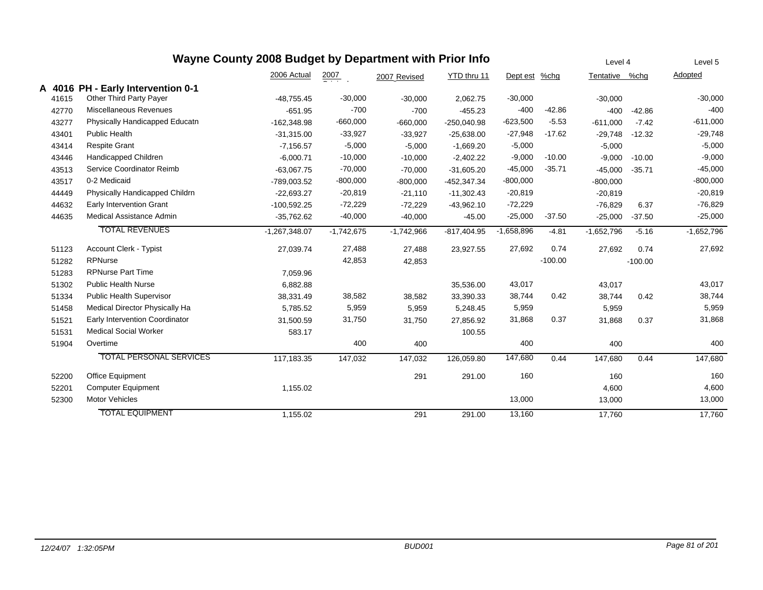# Wayne County 2008 Budget by Department with Prior Info

| | | 2006 Actual | 2007 Original | 2007 Revised | YTD thru 11 | Dept est | %chg | Level 4 Tentative | %chg | Level 5 Adopted |
|---|---|---|---|---|---|---|---|---|---|---|
| **A 4016** | **PH - Early Intervention 0-1** | | | | | | | | | |
| 41615 | Other Third Party Payer | -48,755.45 | -30,000 | -30,000 | 2,062.75 | -30,000 | | -30,000 | | -30,000 |
| 42770 | Miscellaneous Revenues | -651.95 | -700 | -700 | -455.23 | -400 | -42.86 | -400 | -42.86 | -400 |
| 43277 | Physically Handicapped Educatn | -162,348.98 | -660,000 | -660,000 | -250,040.98 | -623,500 | -5.53 | -611,000 | -7.42 | -611,000 |
| 43401 | Public Health | -31,315.00 | -33,927 | -33,927 | -25,638.00 | -27,948 | -17.62 | -29,748 | -12.32 | -29,748 |
| 43414 | Respite Grant | -7,156.57 | -5,000 | -5,000 | -1,669.20 | -5,000 | | -5,000 | | -5,000 |
| 43446 | Handicapped Children | -6,000.71 | -10,000 | -10,000 | -2,402.22 | -9,000 | -10.00 | -9,000 | -10.00 | -9,000 |
| 43513 | Service Coordinator Reimb | -63,067.75 | -70,000 | -70,000 | -31,605.20 | -45,000 | -35.71 | -45,000 | -35.71 | -45,000 |
| 43517 | 0-2 Medicaid | -789,003.52 | -800,000 | -800,000 | -452,347.34 | -800,000 | | -800,000 | | -800,000 |
| 44449 | Physically Handicapped Childrn | -22,693.27 | -20,819 | -21,110 | -11,302.43 | -20,819 | | -20,819 | | -20,819 |
| 44632 | Early Intervention Grant | -100,592.25 | -72,229 | -72,229 | -43,962.10 | -72,229 | | -76,829 | 6.37 | -76,829 |
| 44635 | Medical Assistance Admin | -35,762.62 | -40,000 | -40,000 | -45.00 | -25,000 | -37.50 | -25,000 | -37.50 | -25,000 |
| | TOTAL REVENUES | -1,267,348.07 | -1,742,675 | -1,742,966 | -817,404.95 | -1,658,896 | -4.81 | -1,652,796 | -5.16 | -1,652,796 |
| 51123 | Account Clerk - Typist | 27,039.74 | 27,488 | 27,488 | 23,927.55 | 27,692 | 0.74 | 27,692 | 0.74 | 27,692 |
| 51282 | RPNurse | | 42,853 | 42,853 | | | -100.00 | | -100.00 | |
| 51283 | RPNurse Part Time | 7,059.96 | | | | | | | | |
| 51302 | Public Health Nurse | 6,882.88 | | | 35,536.00 | 43,017 | | 43,017 | | 43,017 |
| 51334 | Public Health Supervisor | 38,331.49 | 38,582 | 38,582 | 33,390.33 | 38,744 | 0.42 | 38,744 | 0.42 | 38,744 |
| 51458 | Medical Director Physically Ha | 5,785.52 | 5,959 | 5,959 | 5,248.45 | 5,959 | | 5,959 | | 5,959 |
| 51521 | Early Intervention Coordinator | 31,500.59 | 31,750 | 31,750 | 27,856.92 | 31,868 | 0.37 | 31,868 | 0.37 | 31,868 |
| 51531 | Medical Social Worker | 583.17 | | | 100.55 | | | | | |
| 51904 | Overtime | | 400 | 400 | | 400 | | 400 | | 400 |
| | TOTAL PERSONAL SERVICES | 117,183.35 | 147,032 | 147,032 | 126,059.80 | 147,680 | 0.44 | 147,680 | 0.44 | 147,680 |
| 52200 | Office Equipment | | | 291 | 291.00 | 160 | | 160 | | 160 |
| 52201 | Computer Equipment | 1,155.02 | | | | | | 4,600 | | 4,600 |
| 52300 | Motor Vehicles | | | | | 13,000 | | 13,000 | | 13,000 |
| | TOTAL EQUIPMENT | 1,155.02 | | 291 | 291.00 | 13,160 | | 17,760 | | 17,760 |

*12/24/07 1:32:05PM* *BUD001*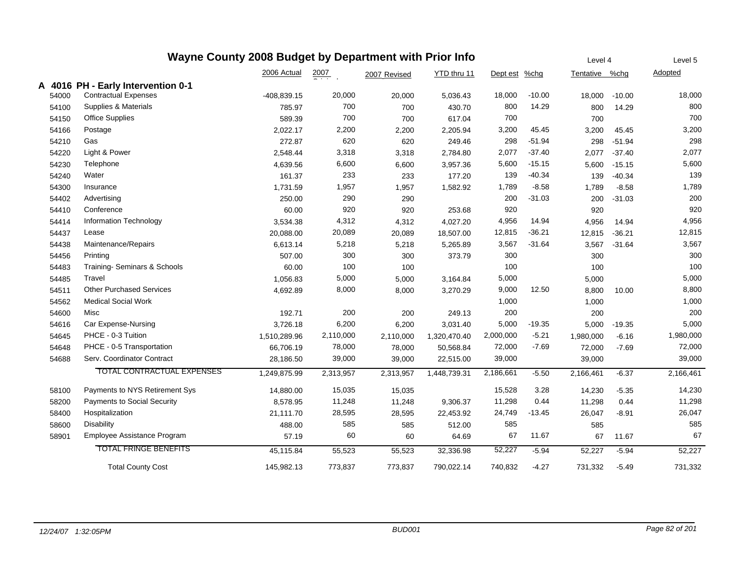# Wayne County 2008 Budget by Department with Prior Info

| | | 2006 Actual | 2007 Original | 2007 Revised | YTD thru 11 | Dept est | %chg | Level 4 Tentative | %chg | Level 5 Adopted |
|---|---|---|---|---|---|---|---|---|---|---|
| **A 4016** | **PH - Early Intervention 0-1** | | | | | | | | | |
| 54000 | Contractual Expenses | -408,839.15 | 20,000 | 20,000 | 5,036.43 | 18,000 | -10.00 | 18,000 | -10.00 | 18,000 |
| 54100 | Supplies & Materials | 785.97 | 700 | 700 | 430.70 | 800 | 14.29 | 800 | 14.29 | 800 |
| 54150 | Office Supplies | 589.39 | 700 | 700 | 617.04 | 700 | | 700 | | 700 |
| 54166 | Postage | 2,022.17 | 2,200 | 2,200 | 2,205.94 | 3,200 | 45.45 | 3,200 | 45.45 | 3,200 |
| 54210 | Gas | 272.87 | 620 | 620 | 249.46 | 298 | -51.94 | 298 | -51.94 | 298 |
| 54220 | Light & Power | 2,548.44 | 3,318 | 3,318 | 2,784.80 | 2,077 | -37.40 | 2,077 | -37.40 | 2,077 |
| 54230 | Telephone | 4,639.56 | 6,600 | 6,600 | 3,957.36 | 5,600 | -15.15 | 5,600 | -15.15 | 5,600 |
| 54240 | Water | 161.37 | 233 | 233 | 177.20 | 139 | -40.34 | 139 | -40.34 | 139 |
| 54300 | Insurance | 1,731.59 | 1,957 | 1,957 | 1,582.92 | 1,789 | -8.58 | 1,789 | -8.58 | 1,789 |
| 54402 | Advertising | 250.00 | 290 | 290 | | 200 | -31.03 | 200 | -31.03 | 200 |
| 54410 | Conference | 60.00 | 920 | 920 | 253.68 | 920 | | 920 | | 920 |
| 54414 | Information Technology | 3,534.38 | 4,312 | 4,312 | 4,027.20 | 4,956 | 14.94 | 4,956 | 14.94 | 4,956 |
| 54437 | Lease | 20,088.00 | 20,089 | 20,089 | 18,507.00 | 12,815 | -36.21 | 12,815 | -36.21 | 12,815 |
| 54438 | Maintenance/Repairs | 6,613.14 | 5,218 | 5,218 | 5,265.89 | 3,567 | -31.64 | 3,567 | -31.64 | 3,567 |
| 54456 | Printing | 507.00 | 300 | 300 | 373.79 | 300 | | 300 | | 300 |
| 54483 | Training- Seminars & Schools | 60.00 | 100 | 100 | | 100 | | 100 | | 100 |
| 54485 | Travel | 1,056.83 | 5,000 | 5,000 | 3,164.84 | 5,000 | | 5,000 | | 5,000 |
| 54511 | Other Purchased Services | 4,692.89 | 8,000 | 8,000 | 3,270.29 | 9,000 | 12.50 | 8,800 | 10.00 | 8,800 |
| 54562 | Medical Social Work | | | | | 1,000 | | 1,000 | | 1,000 |
| 54600 | Misc | 192.71 | 200 | 200 | 249.13 | 200 | | 200 | | 200 |
| 54616 | Car Expense-Nursing | 3,726.18 | 6,200 | 6,200 | 3,031.40 | 5,000 | -19.35 | 5,000 | -19.35 | 5,000 |
| 54645 | PHCE - 0-3 Tuition | 1,510,289.96 | 2,110,000 | 2,110,000 | 1,320,470.40 | 2,000,000 | -5.21 | 1,980,000 | -6.16 | 1,980,000 |
| 54648 | PHCE - 0-5 Transportation | 66,706.19 | 78,000 | 78,000 | 50,568.84 | 72,000 | -7.69 | 72,000 | -7.69 | 72,000 |
| 54688 | Serv. Coordinator Contract | 28,186.50 | 39,000 | 39,000 | 22,515.00 | 39,000 | | 39,000 | | 39,000 |
| | TOTAL CONTRACTUAL EXPENSES | 1,249,875.99 | 2,313,957 | 2,313,957 | 1,448,739.31 | 2,186,661 | -5.50 | 2,166,461 | -6.37 | 2,166,461 |
| 58100 | Payments to NYS Retirement Sys | 14,880.00 | 15,035 | 15,035 | | 15,528 | 3.28 | 14,230 | -5.35 | 14,230 |
| 58200 | Payments to Social Security | 8,578.95 | 11,248 | 11,248 | 9,306.37 | 11,298 | 0.44 | 11,298 | 0.44 | 11,298 |
| 58400 | Hospitalization | 21,111.70 | 28,595 | 28,595 | 22,453.92 | 24,749 | -13.45 | 26,047 | -8.91 | 26,047 |
| 58600 | Disability | 488.00 | 585 | 585 | 512.00 | 585 | | 585 | | 585 |
| 58901 | Employee Assistance Program | 57.19 | 60 | 60 | 64.69 | 67 | 11.67 | 67 | 11.67 | 67 |
| | TOTAL FRINGE BENEFITS | 45,115.84 | 55,523 | 55,523 | 32,336.98 | 52,227 | -5.94 | 52,227 | -5.94 | 52,227 |
| | Total County Cost | 145,982.13 | 773,837 | 773,837 | 790,022.14 | 740,832 | -4.27 | 731,332 | -5.49 | 731,332 |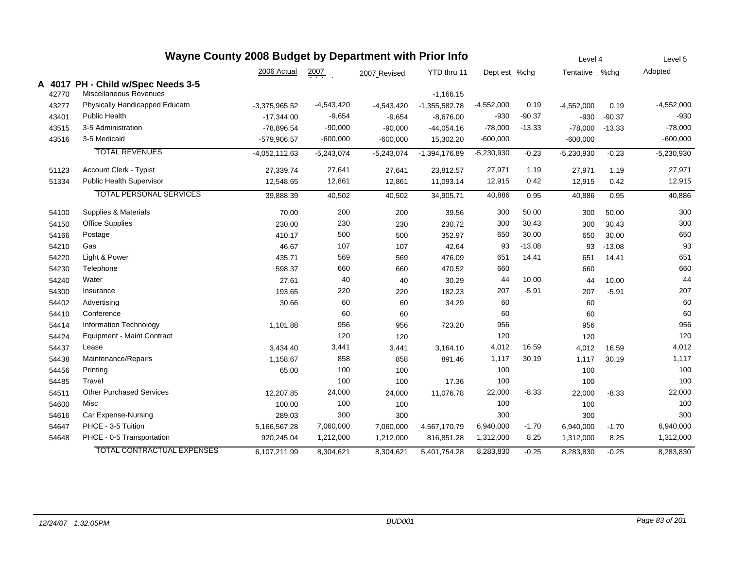# Wayne County 2008 Budget by Department with Prior Info

| | | 2006 Actual | 2007 Original | 2007 Revised | YTD thru 11 | Dept est | %chg | Tentative (Level 4) | %chg | Adopted (Level 5) |
|---|---|---|---|---|---|---|---|---|---|---|
| **A 4017** | **PH - Child w/Spec Needs 3-5** | | | | | | | | | |
| 42770 | Miscellaneous Revenues | | | | -1,166.15 | | | | | |
| 43277 | Physically Handicapped Educatn | -3,375,965.52 | -4,543,420 | -4,543,420 | -1,355,582.78 | -4,552,000 | 0.19 | -4,552,000 | 0.19 | -4,552,000 |
| 43401 | Public Health | -17,344.00 | -9,654 | -9,654 | -8,676.00 | -930 | -90.37 | -930 | -90.37 | -930 |
| 43515 | 3-5 Administration | -78,896.54 | -90,000 | -90,000 | -44,054.16 | -78,000 | -13.33 | -78,000 | -13.33 | -78,000 |
| 43516 | 3-5 Medicaid | -579,906.57 | -600,000 | -600,000 | 15,302.20 | -600,000 | | -600,000 | | -600,000 |
| | TOTAL REVENUES | -4,052,112.63 | -5,243,074 | -5,243,074 | -1,394,176.89 | -5,230,930 | -0.23 | -5,230,930 | -0.23 | -5,230,930 |
| 51123 | Account Clerk - Typist | 27,339.74 | 27,641 | 27,641 | 23,812.57 | 27,971 | 1.19 | 27,971 | 1.19 | 27,971 |
| 51334 | Public Health Supervisor | 12,548.65 | 12,861 | 12,861 | 11,093.14 | 12,915 | 0.42 | 12,915 | 0.42 | 12,915 |
| | TOTAL PERSONAL SERVICES | 39,888.39 | 40,502 | 40,502 | 34,905.71 | 40,886 | 0.95 | 40,886 | 0.95 | 40,886 |
| 54100 | Supplies & Materials | 70.00 | 200 | 200 | 39.56 | 300 | 50.00 | 300 | 50.00 | 300 |
| 54150 | Office Supplies | 230.00 | 230 | 230 | 230.72 | 300 | 30.43 | 300 | 30.43 | 300 |
| 54166 | Postage | 410.17 | 500 | 500 | 352.97 | 650 | 30.00 | 650 | 30.00 | 650 |
| 54210 | Gas | 46.67 | 107 | 107 | 42.64 | 93 | -13.08 | 93 | -13.08 | 93 |
| 54220 | Light & Power | 435.71 | 569 | 569 | 476.09 | 651 | 14.41 | 651 | 14.41 | 651 |
| 54230 | Telephone | 598.37 | 660 | 660 | 470.52 | 660 | | 660 | | 660 |
| 54240 | Water | 27.61 | 40 | 40 | 30.29 | 44 | 10.00 | 44 | 10.00 | 44 |
| 54300 | Insurance | 193.65 | 220 | 220 | 182.23 | 207 | -5.91 | 207 | -5.91 | 207 |
| 54402 | Advertising | 30.66 | 60 | 60 | 34.29 | 60 | | 60 | | 60 |
| 54410 | Conference | | 60 | 60 | | 60 | | 60 | | 60 |
| 54414 | Information Technology | 1,101.88 | 956 | 956 | 723.20 | 956 | | 956 | | 956 |
| 54424 | Equipment - Maint Contract | | 120 | 120 | | 120 | | 120 | | 120 |
| 54437 | Lease | 3,434.40 | 3,441 | 3,441 | 3,164.10 | 4,012 | 16.59 | 4,012 | 16.59 | 4,012 |
| 54438 | Maintenance/Repairs | 1,158.67 | 858 | 858 | 891.46 | 1,117 | 30.19 | 1,117 | 30.19 | 1,117 |
| 54456 | Printing | 65.00 | 100 | 100 | | 100 | | 100 | | 100 |
| 54485 | Travel | | 100 | 100 | 17.36 | 100 | | 100 | | 100 |
| 54511 | Other Purchased Services | 12,207.85 | 24,000 | 24,000 | 11,076.78 | 22,000 | -8.33 | 22,000 | -8.33 | 22,000 |
| 54600 | Misc | 100.00 | 100 | 100 | | 100 | | 100 | | 100 |
| 54616 | Car Expense-Nursing | 289.03 | 300 | 300 | | 300 | | 300 | | 300 |
| 54647 | PHCE - 3-5 Tuition | 5,166,567.28 | 7,060,000 | 7,060,000 | 4,567,170.79 | 6,940,000 | -1.70 | 6,940,000 | -1.70 | 6,940,000 |
| 54648 | PHCE - 0-5 Transportation | 920,245.04 | 1,212,000 | 1,212,000 | 816,851.28 | 1,312,000 | 8.25 | 1,312,000 | 8.25 | 1,312,000 |
| | TOTAL CONTRACTUAL EXPENSES | 6,107,211.99 | 8,304,621 | 8,304,621 | 5,401,754.28 | 8,283,830 | -0.25 | 8,283,830 | -0.25 | 8,283,830 |

*12/24/07 1:32:05PM* BUD001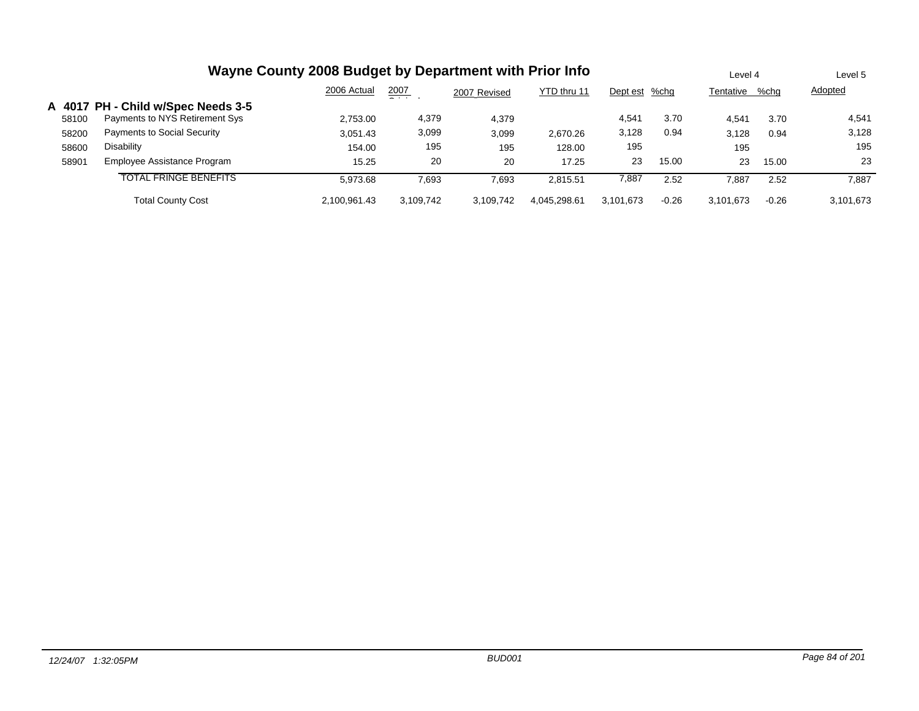# Wayne County 2008 Budget by Department with Prior Info

|  |  | 2006 Actual | 2007 Original | 2007 Revised | YTD thru 11 | Dept est | %chg | Level 4 Tentative | %chg | Level 5 Adopted |
|---|---|---|---|---|---|---|---|---|---|---|
| **A 4017** | **PH - Child w/Spec Needs 3-5** |  |  |  |  |  |  |  |  |  |
| 58100 | Payments to NYS Retirement Sys | 2,753.00 | 4,379 | 4,379 |  | 4,541 | 3.70 | 4,541 | 3.70 | 4,541 |
| 58200 | Payments to Social Security | 3,051.43 | 3,099 | 3,099 | 2,670.26 | 3,128 | 0.94 | 3,128 | 0.94 | 3,128 |
| 58600 | Disability | 154.00 | 195 | 195 | 128.00 | 195 |  | 195 |  | 195 |
| 58901 | Employee Assistance Program | 15.25 | 20 | 20 | 17.25 | 23 | 15.00 | 23 | 15.00 | 23 |
|  | TOTAL FRINGE BENEFITS | 5,973.68 | 7,693 | 7,693 | 2,815.51 | 7,887 | 2.52 | 7,887 | 2.52 | 7,887 |
|  | Total County Cost | 2,100,961.43 | 3,109,742 | 3,109,742 | 4,045,298.61 | 3,101,673 | -0.26 | 3,101,673 | -0.26 | 3,101,673 |

*12/24/07 1:32:05PM* | *BUD001*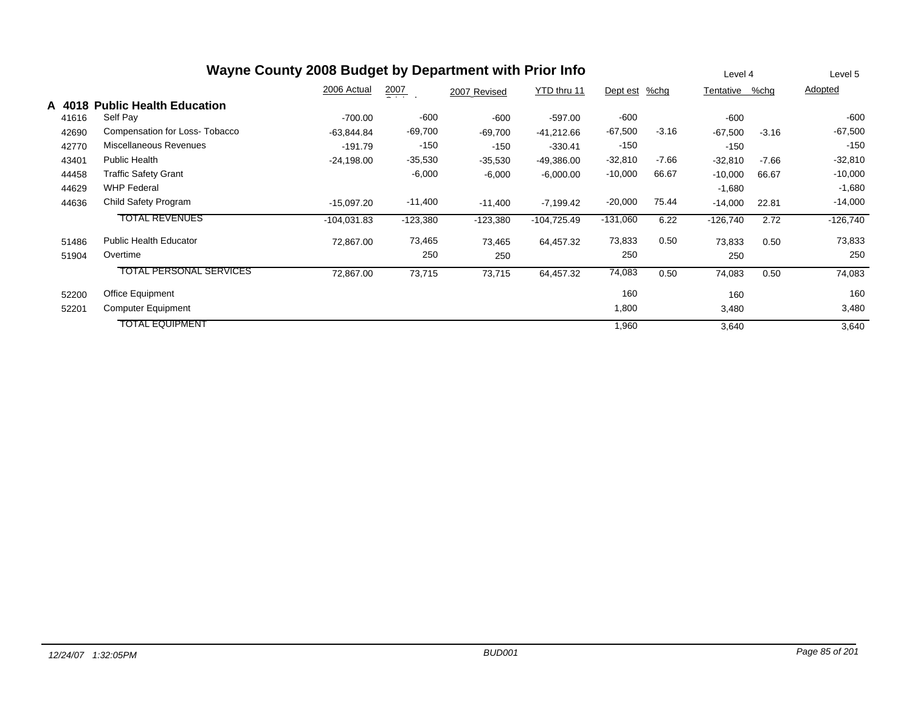# Wayne County 2008 Budget by Department with Prior Info

## A 4018 Public Health Education

| | | 2006 Actual | 2007 Original | 2007 Revised | YTD thru 11 | Dept est | %chg | Level 4 Tentative | %chg | Level 5 Adopted |
|---|---|---|---|---|---|---|---|---|---|---|
| 41616 | Self Pay | -700.00 | -600 | -600 | -597.00 | -600 | | -600 | | -600 |
| 42690 | Compensation for Loss- Tobacco | -63,844.84 | -69,700 | -69,700 | -41,212.66 | -67,500 | -3.16 | -67,500 | -3.16 | -67,500 |
| 42770 | Miscellaneous Revenues | -191.79 | -150 | -150 | -330.41 | -150 | | -150 | | -150 |
| 43401 | Public Health | -24,198.00 | -35,530 | -35,530 | -49,386.00 | -32,810 | -7.66 | -32,810 | -7.66 | -32,810 |
| 44458 | Traffic Safety Grant | | -6,000 | -6,000 | -6,000.00 | -10,000 | 66.67 | -10,000 | 66.67 | -10,000 |
| 44629 | WHP Federal | | | | | | | -1,680 | | -1,680 |
| 44636 | Child Safety Program | -15,097.20 | -11,400 | -11,400 | -7,199.42 | -20,000 | 75.44 | -14,000 | 22.81 | -14,000 |
| | TOTAL REVENUES | -104,031.83 | -123,380 | -123,380 | -104,725.49 | -131,060 | 6.22 | -126,740 | 2.72 | -126,740 |
| 51486 | Public Health Educator | 72,867.00 | 73,465 | 73,465 | 64,457.32 | 73,833 | 0.50 | 73,833 | 0.50 | 73,833 |
| 51904 | Overtime | | 250 | 250 | | 250 | | 250 | | 250 |
| | TOTAL PERSONAL SERVICES | 72,867.00 | 73,715 | 73,715 | 64,457.32 | 74,083 | 0.50 | 74,083 | 0.50 | 74,083 |
| 52200 | Office Equipment | | | | | 160 | | 160 | | 160 |
| 52201 | Computer Equipment | | | | | 1,800 | | 3,480 | | 3,480 |
| | TOTAL EQUIPMENT | | | | | 1,960 | | 3,640 | | 3,640 |

12/24/07 1:32:05PM BUD001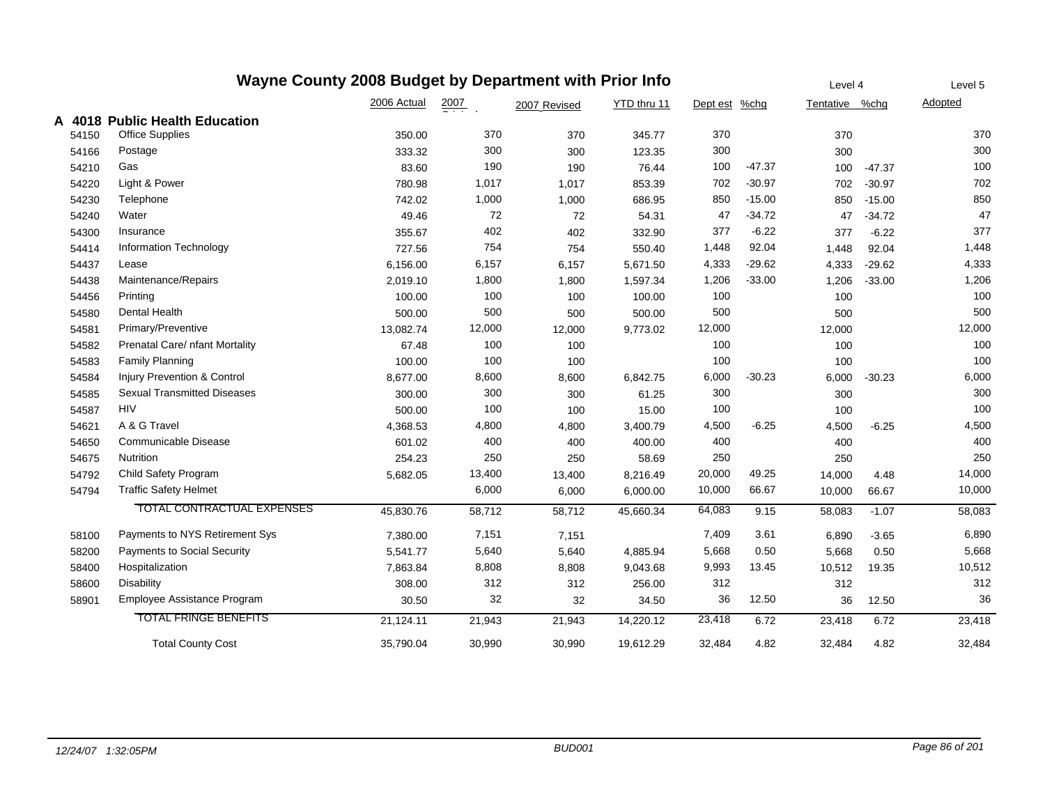# Wayne County 2008 Budget by Department with Prior Info

| | | 2006 Actual | 2007 Original | 2007 Revised | YTD thru 11 | Dept est | %chg | Tentative | %chg | Adopted |
|---|---|---|---|---|---|---|---|---|---|---|
| | | | | | | | Level 4 | | | Level 5 |
| **A 4018** | **Public Health Education** | | | | | | | | | |
| 54150 | Office Supplies | 350.00 | 370 | 370 | 345.77 | 370 | | 370 | | 370 |
| 54166 | Postage | 333.32 | 300 | 300 | 123.35 | 300 | | 300 | | 300 |
| 54210 | Gas | 83.60 | 190 | 190 | 76.44 | 100 | -47.37 | 100 | -47.37 | 100 |
| 54220 | Light & Power | 780.98 | 1,017 | 1,017 | 853.39 | 702 | -30.97 | 702 | -30.97 | 702 |
| 54230 | Telephone | 742.02 | 1,000 | 1,000 | 686.95 | 850 | -15.00 | 850 | -15.00 | 850 |
| 54240 | Water | 49.46 | 72 | 72 | 54.31 | 47 | -34.72 | 47 | -34.72 | 47 |
| 54300 | Insurance | 355.67 | 402 | 402 | 332.90 | 377 | -6.22 | 377 | -6.22 | 377 |
| 54414 | Information Technology | 727.56 | 754 | 754 | 550.40 | 1,448 | 92.04 | 1,448 | 92.04 | 1,448 |
| 54437 | Lease | 6,156.00 | 6,157 | 6,157 | 5,671.50 | 4,333 | -29.62 | 4,333 | -29.62 | 4,333 |
| 54438 | Maintenance/Repairs | 2,019.10 | 1,800 | 1,800 | 1,597.34 | 1,206 | -33.00 | 1,206 | -33.00 | 1,206 |
| 54456 | Printing | 100.00 | 100 | 100 | 100.00 | 100 | | 100 | | 100 |
| 54580 | Dental Health | 500.00 | 500 | 500 | 500.00 | 500 | | 500 | | 500 |
| 54581 | Primary/Preventive | 13,082.74 | 12,000 | 12,000 | 9,773.02 | 12,000 | | 12,000 | | 12,000 |
| 54582 | Prenatal Care/ nfant Mortality | 67.48 | 100 | 100 | | 100 | | 100 | | 100 |
| 54583 | Family Planning | 100.00 | 100 | 100 | | 100 | | 100 | | 100 |
| 54584 | Injury Prevention & Control | 8,677.00 | 8,600 | 8,600 | 6,842.75 | 6,000 | -30.23 | 6,000 | -30.23 | 6,000 |
| 54585 | Sexual Transmitted Diseases | 300.00 | 300 | 300 | 61.25 | 300 | | 300 | | 300 |
| 54587 | HIV | 500.00 | 100 | 100 | 15.00 | 100 | | 100 | | 100 |
| 54621 | A & G Travel | 4,368.53 | 4,800 | 4,800 | 3,400.79 | 4,500 | -6.25 | 4,500 | -6.25 | 4,500 |
| 54650 | Communicable Disease | 601.02 | 400 | 400 | 400.00 | 400 | | 400 | | 400 |
| 54675 | Nutrition | 254.23 | 250 | 250 | 58.69 | 250 | | 250 | | 250 |
| 54792 | Child Safety Program | 5,682.05 | 13,400 | 13,400 | 8,216.49 | 20,000 | 49.25 | 14,000 | 4.48 | 14,000 |
| 54794 | Traffic Safety Helmet | | 6,000 | 6,000 | 6,000.00 | 10,000 | 66.67 | 10,000 | 66.67 | 10,000 |
| | TOTAL CONTRACTUAL EXPENSES | 45,830.76 | 58,712 | 58,712 | 45,660.34 | 64,083 | 9.15 | 58,083 | -1.07 | 58,083 |
| 58100 | Payments to NYS Retirement Sys | 7,380.00 | 7,151 | 7,151 | | 7,409 | 3.61 | 6,890 | -3.65 | 6,890 |
| 58200 | Payments to Social Security | 5,541.77 | 5,640 | 5,640 | 4,885.94 | 5,668 | 0.50 | 5,668 | 0.50 | 5,668 |
| 58400 | Hospitalization | 7,863.84 | 8,808 | 8,808 | 9,043.68 | 9,993 | 13.45 | 10,512 | 19.35 | 10,512 |
| 58600 | Disability | 308.00 | 312 | 312 | 256.00 | 312 | | 312 | | 312 |
| 58901 | Employee Assistance Program | 30.50 | 32 | 32 | 34.50 | 36 | 12.50 | 36 | 12.50 | 36 |
| | TOTAL FRINGE BENEFITS | 21,124.11 | 21,943 | 21,943 | 14,220.12 | 23,418 | 6.72 | 23,418 | 6.72 | 23,418 |
| | Total County Cost | 35,790.04 | 30,990 | 30,990 | 19,612.29 | 32,484 | 4.82 | 32,484 | 4.82 | 32,484 |

*12/24/07 1:32:05PM* — *BUD001*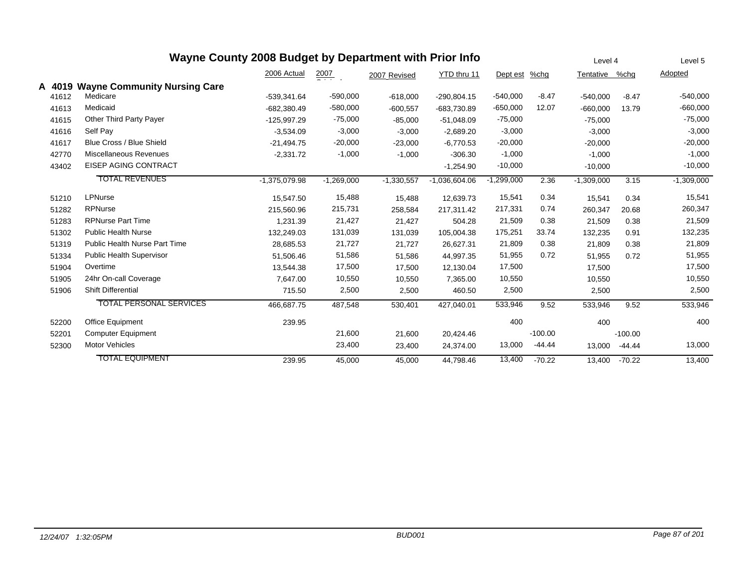# Wayne County 2008 Budget by Department with Prior Info

| | | 2006 Actual | 2007 Original | 2007 Revised | YTD thru 11 | Dept est | %chg | Level 4 Tentative | %chg | Level 5 Adopted |
|---|---|---|---|---|---|---|---|---|---|---|
| **A 4019** | **Wayne Community Nursing Care** | | | | | | | | | |
| 41612 | Medicare | -539,341.64 | -590,000 | -618,000 | -290,804.15 | -540,000 | -8.47 | -540,000 | -8.47 | -540,000 |
| 41613 | Medicaid | -682,380.49 | -580,000 | -600,557 | -683,730.89 | -650,000 | 12.07 | -660,000 | 13.79 | -660,000 |
| 41615 | Other Third Party Payer | -125,997.29 | -75,000 | -85,000 | -51,048.09 | -75,000 | | -75,000 | | -75,000 |
| 41616 | Self Pay | -3,534.09 | -3,000 | -3,000 | -2,689.20 | -3,000 | | -3,000 | | -3,000 |
| 41617 | Blue Cross / Blue Shield | -21,494.75 | -20,000 | -23,000 | -6,770.53 | -20,000 | | -20,000 | | -20,000 |
| 42770 | Miscellaneous Revenues | -2,331.72 | -1,000 | -1,000 | -306.30 | -1,000 | | -1,000 | | -1,000 |
| 43402 | EISEP AGING CONTRACT | | | | -1,254.90 | -10,000 | | -10,000 | | -10,000 |
| | TOTAL REVENUES | -1,375,079.98 | -1,269,000 | -1,330,557 | -1,036,604.06 | -1,299,000 | 2.36 | -1,309,000 | 3.15 | -1,309,000 |
| 51210 | LPNurse | 15,547.50 | 15,488 | 15,488 | 12,639.73 | 15,541 | 0.34 | 15,541 | 0.34 | 15,541 |
| 51282 | RPNurse | 215,560.96 | 215,731 | 258,584 | 217,311.42 | 217,331 | 0.74 | 260,347 | 20.68 | 260,347 |
| 51283 | RPNurse Part Time | 1,231.39 | 21,427 | 21,427 | 504.28 | 21,509 | 0.38 | 21,509 | 0.38 | 21,509 |
| 51302 | Public Health Nurse | 132,249.03 | 131,039 | 131,039 | 105,004.38 | 175,251 | 33.74 | 132,235 | 0.91 | 132,235 |
| 51319 | Public Health Nurse Part Time | 28,685.53 | 21,727 | 21,727 | 26,627.31 | 21,809 | 0.38 | 21,809 | 0.38 | 21,809 |
| 51334 | Public Health Supervisor | 51,506.46 | 51,586 | 51,586 | 44,997.35 | 51,955 | 0.72 | 51,955 | 0.72 | 51,955 |
| 51904 | Overtime | 13,544.38 | 17,500 | 17,500 | 12,130.04 | 17,500 | | 17,500 | | 17,500 |
| 51905 | 24hr On-call Coverage | 7,647.00 | 10,550 | 10,550 | 7,365.00 | 10,550 | | 10,550 | | 10,550 |
| 51906 | Shift Differential | 715.50 | 2,500 | 2,500 | 460.50 | 2,500 | | 2,500 | | 2,500 |
| | TOTAL PERSONAL SERVICES | 466,687.75 | 487,548 | 530,401 | 427,040.01 | 533,946 | 9.52 | 533,946 | 9.52 | 533,946 |
| 52200 | Office Equipment | 239.95 | | | | 400 | | 400 | | 400 |
| 52201 | Computer Equipment | | 21,600 | 21,600 | 20,424.46 | | -100.00 | | -100.00 | |
| 52300 | Motor Vehicles | | 23,400 | 23,400 | 24,374.00 | 13,000 | -44.44 | 13,000 | -44.44 | 13,000 |
| | TOTAL EQUIPMENT | 239.95 | 45,000 | 45,000 | 44,798.46 | 13,400 | -70.22 | 13,400 | -70.22 | 13,400 |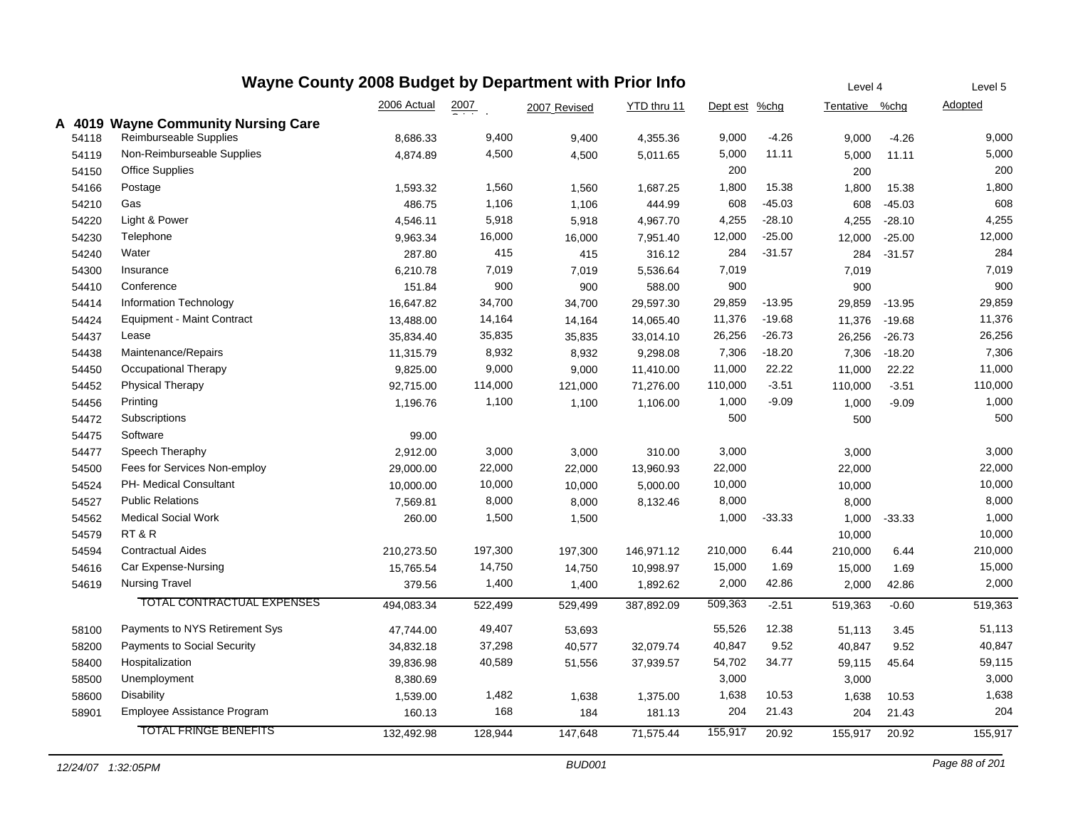# Wayne County 2008 Budget by Department with Prior Info

## A 4019 Wayne Community Nursing Care

| | | 2006 Actual | 2007 Original | 2007 Revised | YTD thru 11 | Dept est | %chg | Level 4 Tentative | %chg | Level 5 Adopted |
|---|---|---|---|---|---|---|---|---|---|---|
| 54118 | Reimburseable Supplies | 8,686.33 | 9,400 | 9,400 | 4,355.36 | 9,000 | -4.26 | 9,000 | -4.26 | 9,000 |
| 54119 | Non-Reimburseable Supplies | 4,874.89 | 4,500 | 4,500 | 5,011.65 | 5,000 | 11.11 | 5,000 | 11.11 | 5,000 |
| 54150 | Office Supplies | | | | | 200 | | 200 | | 200 |
| 54166 | Postage | 1,593.32 | 1,560 | 1,560 | 1,687.25 | 1,800 | 15.38 | 1,800 | 15.38 | 1,800 |
| 54210 | Gas | 486.75 | 1,106 | 1,106 | 444.99 | 608 | -45.03 | 608 | -45.03 | 608 |
| 54220 | Light & Power | 4,546.11 | 5,918 | 5,918 | 4,967.70 | 4,255 | -28.10 | 4,255 | -28.10 | 4,255 |
| 54230 | Telephone | 9,963.34 | 16,000 | 16,000 | 7,951.40 | 12,000 | -25.00 | 12,000 | -25.00 | 12,000 |
| 54240 | Water | 287.80 | 415 | 415 | 316.12 | 284 | -31.57 | 284 | -31.57 | 284 |
| 54300 | Insurance | 6,210.78 | 7,019 | 7,019 | 5,536.64 | 7,019 | | 7,019 | | 7,019 |
| 54410 | Conference | 151.84 | 900 | 900 | 588.00 | 900 | | 900 | | 900 |
| 54414 | Information Technology | 16,647.82 | 34,700 | 34,700 | 29,597.30 | 29,859 | -13.95 | 29,859 | -13.95 | 29,859 |
| 54424 | Equipment - Maint Contract | 13,488.00 | 14,164 | 14,164 | 14,065.40 | 11,376 | -19.68 | 11,376 | -19.68 | 11,376 |
| 54437 | Lease | 35,834.40 | 35,835 | 35,835 | 33,014.10 | 26,256 | -26.73 | 26,256 | -26.73 | 26,256 |
| 54438 | Maintenance/Repairs | 11,315.79 | 8,932 | 8,932 | 9,298.08 | 7,306 | -18.20 | 7,306 | -18.20 | 7,306 |
| 54450 | Occupational Therapy | 9,825.00 | 9,000 | 9,000 | 11,410.00 | 11,000 | 22.22 | 11,000 | 22.22 | 11,000 |
| 54452 | Physical Therapy | 92,715.00 | 114,000 | 121,000 | 71,276.00 | 110,000 | -3.51 | 110,000 | -3.51 | 110,000 |
| 54456 | Printing | 1,196.76 | 1,100 | 1,100 | 1,106.00 | 1,000 | -9.09 | 1,000 | -9.09 | 1,000 |
| 54472 | Subscriptions | | | | | 500 | | 500 | | 500 |
| 54475 | Software | 99.00 | | | | | | | | |
| 54477 | Speech Theraphy | 2,912.00 | 3,000 | 3,000 | 310.00 | 3,000 | | 3,000 | | 3,000 |
| 54500 | Fees for Services Non-employ | 29,000.00 | 22,000 | 22,000 | 13,960.93 | 22,000 | | 22,000 | | 22,000 |
| 54524 | PH- Medical Consultant | 10,000.00 | 10,000 | 10,000 | 5,000.00 | 10,000 | | 10,000 | | 10,000 |
| 54527 | Public Relations | 7,569.81 | 8,000 | 8,000 | 8,132.46 | 8,000 | | 8,000 | | 8,000 |
| 54562 | Medical Social Work | 260.00 | 1,500 | 1,500 | | 1,000 | -33.33 | 1,000 | -33.33 | 1,000 |
| 54579 | RT & R | | | | | | | 10,000 | | 10,000 |
| 54594 | Contractual Aides | 210,273.50 | 197,300 | 197,300 | 146,971.12 | 210,000 | 6.44 | 210,000 | 6.44 | 210,000 |
| 54616 | Car Expense-Nursing | 15,765.54 | 14,750 | 14,750 | 10,998.97 | 15,000 | 1.69 | 15,000 | 1.69 | 15,000 |
| 54619 | Nursing Travel | 379.56 | 1,400 | 1,400 | 1,892.62 | 2,000 | 42.86 | 2,000 | 42.86 | 2,000 |
| | TOTAL CONTRACTUAL EXPENSES | 494,083.34 | 522,499 | 529,499 | 387,892.09 | 509,363 | -2.51 | 519,363 | -0.60 | 519,363 |
| 58100 | Payments to NYS Retirement Sys | 47,744.00 | 49,407 | 53,693 | | 55,526 | 12.38 | 51,113 | 3.45 | 51,113 |
| 58200 | Payments to Social Security | 34,832.18 | 37,298 | 40,577 | 32,079.74 | 40,847 | 9.52 | 40,847 | 9.52 | 40,847 |
| 58400 | Hospitalization | 39,836.98 | 40,589 | 51,556 | 37,939.57 | 54,702 | 34.77 | 59,115 | 45.64 | 59,115 |
| 58500 | Unemployment | 8,380.69 | | | | 3,000 | | 3,000 | | 3,000 |
| 58600 | Disability | 1,539.00 | 1,482 | 1,638 | 1,375.00 | 1,638 | 10.53 | 1,638 | 10.53 | 1,638 |
| 58901 | Employee Assistance Program | 160.13 | 168 | 184 | 181.13 | 204 | 21.43 | 204 | 21.43 | 204 |
| | TOTAL FRINGE BENEFITS | 132,492.98 | 128,944 | 147,648 | 71,575.44 | 155,917 | 20.92 | 155,917 | 20.92 | 155,917 |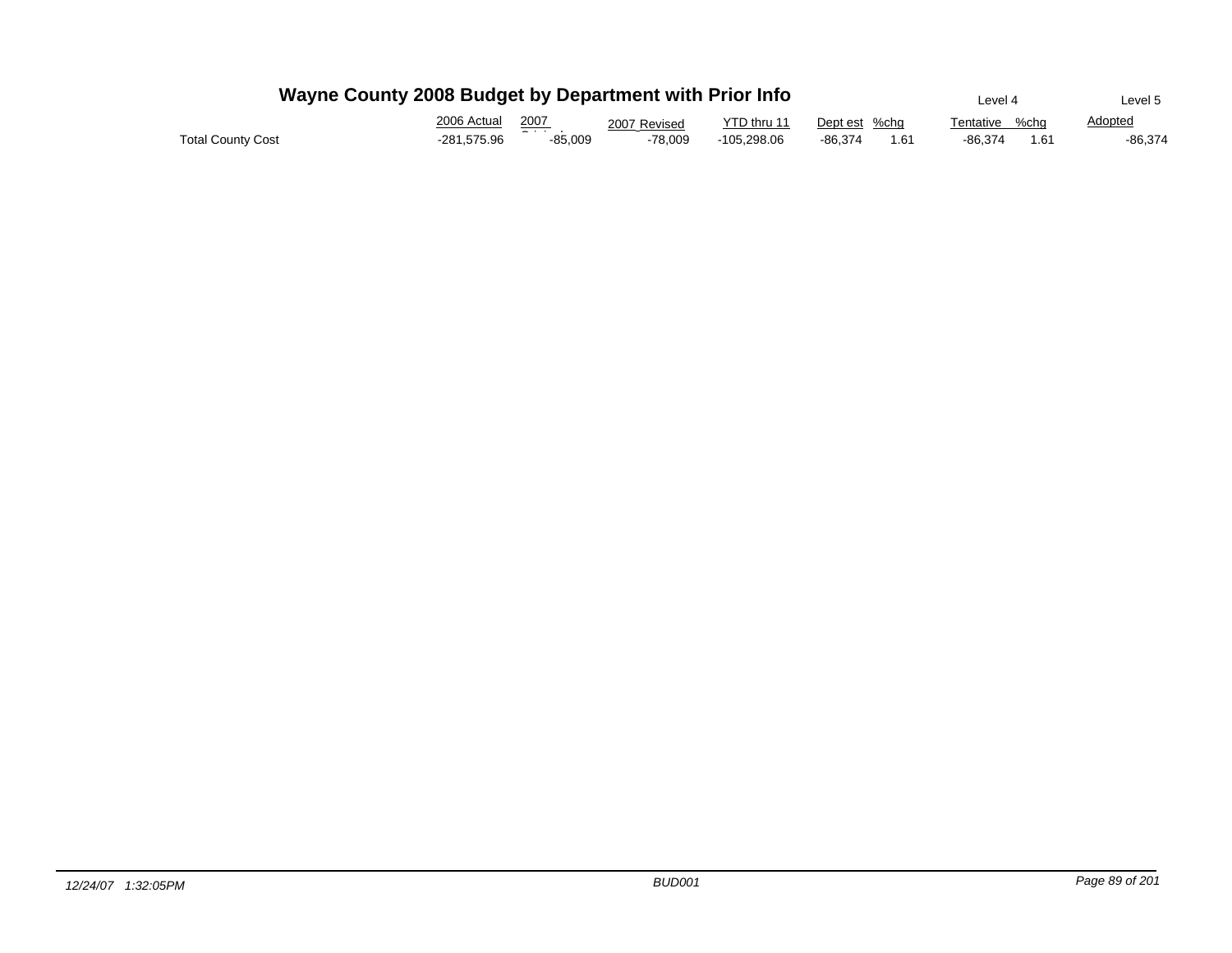# Wayne County 2008 Budget by Department with Prior Info

| | 2006 Actual | 2007 Original | 2007 Revised | YTD thru 11 | Dept est | %chg | Level 4 Tentative | %chg | Level 5 Adopted |
|---|---|---|---|---|---|---|---|---|---|
| Total County Cost | -281,575.96 | -85,009 | -78,009 | -105,298.06 | -86,374 | 1.61 | -86,374 | 1.61 | -86,374 |

12/24/07 1:32:05PM BUD001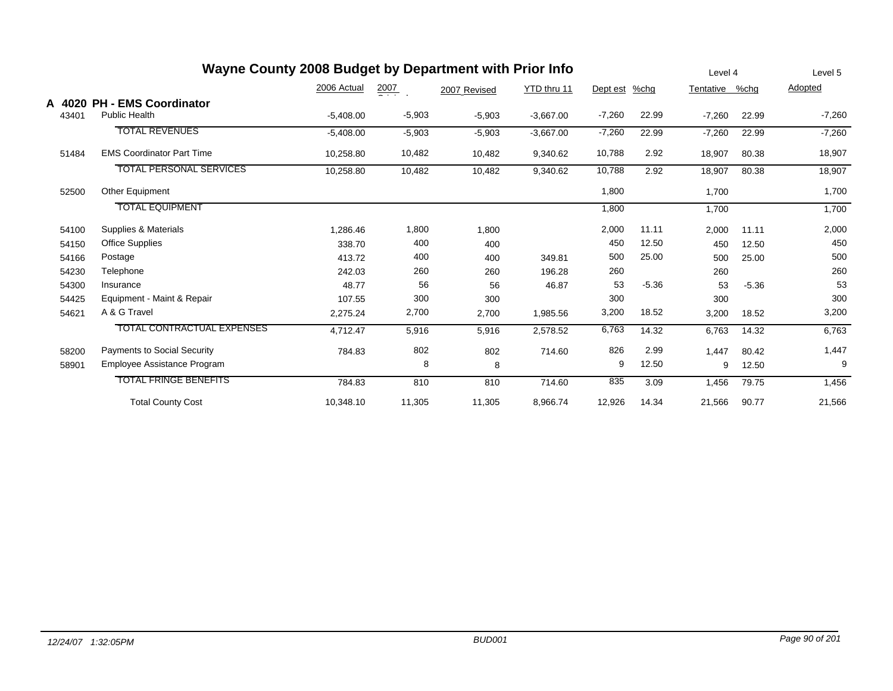# Wayne County 2008 Budget by Department with Prior Info

## A 4020 PH - EMS Coordinator

| Code | Description | 2006 Actual | 2007 Original | 2007 Revised | YTD thru 11 | Dept est | %chg | Level 4 Tentative | %chg | Level 5 Adopted |
|---|---|---|---|---|---|---|---|---|---|---|
| 43401 | Public Health | -5,408.00 | -5,903 | -5,903 | -3,667.00 | -7,260 | 22.99 | -7,260 | 22.99 | -7,260 |
| | TOTAL REVENUES | -5,408.00 | -5,903 | -5,903 | -3,667.00 | -7,260 | 22.99 | -7,260 | 22.99 | -7,260 |
| 51484 | EMS Coordinator Part Time | 10,258.80 | 10,482 | 10,482 | 9,340.62 | 10,788 | 2.92 | 18,907 | 80.38 | 18,907 |
| | TOTAL PERSONAL SERVICES | 10,258.80 | 10,482 | 10,482 | 9,340.62 | 10,788 | 2.92 | 18,907 | 80.38 | 18,907 |
| 52500 | Other Equipment | | | | | 1,800 | | 1,700 | | 1,700 |
| | TOTAL EQUIPMENT | | | | | 1,800 | | 1,700 | | 1,700 |
| 54100 | Supplies & Materials | 1,286.46 | 1,800 | 1,800 | | 2,000 | 11.11 | 2,000 | 11.11 | 2,000 |
| 54150 | Office Supplies | 338.70 | 400 | 400 | | 450 | 12.50 | 450 | 12.50 | 450 |
| 54166 | Postage | 413.72 | 400 | 400 | 349.81 | 500 | 25.00 | 500 | 25.00 | 500 |
| 54230 | Telephone | 242.03 | 260 | 260 | 196.28 | 260 | | 260 | | 260 |
| 54300 | Insurance | 48.77 | 56 | 56 | 46.87 | 53 | -5.36 | 53 | -5.36 | 53 |
| 54425 | Equipment - Maint & Repair | 107.55 | 300 | 300 | | 300 | | 300 | | 300 |
| 54621 | A & G Travel | 2,275.24 | 2,700 | 2,700 | 1,985.56 | 3,200 | 18.52 | 3,200 | 18.52 | 3,200 |
| | TOTAL CONTRACTUAL EXPENSES | 4,712.47 | 5,916 | 5,916 | 2,578.52 | 6,763 | 14.32 | 6,763 | 14.32 | 6,763 |
| 58200 | Payments to Social Security | 784.83 | 802 | 802 | 714.60 | 826 | 2.99 | 1,447 | 80.42 | 1,447 |
| 58901 | Employee Assistance Program | | 8 | 8 | | 9 | 12.50 | 9 | 12.50 | 9 |
| | TOTAL FRINGE BENEFITS | 784.83 | 810 | 810 | 714.60 | 835 | 3.09 | 1,456 | 79.75 | 1,456 |
| | Total County Cost | 10,348.10 | 11,305 | 11,305 | 8,966.74 | 12,926 | 14.34 | 21,566 | 90.77 | 21,566 |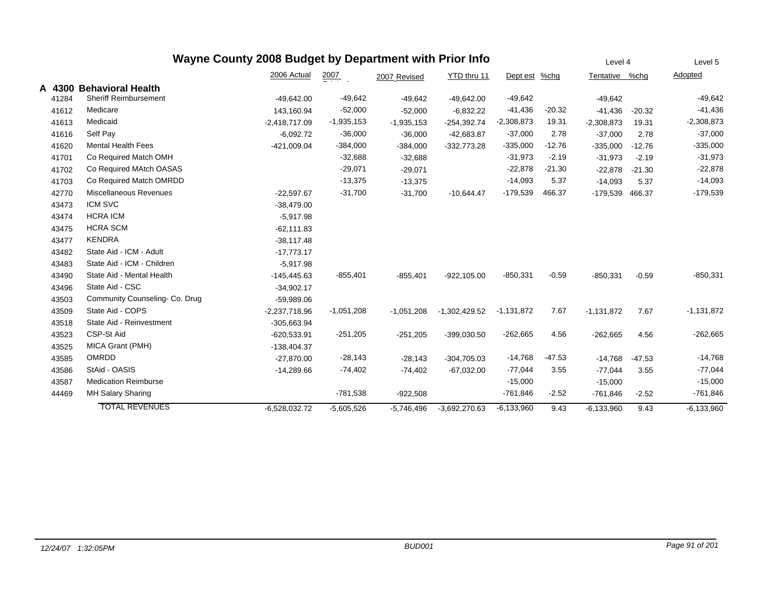# Wayne County 2008 Budget by Department with Prior Info

| | | 2006 Actual | 2007 Original | 2007 Revised | YTD thru 11 | Level 4 Dept est | %chg | Tentative | %chg | Level 5 Adopted |
|---|---|---|---|---|---|---|---|---|---|---|
| **A 4300** | **Behavioral Health** | | | | | | | | | |
| 41284 | Sheriff Reimbursement | -49,642.00 | -49,642 | -49,642 | -49,642.00 | -49,642 | | -49,642 | | -49,642 |
| 41612 | Medicare | 143,160.94 | -52,000 | -52,000 | -6,832.22 | -41,436 | -20.32 | -41,436 | -20.32 | -41,436 |
| 41613 | Medicaid | -2,418,717.09 | -1,935,153 | -1,935,153 | -254,392.74 | -2,308,873 | 19.31 | -2,308,873 | 19.31 | -2,308,873 |
| 41616 | Self Pay | -6,092.72 | -36,000 | -36,000 | -42,683.87 | -37,000 | 2.78 | -37,000 | 2.78 | -37,000 |
| 41620 | Mental Health Fees | -421,009.04 | -384,000 | -384,000 | -332,773.28 | -335,000 | -12.76 | -335,000 | -12.76 | -335,000 |
| 41701 | Co Required Match OMH | | -32,688 | -32,688 | | -31,973 | -2.19 | -31,973 | -2.19 | -31,973 |
| 41702 | Co Required MAtch OASAS | | -29,071 | -29,071 | | -22,878 | -21.30 | -22,878 | -21.30 | -22,878 |
| 41703 | Co Required Match OMRDD | | -13,375 | -13,375 | | -14,093 | 5.37 | -14,093 | 5.37 | -14,093 |
| 42770 | Miscellaneous Revenues | -22,597.67 | -31,700 | -31,700 | -10,644.47 | -179,539 | 466.37 | -179,539 | 466.37 | -179,539 |
| 43473 | ICM SVC | -38,479.00 | | | | | | | | |
| 43474 | HCRA ICM | -5,917.98 | | | | | | | | |
| 43475 | HCRA SCM | -62,111.83 | | | | | | | | |
| 43477 | KENDRA | -38,117.48 | | | | | | | | |
| 43482 | State Aid - ICM - Adult | -17,773.17 | | | | | | | | |
| 43483 | State Aid - ICM - Children | -5,917.98 | | | | | | | | |
| 43490 | State Aid - Mental Health | -145,445.63 | -855,401 | -855,401 | -922,105.00 | -850,331 | -0.59 | -850,331 | -0.59 | -850,331 |
| 43496 | State Aid - CSC | -34,902.17 | | | | | | | | |
| 43503 | Community Counseling- Co. Drug | -59,989.06 | | | | | | | | |
| 43509 | State Aid - COPS | -2,237,718.96 | -1,051,208 | -1,051,208 | -1,302,429.52 | -1,131,872 | 7.67 | -1,131,872 | 7.67 | -1,131,872 |
| 43518 | State Aid - Reinvestment | -305,663.94 | | | | | | | | |
| 43523 | CSP-St Aid | -620,533.91 | -251,205 | -251,205 | -399,030.50 | -262,665 | 4.56 | -262,665 | 4.56 | -262,665 |
| 43525 | MICA Grant (PMH) | -138,404.37 | | | | | | | | |
| 43585 | OMRDD | -27,870.00 | -28,143 | -28,143 | -304,705.03 | -14,768 | -47.53 | -14,768 | -47.53 | -14,768 |
| 43586 | StAid - OASIS | -14,289.66 | -74,402 | -74,402 | -67,032.00 | -77,044 | 3.55 | -77,044 | 3.55 | -77,044 |
| 43587 | Medication Reimburse | | | | | -15,000 | | -15,000 | | -15,000 |
| 44469 | MH Salary Sharing | | -781,538 | -922,508 | | -761,846 | -2.52 | -761,846 | -2.52 | -761,846 |
| | TOTAL REVENUES | -6,528,032.72 | -5,605,526 | -5,746,496 | -3,692,270.63 | -6,133,960 | 9.43 | -6,133,960 | 9.43 | -6,133,960 |

*12/24/07 1:32:05PM* *BUD001*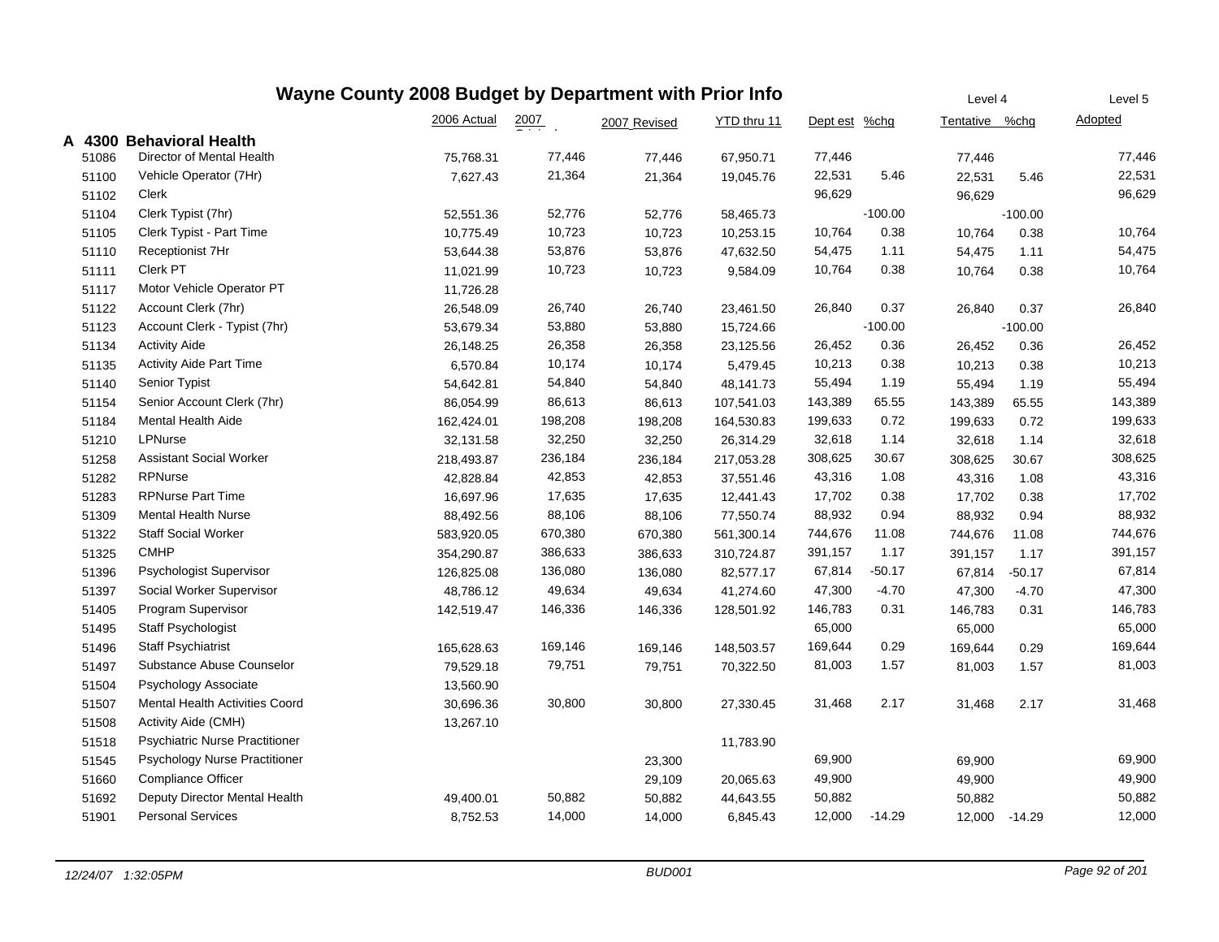# Wayne County 2008 Budget by Department with Prior Info

| | | 2006 Actual | 2007 Original | 2007 Revised | YTD thru 11 | Dept est | %chg | Level 4 Tentative | %chg | Level 5 Adopted |
|---|---|---|---|---|---|---|---|---|---|---|
| **A 4300** | **Behavioral Health** | | | | | | | | | |
| 51086 | Director of Mental Health | 75,768.31 | 77,446 | 77,446 | 67,950.71 | 77,446 | | 77,446 | | 77,446 |
| 51100 | Vehicle Operator (7Hr) | 7,627.43 | 21,364 | 21,364 | 19,045.76 | 22,531 | 5.46 | 22,531 | 5.46 | 22,531 |
| 51102 | Clerk | | | | | 96,629 | | 96,629 | | 96,629 |
| 51104 | Clerk Typist (7hr) | 52,551.36 | 52,776 | 52,776 | 58,465.73 | | -100.00 | | -100.00 | |
| 51105 | Clerk Typist - Part Time | 10,775.49 | 10,723 | 10,723 | 10,253.15 | 10,764 | 0.38 | 10,764 | 0.38 | 10,764 |
| 51110 | Receptionist 7Hr | 53,644.38 | 53,876 | 53,876 | 47,632.50 | 54,475 | 1.11 | 54,475 | 1.11 | 54,475 |
| 51111 | Clerk PT | 11,021.99 | 10,723 | 10,723 | 9,584.09 | 10,764 | 0.38 | 10,764 | 0.38 | 10,764 |
| 51117 | Motor Vehicle Operator PT | 11,726.28 | | | | | | | | |
| 51122 | Account Clerk (7hr) | 26,548.09 | 26,740 | 26,740 | 23,461.50 | 26,840 | 0.37 | 26,840 | 0.37 | 26,840 |
| 51123 | Account Clerk - Typist (7hr) | 53,679.34 | 53,880 | 53,880 | 15,724.66 | | -100.00 | | -100.00 | |
| 51134 | Activity Aide | 26,148.25 | 26,358 | 26,358 | 23,125.56 | 26,452 | 0.36 | 26,452 | 0.36 | 26,452 |
| 51135 | Activity Aide Part Time | 6,570.84 | 10,174 | 10,174 | 5,479.45 | 10,213 | 0.38 | 10,213 | 0.38 | 10,213 |
| 51140 | Senior Typist | 54,642.81 | 54,840 | 54,840 | 48,141.73 | 55,494 | 1.19 | 55,494 | 1.19 | 55,494 |
| 51154 | Senior Account Clerk (7hr) | 86,054.99 | 86,613 | 86,613 | 107,541.03 | 143,389 | 65.55 | 143,389 | 65.55 | 143,389 |
| 51184 | Mental Health Aide | 162,424.01 | 198,208 | 198,208 | 164,530.83 | 199,633 | 0.72 | 199,633 | 0.72 | 199,633 |
| 51210 | LPNurse | 32,131.58 | 32,250 | 32,250 | 26,314.29 | 32,618 | 1.14 | 32,618 | 1.14 | 32,618 |
| 51258 | Assistant Social Worker | 218,493.87 | 236,184 | 236,184 | 217,053.28 | 308,625 | 30.67 | 308,625 | 30.67 | 308,625 |
| 51282 | RPNurse | 42,828.84 | 42,853 | 42,853 | 37,551.46 | 43,316 | 1.08 | 43,316 | 1.08 | 43,316 |
| 51283 | RPNurse Part Time | 16,697.96 | 17,635 | 17,635 | 12,441.43 | 17,702 | 0.38 | 17,702 | 0.38 | 17,702 |
| 51309 | Mental Health Nurse | 88,492.56 | 88,106 | 88,106 | 77,550.74 | 88,932 | 0.94 | 88,932 | 0.94 | 88,932 |
| 51322 | Staff Social Worker | 583,920.05 | 670,380 | 670,380 | 561,300.14 | 744,676 | 11.08 | 744,676 | 11.08 | 744,676 |
| 51325 | CMHP | 354,290.87 | 386,633 | 386,633 | 310,724.87 | 391,157 | 1.17 | 391,157 | 1.17 | 391,157 |
| 51396 | Psychologist Supervisor | 126,825.08 | 136,080 | 136,080 | 82,577.17 | 67,814 | -50.17 | 67,814 | -50.17 | 67,814 |
| 51397 | Social Worker Supervisor | 48,786.12 | 49,634 | 49,634 | 41,274.60 | 47,300 | -4.70 | 47,300 | -4.70 | 47,300 |
| 51405 | Program Supervisor | 142,519.47 | 146,336 | 146,336 | 128,501.92 | 146,783 | 0.31 | 146,783 | 0.31 | 146,783 |
| 51495 | Staff Psychologist | | | | | 65,000 | | 65,000 | | 65,000 |
| 51496 | Staff Psychiatrist | 165,628.63 | 169,146 | 169,146 | 148,503.57 | 169,644 | 0.29 | 169,644 | 0.29 | 169,644 |
| 51497 | Substance Abuse Counselor | 79,529.18 | 79,751 | 79,751 | 70,322.50 | 81,003 | 1.57 | 81,003 | 1.57 | 81,003 |
| 51504 | Psychology Associate | 13,560.90 | | | | | | | | |
| 51507 | Mental Health Activities Coord | 30,696.36 | 30,800 | 30,800 | 27,330.45 | 31,468 | 2.17 | 31,468 | 2.17 | 31,468 |
| 51508 | Activity Aide (CMH) | 13,267.10 | | | | | | | | |
| 51518 | Psychiatric Nurse Practitioner | | | | 11,783.90 | | | | | |
| 51545 | Psychology Nurse Practitioner | | | 23,300 | | 69,900 | | 69,900 | | 69,900 |
| 51660 | Compliance Officer | | | 29,109 | 20,065.63 | 49,900 | | 49,900 | | 49,900 |
| 51692 | Deputy Director Mental Health | 49,400.01 | 50,882 | 50,882 | 44,643.55 | 50,882 | | 50,882 | | 50,882 |
| 51901 | Personal Services | 8,752.53 | 14,000 | 14,000 | 6,845.43 | 12,000 | -14.29 | 12,000 | -14.29 | 12,000 |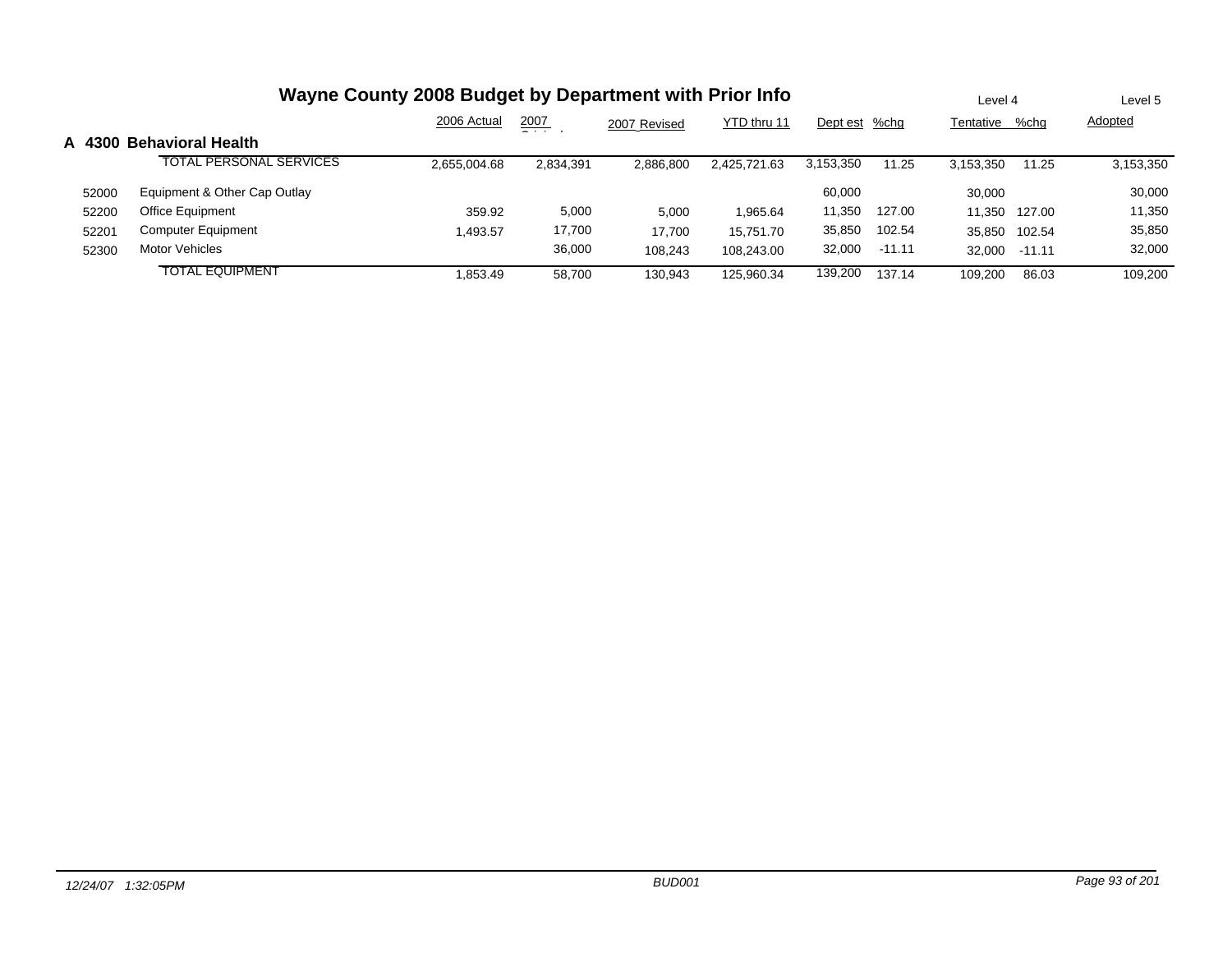# Wayne County 2008 Budget by Department with Prior Info

## A 4300 Behavioral Health

| | | 2006 Actual | 2007 Original | 2007 Revised | YTD thru 11 | Dept est | %chg | Level 4 Tentative | %chg | Level 5 Adopted |
|---|---|---|---|---|---|---|---|---|---|---|
| | TOTAL PERSONAL SERVICES | 2,655,004.68 | 2,834,391 | 2,886,800 | 2,425,721.63 | 3,153,350 | 11.25 | 3,153,350 | 11.25 | 3,153,350 |
| 52000 | Equipment & Other Cap Outlay | | | | | 60,000 | | 30,000 | | 30,000 |
| 52200 | Office Equipment | 359.92 | 5,000 | 5,000 | 1,965.64 | 11,350 | 127.00 | 11,350 | 127.00 | 11,350 |
| 52201 | Computer Equipment | 1,493.57 | 17,700 | 17,700 | 15,751.70 | 35,850 | 102.54 | 35,850 | 102.54 | 35,850 |
| 52300 | Motor Vehicles | | 36,000 | 108,243 | 108,243.00 | 32,000 | -11.11 | 32,000 | -11.11 | 32,000 |
| | TOTAL EQUIPMENT | 1,853.49 | 58,700 | 130,943 | 125,960.34 | 139,200 | 137.14 | 109,200 | 86.03 | 109,200 |

*12/24/07 1:32:05PM* BUD001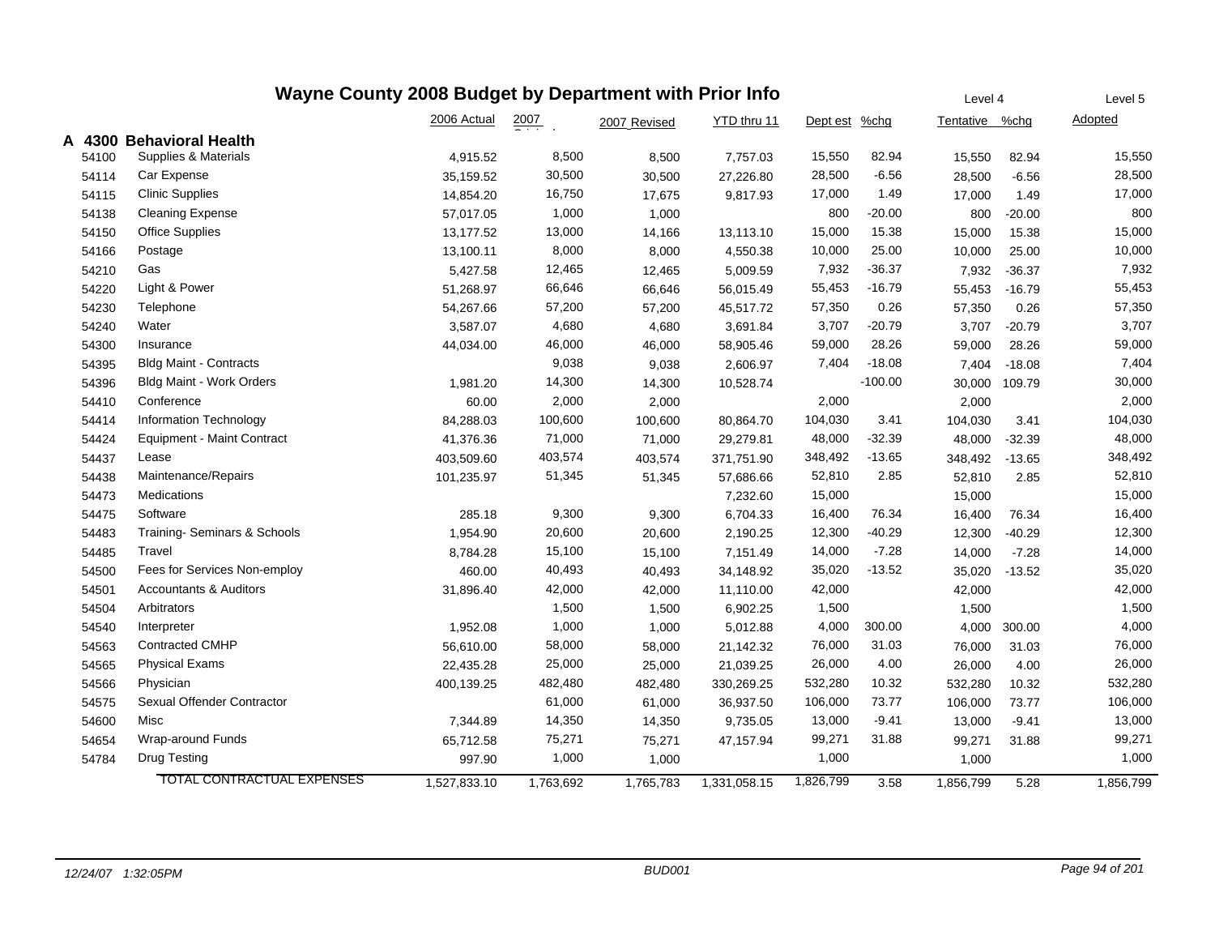# Wayne County 2008 Budget by Department with Prior Info

| | | 2006 Actual | 2007 Original | 2007 Revised | YTD thru 11 | Dept est | %chg | Tentative (Level 4) | %chg | Adopted (Level 5) |
|---|---|---|---|---|---|---|---|---|---|---|
| **A 4300** | **Behavioral Health** | | | | | | | | | |
| 54100 | Supplies & Materials | 4,915.52 | 8,500 | 8,500 | 7,757.03 | 15,550 | 82.94 | 15,550 | 82.94 | 15,550 |
| 54114 | Car Expense | 35,159.52 | 30,500 | 30,500 | 27,226.80 | 28,500 | -6.56 | 28,500 | -6.56 | 28,500 |
| 54115 | Clinic Supplies | 14,854.20 | 16,750 | 17,675 | 9,817.93 | 17,000 | 1.49 | 17,000 | 1.49 | 17,000 |
| 54138 | Cleaning Expense | 57,017.05 | 1,000 | 1,000 | | 800 | -20.00 | 800 | -20.00 | 800 |
| 54150 | Office Supplies | 13,177.52 | 13,000 | 14,166 | 13,113.10 | 15,000 | 15.38 | 15,000 | 15.38 | 15,000 |
| 54166 | Postage | 13,100.11 | 8,000 | 8,000 | 4,550.38 | 10,000 | 25.00 | 10,000 | 25.00 | 10,000 |
| 54210 | Gas | 5,427.58 | 12,465 | 12,465 | 5,009.59 | 7,932 | -36.37 | 7,932 | -36.37 | 7,932 |
| 54220 | Light & Power | 51,268.97 | 66,646 | 66,646 | 56,015.49 | 55,453 | -16.79 | 55,453 | -16.79 | 55,453 |
| 54230 | Telephone | 54,267.66 | 57,200 | 57,200 | 45,517.72 | 57,350 | 0.26 | 57,350 | 0.26 | 57,350 |
| 54240 | Water | 3,587.07 | 4,680 | 4,680 | 3,691.84 | 3,707 | -20.79 | 3,707 | -20.79 | 3,707 |
| 54300 | Insurance | 44,034.00 | 46,000 | 46,000 | 58,905.46 | 59,000 | 28.26 | 59,000 | 28.26 | 59,000 |
| 54395 | Bldg Maint - Contracts | | 9,038 | 9,038 | 2,606.97 | 7,404 | -18.08 | 7,404 | -18.08 | 7,404 |
| 54396 | Bldg Maint - Work Orders | 1,981.20 | 14,300 | 14,300 | 10,528.74 | | -100.00 | 30,000 | 109.79 | 30,000 |
| 54410 | Conference | 60.00 | 2,000 | 2,000 | | 2,000 | | 2,000 | | 2,000 |
| 54414 | Information Technology | 84,288.03 | 100,600 | 100,600 | 80,864.70 | 104,030 | 3.41 | 104,030 | 3.41 | 104,030 |
| 54424 | Equipment - Maint Contract | 41,376.36 | 71,000 | 71,000 | 29,279.81 | 48,000 | -32.39 | 48,000 | -32.39 | 48,000 |
| 54437 | Lease | 403,509.60 | 403,574 | 403,574 | 371,751.90 | 348,492 | -13.65 | 348,492 | -13.65 | 348,492 |
| 54438 | Maintenance/Repairs | 101,235.97 | 51,345 | 51,345 | 57,686.66 | 52,810 | 2.85 | 52,810 | 2.85 | 52,810 |
| 54473 | Medications | | | | 7,232.60 | 15,000 | | 15,000 | | 15,000 |
| 54475 | Software | 285.18 | 9,300 | 9,300 | 6,704.33 | 16,400 | 76.34 | 16,400 | 76.34 | 16,400 |
| 54483 | Training- Seminars & Schools | 1,954.90 | 20,600 | 20,600 | 2,190.25 | 12,300 | -40.29 | 12,300 | -40.29 | 12,300 |
| 54485 | Travel | 8,784.28 | 15,100 | 15,100 | 7,151.49 | 14,000 | -7.28 | 14,000 | -7.28 | 14,000 |
| 54500 | Fees for Services Non-employ | 460.00 | 40,493 | 40,493 | 34,148.92 | 35,020 | -13.52 | 35,020 | -13.52 | 35,020 |
| 54501 | Accountants & Auditors | 31,896.40 | 42,000 | 42,000 | 11,110.00 | 42,000 | | 42,000 | | 42,000 |
| 54504 | Arbitrators | | 1,500 | 1,500 | 6,902.25 | 1,500 | | 1,500 | | 1,500 |
| 54540 | Interpreter | 1,952.08 | 1,000 | 1,000 | 5,012.88 | 4,000 | 300.00 | 4,000 | 300.00 | 4,000 |
| 54563 | Contracted CMHP | 56,610.00 | 58,000 | 58,000 | 21,142.32 | 76,000 | 31.03 | 76,000 | 31.03 | 76,000 |
| 54565 | Physical Exams | 22,435.28 | 25,000 | 25,000 | 21,039.25 | 26,000 | 4.00 | 26,000 | 4.00 | 26,000 |
| 54566 | Physician | 400,139.25 | 482,480 | 482,480 | 330,269.25 | 532,280 | 10.32 | 532,280 | 10.32 | 532,280 |
| 54575 | Sexual Offender Contractor | | 61,000 | 61,000 | 36,937.50 | 106,000 | 73.77 | 106,000 | 73.77 | 106,000 |
| 54600 | Misc | 7,344.89 | 14,350 | 14,350 | 9,735.05 | 13,000 | -9.41 | 13,000 | -9.41 | 13,000 |
| 54654 | Wrap-around Funds | 65,712.58 | 75,271 | 75,271 | 47,157.94 | 99,271 | 31.88 | 99,271 | 31.88 | 99,271 |
| 54784 | Drug Testing | 997.90 | 1,000 | 1,000 | | 1,000 | | 1,000 | | 1,000 |
| | TOTAL CONTRACTUAL EXPENSES | 1,527,833.10 | 1,763,692 | 1,765,783 | 1,331,058.15 | 1,826,799 | 3.58 | 1,856,799 | 5.28 | 1,856,799 |

*12/24/07 1:32:05PM* *BUD001*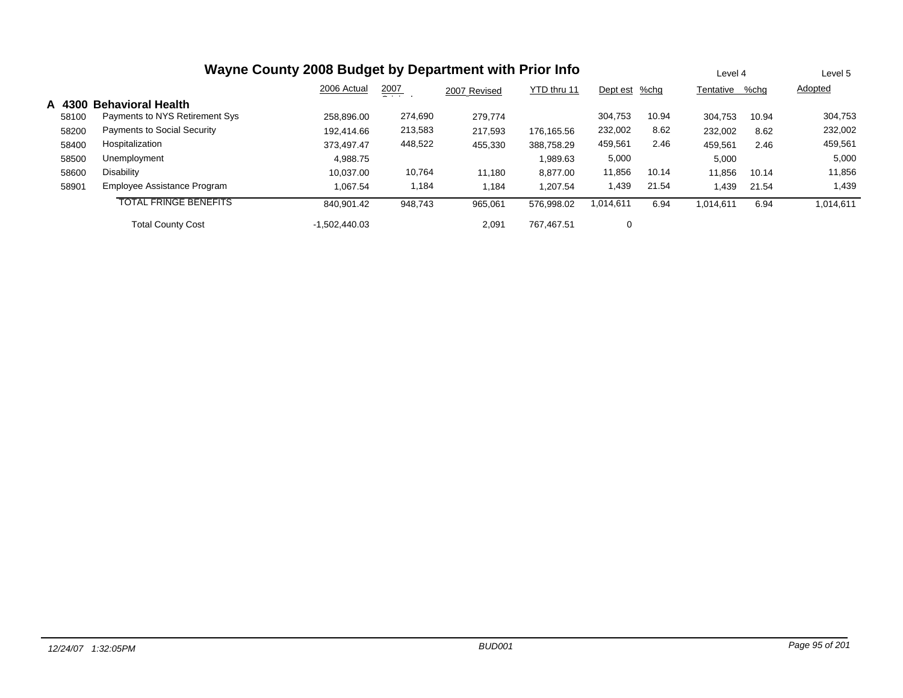# Wayne County 2008 Budget by Department with Prior Info

| | | 2006 Actual | 2007 Original | 2007 Revised | YTD thru 11 | Level 4 Dept est | %chg | Tentative | %chg | Level 5 Adopted |
|---|---|---|---|---|---|---|---|---|---|---|
| **A 4300** | **Behavioral Health** | | | | | | | | | |
| 58100 | Payments to NYS Retirement Sys | 258,896.00 | 274,690 | 279,774 | | 304,753 | 10.94 | 304,753 | 10.94 | 304,753 |
| 58200 | Payments to Social Security | 192,414.66 | 213,583 | 217,593 | 176,165.56 | 232,002 | 8.62 | 232,002 | 8.62 | 232,002 |
| 58400 | Hospitalization | 373,497.47 | 448,522 | 455,330 | 388,758.29 | 459,561 | 2.46 | 459,561 | 2.46 | 459,561 |
| 58500 | Unemployment | 4,988.75 | | | 1,989.63 | 5,000 | | 5,000 | | 5,000 |
| 58600 | Disability | 10,037.00 | 10,764 | 11,180 | 8,877.00 | 11,856 | 10.14 | 11,856 | 10.14 | 11,856 |
| 58901 | Employee Assistance Program | 1,067.54 | 1,184 | 1,184 | 1,207.54 | 1,439 | 21.54 | 1,439 | 21.54 | 1,439 |
| | TOTAL FRINGE BENEFITS | 840,901.42 | 948,743 | 965,061 | 576,998.02 | 1,014,611 | 6.94 | 1,014,611 | 6.94 | 1,014,611 |
| | Total County Cost | -1,502,440.03 | | 2,091 | 767,467.51 | 0 | | | | |

*12/24/07 1:32:05PM* *BUD001*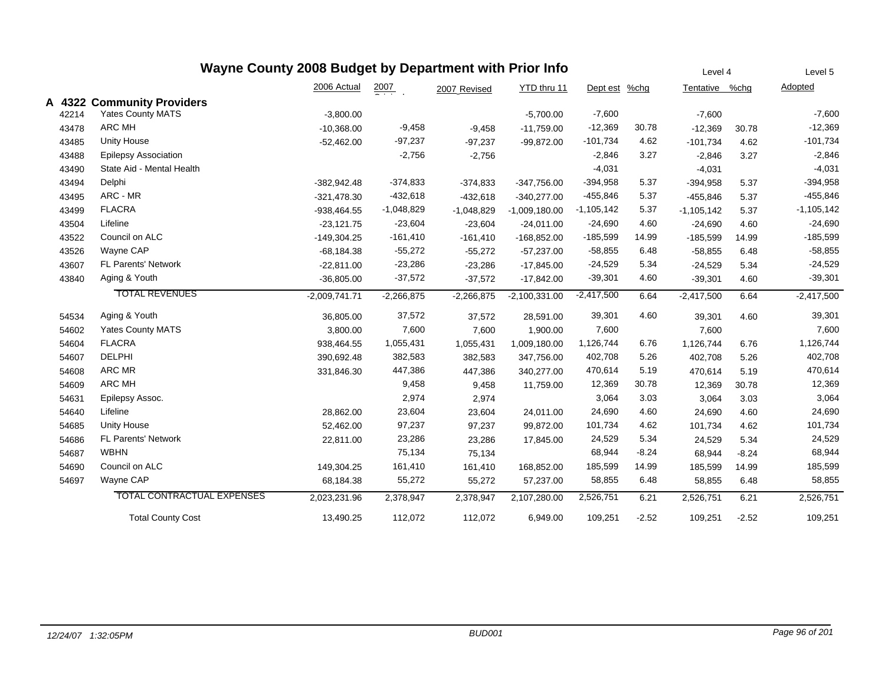# Wayne County 2008 Budget by Department with Prior Info

| | | 2006 Actual | 2007 Original | 2007 Revised | YTD thru 11 | Dept est | %chg | Level 4 Tentative | %chg | Level 5 Adopted |
|---|---|---|---|---|---|---|---|---|---|---|
| **A 4322** | **Community Providers** | | | | | | | | | |
| 42214 | Yates County MATS | -3,800.00 | | | -5,700.00 | -7,600 | | -7,600 | | -7,600 |
| 43478 | ARC MH | -10,368.00 | -9,458 | -9,458 | -11,759.00 | -12,369 | 30.78 | -12,369 | 30.78 | -12,369 |
| 43485 | Unity House | -52,462.00 | -97,237 | -97,237 | -99,872.00 | -101,734 | 4.62 | -101,734 | 4.62 | -101,734 |
| 43488 | Epilepsy Association | | -2,756 | -2,756 | | -2,846 | 3.27 | -2,846 | 3.27 | -2,846 |
| 43490 | State Aid - Mental Health | | | | | -4,031 | | -4,031 | | -4,031 |
| 43494 | Delphi | -382,942.48 | -374,833 | -374,833 | -347,756.00 | -394,958 | 5.37 | -394,958 | 5.37 | -394,958 |
| 43495 | ARC - MR | -321,478.30 | -432,618 | -432,618 | -340,277.00 | -455,846 | 5.37 | -455,846 | 5.37 | -455,846 |
| 43499 | FLACRA | -938,464.55 | -1,048,829 | -1,048,829 | -1,009,180.00 | -1,105,142 | 5.37 | -1,105,142 | 5.37 | -1,105,142 |
| 43504 | Lifeline | -23,121.75 | -23,604 | -23,604 | -24,011.00 | -24,690 | 4.60 | -24,690 | 4.60 | -24,690 |
| 43522 | Council on ALC | -149,304.25 | -161,410 | -161,410 | -168,852.00 | -185,599 | 14.99 | -185,599 | 14.99 | -185,599 |
| 43526 | Wayne CAP | -68,184.38 | -55,272 | -55,272 | -57,237.00 | -58,855 | 6.48 | -58,855 | 6.48 | -58,855 |
| 43607 | FL Parents' Network | -22,811.00 | -23,286 | -23,286 | -17,845.00 | -24,529 | 5.34 | -24,529 | 5.34 | -24,529 |
| 43840 | Aging & Youth | -36,805.00 | -37,572 | -37,572 | -17,842.00 | -39,301 | 4.60 | -39,301 | 4.60 | -39,301 |
| | TOTAL REVENUES | -2,009,741.71 | -2,266,875 | -2,266,875 | -2,100,331.00 | -2,417,500 | 6.64 | -2,417,500 | 6.64 | -2,417,500 |
| 54534 | Aging & Youth | 36,805.00 | 37,572 | 37,572 | 28,591.00 | 39,301 | 4.60 | 39,301 | 4.60 | 39,301 |
| 54602 | Yates County MATS | 3,800.00 | 7,600 | 7,600 | 1,900.00 | 7,600 | | 7,600 | | 7,600 |
| 54604 | FLACRA | 938,464.55 | 1,055,431 | 1,055,431 | 1,009,180.00 | 1,126,744 | 6.76 | 1,126,744 | 6.76 | 1,126,744 |
| 54607 | DELPHI | 390,692.48 | 382,583 | 382,583 | 347,756.00 | 402,708 | 5.26 | 402,708 | 5.26 | 402,708 |
| 54608 | ARC MR | 331,846.30 | 447,386 | 447,386 | 340,277.00 | 470,614 | 5.19 | 470,614 | 5.19 | 470,614 |
| 54609 | ARC MH | | 9,458 | 9,458 | 11,759.00 | 12,369 | 30.78 | 12,369 | 30.78 | 12,369 |
| 54631 | Epilepsy Assoc. | | 2,974 | 2,974 | | 3,064 | 3.03 | 3,064 | 3.03 | 3,064 |
| 54640 | Lifeline | 28,862.00 | 23,604 | 23,604 | 24,011.00 | 24,690 | 4.60 | 24,690 | 4.60 | 24,690 |
| 54685 | Unity House | 52,462.00 | 97,237 | 97,237 | 99,872.00 | 101,734 | 4.62 | 101,734 | 4.62 | 101,734 |
| 54686 | FL Parents' Network | 22,811.00 | 23,286 | 23,286 | 17,845.00 | 24,529 | 5.34 | 24,529 | 5.34 | 24,529 |
| 54687 | WBHN | | 75,134 | 75,134 | | 68,944 | -8.24 | 68,944 | -8.24 | 68,944 |
| 54690 | Council on ALC | 149,304.25 | 161,410 | 161,410 | 168,852.00 | 185,599 | 14.99 | 185,599 | 14.99 | 185,599 |
| 54697 | Wayne CAP | 68,184.38 | 55,272 | 55,272 | 57,237.00 | 58,855 | 6.48 | 58,855 | 6.48 | 58,855 |
| | TOTAL CONTRACTUAL EXPENSES | 2,023,231.96 | 2,378,947 | 2,378,947 | 2,107,280.00 | 2,526,751 | 6.21 | 2,526,751 | 6.21 | 2,526,751 |
| | Total County Cost | 13,490.25 | 112,072 | 112,072 | 6,949.00 | 109,251 | -2.52 | 109,251 | -2.52 | 109,251 |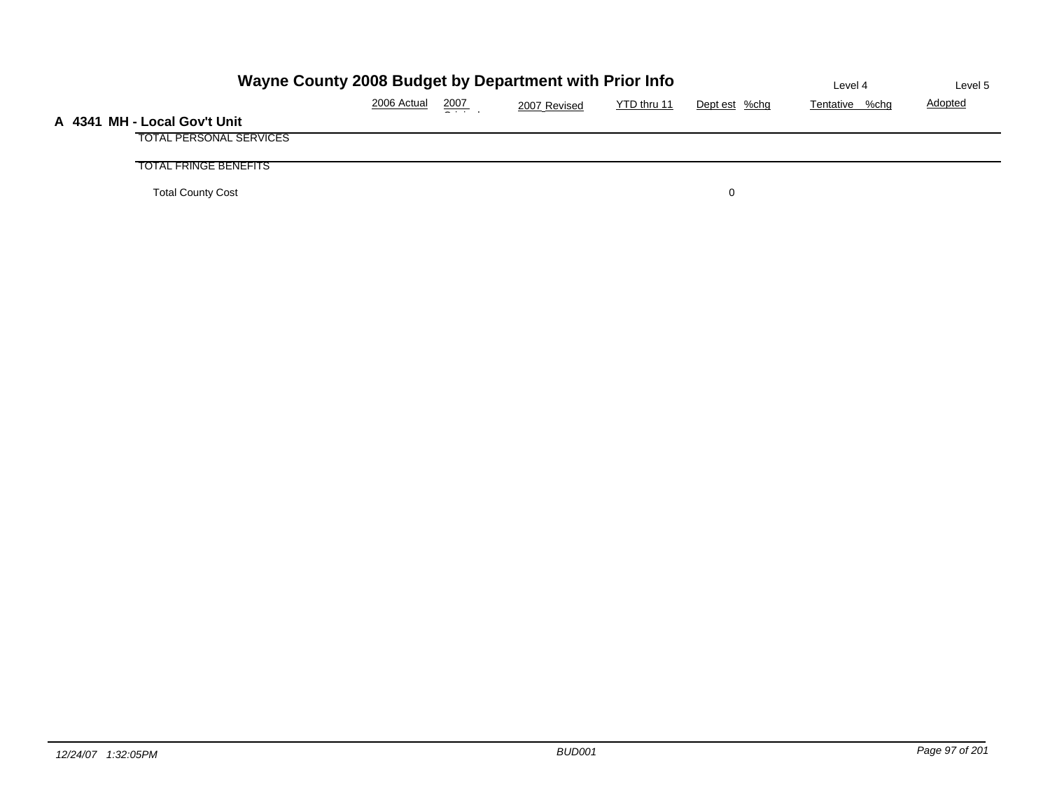# Wayne County 2008 Budget by Department with Prior Info

## A 4341 MH - Local Gov't Unit

| | 2006 Actual | 2007 Original | 2007 Revised | YTD thru 11 | Dept est | %chg | Level 4 Tentative | %chg | Level 5 Adopted |
|---|---|---|---|---|---|---|---|---|---|
| TOTAL PERSONAL SERVICES | | | | | | | | | |
| TOTAL FRINGE BENEFITS | | | | | | | | | |
| Total County Cost | | | | | 0 | | | | |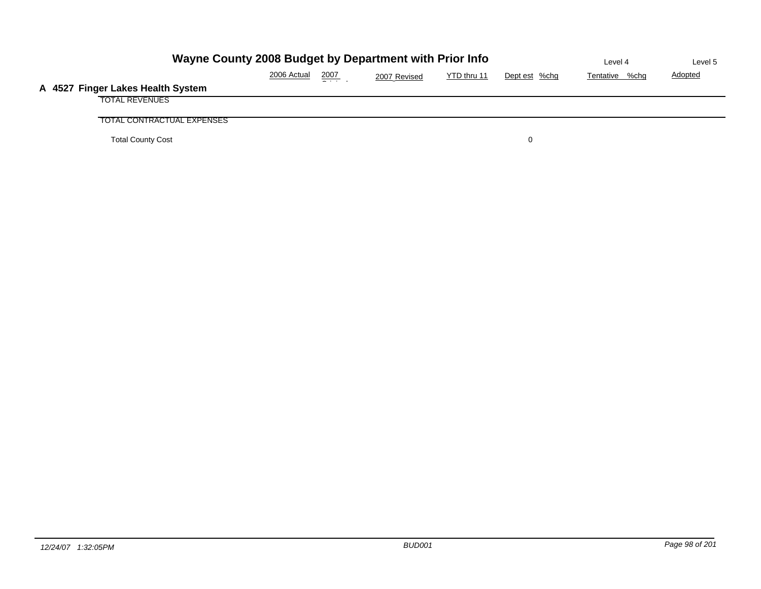# Wayne County 2008 Budget by Department with Prior Info

## A 4527 Finger Lakes Health System

| | 2006 Actual | 2007 Original | 2007 Revised | YTD thru 11 | Dept est | %chg | Level 4 Tentative | %chg | Level 5 Adopted |
|---|---|---|---|---|---|---|---|---|---|
| TOTAL REVENUES | | | | | | | | | |
| TOTAL CONTRACTUAL EXPENSES | | | | | | | | | |
| Total County Cost | | | | | 0 | | | | |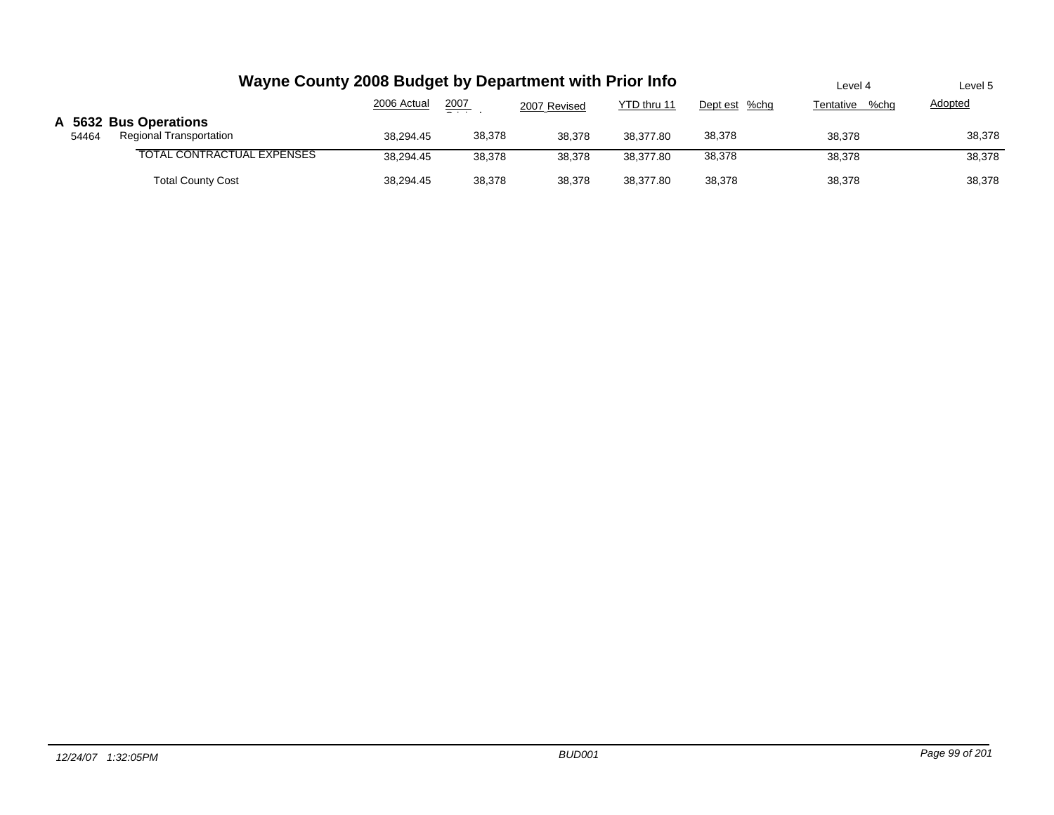# Wayne County 2008 Budget by Department with Prior Info

| | | 2006 Actual | 2007 Original | 2007 Revised | YTD thru 11 | Dept est | %chg | Level 4 Tentative | %chg | Level 5 Adopted |
|---|---|---|---|---|---|---|---|---|---|---|
| **A 5632** | **Bus Operations** | | | | | | | | | |
| 54464 | Regional Transportation | 38,294.45 | 38,378 | 38,378 | 38,377.80 | 38,378 | | 38,378 | | 38,378 |
| | TOTAL CONTRACTUAL EXPENSES | 38,294.45 | 38,378 | 38,378 | 38,377.80 | 38,378 | | 38,378 | | 38,378 |
| | Total County Cost | 38,294.45 | 38,378 | 38,378 | 38,377.80 | 38,378 | | 38,378 | | 38,378 |

*12/24/07 1:32:05PM* BUD001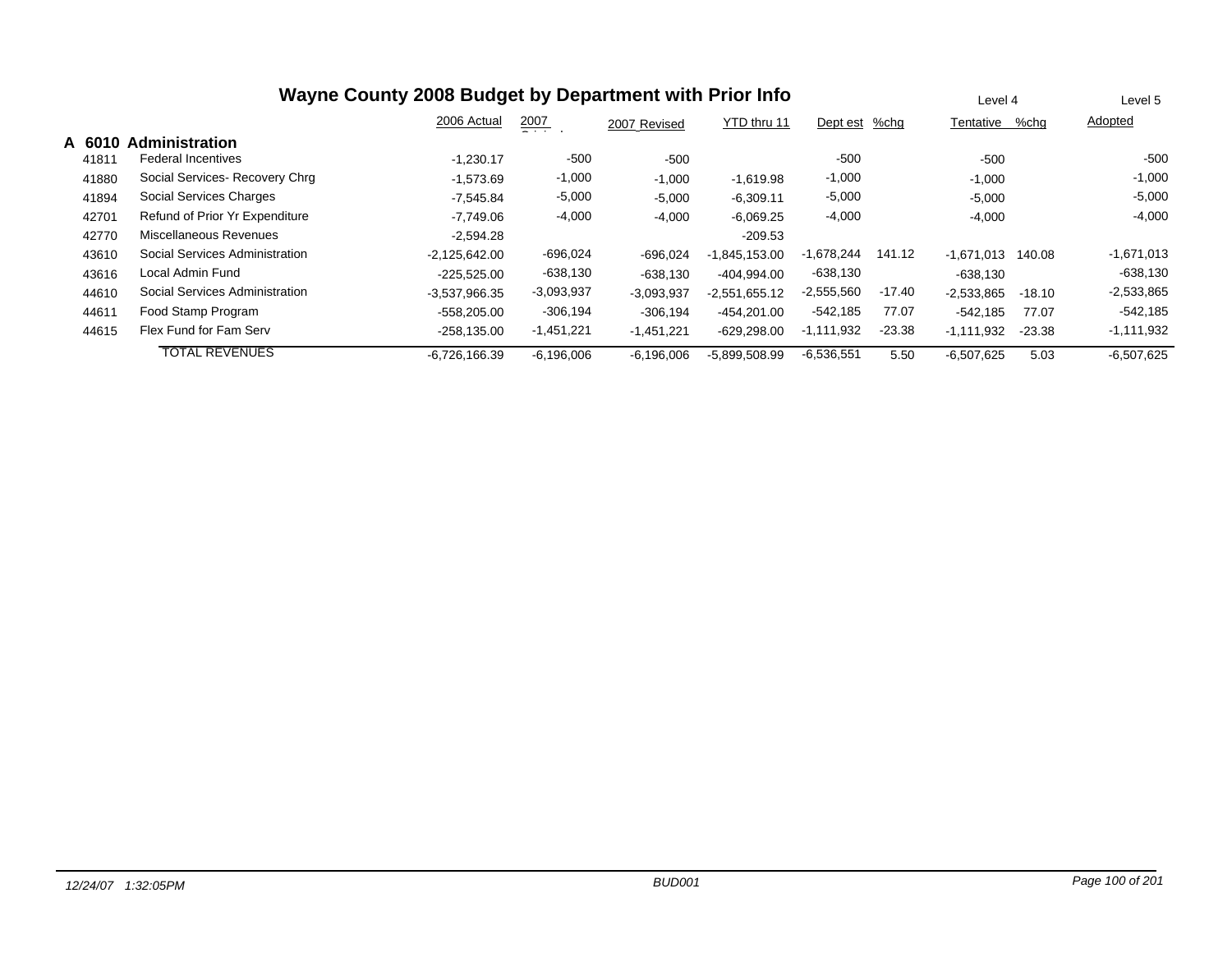# Wayne County 2008 Budget by Department with Prior Info

| | | 2006 Actual | 2007 Original | 2007 Revised | YTD thru 11 | Level 4 Dept est | %chg | Tentative | %chg | Level 5 Adopted |
|---|---|---|---|---|---|---|---|---|---|---|
| **A 6010** | **Administration** | | | | | | | | | |
| 41811 | Federal Incentives | -1,230.17 | -500 | -500 | | -500 | | -500 | | -500 |
| 41880 | Social Services- Recovery Chrg | -1,573.69 | -1,000 | -1,000 | -1,619.98 | -1,000 | | -1,000 | | -1,000 |
| 41894 | Social Services Charges | -7,545.84 | -5,000 | -5,000 | -6,309.11 | -5,000 | | -5,000 | | -5,000 |
| 42701 | Refund of Prior Yr Expenditure | -7,749.06 | -4,000 | -4,000 | -6,069.25 | -4,000 | | -4,000 | | -4,000 |
| 42770 | Miscellaneous Revenues | -2,594.28 | | | -209.53 | | | | | |
| 43610 | Social Services Administration | -2,125,642.00 | -696,024 | -696,024 | -1,845,153.00 | -1,678,244 | 141.12 | -1,671,013 | 140.08 | -1,671,013 |
| 43616 | Local Admin Fund | -225,525.00 | -638,130 | -638,130 | -404,994.00 | -638,130 | | -638,130 | | -638,130 |
| 44610 | Social Services Administration | -3,537,966.35 | -3,093,937 | -3,093,937 | -2,551,655.12 | -2,555,560 | -17.40 | -2,533,865 | -18.10 | -2,533,865 |
| 44611 | Food Stamp Program | -558,205.00 | -306,194 | -306,194 | -454,201.00 | -542,185 | 77.07 | -542,185 | 77.07 | -542,185 |
| 44615 | Flex Fund for Fam Serv | -258,135.00 | -1,451,221 | -1,451,221 | -629,298.00 | -1,111,932 | -23.38 | -1,111,932 | -23.38 | -1,111,932 |
| | TOTAL REVENUES | -6,726,166.39 | -6,196,006 | -6,196,006 | -5,899,508.99 | -6,536,551 | 5.50 | -6,507,625 | 5.03 | -6,507,625 |

*12/24/07 1:32:05PM* *BUD001*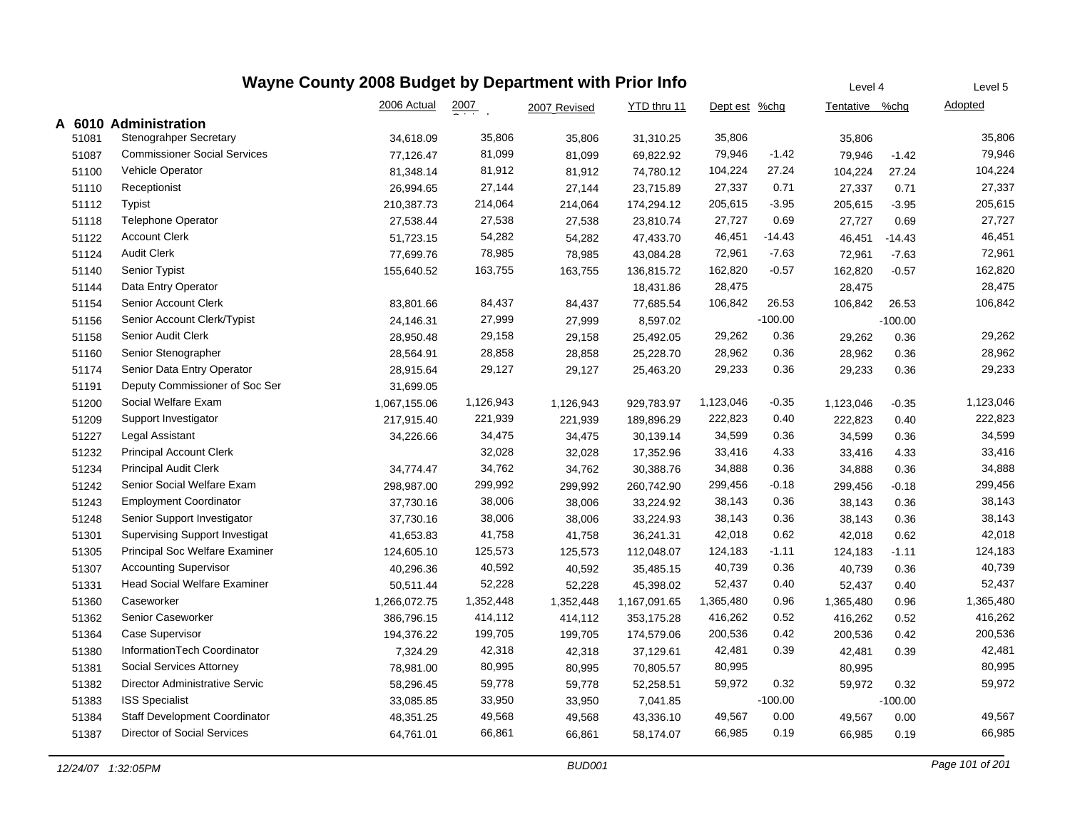# Wayne County 2008 Budget by Department with Prior Info

| | | 2006 Actual | 2007 Original | 2007 Revised | YTD thru 11 | Dept est | %chg | Level 4 Tentative | %chg | Level 5 Adopted |
|---|---|---|---|---|---|---|---|---|---|---|
| **A 6010** | **Administration** | | | | | | | | | |
| 51081 | Stenograhper Secretary | 34,618.09 | 35,806 | 35,806 | 31,310.25 | 35,806 | | 35,806 | | 35,806 |
| 51087 | Commissioner Social Services | 77,126.47 | 81,099 | 81,099 | 69,822.92 | 79,946 | -1.42 | 79,946 | -1.42 | 79,946 |
| 51100 | Vehicle Operator | 81,348.14 | 81,912 | 81,912 | 74,780.12 | 104,224 | 27.24 | 104,224 | 27.24 | 104,224 |
| 51110 | Receptionist | 26,994.65 | 27,144 | 27,144 | 23,715.89 | 27,337 | 0.71 | 27,337 | 0.71 | 27,337 |
| 51112 | Typist | 210,387.73 | 214,064 | 214,064 | 174,294.12 | 205,615 | -3.95 | 205,615 | -3.95 | 205,615 |
| 51118 | Telephone Operator | 27,538.44 | 27,538 | 27,538 | 23,810.74 | 27,727 | 0.69 | 27,727 | 0.69 | 27,727 |
| 51122 | Account Clerk | 51,723.15 | 54,282 | 54,282 | 47,433.70 | 46,451 | -14.43 | 46,451 | -14.43 | 46,451 |
| 51124 | Audit Clerk | 77,699.76 | 78,985 | 78,985 | 43,084.28 | 72,961 | -7.63 | 72,961 | -7.63 | 72,961 |
| 51140 | Senior Typist | 155,640.52 | 163,755 | 163,755 | 136,815.72 | 162,820 | -0.57 | 162,820 | -0.57 | 162,820 |
| 51144 | Data Entry Operator | | | | 18,431.86 | 28,475 | | 28,475 | | 28,475 |
| 51154 | Senior Account Clerk | 83,801.66 | 84,437 | 84,437 | 77,685.54 | 106,842 | 26.53 | 106,842 | 26.53 | 106,842 |
| 51156 | Senior Account Clerk/Typist | 24,146.31 | 27,999 | 27,999 | 8,597.02 | | -100.00 | | -100.00 | |
| 51158 | Senior Audit Clerk | 28,950.48 | 29,158 | 29,158 | 25,492.05 | 29,262 | 0.36 | 29,262 | 0.36 | 29,262 |
| 51160 | Senior Stenographer | 28,564.91 | 28,858 | 28,858 | 25,228.70 | 28,962 | 0.36 | 28,962 | 0.36 | 28,962 |
| 51174 | Senior Data Entry Operator | 28,915.64 | 29,127 | 29,127 | 25,463.20 | 29,233 | 0.36 | 29,233 | 0.36 | 29,233 |
| 51191 | Deputy Commissioner of Soc Ser | 31,699.05 | | | | | | | | |
| 51200 | Social Welfare Exam | 1,067,155.06 | 1,126,943 | 1,126,943 | 929,783.97 | 1,123,046 | -0.35 | 1,123,046 | -0.35 | 1,123,046 |
| 51209 | Support Investigator | 217,915.40 | 221,939 | 221,939 | 189,896.29 | 222,823 | 0.40 | 222,823 | 0.40 | 222,823 |
| 51227 | Legal Assistant | 34,226.66 | 34,475 | 34,475 | 30,139.14 | 34,599 | 0.36 | 34,599 | 0.36 | 34,599 |
| 51232 | Principal Account Clerk | | 32,028 | 32,028 | 17,352.96 | 33,416 | 4.33 | 33,416 | 4.33 | 33,416 |
| 51234 | Principal Audit Clerk | 34,774.47 | 34,762 | 34,762 | 30,388.76 | 34,888 | 0.36 | 34,888 | 0.36 | 34,888 |
| 51242 | Senior Social Welfare Exam | 298,987.00 | 299,992 | 299,992 | 260,742.90 | 299,456 | -0.18 | 299,456 | -0.18 | 299,456 |
| 51243 | Employment Coordinator | 37,730.16 | 38,006 | 38,006 | 33,224.92 | 38,143 | 0.36 | 38,143 | 0.36 | 38,143 |
| 51248 | Senior Support Investigator | 37,730.16 | 38,006 | 38,006 | 33,224.93 | 38,143 | 0.36 | 38,143 | 0.36 | 38,143 |
| 51301 | Supervising Support Investigat | 41,653.83 | 41,758 | 41,758 | 36,241.31 | 42,018 | 0.62 | 42,018 | 0.62 | 42,018 |
| 51305 | Principal Soc Welfare Examiner | 124,605.10 | 125,573 | 125,573 | 112,048.07 | 124,183 | -1.11 | 124,183 | -1.11 | 124,183 |
| 51307 | Accounting Supervisor | 40,296.36 | 40,592 | 40,592 | 35,485.15 | 40,739 | 0.36 | 40,739 | 0.36 | 40,739 |
| 51331 | Head Social Welfare Examiner | 50,511.44 | 52,228 | 52,228 | 45,398.02 | 52,437 | 0.40 | 52,437 | 0.40 | 52,437 |
| 51360 | Caseworker | 1,266,072.75 | 1,352,448 | 1,352,448 | 1,167,091.65 | 1,365,480 | 0.96 | 1,365,480 | 0.96 | 1,365,480 |
| 51362 | Senior Caseworker | 386,796.15 | 414,112 | 414,112 | 353,175.28 | 416,262 | 0.52 | 416,262 | 0.52 | 416,262 |
| 51364 | Case Supervisor | 194,376.22 | 199,705 | 199,705 | 174,579.06 | 200,536 | 0.42 | 200,536 | 0.42 | 200,536 |
| 51380 | InformationTech Coordinator | 7,324.29 | 42,318 | 42,318 | 37,129.61 | 42,481 | 0.39 | 42,481 | 0.39 | 42,481 |
| 51381 | Social Services Attorney | 78,981.00 | 80,995 | 80,995 | 70,805.57 | 80,995 | | 80,995 | | 80,995 |
| 51382 | Director Administrative Servic | 58,296.45 | 59,778 | 59,778 | 52,258.51 | 59,972 | 0.32 | 59,972 | 0.32 | 59,972 |
| 51383 | ISS Specialist | 33,085.85 | 33,950 | 33,950 | 7,041.85 | | -100.00 | | -100.00 | |
| 51384 | Staff Development Coordinator | 48,351.25 | 49,568 | 49,568 | 43,336.10 | 49,567 | 0.00 | 49,567 | 0.00 | 49,567 |
| 51387 | Director of Social Services | 64,761.01 | 66,861 | 66,861 | 58,174.07 | 66,985 | 0.19 | 66,985 | 0.19 | 66,985 |

12/24/07 1:32:05PM BUD001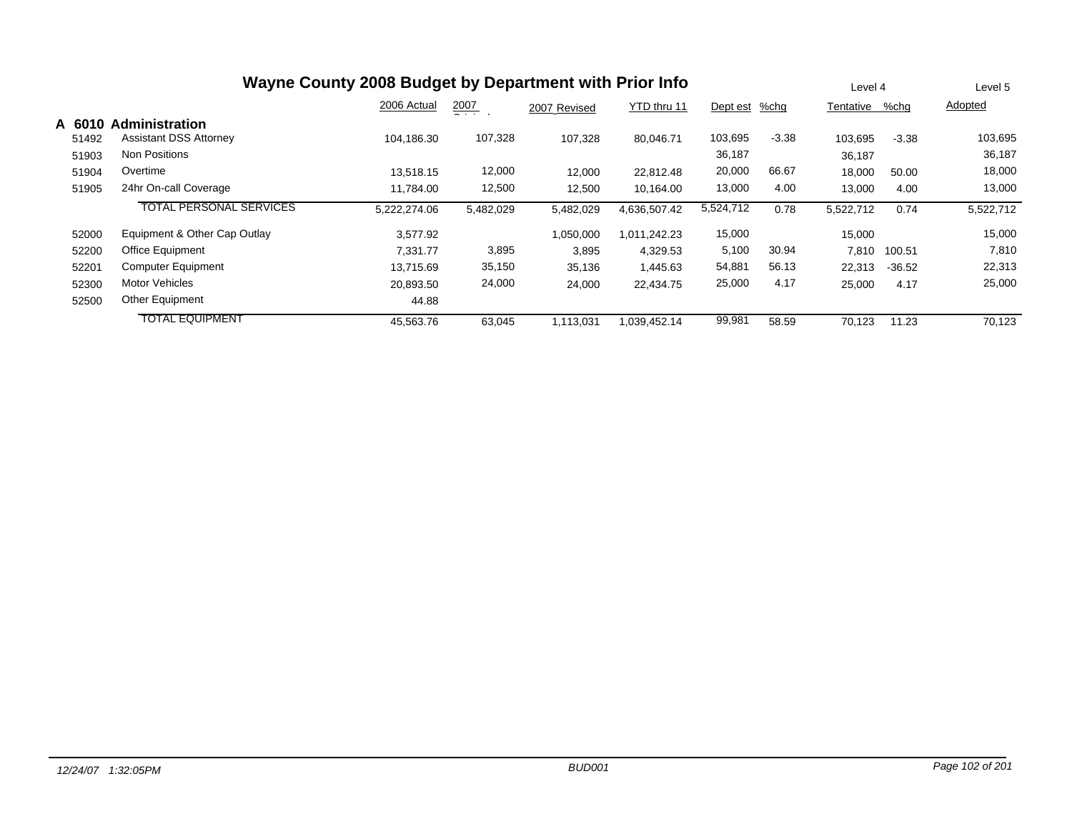# Wayne County 2008 Budget by Department with Prior Info

| | | 2006 Actual | 2007 Original | 2007 Revised | YTD thru 11 | Dept est | %chg | Level 4 Tentative | %chg | Level 5 Adopted |
|---|---|---|---|---|---|---|---|---|---|---|
| **A 6010** | **Administration** | | | | | | | | | |
| 51492 | Assistant DSS Attorney | 104,186.30 | 107,328 | 107,328 | 80,046.71 | 103,695 | -3.38 | 103,695 | -3.38 | 103,695 |
| 51903 | Non Positions | | | | | 36,187 | | 36,187 | | 36,187 |
| 51904 | Overtime | 13,518.15 | 12,000 | 12,000 | 22,812.48 | 20,000 | 66.67 | 18,000 | 50.00 | 18,000 |
| 51905 | 24hr On-call Coverage | 11,784.00 | 12,500 | 12,500 | 10,164.00 | 13,000 | 4.00 | 13,000 | 4.00 | 13,000 |
| | TOTAL PERSONAL SERVICES | 5,222,274.06 | 5,482,029 | 5,482,029 | 4,636,507.42 | 5,524,712 | 0.78 | 5,522,712 | 0.74 | 5,522,712 |
| 52000 | Equipment & Other Cap Outlay | 3,577.92 | | 1,050,000 | 1,011,242.23 | 15,000 | | 15,000 | | 15,000 |
| 52200 | Office Equipment | 7,331.77 | 3,895 | 3,895 | 4,329.53 | 5,100 | 30.94 | 7,810 | 100.51 | 7,810 |
| 52201 | Computer Equipment | 13,715.69 | 35,150 | 35,136 | 1,445.63 | 54,881 | 56.13 | 22,313 | -36.52 | 22,313 |
| 52300 | Motor Vehicles | 20,893.50 | 24,000 | 24,000 | 22,434.75 | 25,000 | 4.17 | 25,000 | 4.17 | 25,000 |
| 52500 | Other Equipment | 44.88 | | | | | | | | |
| | TOTAL EQUIPMENT | 45,563.76 | 63,045 | 1,113,031 | 1,039,452.14 | 99,981 | 58.59 | 70,123 | 11.23 | 70,123 |

12/24/07 1:32:05PM BUD001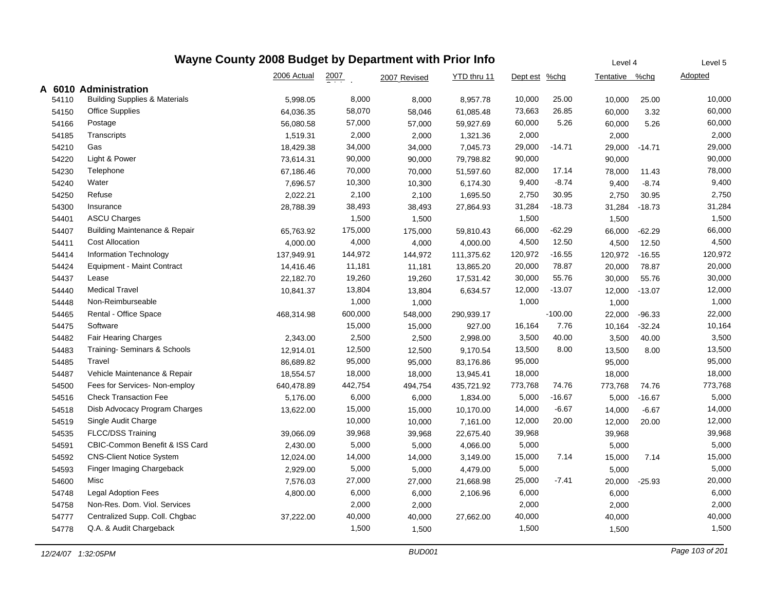# Wayne County 2008 Budget by Department with Prior Info

| | | 2006 Actual | 2007 Original | 2007 Revised | YTD thru 11 | Dept est | %chg | Level 4 Tentative | %chg | Level 5 Adopted |
|---|---|---|---|---|---|---|---|---|---|---|
| **A 6010** | **Administration** | | | | | | | | | |
| 54110 | Building Supplies & Materials | 5,998.05 | 8,000 | 8,000 | 8,957.78 | 10,000 | 25.00 | 10,000 | 25.00 | 10,000 |
| 54150 | Office Supplies | 64,036.35 | 58,070 | 58,046 | 61,085.48 | 73,663 | 26.85 | 60,000 | 3.32 | 60,000 |
| 54166 | Postage | 56,080.58 | 57,000 | 57,000 | 59,927.69 | 60,000 | 5.26 | 60,000 | 5.26 | 60,000 |
| 54185 | Transcripts | 1,519.31 | 2,000 | 2,000 | 1,321.36 | 2,000 | | 2,000 | | 2,000 |
| 54210 | Gas | 18,429.38 | 34,000 | 34,000 | 7,045.73 | 29,000 | -14.71 | 29,000 | -14.71 | 29,000 |
| 54220 | Light & Power | 73,614.31 | 90,000 | 90,000 | 79,798.82 | 90,000 | | 90,000 | | 90,000 |
| 54230 | Telephone | 67,186.46 | 70,000 | 70,000 | 51,597.60 | 82,000 | 17.14 | 78,000 | 11.43 | 78,000 |
| 54240 | Water | 7,696.57 | 10,300 | 10,300 | 6,174.30 | 9,400 | -8.74 | 9,400 | -8.74 | 9,400 |
| 54250 | Refuse | 2,022.21 | 2,100 | 2,100 | 1,695.50 | 2,750 | 30.95 | 2,750 | 30.95 | 2,750 |
| 54300 | Insurance | 28,788.39 | 38,493 | 38,493 | 27,864.93 | 31,284 | -18.73 | 31,284 | -18.73 | 31,284 |
| 54401 | ASCU Charges | | 1,500 | 1,500 | | 1,500 | | 1,500 | | 1,500 |
| 54407 | Building Maintenance & Repair | 65,763.92 | 175,000 | 175,000 | 59,810.43 | 66,000 | -62.29 | 66,000 | -62.29 | 66,000 |
| 54411 | Cost Allocation | 4,000.00 | 4,000 | 4,000 | 4,000.00 | 4,500 | 12.50 | 4,500 | 12.50 | 4,500 |
| 54414 | Information Technology | 137,949.91 | 144,972 | 144,972 | 111,375.62 | 120,972 | -16.55 | 120,972 | -16.55 | 120,972 |
| 54424 | Equipment - Maint Contract | 14,416.46 | 11,181 | 11,181 | 13,865.20 | 20,000 | 78.87 | 20,000 | 78.87 | 20,000 |
| 54437 | Lease | 22,182.70 | 19,260 | 19,260 | 17,531.42 | 30,000 | 55.76 | 30,000 | 55.76 | 30,000 |
| 54440 | Medical Travel | 10,841.37 | 13,804 | 13,804 | 6,634.57 | 12,000 | -13.07 | 12,000 | -13.07 | 12,000 |
| 54448 | Non-Reimburseable | | 1,000 | 1,000 | | 1,000 | | 1,000 | | 1,000 |
| 54465 | Rental - Office Space | 468,314.98 | 600,000 | 548,000 | 290,939.17 | | -100.00 | 22,000 | -96.33 | 22,000 |
| 54475 | Software | | 15,000 | 15,000 | 927.00 | 16,164 | 7.76 | 10,164 | -32.24 | 10,164 |
| 54482 | Fair Hearing Charges | 2,343.00 | 2,500 | 2,500 | 2,998.00 | 3,500 | 40.00 | 3,500 | 40.00 | 3,500 |
| 54483 | Training- Seminars & Schools | 12,914.01 | 12,500 | 12,500 | 9,170.54 | 13,500 | 8.00 | 13,500 | 8.00 | 13,500 |
| 54485 | Travel | 86,689.82 | 95,000 | 95,000 | 83,176.86 | 95,000 | | 95,000 | | 95,000 |
| 54487 | Vehicle Maintenance & Repair | 18,554.57 | 18,000 | 18,000 | 13,945.41 | 18,000 | | 18,000 | | 18,000 |
| 54500 | Fees for Services- Non-employ | 640,478.89 | 442,754 | 494,754 | 435,721.92 | 773,768 | 74.76 | 773,768 | 74.76 | 773,768 |
| 54516 | Check Transaction Fee | 5,176.00 | 6,000 | 6,000 | 1,834.00 | 5,000 | -16.67 | 5,000 | -16.67 | 5,000 |
| 54518 | Disb Advocacy Program Charges | 13,622.00 | 15,000 | 15,000 | 10,170.00 | 14,000 | -6.67 | 14,000 | -6.67 | 14,000 |
| 54519 | Single Audit Charge | | 10,000 | 10,000 | 7,161.00 | 12,000 | 20.00 | 12,000 | 20.00 | 12,000 |
| 54535 | FLCC/DSS Training | 39,066.09 | 39,968 | 39,968 | 22,675.40 | 39,968 | | 39,968 | | 39,968 |
| 54591 | CBIC-Common Benefit & ISS Card | 2,430.00 | 5,000 | 5,000 | 4,066.00 | 5,000 | | 5,000 | | 5,000 |
| 54592 | CNS-Client Notice System | 12,024.00 | 14,000 | 14,000 | 3,149.00 | 15,000 | 7.14 | 15,000 | 7.14 | 15,000 |
| 54593 | Finger Imaging Chargeback | 2,929.00 | 5,000 | 5,000 | 4,479.00 | 5,000 | | 5,000 | | 5,000 |
| 54600 | Misc | 7,576.03 | 27,000 | 27,000 | 21,668.98 | 25,000 | -7.41 | 20,000 | -25.93 | 20,000 |
| 54748 | Legal Adoption Fees | 4,800.00 | 6,000 | 6,000 | 2,106.96 | 6,000 | | 6,000 | | 6,000 |
| 54758 | Non-Res. Dom. Viol. Services | | 2,000 | 2,000 | | 2,000 | | 2,000 | | 2,000 |
| 54777 | Centralized Supp. Coll. Chgbac | 37,222.00 | 40,000 | 40,000 | 27,662.00 | 40,000 | | 40,000 | | 40,000 |
| 54778 | Q.A. & Audit Chargeback | | 1,500 | 1,500 | | 1,500 | | 1,500 | | 1,500 |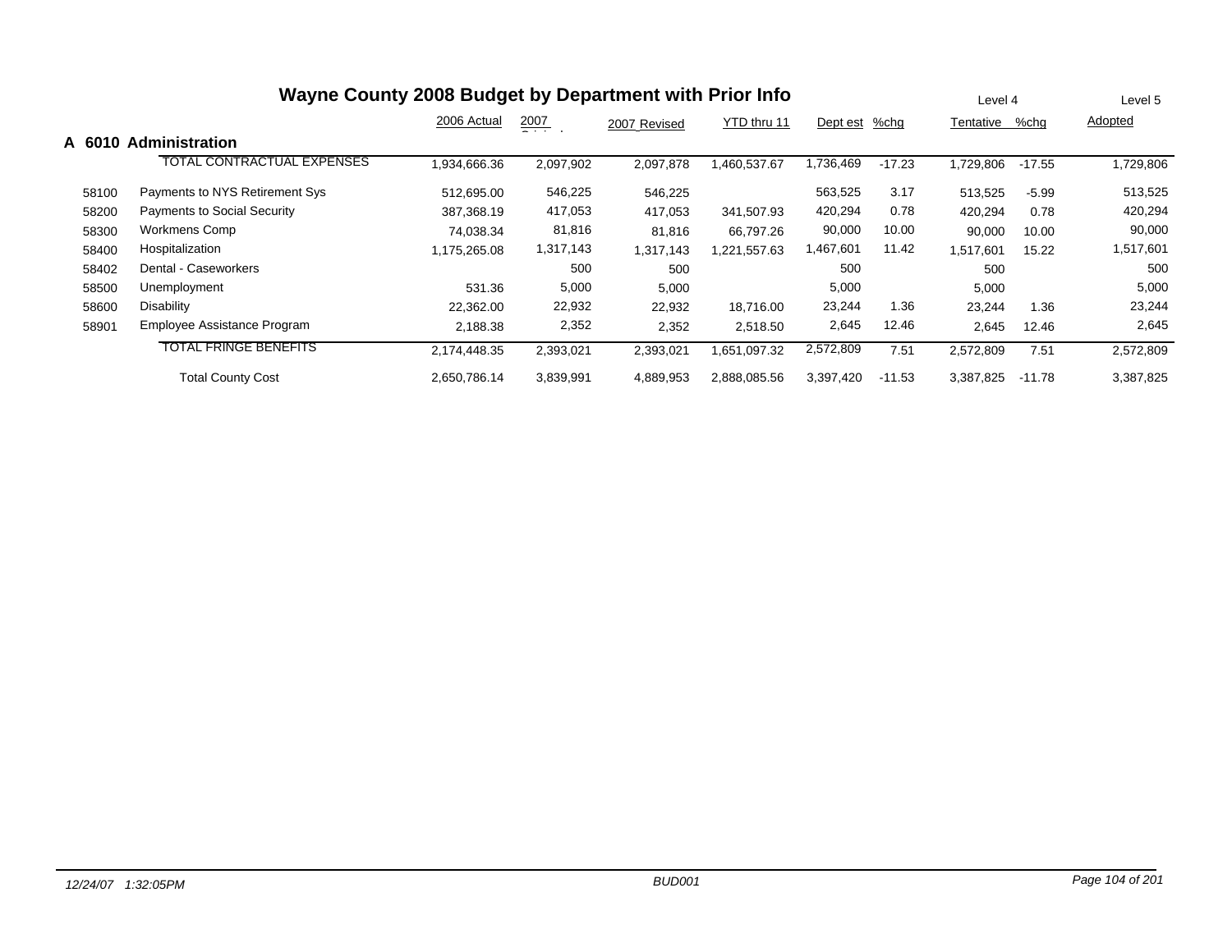# Wayne County 2008 Budget by Department with Prior Info

## A 6010 Administration

| | | 2006 Actual | 2007 Original | 2007 Revised | YTD thru 11 | Dept est | %chg | Level 4 Tentative | %chg | Level 5 Adopted |
|---|---|---|---|---|---|---|---|---|---|---|
| | TOTAL CONTRACTUAL EXPENSES | 1,934,666.36 | 2,097,902 | 2,097,878 | 1,460,537.67 | 1,736,469 | -17.23 | 1,729,806 | -17.55 | 1,729,806 |
| 58100 | Payments to NYS Retirement Sys | 512,695.00 | 546,225 | 546,225 | | 563,525 | 3.17 | 513,525 | -5.99 | 513,525 |
| 58200 | Payments to Social Security | 387,368.19 | 417,053 | 417,053 | 341,507.93 | 420,294 | 0.78 | 420,294 | 0.78 | 420,294 |
| 58300 | Workmens Comp | 74,038.34 | 81,816 | 81,816 | 66,797.26 | 90,000 | 10.00 | 90,000 | 10.00 | 90,000 |
| 58400 | Hospitalization | 1,175,265.08 | 1,317,143 | 1,317,143 | 1,221,557.63 | 1,467,601 | 11.42 | 1,517,601 | 15.22 | 1,517,601 |
| 58402 | Dental - Caseworkers | | 500 | 500 | | 500 | | 500 | | 500 |
| 58500 | Unemployment | 531.36 | 5,000 | 5,000 | | 5,000 | | 5,000 | | 5,000 |
| 58600 | Disability | 22,362.00 | 22,932 | 22,932 | 18,716.00 | 23,244 | 1.36 | 23,244 | 1.36 | 23,244 |
| 58901 | Employee Assistance Program | 2,188.38 | 2,352 | 2,352 | 2,518.50 | 2,645 | 12.46 | 2,645 | 12.46 | 2,645 |
| | TOTAL FRINGE BENEFITS | 2,174,448.35 | 2,393,021 | 2,393,021 | 1,651,097.32 | 2,572,809 | 7.51 | 2,572,809 | 7.51 | 2,572,809 |
| | Total County Cost | 2,650,786.14 | 3,839,991 | 4,889,953 | 2,888,085.56 | 3,397,420 | -11.53 | 3,387,825 | -11.78 | 3,387,825 |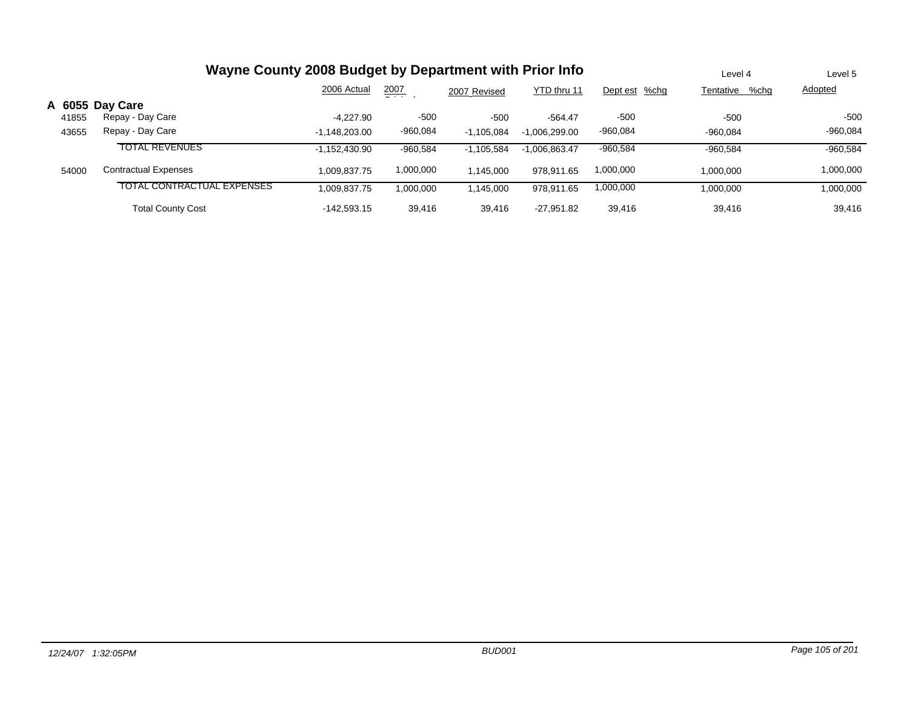# Wayne County 2008 Budget by Department with Prior Info

| | | 2006 Actual | 2007 Original | 2007 Revised | YTD thru 11 | Dept est | %chg | Level 4 Tentative | %chg | Level 5 Adopted |
|---|---|---|---|---|---|---|---|---|---|---|
| **A 6055** | **Day Care** | | | | | | | | | |
| 41855 | Repay - Day Care | -4,227.90 | -500 | -500 | -564.47 | -500 | | -500 | | -500 |
| 43655 | Repay - Day Care | -1,148,203.00 | -960,084 | -1,105,084 | -1,006,299.00 | -960,084 | | -960,084 | | -960,084 |
| | TOTAL REVENUES | -1,152,430.90 | -960,584 | -1,105,584 | -1,006,863.47 | -960,584 | | -960,584 | | -960,584 |
| 54000 | Contractual Expenses | 1,009,837.75 | 1,000,000 | 1,145,000 | 978,911.65 | 1,000,000 | | 1,000,000 | | 1,000,000 |
| | TOTAL CONTRACTUAL EXPENSES | 1,009,837.75 | 1,000,000 | 1,145,000 | 978,911.65 | 1,000,000 | | 1,000,000 | | 1,000,000 |
| | Total County Cost | -142,593.15 | 39,416 | 39,416 | -27,951.82 | 39,416 | | 39,416 | | 39,416 |

*12/24/07 1:32:05PM* *BUD001*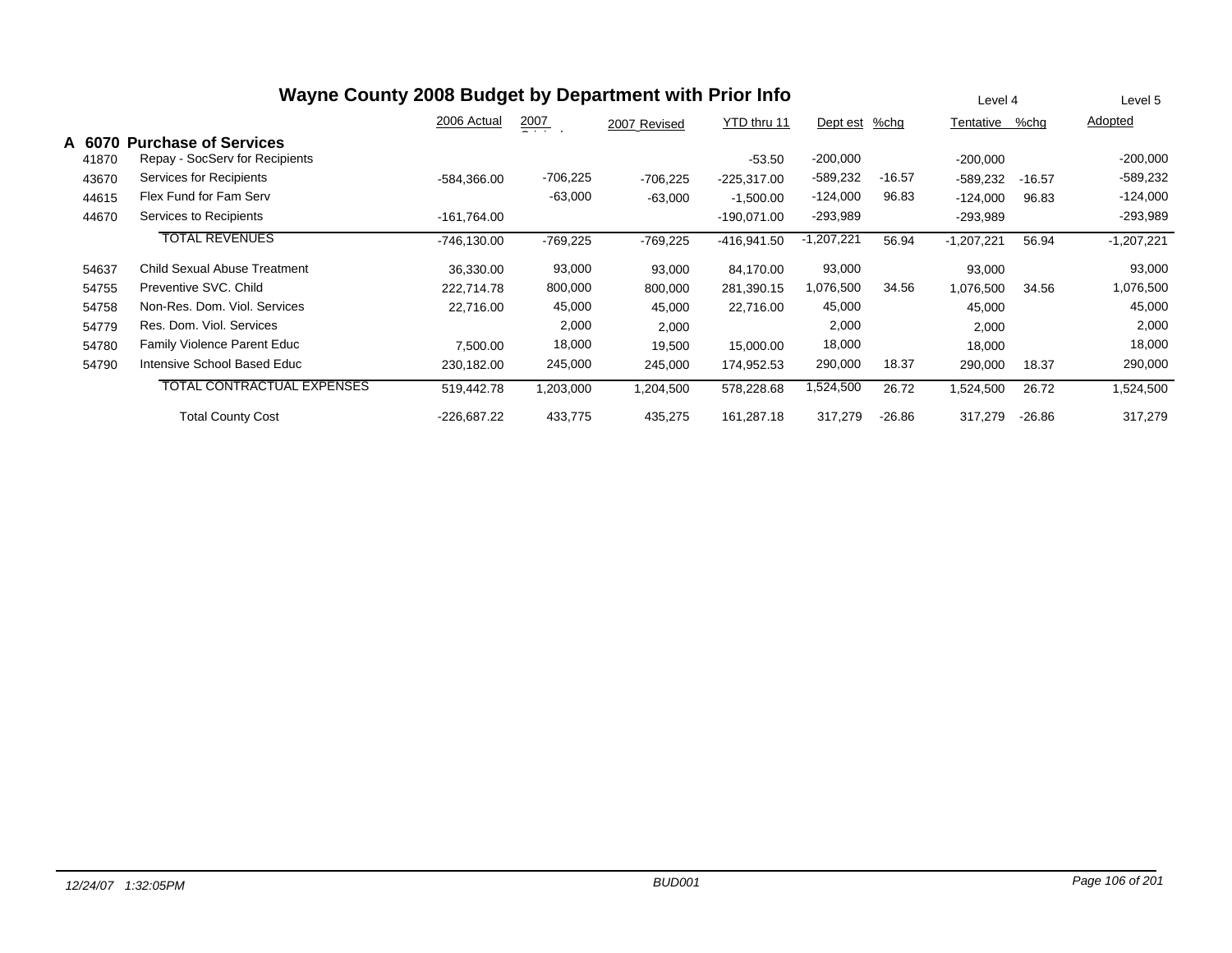# Wayne County 2008 Budget by Department with Prior Info

| | | 2006 Actual | 2007 Original | 2007 Revised | YTD thru 11 | Dept est | %chg | Level 4 Tentative | %chg | Level 5 Adopted |
|---|---|---|---|---|---|---|---|---|---|---|
| **A 6070** | **Purchase of Services** | | | | | | | | | |
| 41870 | Repay - SocServ for Recipients | | | | -53.50 | -200,000 | | -200,000 | | -200,000 |
| 43670 | Services for Recipients | -584,366.00 | -706,225 | -706,225 | -225,317.00 | -589,232 | -16.57 | -589,232 | -16.57 | -589,232 |
| 44615 | Flex Fund for Fam Serv | | -63,000 | -63,000 | -1,500.00 | -124,000 | 96.83 | -124,000 | 96.83 | -124,000 |
| 44670 | Services to Recipients | -161,764.00 | | | -190,071.00 | -293,989 | | -293,989 | | -293,989 |
| | TOTAL REVENUES | -746,130.00 | -769,225 | -769,225 | -416,941.50 | -1,207,221 | 56.94 | -1,207,221 | 56.94 | -1,207,221 |
| 54637 | Child Sexual Abuse Treatment | 36,330.00 | 93,000 | 93,000 | 84,170.00 | 93,000 | | 93,000 | | 93,000 |
| 54755 | Preventive SVC. Child | 222,714.78 | 800,000 | 800,000 | 281,390.15 | 1,076,500 | 34.56 | 1,076,500 | 34.56 | 1,076,500 |
| 54758 | Non-Res. Dom. Viol. Services | 22,716.00 | 45,000 | 45,000 | 22,716.00 | 45,000 | | 45,000 | | 45,000 |
| 54779 | Res. Dom. Viol. Services | | 2,000 | 2,000 | | 2,000 | | 2,000 | | 2,000 |
| 54780 | Family Violence Parent Educ | 7,500.00 | 18,000 | 19,500 | 15,000.00 | 18,000 | | 18,000 | | 18,000 |
| 54790 | Intensive School Based Educ | 230,182.00 | 245,000 | 245,000 | 174,952.53 | 290,000 | 18.37 | 290,000 | 18.37 | 290,000 |
| | TOTAL CONTRACTUAL EXPENSES | 519,442.78 | 1,203,000 | 1,204,500 | 578,228.68 | 1,524,500 | 26.72 | 1,524,500 | 26.72 | 1,524,500 |
| | Total County Cost | -226,687.22 | 433,775 | 435,275 | 161,287.18 | 317,279 | -26.86 | 317,279 | -26.86 | 317,279 |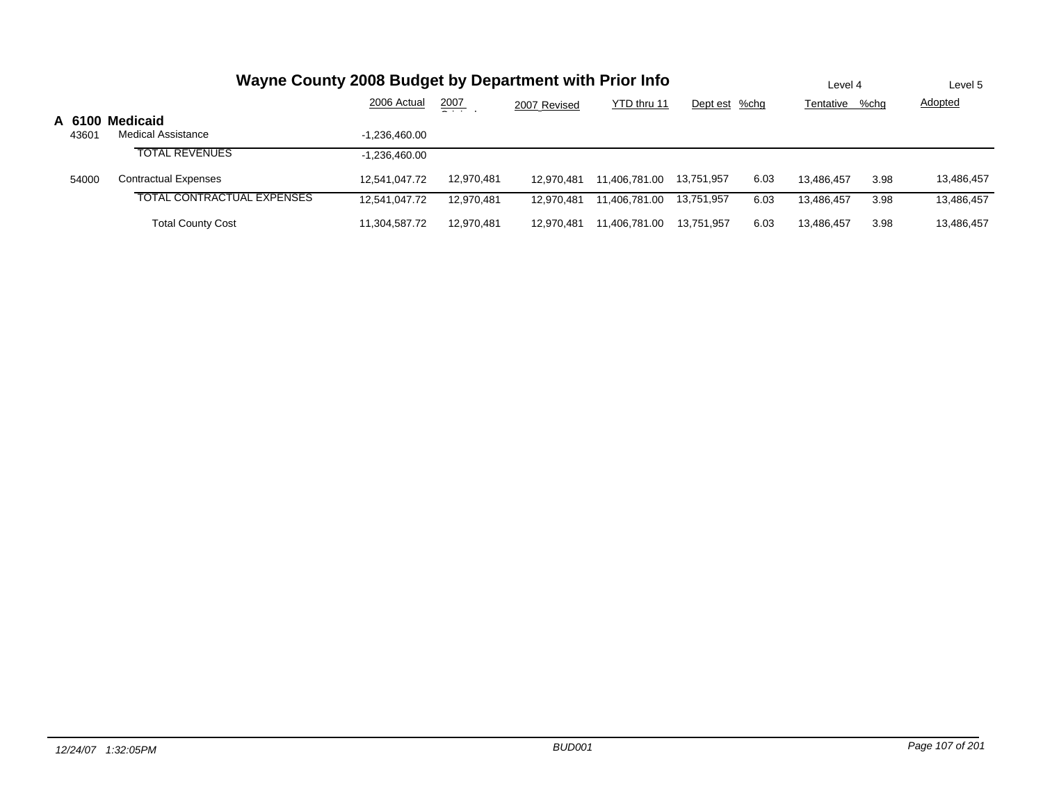# Wayne County 2008 Budget by Department with Prior Info

| | | 2006 Actual | 2007 Original | 2007 Revised | YTD thru 11 | Dept est | %chg | Level 4 Tentative | %chg | Level 5 Adopted |
|---|---|---|---|---|---|---|---|---|---|---|
| **A 6100 Medicaid** | | | | | | | | | | |
| 43601 | Medical Assistance | -1,236,460.00 | | | | | | | | |
| | TOTAL REVENUES | -1,236,460.00 | | | | | | | | |
| 54000 | Contractual Expenses | 12,541,047.72 | 12,970,481 | 12,970,481 | 11,406,781.00 | 13,751,957 | 6.03 | 13,486,457 | 3.98 | 13,486,457 |
| | TOTAL CONTRACTUAL EXPENSES | 12,541,047.72 | 12,970,481 | 12,970,481 | 11,406,781.00 | 13,751,957 | 6.03 | 13,486,457 | 3.98 | 13,486,457 |
| | Total County Cost | 11,304,587.72 | 12,970,481 | 12,970,481 | 11,406,781.00 | 13,751,957 | 6.03 | 13,486,457 | 3.98 | 13,486,457 |

*12/24/07 1:32:05PM* — *BUD001*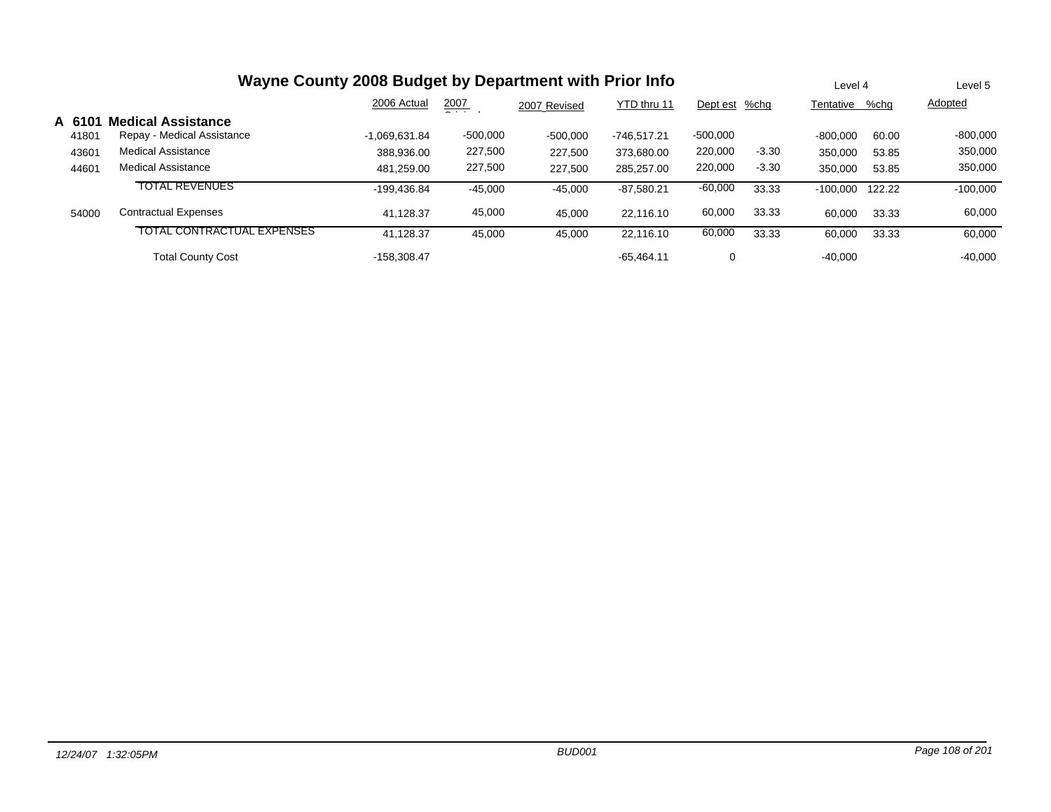# Wayne County 2008 Budget by Department with Prior Info

## A 6101 Medical Assistance

| | | 2006 Actual | 2007 Original | 2007 Revised | YTD thru 11 | Dept est | %chg | Level 4 Tentative | %chg | Level 5 Adopted |
|---|---|---|---|---|---|---|---|---|---|---|
| 41801 | Repay - Medical Assistance | -1,069,631.84 | -500,000 | -500,000 | -746,517.21 | -500,000 | | -800,000 | 60.00 | -800,000 |
| 43601 | Medical Assistance | 388,936.00 | 227,500 | 227,500 | 373,680.00 | 220,000 | -3.30 | 350,000 | 53.85 | 350,000 |
| 44601 | Medical Assistance | 481,259.00 | 227,500 | 227,500 | 285,257.00 | 220,000 | -3.30 | 350,000 | 53.85 | 350,000 |
| | TOTAL REVENUES | -199,436.84 | -45,000 | -45,000 | -87,580.21 | -60,000 | 33.33 | -100,000 | 122.22 | -100,000 |
| 54000 | Contractual Expenses | 41,128.37 | 45,000 | 45,000 | 22,116.10 | 60,000 | 33.33 | 60,000 | 33.33 | 60,000 |
| | TOTAL CONTRACTUAL EXPENSES | 41,128.37 | 45,000 | 45,000 | 22,116.10 | 60,000 | 33.33 | 60,000 | 33.33 | 60,000 |
| | Total County Cost | -158,308.47 | | | -65,464.11 | 0 | | -40,000 | | -40,000 |

*12/24/07 1:32:05PM* *BUD001*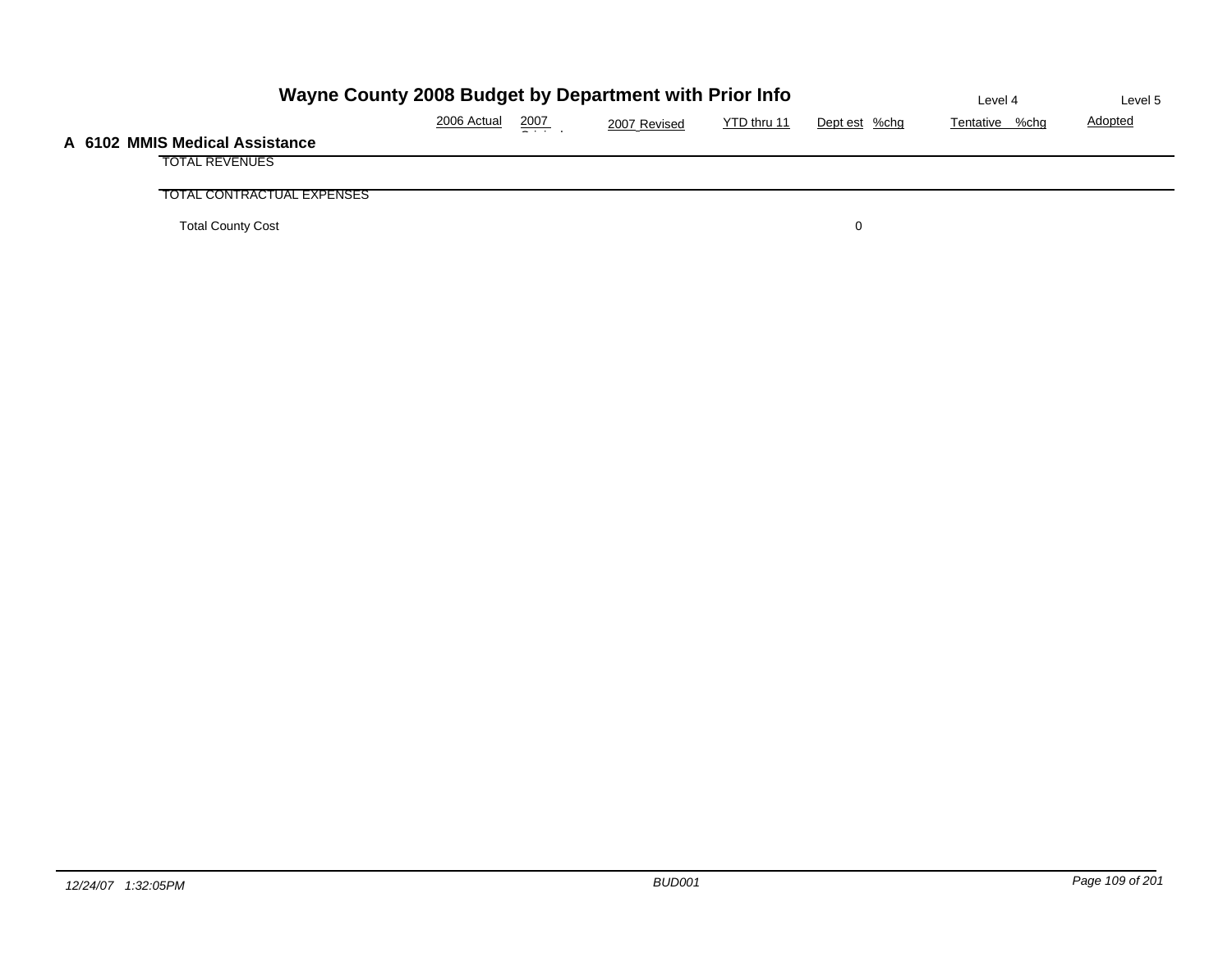# Wayne County 2008 Budget by Department with Prior Info

## A 6102 MMIS Medical Assistance

| | 2006 Actual | 2007 Original | 2007 Revised | YTD thru 11 | Dept est | %chg | Level 4 Tentative | %chg | Level 5 Adopted |
|---|---|---|---|---|---|---|---|---|---|
| TOTAL REVENUES | | | | | | | | | |
| TOTAL CONTRACTUAL EXPENSES | | | | | | | | | |
| Total County Cost | | | | | 0 | | | | |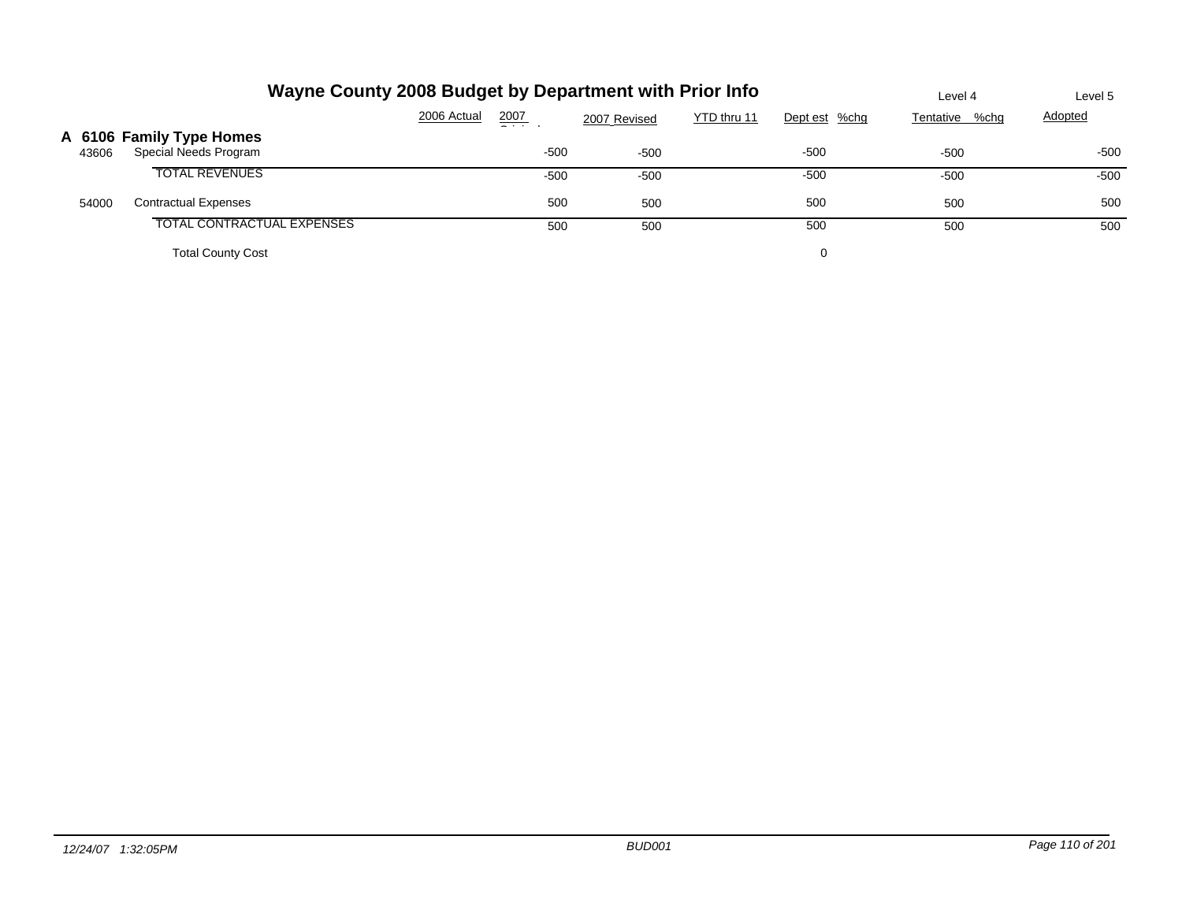# Wayne County 2008 Budget by Department with Prior Info

## A 6106 Family Type Homes

| | | 2006 Actual | 2007 Original | 2007 Revised | YTD thru 11 | Dept est | %chg | Level 4 Tentative | %chg | Level 5 Adopted |
|---|---|---|---|---|---|---|---|---|---|---|
| 43606 | Special Needs Program | | -500 | -500 | | -500 | | -500 | | -500 |
| | TOTAL REVENUES | | -500 | -500 | | -500 | | -500 | | -500 |
| 54000 | Contractual Expenses | | 500 | 500 | | 500 | | 500 | | 500 |
| | TOTAL CONTRACTUAL EXPENSES | | 500 | 500 | | 500 | | 500 | | 500 |
| | Total County Cost | | | | | 0 | | | | |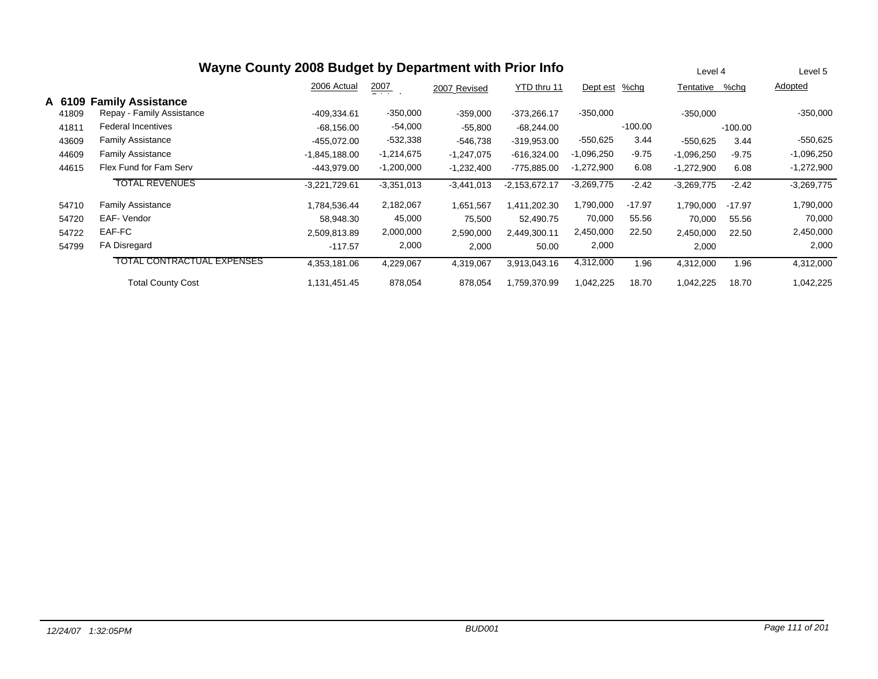# Wayne County 2008 Budget by Department with Prior Info

## A 6109 Family Assistance

| | | 2006 Actual | 2007 Original | 2007 Revised | YTD thru 11 | Dept est | %chg | Level 4 Tentative | %chg | Level 5 Adopted |
|---|---|---|---|---|---|---|---|---|---|---|
| 41809 | Repay - Family Assistance | -409,334.61 | -350,000 | -359,000 | -373,266.17 | -350,000 | | -350,000 | | -350,000 |
| 41811 | Federal Incentives | -68,156.00 | -54,000 | -55,800 | -68,244.00 | | -100.00 | | -100.00 | |
| 43609 | Family Assistance | -455,072.00 | -532,338 | -546,738 | -319,953.00 | -550,625 | 3.44 | -550,625 | 3.44 | -550,625 |
| 44609 | Family Assistance | -1,845,188.00 | -1,214,675 | -1,247,075 | -616,324.00 | -1,096,250 | -9.75 | -1,096,250 | -9.75 | -1,096,250 |
| 44615 | Flex Fund for Fam Serv | -443,979.00 | -1,200,000 | -1,232,400 | -775,885.00 | -1,272,900 | 6.08 | -1,272,900 | 6.08 | -1,272,900 |
| | TOTAL REVENUES | -3,221,729.61 | -3,351,013 | -3,441,013 | -2,153,672.17 | -3,269,775 | -2.42 | -3,269,775 | -2.42 | -3,269,775 |
| 54710 | Family Assistance | 1,784,536.44 | 2,182,067 | 1,651,567 | 1,411,202.30 | 1,790,000 | -17.97 | 1,790,000 | -17.97 | 1,790,000 |
| 54720 | EAF- Vendor | 58,948.30 | 45,000 | 75,500 | 52,490.75 | 70,000 | 55.56 | 70,000 | 55.56 | 70,000 |
| 54722 | EAF-FC | 2,509,813.89 | 2,000,000 | 2,590,000 | 2,449,300.11 | 2,450,000 | 22.50 | 2,450,000 | 22.50 | 2,450,000 |
| 54799 | FA Disregard | -117.57 | 2,000 | 2,000 | 50.00 | 2,000 | | 2,000 | | 2,000 |
| | TOTAL CONTRACTUAL EXPENSES | 4,353,181.06 | 4,229,067 | 4,319,067 | 3,913,043.16 | 4,312,000 | 1.96 | 4,312,000 | 1.96 | 4,312,000 |
| | Total County Cost | 1,131,451.45 | 878,054 | 878,054 | 1,759,370.99 | 1,042,225 | 18.70 | 1,042,225 | 18.70 | 1,042,225 |

12/24/07 1:32:05PM BUD001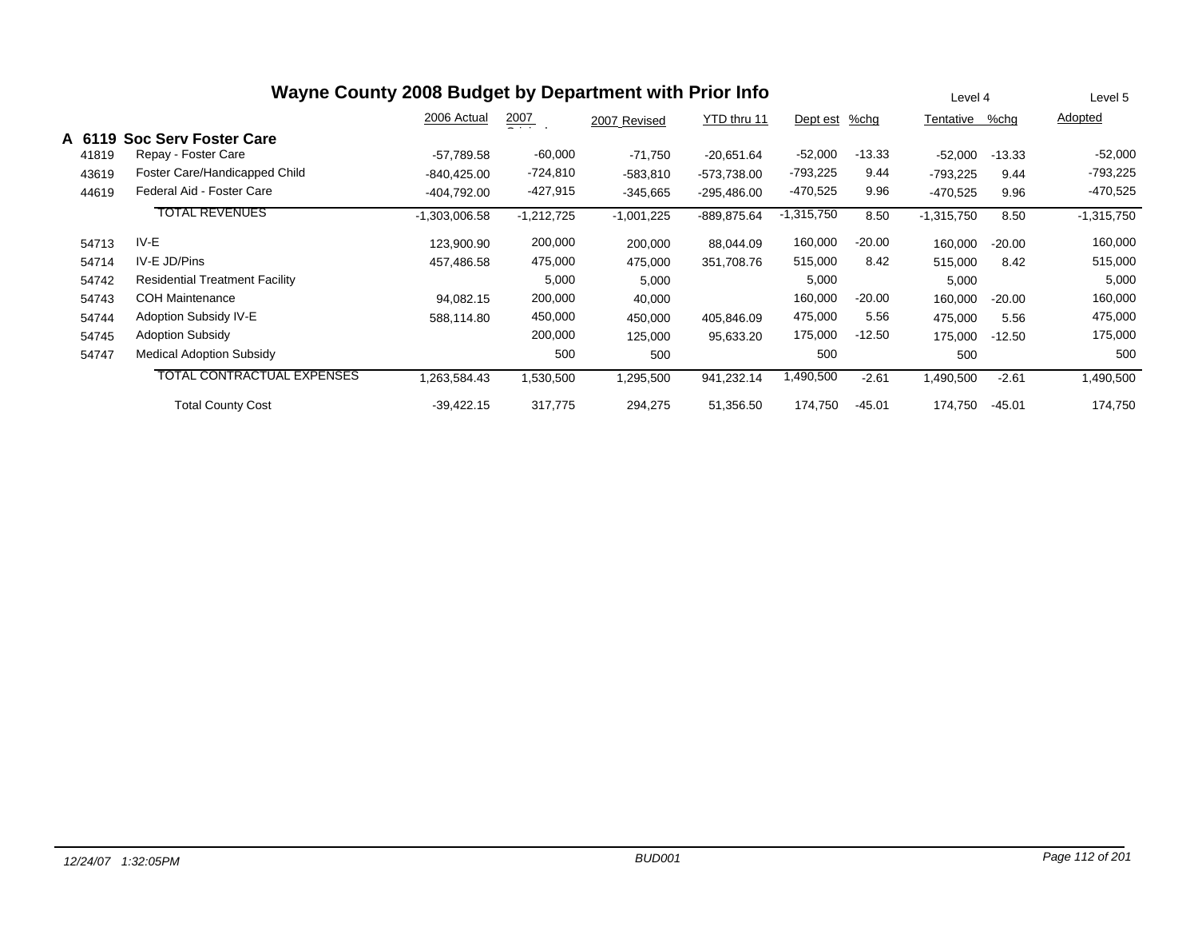# Wayne County 2008 Budget by Department with Prior Info

| | | 2006 Actual | 2007 Original | 2007 Revised | YTD thru 11 | Dept est | %chg | Level 4 Tentative | %chg | Level 5 Adopted |
|---|---|---|---|---|---|---|---|---|---|---|
| **A 6119** | **Soc Serv Foster Care** | | | | | | | | | |
| 41819 | Repay - Foster Care | -57,789.58 | -60,000 | -71,750 | -20,651.64 | -52,000 | -13.33 | -52,000 | -13.33 | -52,000 |
| 43619 | Foster Care/Handicapped Child | -840,425.00 | -724,810 | -583,810 | -573,738.00 | -793,225 | 9.44 | -793,225 | 9.44 | -793,225 |
| 44619 | Federal Aid - Foster Care | -404,792.00 | -427,915 | -345,665 | -295,486.00 | -470,525 | 9.96 | -470,525 | 9.96 | -470,525 |
| | TOTAL REVENUES | -1,303,006.58 | -1,212,725 | -1,001,225 | -889,875.64 | -1,315,750 | 8.50 | -1,315,750 | 8.50 | -1,315,750 |
| 54713 | IV-E | 123,900.90 | 200,000 | 200,000 | 88,044.09 | 160,000 | -20.00 | 160,000 | -20.00 | 160,000 |
| 54714 | IV-E JD/Pins | 457,486.58 | 475,000 | 475,000 | 351,708.76 | 515,000 | 8.42 | 515,000 | 8.42 | 515,000 |
| 54742 | Residential Treatment Facility | | 5,000 | 5,000 | | 5,000 | | 5,000 | | 5,000 |
| 54743 | COH Maintenance | 94,082.15 | 200,000 | 40,000 | | 160,000 | -20.00 | 160,000 | -20.00 | 160,000 |
| 54744 | Adoption Subsidy IV-E | 588,114.80 | 450,000 | 450,000 | 405,846.09 | 475,000 | 5.56 | 475,000 | 5.56 | 475,000 |
| 54745 | Adoption Subsidy | | 200,000 | 125,000 | 95,633.20 | 175,000 | -12.50 | 175,000 | -12.50 | 175,000 |
| 54747 | Medical Adoption Subsidy | | 500 | 500 | | 500 | | 500 | | 500 |
| | TOTAL CONTRACTUAL EXPENSES | 1,263,584.43 | 1,530,500 | 1,295,500 | 941,232.14 | 1,490,500 | -2.61 | 1,490,500 | -2.61 | 1,490,500 |
| | Total County Cost | -39,422.15 | 317,775 | 294,275 | 51,356.50 | 174,750 | -45.01 | 174,750 | -45.01 | 174,750 |

*12/24/07 1:32:05PM* *BUD001*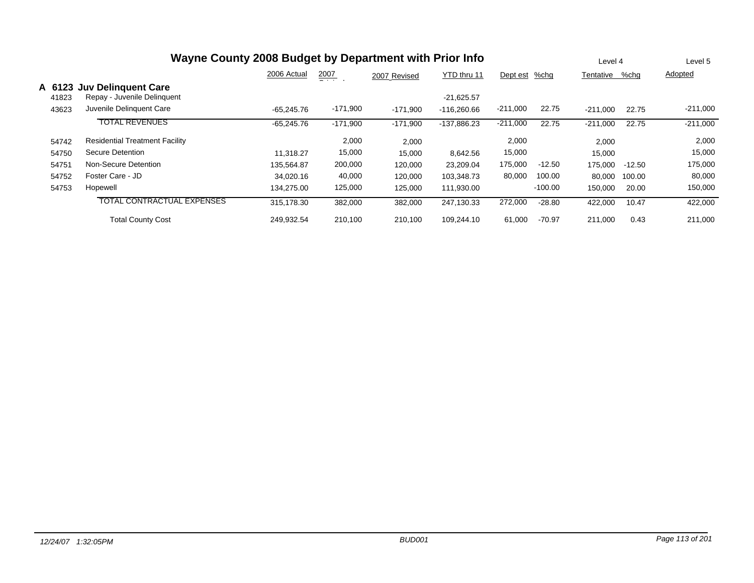# Wayne County 2008 Budget by Department with Prior Info

| | | 2006 Actual | 2007 Original | 2007 Revised | YTD thru 11 | Dept est | %chg | Level 4 Tentative | %chg | Level 5 Adopted |
|---|---|---|---|---|---|---|---|---|---|---|
| **A 6123** | **Juv Delinquent Care** | | | | | | | | | |
| 41823 | Repay - Juvenile Delinquent | | | | -21,625.57 | | | | | |
| 43623 | Juvenile Delinquent Care | -65,245.76 | -171,900 | -171,900 | -116,260.66 | -211,000 | 22.75 | -211,000 | 22.75 | -211,000 |
| | TOTAL REVENUES | -65,245.76 | -171,900 | -171,900 | -137,886.23 | -211,000 | 22.75 | -211,000 | 22.75 | -211,000 |
| 54742 | Residential Treatment Facility | | 2,000 | 2,000 | | 2,000 | | 2,000 | | 2,000 |
| 54750 | Secure Detention | 11,318.27 | 15,000 | 15,000 | 8,642.56 | 15,000 | | 15,000 | | 15,000 |
| 54751 | Non-Secure Detention | 135,564.87 | 200,000 | 120,000 | 23,209.04 | 175,000 | -12.50 | 175,000 | -12.50 | 175,000 |
| 54752 | Foster Care - JD | 34,020.16 | 40,000 | 120,000 | 103,348.73 | 80,000 | 100.00 | 80,000 | 100.00 | 80,000 |
| 54753 | Hopewell | 134,275.00 | 125,000 | 125,000 | 111,930.00 | | -100.00 | 150,000 | 20.00 | 150,000 |
| | TOTAL CONTRACTUAL EXPENSES | 315,178.30 | 382,000 | 382,000 | 247,130.33 | 272,000 | -28.80 | 422,000 | 10.47 | 422,000 |
| | Total County Cost | 249,932.54 | 210,100 | 210,100 | 109,244.10 | 61,000 | -70.97 | 211,000 | 0.43 | 211,000 |

*12/24/07 1:32:05PM* *BUD001*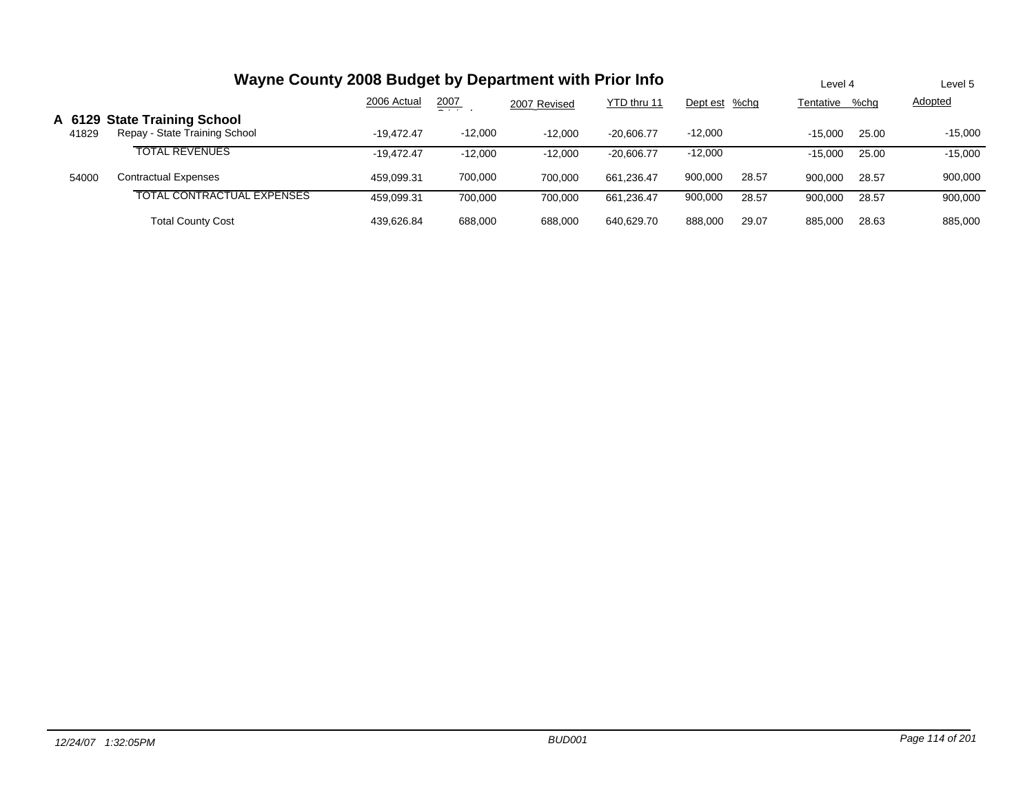# Wayne County 2008 Budget by Department with Prior Info

| | | 2006 Actual | 2007 Original | 2007 Revised | YTD thru 11 | Dept est | %chg | Level 4 Tentative | %chg | Level 5 Adopted |
|---|---|---|---|---|---|---|---|---|---|---|
| **A 6129** | **State Training School** | | | | | | | | | |
| 41829 | Repay - State Training School | -19,472.47 | -12,000 | -12,000 | -20,606.77 | -12,000 | | -15,000 | 25.00 | -15,000 |
| | TOTAL REVENUES | -19,472.47 | -12,000 | -12,000 | -20,606.77 | -12,000 | | -15,000 | 25.00 | -15,000 |
| 54000 | Contractual Expenses | 459,099.31 | 700,000 | 700,000 | 661,236.47 | 900,000 | 28.57 | 900,000 | 28.57 | 900,000 |
| | TOTAL CONTRACTUAL EXPENSES | 459,099.31 | 700,000 | 700,000 | 661,236.47 | 900,000 | 28.57 | 900,000 | 28.57 | 900,000 |
| | Total County Cost | 439,626.84 | 688,000 | 688,000 | 640,629.70 | 888,000 | 29.07 | 885,000 | 28.63 | 885,000 |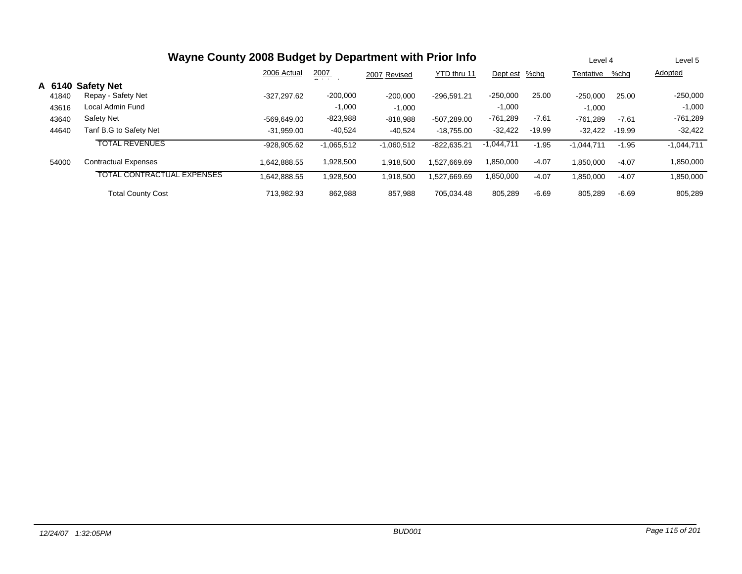# Wayne County 2008 Budget by Department with Prior Info

|  |  | 2006 Actual | 2007 Original | 2007 Revised | YTD thru 11 | Dept est | %chg | Level 4 Tentative | %chg | Level 5 Adopted |
|---|---|---|---|---|---|---|---|---|---|---|
| **A 6140** | **Safety Net** |  |  |  |  |  |  |  |  |  |
| 41840 | Repay - Safety Net | -327,297.62 | -200,000 | -200,000 | -296,591.21 | -250,000 | 25.00 | -250,000 | 25.00 | -250,000 |
| 43616 | Local Admin Fund |  | -1,000 | -1,000 |  | -1,000 |  | -1,000 |  | -1,000 |
| 43640 | Safety Net | -569,649.00 | -823,988 | -818,988 | -507,289.00 | -761,289 | -7.61 | -761,289 | -7.61 | -761,289 |
| 44640 | Tanf B.G to Safety Net | -31,959.00 | -40,524 | -40,524 | -18,755.00 | -32,422 | -19.99 | -32,422 | -19.99 | -32,422 |
|  | TOTAL REVENUES | -928,905.62 | -1,065,512 | -1,060,512 | -822,635.21 | -1,044,711 | -1.95 | -1,044,711 | -1.95 | -1,044,711 |
| 54000 | Contractual Expenses | 1,642,888.55 | 1,928,500 | 1,918,500 | 1,527,669.69 | 1,850,000 | -4.07 | 1,850,000 | -4.07 | 1,850,000 |
|  | TOTAL CONTRACTUAL EXPENSES | 1,642,888.55 | 1,928,500 | 1,918,500 | 1,527,669.69 | 1,850,000 | -4.07 | 1,850,000 | -4.07 | 1,850,000 |
|  | Total County Cost | 713,982.93 | 862,988 | 857,988 | 705,034.48 | 805,289 | -6.69 | 805,289 | -6.69 | 805,289 |

12/24/07 1:32:05PM BUD001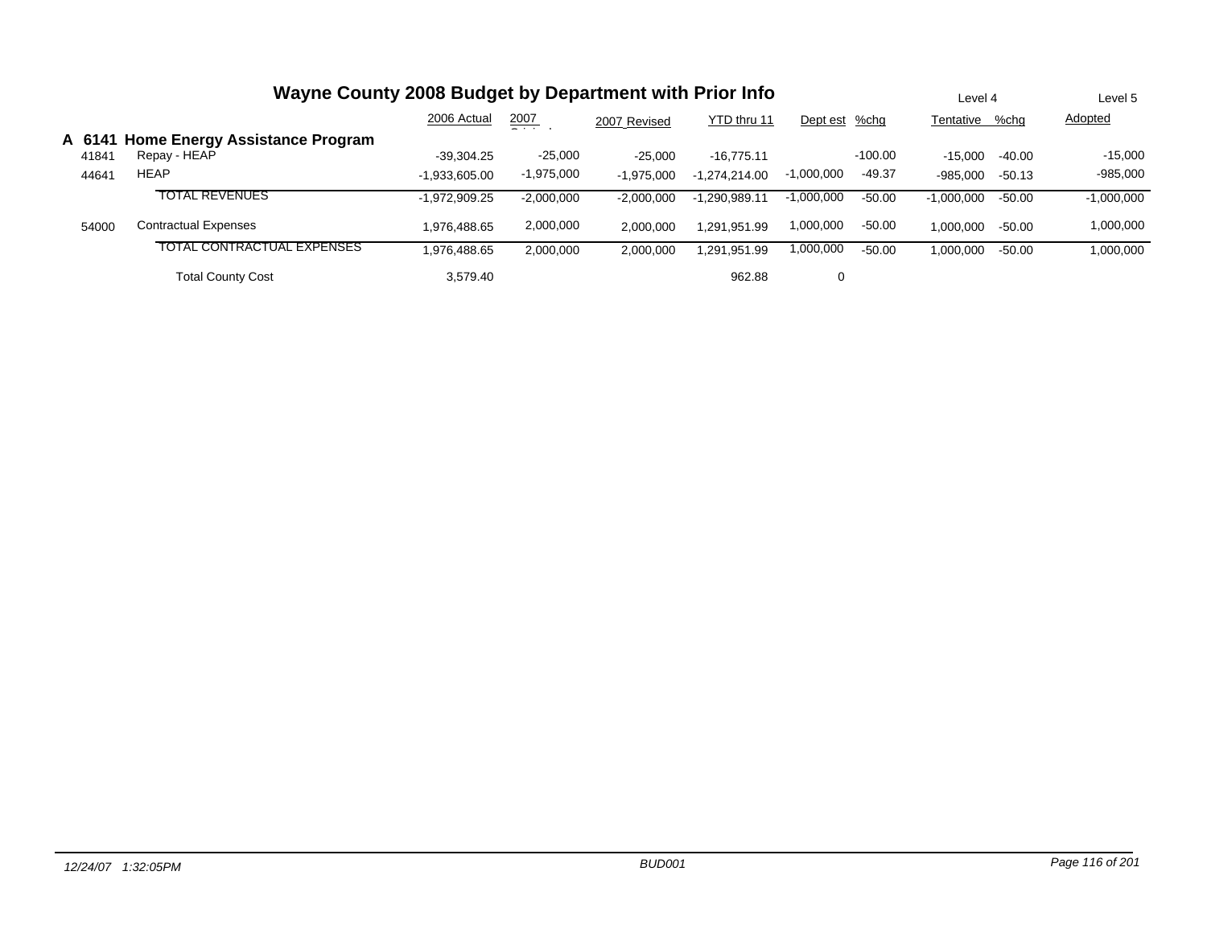# Wayne County 2008 Budget by Department with Prior Info

## A 6141 Home Energy Assistance Program

| | | 2006 Actual | 2007 Original | 2007 Revised | YTD thru 11 | Dept est | %chg | Level 4 Tentative | %chg | Level 5 Adopted |
|---|---|---|---|---|---|---|---|---|---|---|
| 41841 | Repay - HEAP | -39,304.25 | -25,000 | -25,000 | -16,775.11 | | -100.00 | -15,000 | -40.00 | -15,000 |
| 44641 | HEAP | -1,933,605.00 | -1,975,000 | -1,975,000 | -1,274,214.00 | -1,000,000 | -49.37 | -985,000 | -50.13 | -985,000 |
| | TOTAL REVENUES | -1,972,909.25 | -2,000,000 | -2,000,000 | -1,290,989.11 | -1,000,000 | -50.00 | -1,000,000 | -50.00 | -1,000,000 |
| 54000 | Contractual Expenses | 1,976,488.65 | 2,000,000 | 2,000,000 | 1,291,951.99 | 1,000,000 | -50.00 | 1,000,000 | -50.00 | 1,000,000 |
| | TOTAL CONTRACTUAL EXPENSES | 1,976,488.65 | 2,000,000 | 2,000,000 | 1,291,951.99 | 1,000,000 | -50.00 | 1,000,000 | -50.00 | 1,000,000 |
| | Total County Cost | 3,579.40 | | | 962.88 | 0 | | | | |

12/24/07 1:32:05PM BUD001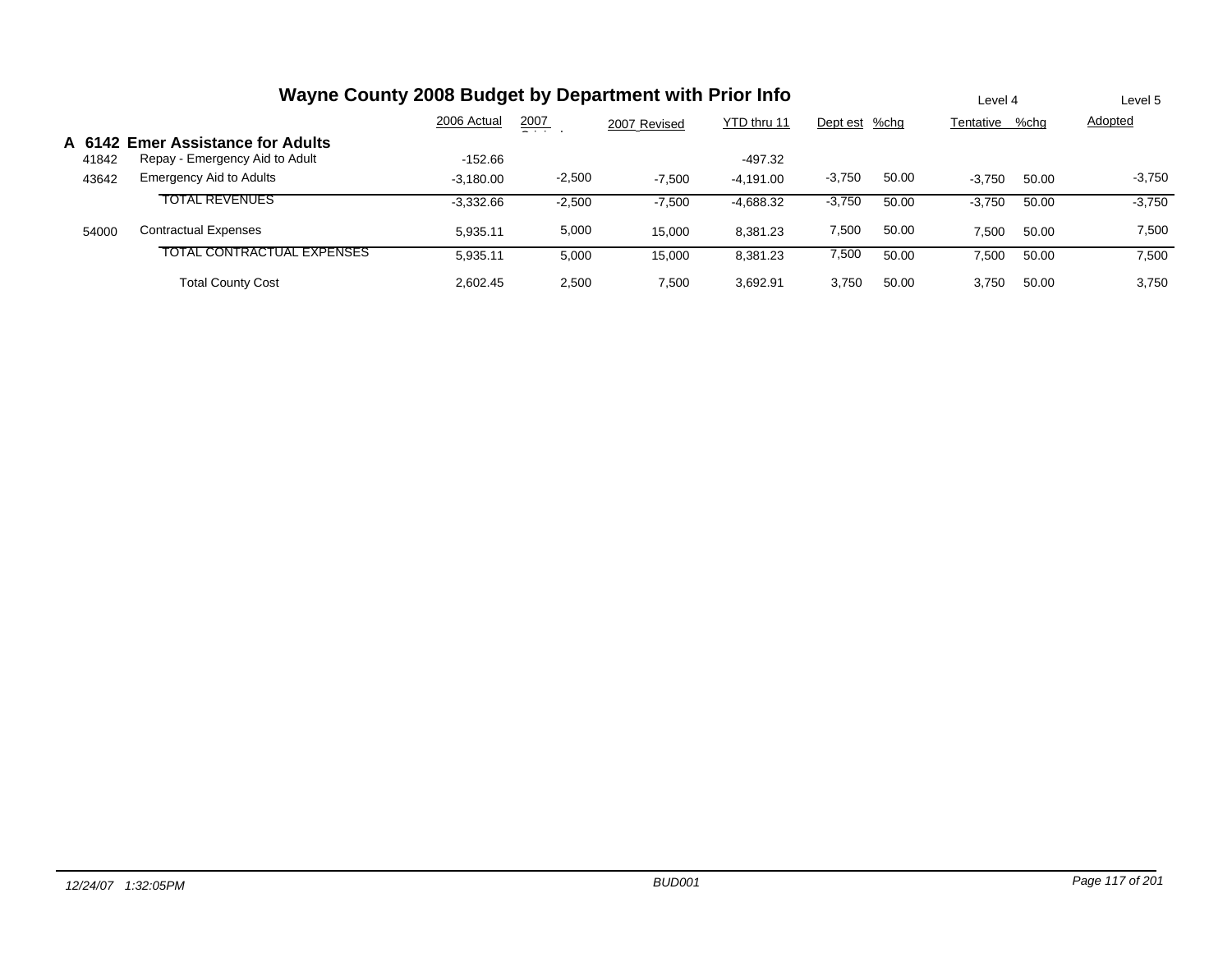# Wayne County 2008 Budget by Department with Prior Info

## A 6142 Emer Assistance for Adults

| | | 2006 Actual | 2007 Original | 2007 Revised | YTD thru 11 | Level 4 Dept est | %chg | Level 4 Tentative | %chg | Level 5 Adopted |
|---|---|---|---|---|---|---|---|---|---|---|
| 41842 | Repay - Emergency Aid to Adult | -152.66 | | | -497.32 | | | | | |
| 43642 | Emergency Aid to Adults | -3,180.00 | -2,500 | -7,500 | -4,191.00 | -3,750 | 50.00 | -3,750 | 50.00 | -3,750 |
| | TOTAL REVENUES | -3,332.66 | -2,500 | -7,500 | -4,688.32 | -3,750 | 50.00 | -3,750 | 50.00 | -3,750 |
| 54000 | Contractual Expenses | 5,935.11 | 5,000 | 15,000 | 8,381.23 | 7,500 | 50.00 | 7,500 | 50.00 | 7,500 |
| | TOTAL CONTRACTUAL EXPENSES | 5,935.11 | 5,000 | 15,000 | 8,381.23 | 7,500 | 50.00 | 7,500 | 50.00 | 7,500 |
| | Total County Cost | 2,602.45 | 2,500 | 7,500 | 3,692.91 | 3,750 | 50.00 | 3,750 | 50.00 | 3,750 |

*12/24/07 1:32:05PM* | *BUD001*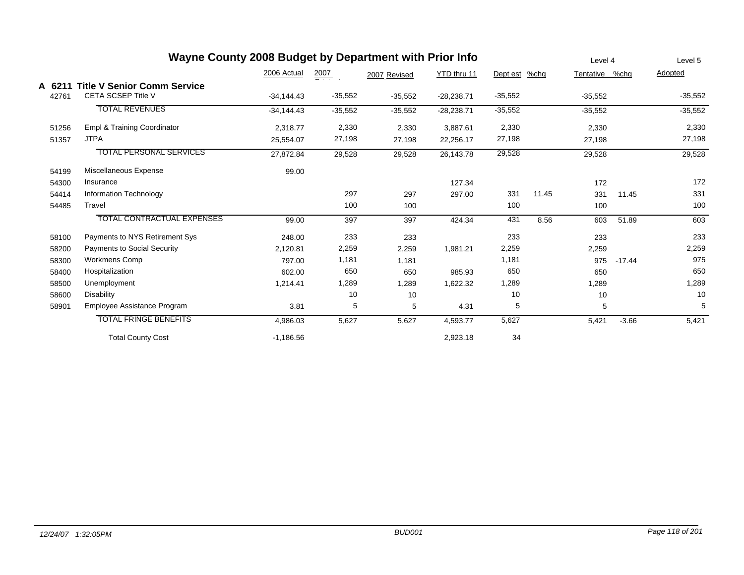# Wayne County 2008 Budget by Department with Prior Info

| | | 2006 Actual | 2007 Original | 2007 Revised | YTD thru 11 | Dept est | %chg | Level 4 Tentative | %chg | Level 5 Adopted |
|---|---|---|---|---|---|---|---|---|---|---|
| **A 6211** | **Title V Senior Comm Service** | | | | | | | | | |
| 42761 | CETA SCSEP Title V | -34,144.43 | -35,552 | -35,552 | -28,238.71 | -35,552 | | -35,552 | | -35,552 |
| | TOTAL REVENUES | -34,144.43 | -35,552 | -35,552 | -28,238.71 | -35,552 | | -35,552 | | -35,552 |
| 51256 | Empl & Training Coordinator | 2,318.77 | 2,330 | 2,330 | 3,887.61 | 2,330 | | 2,330 | | 2,330 |
| 51357 | JTPA | 25,554.07 | 27,198 | 27,198 | 22,256.17 | 27,198 | | 27,198 | | 27,198 |
| | TOTAL PERSONAL SERVICES | 27,872.84 | 29,528 | 29,528 | 26,143.78 | 29,528 | | 29,528 | | 29,528 |
| 54199 | Miscellaneous Expense | 99.00 | | | | | | | | |
| 54300 | Insurance | | | | 127.34 | | | 172 | | 172 |
| 54414 | Information Technology | | 297 | 297 | 297.00 | 331 | 11.45 | 331 | 11.45 | 331 |
| 54485 | Travel | | 100 | 100 | | 100 | | 100 | | 100 |
| | TOTAL CONTRACTUAL EXPENSES | 99.00 | 397 | 397 | 424.34 | 431 | 8.56 | 603 | 51.89 | 603 |
| 58100 | Payments to NYS Retirement Sys | 248.00 | 233 | 233 | | 233 | | 233 | | 233 |
| 58200 | Payments to Social Security | 2,120.81 | 2,259 | 2,259 | 1,981.21 | 2,259 | | 2,259 | | 2,259 |
| 58300 | Workmens Comp | 797.00 | 1,181 | 1,181 | | 1,181 | | 975 | -17.44 | 975 |
| 58400 | Hospitalization | 602.00 | 650 | 650 | 985.93 | 650 | | 650 | | 650 |
| 58500 | Unemployment | 1,214.41 | 1,289 | 1,289 | 1,622.32 | 1,289 | | 1,289 | | 1,289 |
| 58600 | Disability | | 10 | 10 | | 10 | | 10 | | 10 |
| 58901 | Employee Assistance Program | 3.81 | 5 | 5 | 4.31 | 5 | | 5 | | 5 |
| | TOTAL FRINGE BENEFITS | 4,986.03 | 5,627 | 5,627 | 4,593.77 | 5,627 | | 5,421 | -3.66 | 5,421 |
| | Total County Cost | -1,186.56 | | | 2,923.18 | 34 | | | | |

*12/24/07 1:32:05PM* *BUD001*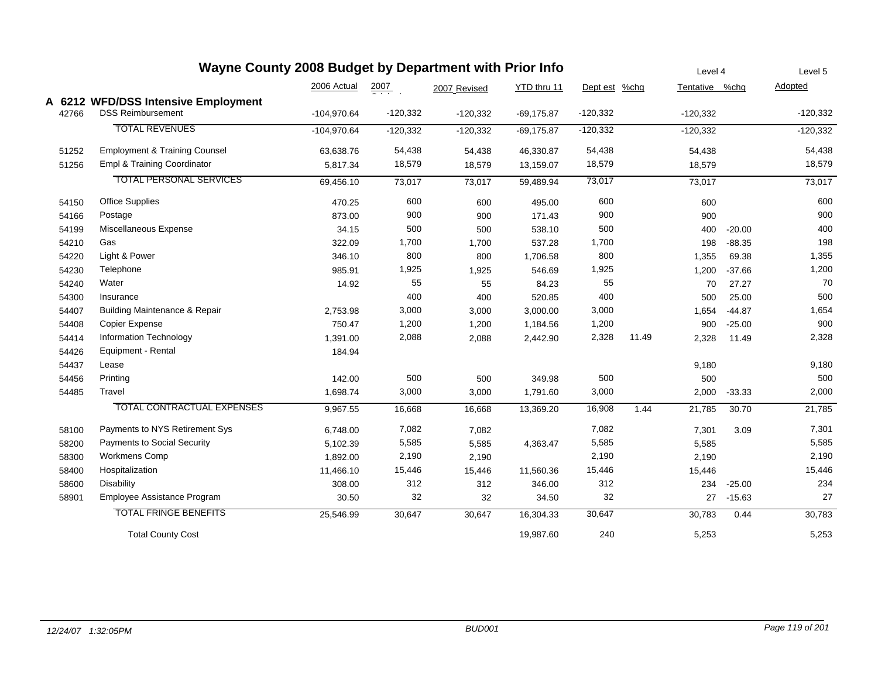# Wayne County 2008 Budget by Department with Prior Info

| | | 2006 Actual | 2007 Original | 2007 Revised | YTD thru 11 | Dept est | %chg | Level 4 Tentative | %chg | Level 5 Adopted |
|---|---|---|---|---|---|---|---|---|---|---|
| **A 6212** | **WFD/DSS Intensive Employment** | | | | | | | | | |
| 42766 | DSS Reimbursement | -104,970.64 | -120,332 | -120,332 | -69,175.87 | -120,332 | | -120,332 | | -120,332 |
| | TOTAL REVENUES | -104,970.64 | -120,332 | -120,332 | -69,175.87 | -120,332 | | -120,332 | | -120,332 |
| 51252 | Employment & Training Counsel | 63,638.76 | 54,438 | 54,438 | 46,330.87 | 54,438 | | 54,438 | | 54,438 |
| 51256 | Empl & Training Coordinator | 5,817.34 | 18,579 | 18,579 | 13,159.07 | 18,579 | | 18,579 | | 18,579 |
| | TOTAL PERSONAL SERVICES | 69,456.10 | 73,017 | 73,017 | 59,489.94 | 73,017 | | 73,017 | | 73,017 |
| 54150 | Office Supplies | 470.25 | 600 | 600 | 495.00 | 600 | | 600 | | 600 |
| 54166 | Postage | 873.00 | 900 | 900 | 171.43 | 900 | | 900 | | 900 |
| 54199 | Miscellaneous Expense | 34.15 | 500 | 500 | 538.10 | 500 | | 400 | -20.00 | 400 |
| 54210 | Gas | 322.09 | 1,700 | 1,700 | 537.28 | 1,700 | | 198 | -88.35 | 198 |
| 54220 | Light & Power | 346.10 | 800 | 800 | 1,706.58 | 800 | | 1,355 | 69.38 | 1,355 |
| 54230 | Telephone | 985.91 | 1,925 | 1,925 | 546.69 | 1,925 | | 1,200 | -37.66 | 1,200 |
| 54240 | Water | 14.92 | 55 | 55 | 84.23 | 55 | | 70 | 27.27 | 70 |
| 54300 | Insurance | | 400 | 400 | 520.85 | 400 | | 500 | 25.00 | 500 |
| 54407 | Building Maintenance & Repair | 2,753.98 | 3,000 | 3,000 | 3,000.00 | 3,000 | | 1,654 | -44.87 | 1,654 |
| 54408 | Copier Expense | 750.47 | 1,200 | 1,200 | 1,184.56 | 1,200 | | 900 | -25.00 | 900 |
| 54414 | Information Technology | 1,391.00 | 2,088 | 2,088 | 2,442.90 | 2,328 | 11.49 | 2,328 | 11.49 | 2,328 |
| 54426 | Equipment - Rental | 184.94 | | | | | | | | |
| 54437 | Lease | | | | | | | 9,180 | | 9,180 |
| 54456 | Printing | 142.00 | 500 | 500 | 349.98 | 500 | | 500 | | 500 |
| 54485 | Travel | 1,698.74 | 3,000 | 3,000 | 1,791.60 | 3,000 | | 2,000 | -33.33 | 2,000 |
| | TOTAL CONTRACTUAL EXPENSES | 9,967.55 | 16,668 | 16,668 | 13,369.20 | 16,908 | 1.44 | 21,785 | 30.70 | 21,785 |
| 58100 | Payments to NYS Retirement Sys | 6,748.00 | 7,082 | 7,082 | | 7,082 | | 7,301 | 3.09 | 7,301 |
| 58200 | Payments to Social Security | 5,102.39 | 5,585 | 5,585 | 4,363.47 | 5,585 | | 5,585 | | 5,585 |
| 58300 | Workmens Comp | 1,892.00 | 2,190 | 2,190 | | 2,190 | | 2,190 | | 2,190 |
| 58400 | Hospitalization | 11,466.10 | 15,446 | 15,446 | 11,560.36 | 15,446 | | 15,446 | | 15,446 |
| 58600 | Disability | 308.00 | 312 | 312 | 346.00 | 312 | | 234 | -25.00 | 234 |
| 58901 | Employee Assistance Program | 30.50 | 32 | 32 | 34.50 | 32 | | 27 | -15.63 | 27 |
| | TOTAL FRINGE BENEFITS | 25,546.99 | 30,647 | 30,647 | 16,304.33 | 30,647 | | 30,783 | 0.44 | 30,783 |
| | Total County Cost | | | | 19,987.60 | 240 | | 5,253 | | 5,253 |

*12/24/07 1:32:05PM* *BUD001*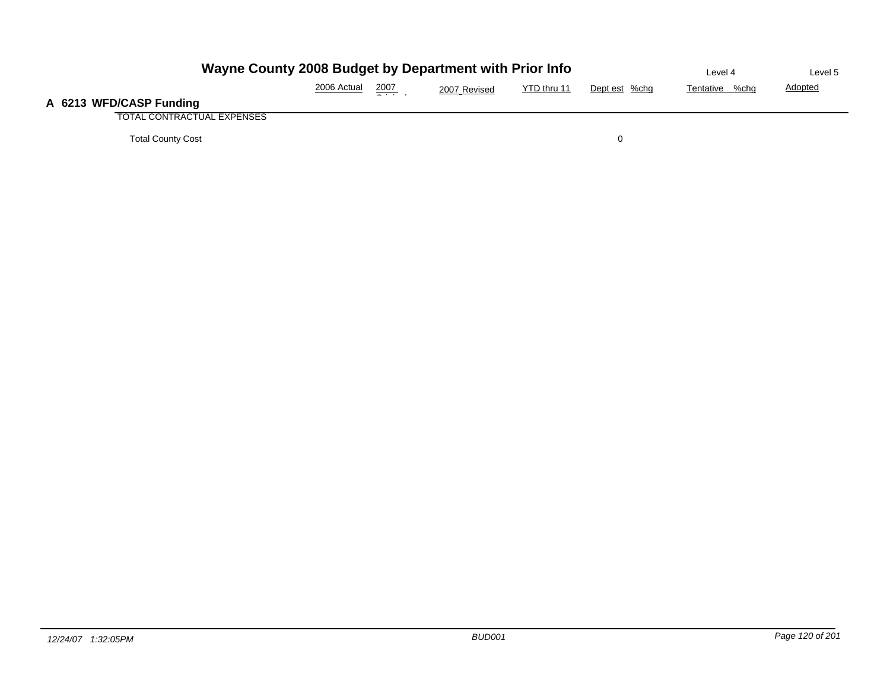# Wayne County 2008 Budget by Department with Prior Info

## A 6213 WFD/CASP Funding

| | 2006 Actual | 2007 Original | 2007 Revised | YTD thru 11 | Dept est | %chg | Level 4 Tentative | %chg | Level 5 Adopted |
|---|---|---|---|---|---|---|---|---|---|
| TOTAL CONTRACTUAL EXPENSES | | | | | | | | | |
| Total County Cost | | | | | 0 | | | | |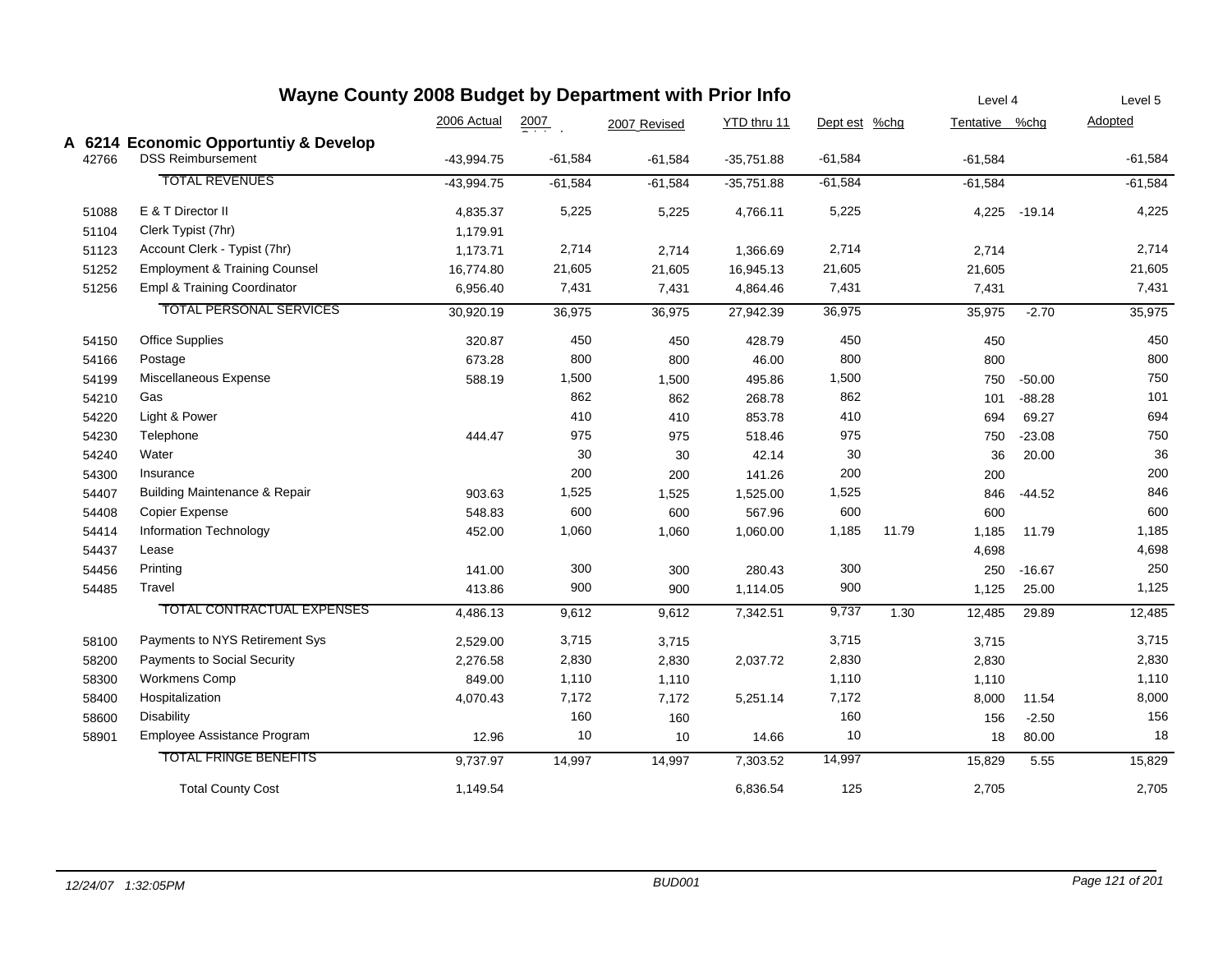# Wayne County 2008 Budget by Department with Prior Info

| | | 2006 Actual | 2007 Original | 2007 Revised | YTD thru 11 | Dept est | %chg | Level 4 Tentative | %chg | Level 5 Adopted |
|---|---|---|---|---|---|---|---|---|---|---|
| **A 6214** | **Economic Opportuntiy & Develop** | | | | | | | | | |
| 42766 | DSS Reimbursement | -43,994.75 | -61,584 | -61,584 | -35,751.88 | -61,584 | | -61,584 | | -61,584 |
| | TOTAL REVENUES | -43,994.75 | -61,584 | -61,584 | -35,751.88 | -61,584 | | -61,584 | | -61,584 |
| 51088 | E & T Director II | 4,835.37 | 5,225 | 5,225 | 4,766.11 | 5,225 | | 4,225 | -19.14 | 4,225 |
| 51104 | Clerk Typist (7hr) | 1,179.91 | | | | | | | | |
| 51123 | Account Clerk - Typist (7hr) | 1,173.71 | 2,714 | 2,714 | 1,366.69 | 2,714 | | 2,714 | | 2,714 |
| 51252 | Employment & Training Counsel | 16,774.80 | 21,605 | 21,605 | 16,945.13 | 21,605 | | 21,605 | | 21,605 |
| 51256 | Empl & Training Coordinator | 6,956.40 | 7,431 | 7,431 | 4,864.46 | 7,431 | | 7,431 | | 7,431 |
| | TOTAL PERSONAL SERVICES | 30,920.19 | 36,975 | 36,975 | 27,942.39 | 36,975 | | 35,975 | -2.70 | 35,975 |
| 54150 | Office Supplies | 320.87 | 450 | 450 | 428.79 | 450 | | 450 | | 450 |
| 54166 | Postage | 673.28 | 800 | 800 | 46.00 | 800 | | 800 | | 800 |
| 54199 | Miscellaneous Expense | 588.19 | 1,500 | 1,500 | 495.86 | 1,500 | | 750 | -50.00 | 750 |
| 54210 | Gas | | 862 | 862 | 268.78 | 862 | | 101 | -88.28 | 101 |
| 54220 | Light & Power | | 410 | 410 | 853.78 | 410 | | 694 | 69.27 | 694 |
| 54230 | Telephone | 444.47 | 975 | 975 | 518.46 | 975 | | 750 | -23.08 | 750 |
| 54240 | Water | | 30 | 30 | 42.14 | 30 | | 36 | 20.00 | 36 |
| 54300 | Insurance | | 200 | 200 | 141.26 | 200 | | 200 | | 200 |
| 54407 | Building Maintenance & Repair | 903.63 | 1,525 | 1,525 | 1,525.00 | 1,525 | | 846 | -44.52 | 846 |
| 54408 | Copier Expense | 548.83 | 600 | 600 | 567.96 | 600 | | 600 | | 600 |
| 54414 | Information Technology | 452.00 | 1,060 | 1,060 | 1,060.00 | 1,185 | 11.79 | 1,185 | 11.79 | 1,185 |
| 54437 | Lease | | | | | | | 4,698 | | 4,698 |
| 54456 | Printing | 141.00 | 300 | 300 | 280.43 | 300 | | 250 | -16.67 | 250 |
| 54485 | Travel | 413.86 | 900 | 900 | 1,114.05 | 900 | | 1,125 | 25.00 | 1,125 |
| | TOTAL CONTRACTUAL EXPENSES | 4,486.13 | 9,612 | 9,612 | 7,342.51 | 9,737 | 1.30 | 12,485 | 29.89 | 12,485 |
| 58100 | Payments to NYS Retirement Sys | 2,529.00 | 3,715 | 3,715 | | 3,715 | | 3,715 | | 3,715 |
| 58200 | Payments to Social Security | 2,276.58 | 2,830 | 2,830 | 2,037.72 | 2,830 | | 2,830 | | 2,830 |
| 58300 | Workmens Comp | 849.00 | 1,110 | 1,110 | | 1,110 | | 1,110 | | 1,110 |
| 58400 | Hospitalization | 4,070.43 | 7,172 | 7,172 | 5,251.14 | 7,172 | | 8,000 | 11.54 | 8,000 |
| 58600 | Disability | | 160 | 160 | | 160 | | 156 | -2.50 | 156 |
| 58901 | Employee Assistance Program | 12.96 | 10 | 10 | 14.66 | 10 | | 18 | 80.00 | 18 |
| | TOTAL FRINGE BENEFITS | 9,737.97 | 14,997 | 14,997 | 7,303.52 | 14,997 | | 15,829 | 5.55 | 15,829 |
| | Total County Cost | 1,149.54 | | | 6,836.54 | 125 | | 2,705 | | 2,705 |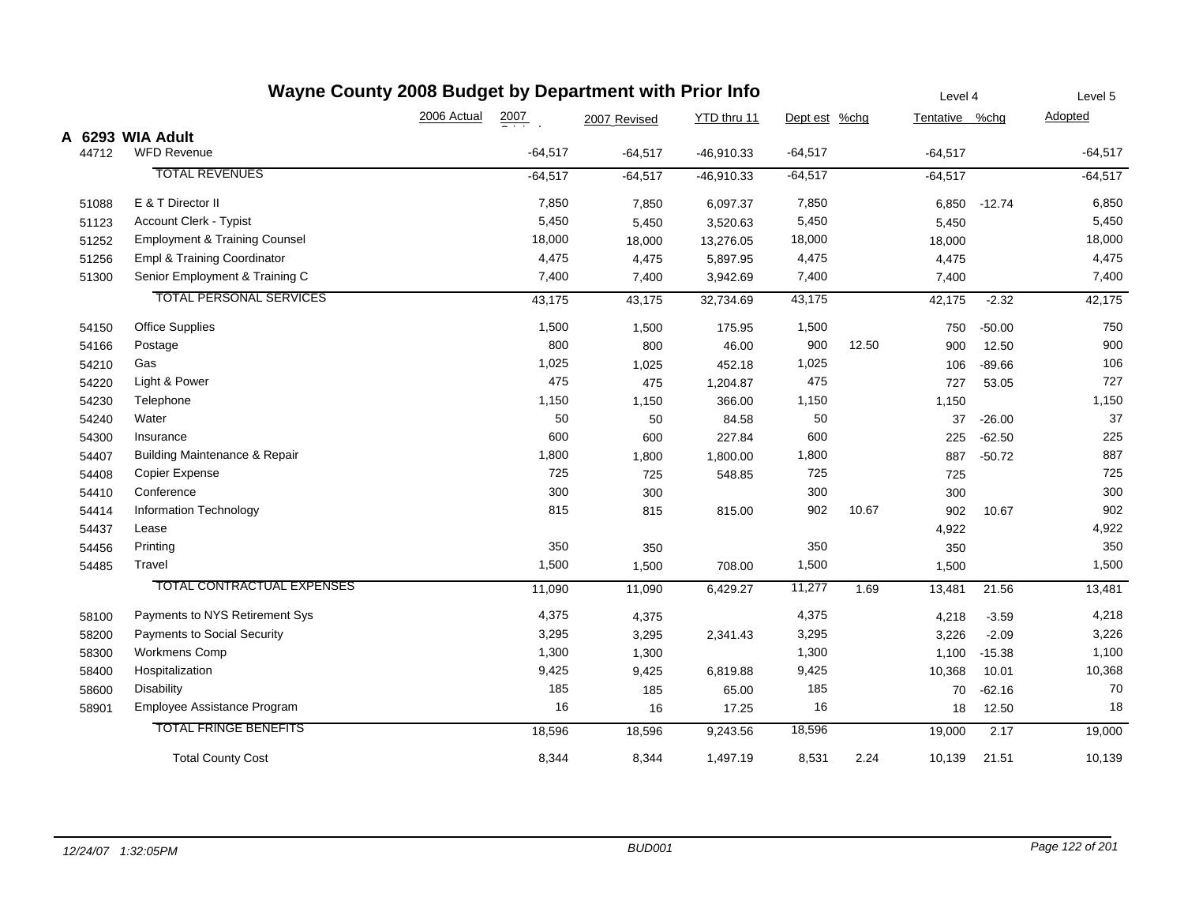# Wayne County 2008 Budget by Department with Prior Info

| | | 2006 Actual | 2007 Original | 2007 Revised | YTD thru 11 | Dept est | %chg | Level 4 Tentative | %chg | Level 5 Adopted |
|---|---|---|---|---|---|---|---|---|---|---|
| **A 6293** | **WIA Adult** | | | | | | | | | |
| 44712 | WFD Revenue | | -64,517 | -64,517 | -46,910.33 | -64,517 | | -64,517 | | -64,517 |
| | TOTAL REVENUES | | -64,517 | -64,517 | -46,910.33 | -64,517 | | -64,517 | | -64,517 |
| 51088 | E & T Director II | | 7,850 | 7,850 | 6,097.37 | 7,850 | | 6,850 | -12.74 | 6,850 |
| 51123 | Account Clerk - Typist | | 5,450 | 5,450 | 3,520.63 | 5,450 | | 5,450 | | 5,450 |
| 51252 | Employment & Training Counsel | | 18,000 | 18,000 | 13,276.05 | 18,000 | | 18,000 | | 18,000 |
| 51256 | Empl & Training Coordinator | | 4,475 | 4,475 | 5,897.95 | 4,475 | | 4,475 | | 4,475 |
| 51300 | Senior Employment & Training C | | 7,400 | 7,400 | 3,942.69 | 7,400 | | 7,400 | | 7,400 |
| | TOTAL PERSONAL SERVICES | | 43,175 | 43,175 | 32,734.69 | 43,175 | | 42,175 | -2.32 | 42,175 |
| 54150 | Office Supplies | | 1,500 | 1,500 | 175.95 | 1,500 | | 750 | -50.00 | 750 |
| 54166 | Postage | | 800 | 800 | 46.00 | 900 | 12.50 | 900 | 12.50 | 900 |
| 54210 | Gas | | 1,025 | 1,025 | 452.18 | 1,025 | | 106 | -89.66 | 106 |
| 54220 | Light & Power | | 475 | 475 | 1,204.87 | 475 | | 727 | 53.05 | 727 |
| 54230 | Telephone | | 1,150 | 1,150 | 366.00 | 1,150 | | 1,150 | | 1,150 |
| 54240 | Water | | 50 | 50 | 84.58 | 50 | | 37 | -26.00 | 37 |
| 54300 | Insurance | | 600 | 600 | 227.84 | 600 | | 225 | -62.50 | 225 |
| 54407 | Building Maintenance & Repair | | 1,800 | 1,800 | 1,800.00 | 1,800 | | 887 | -50.72 | 887 |
| 54408 | Copier Expense | | 725 | 725 | 548.85 | 725 | | 725 | | 725 |
| 54410 | Conference | | 300 | 300 | | 300 | | 300 | | 300 |
| 54414 | Information Technology | | 815 | 815 | 815.00 | 902 | 10.67 | 902 | 10.67 | 902 |
| 54437 | Lease | | | | | | | 4,922 | | 4,922 |
| 54456 | Printing | | 350 | 350 | | 350 | | 350 | | 350 |
| 54485 | Travel | | 1,500 | 1,500 | 708.00 | 1,500 | | 1,500 | | 1,500 |
| | TOTAL CONTRACTUAL EXPENSES | | 11,090 | 11,090 | 6,429.27 | 11,277 | 1.69 | 13,481 | 21.56 | 13,481 |
| 58100 | Payments to NYS Retirement Sys | | 4,375 | 4,375 | | 4,375 | | 4,218 | -3.59 | 4,218 |
| 58200 | Payments to Social Security | | 3,295 | 3,295 | 2,341.43 | 3,295 | | 3,226 | -2.09 | 3,226 |
| 58300 | Workmens Comp | | 1,300 | 1,300 | | 1,300 | | 1,100 | -15.38 | 1,100 |
| 58400 | Hospitalization | | 9,425 | 9,425 | 6,819.88 | 9,425 | | 10,368 | 10.01 | 10,368 |
| 58600 | Disability | | 185 | 185 | 65.00 | 185 | | 70 | -62.16 | 70 |
| 58901 | Employee Assistance Program | | 16 | 16 | 17.25 | 16 | | 18 | 12.50 | 18 |
| | TOTAL FRINGE BENEFITS | | 18,596 | 18,596 | 9,243.56 | 18,596 | | 19,000 | 2.17 | 19,000 |
| | Total County Cost | | 8,344 | 8,344 | 1,497.19 | 8,531 | 2.24 | 10,139 | 21.51 | 10,139 |

*12/24/07 1:32:05PM* — *BUD001*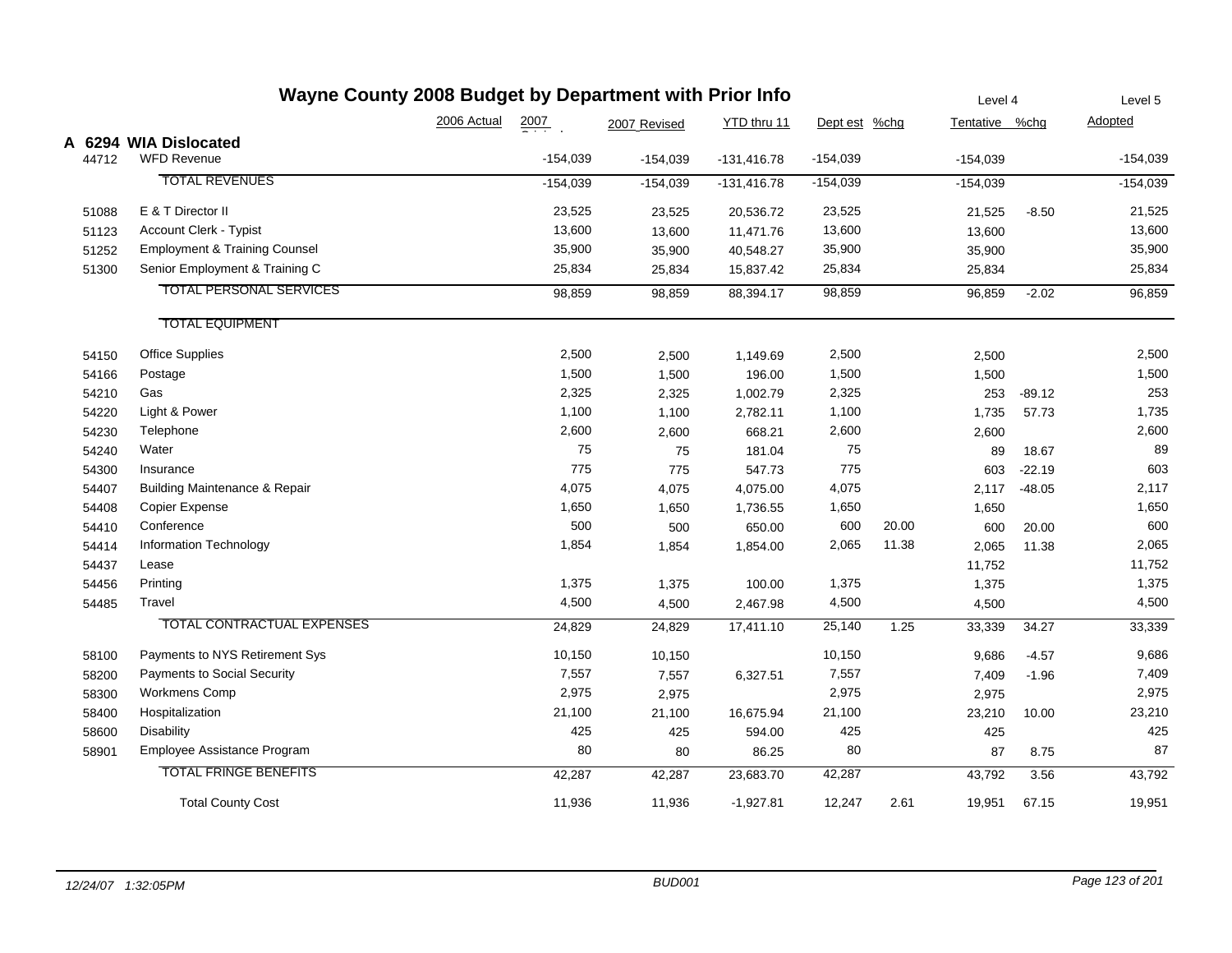# Wayne County 2008 Budget by Department with Prior Info

| | | 2006 Actual | 2007 Original | 2007 Revised | YTD thru 11 | Dept est | %chg | Level 4 Tentative | %chg | Level 5 Adopted |
|---|---|---|---|---|---|---|---|---|---|---|
| **A 6294** | **WIA Dislocated** | | | | | | | | | |
| 44712 | WFD Revenue | | -154,039 | -154,039 | -131,416.78 | -154,039 | | -154,039 | | -154,039 |
| | TOTAL REVENUES | | -154,039 | -154,039 | -131,416.78 | -154,039 | | -154,039 | | -154,039 |
| 51088 | E & T Director II | | 23,525 | 23,525 | 20,536.72 | 23,525 | | 21,525 | -8.50 | 21,525 |
| 51123 | Account Clerk - Typist | | 13,600 | 13,600 | 11,471.76 | 13,600 | | 13,600 | | 13,600 |
| 51252 | Employment & Training Counsel | | 35,900 | 35,900 | 40,548.27 | 35,900 | | 35,900 | | 35,900 |
| 51300 | Senior Employment & Training C | | 25,834 | 25,834 | 15,837.42 | 25,834 | | 25,834 | | 25,834 |
| | TOTAL PERSONAL SERVICES | | 98,859 | 98,859 | 88,394.17 | 98,859 | | 96,859 | -2.02 | 96,859 |
| | TOTAL EQUIPMENT | | | | | | | | | |
| 54150 | Office Supplies | | 2,500 | 2,500 | 1,149.69 | 2,500 | | 2,500 | | 2,500 |
| 54166 | Postage | | 1,500 | 1,500 | 196.00 | 1,500 | | 1,500 | | 1,500 |
| 54210 | Gas | | 2,325 | 2,325 | 1,002.79 | 2,325 | | 253 | -89.12 | 253 |
| 54220 | Light & Power | | 1,100 | 1,100 | 2,782.11 | 1,100 | | 1,735 | 57.73 | 1,735 |
| 54230 | Telephone | | 2,600 | 2,600 | 668.21 | 2,600 | | 2,600 | | 2,600 |
| 54240 | Water | | 75 | 75 | 181.04 | 75 | | 89 | 18.67 | 89 |
| 54300 | Insurance | | 775 | 775 | 547.73 | 775 | | 603 | -22.19 | 603 |
| 54407 | Building Maintenance & Repair | | 4,075 | 4,075 | 4,075.00 | 4,075 | | 2,117 | -48.05 | 2,117 |
| 54408 | Copier Expense | | 1,650 | 1,650 | 1,736.55 | 1,650 | | 1,650 | | 1,650 |
| 54410 | Conference | | 500 | 500 | 650.00 | 600 | 20.00 | 600 | 20.00 | 600 |
| 54414 | Information Technology | | 1,854 | 1,854 | 1,854.00 | 2,065 | 11.38 | 2,065 | 11.38 | 2,065 |
| 54437 | Lease | | | | | | | 11,752 | | 11,752 |
| 54456 | Printing | | 1,375 | 1,375 | 100.00 | 1,375 | | 1,375 | | 1,375 |
| 54485 | Travel | | 4,500 | 4,500 | 2,467.98 | 4,500 | | 4,500 | | 4,500 |
| | TOTAL CONTRACTUAL EXPENSES | | 24,829 | 24,829 | 17,411.10 | 25,140 | 1.25 | 33,339 | 34.27 | 33,339 |
| 58100 | Payments to NYS Retirement Sys | | 10,150 | 10,150 | | 10,150 | | 9,686 | -4.57 | 9,686 |
| 58200 | Payments to Social Security | | 7,557 | 7,557 | 6,327.51 | 7,557 | | 7,409 | -1.96 | 7,409 |
| 58300 | Workmens Comp | | 2,975 | 2,975 | | 2,975 | | 2,975 | | 2,975 |
| 58400 | Hospitalization | | 21,100 | 21,100 | 16,675.94 | 21,100 | | 23,210 | 10.00 | 23,210 |
| 58600 | Disability | | 425 | 425 | 594.00 | 425 | | 425 | | 425 |
| 58901 | Employee Assistance Program | | 80 | 80 | 86.25 | 80 | | 87 | 8.75 | 87 |
| | TOTAL FRINGE BENEFITS | | 42,287 | 42,287 | 23,683.70 | 42,287 | | 43,792 | 3.56 | 43,792 |
| | Total County Cost | | 11,936 | 11,936 | -1,927.81 | 12,247 | 2.61 | 19,951 | 67.15 | 19,951 |

*12/24/07 1:32:05PM* — *BUD001*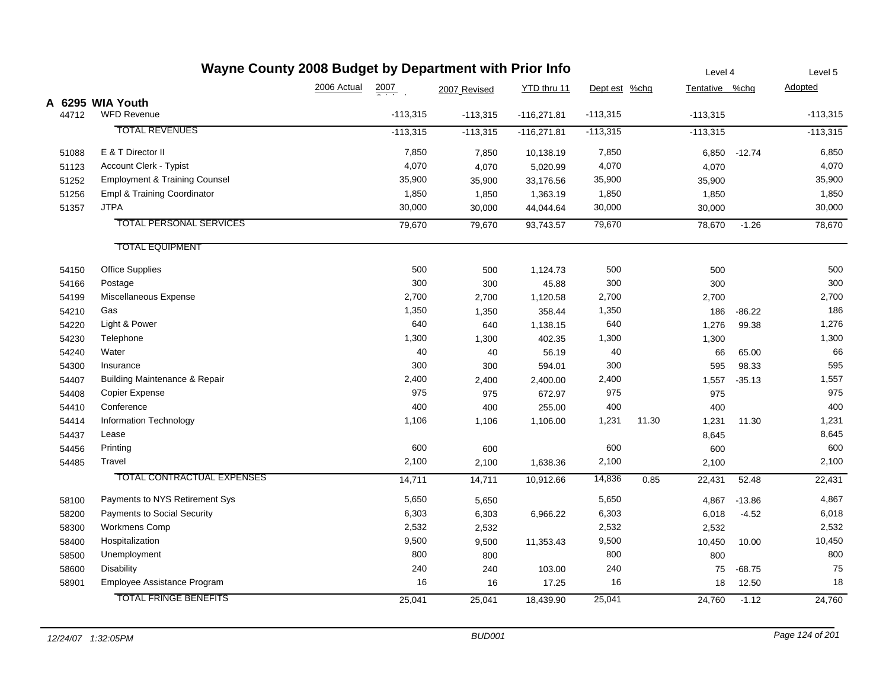# Wayne County 2008 Budget by Department with Prior Info

| | | 2006 Actual | 2007 Original | 2007 Revised | YTD thru 11 | Dept est | %chg | Level 4 Tentative | %chg | Level 5 Adopted |
|---|---|---|---|---|---|---|---|---|---|---|
| **A 6295** | **WIA Youth** | | | | | | | | | |
| 44712 | WFD Revenue | | -113,315 | -113,315 | -116,271.81 | -113,315 | | -113,315 | | -113,315 |
| | TOTAL REVENUES | | -113,315 | -113,315 | -116,271.81 | -113,315 | | -113,315 | | -113,315 |
| 51088 | E & T Director II | | 7,850 | 7,850 | 10,138.19 | 7,850 | | 6,850 | -12.74 | 6,850 |
| 51123 | Account Clerk - Typist | | 4,070 | 4,070 | 5,020.99 | 4,070 | | 4,070 | | 4,070 |
| 51252 | Employment & Training Counsel | | 35,900 | 35,900 | 33,176.56 | 35,900 | | 35,900 | | 35,900 |
| 51256 | Empl & Training Coordinator | | 1,850 | 1,850 | 1,363.19 | 1,850 | | 1,850 | | 1,850 |
| 51357 | JTPA | | 30,000 | 30,000 | 44,044.64 | 30,000 | | 30,000 | | 30,000 |
| | TOTAL PERSONAL SERVICES | | 79,670 | 79,670 | 93,743.57 | 79,670 | | 78,670 | -1.26 | 78,670 |
| | TOTAL EQUIPMENT | | | | | | | | | |
| 54150 | Office Supplies | | 500 | 500 | 1,124.73 | 500 | | 500 | | 500 |
| 54166 | Postage | | 300 | 300 | 45.88 | 300 | | 300 | | 300 |
| 54199 | Miscellaneous Expense | | 2,700 | 2,700 | 1,120.58 | 2,700 | | 2,700 | | 2,700 |
| 54210 | Gas | | 1,350 | 1,350 | 358.44 | 1,350 | | 186 | -86.22 | 186 |
| 54220 | Light & Power | | 640 | 640 | 1,138.15 | 640 | | 1,276 | 99.38 | 1,276 |
| 54230 | Telephone | | 1,300 | 1,300 | 402.35 | 1,300 | | 1,300 | | 1,300 |
| 54240 | Water | | 40 | 40 | 56.19 | 40 | | 66 | 65.00 | 66 |
| 54300 | Insurance | | 300 | 300 | 594.01 | 300 | | 595 | 98.33 | 595 |
| 54407 | Building Maintenance & Repair | | 2,400 | 2,400 | 2,400.00 | 2,400 | | 1,557 | -35.13 | 1,557 |
| 54408 | Copier Expense | | 975 | 975 | 672.97 | 975 | | 975 | | 975 |
| 54410 | Conference | | 400 | 400 | 255.00 | 400 | | 400 | | 400 |
| 54414 | Information Technology | | 1,106 | 1,106 | 1,106.00 | 1,231 | 11.30 | 1,231 | 11.30 | 1,231 |
| 54437 | Lease | | | | | | | 8,645 | | 8,645 |
| 54456 | Printing | | 600 | 600 | | 600 | | 600 | | 600 |
| 54485 | Travel | | 2,100 | 2,100 | 1,638.36 | 2,100 | | 2,100 | | 2,100 |
| | TOTAL CONTRACTUAL EXPENSES | | 14,711 | 14,711 | 10,912.66 | 14,836 | 0.85 | 22,431 | 52.48 | 22,431 |
| 58100 | Payments to NYS Retirement Sys | | 5,650 | 5,650 | | 5,650 | | 4,867 | -13.86 | 4,867 |
| 58200 | Payments to Social Security | | 6,303 | 6,303 | 6,966.22 | 6,303 | | 6,018 | -4.52 | 6,018 |
| 58300 | Workmens Comp | | 2,532 | 2,532 | | 2,532 | | 2,532 | | 2,532 |
| 58400 | Hospitalization | | 9,500 | 9,500 | 11,353.43 | 9,500 | | 10,450 | 10.00 | 10,450 |
| 58500 | Unemployment | | 800 | 800 | | 800 | | 800 | | 800 |
| 58600 | Disability | | 240 | 240 | 103.00 | 240 | | 75 | -68.75 | 75 |
| 58901 | Employee Assistance Program | | 16 | 16 | 17.25 | 16 | | 18 | 12.50 | 18 |
| | TOTAL FRINGE BENEFITS | | 25,041 | 25,041 | 18,439.90 | 25,041 | | 24,760 | -1.12 | 24,760 |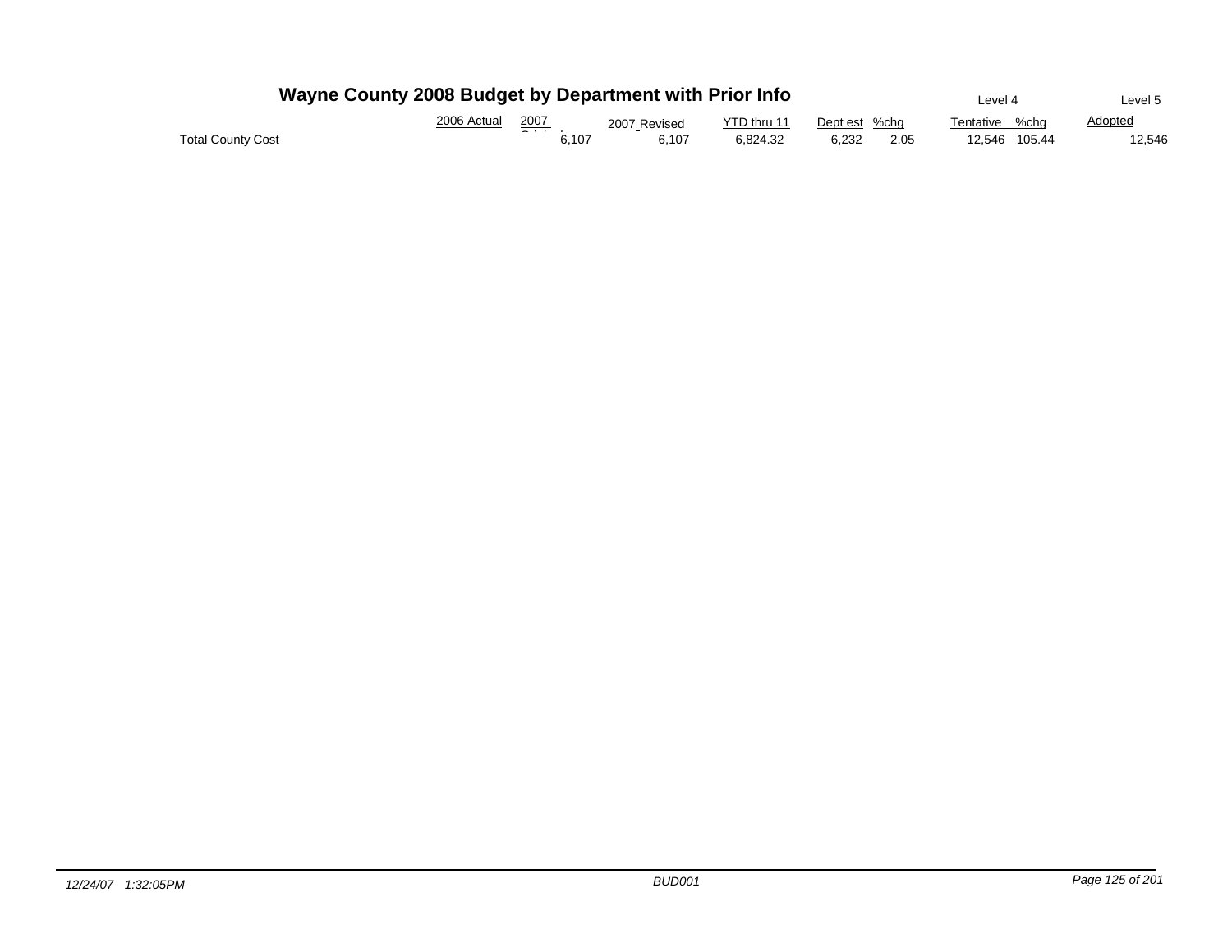# Wayne County 2008 Budget by Department with Prior Info

| | 2006 Actual | 2007 Original | 2007 Revised | YTD thru 11 | Dept est | %chg | Level 4 Tentative | %chg | Level 5 Adopted |
|---|---|---|---|---|---|---|---|---|---|
| Total County Cost | | 6,107 | 6,107 | 6,824.32 | 6,232 | 2.05 | 12,546 | 105.44 | 12,546 |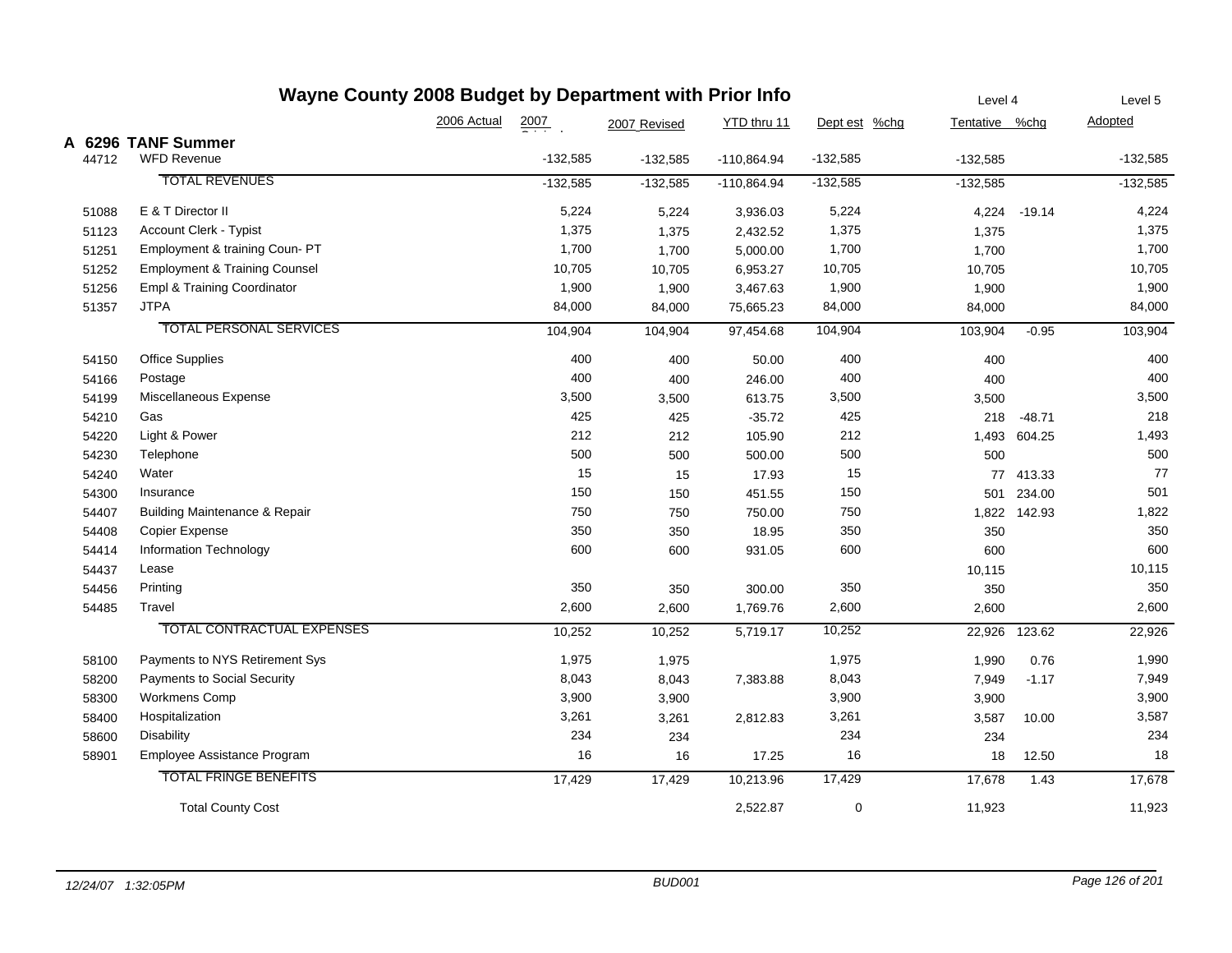# Wayne County 2008 Budget by Department with Prior Info

## A 6296 TANF Summer

| | | 2006 Actual | 2007 Original | 2007 Revised | YTD thru 11 | Dept est | %chg | Level 4 Tentative | %chg | Level 5 Adopted |
|---|---|---|---|---|---|---|---|---|---|---|
| 44712 | WFD Revenue | | -132,585 | -132,585 | -110,864.94 | -132,585 | | -132,585 | | -132,585 |
| | TOTAL REVENUES | | -132,585 | -132,585 | -110,864.94 | -132,585 | | -132,585 | | -132,585 |
| 51088 | E & T Director II | | 5,224 | 5,224 | 3,936.03 | 5,224 | | 4,224 | -19.14 | 4,224 |
| 51123 | Account Clerk - Typist | | 1,375 | 1,375 | 2,432.52 | 1,375 | | 1,375 | | 1,375 |
| 51251 | Employment & training Coun- PT | | 1,700 | 1,700 | 5,000.00 | 1,700 | | 1,700 | | 1,700 |
| 51252 | Employment & Training Counsel | | 10,705 | 10,705 | 6,953.27 | 10,705 | | 10,705 | | 10,705 |
| 51256 | Empl & Training Coordinator | | 1,900 | 1,900 | 3,467.63 | 1,900 | | 1,900 | | 1,900 |
| 51357 | JTPA | | 84,000 | 84,000 | 75,665.23 | 84,000 | | 84,000 | | 84,000 |
| | TOTAL PERSONAL SERVICES | | 104,904 | 104,904 | 97,454.68 | 104,904 | | 103,904 | -0.95 | 103,904 |
| 54150 | Office Supplies | | 400 | 400 | 50.00 | 400 | | 400 | | 400 |
| 54166 | Postage | | 400 | 400 | 246.00 | 400 | | 400 | | 400 |
| 54199 | Miscellaneous Expense | | 3,500 | 3,500 | 613.75 | 3,500 | | 3,500 | | 3,500 |
| 54210 | Gas | | 425 | 425 | -35.72 | 425 | | 218 | -48.71 | 218 |
| 54220 | Light & Power | | 212 | 212 | 105.90 | 212 | | 1,493 | 604.25 | 1,493 |
| 54230 | Telephone | | 500 | 500 | 500.00 | 500 | | 500 | | 500 |
| 54240 | Water | | 15 | 15 | 17.93 | 15 | | 77 | 413.33 | 77 |
| 54300 | Insurance | | 150 | 150 | 451.55 | 150 | | 501 | 234.00 | 501 |
| 54407 | Building Maintenance & Repair | | 750 | 750 | 750.00 | 750 | | 1,822 | 142.93 | 1,822 |
| 54408 | Copier Expense | | 350 | 350 | 18.95 | 350 | | 350 | | 350 |
| 54414 | Information Technology | | 600 | 600 | 931.05 | 600 | | 600 | | 600 |
| 54437 | Lease | | | | | | | 10,115 | | 10,115 |
| 54456 | Printing | | 350 | 350 | 300.00 | 350 | | 350 | | 350 |
| 54485 | Travel | | 2,600 | 2,600 | 1,769.76 | 2,600 | | 2,600 | | 2,600 |
| | TOTAL CONTRACTUAL EXPENSES | | 10,252 | 10,252 | 5,719.17 | 10,252 | | 22,926 | 123.62 | 22,926 |
| 58100 | Payments to NYS Retirement Sys | | 1,975 | 1,975 | | 1,975 | | 1,990 | 0.76 | 1,990 |
| 58200 | Payments to Social Security | | 8,043 | 8,043 | 7,383.88 | 8,043 | | 7,949 | -1.17 | 7,949 |
| 58300 | Workmens Comp | | 3,900 | 3,900 | | 3,900 | | 3,900 | | 3,900 |
| 58400 | Hospitalization | | 3,261 | 3,261 | 2,812.83 | 3,261 | | 3,587 | 10.00 | 3,587 |
| 58600 | Disability | | 234 | 234 | | 234 | | 234 | | 234 |
| 58901 | Employee Assistance Program | | 16 | 16 | 17.25 | 16 | | 18 | 12.50 | 18 |
| | TOTAL FRINGE BENEFITS | | 17,429 | 17,429 | 10,213.96 | 17,429 | | 17,678 | 1.43 | 17,678 |
| | Total County Cost | | | | 2,522.87 | 0 | | 11,923 | | 11,923 |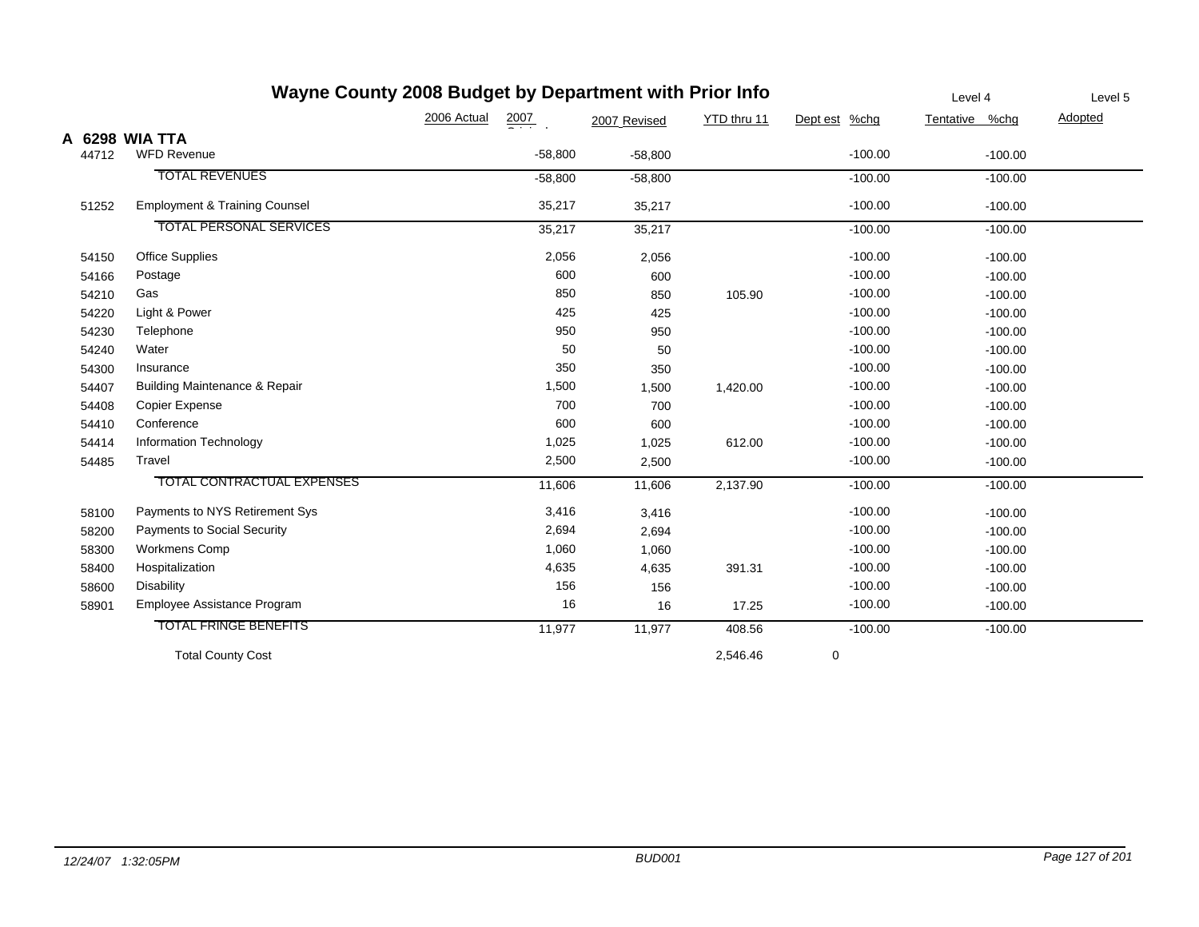# Wayne County 2008 Budget by Department with Prior Info

| | | 2006 Actual | 2007 Original | 2007 Revised | YTD thru 11 | Dept est | %chg | Tentative | %chg | Adopted |
|---|---|---|---|---|---|---|---|---|---|---|
| | | | | | | Level 4 | | | | Level 5 |
| **A 6298 WIA TTA** | | | | | | | | | | |
| 44712 | WFD Revenue | | -58,800 | -58,800 | | | -100.00 | | -100.00 | |
| | TOTAL REVENUES | | -58,800 | -58,800 | | | -100.00 | | -100.00 | |
| 51252 | Employment & Training Counsel | | 35,217 | 35,217 | | | -100.00 | | -100.00 | |
| | TOTAL PERSONAL SERVICES | | 35,217 | 35,217 | | | -100.00 | | -100.00 | |
| 54150 | Office Supplies | | 2,056 | 2,056 | | | -100.00 | | -100.00 | |
| 54166 | Postage | | 600 | 600 | | | -100.00 | | -100.00 | |
| 54210 | Gas | | 850 | 850 | 105.90 | | -100.00 | | -100.00 | |
| 54220 | Light & Power | | 425 | 425 | | | -100.00 | | -100.00 | |
| 54230 | Telephone | | 950 | 950 | | | -100.00 | | -100.00 | |
| 54240 | Water | | 50 | 50 | | | -100.00 | | -100.00 | |
| 54300 | Insurance | | 350 | 350 | | | -100.00 | | -100.00 | |
| 54407 | Building Maintenance & Repair | | 1,500 | 1,500 | 1,420.00 | | -100.00 | | -100.00 | |
| 54408 | Copier Expense | | 700 | 700 | | | -100.00 | | -100.00 | |
| 54410 | Conference | | 600 | 600 | | | -100.00 | | -100.00 | |
| 54414 | Information Technology | | 1,025 | 1,025 | 612.00 | | -100.00 | | -100.00 | |
| 54485 | Travel | | 2,500 | 2,500 | | | -100.00 | | -100.00 | |
| | TOTAL CONTRACTUAL EXPENSES | | 11,606 | 11,606 | 2,137.90 | | -100.00 | | -100.00 | |
| 58100 | Payments to NYS Retirement Sys | | 3,416 | 3,416 | | | -100.00 | | -100.00 | |
| 58200 | Payments to Social Security | | 2,694 | 2,694 | | | -100.00 | | -100.00 | |
| 58300 | Workmens Comp | | 1,060 | 1,060 | | | -100.00 | | -100.00 | |
| 58400 | Hospitalization | | 4,635 | 4,635 | 391.31 | | -100.00 | | -100.00 | |
| 58600 | Disability | | 156 | 156 | | | -100.00 | | -100.00 | |
| 58901 | Employee Assistance Program | | 16 | 16 | 17.25 | | -100.00 | | -100.00 | |
| | TOTAL FRINGE BENEFITS | | 11,977 | 11,977 | 408.56 | | -100.00 | | -100.00 | |
| | Total County Cost | | | | 2,546.46 | 0 | | | | |

*12/24/07 1:32:05PM* — *BUD001*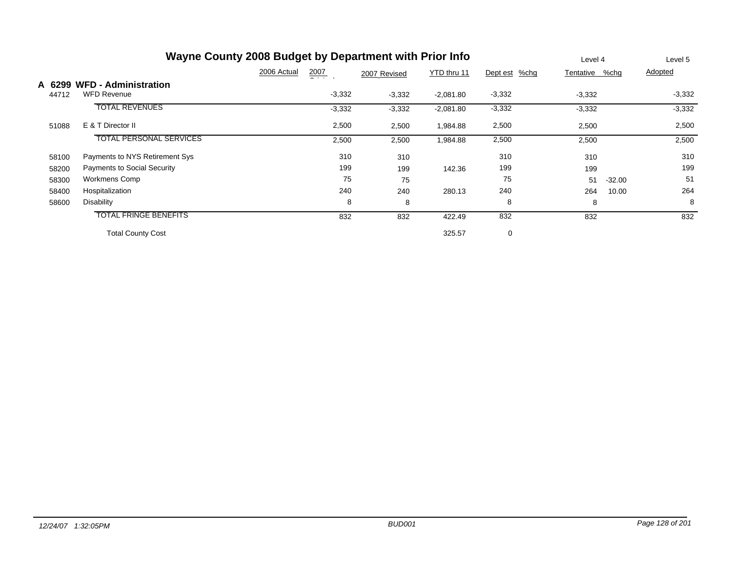# Wayne County 2008 Budget by Department with Prior Info

| | | 2006 Actual | 2007 Original | 2007 Revised | YTD thru 11 | Dept est | %chg | Level 4 Tentative | %chg | Level 5 Adopted |
|---|---|---|---|---|---|---|---|---|---|---|
| **A 6299** | **WFD - Administration** | | | | | | | | | |
| 44712 | WFD Revenue | | -3,332 | -3,332 | -2,081.80 | -3,332 | | -3,332 | | -3,332 |
| | TOTAL REVENUES | | -3,332 | -3,332 | -2,081.80 | -3,332 | | -3,332 | | -3,332 |
| 51088 | E & T Director II | | 2,500 | 2,500 | 1,984.88 | 2,500 | | 2,500 | | 2,500 |
| | TOTAL PERSONAL SERVICES | | 2,500 | 2,500 | 1,984.88 | 2,500 | | 2,500 | | 2,500 |
| 58100 | Payments to NYS Retirement Sys | | 310 | 310 | | 310 | | 310 | | 310 |
| 58200 | Payments to Social Security | | 199 | 199 | 142.36 | 199 | | 199 | | 199 |
| 58300 | Workmens Comp | | 75 | 75 | | 75 | | 51 | -32.00 | 51 |
| 58400 | Hospitalization | | 240 | 240 | 280.13 | 240 | | 264 | 10.00 | 264 |
| 58600 | Disability | | 8 | 8 | | 8 | | 8 | | 8 |
| | TOTAL FRINGE BENEFITS | | 832 | 832 | 422.49 | 832 | | 832 | | 832 |
| | Total County Cost | | | | 325.57 | 0 | | | | |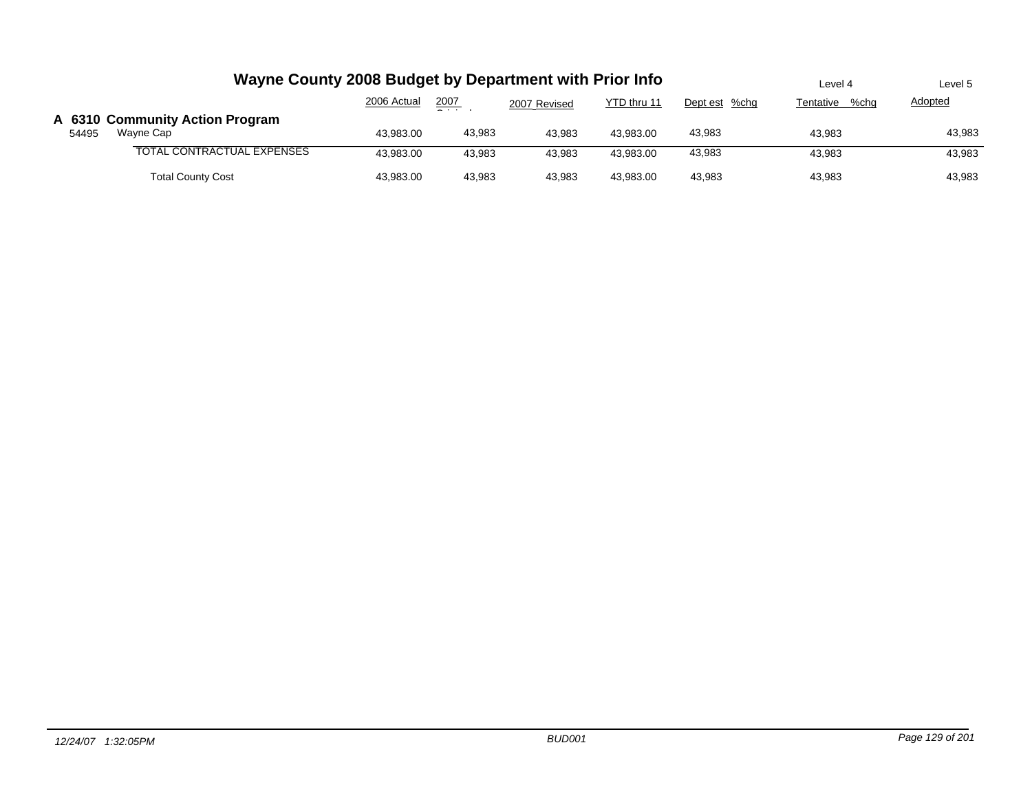# Wayne County 2008 Budget by Department with Prior Info

| | | 2006 Actual | 2007 Original | 2007 Revised | YTD thru 11 | Dept est | %chg | Level 4 Tentative | %chg | Level 5 Adopted |
|---|---|---|---|---|---|---|---|---|---|---|
| **A 6310** | **Community Action Program** | | | | | | | | | |
| 54495 | Wayne Cap | 43,983.00 | 43,983 | 43,983 | 43,983.00 | 43,983 | | 43,983 | | 43,983 |
| | TOTAL CONTRACTUAL EXPENSES | 43,983.00 | 43,983 | 43,983 | 43,983.00 | 43,983 | | 43,983 | | 43,983 |
| | Total County Cost | 43,983.00 | 43,983 | 43,983 | 43,983.00 | 43,983 | | 43,983 | | 43,983 |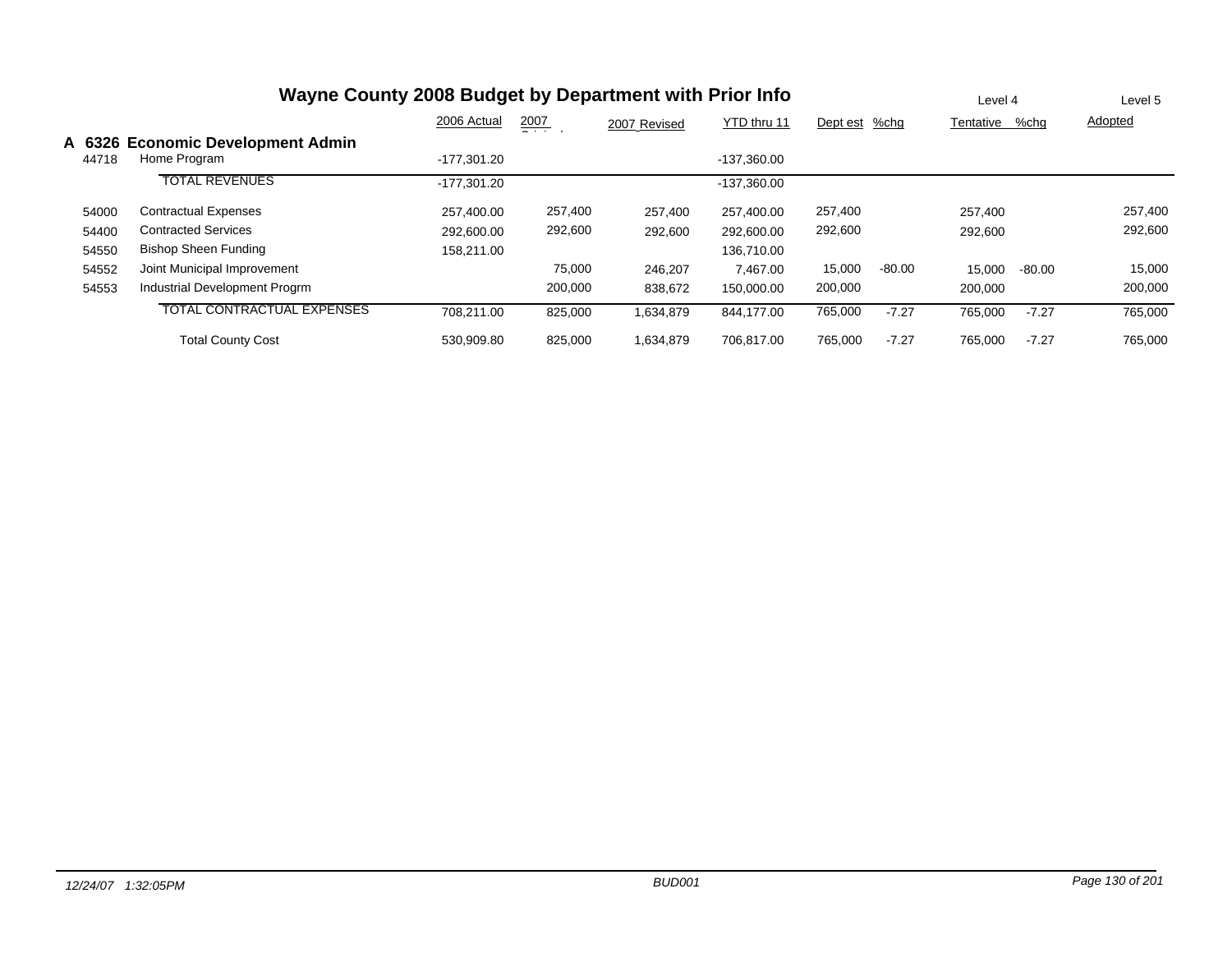# Wayne County 2008 Budget by Department with Prior Info

| | | 2006 Actual | 2007 Original | 2007 Revised | YTD thru 11 | Dept est | %chg | Level 4 Tentative | %chg | Level 5 Adopted |
|---|---|---|---|---|---|---|---|---|---|---|
| **A 6326** | **Economic Development Admin** | | | | | | | | | |
| 44718 | Home Program | -177,301.20 | | | -137,360.00 | | | | | |
| | TOTAL REVENUES | -177,301.20 | | | -137,360.00 | | | | | |
| 54000 | Contractual Expenses | 257,400.00 | 257,400 | 257,400 | 257,400.00 | 257,400 | | 257,400 | | 257,400 |
| 54400 | Contracted Services | 292,600.00 | 292,600 | 292,600 | 292,600.00 | 292,600 | | 292,600 | | 292,600 |
| 54550 | Bishop Sheen Funding | 158,211.00 | | | 136,710.00 | | | | | |
| 54552 | Joint Municipal Improvement | | 75,000 | 246,207 | 7,467.00 | 15,000 | -80.00 | 15,000 | -80.00 | 15,000 |
| 54553 | Industrial Development Progrm | | 200,000 | 838,672 | 150,000.00 | 200,000 | | 200,000 | | 200,000 |
| | TOTAL CONTRACTUAL EXPENSES | 708,211.00 | 825,000 | 1,634,879 | 844,177.00 | 765,000 | -7.27 | 765,000 | -7.27 | 765,000 |
| | Total County Cost | 530,909.80 | 825,000 | 1,634,879 | 706,817.00 | 765,000 | -7.27 | 765,000 | -7.27 | 765,000 |

*12/24/07 1:32:05PM* *BUD001*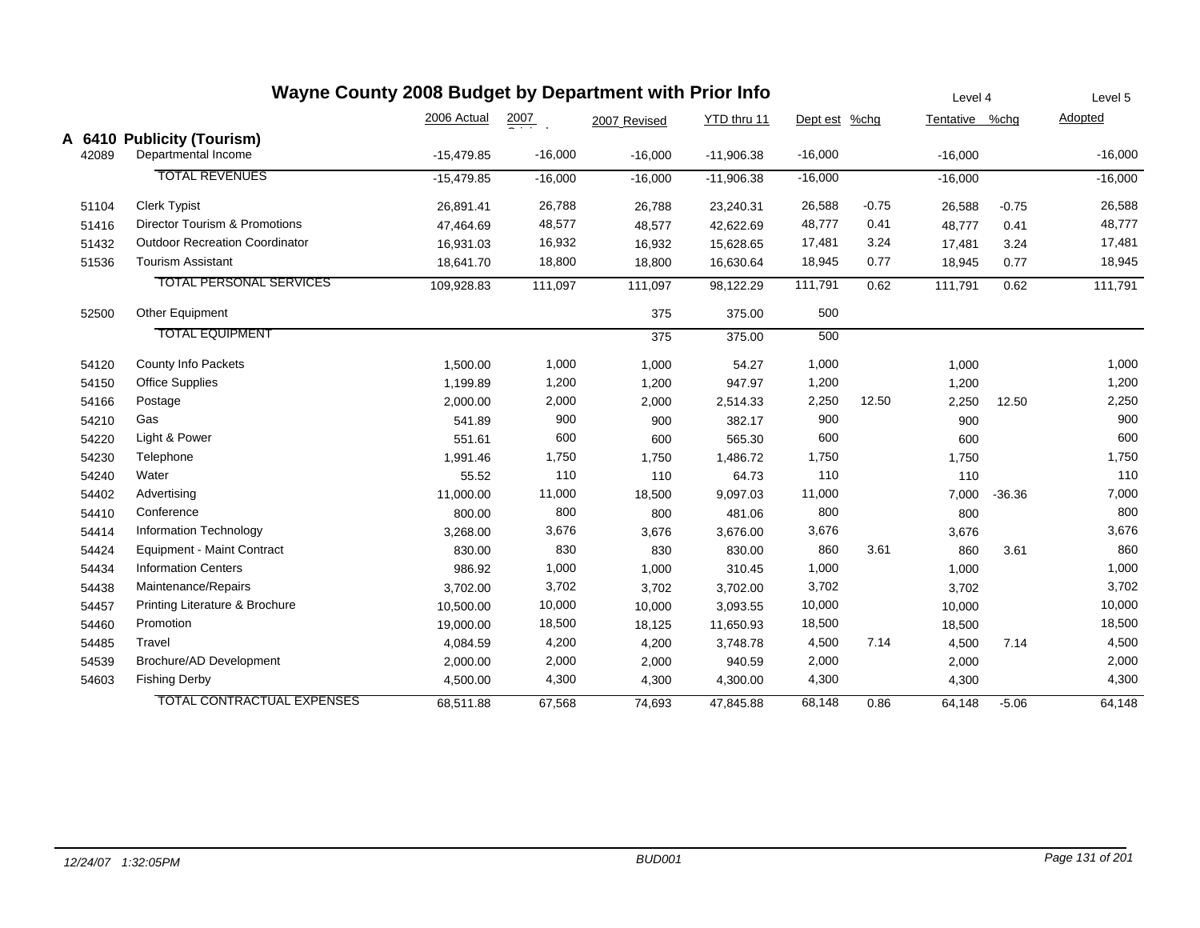# Wayne County 2008 Budget by Department with Prior Info

| | | 2006 Actual | 2007 Original | 2007 Revised | YTD thru 11 | Dept est | %chg | Level 4 Tentative | %chg | Level 5 Adopted |
|---|---|---|---|---|---|---|---|---|---|---|
| **A 6410** | **Publicity (Tourism)** | | | | | | | | | |
| 42089 | Departmental Income | -15,479.85 | -16,000 | -16,000 | -11,906.38 | -16,000 | | -16,000 | | -16,000 |
| | TOTAL REVENUES | -15,479.85 | -16,000 | -16,000 | -11,906.38 | -16,000 | | -16,000 | | -16,000 |
| 51104 | Clerk Typist | 26,891.41 | 26,788 | 26,788 | 23,240.31 | 26,588 | -0.75 | 26,588 | -0.75 | 26,588 |
| 51416 | Director Tourism & Promotions | 47,464.69 | 48,577 | 48,577 | 42,622.69 | 48,777 | 0.41 | 48,777 | 0.41 | 48,777 |
| 51432 | Outdoor Recreation Coordinator | 16,931.03 | 16,932 | 16,932 | 15,628.65 | 17,481 | 3.24 | 17,481 | 3.24 | 17,481 |
| 51536 | Tourism Assistant | 18,641.70 | 18,800 | 18,800 | 16,630.64 | 18,945 | 0.77 | 18,945 | 0.77 | 18,945 |
| | TOTAL PERSONAL SERVICES | 109,928.83 | 111,097 | 111,097 | 98,122.29 | 111,791 | 0.62 | 111,791 | 0.62 | 111,791 |
| 52500 | Other Equipment | | | 375 | 375.00 | 500 | | | | |
| | TOTAL EQUIPMENT | | | 375 | 375.00 | 500 | | | | |
| 54120 | County Info Packets | 1,500.00 | 1,000 | 1,000 | 54.27 | 1,000 | | 1,000 | | 1,000 |
| 54150 | Office Supplies | 1,199.89 | 1,200 | 1,200 | 947.97 | 1,200 | | 1,200 | | 1,200 |
| 54166 | Postage | 2,000.00 | 2,000 | 2,000 | 2,514.33 | 2,250 | 12.50 | 2,250 | 12.50 | 2,250 |
| 54210 | Gas | 541.89 | 900 | 900 | 382.17 | 900 | | 900 | | 900 |
| 54220 | Light & Power | 551.61 | 600 | 600 | 565.30 | 600 | | 600 | | 600 |
| 54230 | Telephone | 1,991.46 | 1,750 | 1,750 | 1,486.72 | 1,750 | | 1,750 | | 1,750 |
| 54240 | Water | 55.52 | 110 | 110 | 64.73 | 110 | | 110 | | 110 |
| 54402 | Advertising | 11,000.00 | 11,000 | 18,500 | 9,097.03 | 11,000 | | 7,000 | -36.36 | 7,000 |
| 54410 | Conference | 800.00 | 800 | 800 | 481.06 | 800 | | 800 | | 800 |
| 54414 | Information Technology | 3,268.00 | 3,676 | 3,676 | 3,676.00 | 3,676 | | 3,676 | | 3,676 |
| 54424 | Equipment - Maint Contract | 830.00 | 830 | 830 | 830.00 | 860 | 3.61 | 860 | 3.61 | 860 |
| 54434 | Information Centers | 986.92 | 1,000 | 1,000 | 310.45 | 1,000 | | 1,000 | | 1,000 |
| 54438 | Maintenance/Repairs | 3,702.00 | 3,702 | 3,702 | 3,702.00 | 3,702 | | 3,702 | | 3,702 |
| 54457 | Printing Literature & Brochure | 10,500.00 | 10,000 | 10,000 | 3,093.55 | 10,000 | | 10,000 | | 10,000 |
| 54460 | Promotion | 19,000.00 | 18,500 | 18,125 | 11,650.93 | 18,500 | | 18,500 | | 18,500 |
| 54485 | Travel | 4,084.59 | 4,200 | 4,200 | 3,748.78 | 4,500 | 7.14 | 4,500 | 7.14 | 4,500 |
| 54539 | Brochure/AD Development | 2,000.00 | 2,000 | 2,000 | 940.59 | 2,000 | | 2,000 | | 2,000 |
| 54603 | Fishing Derby | 4,500.00 | 4,300 | 4,300 | 4,300.00 | 4,300 | | 4,300 | | 4,300 |
| | TOTAL CONTRACTUAL EXPENSES | 68,511.88 | 67,568 | 74,693 | 47,845.88 | 68,148 | 0.86 | 64,148 | -5.06 | 64,148 |

12/24/07 1:32:05PM — BUD001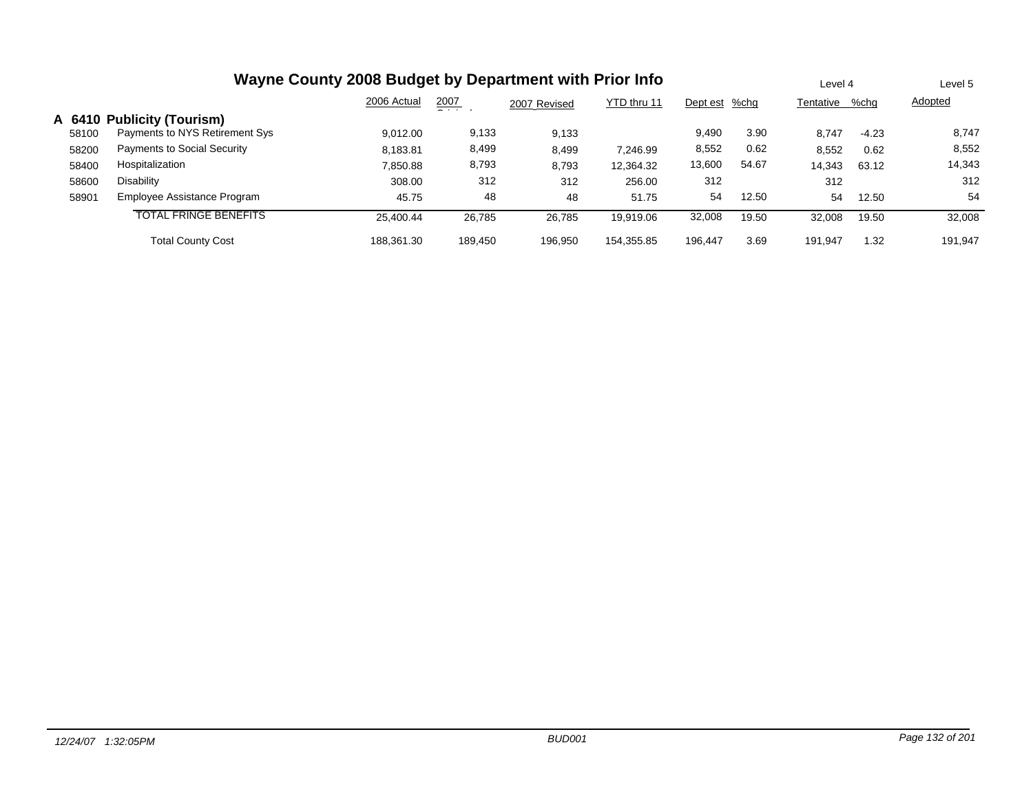# Wayne County 2008 Budget by Department with Prior Info

| | | 2006 Actual | 2007 Original | 2007 Revised | YTD thru 11 | Dept est | %chg | Level 4 Tentative | %chg | Level 5 Adopted |
|---|---|---|---|---|---|---|---|---|---|---|
| **A 6410** | **Publicity (Tourism)** | | | | | | | | | |
| 58100 | Payments to NYS Retirement Sys | 9,012.00 | 9,133 | 9,133 | | 9,490 | 3.90 | 8,747 | -4.23 | 8,747 |
| 58200 | Payments to Social Security | 8,183.81 | 8,499 | 8,499 | 7,246.99 | 8,552 | 0.62 | 8,552 | 0.62 | 8,552 |
| 58400 | Hospitalization | 7,850.88 | 8,793 | 8,793 | 12,364.32 | 13,600 | 54.67 | 14,343 | 63.12 | 14,343 |
| 58600 | Disability | 308.00 | 312 | 312 | 256.00 | 312 | | 312 | | 312 |
| 58901 | Employee Assistance Program | 45.75 | 48 | 48 | 51.75 | 54 | 12.50 | 54 | 12.50 | 54 |
| | TOTAL FRINGE BENEFITS | 25,400.44 | 26,785 | 26,785 | 19,919.06 | 32,008 | 19.50 | 32,008 | 19.50 | 32,008 |
| | Total County Cost | 188,361.30 | 189,450 | 196,950 | 154,355.85 | 196,447 | 3.69 | 191,947 | 1.32 | 191,947 |

*12/24/07 1:32:05PM* *BUD001*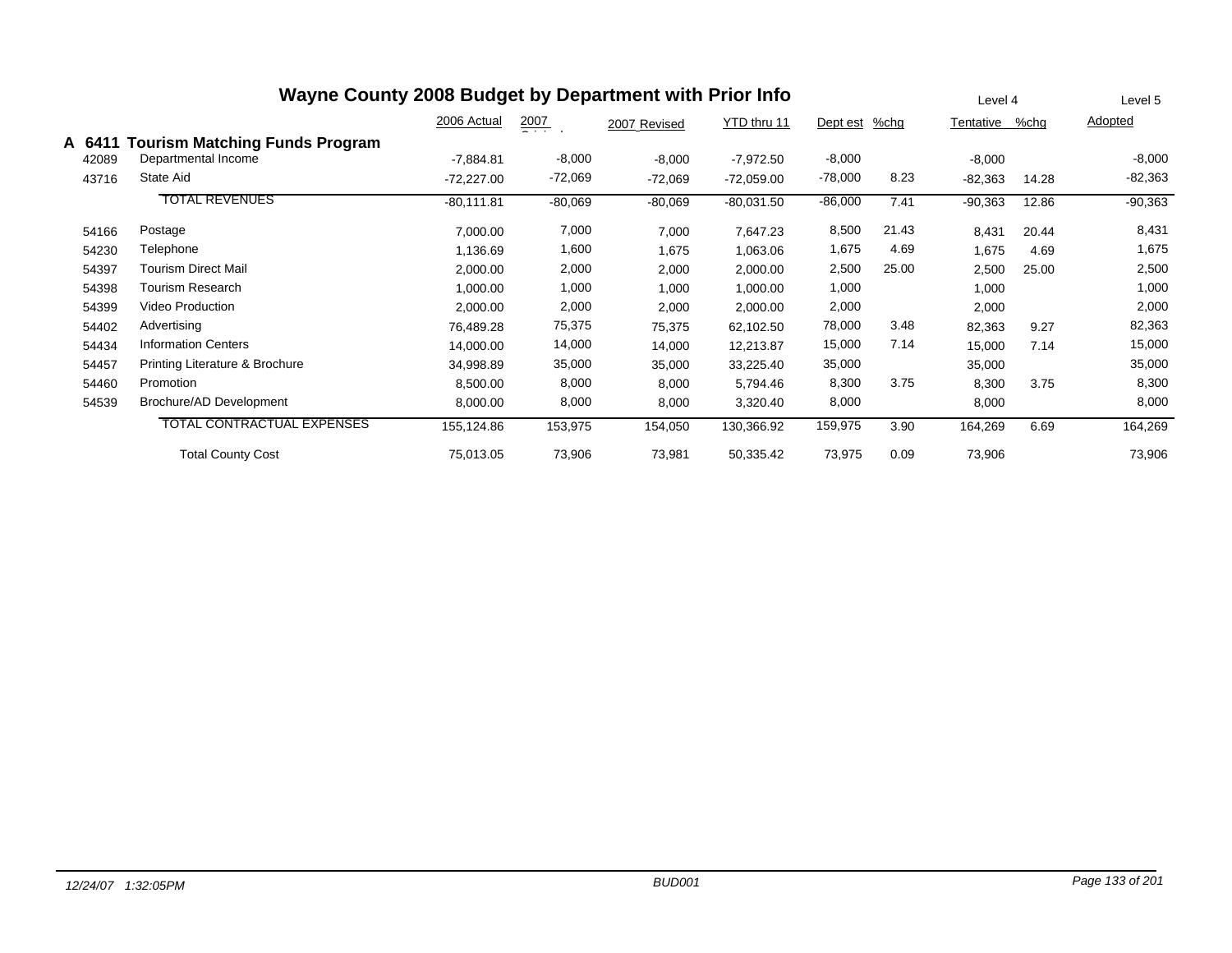# Wayne County 2008 Budget by Department with Prior Info

| | | 2006 Actual | 2007 Original | 2007 Revised | YTD thru 11 | Dept est | %chg | Level 4 Tentative | %chg | Level 5 Adopted |
|---|---|---|---|---|---|---|---|---|---|---|
| **A 6411** | **Tourism Matching Funds Program** | | | | | | | | | |
| 42089 | Departmental Income | -7,884.81 | -8,000 | -8,000 | -7,972.50 | -8,000 | | -8,000 | | -8,000 |
| 43716 | State Aid | -72,227.00 | -72,069 | -72,069 | -72,059.00 | -78,000 | 8.23 | -82,363 | 14.28 | -82,363 |
| | TOTAL REVENUES | -80,111.81 | -80,069 | -80,069 | -80,031.50 | -86,000 | 7.41 | -90,363 | 12.86 | -90,363 |
| 54166 | Postage | 7,000.00 | 7,000 | 7,000 | 7,647.23 | 8,500 | 21.43 | 8,431 | 20.44 | 8,431 |
| 54230 | Telephone | 1,136.69 | 1,600 | 1,675 | 1,063.06 | 1,675 | 4.69 | 1,675 | 4.69 | 1,675 |
| 54397 | Tourism Direct Mail | 2,000.00 | 2,000 | 2,000 | 2,000.00 | 2,500 | 25.00 | 2,500 | 25.00 | 2,500 |
| 54398 | Tourism Research | 1,000.00 | 1,000 | 1,000 | 1,000.00 | 1,000 | | 1,000 | | 1,000 |
| 54399 | Video Production | 2,000.00 | 2,000 | 2,000 | 2,000.00 | 2,000 | | 2,000 | | 2,000 |
| 54402 | Advertising | 76,489.28 | 75,375 | 75,375 | 62,102.50 | 78,000 | 3.48 | 82,363 | 9.27 | 82,363 |
| 54434 | Information Centers | 14,000.00 | 14,000 | 14,000 | 12,213.87 | 15,000 | 7.14 | 15,000 | 7.14 | 15,000 |
| 54457 | Printing Literature & Brochure | 34,998.89 | 35,000 | 35,000 | 33,225.40 | 35,000 | | 35,000 | | 35,000 |
| 54460 | Promotion | 8,500.00 | 8,000 | 8,000 | 5,794.46 | 8,300 | 3.75 | 8,300 | 3.75 | 8,300 |
| 54539 | Brochure/AD Development | 8,000.00 | 8,000 | 8,000 | 3,320.40 | 8,000 | | 8,000 | | 8,000 |
| | TOTAL CONTRACTUAL EXPENSES | 155,124.86 | 153,975 | 154,050 | 130,366.92 | 159,975 | 3.90 | 164,269 | 6.69 | 164,269 |
| | Total County Cost | 75,013.05 | 73,906 | 73,981 | 50,335.42 | 73,975 | 0.09 | 73,906 | | 73,906 |

12/24/07 1:32:05PM BUD001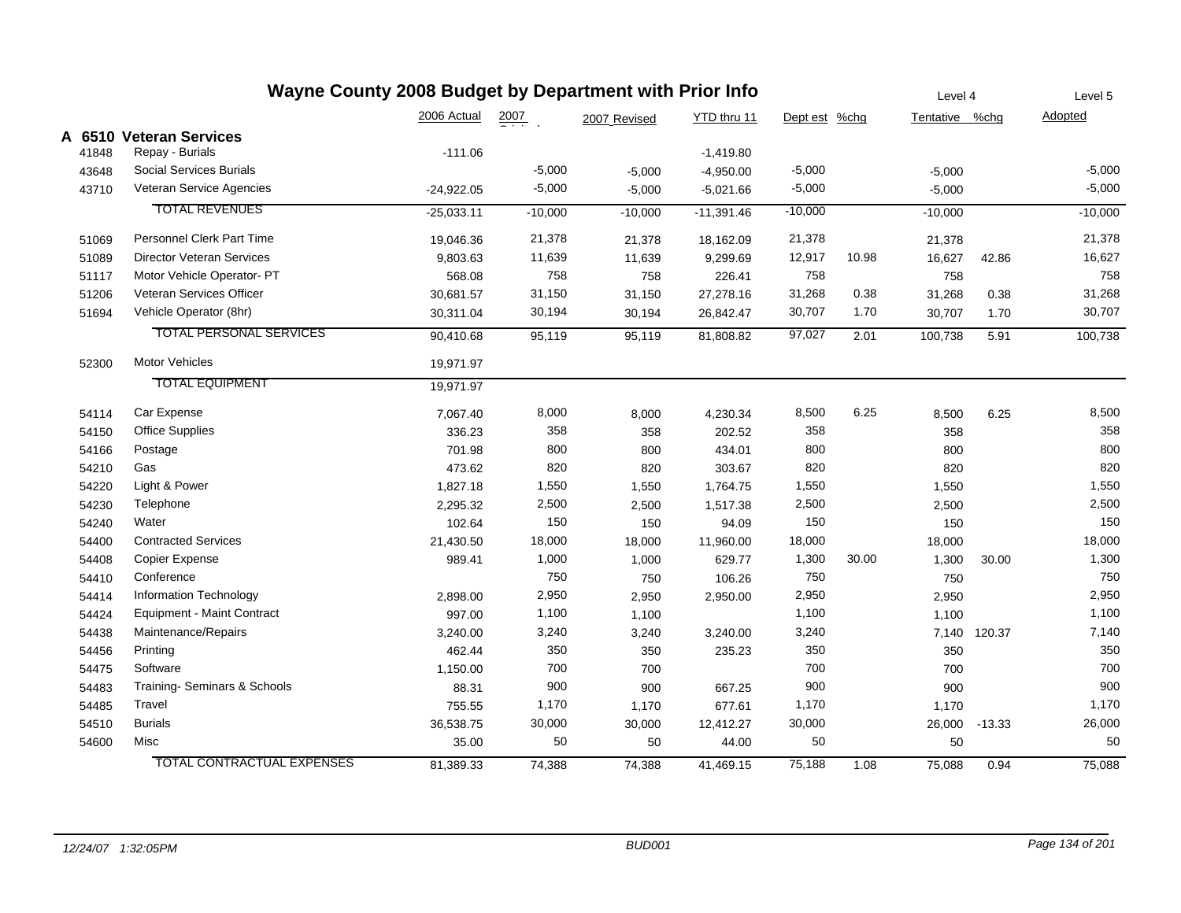# Wayne County 2008 Budget by Department with Prior Info

| | | 2006 Actual | 2007 Original | 2007 Revised | YTD thru 11 | Dept est | %chg | Level 4 Tentative | %chg | Level 5 Adopted |
|---|---|---|---|---|---|---|---|---|---|---|
| **A 6510** | **Veteran Services** | | | | | | | | | |
| 41848 | Repay - Burials | -111.06 | | | -1,419.80 | | | | | |
| 43648 | Social Services Burials | | -5,000 | -5,000 | -4,950.00 | -5,000 | | -5,000 | | -5,000 |
| 43710 | Veteran Service Agencies | -24,922.05 | -5,000 | -5,000 | -5,021.66 | -5,000 | | -5,000 | | -5,000 |
| | TOTAL REVENUES | -25,033.11 | -10,000 | -10,000 | -11,391.46 | -10,000 | | -10,000 | | -10,000 |
| 51069 | Personnel Clerk Part Time | 19,046.36 | 21,378 | 21,378 | 18,162.09 | 21,378 | | 21,378 | | 21,378 |
| 51089 | Director Veteran Services | 9,803.63 | 11,639 | 11,639 | 9,299.69 | 12,917 | 10.98 | 16,627 | 42.86 | 16,627 |
| 51117 | Motor Vehicle Operator- PT | 568.08 | 758 | 758 | 226.41 | 758 | | 758 | | 758 |
| 51206 | Veteran Services Officer | 30,681.57 | 31,150 | 31,150 | 27,278.16 | 31,268 | 0.38 | 31,268 | 0.38 | 31,268 |
| 51694 | Vehicle Operator (8hr) | 30,311.04 | 30,194 | 30,194 | 26,842.47 | 30,707 | 1.70 | 30,707 | 1.70 | 30,707 |
| | TOTAL PERSONAL SERVICES | 90,410.68 | 95,119 | 95,119 | 81,808.82 | 97,027 | 2.01 | 100,738 | 5.91 | 100,738 |
| 52300 | Motor Vehicles | 19,971.97 | | | | | | | | |
| | TOTAL EQUIPMENT | 19,971.97 | | | | | | | | |
| 54114 | Car Expense | 7,067.40 | 8,000 | 8,000 | 4,230.34 | 8,500 | 6.25 | 8,500 | 6.25 | 8,500 |
| 54150 | Office Supplies | 336.23 | 358 | 358 | 202.52 | 358 | | 358 | | 358 |
| 54166 | Postage | 701.98 | 800 | 800 | 434.01 | 800 | | 800 | | 800 |
| 54210 | Gas | 473.62 | 820 | 820 | 303.67 | 820 | | 820 | | 820 |
| 54220 | Light & Power | 1,827.18 | 1,550 | 1,550 | 1,764.75 | 1,550 | | 1,550 | | 1,550 |
| 54230 | Telephone | 2,295.32 | 2,500 | 2,500 | 1,517.38 | 2,500 | | 2,500 | | 2,500 |
| 54240 | Water | 102.64 | 150 | 150 | 94.09 | 150 | | 150 | | 150 |
| 54400 | Contracted Services | 21,430.50 | 18,000 | 18,000 | 11,960.00 | 18,000 | | 18,000 | | 18,000 |
| 54408 | Copier Expense | 989.41 | 1,000 | 1,000 | 629.77 | 1,300 | 30.00 | 1,300 | 30.00 | 1,300 |
| 54410 | Conference | | 750 | 750 | 106.26 | 750 | | 750 | | 750 |
| 54414 | Information Technology | 2,898.00 | 2,950 | 2,950 | 2,950.00 | 2,950 | | 2,950 | | 2,950 |
| 54424 | Equipment - Maint Contract | 997.00 | 1,100 | 1,100 | | 1,100 | | 1,100 | | 1,100 |
| 54438 | Maintenance/Repairs | 3,240.00 | 3,240 | 3,240 | 3,240.00 | 3,240 | | 7,140 | 120.37 | 7,140 |
| 54456 | Printing | 462.44 | 350 | 350 | 235.23 | 350 | | 350 | | 350 |
| 54475 | Software | 1,150.00 | 700 | 700 | | 700 | | 700 | | 700 |
| 54483 | Training- Seminars & Schools | 88.31 | 900 | 900 | 667.25 | 900 | | 900 | | 900 |
| 54485 | Travel | 755.55 | 1,170 | 1,170 | 677.61 | 1,170 | | 1,170 | | 1,170 |
| 54510 | Burials | 36,538.75 | 30,000 | 30,000 | 12,412.27 | 30,000 | | 26,000 | -13.33 | 26,000 |
| 54600 | Misc | 35.00 | 50 | 50 | 44.00 | 50 | | 50 | | 50 |
| | TOTAL CONTRACTUAL EXPENSES | 81,389.33 | 74,388 | 74,388 | 41,469.15 | 75,188 | 1.08 | 75,088 | 0.94 | 75,088 |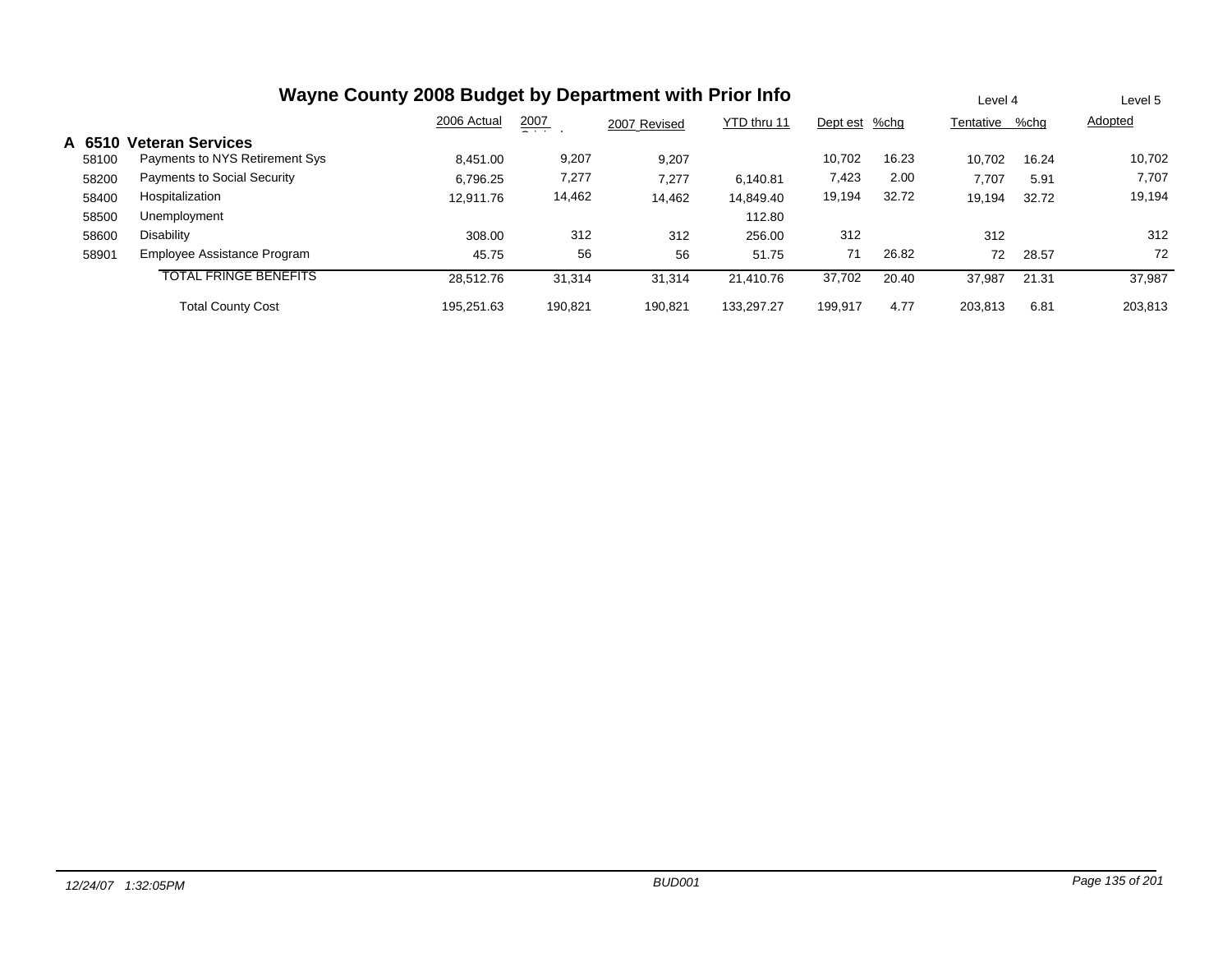# Wayne County 2008 Budget by Department with Prior Info

| | | 2006 Actual | 2007 Original | 2007 Revised | YTD thru 11 | Dept est | %chg | Level 4 Tentative | %chg | Level 5 Adopted |
|---|---|---|---|---|---|---|---|---|---|---|
| **A 6510** | **Veteran Services** | | | | | | | | | |
| 58100 | Payments to NYS Retirement Sys | 8,451.00 | 9,207 | 9,207 | | 10,702 | 16.23 | 10,702 | 16.24 | 10,702 |
| 58200 | Payments to Social Security | 6,796.25 | 7,277 | 7,277 | 6,140.81 | 7,423 | 2.00 | 7,707 | 5.91 | 7,707 |
| 58400 | Hospitalization | 12,911.76 | 14,462 | 14,462 | 14,849.40 | 19,194 | 32.72 | 19,194 | 32.72 | 19,194 |
| 58500 | Unemployment | | | | 112.80 | | | | | |
| 58600 | Disability | 308.00 | 312 | 312 | 256.00 | 312 | | 312 | | 312 |
| 58901 | Employee Assistance Program | 45.75 | 56 | 56 | 51.75 | 71 | 26.82 | 72 | 28.57 | 72 |
| | TOTAL FRINGE BENEFITS | 28,512.76 | 31,314 | 31,314 | 21,410.76 | 37,702 | 20.40 | 37,987 | 21.31 | 37,987 |
| | Total County Cost | 195,251.63 | 190,821 | 190,821 | 133,297.27 | 199,917 | 4.77 | 203,813 | 6.81 | 203,813 |

12/24/07 1:32:05PM BUD001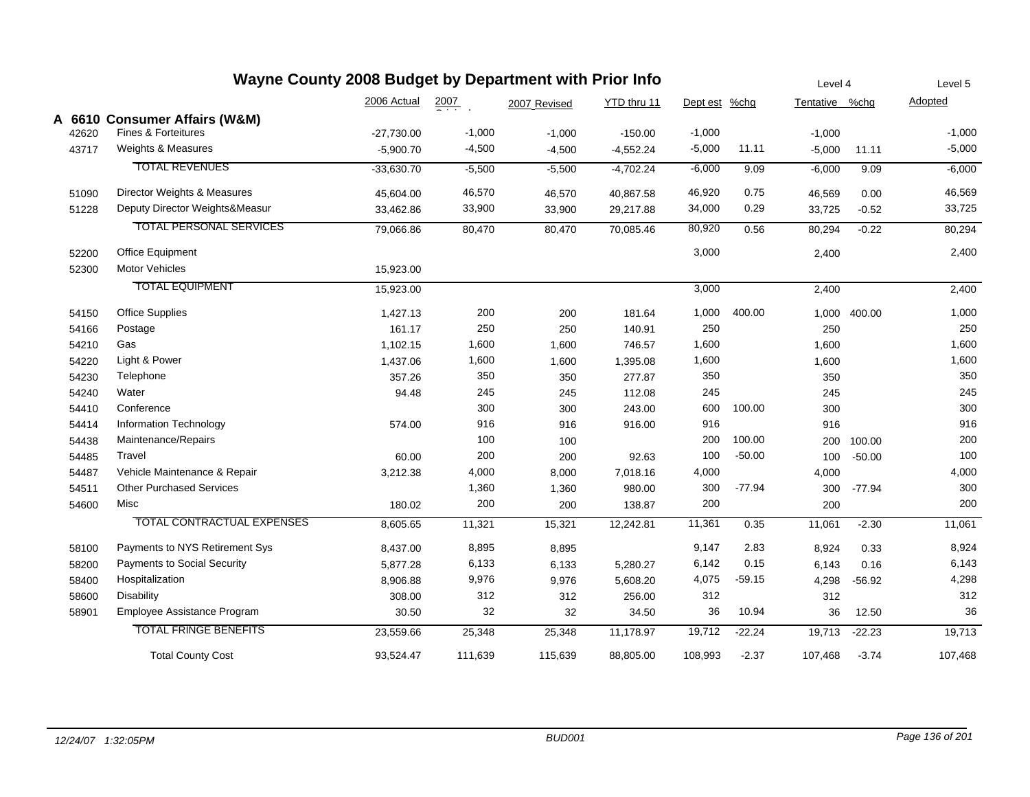# Wayne County 2008 Budget by Department with Prior Info

| | | 2006 Actual | 2007 Original | 2007 Revised | YTD thru 11 | Dept est | %chg | Level 4 Tentative | %chg | Level 5 Adopted |
|---|---|---|---|---|---|---|---|---|---|---|
| **A 6610** | **Consumer Affairs (W&M)** | | | | | | | | | |
| 42620 | Fines & Forteitures | -27,730.00 | -1,000 | -1,000 | -150.00 | -1,000 | | -1,000 | | -1,000 |
| 43717 | Weights & Measures | -5,900.70 | -4,500 | -4,500 | -4,552.24 | -5,000 | 11.11 | -5,000 | 11.11 | -5,000 |
| | TOTAL REVENUES | -33,630.70 | -5,500 | -5,500 | -4,702.24 | -6,000 | 9.09 | -6,000 | 9.09 | -6,000 |
| 51090 | Director Weights & Measures | 45,604.00 | 46,570 | 46,570 | 40,867.58 | 46,920 | 0.75 | 46,569 | 0.00 | 46,569 |
| 51228 | Deputy Director Weights&Measur | 33,462.86 | 33,900 | 33,900 | 29,217.88 | 34,000 | 0.29 | 33,725 | -0.52 | 33,725 |
| | TOTAL PERSONAL SERVICES | 79,066.86 | 80,470 | 80,470 | 70,085.46 | 80,920 | 0.56 | 80,294 | -0.22 | 80,294 |
| 52200 | Office Equipment | | | | | 3,000 | | 2,400 | | 2,400 |
| 52300 | Motor Vehicles | 15,923.00 | | | | | | | | |
| | TOTAL EQUIPMENT | 15,923.00 | | | | 3,000 | | 2,400 | | 2,400 |
| 54150 | Office Supplies | 1,427.13 | 200 | 200 | 181.64 | 1,000 | 400.00 | 1,000 | 400.00 | 1,000 |
| 54166 | Postage | 161.17 | 250 | 250 | 140.91 | 250 | | 250 | | 250 |
| 54210 | Gas | 1,102.15 | 1,600 | 1,600 | 746.57 | 1,600 | | 1,600 | | 1,600 |
| 54220 | Light & Power | 1,437.06 | 1,600 | 1,600 | 1,395.08 | 1,600 | | 1,600 | | 1,600 |
| 54230 | Telephone | 357.26 | 350 | 350 | 277.87 | 350 | | 350 | | 350 |
| 54240 | Water | 94.48 | 245 | 245 | 112.08 | 245 | | 245 | | 245 |
| 54410 | Conference | | 300 | 300 | 243.00 | 600 | 100.00 | 300 | | 300 |
| 54414 | Information Technology | 574.00 | 916 | 916 | 916.00 | 916 | | 916 | | 916 |
| 54438 | Maintenance/Repairs | | 100 | 100 | | 200 | 100.00 | 200 | 100.00 | 200 |
| 54485 | Travel | 60.00 | 200 | 200 | 92.63 | 100 | -50.00 | 100 | -50.00 | 100 |
| 54487 | Vehicle Maintenance & Repair | 3,212.38 | 4,000 | 8,000 | 7,018.16 | 4,000 | | 4,000 | | 4,000 |
| 54511 | Other Purchased Services | | 1,360 | 1,360 | 980.00 | 300 | -77.94 | 300 | -77.94 | 300 |
| 54600 | Misc | 180.02 | 200 | 200 | 138.87 | 200 | | 200 | | 200 |
| | TOTAL CONTRACTUAL EXPENSES | 8,605.65 | 11,321 | 15,321 | 12,242.81 | 11,361 | 0.35 | 11,061 | -2.30 | 11,061 |
| 58100 | Payments to NYS Retirement Sys | 8,437.00 | 8,895 | 8,895 | | 9,147 | 2.83 | 8,924 | 0.33 | 8,924 |
| 58200 | Payments to Social Security | 5,877.28 | 6,133 | 6,133 | 5,280.27 | 6,142 | 0.15 | 6,143 | 0.16 | 6,143 |
| 58400 | Hospitalization | 8,906.88 | 9,976 | 9,976 | 5,608.20 | 4,075 | -59.15 | 4,298 | -56.92 | 4,298 |
| 58600 | Disability | 308.00 | 312 | 312 | 256.00 | 312 | | 312 | | 312 |
| 58901 | Employee Assistance Program | 30.50 | 32 | 32 | 34.50 | 36 | 10.94 | 36 | 12.50 | 36 |
| | TOTAL FRINGE BENEFITS | 23,559.66 | 25,348 | 25,348 | 11,178.97 | 19,712 | -22.24 | 19,713 | -22.23 | 19,713 |
| | Total County Cost | 93,524.47 | 111,639 | 115,639 | 88,805.00 | 108,993 | -2.37 | 107,468 | -3.74 | 107,468 |

*12/24/07 1:32:05PM* BUD001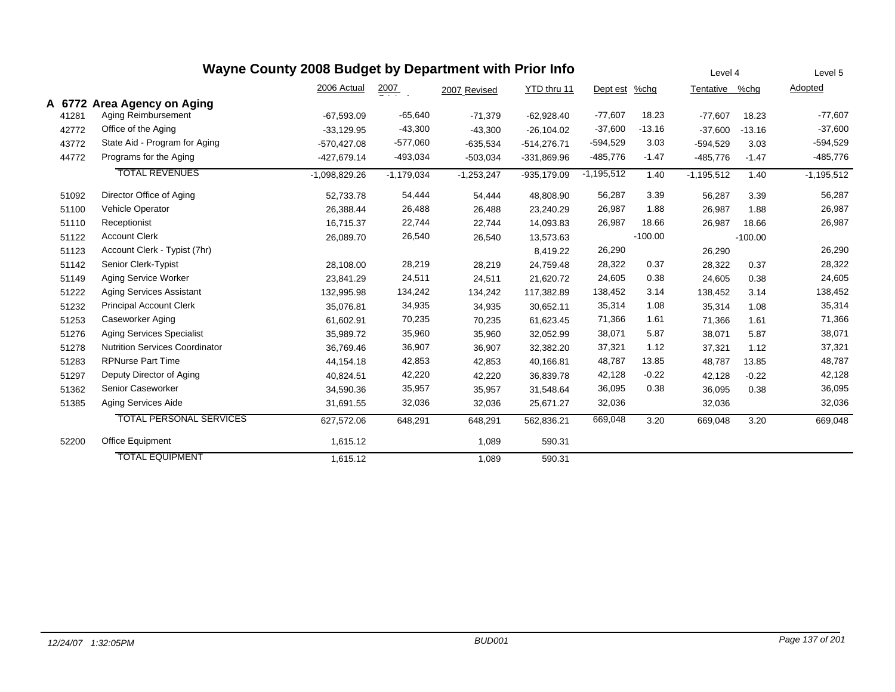# Wayne County 2008 Budget by Department with Prior Info

| | | 2006 Actual | 2007 Original | 2007 Revised | YTD thru 11 | Dept est | %chg | Level 4 Tentative | %chg | Level 5 Adopted |
|---|---|---|---|---|---|---|---|---|---|---|
| **A 6772** | **Area Agency on Aging** | | | | | | | | | |
| 41281 | Aging Reimbursement | -67,593.09 | -65,640 | -71,379 | -62,928.40 | -77,607 | 18.23 | -77,607 | 18.23 | -77,607 |
| 42772 | Office of the Aging | -33,129.95 | -43,300 | -43,300 | -26,104.02 | -37,600 | -13.16 | -37,600 | -13.16 | -37,600 |
| 43772 | State Aid - Program for Aging | -570,427.08 | -577,060 | -635,534 | -514,276.71 | -594,529 | 3.03 | -594,529 | 3.03 | -594,529 |
| 44772 | Programs for the Aging | -427,679.14 | -493,034 | -503,034 | -331,869.96 | -485,776 | -1.47 | -485,776 | -1.47 | -485,776 |
| | TOTAL REVENUES | -1,098,829.26 | -1,179,034 | -1,253,247 | -935,179.09 | -1,195,512 | 1.40 | -1,195,512 | 1.40 | -1,195,512 |
| 51092 | Director Office of Aging | 52,733.78 | 54,444 | 54,444 | 48,808.90 | 56,287 | 3.39 | 56,287 | 3.39 | 56,287 |
| 51100 | Vehicle Operator | 26,388.44 | 26,488 | 26,488 | 23,240.29 | 26,987 | 1.88 | 26,987 | 1.88 | 26,987 |
| 51110 | Receptionist | 16,715.37 | 22,744 | 22,744 | 14,093.83 | 26,987 | 18.66 | 26,987 | 18.66 | 26,987 |
| 51122 | Account Clerk | 26,089.70 | 26,540 | 26,540 | 13,573.63 | | -100.00 | | -100.00 | |
| 51123 | Account Clerk - Typist (7hr) | | | | 8,419.22 | 26,290 | | 26,290 | | 26,290 |
| 51142 | Senior Clerk-Typist | 28,108.00 | 28,219 | 28,219 | 24,759.48 | 28,322 | 0.37 | 28,322 | 0.37 | 28,322 |
| 51149 | Aging Service Worker | 23,841.29 | 24,511 | 24,511 | 21,620.72 | 24,605 | 0.38 | 24,605 | 0.38 | 24,605 |
| 51222 | Aging Services Assistant | 132,995.98 | 134,242 | 134,242 | 117,382.89 | 138,452 | 3.14 | 138,452 | 3.14 | 138,452 |
| 51232 | Principal Account Clerk | 35,076.81 | 34,935 | 34,935 | 30,652.11 | 35,314 | 1.08 | 35,314 | 1.08 | 35,314 |
| 51253 | Caseworker Aging | 61,602.91 | 70,235 | 70,235 | 61,623.45 | 71,366 | 1.61 | 71,366 | 1.61 | 71,366 |
| 51276 | Aging Services Specialist | 35,989.72 | 35,960 | 35,960 | 32,052.99 | 38,071 | 5.87 | 38,071 | 5.87 | 38,071 |
| 51278 | Nutrition Services Coordinator | 36,769.46 | 36,907 | 36,907 | 32,382.20 | 37,321 | 1.12 | 37,321 | 1.12 | 37,321 |
| 51283 | RPNurse Part Time | 44,154.18 | 42,853 | 42,853 | 40,166.81 | 48,787 | 13.85 | 48,787 | 13.85 | 48,787 |
| 51297 | Deputy Director of Aging | 40,824.51 | 42,220 | 42,220 | 36,839.78 | 42,128 | -0.22 | 42,128 | -0.22 | 42,128 |
| 51362 | Senior Caseworker | 34,590.36 | 35,957 | 35,957 | 31,548.64 | 36,095 | 0.38 | 36,095 | 0.38 | 36,095 |
| 51385 | Aging Services Aide | 31,691.55 | 32,036 | 32,036 | 25,671.27 | 32,036 | | 32,036 | | 32,036 |
| | TOTAL PERSONAL SERVICES | 627,572.06 | 648,291 | 648,291 | 562,836.21 | 669,048 | 3.20 | 669,048 | 3.20 | 669,048 |
| 52200 | Office Equipment | 1,615.12 | | 1,089 | 590.31 | | | | | |
| | TOTAL EQUIPMENT | 1,615.12 | | 1,089 | 590.31 | | | | | |

*12/24/07 1:32:05PM* *BUD001*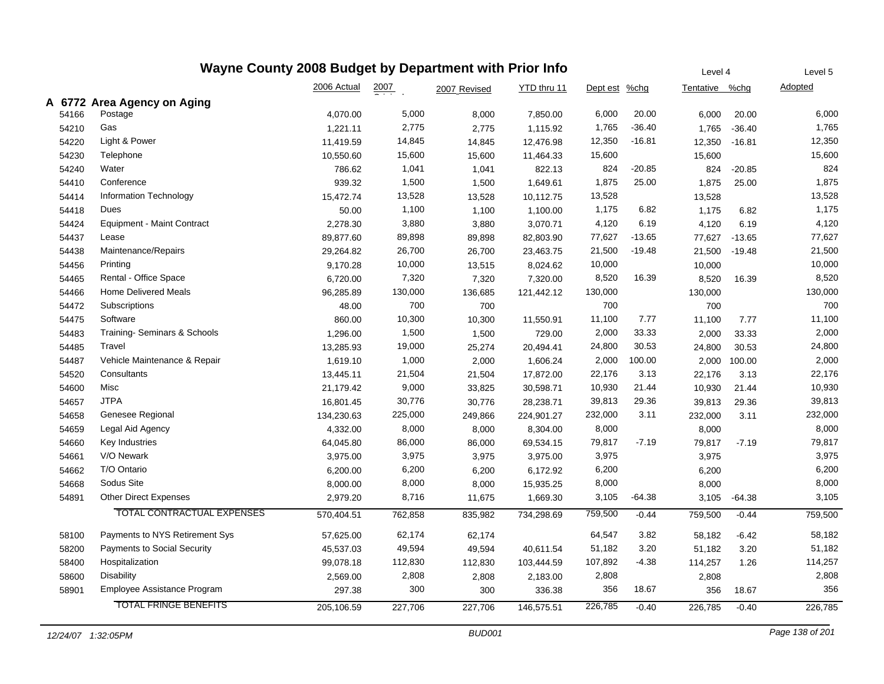# Wayne County 2008 Budget by Department with Prior Info

| | | 2006 Actual | 2007 Original | 2007 Revised | YTD thru 11 | Dept est | %chg | Level 4 Tentative | %chg | Level 5 Adopted |
|---|---|---|---|---|---|---|---|---|---|---|
| **A 6772 Area Agency on Aging** | | | | | | | | | | |
| 54166 | Postage | 4,070.00 | 5,000 | 8,000 | 7,850.00 | 6,000 | 20.00 | 6,000 | 20.00 | 6,000 |
| 54210 | Gas | 1,221.11 | 2,775 | 2,775 | 1,115.92 | 1,765 | -36.40 | 1,765 | -36.40 | 1,765 |
| 54220 | Light & Power | 11,419.59 | 14,845 | 14,845 | 12,476.98 | 12,350 | -16.81 | 12,350 | -16.81 | 12,350 |
| 54230 | Telephone | 10,550.60 | 15,600 | 15,600 | 11,464.33 | 15,600 | | 15,600 | | 15,600 |
| 54240 | Water | 786.62 | 1,041 | 1,041 | 822.13 | 824 | -20.85 | 824 | -20.85 | 824 |
| 54410 | Conference | 939.32 | 1,500 | 1,500 | 1,649.61 | 1,875 | 25.00 | 1,875 | 25.00 | 1,875 |
| 54414 | Information Technology | 15,472.74 | 13,528 | 13,528 | 10,112.75 | 13,528 | | 13,528 | | 13,528 |
| 54418 | Dues | 50.00 | 1,100 | 1,100 | 1,100.00 | 1,175 | 6.82 | 1,175 | 6.82 | 1,175 |
| 54424 | Equipment - Maint Contract | 2,278.30 | 3,880 | 3,880 | 3,070.71 | 4,120 | 6.19 | 4,120 | 6.19 | 4,120 |
| 54437 | Lease | 89,877.60 | 89,898 | 89,898 | 82,803.90 | 77,627 | -13.65 | 77,627 | -13.65 | 77,627 |
| 54438 | Maintenance/Repairs | 29,264.82 | 26,700 | 26,700 | 23,463.75 | 21,500 | -19.48 | 21,500 | -19.48 | 21,500 |
| 54456 | Printing | 9,170.28 | 10,000 | 13,515 | 8,024.62 | 10,000 | | 10,000 | | 10,000 |
| 54465 | Rental - Office Space | 6,720.00 | 7,320 | 7,320 | 7,320.00 | 8,520 | 16.39 | 8,520 | 16.39 | 8,520 |
| 54466 | Home Delivered Meals | 96,285.89 | 130,000 | 136,685 | 121,442.12 | 130,000 | | 130,000 | | 130,000 |
| 54472 | Subscriptions | 48.00 | 700 | 700 | | 700 | | 700 | | 700 |
| 54475 | Software | 860.00 | 10,300 | 10,300 | 11,550.91 | 11,100 | 7.77 | 11,100 | 7.77 | 11,100 |
| 54483 | Training- Seminars & Schools | 1,296.00 | 1,500 | 1,500 | 729.00 | 2,000 | 33.33 | 2,000 | 33.33 | 2,000 |
| 54485 | Travel | 13,285.93 | 19,000 | 25,274 | 20,494.41 | 24,800 | 30.53 | 24,800 | 30.53 | 24,800 |
| 54487 | Vehicle Maintenance & Repair | 1,619.10 | 1,000 | 2,000 | 1,606.24 | 2,000 | 100.00 | 2,000 | 100.00 | 2,000 |
| 54520 | Consultants | 13,445.11 | 21,504 | 21,504 | 17,872.00 | 22,176 | 3.13 | 22,176 | 3.13 | 22,176 |
| 54600 | Misc | 21,179.42 | 9,000 | 33,825 | 30,598.71 | 10,930 | 21.44 | 10,930 | 21.44 | 10,930 |
| 54657 | JTPA | 16,801.45 | 30,776 | 30,776 | 28,238.71 | 39,813 | 29.36 | 39,813 | 29.36 | 39,813 |
| 54658 | Genesee Regional | 134,230.63 | 225,000 | 249,866 | 224,901.27 | 232,000 | 3.11 | 232,000 | 3.11 | 232,000 |
| 54659 | Legal Aid Agency | 4,332.00 | 8,000 | 8,000 | 8,304.00 | 8,000 | | 8,000 | | 8,000 |
| 54660 | Key Industries | 64,045.80 | 86,000 | 86,000 | 69,534.15 | 79,817 | -7.19 | 79,817 | -7.19 | 79,817 |
| 54661 | V/O Newark | 3,975.00 | 3,975 | 3,975 | 3,975.00 | 3,975 | | 3,975 | | 3,975 |
| 54662 | T/O Ontario | 6,200.00 | 6,200 | 6,200 | 6,172.92 | 6,200 | | 6,200 | | 6,200 |
| 54668 | Sodus Site | 8,000.00 | 8,000 | 8,000 | 15,935.25 | 8,000 | | 8,000 | | 8,000 |
| 54891 | Other Direct Expenses | 2,979.20 | 8,716 | 11,675 | 1,669.30 | 3,105 | -64.38 | 3,105 | -64.38 | 3,105 |
| | TOTAL CONTRACTUAL EXPENSES | 570,404.51 | 762,858 | 835,982 | 734,298.69 | 759,500 | -0.44 | 759,500 | -0.44 | 759,500 |
| 58100 | Payments to NYS Retirement Sys | 57,625.00 | 62,174 | 62,174 | | 64,547 | 3.82 | 58,182 | -6.42 | 58,182 |
| 58200 | Payments to Social Security | 45,537.03 | 49,594 | 49,594 | 40,611.54 | 51,182 | 3.20 | 51,182 | 3.20 | 51,182 |
| 58400 | Hospitalization | 99,078.18 | 112,830 | 112,830 | 103,444.59 | 107,892 | -4.38 | 114,257 | 1.26 | 114,257 |
| 58600 | Disability | 2,569.00 | 2,808 | 2,808 | 2,183.00 | 2,808 | | 2,808 | | 2,808 |
| 58901 | Employee Assistance Program | 297.38 | 300 | 300 | 336.38 | 356 | 18.67 | 356 | 18.67 | 356 |
| | TOTAL FRINGE BENEFITS | 205,106.59 | 227,706 | 227,706 | 146,575.51 | 226,785 | -0.40 | 226,785 | -0.40 | 226,785 |

12/24/07 1:32:05PM BUD001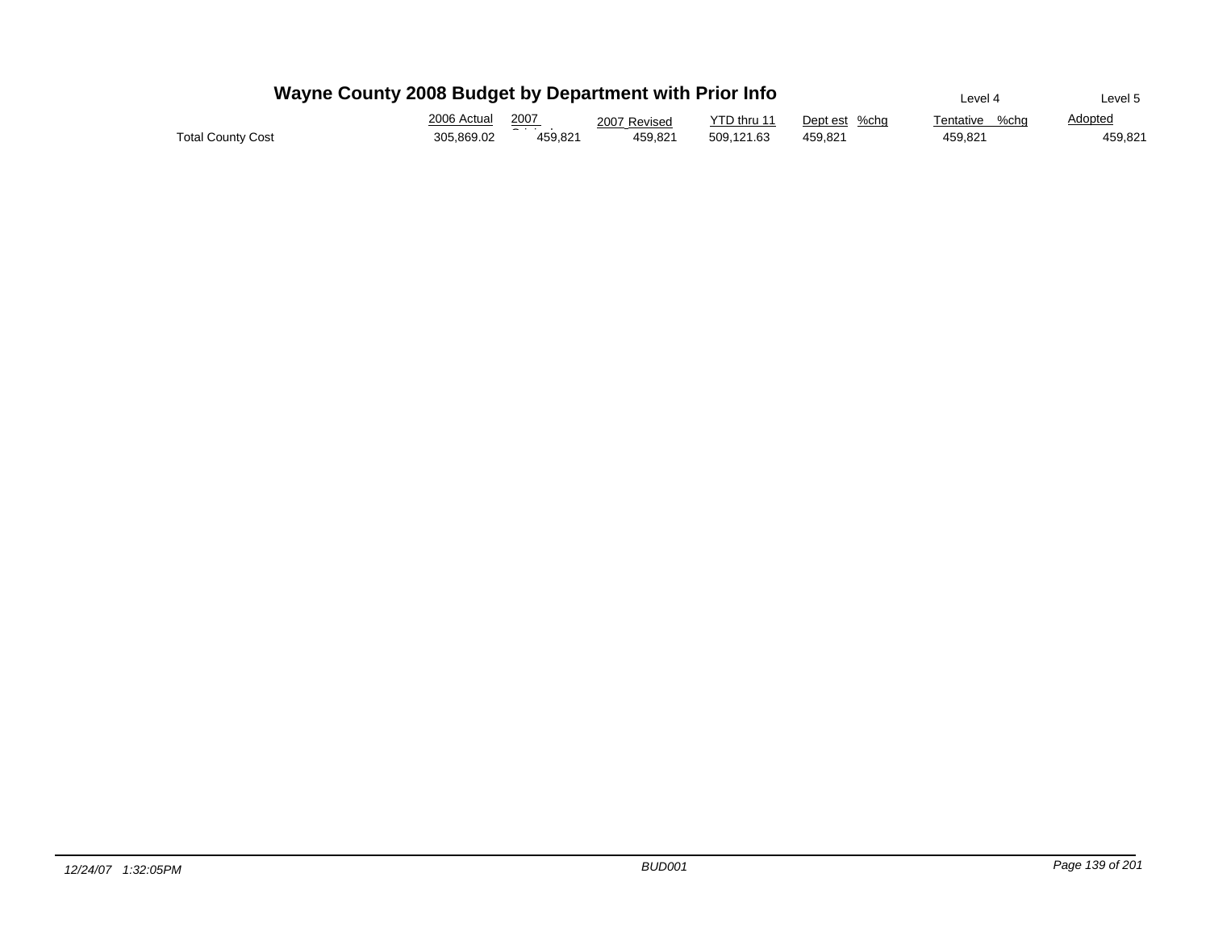# Wayne County 2008 Budget by Department with Prior Info

|  | 2006 Actual | 2007 Original | 2007 Revised | YTD thru 11 | Dept est | %chg | Level 4 Tentative | %chg | Level 5 Adopted |
|---|---|---|---|---|---|---|---|---|---|
| Total County Cost | 305,869.02 | 459,821 | 459,821 | 509,121.63 | 459,821 |  | 459,821 |  | 459,821 |

*12/24/07 1:32:05PM* *BUD001*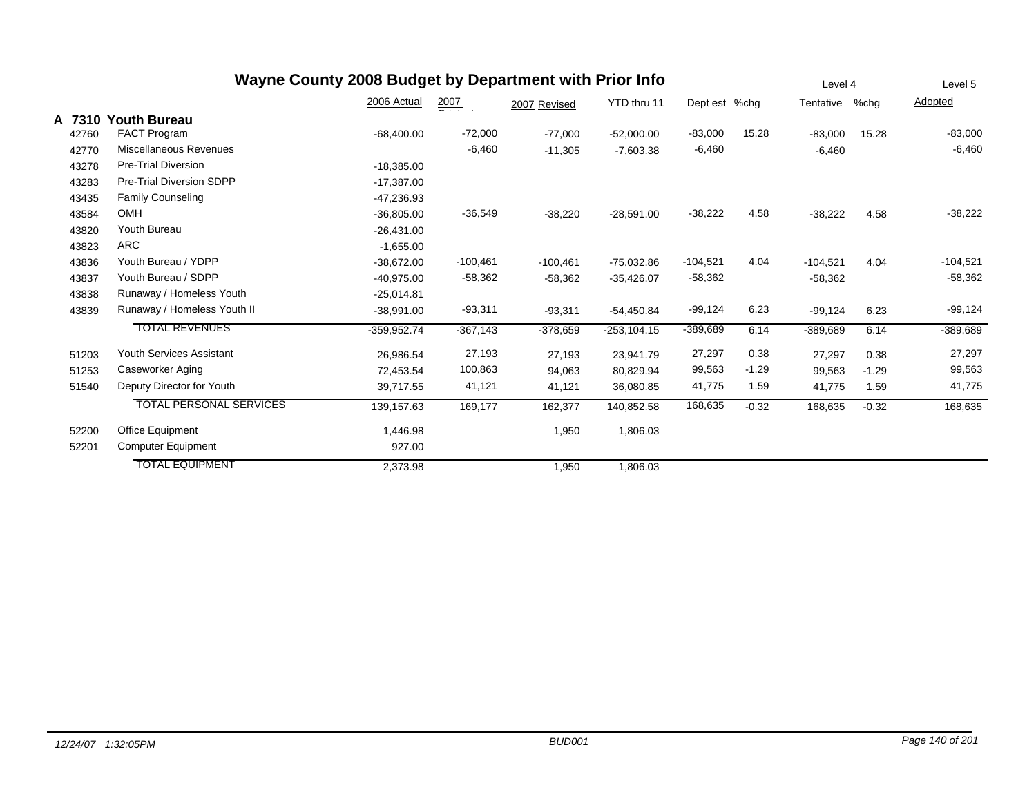# Wayne County 2008 Budget by Department with Prior Info

| | | 2006 Actual | 2007 Original | 2007 Revised | YTD thru 11 | Dept est | %chg | Level 4 Tentative | %chg | Level 5 Adopted |
|---|---|---|---|---|---|---|---|---|---|---|
| **A 7310** | **Youth Bureau** | | | | | | | | | |
| 42760 | FACT Program | -68,400.00 | -72,000 | -77,000 | -52,000.00 | -83,000 | 15.28 | -83,000 | 15.28 | -83,000 |
| 42770 | Miscellaneous Revenues | | -6,460 | -11,305 | -7,603.38 | -6,460 | | -6,460 | | -6,460 |
| 43278 | Pre-Trial Diversion | -18,385.00 | | | | | | | | |
| 43283 | Pre-Trial Diversion SDPP | -17,387.00 | | | | | | | | |
| 43435 | Family Counseling | -47,236.93 | | | | | | | | |
| 43584 | OMH | -36,805.00 | -36,549 | -38,220 | -28,591.00 | -38,222 | 4.58 | -38,222 | 4.58 | -38,222 |
| 43820 | Youth Bureau | -26,431.00 | | | | | | | | |
| 43823 | ARC | -1,655.00 | | | | | | | | |
| 43836 | Youth Bureau / YDPP | -38,672.00 | -100,461 | -100,461 | -75,032.86 | -104,521 | 4.04 | -104,521 | 4.04 | -104,521 |
| 43837 | Youth Bureau / SDPP | -40,975.00 | -58,362 | -58,362 | -35,426.07 | -58,362 | | -58,362 | | -58,362 |
| 43838 | Runaway / Homeless Youth | -25,014.81 | | | | | | | | |
| 43839 | Runaway / Homeless Youth II | -38,991.00 | -93,311 | -93,311 | -54,450.84 | -99,124 | 6.23 | -99,124 | 6.23 | -99,124 |
| | TOTAL REVENUES | -359,952.74 | -367,143 | -378,659 | -253,104.15 | -389,689 | 6.14 | -389,689 | 6.14 | -389,689 |
| 51203 | Youth Services Assistant | 26,986.54 | 27,193 | 27,193 | 23,941.79 | 27,297 | 0.38 | 27,297 | 0.38 | 27,297 |
| 51253 | Caseworker Aging | 72,453.54 | 100,863 | 94,063 | 80,829.94 | 99,563 | -1.29 | 99,563 | -1.29 | 99,563 |
| 51540 | Deputy Director for Youth | 39,717.55 | 41,121 | 41,121 | 36,080.85 | 41,775 | 1.59 | 41,775 | 1.59 | 41,775 |
| | TOTAL PERSONAL SERVICES | 139,157.63 | 169,177 | 162,377 | 140,852.58 | 168,635 | -0.32 | 168,635 | -0.32 | 168,635 |
| 52200 | Office Equipment | 1,446.98 | | 1,950 | 1,806.03 | | | | | |
| 52201 | Computer Equipment | 927.00 | | | | | | | | |
| | TOTAL EQUIPMENT | 2,373.98 | | 1,950 | 1,806.03 | | | | | |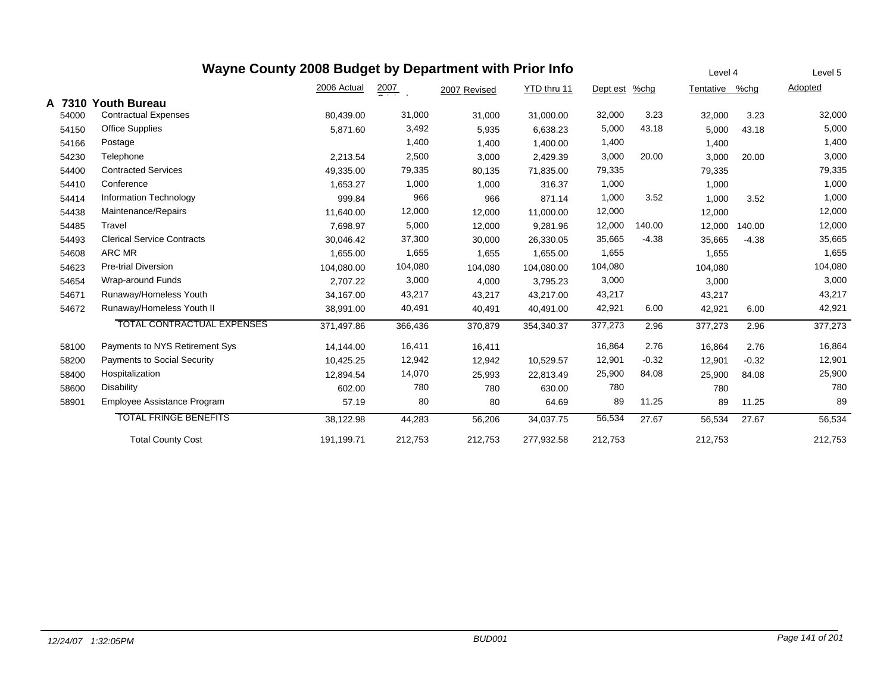# Wayne County 2008 Budget by Department with Prior Info

| | | 2006 Actual | 2007 Original | 2007 Revised | YTD thru 11 | Dept est | %chg | Level 4 Tentative | %chg | Level 5 Adopted |
|---|---|---|---|---|---|---|---|---|---|---|
| **A 7310** | **Youth Bureau** | | | | | | | | | |
| 54000 | Contractual Expenses | 80,439.00 | 31,000 | 31,000 | 31,000.00 | 32,000 | 3.23 | 32,000 | 3.23 | 32,000 |
| 54150 | Office Supplies | 5,871.60 | 3,492 | 5,935 | 6,638.23 | 5,000 | 43.18 | 5,000 | 43.18 | 5,000 |
| 54166 | Postage | | 1,400 | 1,400 | 1,400.00 | 1,400 | | 1,400 | | 1,400 |
| 54230 | Telephone | 2,213.54 | 2,500 | 3,000 | 2,429.39 | 3,000 | 20.00 | 3,000 | 20.00 | 3,000 |
| 54400 | Contracted Services | 49,335.00 | 79,335 | 80,135 | 71,835.00 | 79,335 | | 79,335 | | 79,335 |
| 54410 | Conference | 1,653.27 | 1,000 | 1,000 | 316.37 | 1,000 | | 1,000 | | 1,000 |
| 54414 | Information Technology | 999.84 | 966 | 966 | 871.14 | 1,000 | 3.52 | 1,000 | 3.52 | 1,000 |
| 54438 | Maintenance/Repairs | 11,640.00 | 12,000 | 12,000 | 11,000.00 | 12,000 | | 12,000 | | 12,000 |
| 54485 | Travel | 7,698.97 | 5,000 | 12,000 | 9,281.96 | 12,000 | 140.00 | 12,000 | 140.00 | 12,000 |
| 54493 | Clerical Service Contracts | 30,046.42 | 37,300 | 30,000 | 26,330.05 | 35,665 | -4.38 | 35,665 | -4.38 | 35,665 |
| 54608 | ARC MR | 1,655.00 | 1,655 | 1,655 | 1,655.00 | 1,655 | | 1,655 | | 1,655 |
| 54623 | Pre-trial Diversion | 104,080.00 | 104,080 | 104,080 | 104,080.00 | 104,080 | | 104,080 | | 104,080 |
| 54654 | Wrap-around Funds | 2,707.22 | 3,000 | 4,000 | 3,795.23 | 3,000 | | 3,000 | | 3,000 |
| 54671 | Runaway/Homeless Youth | 34,167.00 | 43,217 | 43,217 | 43,217.00 | 43,217 | | 43,217 | | 43,217 |
| 54672 | Runaway/Homeless Youth II | 38,991.00 | 40,491 | 40,491 | 40,491.00 | 42,921 | 6.00 | 42,921 | 6.00 | 42,921 |
| | TOTAL CONTRACTUAL EXPENSES | 371,497.86 | 366,436 | 370,879 | 354,340.37 | 377,273 | 2.96 | 377,273 | 2.96 | 377,273 |
| 58100 | Payments to NYS Retirement Sys | 14,144.00 | 16,411 | 16,411 | | 16,864 | 2.76 | 16,864 | 2.76 | 16,864 |
| 58200 | Payments to Social Security | 10,425.25 | 12,942 | 12,942 | 10,529.57 | 12,901 | -0.32 | 12,901 | -0.32 | 12,901 |
| 58400 | Hospitalization | 12,894.54 | 14,070 | 25,993 | 22,813.49 | 25,900 | 84.08 | 25,900 | 84.08 | 25,900 |
| 58600 | Disability | 602.00 | 780 | 780 | 630.00 | 780 | | 780 | | 780 |
| 58901 | Employee Assistance Program | 57.19 | 80 | 80 | 64.69 | 89 | 11.25 | 89 | 11.25 | 89 |
| | TOTAL FRINGE BENEFITS | 38,122.98 | 44,283 | 56,206 | 34,037.75 | 56,534 | 27.67 | 56,534 | 27.67 | 56,534 |
| | Total County Cost | 191,199.71 | 212,753 | 212,753 | 277,932.58 | 212,753 | | 212,753 | | 212,753 |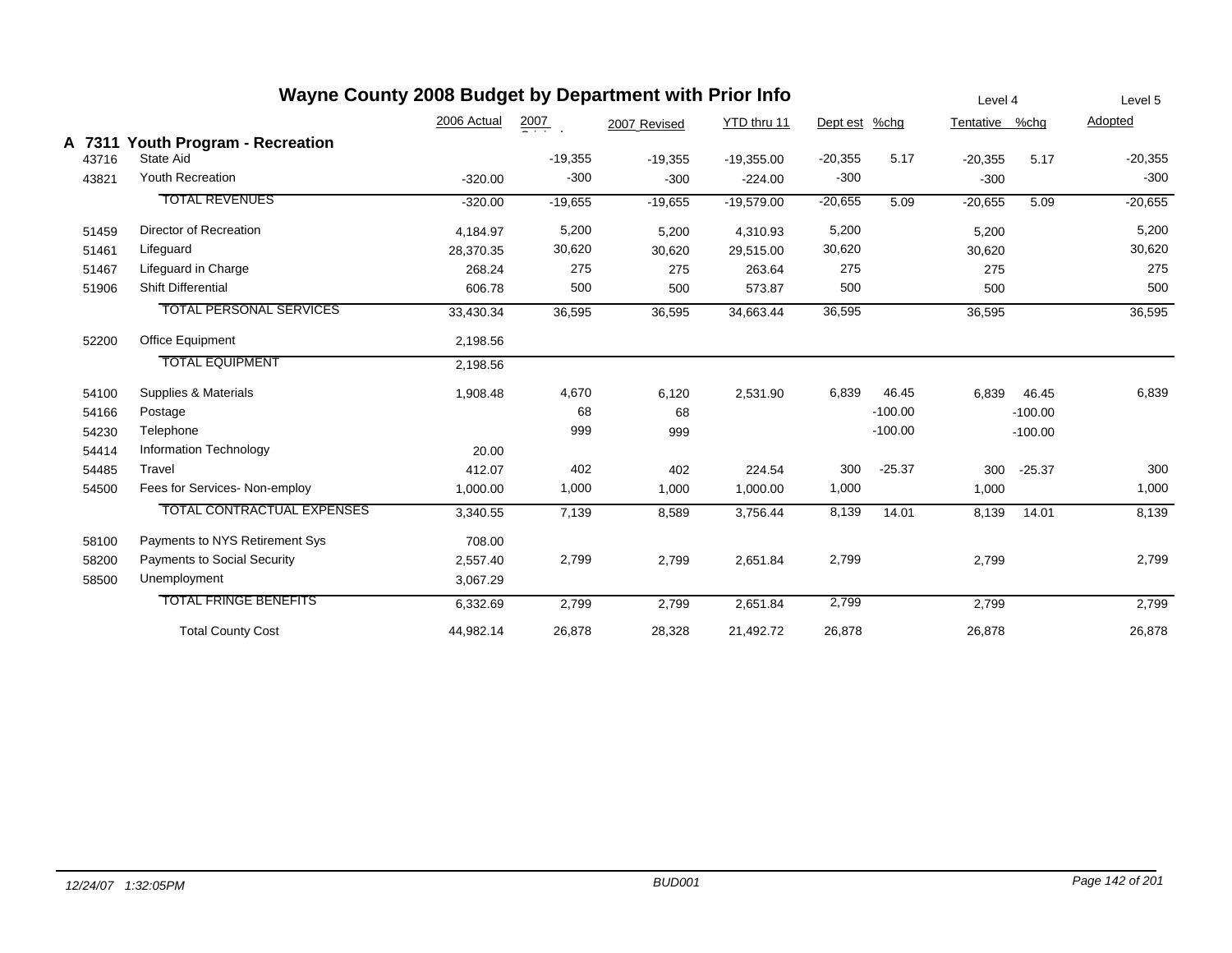# Wayne County 2008 Budget by Department with Prior Info

| | | 2006 Actual | 2007 Original | 2007 Revised | YTD thru 11 | Dept est | %chg | Level 4 Tentative | %chg | Level 5 Adopted |
|---|---|---|---|---|---|---|---|---|---|---|
| **A 7311** | **Youth Program - Recreation** | | | | | | | | | |
| 43716 | State Aid | | -19,355 | -19,355 | -19,355.00 | -20,355 | 5.17 | -20,355 | 5.17 | -20,355 |
| 43821 | Youth Recreation | -320.00 | -300 | -300 | -224.00 | -300 | | -300 | | -300 |
| | TOTAL REVENUES | -320.00 | -19,655 | -19,655 | -19,579.00 | -20,655 | 5.09 | -20,655 | 5.09 | -20,655 |
| 51459 | Director of Recreation | 4,184.97 | 5,200 | 5,200 | 4,310.93 | 5,200 | | 5,200 | | 5,200 |
| 51461 | Lifeguard | 28,370.35 | 30,620 | 30,620 | 29,515.00 | 30,620 | | 30,620 | | 30,620 |
| 51467 | Lifeguard in Charge | 268.24 | 275 | 275 | 263.64 | 275 | | 275 | | 275 |
| 51906 | Shift Differential | 606.78 | 500 | 500 | 573.87 | 500 | | 500 | | 500 |
| | TOTAL PERSONAL SERVICES | 33,430.34 | 36,595 | 36,595 | 34,663.44 | 36,595 | | 36,595 | | 36,595 |
| 52200 | Office Equipment | 2,198.56 | | | | | | | | |
| | TOTAL EQUIPMENT | 2,198.56 | | | | | | | | |
| 54100 | Supplies & Materials | 1,908.48 | 4,670 | 6,120 | 2,531.90 | 6,839 | 46.45 | 6,839 | 46.45 | 6,839 |
| 54166 | Postage | | 68 | 68 | | | -100.00 | | -100.00 | |
| 54230 | Telephone | | 999 | 999 | | | -100.00 | | -100.00 | |
| 54414 | Information Technology | 20.00 | | | | | | | | |
| 54485 | Travel | 412.07 | 402 | 402 | 224.54 | 300 | -25.37 | 300 | -25.37 | 300 |
| 54500 | Fees for Services- Non-employ | 1,000.00 | 1,000 | 1,000 | 1,000.00 | 1,000 | | 1,000 | | 1,000 |
| | TOTAL CONTRACTUAL EXPENSES | 3,340.55 | 7,139 | 8,589 | 3,756.44 | 8,139 | 14.01 | 8,139 | 14.01 | 8,139 |
| 58100 | Payments to NYS Retirement Sys | 708.00 | | | | | | | | |
| 58200 | Payments to Social Security | 2,557.40 | 2,799 | 2,799 | 2,651.84 | 2,799 | | 2,799 | | 2,799 |
| 58500 | Unemployment | 3,067.29 | | | | | | | | |
| | TOTAL FRINGE BENEFITS | 6,332.69 | 2,799 | 2,799 | 2,651.84 | 2,799 | | 2,799 | | 2,799 |
| | Total County Cost | 44,982.14 | 26,878 | 28,328 | 21,492.72 | 26,878 | | 26,878 | | 26,878 |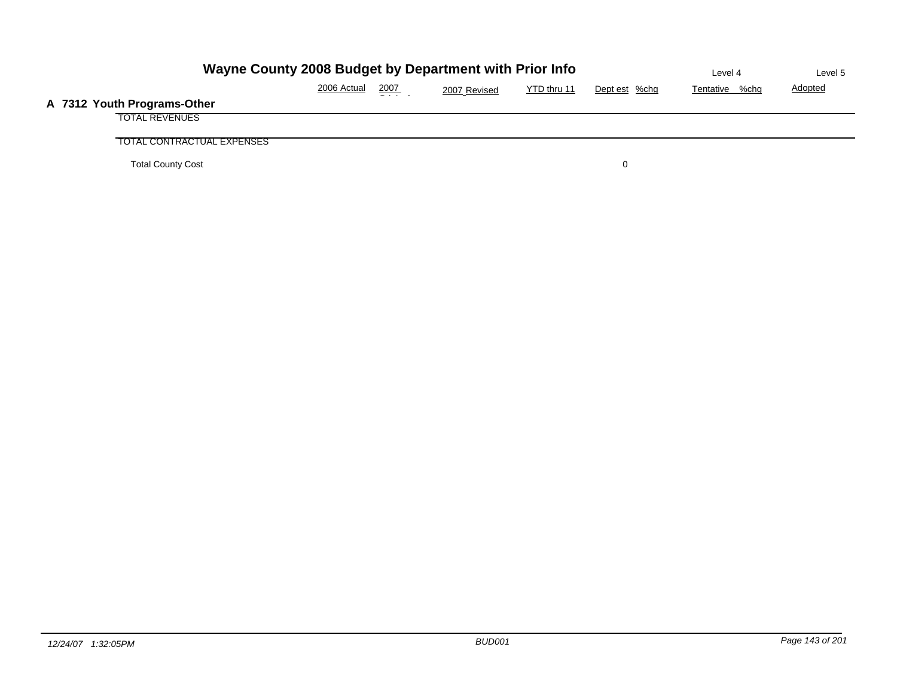# Wayne County 2008 Budget by Department with Prior Info

## A 7312 Youth Programs-Other

| | 2006 Actual | 2007 Original | 2007 Revised | YTD thru 11 | Dept est | %chg | Level 4 Tentative | %chg | Level 5 Adopted |
|---|---|---|---|---|---|---|---|---|---|
| TOTAL REVENUES | | | | | | | | | |
| TOTAL CONTRACTUAL EXPENSES | | | | | | | | | |
| Total County Cost | | | | | 0 | | | | |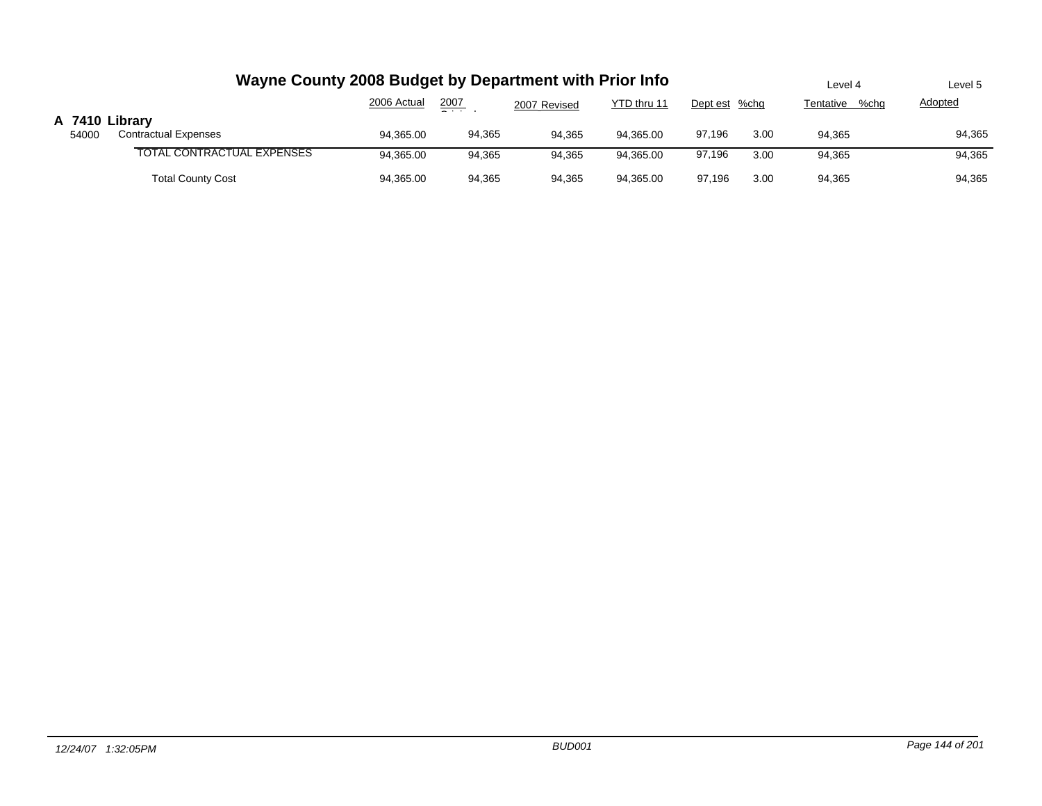# Wayne County 2008 Budget by Department with Prior Info

| | | 2006 Actual | 2007 Original | 2007 Revised | YTD thru 11 | Dept est | %chg | Level 4 Tentative | %chg | Level 5 Adopted |
|---|---|---|---|---|---|---|---|---|---|---|
| **A 7410 Library** | | | | | | | | | | |
| 54000 | Contractual Expenses | 94,365.00 | 94,365 | 94,365 | 94,365.00 | 97,196 | 3.00 | 94,365 | | 94,365 |
| | TOTAL CONTRACTUAL EXPENSES | 94,365.00 | 94,365 | 94,365 | 94,365.00 | 97,196 | 3.00 | 94,365 | | 94,365 |
| | Total County Cost | 94,365.00 | 94,365 | 94,365 | 94,365.00 | 97,196 | 3.00 | 94,365 | | 94,365 |

*12/24/07 1:32:05PM* *BUD001*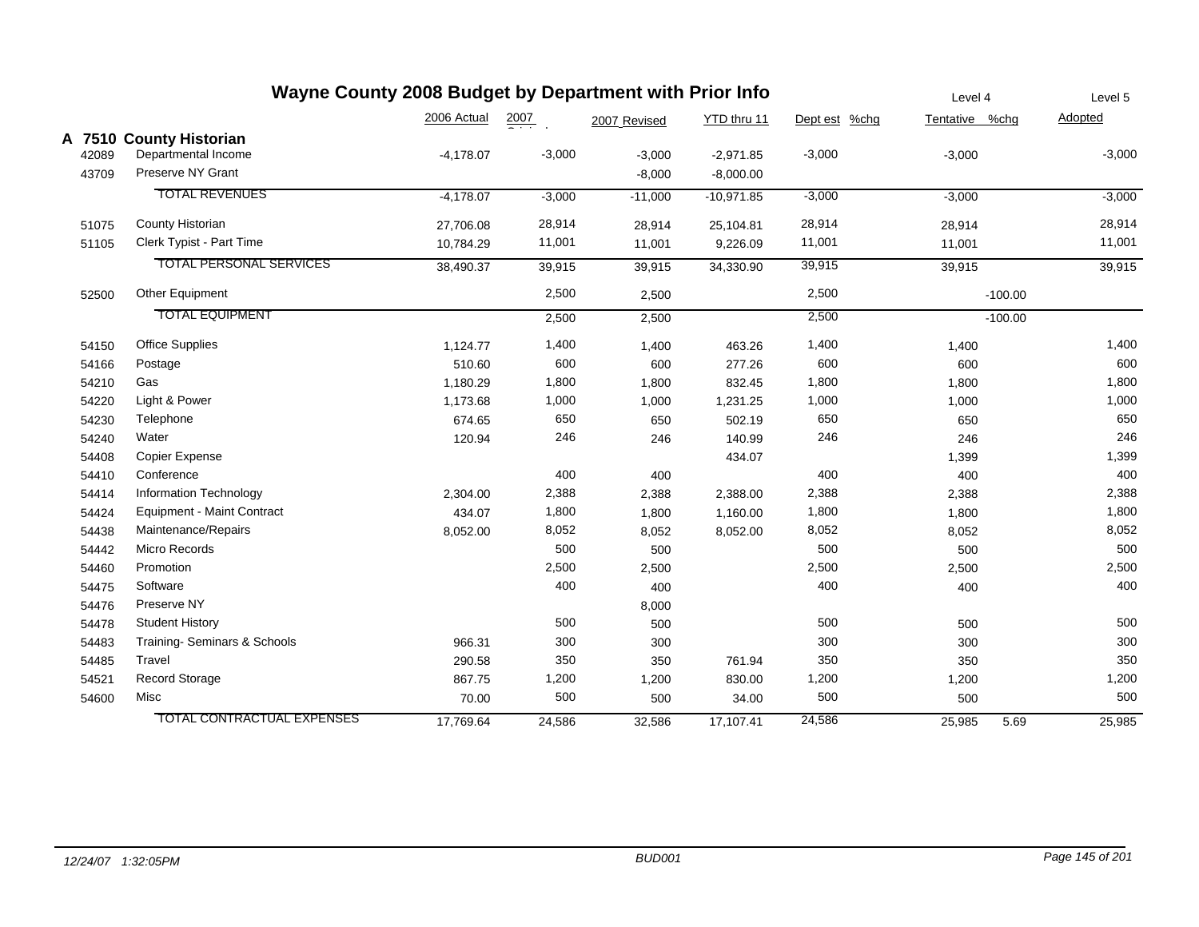# Wayne County 2008 Budget by Department with Prior Info

| | | 2006 Actual | 2007 Original | 2007 Revised | YTD thru 11 | Dept est | %chg | Level 4 Tentative | %chg | Level 5 Adopted |
|---|---|---|---|---|---|---|---|---|---|---|
| **A 7510** | **County Historian** | | | | | | | | | |
| 42089 | Departmental Income | -4,178.07 | -3,000 | -3,000 | -2,971.85 | -3,000 | | -3,000 | | -3,000 |
| 43709 | Preserve NY Grant | | | -8,000 | -8,000.00 | | | | | |
| | TOTAL REVENUES | -4,178.07 | -3,000 | -11,000 | -10,971.85 | -3,000 | | -3,000 | | -3,000 |
| 51075 | County Historian | 27,706.08 | 28,914 | 28,914 | 25,104.81 | 28,914 | | 28,914 | | 28,914 |
| 51105 | Clerk Typist - Part Time | 10,784.29 | 11,001 | 11,001 | 9,226.09 | 11,001 | | 11,001 | | 11,001 |
| | TOTAL PERSONAL SERVICES | 38,490.37 | 39,915 | 39,915 | 34,330.90 | 39,915 | | 39,915 | | 39,915 |
| 52500 | Other Equipment | | 2,500 | 2,500 | | 2,500 | | | -100.00 | |
| | TOTAL EQUIPMENT | | 2,500 | 2,500 | | 2,500 | | | -100.00 | |
| 54150 | Office Supplies | 1,124.77 | 1,400 | 1,400 | 463.26 | 1,400 | | 1,400 | | 1,400 |
| 54166 | Postage | 510.60 | 600 | 600 | 277.26 | 600 | | 600 | | 600 |
| 54210 | Gas | 1,180.29 | 1,800 | 1,800 | 832.45 | 1,800 | | 1,800 | | 1,800 |
| 54220 | Light & Power | 1,173.68 | 1,000 | 1,000 | 1,231.25 | 1,000 | | 1,000 | | 1,000 |
| 54230 | Telephone | 674.65 | 650 | 650 | 502.19 | 650 | | 650 | | 650 |
| 54240 | Water | 120.94 | 246 | 246 | 140.99 | 246 | | 246 | | 246 |
| 54408 | Copier Expense | | | | 434.07 | | | 1,399 | | 1,399 |
| 54410 | Conference | | 400 | 400 | | 400 | | 400 | | 400 |
| 54414 | Information Technology | 2,304.00 | 2,388 | 2,388 | 2,388.00 | 2,388 | | 2,388 | | 2,388 |
| 54424 | Equipment - Maint Contract | 434.07 | 1,800 | 1,800 | 1,160.00 | 1,800 | | 1,800 | | 1,800 |
| 54438 | Maintenance/Repairs | 8,052.00 | 8,052 | 8,052 | 8,052.00 | 8,052 | | 8,052 | | 8,052 |
| 54442 | Micro Records | | 500 | 500 | | 500 | | 500 | | 500 |
| 54460 | Promotion | | 2,500 | 2,500 | | 2,500 | | 2,500 | | 2,500 |
| 54475 | Software | | 400 | 400 | | 400 | | 400 | | 400 |
| 54476 | Preserve NY | | | 8,000 | | | | | | |
| 54478 | Student History | | 500 | 500 | | 500 | | 500 | | 500 |
| 54483 | Training- Seminars & Schools | 966.31 | 300 | 300 | | 300 | | 300 | | 300 |
| 54485 | Travel | 290.58 | 350 | 350 | 761.94 | 350 | | 350 | | 350 |
| 54521 | Record Storage | 867.75 | 1,200 | 1,200 | 830.00 | 1,200 | | 1,200 | | 1,200 |
| 54600 | Misc | 70.00 | 500 | 500 | 34.00 | 500 | | 500 | | 500 |
| | TOTAL CONTRACTUAL EXPENSES | 17,769.64 | 24,586 | 32,586 | 17,107.41 | 24,586 | | 25,985 | 5.69 | 25,985 |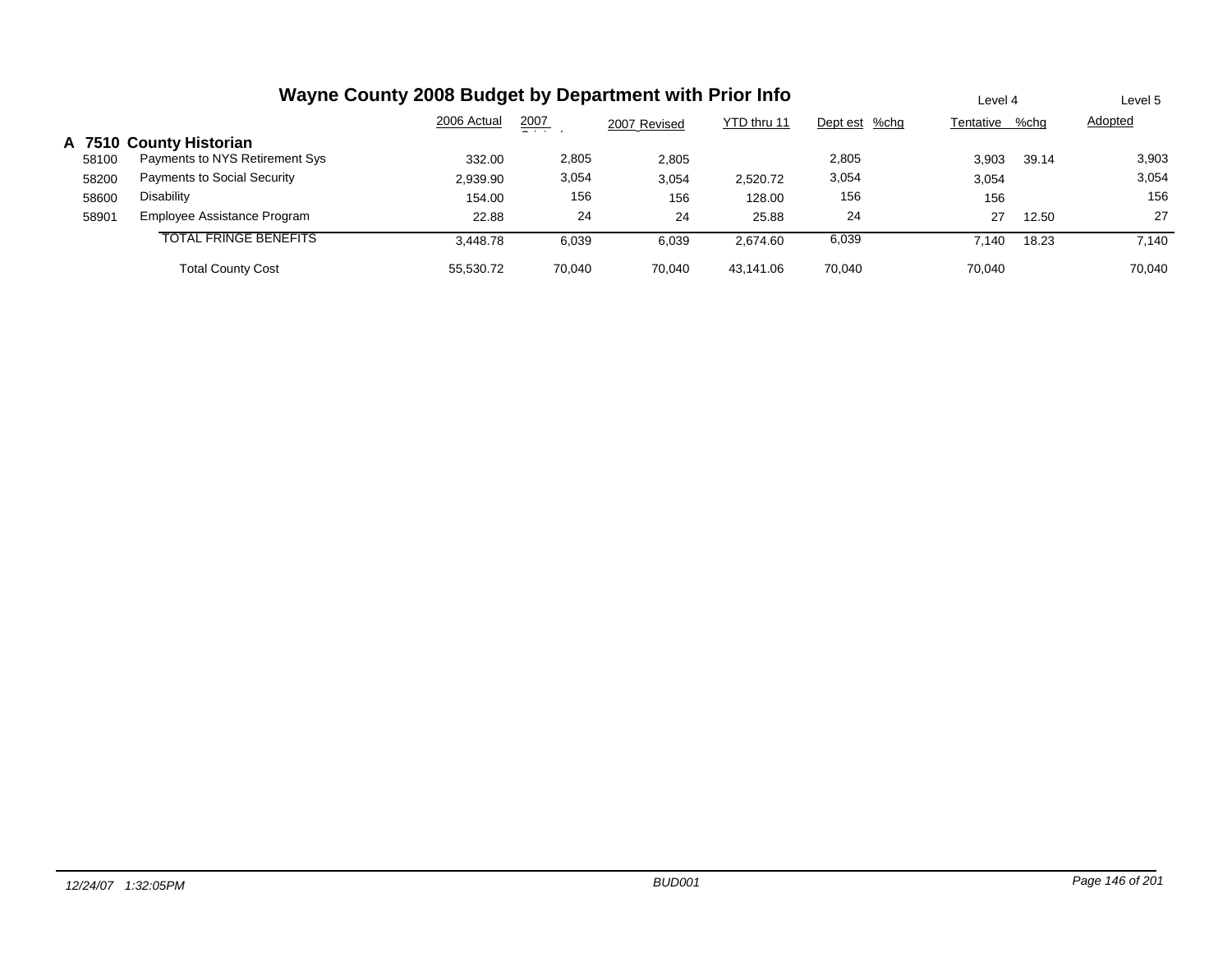# Wayne County 2008 Budget by Department with Prior Info

## A 7510 County Historian

| | | 2006 Actual | 2007 Original | 2007 Revised | YTD thru 11 | Dept est | %chg | Level 4 Tentative | %chg | Level 5 Adopted |
|---|---|---|---|---|---|---|---|---|---|---|
| 58100 | Payments to NYS Retirement Sys | 332.00 | 2,805 | 2,805 | | 2,805 | | 3,903 | 39.14 | 3,903 |
| 58200 | Payments to Social Security | 2,939.90 | 3,054 | 3,054 | 2,520.72 | 3,054 | | 3,054 | | 3,054 |
| 58600 | Disability | 154.00 | 156 | 156 | 128.00 | 156 | | 156 | | 156 |
| 58901 | Employee Assistance Program | 22.88 | 24 | 24 | 25.88 | 24 | | 27 | 12.50 | 27 |
| | TOTAL FRINGE BENEFITS | 3,448.78 | 6,039 | 6,039 | 2,674.60 | 6,039 | | 7,140 | 18.23 | 7,140 |
| | Total County Cost | 55,530.72 | 70,040 | 70,040 | 43,141.06 | 70,040 | | 70,040 | | 70,040 |

*12/24/07 1:32:05PM* *BUD001*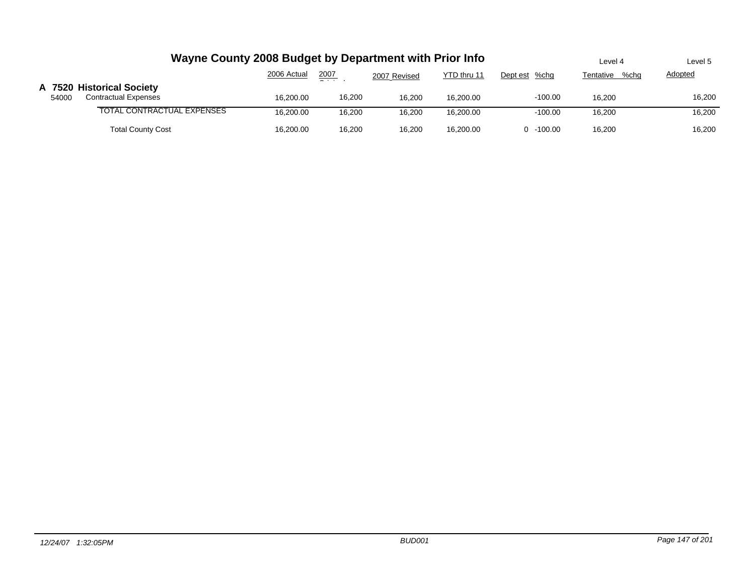# Wayne County 2008 Budget by Department with Prior Info

| | | 2006 Actual | 2007 Original | 2007 Revised | YTD thru 11 | Dept est | %chg | Level 4 Tentative | %chg | Level 5 Adopted |
|---|---|---|---|---|---|---|---|---|---|---|
| **A 7520 Historical Society** | | | | | | | | | | |
| 54000 | Contractual Expenses | 16,200.00 | 16,200 | 16,200 | 16,200.00 | | -100.00 | 16,200 | | 16,200 |
| | TOTAL CONTRACTUAL EXPENSES | 16,200.00 | 16,200 | 16,200 | 16,200.00 | | -100.00 | 16,200 | | 16,200 |
| | Total County Cost | 16,200.00 | 16,200 | 16,200 | 16,200.00 | 0 | -100.00 | 16,200 | | 16,200 |

*12/24/07 1:32:05PM* *BUD001*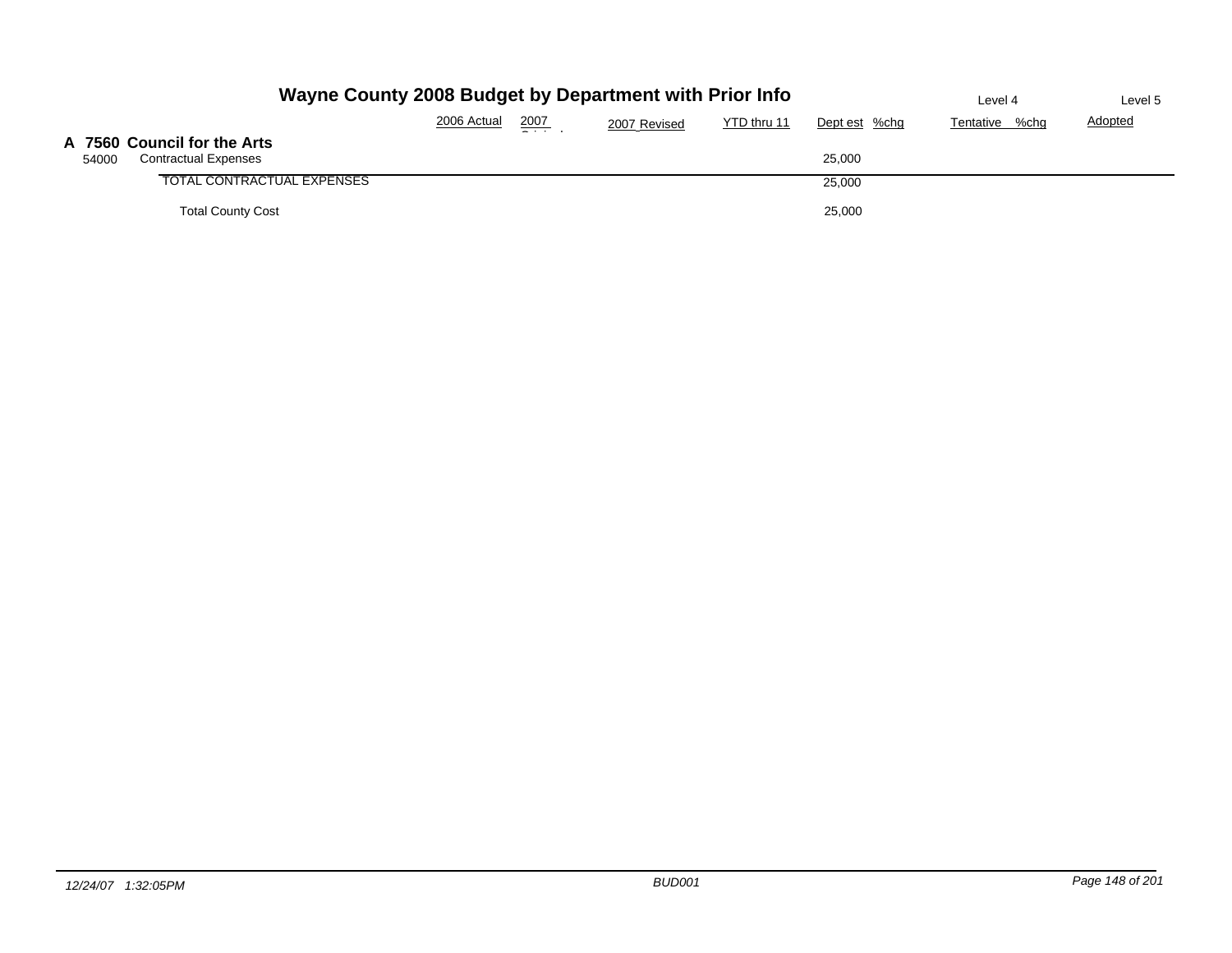# Wayne County 2008 Budget by Department with Prior Info

| | | 2006 Actual | 2007 Original | 2007 Revised | YTD thru 11 | Dept est | %chg | Level 4 Tentative | %chg | Level 5 Adopted |
|---|---|---|---|---|---|---|---|---|---|---|
| **A 7560** | **Council for the Arts** | | | | | | | | | |
| 54000 | Contractual Expenses | | | | | 25,000 | | | | |
| | TOTAL CONTRACTUAL EXPENSES | | | | | 25,000 | | | | |
| | Total County Cost | | | | | 25,000 | | | | |

*12/24/07 1:32:05PM* — *BUD001*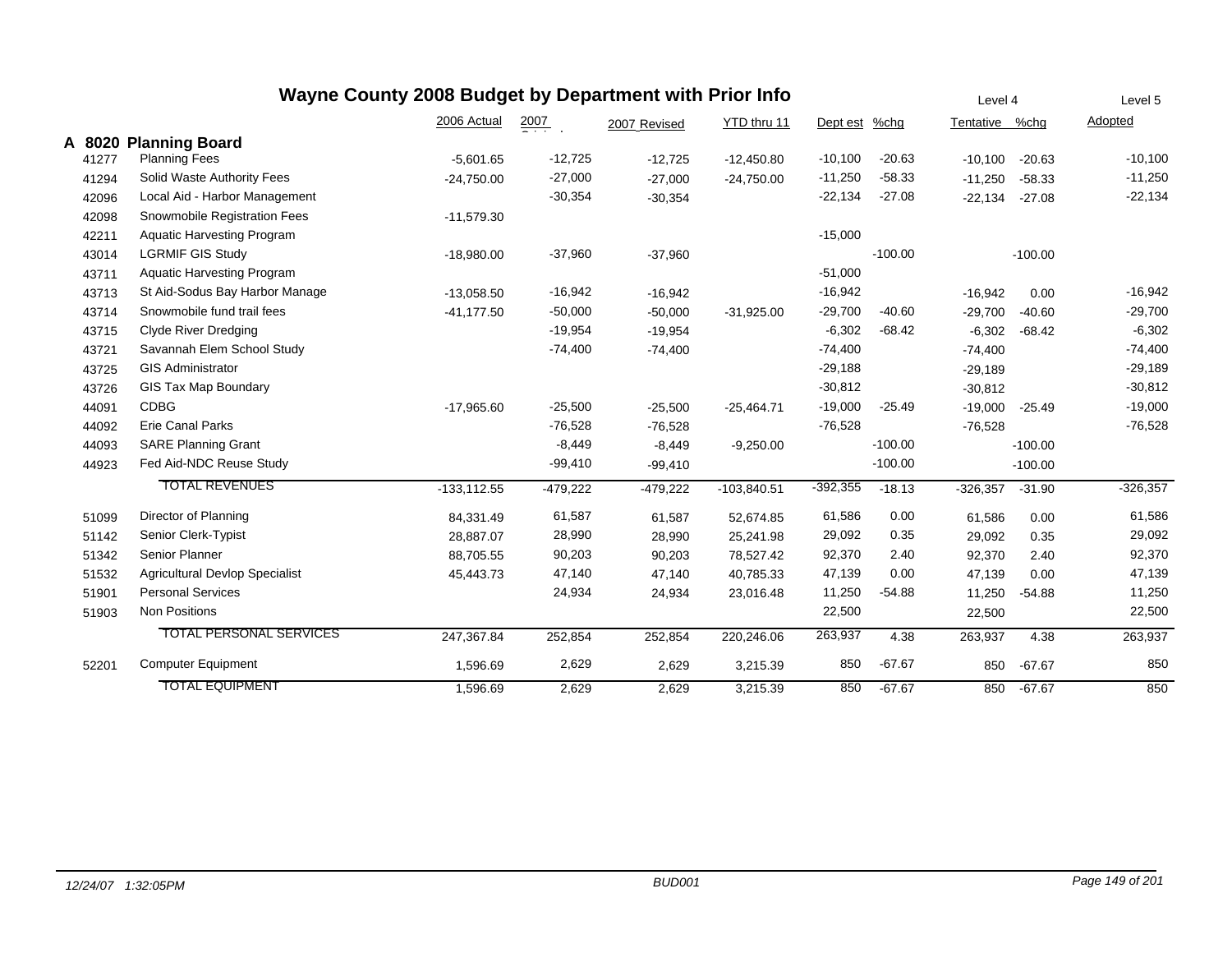# Wayne County 2008 Budget by Department with Prior Info

## A 8020 Planning Board

| | | 2006 Actual | 2007 Original | 2007 Revised | YTD thru 11 | Dept est | %chg | Level 4 Tentative | %chg | Level 5 Adopted |
|---|---|---|---|---|---|---|---|---|---|---|
| 41277 | Planning Fees | -5,601.65 | -12,725 | -12,725 | -12,450.80 | -10,100 | -20.63 | -10,100 | -20.63 | -10,100 |
| 41294 | Solid Waste Authority Fees | -24,750.00 | -27,000 | -27,000 | -24,750.00 | -11,250 | -58.33 | -11,250 | -58.33 | -11,250 |
| 42096 | Local Aid - Harbor Management | | -30,354 | -30,354 | | -22,134 | -27.08 | -22,134 | -27.08 | -22,134 |
| 42098 | Snowmobile Registration Fees | -11,579.30 | | | | | | | | |
| 42211 | Aquatic Harvesting Program | | | | | -15,000 | | | | |
| 43014 | LGRMIF GIS Study | -18,980.00 | -37,960 | -37,960 | | | -100.00 | | -100.00 | |
| 43711 | Aquatic Harvesting Program | | | | | -51,000 | | | | |
| 43713 | St Aid-Sodus Bay Harbor Manage | -13,058.50 | -16,942 | -16,942 | | -16,942 | | -16,942 | 0.00 | -16,942 |
| 43714 | Snowmobile fund trail fees | -41,177.50 | -50,000 | -50,000 | -31,925.00 | -29,700 | -40.60 | -29,700 | -40.60 | -29,700 |
| 43715 | Clyde River Dredging | | -19,954 | -19,954 | | -6,302 | -68.42 | -6,302 | -68.42 | -6,302 |
| 43721 | Savannah Elem School Study | | -74,400 | -74,400 | | -74,400 | | -74,400 | | -74,400 |
| 43725 | GIS Administrator | | | | | -29,188 | | -29,189 | | -29,189 |
| 43726 | GIS Tax Map Boundary | | | | | -30,812 | | -30,812 | | -30,812 |
| 44091 | CDBG | -17,965.60 | -25,500 | -25,500 | -25,464.71 | -19,000 | -25.49 | -19,000 | -25.49 | -19,000 |
| 44092 | Erie Canal Parks | | -76,528 | -76,528 | | -76,528 | | -76,528 | | -76,528 |
| 44093 | SARE Planning Grant | | -8,449 | -8,449 | -9,250.00 | | -100.00 | | -100.00 | |
| 44923 | Fed Aid-NDC Reuse Study | | -99,410 | -99,410 | | | -100.00 | | -100.00 | |
| | TOTAL REVENUES | -133,112.55 | -479,222 | -479,222 | -103,840.51 | -392,355 | -18.13 | -326,357 | -31.90 | -326,357 |
| 51099 | Director of Planning | 84,331.49 | 61,587 | 61,587 | 52,674.85 | 61,586 | 0.00 | 61,586 | 0.00 | 61,586 |
| 51142 | Senior Clerk-Typist | 28,887.07 | 28,990 | 28,990 | 25,241.98 | 29,092 | 0.35 | 29,092 | 0.35 | 29,092 |
| 51342 | Senior Planner | 88,705.55 | 90,203 | 90,203 | 78,527.42 | 92,370 | 2.40 | 92,370 | 2.40 | 92,370 |
| 51532 | Agricultural Devlop Specialist | 45,443.73 | 47,140 | 47,140 | 40,785.33 | 47,139 | 0.00 | 47,139 | 0.00 | 47,139 |
| 51901 | Personal Services | | 24,934 | 24,934 | 23,016.48 | 11,250 | -54.88 | 11,250 | -54.88 | 11,250 |
| 51903 | Non Positions | | | | | 22,500 | | 22,500 | | 22,500 |
| | TOTAL PERSONAL SERVICES | 247,367.84 | 252,854 | 252,854 | 220,246.06 | 263,937 | 4.38 | 263,937 | 4.38 | 263,937 |
| 52201 | Computer Equipment | 1,596.69 | 2,629 | 2,629 | 3,215.39 | 850 | -67.67 | 850 | -67.67 | 850 |
| | TOTAL EQUIPMENT | 1,596.69 | 2,629 | 2,629 | 3,215.39 | 850 | -67.67 | 850 | -67.67 | 850 |

*12/24/07 1:32:05PM* BUD001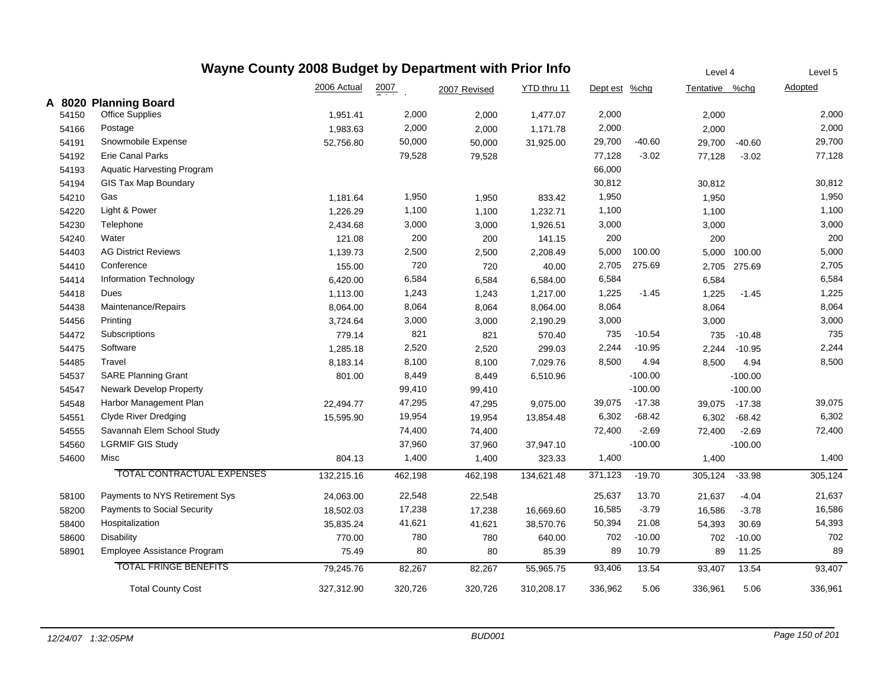# Wayne County 2008 Budget by Department with Prior Info

| | | 2006 Actual | 2007 Original | 2007 Revised | YTD thru 11 | Dept est | %chg | Level 4 Tentative | %chg | Level 5 Adopted |
|---|---|---|---|---|---|---|---|---|---|---|
| **A 8020** | **Planning Board** | | | | | | | | | |
| 54150 | Office Supplies | 1,951.41 | 2,000 | 2,000 | 1,477.07 | 2,000 | | 2,000 | | 2,000 |
| 54166 | Postage | 1,983.63 | 2,000 | 2,000 | 1,171.78 | 2,000 | | 2,000 | | 2,000 |
| 54191 | Snowmobile Expense | 52,756.80 | 50,000 | 50,000 | 31,925.00 | 29,700 | -40.60 | 29,700 | -40.60 | 29,700 |
| 54192 | Erie Canal Parks | | 79,528 | 79,528 | | 77,128 | -3.02 | 77,128 | -3.02 | 77,128 |
| 54193 | Aquatic Harvesting Program | | | | | 66,000 | | | | |
| 54194 | GIS Tax Map Boundary | | | | | 30,812 | | 30,812 | | 30,812 |
| 54210 | Gas | 1,181.64 | 1,950 | 1,950 | 833.42 | 1,950 | | 1,950 | | 1,950 |
| 54220 | Light & Power | 1,226.29 | 1,100 | 1,100 | 1,232.71 | 1,100 | | 1,100 | | 1,100 |
| 54230 | Telephone | 2,434.68 | 3,000 | 3,000 | 1,926.51 | 3,000 | | 3,000 | | 3,000 |
| 54240 | Water | 121.08 | 200 | 200 | 141.15 | 200 | | 200 | | 200 |
| 54403 | AG District Reviews | 1,139.73 | 2,500 | 2,500 | 2,208.49 | 5,000 | 100.00 | 5,000 | 100.00 | 5,000 |
| 54410 | Conference | 155.00 | 720 | 720 | 40.00 | 2,705 | 275.69 | 2,705 | 275.69 | 2,705 |
| 54414 | Information Technology | 6,420.00 | 6,584 | 6,584 | 6,584.00 | 6,584 | | 6,584 | | 6,584 |
| 54418 | Dues | 1,113.00 | 1,243 | 1,243 | 1,217.00 | 1,225 | -1.45 | 1,225 | -1.45 | 1,225 |
| 54438 | Maintenance/Repairs | 8,064.00 | 8,064 | 8,064 | 8,064.00 | 8,064 | | 8,064 | | 8,064 |
| 54456 | Printing | 3,724.64 | 3,000 | 3,000 | 2,190.29 | 3,000 | | 3,000 | | 3,000 |
| 54472 | Subscriptions | 779.14 | 821 | 821 | 570.40 | 735 | -10.54 | 735 | -10.48 | 735 |
| 54475 | Software | 1,285.18 | 2,520 | 2,520 | 299.03 | 2,244 | -10.95 | 2,244 | -10.95 | 2,244 |
| 54485 | Travel | 8,183.14 | 8,100 | 8,100 | 7,029.76 | 8,500 | 4.94 | 8,500 | 4.94 | 8,500 |
| 54537 | SARE Planning Grant | 801.00 | 8,449 | 8,449 | 6,510.96 | | -100.00 | | -100.00 | |
| 54547 | Newark Develop Property | | 99,410 | 99,410 | | | -100.00 | | -100.00 | |
| 54548 | Harbor Management Plan | 22,494.77 | 47,295 | 47,295 | 9,075.00 | 39,075 | -17.38 | 39,075 | -17.38 | 39,075 |
| 54551 | Clyde River Dredging | 15,595.90 | 19,954 | 19,954 | 13,854.48 | 6,302 | -68.42 | 6,302 | -68.42 | 6,302 |
| 54555 | Savannah Elem School Study | | 74,400 | 74,400 | | 72,400 | -2.69 | 72,400 | -2.69 | 72,400 |
| 54560 | LGRMIF GIS Study | | 37,960 | 37,960 | 37,947.10 | | -100.00 | | -100.00 | |
| 54600 | Misc | 804.13 | 1,400 | 1,400 | 323.33 | 1,400 | | 1,400 | | 1,400 |
| | TOTAL CONTRACTUAL EXPENSES | 132,215.16 | 462,198 | 462,198 | 134,621.48 | 371,123 | -19.70 | 305,124 | -33.98 | 305,124 |
| 58100 | Payments to NYS Retirement Sys | 24,063.00 | 22,548 | 22,548 | | 25,637 | 13.70 | 21,637 | -4.04 | 21,637 |
| 58200 | Payments to Social Security | 18,502.03 | 17,238 | 17,238 | 16,669.60 | 16,585 | -3.79 | 16,586 | -3.78 | 16,586 |
| 58400 | Hospitalization | 35,835.24 | 41,621 | 41,621 | 38,570.76 | 50,394 | 21.08 | 54,393 | 30.69 | 54,393 |
| 58600 | Disability | 770.00 | 780 | 780 | 640.00 | 702 | -10.00 | 702 | -10.00 | 702 |
| 58901 | Employee Assistance Program | 75.49 | 80 | 80 | 85.39 | 89 | 10.79 | 89 | 11.25 | 89 |
| | TOTAL FRINGE BENEFITS | 79,245.76 | 82,267 | 82,267 | 55,965.75 | 93,406 | 13.54 | 93,407 | 13.54 | 93,407 |
| | Total County Cost | 327,312.90 | 320,726 | 320,726 | 310,208.17 | 336,962 | 5.06 | 336,961 | 5.06 | 336,961 |

*12/24/07 1:32:05PM* — *BUD001*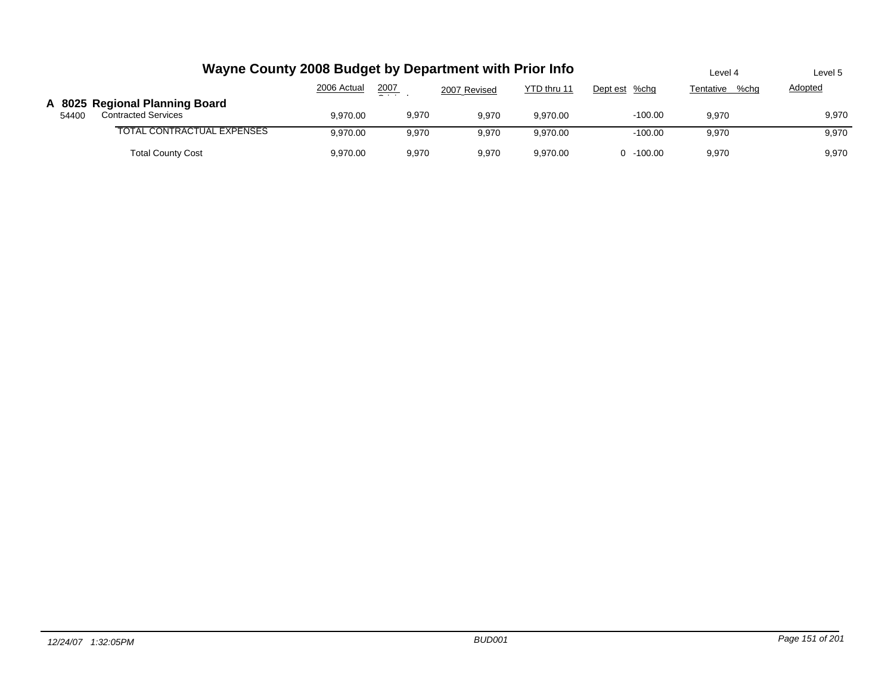# Wayne County 2008 Budget by Department with Prior Info

| | | 2006 Actual | 2007 Original | 2007 Revised | YTD thru 11 | Dept est | %chg | Level 4 Tentative | %chg | Level 5 Adopted |
|---|---|---|---|---|---|---|---|---|---|---|
| **A 8025** | **Regional Planning Board** | | | | | | | | | |
| 54400 | Contracted Services | 9,970.00 | 9,970 | 9,970 | 9,970.00 | | -100.00 | 9,970 | | 9,970 |
| | TOTAL CONTRACTUAL EXPENSES | 9,970.00 | 9,970 | 9,970 | 9,970.00 | | -100.00 | 9,970 | | 9,970 |
| | Total County Cost | 9,970.00 | 9,970 | 9,970 | 9,970.00 | 0 | -100.00 | 9,970 | | 9,970 |

*12/24/07 1:32:05PM* *BUD001*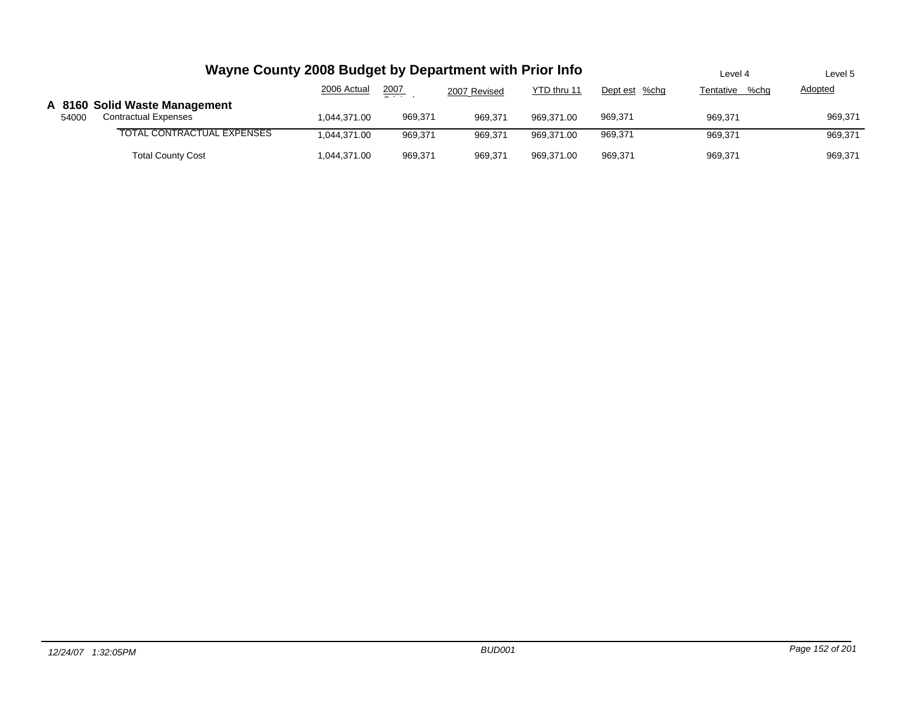# Wayne County 2008 Budget by Department with Prior Info

| | | 2006 Actual | 2007 Original | 2007 Revised | YTD thru 11 | Dept est | %chg | Level 4 Tentative | %chg | Level 5 Adopted |
|---|---|---|---|---|---|---|---|---|---|---|
| **A 8160** | **Solid Waste Management** | | | | | | | | | |
| 54000 | Contractual Expenses | 1,044,371.00 | 969,371 | 969,371 | 969,371.00 | 969,371 | | 969,371 | | 969,371 |
| | TOTAL CONTRACTUAL EXPENSES | 1,044,371.00 | 969,371 | 969,371 | 969,371.00 | 969,371 | | 969,371 | | 969,371 |
| | Total County Cost | 1,044,371.00 | 969,371 | 969,371 | 969,371.00 | 969,371 | | 969,371 | | 969,371 |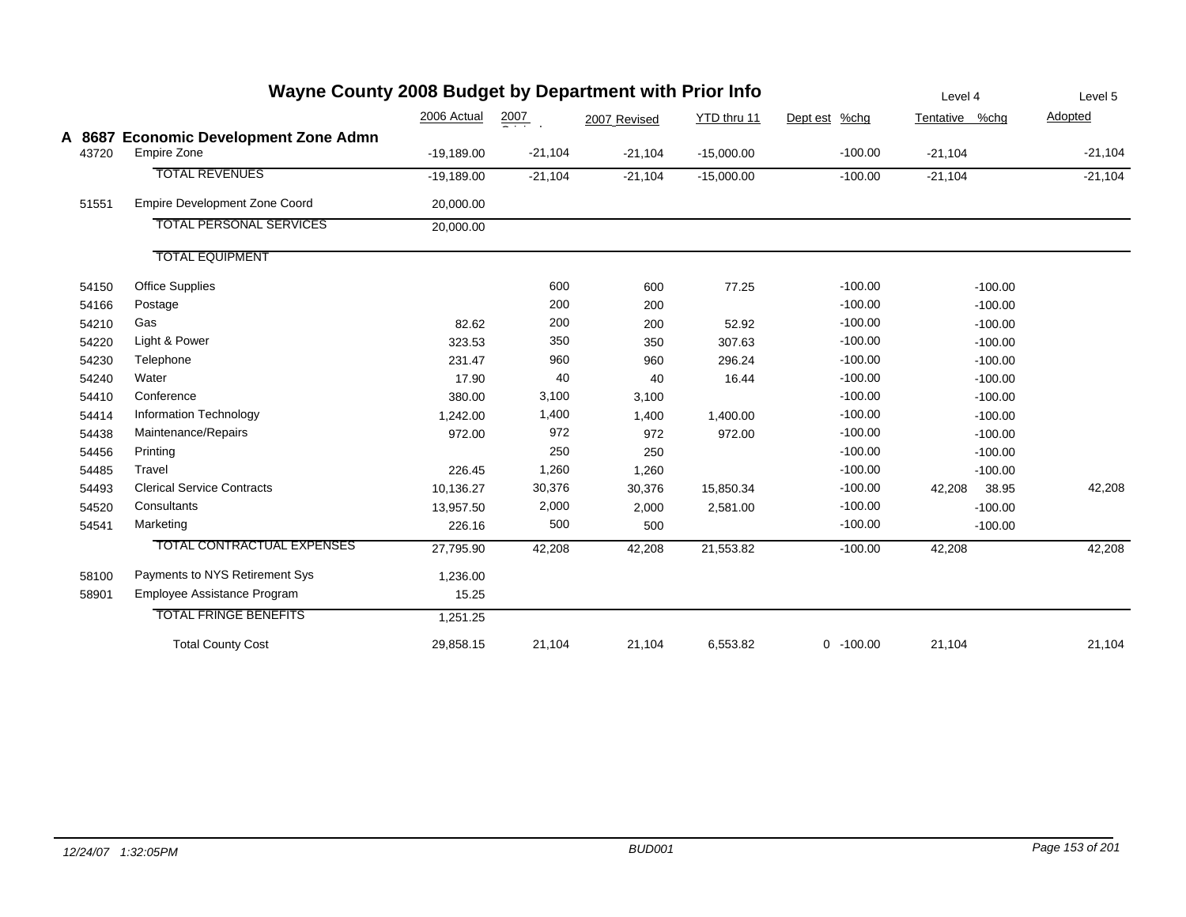# Wayne County 2008 Budget by Department with Prior Info

## A 8687 Economic Development Zone Admn

| Code | Description | 2006 Actual | 2007 Original | 2007 Revised | YTD thru 11 | Dept est | %chg | Level 4 Tentative | %chg | Level 5 Adopted |
|---|---|---|---|---|---|---|---|---|---|---|
| 43720 | Empire Zone | -19,189.00 | -21,104 | -21,104 | -15,000.00 | | -100.00 | -21,104 | | -21,104 |
| | TOTAL REVENUES | -19,189.00 | -21,104 | -21,104 | -15,000.00 | | -100.00 | -21,104 | | -21,104 |
| 51551 | Empire Development Zone Coord | 20,000.00 | | | | | | | | |
| | TOTAL PERSONAL SERVICES | 20,000.00 | | | | | | | | |
| | TOTAL EQUIPMENT | | | | | | | | | |
| 54150 | Office Supplies | | 600 | 600 | 77.25 | | -100.00 | | -100.00 | |
| 54166 | Postage | | 200 | 200 | | | -100.00 | | -100.00 | |
| 54210 | Gas | 82.62 | 200 | 200 | 52.92 | | -100.00 | | -100.00 | |
| 54220 | Light & Power | 323.53 | 350 | 350 | 307.63 | | -100.00 | | -100.00 | |
| 54230 | Telephone | 231.47 | 960 | 960 | 296.24 | | -100.00 | | -100.00 | |
| 54240 | Water | 17.90 | 40 | 40 | 16.44 | | -100.00 | | -100.00 | |
| 54410 | Conference | 380.00 | 3,100 | 3,100 | | | -100.00 | | -100.00 | |
| 54414 | Information Technology | 1,242.00 | 1,400 | 1,400 | 1,400.00 | | -100.00 | | -100.00 | |
| 54438 | Maintenance/Repairs | 972.00 | 972 | 972 | 972.00 | | -100.00 | | -100.00 | |
| 54456 | Printing | | 250 | 250 | | | -100.00 | | -100.00 | |
| 54485 | Travel | 226.45 | 1,260 | 1,260 | | | -100.00 | | -100.00 | |
| 54493 | Clerical Service Contracts | 10,136.27 | 30,376 | 30,376 | 15,850.34 | | -100.00 | 42,208 | 38.95 | 42,208 |
| 54520 | Consultants | 13,957.50 | 2,000 | 2,000 | 2,581.00 | | -100.00 | | -100.00 | |
| 54541 | Marketing | 226.16 | 500 | 500 | | | -100.00 | | -100.00 | |
| | TOTAL CONTRACTUAL EXPENSES | 27,795.90 | 42,208 | 42,208 | 21,553.82 | | -100.00 | 42,208 | | 42,208 |
| 58100 | Payments to NYS Retirement Sys | 1,236.00 | | | | | | | | |
| 58901 | Employee Assistance Program | 15.25 | | | | | | | | |
| | TOTAL FRINGE BENEFITS | 1,251.25 | | | | | | | | |
| | Total County Cost | 29,858.15 | 21,104 | 21,104 | 6,553.82 | 0 | -100.00 | 21,104 | | 21,104 |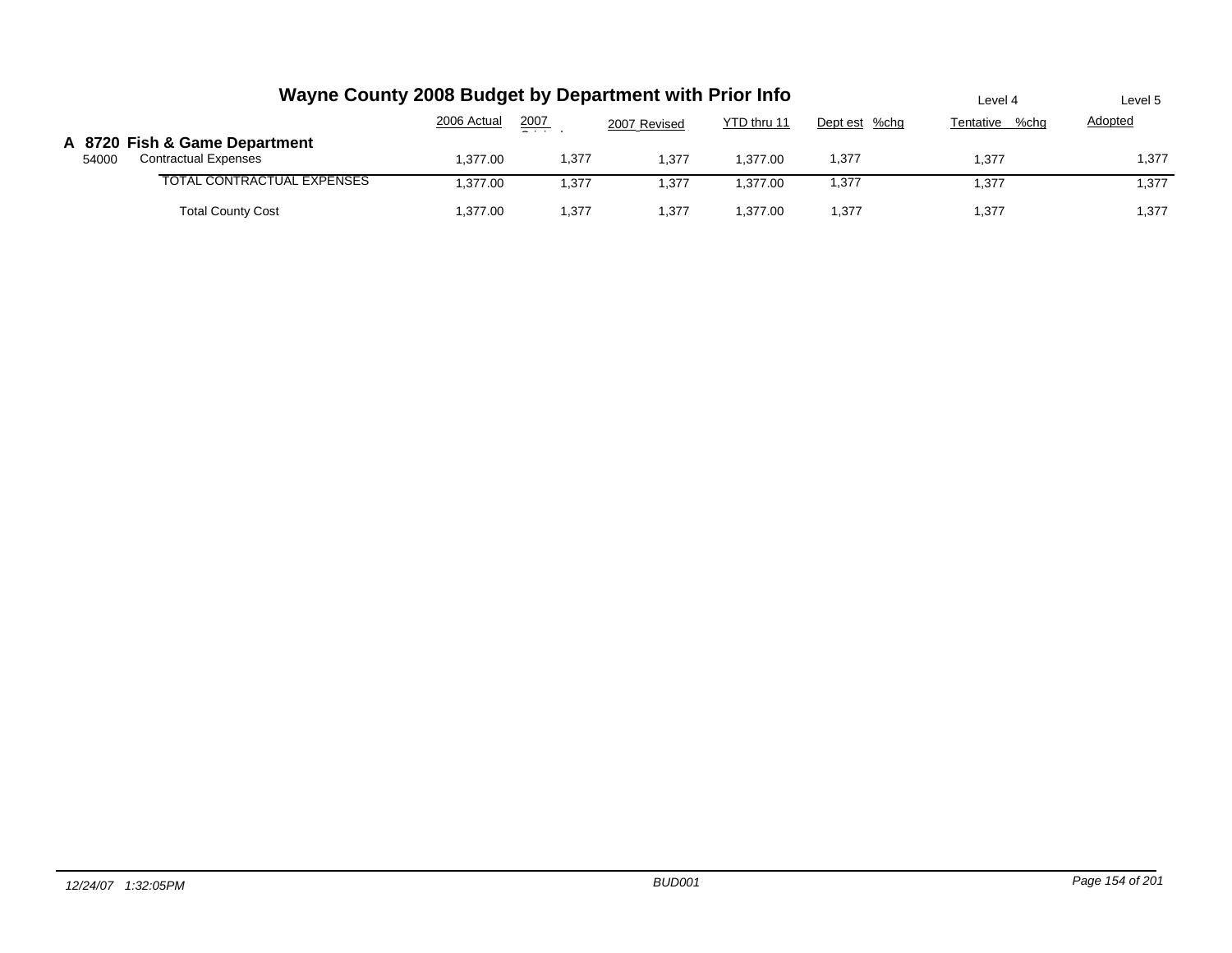# Wayne County 2008 Budget by Department with Prior Info

| | | 2006 Actual | 2007 Original | 2007 Revised | YTD thru 11 | Dept est | %chg | Level 4 Tentative | %chg | Level 5 Adopted |
|---|---|---|---|---|---|---|---|---|---|---|
| **A 8720** | **Fish & Game Department** | | | | | | | | | |
| 54000 | Contractual Expenses | 1,377.00 | 1,377 | 1,377 | 1,377.00 | 1,377 | | 1,377 | | 1,377 |
| | TOTAL CONTRACTUAL EXPENSES | 1,377.00 | 1,377 | 1,377 | 1,377.00 | 1,377 | | 1,377 | | 1,377 |
| | Total County Cost | 1,377.00 | 1,377 | 1,377 | 1,377.00 | 1,377 | | 1,377 | | 1,377 |

*12/24/07 1:32:05PM* *BUD001*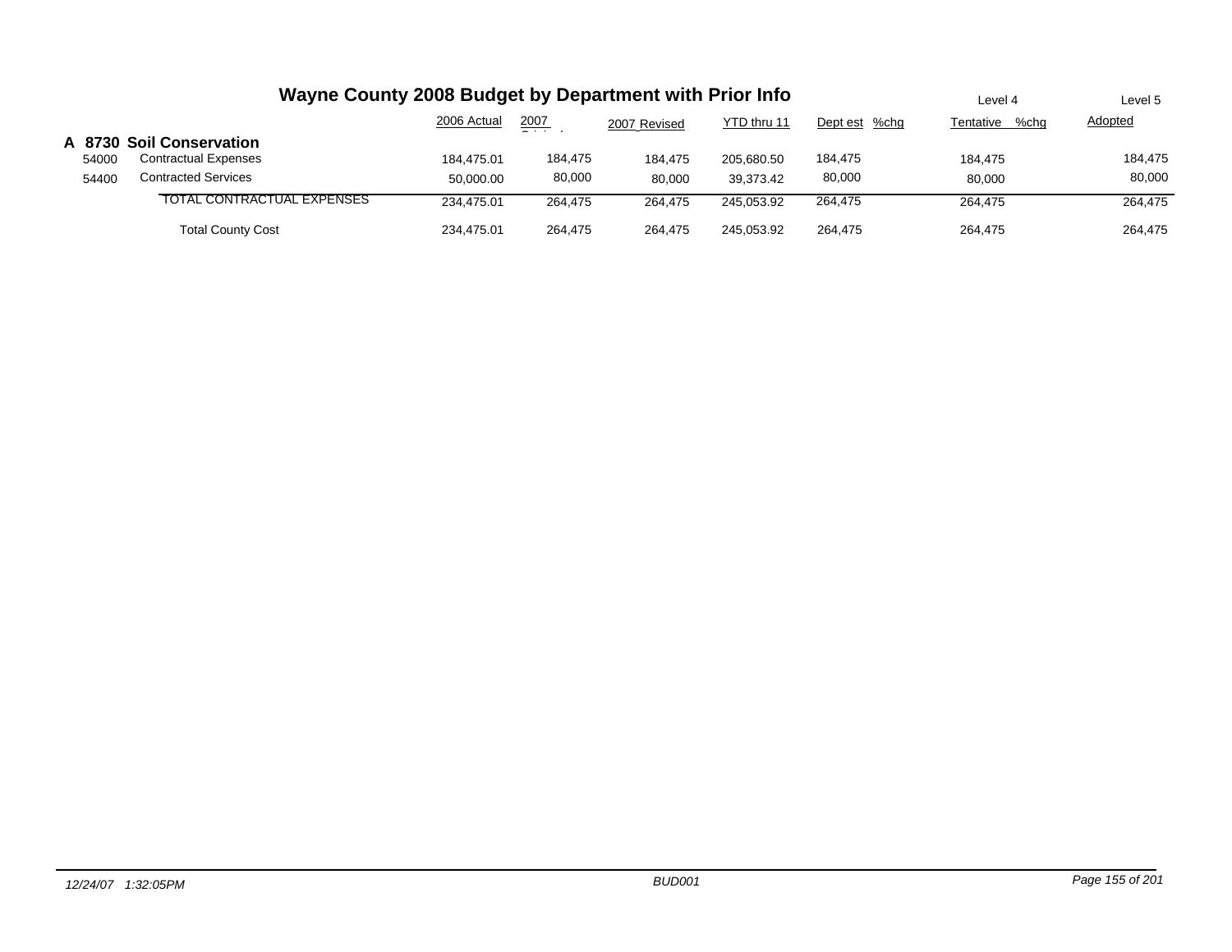# Wayne County 2008 Budget by Department with Prior Info

| | | 2006 Actual | 2007 Original | 2007 Revised | YTD thru 11 | Dept est | %chg | Level 4 Tentative | %chg | Level 5 Adopted |
|---|---|---|---|---|---|---|---|---|---|---|
| **A 8730** | **Soil Conservation** | | | | | | | | | |
| 54000 | Contractual Expenses | 184,475.01 | 184,475 | 184,475 | 205,680.50 | 184,475 | | 184,475 | | 184,475 |
| 54400 | Contracted Services | 50,000.00 | 80,000 | 80,000 | 39,373.42 | 80,000 | | 80,000 | | 80,000 |
| | TOTAL CONTRACTUAL EXPENSES | 234,475.01 | 264,475 | 264,475 | 245,053.92 | 264,475 | | 264,475 | | 264,475 |
| | Total County Cost | 234,475.01 | 264,475 | 264,475 | 245,053.92 | 264,475 | | 264,475 | | 264,475 |

*12/24/07 1:32:05PM* — *BUD001*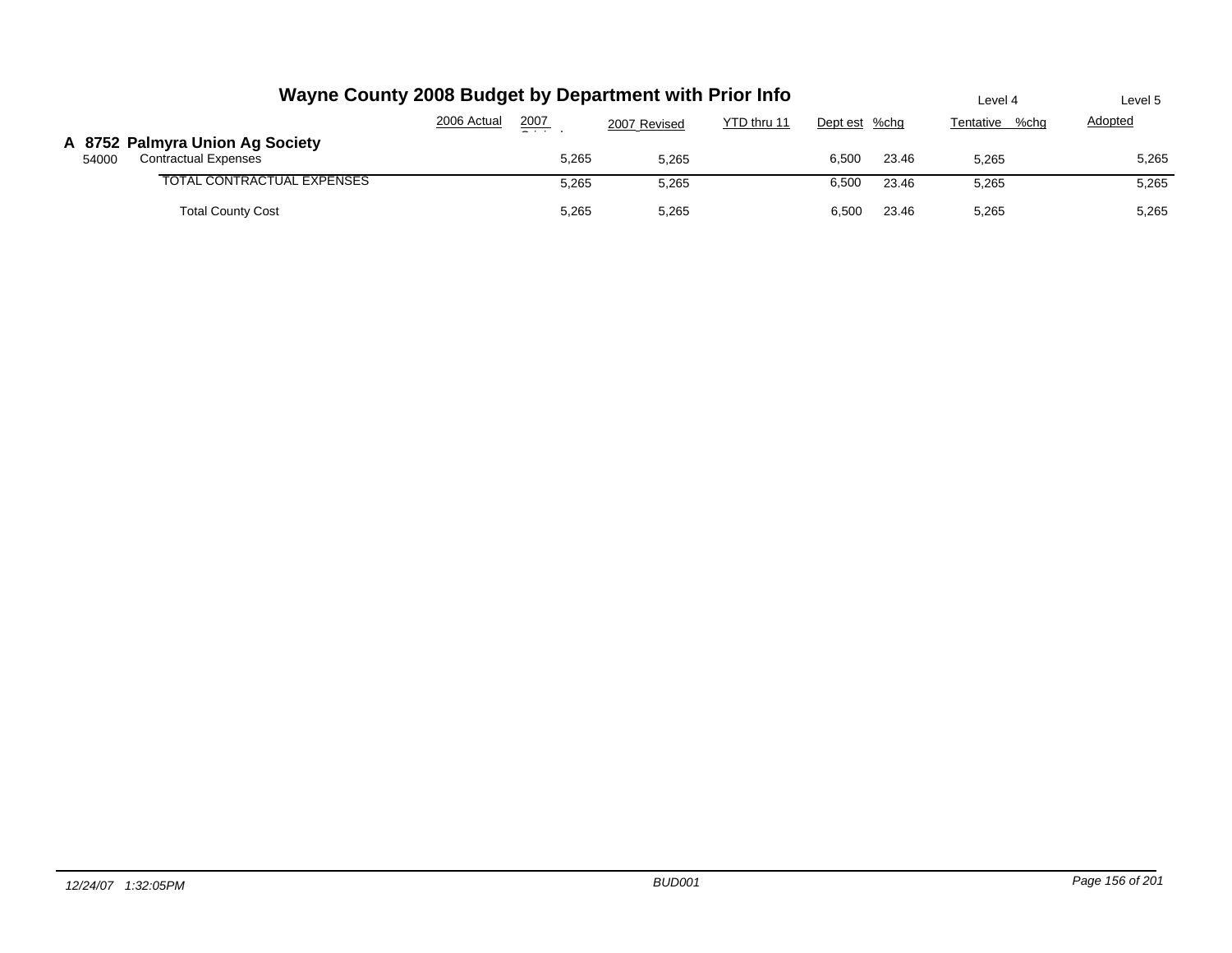# Wayne County 2008 Budget by Department with Prior Info

## A 8752 Palmyra Union Ag Society

| | | 2006 Actual | 2007 Original | 2007 Revised | YTD thru 11 | Dept est | %chg | Level 4 Tentative | %chg | Level 5 Adopted |
|---|---|---|---|---|---|---|---|---|---|---|
| 54000 | Contractual Expenses | | 5,265 | 5,265 | | 6,500 | 23.46 | 5,265 | | 5,265 |
| | TOTAL CONTRACTUAL EXPENSES | | 5,265 | 5,265 | | 6,500 | 23.46 | 5,265 | | 5,265 |
| | Total County Cost | | 5,265 | 5,265 | | 6,500 | 23.46 | 5,265 | | 5,265 |

12/24/07 1:32:05PM BUD001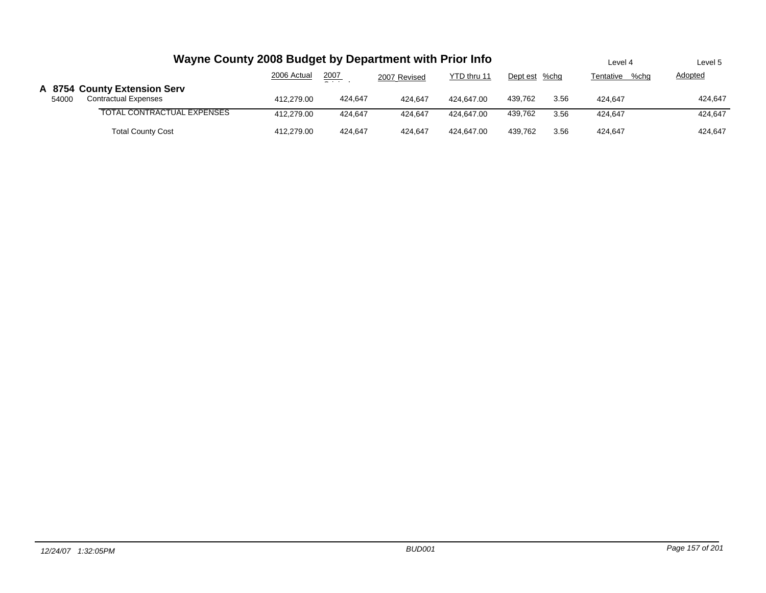# Wayne County 2008 Budget by Department with Prior Info

| | | 2006 Actual | 2007 Original | 2007 Revised | YTD thru 11 | Dept est | %chg | Level 4 Tentative | %chg | Level 5 Adopted |
|---|---|---|---|---|---|---|---|---|---|---|
| **A 8754** | **County Extension Serv** | | | | | | | | | |
| 54000 | Contractual Expenses | 412,279.00 | 424,647 | 424,647 | 424,647.00 | 439,762 | 3.56 | 424,647 | | 424,647 |
| | TOTAL CONTRACTUAL EXPENSES | 412,279.00 | 424,647 | 424,647 | 424,647.00 | 439,762 | 3.56 | 424,647 | | 424,647 |
| | Total County Cost | 412,279.00 | 424,647 | 424,647 | 424,647.00 | 439,762 | 3.56 | 424,647 | | 424,647 |

12/24/07 1:32:05PM BUD001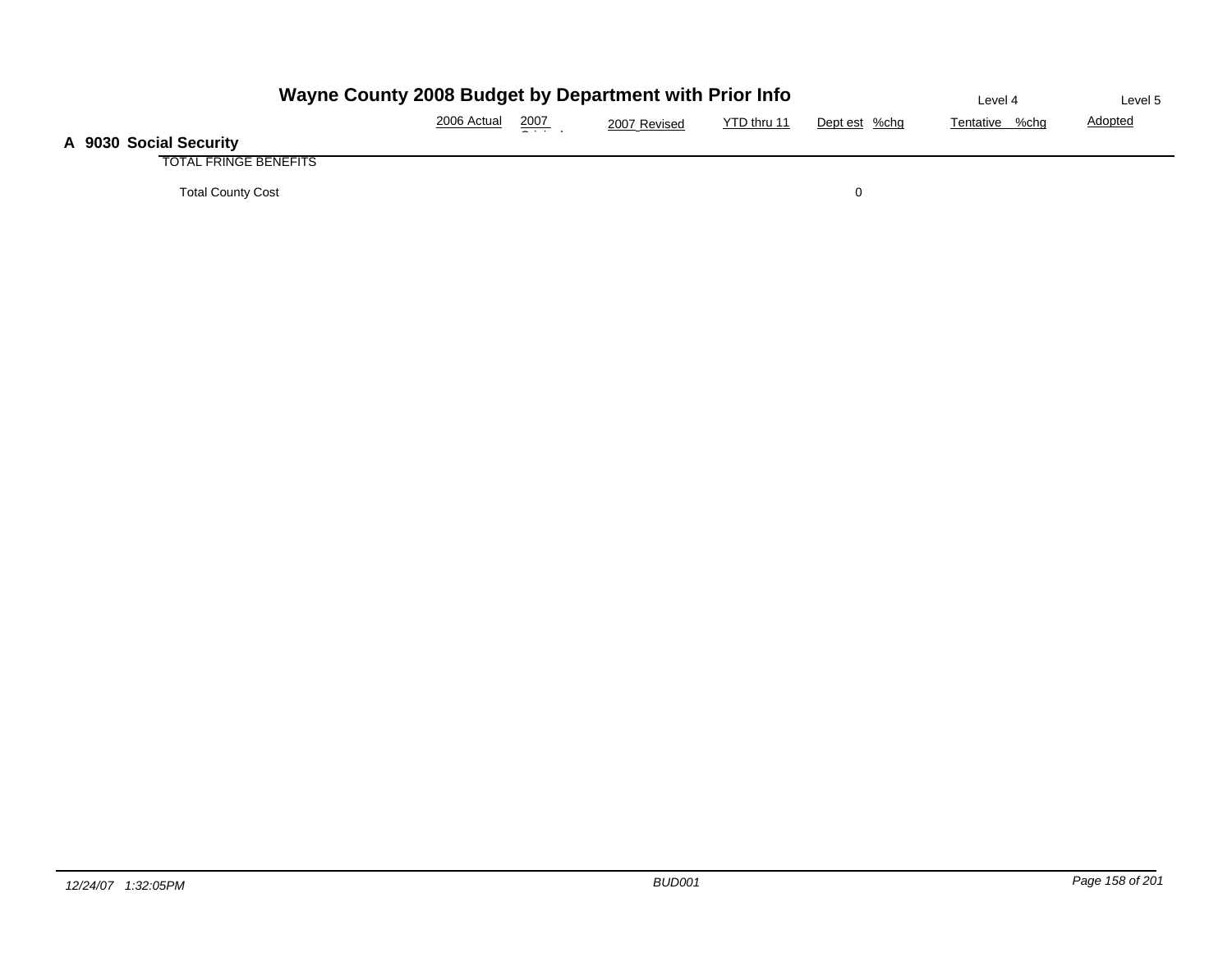# Wayne County 2008 Budget by Department with Prior Info

## A 9030 Social Security

| | 2006 Actual | 2007 Original | 2007 Revised | YTD thru 11 | Dept est | %chg | Level 4 Tentative | %chg | Level 5 Adopted |
|---|---|---|---|---|---|---|---|---|---|
| TOTAL FRINGE BENEFITS | | | | | | | | | |
| Total County Cost | | | | | 0 | | | | |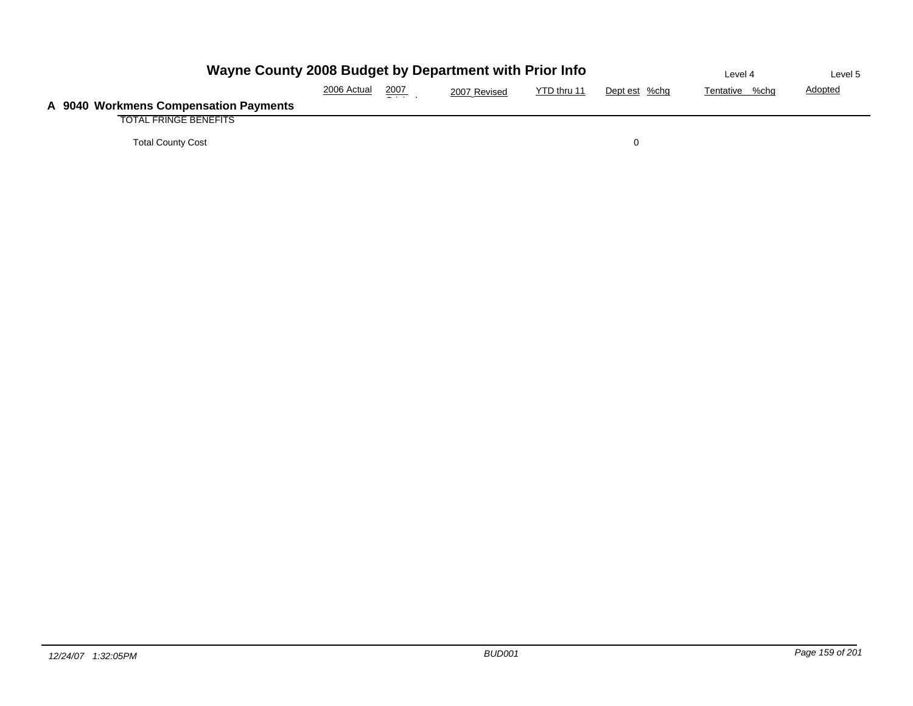# Wayne County 2008 Budget by Department with Prior Info

## A 9040 Workmens Compensation Payments

| | 2006 Actual | 2007 Original | 2007 Revised | YTD thru 11 | Dept est | %chg | Level 4 Tentative | %chg | Level 5 Adopted |
|---|---|---|---|---|---|---|---|---|---|
| TOTAL FRINGE BENEFITS | | | | | | | | | |
| Total County Cost | | | | | 0 | | | | |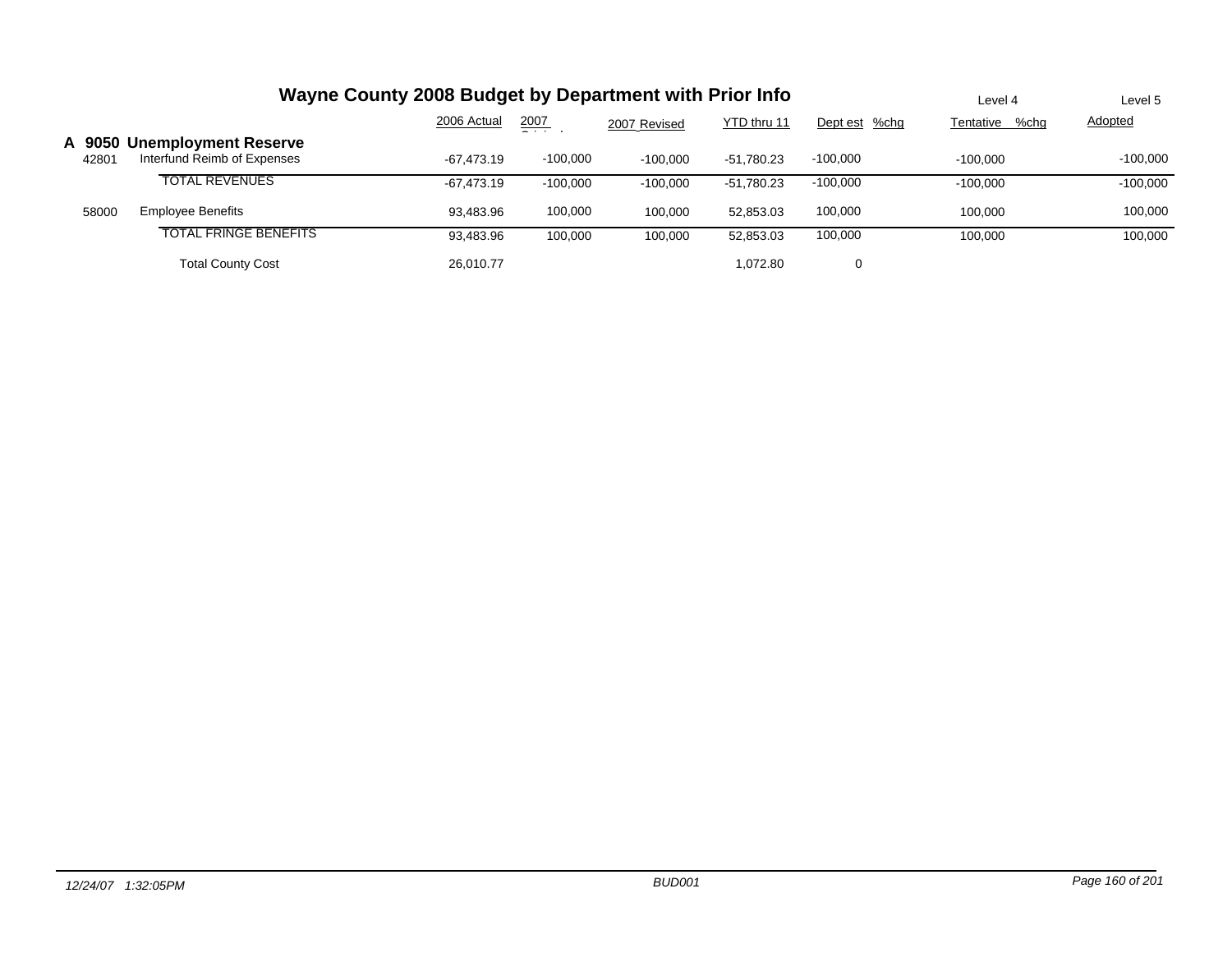# Wayne County 2008 Budget by Department with Prior Info

| | | 2006 Actual | 2007 Original | 2007 Revised | YTD thru 11 | Dept est | %chg | Level 4 Tentative | %chg | Level 5 Adopted |
|---|---|---|---|---|---|---|---|---|---|---|
| **A 9050** | **Unemployment Reserve** | | | | | | | | | |
| 42801 | Interfund Reimb of Expenses | -67,473.19 | -100,000 | -100,000 | -51,780.23 | -100,000 | | -100,000 | | -100,000 |
| | TOTAL REVENUES | -67,473.19 | -100,000 | -100,000 | -51,780.23 | -100,000 | | -100,000 | | -100,000 |
| 58000 | Employee Benefits | 93,483.96 | 100,000 | 100,000 | 52,853.03 | 100,000 | | 100,000 | | 100,000 |
| | TOTAL FRINGE BENEFITS | 93,483.96 | 100,000 | 100,000 | 52,853.03 | 100,000 | | 100,000 | | 100,000 |
| | Total County Cost | 26,010.77 | | | 1,072.80 | 0 | | | | |

12/24/07 1:32:05PM BUD001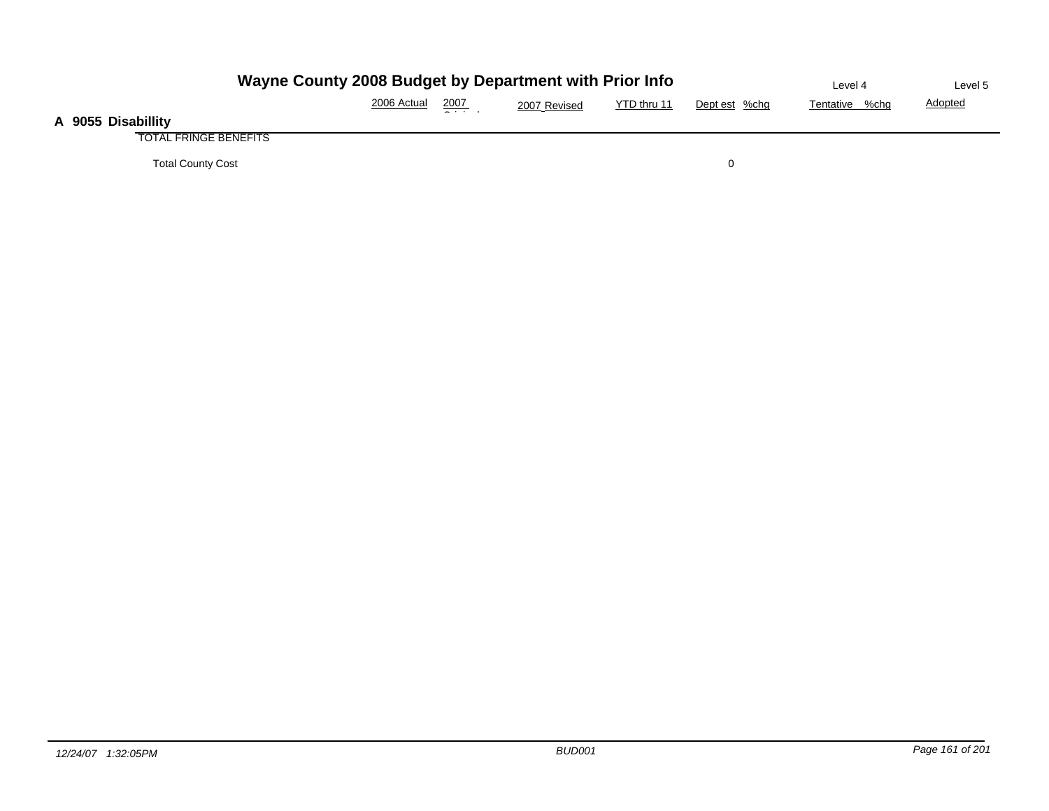# Wayne County 2008 Budget by Department with Prior Info

## A 9055 Disabillity

| | 2006 Actual | 2007 Original | 2007 Revised | YTD thru 11 | Dept est | %chg | Level 4 Tentative | %chg | Level 5 Adopted |
|---|---|---|---|---|---|---|---|---|---|
| TOTAL FRINGE BENEFITS | | | | | | | | | |
| Total County Cost | | | | | 0 | | | | |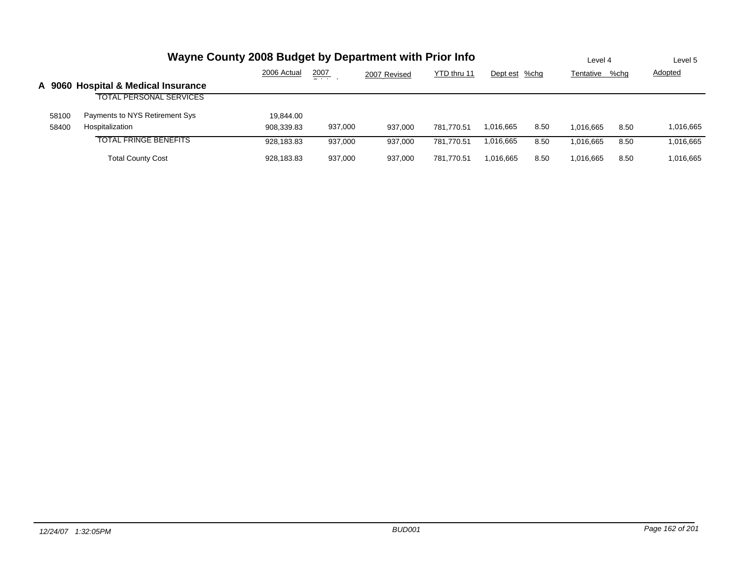# Wayne County 2008 Budget by Department with Prior Info

## A 9060 Hospital & Medical Insurance

| | | 2006 Actual | 2007 Original | 2007 Revised | YTD thru 11 | Dept est | %chg | Level 4 Tentative | %chg | Level 5 Adopted |
|---|---|---|---|---|---|---|---|---|---|---|
| | TOTAL PERSONAL SERVICES | | | | | | | | | |
| 58100 | Payments to NYS Retirement Sys | 19,844.00 | | | | | | | | |
| 58400 | Hospitalization | 908,339.83 | 937,000 | 937,000 | 781,770.51 | 1,016,665 | 8.50 | 1,016,665 | 8.50 | 1,016,665 |
| | TOTAL FRINGE BENEFITS | 928,183.83 | 937,000 | 937,000 | 781,770.51 | 1,016,665 | 8.50 | 1,016,665 | 8.50 | 1,016,665 |
| | Total County Cost | 928,183.83 | 937,000 | 937,000 | 781,770.51 | 1,016,665 | 8.50 | 1,016,665 | 8.50 | 1,016,665 |

12/24/07 1:32:05PM BUD001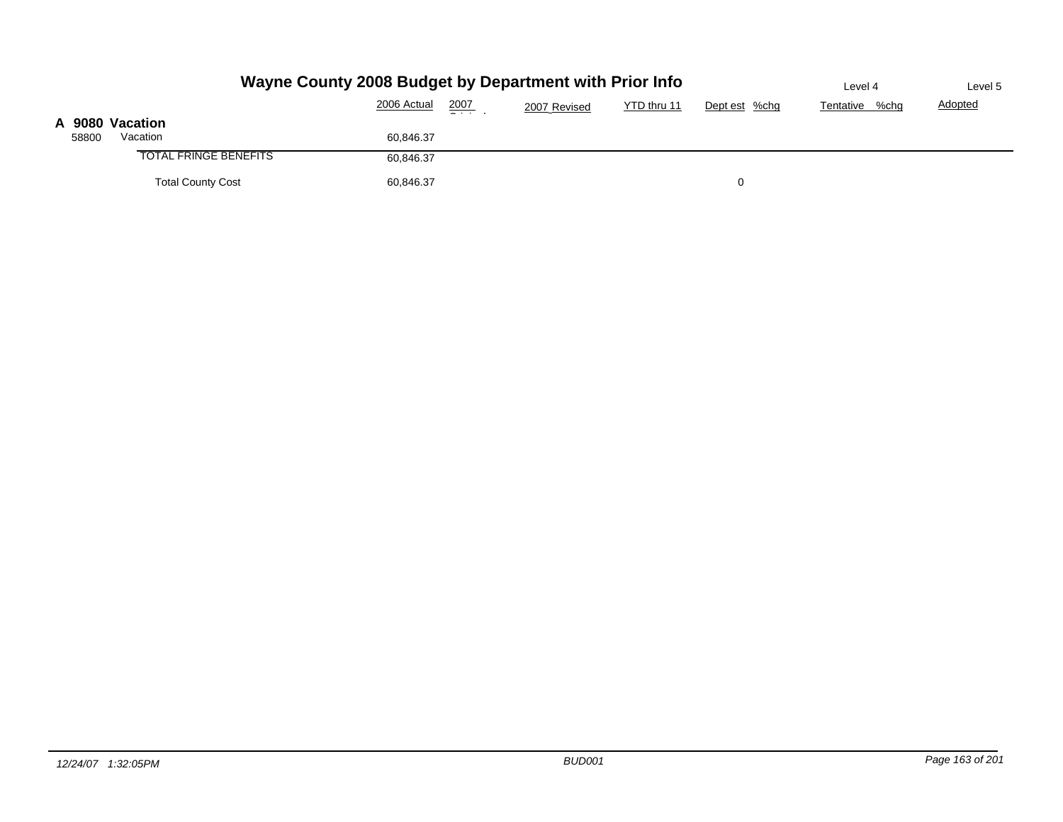# Wayne County 2008 Budget by Department with Prior Info

| | | 2006 Actual | 2007 Original | 2007 Revised | YTD thru 11 | Dept est | %chg | Level 4 Tentative | %chg | Level 5 Adopted |
|---|---|---|---|---|---|---|---|---|---|---|
| **A 9080** | **Vacation** | | | | | | | | | |
| 58800 | Vacation | 60,846.37 | | | | | | | | |
| | TOTAL FRINGE BENEFITS | 60,846.37 | | | | | | | | |
| | Total County Cost | 60,846.37 | | | | 0 | | | | |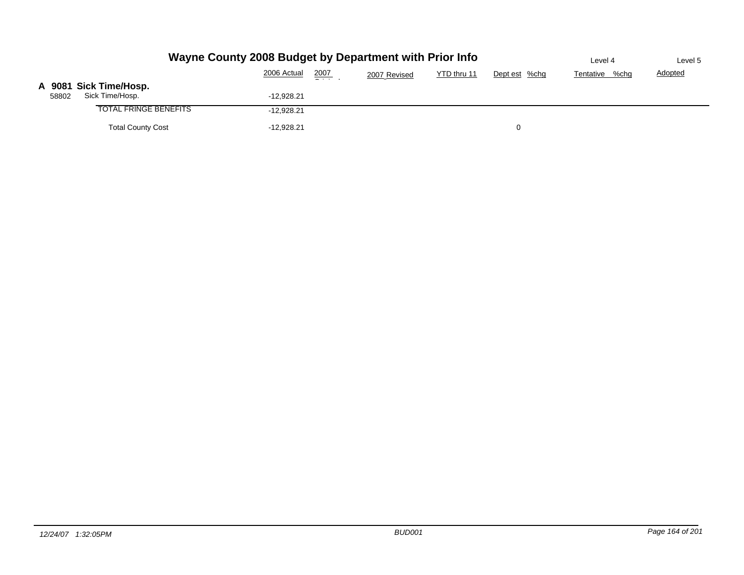# Wayne County 2008 Budget by Department with Prior Info

| | | 2006 Actual | 2007 Original | 2007 Revised | YTD thru 11 | Dept est | %chg | Level 4 Tentative | %chg | Level 5 Adopted |
|---|---|---|---|---|---|---|---|---|---|---|
| **A 9081** | **Sick Time/Hosp.** | | | | | | | | | |
| 58802 | Sick Time/Hosp. | -12,928.21 | | | | | | | | |
| | TOTAL FRINGE BENEFITS | -12,928.21 | | | | | | | | |
| | Total County Cost | -12,928.21 | | | | 0 | | | | |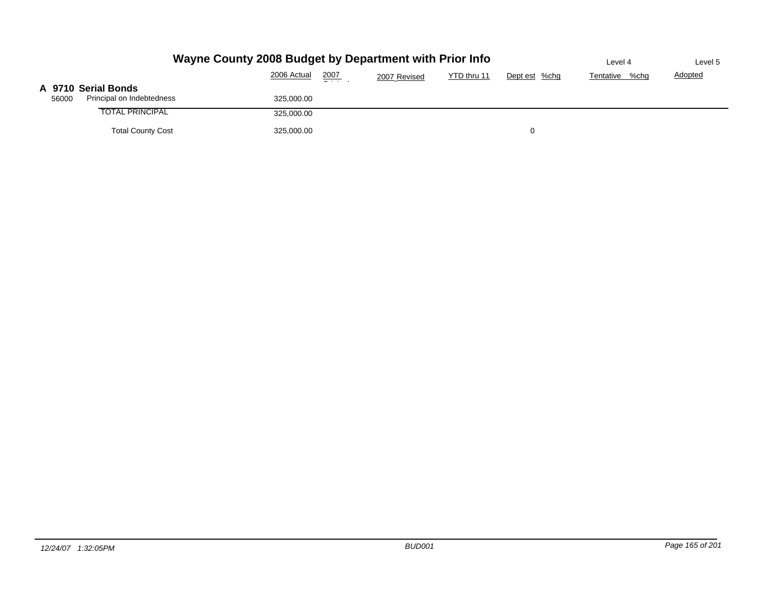# Wayne County 2008 Budget by Department with Prior Info

| | | 2006 Actual | 2007 Original | 2007 Revised | YTD thru 11 | Dept est | %chg | Level 4 Tentative | %chg | Level 5 Adopted |
|---|---|---|---|---|---|---|---|---|---|---|
| **A 9710 Serial Bonds** | | | | | | | | | | |
| 56000 | Principal on Indebtedness | 325,000.00 | | | | | | | | |
| | TOTAL PRINCIPAL | 325,000.00 | | | | | | | | |
| | Total County Cost | 325,000.00 | | | | 0 | | | | |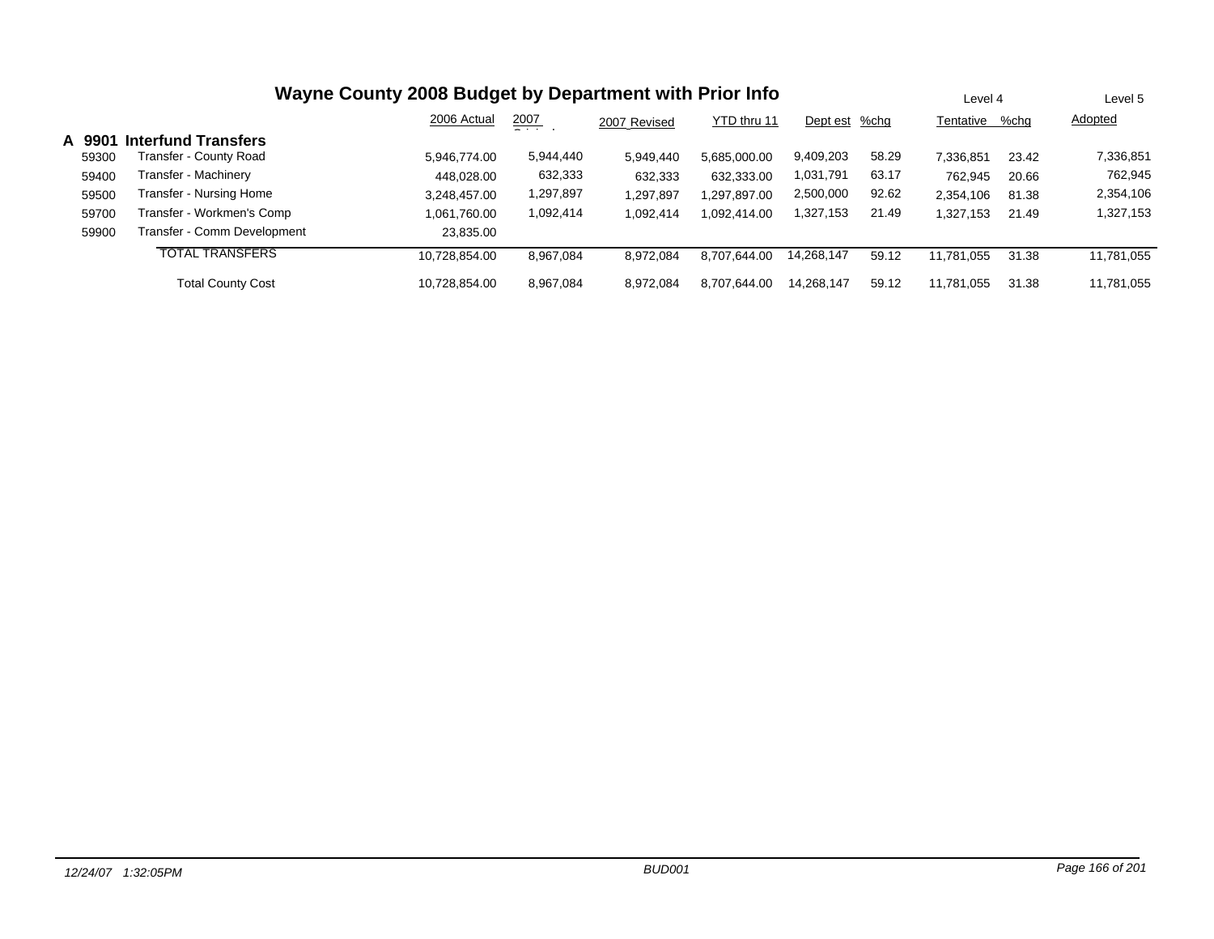# Wayne County 2008 Budget by Department with Prior Info

| | | 2006 Actual | 2007 Original | 2007 Revised | YTD thru 11 | Dept est | %chg | Level 4 Tentative | %chg | Level 5 Adopted |
|---|---|---|---|---|---|---|---|---|---|---|
| **A 9901** | **Interfund Transfers** | | | | | | | | | |
| 59300 | Transfer - County Road | 5,946,774.00 | 5,944,440 | 5,949,440 | 5,685,000.00 | 9,409,203 | 58.29 | 7,336,851 | 23.42 | 7,336,851 |
| 59400 | Transfer - Machinery | 448,028.00 | 632,333 | 632,333 | 632,333.00 | 1,031,791 | 63.17 | 762,945 | 20.66 | 762,945 |
| 59500 | Transfer - Nursing Home | 3,248,457.00 | 1,297,897 | 1,297,897 | 1,297,897.00 | 2,500,000 | 92.62 | 2,354,106 | 81.38 | 2,354,106 |
| 59700 | Transfer - Workmen's Comp | 1,061,760.00 | 1,092,414 | 1,092,414 | 1,092,414.00 | 1,327,153 | 21.49 | 1,327,153 | 21.49 | 1,327,153 |
| 59900 | Transfer - Comm Development | 23,835.00 | | | | | | | | |
| | TOTAL TRANSFERS | 10,728,854.00 | 8,967,084 | 8,972,084 | 8,707,644.00 | 14,268,147 | 59.12 | 11,781,055 | 31.38 | 11,781,055 |
| | Total County Cost | 10,728,854.00 | 8,967,084 | 8,972,084 | 8,707,644.00 | 14,268,147 | 59.12 | 11,781,055 | 31.38 | 11,781,055 |

*12/24/07 1:32:05PM* *BUD001*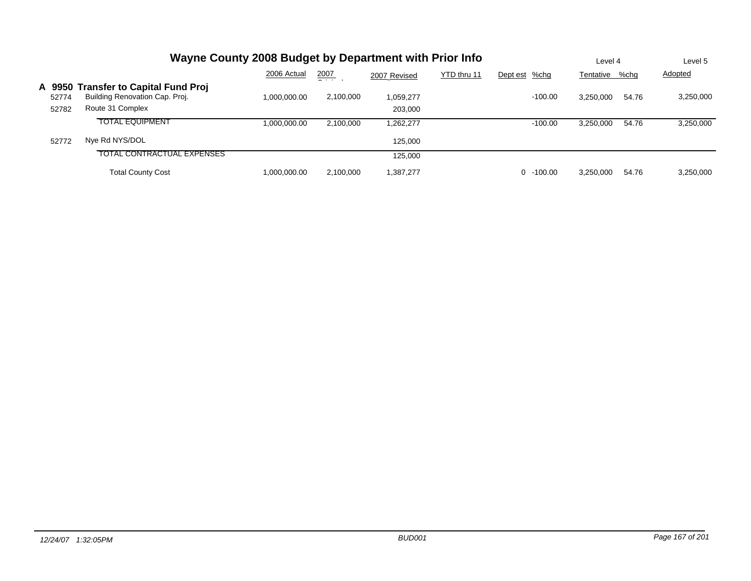# Wayne County 2008 Budget by Department with Prior Info

| | | 2006 Actual | 2007 Original | 2007 Revised | YTD thru 11 | Dept est | %chg | Level 4 Tentative | %chg | Level 5 Adopted |
|---|---|---|---|---|---|---|---|---|---|---|
| **A 9950** | **Transfer to Capital Fund Proj** | | | | | | | | | |
| 52774 | Building Renovation Cap. Proj. | 1,000,000.00 | 2,100,000 | 1,059,277 | | | -100.00 | 3,250,000 | 54.76 | 3,250,000 |
| 52782 | Route 31 Complex | | | 203,000 | | | | | | |
| | TOTAL EQUIPMENT | 1,000,000.00 | 2,100,000 | 1,262,277 | | | -100.00 | 3,250,000 | 54.76 | 3,250,000 |
| 52772 | Nye Rd NYS/DOL | | | 125,000 | | | | | | |
| | TOTAL CONTRACTUAL EXPENSES | | | 125,000 | | | | | | |
| | Total County Cost | 1,000,000.00 | 2,100,000 | 1,387,277 | | 0 | -100.00 | 3,250,000 | 54.76 | 3,250,000 |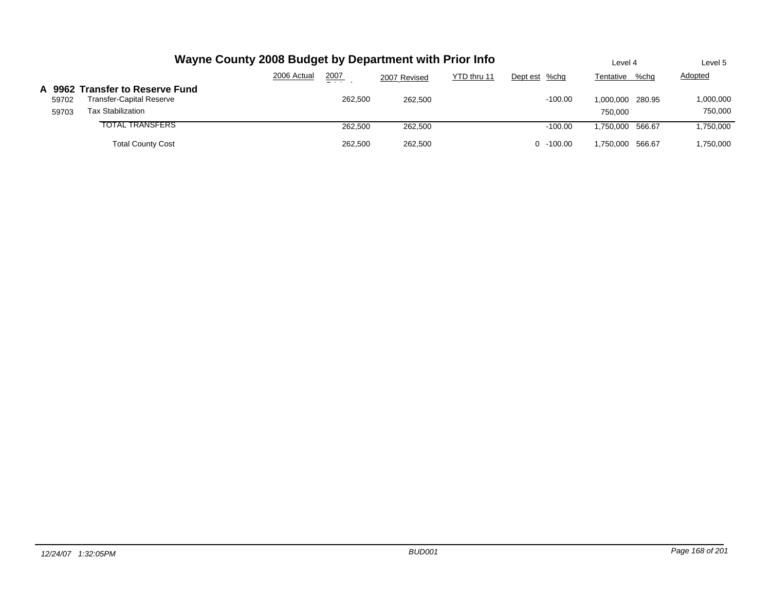# Wayne County 2008 Budget by Department with Prior Info

| | | 2006 Actual | 2007 Original | 2007 Revised | YTD thru 11 | Dept est | %chg | Level 4 Tentative | %chg | Level 5 Adopted |
|---|---|---|---|---|---|---|---|---|---|---|
| **A 9962** | **Transfer to Reserve Fund** | | | | | | | | | |
| 59702 | Transfer-Capital Reserve | | 262,500 | 262,500 | | | -100.00 | 1,000,000 | 280.95 | 1,000,000 |
| 59703 | Tax Stabilization | | | | | | | 750,000 | | 750,000 |
| | TOTAL TRANSFERS | | 262,500 | 262,500 | | | -100.00 | 1,750,000 | 566.67 | 1,750,000 |
| | Total County Cost | | 262,500 | 262,500 | | 0 | -100.00 | 1,750,000 | 566.67 | 1,750,000 |

*12/24/07 1:32:05PM* — *BUD001*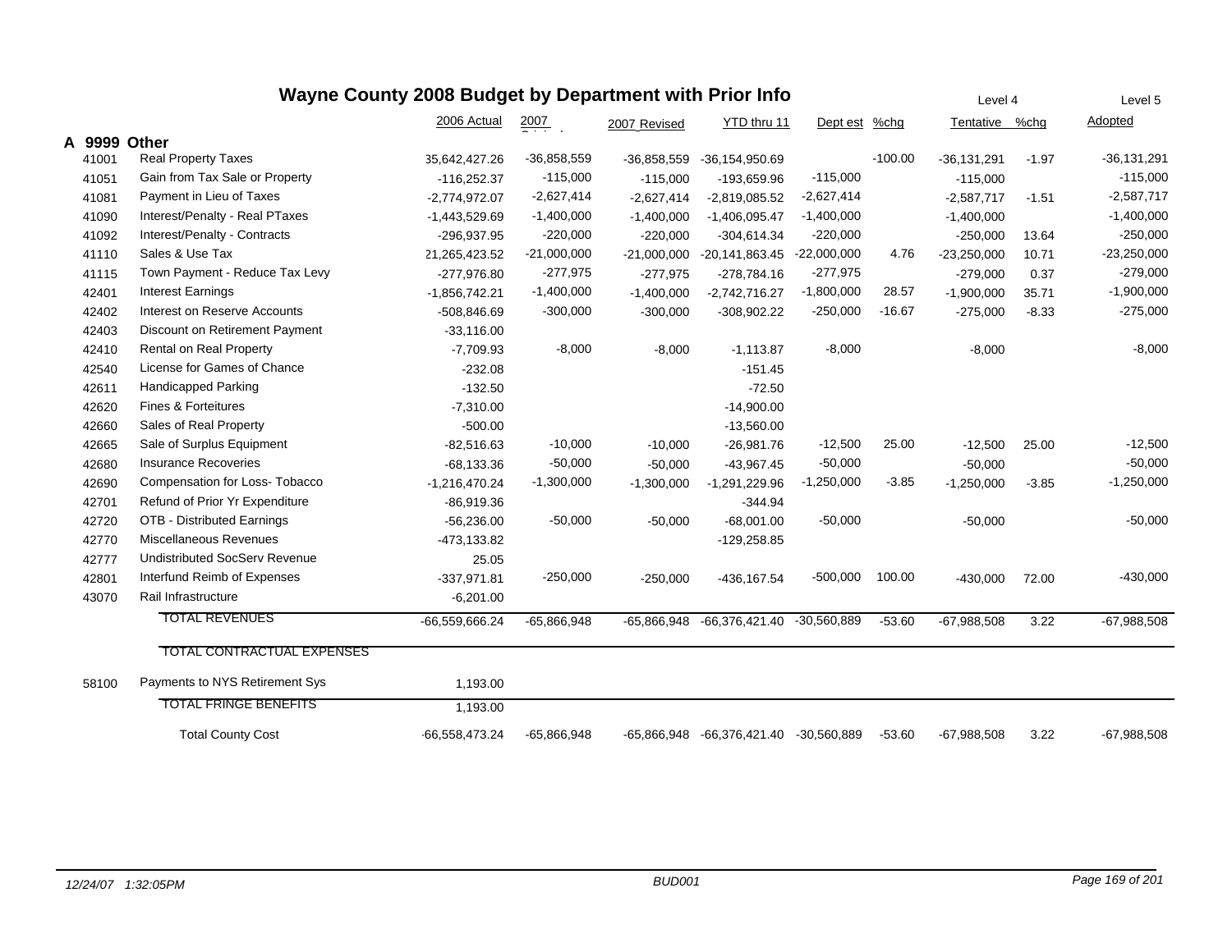# Wayne County 2008 Budget by Department with Prior Info

| | | 2006 Actual | 2007 Original | 2007 Revised | YTD thru 11 | Dept est | %chg | Level 4 Tentative | %chg | Level 5 Adopted |
|---|---|---|---|---|---|---|---|---|---|---|
| **A 9999** | **Other** | | | | | | | | | |
| 41001 | Real Property Taxes | -35,642,427.26 | -36,858,559 | -36,858,559 | -36,154,950.69 | | -100.00 | -36,131,291 | -1.97 | -36,131,291 |
| 41051 | Gain from Tax Sale or Property | -116,252.37 | -115,000 | -115,000 | -193,659.96 | -115,000 | | -115,000 | | -115,000 |
| 41081 | Payment in Lieu of Taxes | -2,774,972.07 | -2,627,414 | -2,627,414 | -2,819,085.52 | -2,627,414 | | -2,587,717 | -1.51 | -2,587,717 |
| 41090 | Interest/Penalty - Real PTaxes | -1,443,529.69 | -1,400,000 | -1,400,000 | -1,406,095.47 | -1,400,000 | | -1,400,000 | | -1,400,000 |
| 41092 | Interest/Penalty - Contracts | -296,937.95 | -220,000 | -220,000 | -304,614.34 | -220,000 | | -250,000 | 13.64 | -250,000 |
| 41110 | Sales & Use Tax | -21,265,423.52 | -21,000,000 | -21,000,000 | -20,141,863.45 | -22,000,000 | 4.76 | -23,250,000 | 10.71 | -23,250,000 |
| 41115 | Town Payment - Reduce Tax Levy | -277,976.80 | -277,975 | -277,975 | -278,784.16 | -277,975 | | -279,000 | 0.37 | -279,000 |
| 42401 | Interest Earnings | -1,856,742.21 | -1,400,000 | -1,400,000 | -2,742,716.27 | -1,800,000 | 28.57 | -1,900,000 | 35.71 | -1,900,000 |
| 42402 | Interest on Reserve Accounts | -508,846.69 | -300,000 | -300,000 | -308,902.22 | -250,000 | -16.67 | -275,000 | -8.33 | -275,000 |
| 42403 | Discount on Retirement Payment | -33,116.00 | | | | | | | | |
| 42410 | Rental on Real Property | -7,709.93 | -8,000 | -8,000 | -1,113.87 | -8,000 | | -8,000 | | -8,000 |
| 42540 | License for Games of Chance | -232.08 | | | -151.45 | | | | | |
| 42611 | Handicapped Parking | -132.50 | | | -72.50 | | | | | |
| 42620 | Fines & Forteitures | -7,310.00 | | | -14,900.00 | | | | | |
| 42660 | Sales of Real Property | -500.00 | | | -13,560.00 | | | | | |
| 42665 | Sale of Surplus Equipment | -82,516.63 | -10,000 | -10,000 | -26,981.76 | -12,500 | 25.00 | -12,500 | 25.00 | -12,500 |
| 42680 | Insurance Recoveries | -68,133.36 | -50,000 | -50,000 | -43,967.45 | -50,000 | | -50,000 | | -50,000 |
| 42690 | Compensation for Loss- Tobacco | -1,216,470.24 | -1,300,000 | -1,300,000 | -1,291,229.96 | -1,250,000 | -3.85 | -1,250,000 | -3.85 | -1,250,000 |
| 42701 | Refund of Prior Yr Expenditure | -86,919.36 | | | -344.94 | | | | | |
| 42720 | OTB - Distributed Earnings | -56,236.00 | -50,000 | -50,000 | -68,001.00 | -50,000 | | -50,000 | | -50,000 |
| 42770 | Miscellaneous Revenues | -473,133.82 | | | -129,258.85 | | | | | |
| 42777 | Undistributed SocServ Revenue | 25.05 | | | | | | | | |
| 42801 | Interfund Reimb of Expenses | -337,971.81 | -250,000 | -250,000 | -436,167.54 | -500,000 | 100.00 | -430,000 | 72.00 | -430,000 |
| 43070 | Rail Infrastructure | -6,201.00 | | | | | | | | |
| | TOTAL REVENUES | -66,559,666.24 | -65,866,948 | -65,866,948 | -66,376,421.40 | -30,560,889 | -53.60 | -67,988,508 | 3.22 | -67,988,508 |
| | TOTAL CONTRACTUAL EXPENSES | | | | | | | | | |
| 58100 | Payments to NYS Retirement Sys | 1,193.00 | | | | | | | | |
| | TOTAL FRINGE BENEFITS | 1,193.00 | | | | | | | | |
| | Total County Cost | -66,558,473.24 | -65,866,948 | -65,866,948 | -66,376,421.40 | -30,560,889 | -53.60 | -67,988,508 | 3.22 | -67,988,508 |

12/24/07 1:32:05PM BUD001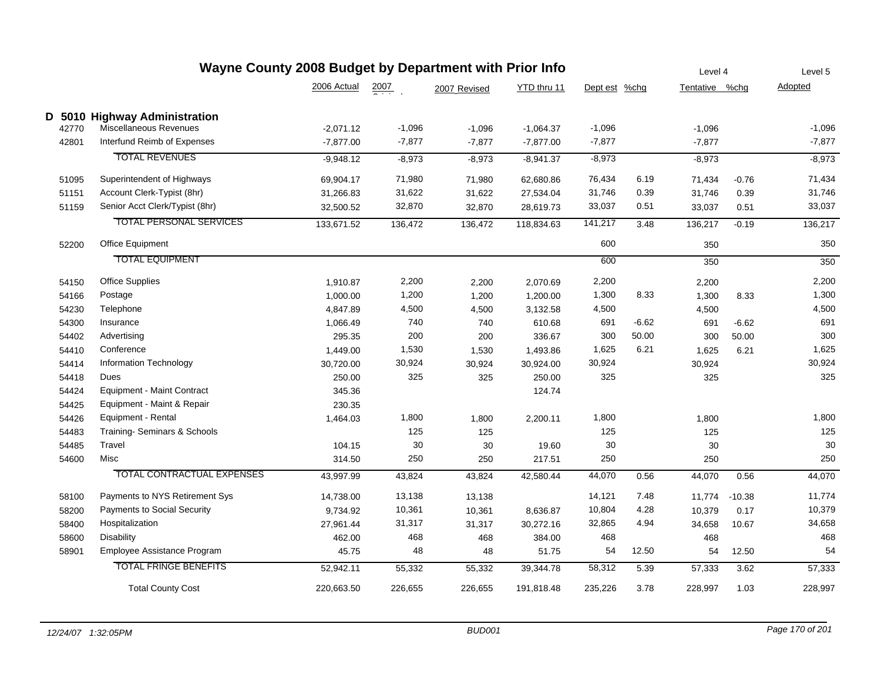# Wayne County 2008 Budget by Department with Prior Info

| | | 2006 Actual | 2007 Original | 2007 Revised | YTD thru 11 | Dept est | %chg | Level 4 Tentative | %chg | Level 5 Adopted |
|---|---|---|---|---|---|---|---|---|---|---|
| **D 5010** | **Highway Administration** | | | | | | | | | |
| 42770 | Miscellaneous Revenues | -2,071.12 | -1,096 | -1,096 | -1,064.37 | -1,096 | | -1,096 | | -1,096 |
| 42801 | Interfund Reimb of Expenses | -7,877.00 | -7,877 | -7,877 | -7,877.00 | -7,877 | | -7,877 | | -7,877 |
| | TOTAL REVENUES | -9,948.12 | -8,973 | -8,973 | -8,941.37 | -8,973 | | -8,973 | | -8,973 |
| 51095 | Superintendent of Highways | 69,904.17 | 71,980 | 71,980 | 62,680.86 | 76,434 | 6.19 | 71,434 | -0.76 | 71,434 |
| 51151 | Account Clerk-Typist (8hr) | 31,266.83 | 31,622 | 31,622 | 27,534.04 | 31,746 | 0.39 | 31,746 | 0.39 | 31,746 |
| 51159 | Senior Acct Clerk/Typist (8hr) | 32,500.52 | 32,870 | 32,870 | 28,619.73 | 33,037 | 0.51 | 33,037 | 0.51 | 33,037 |
| | TOTAL PERSONAL SERVICES | 133,671.52 | 136,472 | 136,472 | 118,834.63 | 141,217 | 3.48 | 136,217 | -0.19 | 136,217 |
| 52200 | Office Equipment | | | | | 600 | | 350 | | 350 |
| | TOTAL EQUIPMENT | | | | | 600 | | 350 | | 350 |
| 54150 | Office Supplies | 1,910.87 | 2,200 | 2,200 | 2,070.69 | 2,200 | | 2,200 | | 2,200 |
| 54166 | Postage | 1,000.00 | 1,200 | 1,200 | 1,200.00 | 1,300 | 8.33 | 1,300 | 8.33 | 1,300 |
| 54230 | Telephone | 4,847.89 | 4,500 | 4,500 | 3,132.58 | 4,500 | | 4,500 | | 4,500 |
| 54300 | Insurance | 1,066.49 | 740 | 740 | 610.68 | 691 | -6.62 | 691 | -6.62 | 691 |
| 54402 | Advertising | 295.35 | 200 | 200 | 336.67 | 300 | 50.00 | 300 | 50.00 | 300 |
| 54410 | Conference | 1,449.00 | 1,530 | 1,530 | 1,493.86 | 1,625 | 6.21 | 1,625 | 6.21 | 1,625 |
| 54414 | Information Technology | 30,720.00 | 30,924 | 30,924 | 30,924.00 | 30,924 | | 30,924 | | 30,924 |
| 54418 | Dues | 250.00 | 325 | 325 | 250.00 | 325 | | 325 | | 325 |
| 54424 | Equipment - Maint Contract | 345.36 | | | 124.74 | | | | | |
| 54425 | Equipment - Maint & Repair | 230.35 | | | | | | | | |
| 54426 | Equipment - Rental | 1,464.03 | 1,800 | 1,800 | 2,200.11 | 1,800 | | 1,800 | | 1,800 |
| 54483 | Training- Seminars & Schools | | 125 | 125 | | 125 | | 125 | | 125 |
| 54485 | Travel | 104.15 | 30 | 30 | 19.60 | 30 | | 30 | | 30 |
| 54600 | Misc | 314.50 | 250 | 250 | 217.51 | 250 | | 250 | | 250 |
| | TOTAL CONTRACTUAL EXPENSES | 43,997.99 | 43,824 | 43,824 | 42,580.44 | 44,070 | 0.56 | 44,070 | 0.56 | 44,070 |
| 58100 | Payments to NYS Retirement Sys | 14,738.00 | 13,138 | 13,138 | | 14,121 | 7.48 | 11,774 | -10.38 | 11,774 |
| 58200 | Payments to Social Security | 9,734.92 | 10,361 | 10,361 | 8,636.87 | 10,804 | 4.28 | 10,379 | 0.17 | 10,379 |
| 58400 | Hospitalization | 27,961.44 | 31,317 | 31,317 | 30,272.16 | 32,865 | 4.94 | 34,658 | 10.67 | 34,658 |
| 58600 | Disability | 462.00 | 468 | 468 | 384.00 | 468 | | 468 | | 468 |
| 58901 | Employee Assistance Program | 45.75 | 48 | 48 | 51.75 | 54 | 12.50 | 54 | 12.50 | 54 |
| | TOTAL FRINGE BENEFITS | 52,942.11 | 55,332 | 55,332 | 39,344.78 | 58,312 | 5.39 | 57,333 | 3.62 | 57,333 |
| | Total County Cost | 220,663.50 | 226,655 | 226,655 | 191,818.48 | 235,226 | 3.78 | 228,997 | 1.03 | 228,997 |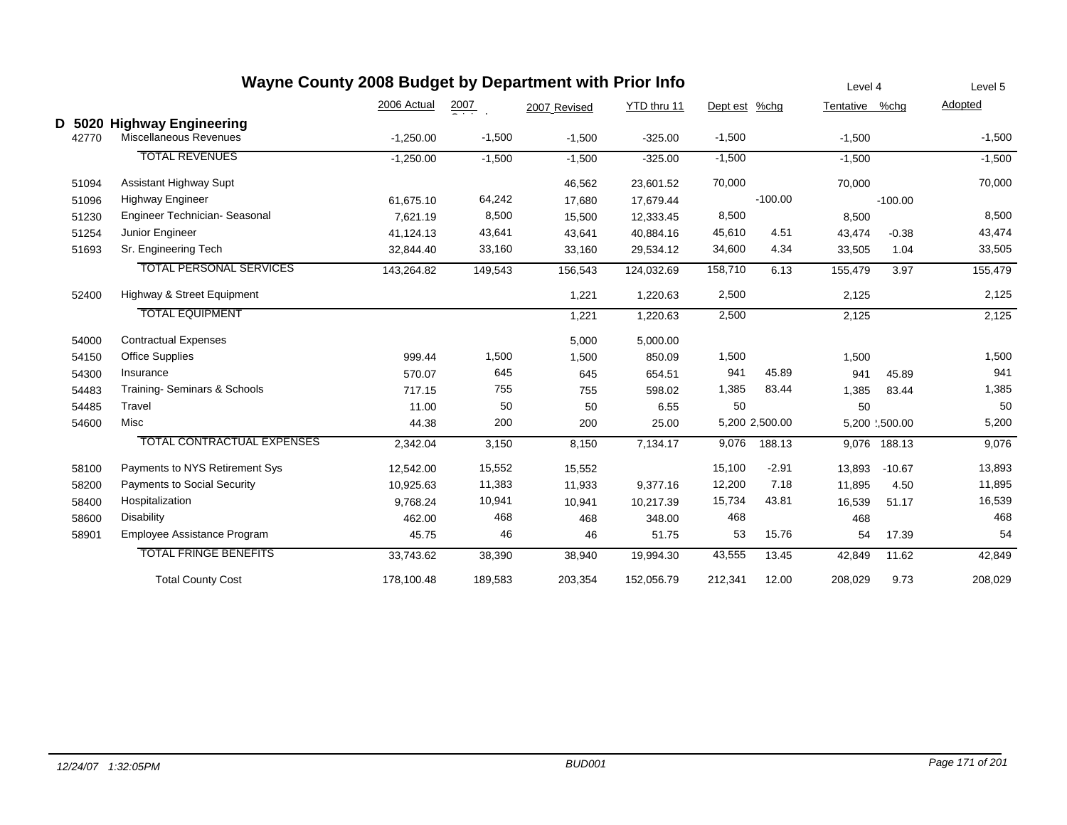# Wayne County 2008 Budget by Department with Prior Info

| | | 2006 Actual | 2007 Original | 2007 Revised | YTD thru 11 | Dept est | %chg | Level 4 Tentative | %chg | Level 5 Adopted |
|---|---|---|---|---|---|---|---|---|---|---|
| **D 5020** | **Highway Engineering** | | | | | | | | | |
| 42770 | Miscellaneous Revenues | -1,250.00 | -1,500 | -1,500 | -325.00 | -1,500 | | -1,500 | | -1,500 |
| | TOTAL REVENUES | -1,250.00 | -1,500 | -1,500 | -325.00 | -1,500 | | -1,500 | | -1,500 |
| 51094 | Assistant Highway Supt | | | 46,562 | 23,601.52 | 70,000 | | 70,000 | | 70,000 |
| 51096 | Highway Engineer | 61,675.10 | 64,242 | 17,680 | 17,679.44 | | -100.00 | | -100.00 | |
| 51230 | Engineer Technician- Seasonal | 7,621.19 | 8,500 | 15,500 | 12,333.45 | 8,500 | | 8,500 | | 8,500 |
| 51254 | Junior Engineer | 41,124.13 | 43,641 | 43,641 | 40,884.16 | 45,610 | 4.51 | 43,474 | -0.38 | 43,474 |
| 51693 | Sr. Engineering Tech | 32,844.40 | 33,160 | 33,160 | 29,534.12 | 34,600 | 4.34 | 33,505 | 1.04 | 33,505 |
| | TOTAL PERSONAL SERVICES | 143,264.82 | 149,543 | 156,543 | 124,032.69 | 158,710 | 6.13 | 155,479 | 3.97 | 155,479 |
| 52400 | Highway & Street Equipment | | | 1,221 | 1,220.63 | 2,500 | | 2,125 | | 2,125 |
| | TOTAL EQUIPMENT | | | 1,221 | 1,220.63 | 2,500 | | 2,125 | | 2,125 |
| 54000 | Contractual Expenses | | | 5,000 | 5,000.00 | | | | | |
| 54150 | Office Supplies | 999.44 | 1,500 | 1,500 | 850.09 | 1,500 | | 1,500 | | 1,500 |
| 54300 | Insurance | 570.07 | 645 | 645 | 654.51 | 941 | 45.89 | 941 | 45.89 | 941 |
| 54483 | Training- Seminars & Schools | 717.15 | 755 | 755 | 598.02 | 1,385 | 83.44 | 1,385 | 83.44 | 1,385 |
| 54485 | Travel | 11.00 | 50 | 50 | 6.55 | 50 | | 50 | | 50 |
| 54600 | Misc | 44.38 | 200 | 200 | 25.00 | 5,200 | 2,500.00 | 5,200 | 2,500.00 | 5,200 |
| | TOTAL CONTRACTUAL EXPENSES | 2,342.04 | 3,150 | 8,150 | 7,134.17 | 9,076 | 188.13 | 9,076 | 188.13 | 9,076 |
| 58100 | Payments to NYS Retirement Sys | 12,542.00 | 15,552 | 15,552 | | 15,100 | -2.91 | 13,893 | -10.67 | 13,893 |
| 58200 | Payments to Social Security | 10,925.63 | 11,383 | 11,933 | 9,377.16 | 12,200 | 7.18 | 11,895 | 4.50 | 11,895 |
| 58400 | Hospitalization | 9,768.24 | 10,941 | 10,941 | 10,217.39 | 15,734 | 43.81 | 16,539 | 51.17 | 16,539 |
| 58600 | Disability | 462.00 | 468 | 468 | 348.00 | 468 | | 468 | | 468 |
| 58901 | Employee Assistance Program | 45.75 | 46 | 46 | 51.75 | 53 | 15.76 | 54 | 17.39 | 54 |
| | TOTAL FRINGE BENEFITS | 33,743.62 | 38,390 | 38,940 | 19,994.30 | 43,555 | 13.45 | 42,849 | 11.62 | 42,849 |
| | Total County Cost | 178,100.48 | 189,583 | 203,354 | 152,056.79 | 212,341 | 12.00 | 208,029 | 9.73 | 208,029 |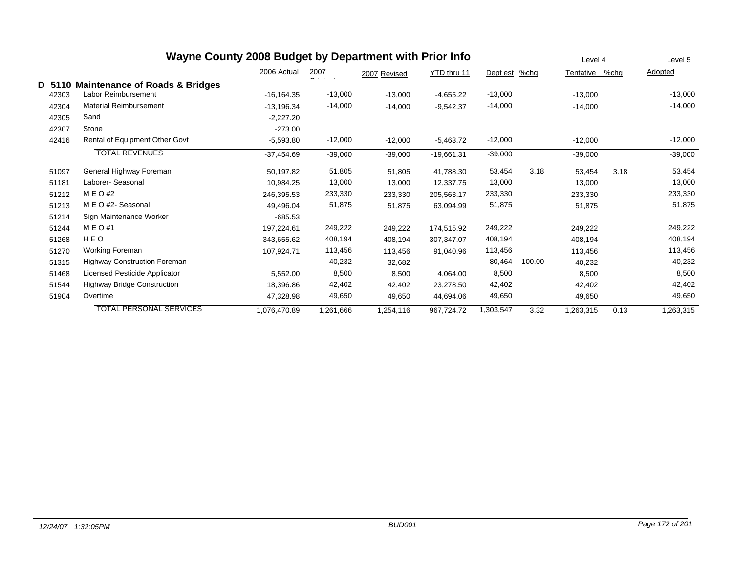# Wayne County 2008 Budget by Department with Prior Info

## D 5110 Maintenance of Roads & Bridges

| Account | Description | 2006 Actual | 2007 Original | 2007 Revised | YTD thru 11 | Dept est | %chg | Level 4 Tentative | %chg | Level 5 Adopted |
|---|---|---|---|---|---|---|---|---|---|---|
| 42303 | Labor Reimbursement | -16,164.35 | -13,000 | -13,000 | -4,655.22 | -13,000 | | -13,000 | | -13,000 |
| 42304 | Material Reimbursement | -13,196.34 | -14,000 | -14,000 | -9,542.37 | -14,000 | | -14,000 | | -14,000 |
| 42305 | Sand | -2,227.20 | | | | | | | | |
| 42307 | Stone | -273.00 | | | | | | | | |
| 42416 | Rental of Equipment Other Govt | -5,593.80 | -12,000 | -12,000 | -5,463.72 | -12,000 | | -12,000 | | -12,000 |
| | TOTAL REVENUES | -37,454.69 | -39,000 | -39,000 | -19,661.31 | -39,000 | | -39,000 | | -39,000 |
| 51097 | General Highway Foreman | 50,197.82 | 51,805 | 51,805 | 41,788.30 | 53,454 | 3.18 | 53,454 | 3.18 | 53,454 |
| 51181 | Laborer- Seasonal | 10,984.25 | 13,000 | 13,000 | 12,337.75 | 13,000 | | 13,000 | | 13,000 |
| 51212 | M E O #2 | 246,395.53 | 233,330 | 233,330 | 205,563.17 | 233,330 | | 233,330 | | 233,330 |
| 51213 | M E O #2- Seasonal | 49,496.04 | 51,875 | 51,875 | 63,094.99 | 51,875 | | 51,875 | | 51,875 |
| 51214 | Sign Maintenance Worker | -685.53 | | | | | | | | |
| 51244 | M E O #1 | 197,224.61 | 249,222 | 249,222 | 174,515.92 | 249,222 | | 249,222 | | 249,222 |
| 51268 | H E O | 343,655.62 | 408,194 | 408,194 | 307,347.07 | 408,194 | | 408,194 | | 408,194 |
| 51270 | Working Foreman | 107,924.71 | 113,456 | 113,456 | 91,040.96 | 113,456 | | 113,456 | | 113,456 |
| 51315 | Highway Construction Foreman | | 40,232 | 32,682 | | 80,464 | 100.00 | 40,232 | | 40,232 |
| 51468 | Licensed Pesticide Applicator | 5,552.00 | 8,500 | 8,500 | 4,064.00 | 8,500 | | 8,500 | | 8,500 |
| 51544 | Highway Bridge Construction | 18,396.86 | 42,402 | 42,402 | 23,278.50 | 42,402 | | 42,402 | | 42,402 |
| 51904 | Overtime | 47,328.98 | 49,650 | 49,650 | 44,694.06 | 49,650 | | 49,650 | | 49,650 |
| | TOTAL PERSONAL SERVICES | 1,076,470.89 | 1,261,666 | 1,254,116 | 967,724.72 | 1,303,547 | 3.32 | 1,263,315 | 0.13 | 1,263,315 |

12/24/07 1:32:05PM BUD001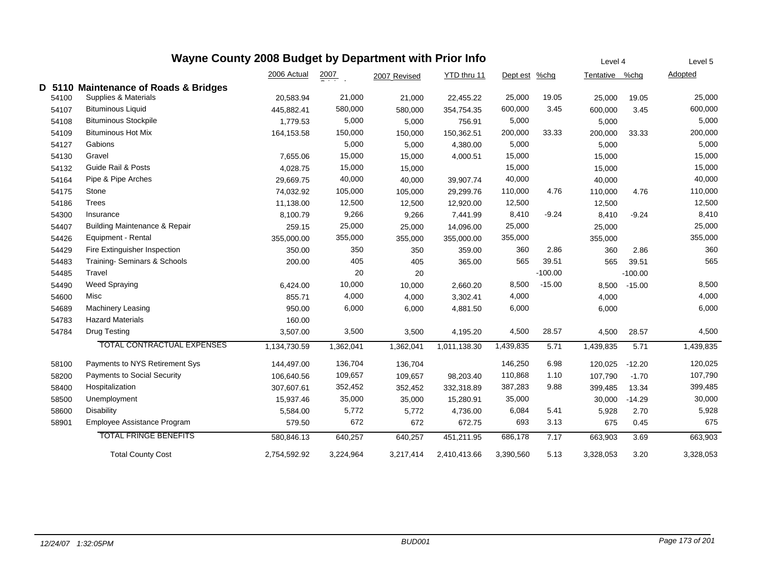# Wayne County 2008 Budget by Department with Prior Info

## D 5110 Maintenance of Roads & Bridges

| | | 2006 Actual | 2007 Original | 2007 Revised | YTD thru 11 | Dept est | %chg | Level 4 Tentative | %chg | Level 5 Adopted |
|---|---|---|---|---|---|---|---|---|---|---|
| 54100 | Supplies & Materials | 20,583.94 | 21,000 | 21,000 | 22,455.22 | 25,000 | 19.05 | 25,000 | 19.05 | 25,000 |
| 54107 | Bituminous Liquid | 445,882.41 | 580,000 | 580,000 | 354,754.35 | 600,000 | 3.45 | 600,000 | 3.45 | 600,000 |
| 54108 | Bituminous Stockpile | 1,779.53 | 5,000 | 5,000 | 756.91 | 5,000 | | 5,000 | | 5,000 |
| 54109 | Bituminous Hot Mix | 164,153.58 | 150,000 | 150,000 | 150,362.51 | 200,000 | 33.33 | 200,000 | 33.33 | 200,000 |
| 54127 | Gabions | | 5,000 | 5,000 | 4,380.00 | 5,000 | | 5,000 | | 5,000 |
| 54130 | Gravel | 7,655.06 | 15,000 | 15,000 | 4,000.51 | 15,000 | | 15,000 | | 15,000 |
| 54132 | Guide Rail & Posts | 4,028.75 | 15,000 | 15,000 | | 15,000 | | 15,000 | | 15,000 |
| 54164 | Pipe & Pipe Arches | 29,669.75 | 40,000 | 40,000 | 39,907.74 | 40,000 | | 40,000 | | 40,000 |
| 54175 | Stone | 74,032.92 | 105,000 | 105,000 | 29,299.76 | 110,000 | 4.76 | 110,000 | 4.76 | 110,000 |
| 54186 | Trees | 11,138.00 | 12,500 | 12,500 | 12,920.00 | 12,500 | | 12,500 | | 12,500 |
| 54300 | Insurance | 8,100.79 | 9,266 | 9,266 | 7,441.99 | 8,410 | -9.24 | 8,410 | -9.24 | 8,410 |
| 54407 | Building Maintenance & Repair | 259.15 | 25,000 | 25,000 | 14,096.00 | 25,000 | | 25,000 | | 25,000 |
| 54426 | Equipment - Rental | 355,000.00 | 355,000 | 355,000 | 355,000.00 | 355,000 | | 355,000 | | 355,000 |
| 54429 | Fire Extinguisher Inspection | 350.00 | 350 | 350 | 359.00 | 360 | 2.86 | 360 | 2.86 | 360 |
| 54483 | Training- Seminars & Schools | 200.00 | 405 | 405 | 365.00 | 565 | 39.51 | 565 | 39.51 | 565 |
| 54485 | Travel | | 20 | 20 | | | -100.00 | | -100.00 | |
| 54490 | Weed Spraying | 6,424.00 | 10,000 | 10,000 | 2,660.20 | 8,500 | -15.00 | 8,500 | -15.00 | 8,500 |
| 54600 | Misc | 855.71 | 4,000 | 4,000 | 3,302.41 | 4,000 | | 4,000 | | 4,000 |
| 54689 | Machinery Leasing | 950.00 | 6,000 | 6,000 | 4,881.50 | 6,000 | | 6,000 | | 6,000 |
| 54783 | Hazard Materials | 160.00 | | | | | | | | |
| 54784 | Drug Testing | 3,507.00 | 3,500 | 3,500 | 4,195.20 | 4,500 | 28.57 | 4,500 | 28.57 | 4,500 |
| | TOTAL CONTRACTUAL EXPENSES | 1,134,730.59 | 1,362,041 | 1,362,041 | 1,011,138.30 | 1,439,835 | 5.71 | 1,439,835 | 5.71 | 1,439,835 |
| 58100 | Payments to NYS Retirement Sys | 144,497.00 | 136,704 | 136,704 | | 146,250 | 6.98 | 120,025 | -12.20 | 120,025 |
| 58200 | Payments to Social Security | 106,640.56 | 109,657 | 109,657 | 98,203.40 | 110,868 | 1.10 | 107,790 | -1.70 | 107,790 |
| 58400 | Hospitalization | 307,607.61 | 352,452 | 352,452 | 332,318.89 | 387,283 | 9.88 | 399,485 | 13.34 | 399,485 |
| 58500 | Unemployment | 15,937.46 | 35,000 | 35,000 | 15,280.91 | 35,000 | | 30,000 | -14.29 | 30,000 |
| 58600 | Disability | 5,584.00 | 5,772 | 5,772 | 4,736.00 | 6,084 | 5.41 | 5,928 | 2.70 | 5,928 |
| 58901 | Employee Assistance Program | 579.50 | 672 | 672 | 672.75 | 693 | 3.13 | 675 | 0.45 | 675 |
| | TOTAL FRINGE BENEFITS | 580,846.13 | 640,257 | 640,257 | 451,211.95 | 686,178 | 7.17 | 663,903 | 3.69 | 663,903 |
| | Total County Cost | 2,754,592.92 | 3,224,964 | 3,217,414 | 2,410,413.66 | 3,390,560 | 5.13 | 3,328,053 | 3.20 | 3,328,053 |

12/24/07 1:32:05PM BUD001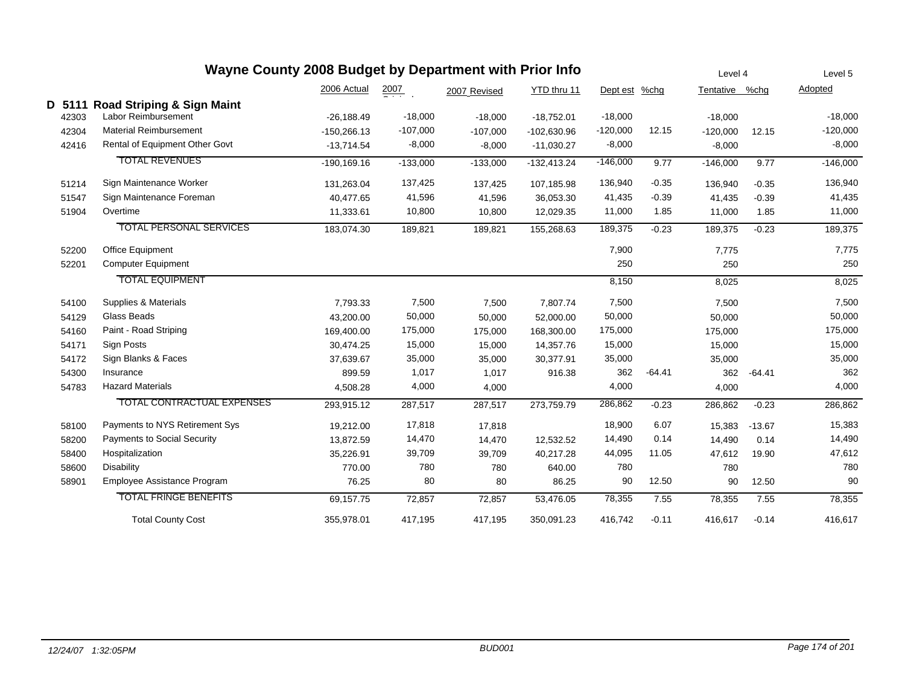# Wayne County 2008 Budget by Department with Prior Info

| | | 2006 Actual | 2007 Original | 2007 Revised | YTD thru 11 | Dept est | %chg | Level 4 Tentative | %chg | Level 5 Adopted |
|---|---|---|---|---|---|---|---|---|---|---|
| **D 5111** | **Road Striping & Sign Maint** | | | | | | | | | |
| 42303 | Labor Reimbursement | -26,188.49 | -18,000 | -18,000 | -18,752.01 | -18,000 | | -18,000 | | -18,000 |
| 42304 | Material Reimbursement | -150,266.13 | -107,000 | -107,000 | -102,630.96 | -120,000 | 12.15 | -120,000 | 12.15 | -120,000 |
| 42416 | Rental of Equipment Other Govt | -13,714.54 | -8,000 | -8,000 | -11,030.27 | -8,000 | | -8,000 | | -8,000 |
| | TOTAL REVENUES | -190,169.16 | -133,000 | -133,000 | -132,413.24 | -146,000 | 9.77 | -146,000 | 9.77 | -146,000 |
| 51214 | Sign Maintenance Worker | 131,263.04 | 137,425 | 137,425 | 107,185.98 | 136,940 | -0.35 | 136,940 | -0.35 | 136,940 |
| 51547 | Sign Maintenance Foreman | 40,477.65 | 41,596 | 41,596 | 36,053.30 | 41,435 | -0.39 | 41,435 | -0.39 | 41,435 |
| 51904 | Overtime | 11,333.61 | 10,800 | 10,800 | 12,029.35 | 11,000 | 1.85 | 11,000 | 1.85 | 11,000 |
| | TOTAL PERSONAL SERVICES | 183,074.30 | 189,821 | 189,821 | 155,268.63 | 189,375 | -0.23 | 189,375 | -0.23 | 189,375 |
| 52200 | Office Equipment | | | | | 7,900 | | 7,775 | | 7,775 |
| 52201 | Computer Equipment | | | | | 250 | | 250 | | 250 |
| | TOTAL EQUIPMENT | | | | | 8,150 | | 8,025 | | 8,025 |
| 54100 | Supplies & Materials | 7,793.33 | 7,500 | 7,500 | 7,807.74 | 7,500 | | 7,500 | | 7,500 |
| 54129 | Glass Beads | 43,200.00 | 50,000 | 50,000 | 52,000.00 | 50,000 | | 50,000 | | 50,000 |
| 54160 | Paint - Road Striping | 169,400.00 | 175,000 | 175,000 | 168,300.00 | 175,000 | | 175,000 | | 175,000 |
| 54171 | Sign Posts | 30,474.25 | 15,000 | 15,000 | 14,357.76 | 15,000 | | 15,000 | | 15,000 |
| 54172 | Sign Blanks & Faces | 37,639.67 | 35,000 | 35,000 | 30,377.91 | 35,000 | | 35,000 | | 35,000 |
| 54300 | Insurance | 899.59 | 1,017 | 1,017 | 916.38 | 362 | -64.41 | 362 | -64.41 | 362 |
| 54783 | Hazard Materials | 4,508.28 | 4,000 | 4,000 | | 4,000 | | 4,000 | | 4,000 |
| | TOTAL CONTRACTUAL EXPENSES | 293,915.12 | 287,517 | 287,517 | 273,759.79 | 286,862 | -0.23 | 286,862 | -0.23 | 286,862 |
| 58100 | Payments to NYS Retirement Sys | 19,212.00 | 17,818 | 17,818 | | 18,900 | 6.07 | 15,383 | -13.67 | 15,383 |
| 58200 | Payments to Social Security | 13,872.59 | 14,470 | 14,470 | 12,532.52 | 14,490 | 0.14 | 14,490 | 0.14 | 14,490 |
| 58400 | Hospitalization | 35,226.91 | 39,709 | 39,709 | 40,217.28 | 44,095 | 11.05 | 47,612 | 19.90 | 47,612 |
| 58600 | Disability | 770.00 | 780 | 780 | 640.00 | 780 | | 780 | | 780 |
| 58901 | Employee Assistance Program | 76.25 | 80 | 80 | 86.25 | 90 | 12.50 | 90 | 12.50 | 90 |
| | TOTAL FRINGE BENEFITS | 69,157.75 | 72,857 | 72,857 | 53,476.05 | 78,355 | 7.55 | 78,355 | 7.55 | 78,355 |
| | Total County Cost | 355,978.01 | 417,195 | 417,195 | 350,091.23 | 416,742 | -0.11 | 416,617 | -0.14 | 416,617 |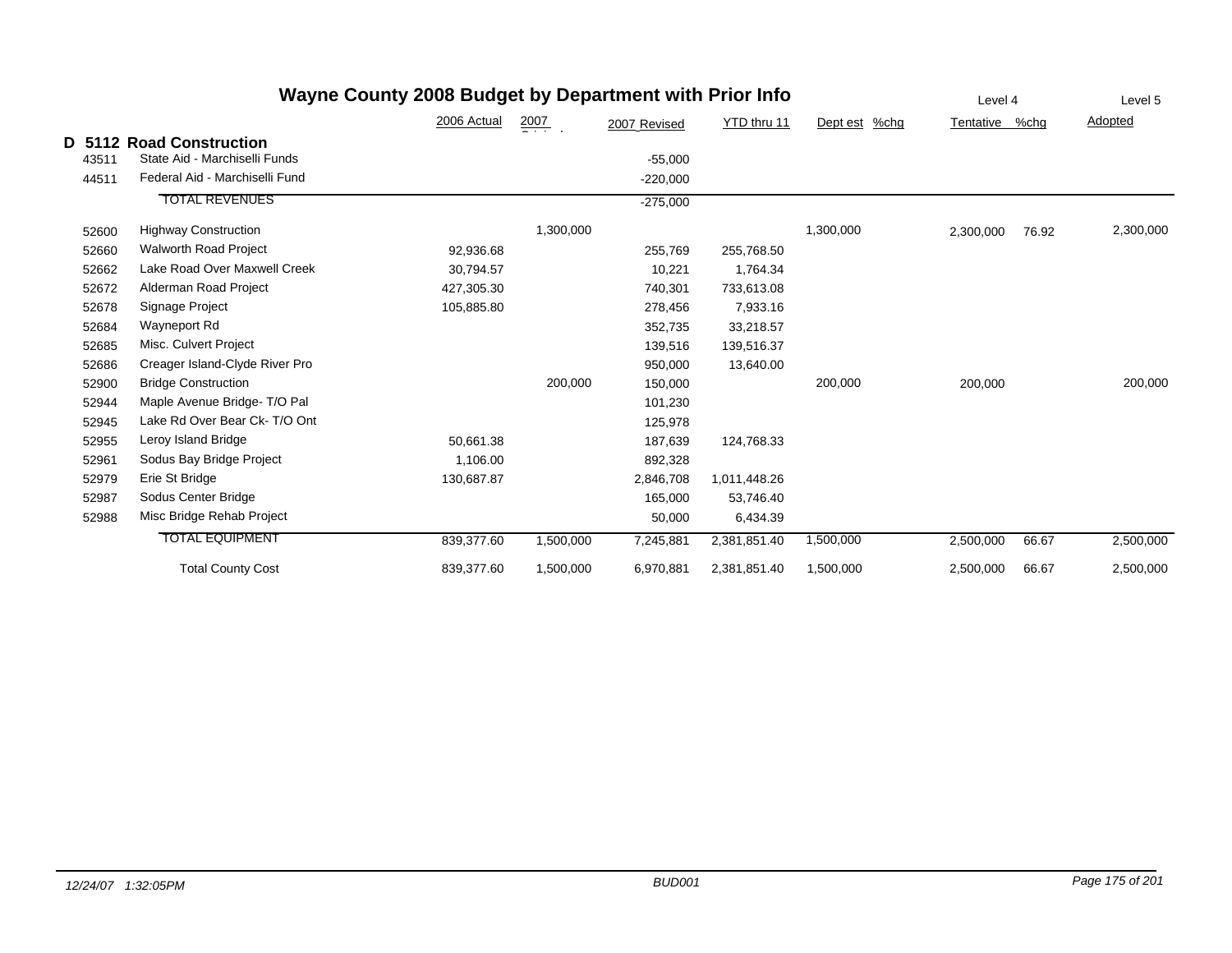# Wayne County 2008 Budget by Department with Prior Info

| | | 2006 Actual | 2007 Original | 2007 Revised | YTD thru 11 | Dept est | %chg | Level 4 Tentative | %chg | Level 5 Adopted |
|---|---|---|---|---|---|---|---|---|---|---|
| **D 5112** | **Road Construction** | | | | | | | | | |
| 43511 | State Aid - Marchiselli Funds | | | -55,000 | | | | | | |
| 44511 | Federal Aid - Marchiselli Fund | | | -220,000 | | | | | | |
| | TOTAL REVENUES | | | -275,000 | | | | | | |
| 52600 | Highway Construction | | 1,300,000 | | | 1,300,000 | | 2,300,000 | 76.92 | 2,300,000 |
| 52660 | Walworth Road Project | 92,936.68 | | 255,769 | 255,768.50 | | | | | |
| 52662 | Lake Road Over Maxwell Creek | 30,794.57 | | 10,221 | 1,764.34 | | | | | |
| 52672 | Alderman Road Project | 427,305.30 | | 740,301 | 733,613.08 | | | | | |
| 52678 | Signage Project | 105,885.80 | | 278,456 | 7,933.16 | | | | | |
| 52684 | Wayneport Rd | | | 352,735 | 33,218.57 | | | | | |
| 52685 | Misc. Culvert Project | | | 139,516 | 139,516.37 | | | | | |
| 52686 | Creager Island-Clyde River Pro | | | 950,000 | 13,640.00 | | | | | |
| 52900 | Bridge Construction | | 200,000 | 150,000 | | 200,000 | | 200,000 | | 200,000 |
| 52944 | Maple Avenue Bridge- T/O Pal | | | 101,230 | | | | | | |
| 52945 | Lake Rd Over Bear Ck- T/O Ont | | | 125,978 | | | | | | |
| 52955 | Leroy Island Bridge | 50,661.38 | | 187,639 | 124,768.33 | | | | | |
| 52961 | Sodus Bay Bridge Project | 1,106.00 | | 892,328 | | | | | | |
| 52979 | Erie St Bridge | 130,687.87 | | 2,846,708 | 1,011,448.26 | | | | | |
| 52987 | Sodus Center Bridge | | | 165,000 | 53,746.40 | | | | | |
| 52988 | Misc Bridge Rehab Project | | | 50,000 | 6,434.39 | | | | | |
| | TOTAL EQUIPMENT | 839,377.60 | 1,500,000 | 7,245,881 | 2,381,851.40 | 1,500,000 | | 2,500,000 | 66.67 | 2,500,000 |
| | Total County Cost | 839,377.60 | 1,500,000 | 6,970,881 | 2,381,851.40 | 1,500,000 | | 2,500,000 | 66.67 | 2,500,000 |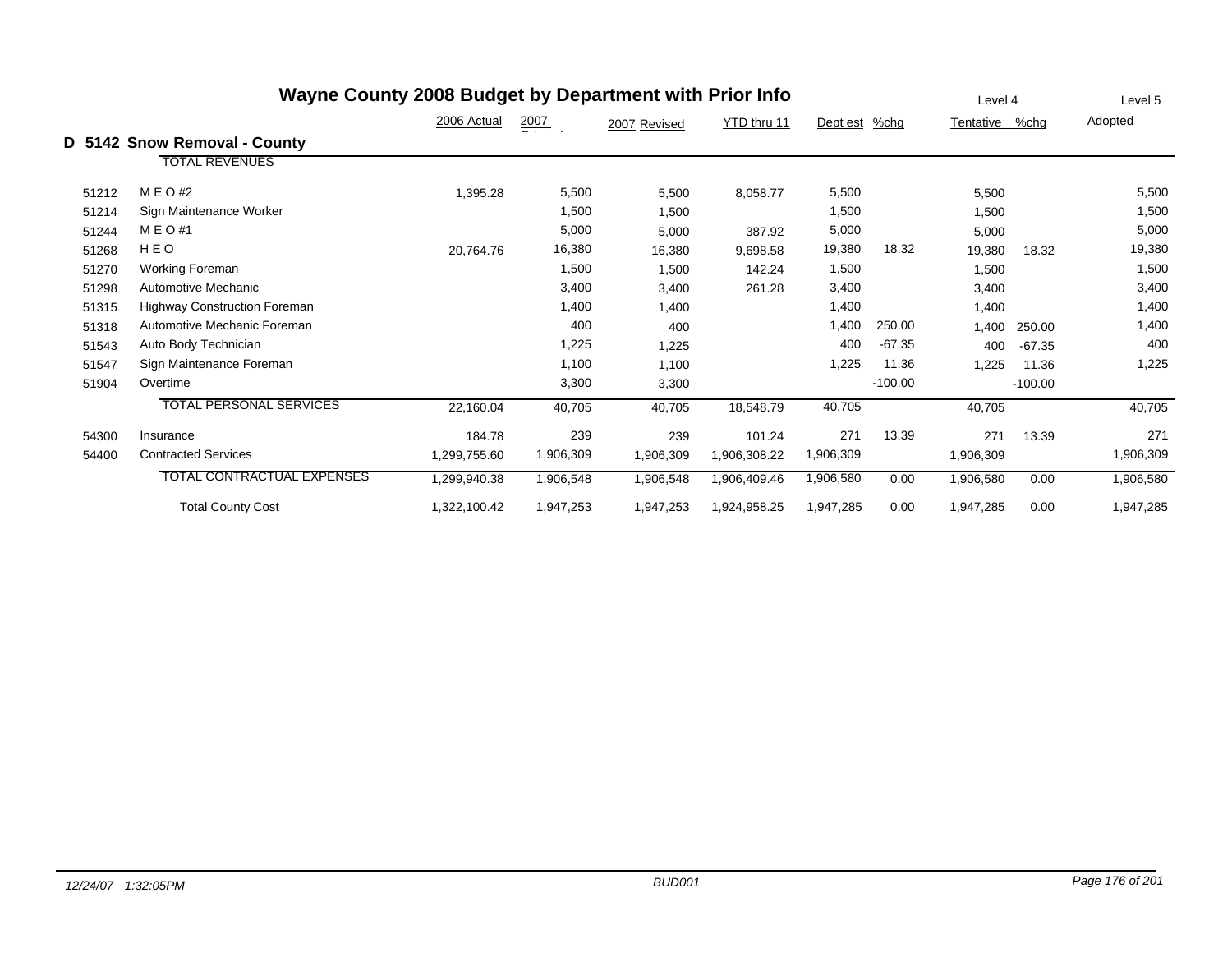# Wayne County 2008 Budget by Department with Prior Info

## D 5142 Snow Removal - County

| | | 2006 Actual | 2007 Original | 2007 Revised | YTD thru 11 | Dept est | %chg | Level 4 Tentative | %chg | Level 5 Adopted |
|---|---|---|---|---|---|---|---|---|---|---|
| | TOTAL REVENUES | | | | | | | | | |
| 51212 | M E O #2 | 1,395.28 | 5,500 | 5,500 | 8,058.77 | 5,500 | | 5,500 | | 5,500 |
| 51214 | Sign Maintenance Worker | | 1,500 | 1,500 | | 1,500 | | 1,500 | | 1,500 |
| 51244 | M E O #1 | | 5,000 | 5,000 | 387.92 | 5,000 | | 5,000 | | 5,000 |
| 51268 | H E O | 20,764.76 | 16,380 | 16,380 | 9,698.58 | 19,380 | 18.32 | 19,380 | 18.32 | 19,380 |
| 51270 | Working Foreman | | 1,500 | 1,500 | 142.24 | 1,500 | | 1,500 | | 1,500 |
| 51298 | Automotive Mechanic | | 3,400 | 3,400 | 261.28 | 3,400 | | 3,400 | | 3,400 |
| 51315 | Highway Construction Foreman | | 1,400 | 1,400 | | 1,400 | | 1,400 | | 1,400 |
| 51318 | Automotive Mechanic Foreman | | 400 | 400 | | 1,400 | 250.00 | 1,400 | 250.00 | 1,400 |
| 51543 | Auto Body Technician | | 1,225 | 1,225 | | 400 | -67.35 | 400 | -67.35 | 400 |
| 51547 | Sign Maintenance Foreman | | 1,100 | 1,100 | | 1,225 | 11.36 | 1,225 | 11.36 | 1,225 |
| 51904 | Overtime | | 3,300 | 3,300 | | | -100.00 | | -100.00 | |
| | TOTAL PERSONAL SERVICES | 22,160.04 | 40,705 | 40,705 | 18,548.79 | 40,705 | | 40,705 | | 40,705 |
| 54300 | Insurance | 184.78 | 239 | 239 | 101.24 | 271 | 13.39 | 271 | 13.39 | 271 |
| 54400 | Contracted Services | 1,299,755.60 | 1,906,309 | 1,906,309 | 1,906,308.22 | 1,906,309 | | 1,906,309 | | 1,906,309 |
| | TOTAL CONTRACTUAL EXPENSES | 1,299,940.38 | 1,906,548 | 1,906,548 | 1,906,409.46 | 1,906,580 | 0.00 | 1,906,580 | 0.00 | 1,906,580 |
| | Total County Cost | 1,322,100.42 | 1,947,253 | 1,947,253 | 1,924,958.25 | 1,947,285 | 0.00 | 1,947,285 | 0.00 | 1,947,285 |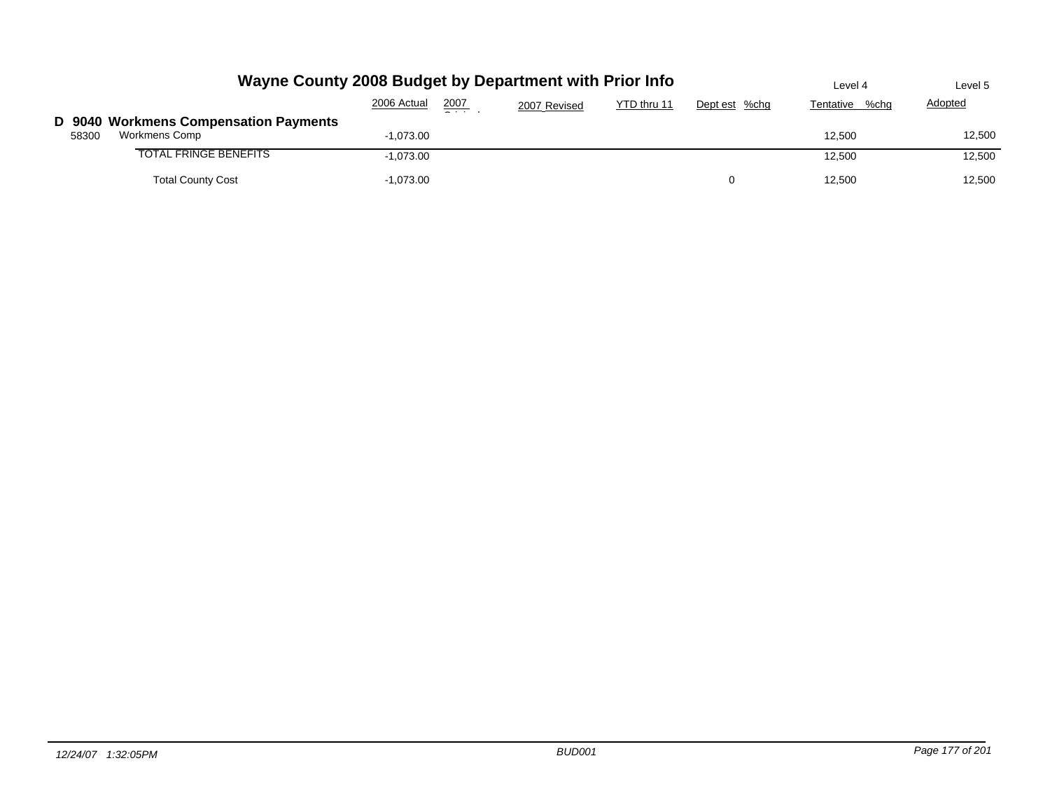# Wayne County 2008 Budget by Department with Prior Info

| | | 2006 Actual | 2007 Original | 2007 Revised | YTD thru 11 | Dept est | %chg | Level 4 Tentative | %chg | Level 5 Adopted |
|---|---|---|---|---|---|---|---|---|---|---|
| **D 9040** | **Workmens Compensation Payments** | | | | | | | | | |
| 58300 | Workmens Comp | -1,073.00 | | | | | | 12,500 | | 12,500 |
| | TOTAL FRINGE BENEFITS | -1,073.00 | | | | | | 12,500 | | 12,500 |
| | Total County Cost | -1,073.00 | | | | 0 | | 12,500 | | 12,500 |

*12/24/07 1:32:05PM* *BUD001*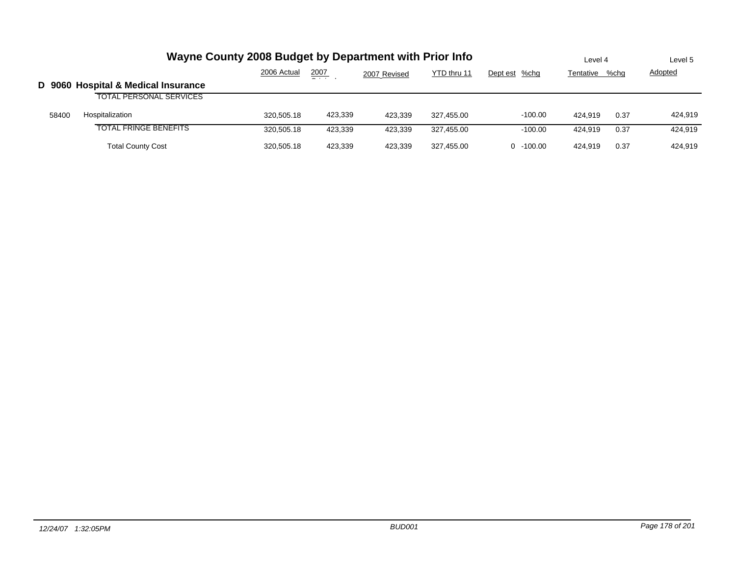# Wayne County 2008 Budget by Department with Prior Info

## D 9060 Hospital & Medical Insurance

| | | 2006 Actual | 2007 Original | 2007 Revised | YTD thru 11 | Dept est | %chg | Level 4 Tentative | %chg | Level 5 Adopted |
|---|---|---|---|---|---|---|---|---|---|---|
| | TOTAL PERSONAL SERVICES | | | | | | | | | |
| 58400 | Hospitalization | 320,505.18 | 423,339 | 423,339 | 327,455.00 | | -100.00 | 424,919 | 0.37 | 424,919 |
| | TOTAL FRINGE BENEFITS | 320,505.18 | 423,339 | 423,339 | 327,455.00 | | -100.00 | 424,919 | 0.37 | 424,919 |
| | Total County Cost | 320,505.18 | 423,339 | 423,339 | 327,455.00 | 0 | -100.00 | 424,919 | 0.37 | 424,919 |

*12/24/07 1:32:05PM* BUD001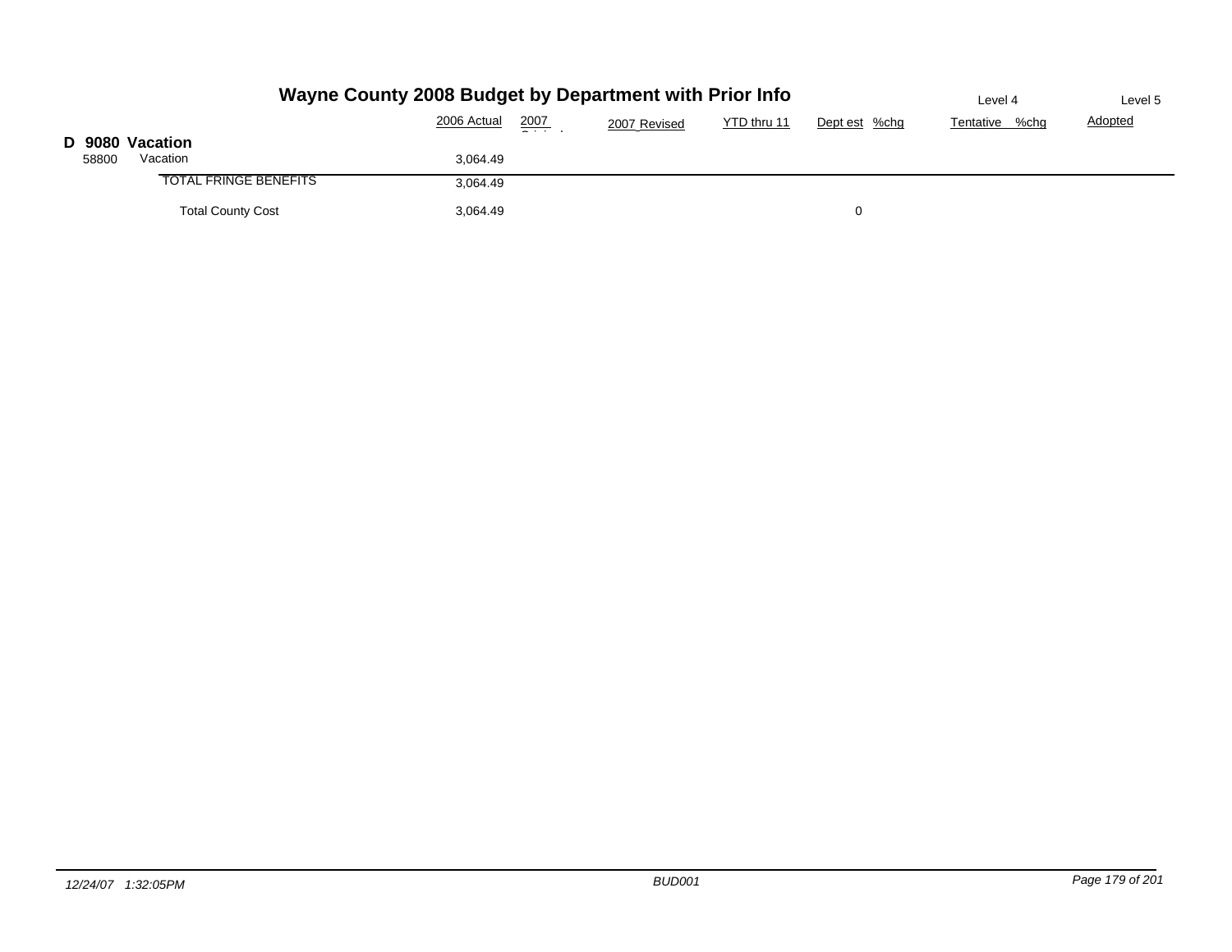# Wayne County 2008 Budget by Department with Prior Info

| | | 2006 Actual | 2007 Original | 2007 Revised | YTD thru 11 | Dept est | %chg | Level 4 Tentative | %chg | Level 5 Adopted |
|---|---|---|---|---|---|---|---|---|---|---|
| **D 9080** | **Vacation** | | | | | | | | | |
| 58800 | Vacation | 3,064.49 | | | | | | | | |
| | TOTAL FRINGE BENEFITS | 3,064.49 | | | | | | | | |
| | Total County Cost | 3,064.49 | | | | 0 | | | | |

*12/24/07 1:32:05PM* *BUD001*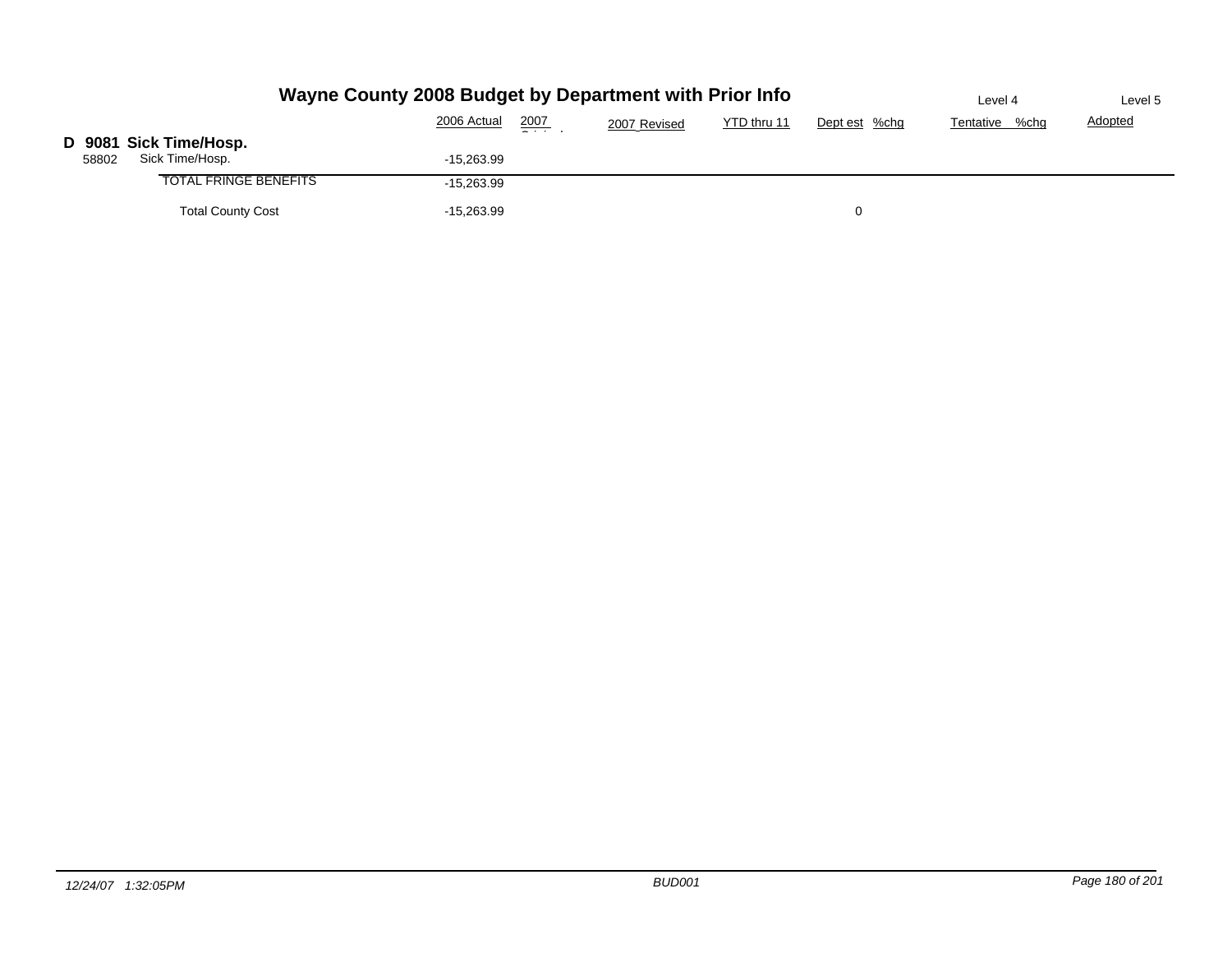# Wayne County 2008 Budget by Department with Prior Info

| | | 2006 Actual | 2007 Original | 2007 Revised | YTD thru 11 | Dept est | %chg | Level 4 Tentative | %chg | Level 5 Adopted |
|---|---|---|---|---|---|---|---|---|---|---|
| **D 9081** | **Sick Time/Hosp.** | | | | | | | | | |
| 58802 | Sick Time/Hosp. | -15,263.99 | | | | | | | | |
| | TOTAL FRINGE BENEFITS | -15,263.99 | | | | | | | | |
| | Total County Cost | -15,263.99 | | | | 0 | | | | |

12/24/07 1:32:05PM BUD001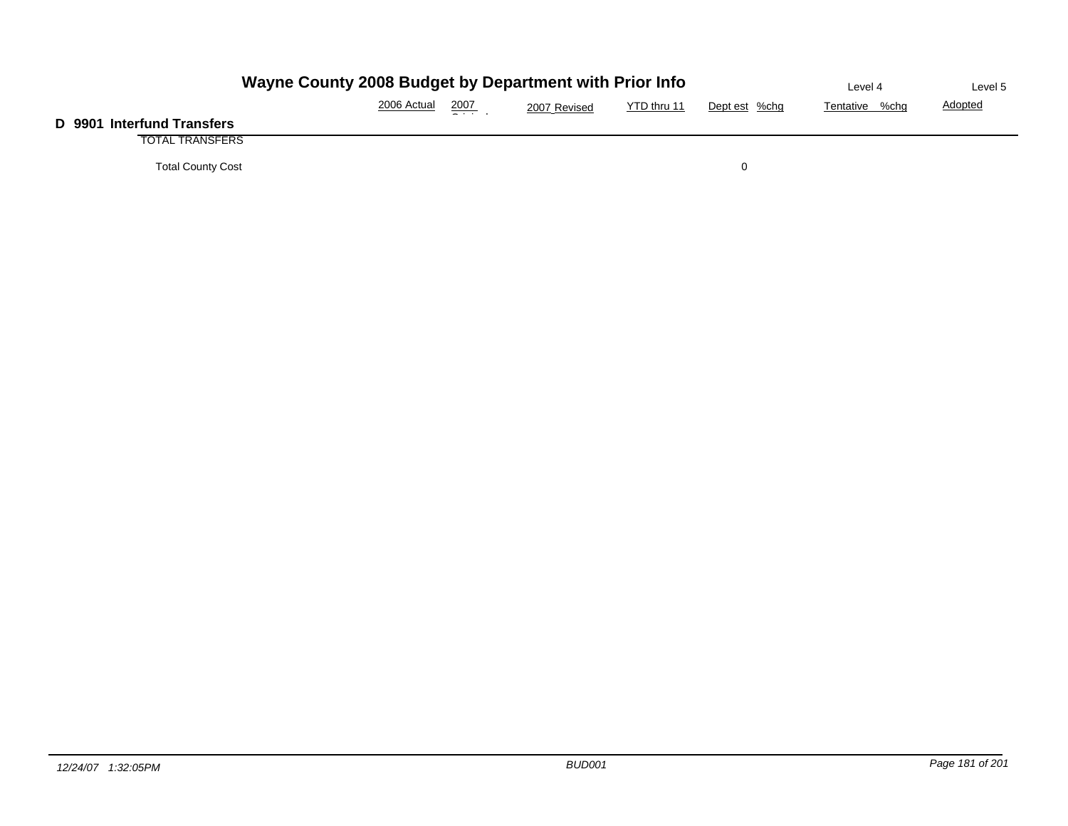# Wayne County 2008 Budget by Department with Prior Info

## D 9901 Interfund Transfers

| | 2006 Actual | 2007 Original | 2007 Revised | YTD thru 11 | Dept est | %chg | Level 4 Tentative | %chg | Level 5 Adopted |
|---|---|---|---|---|---|---|---|---|---|
| TOTAL TRANSFERS | | | | | | | | | |
| Total County Cost | | | | | 0 | | | | |

*12/24/07 1:32:05PM* BUD001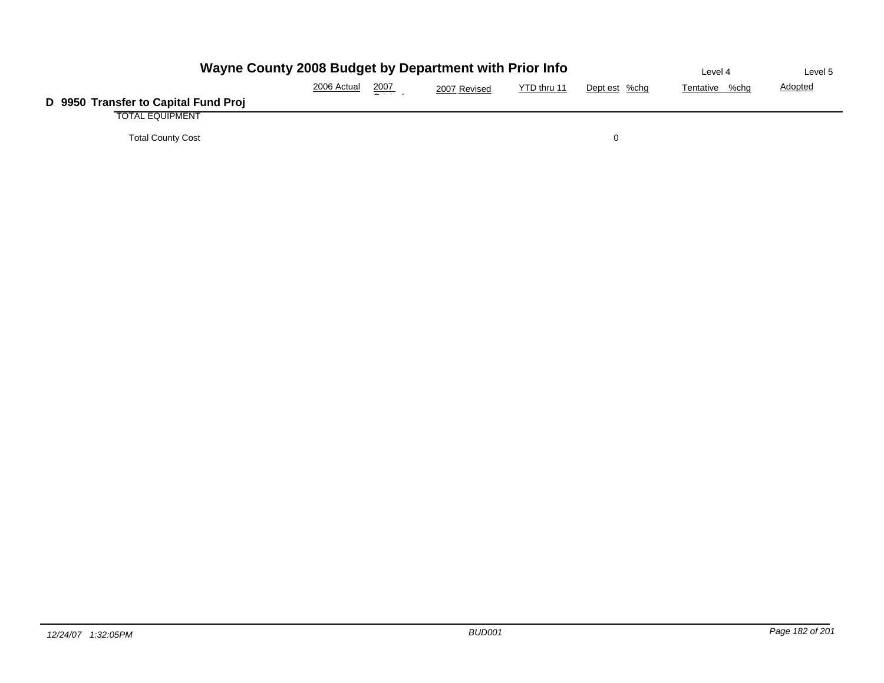# Wayne County 2008 Budget by Department with Prior Info

## D 9950 Transfer to Capital Fund Proj

| | 2006 Actual | 2007 Original | 2007 Revised | YTD thru 11 | Dept est | %chg | Tentative | %chg | Adopted |
|---|---|---|---|---|---|---|---|---|---|
| | | | | | | | Level 4 | | Level 5 |
| TOTAL EQUIPMENT | | | | | | | | | |
| Total County Cost | | | | | 0 | | | | |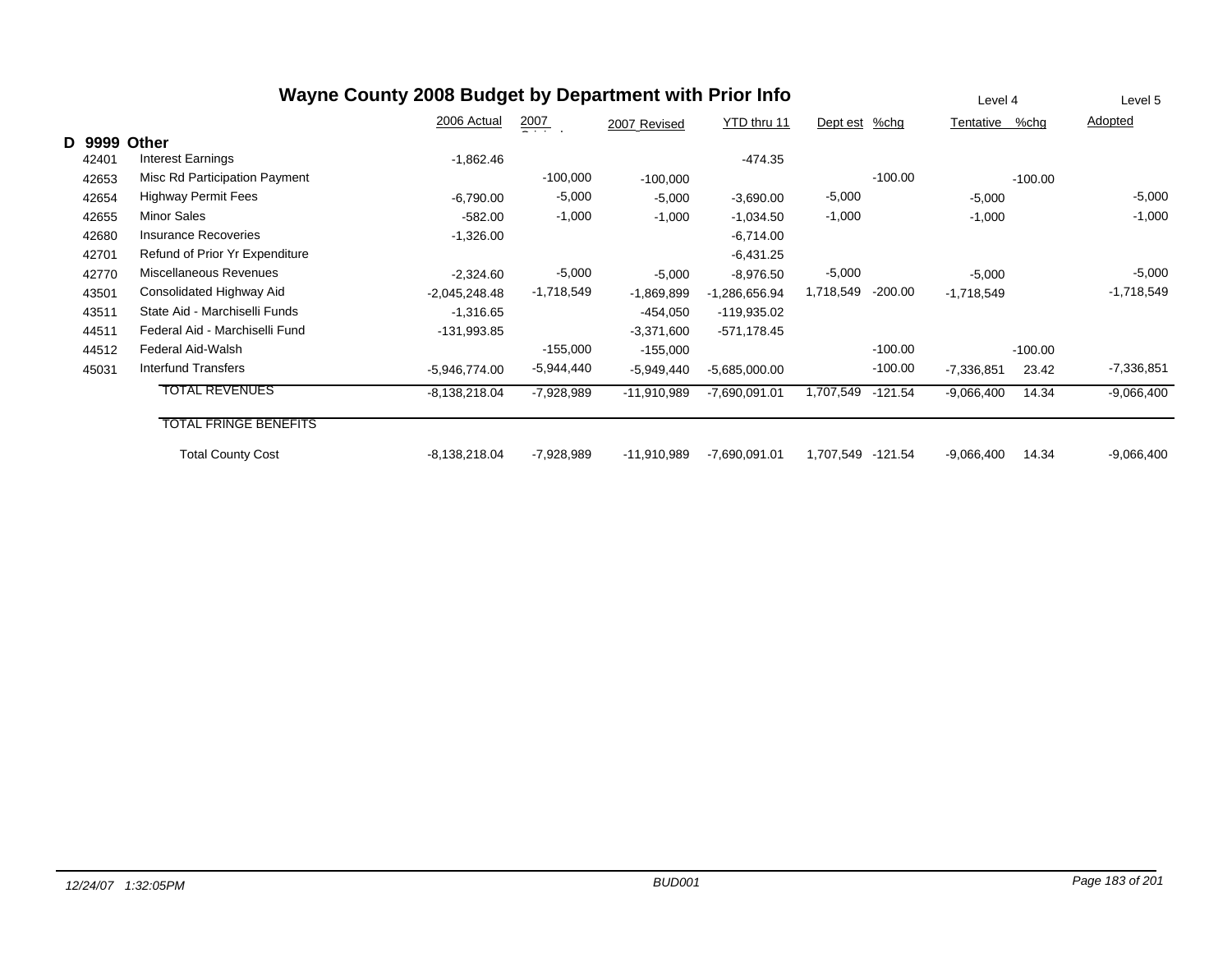# Wayne County 2008 Budget by Department with Prior Info

| | | 2006 Actual | 2007 Original | 2007 Revised | YTD thru 11 | Dept est | %chg | Level 4 Tentative | %chg | Level 5 Adopted |
|---|---|---|---|---|---|---|---|---|---|---|
| **D 9999** | **Other** | | | | | | | | | |
| 42401 | Interest Earnings | -1,862.46 | | | -474.35 | | | | | |
| 42653 | Misc Rd Participation Payment | | -100,000 | -100,000 | | | -100.00 | | -100.00 | |
| 42654 | Highway Permit Fees | -6,790.00 | -5,000 | -5,000 | -3,690.00 | -5,000 | | -5,000 | | -5,000 |
| 42655 | Minor Sales | -582.00 | -1,000 | -1,000 | -1,034.50 | -1,000 | | -1,000 | | -1,000 |
| 42680 | Insurance Recoveries | -1,326.00 | | | -6,714.00 | | | | | |
| 42701 | Refund of Prior Yr Expenditure | | | | -6,431.25 | | | | | |
| 42770 | Miscellaneous Revenues | -2,324.60 | -5,000 | -5,000 | -8,976.50 | -5,000 | | -5,000 | | -5,000 |
| 43501 | Consolidated Highway Aid | -2,045,248.48 | -1,718,549 | -1,869,899 | -1,286,656.94 | 1,718,549 | -200.00 | -1,718,549 | | -1,718,549 |
| 43511 | State Aid - Marchiselli Funds | -1,316.65 | | -454,050 | -119,935.02 | | | | | |
| 44511 | Federal Aid - Marchiselli Fund | -131,993.85 | | -3,371,600 | -571,178.45 | | | | | |
| 44512 | Federal Aid-Walsh | | -155,000 | -155,000 | | | -100.00 | | -100.00 | |
| 45031 | Interfund Transfers | -5,946,774.00 | -5,944,440 | -5,949,440 | -5,685,000.00 | | -100.00 | -7,336,851 | 23.42 | -7,336,851 |
| | TOTAL REVENUES | -8,138,218.04 | -7,928,989 | -11,910,989 | -7,690,091.01 | 1,707,549 | -121.54 | -9,066,400 | 14.34 | -9,066,400 |
| | TOTAL FRINGE BENEFITS | | | | | | | | | |
| | Total County Cost | -8,138,218.04 | -7,928,989 | -11,910,989 | -7,690,091.01 | 1,707,549 | -121.54 | -9,066,400 | 14.34 | -9,066,400 |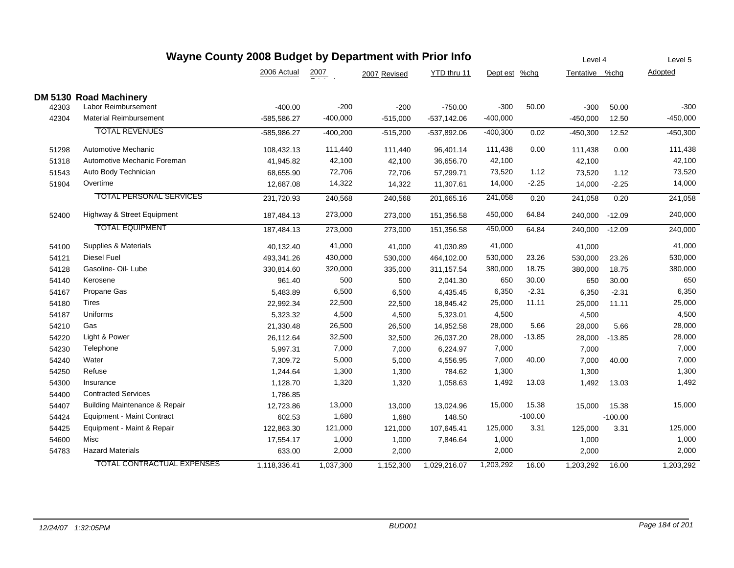# Wayne County 2008 Budget by Department with Prior Info

| | | 2006 Actual | 2007 Original | 2007 Revised | YTD thru 11 | Dept est | %chg | Level 4 Tentative | %chg | Level 5 Adopted |
|---|---|---|---|---|---|---|---|---|---|---|
| **DM 5130** | **Road Machinery** | | | | | | | | | |
| 42303 | Labor Reimbursement | -400.00 | -200 | -200 | -750.00 | -300 | 50.00 | -300 | 50.00 | -300 |
| 42304 | Material Reimbursement | -585,586.27 | -400,000 | -515,000 | -537,142.06 | -400,000 | | -450,000 | 12.50 | -450,000 |
| | TOTAL REVENUES | -585,986.27 | -400,200 | -515,200 | -537,892.06 | -400,300 | 0.02 | -450,300 | 12.52 | -450,300 |
| 51298 | Automotive Mechanic | 108,432.13 | 111,440 | 111,440 | 96,401.14 | 111,438 | 0.00 | 111,438 | 0.00 | 111,438 |
| 51318 | Automotive Mechanic Foreman | 41,945.82 | 42,100 | 42,100 | 36,656.70 | 42,100 | | 42,100 | | 42,100 |
| 51543 | Auto Body Technician | 68,655.90 | 72,706 | 72,706 | 57,299.71 | 73,520 | 1.12 | 73,520 | 1.12 | 73,520 |
| 51904 | Overtime | 12,687.08 | 14,322 | 14,322 | 11,307.61 | 14,000 | -2.25 | 14,000 | -2.25 | 14,000 |
| | TOTAL PERSONAL SERVICES | 231,720.93 | 240,568 | 240,568 | 201,665.16 | 241,058 | 0.20 | 241,058 | 0.20 | 241,058 |
| 52400 | Highway & Street Equipment | 187,484.13 | 273,000 | 273,000 | 151,356.58 | 450,000 | 64.84 | 240,000 | -12.09 | 240,000 |
| | TOTAL EQUIPMENT | 187,484.13 | 273,000 | 273,000 | 151,356.58 | 450,000 | 64.84 | 240,000 | -12.09 | 240,000 |
| 54100 | Supplies & Materials | 40,132.40 | 41,000 | 41,000 | 41,030.89 | 41,000 | | 41,000 | | 41,000 |
| 54121 | Diesel Fuel | 493,341.26 | 430,000 | 530,000 | 464,102.00 | 530,000 | 23.26 | 530,000 | 23.26 | 530,000 |
| 54128 | Gasoline- Oil- Lube | 330,814.60 | 320,000 | 335,000 | 311,157.54 | 380,000 | 18.75 | 380,000 | 18.75 | 380,000 |
| 54140 | Kerosene | 961.40 | 500 | 500 | 2,041.30 | 650 | 30.00 | 650 | 30.00 | 650 |
| 54167 | Propane Gas | 5,483.89 | 6,500 | 6,500 | 4,435.45 | 6,350 | -2.31 | 6,350 | -2.31 | 6,350 |
| 54180 | Tires | 22,992.34 | 22,500 | 22,500 | 18,845.42 | 25,000 | 11.11 | 25,000 | 11.11 | 25,000 |
| 54187 | Uniforms | 5,323.32 | 4,500 | 4,500 | 5,323.01 | 4,500 | | 4,500 | | 4,500 |
| 54210 | Gas | 21,330.48 | 26,500 | 26,500 | 14,952.58 | 28,000 | 5.66 | 28,000 | 5.66 | 28,000 |
| 54220 | Light & Power | 26,112.64 | 32,500 | 32,500 | 26,037.20 | 28,000 | -13.85 | 28,000 | -13.85 | 28,000 |
| 54230 | Telephone | 5,997.31 | 7,000 | 7,000 | 6,224.97 | 7,000 | | 7,000 | | 7,000 |
| 54240 | Water | 7,309.72 | 5,000 | 5,000 | 4,556.95 | 7,000 | 40.00 | 7,000 | 40.00 | 7,000 |
| 54250 | Refuse | 1,244.64 | 1,300 | 1,300 | 784.62 | 1,300 | | 1,300 | | 1,300 |
| 54300 | Insurance | 1,128.70 | 1,320 | 1,320 | 1,058.63 | 1,492 | 13.03 | 1,492 | 13.03 | 1,492 |
| 54400 | Contracted Services | 1,786.85 | | | | | | | | |
| 54407 | Building Maintenance & Repair | 12,723.86 | 13,000 | 13,000 | 13,024.96 | 15,000 | 15.38 | 15,000 | 15.38 | 15,000 |
| 54424 | Equipment - Maint Contract | 602.53 | 1,680 | 1,680 | 148.50 | | -100.00 | | -100.00 | |
| 54425 | Equipment - Maint & Repair | 122,863.30 | 121,000 | 121,000 | 107,645.41 | 125,000 | 3.31 | 125,000 | 3.31 | 125,000 |
| 54600 | Misc | 17,554.17 | 1,000 | 1,000 | 7,846.64 | 1,000 | | 1,000 | | 1,000 |
| 54783 | Hazard Materials | 633.00 | 2,000 | 2,000 | | 2,000 | | 2,000 | | 2,000 |
| | TOTAL CONTRACTUAL EXPENSES | 1,118,336.41 | 1,037,300 | 1,152,300 | 1,029,216.07 | 1,203,292 | 16.00 | 1,203,292 | 16.00 | 1,203,292 |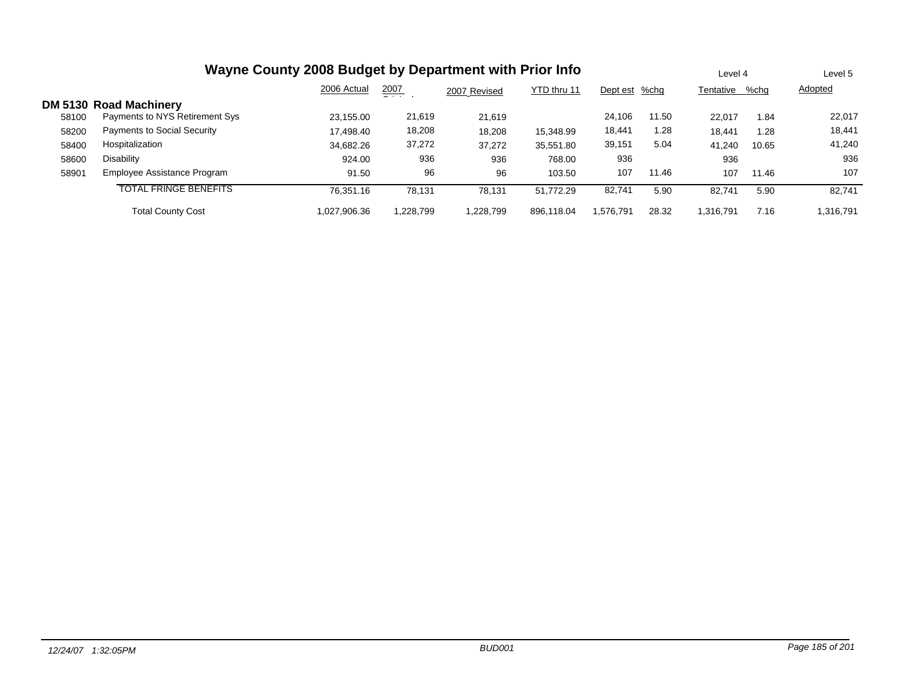# Wayne County 2008 Budget by Department with Prior Info

| | | 2006 Actual | 2007 Original | 2007 Revised | YTD thru 11 | Dept est | %chg | Level 4 Tentative | %chg | Level 5 Adopted |
|---|---|---|---|---|---|---|---|---|---|---|
| **DM 5130 Road Machinery** | | | | | | | | | | |
| 58100 | Payments to NYS Retirement Sys | 23,155.00 | 21,619 | 21,619 | | 24,106 | 11.50 | 22,017 | 1.84 | 22,017 |
| 58200 | Payments to Social Security | 17,498.40 | 18,208 | 18,208 | 15,348.99 | 18,441 | 1.28 | 18,441 | 1.28 | 18,441 |
| 58400 | Hospitalization | 34,682.26 | 37,272 | 37,272 | 35,551.80 | 39,151 | 5.04 | 41,240 | 10.65 | 41,240 |
| 58600 | Disability | 924.00 | 936 | 936 | 768.00 | 936 | | 936 | | 936 |
| 58901 | Employee Assistance Program | 91.50 | 96 | 96 | 103.50 | 107 | 11.46 | 107 | 11.46 | 107 |
| | TOTAL FRINGE BENEFITS | 76,351.16 | 78,131 | 78,131 | 51,772.29 | 82,741 | 5.90 | 82,741 | 5.90 | 82,741 |
| | Total County Cost | 1,027,906.36 | 1,228,799 | 1,228,799 | 896,118.04 | 1,576,791 | 28.32 | 1,316,791 | 7.16 | 1,316,791 |

*12/24/07 1:32:05PM* *BUD001*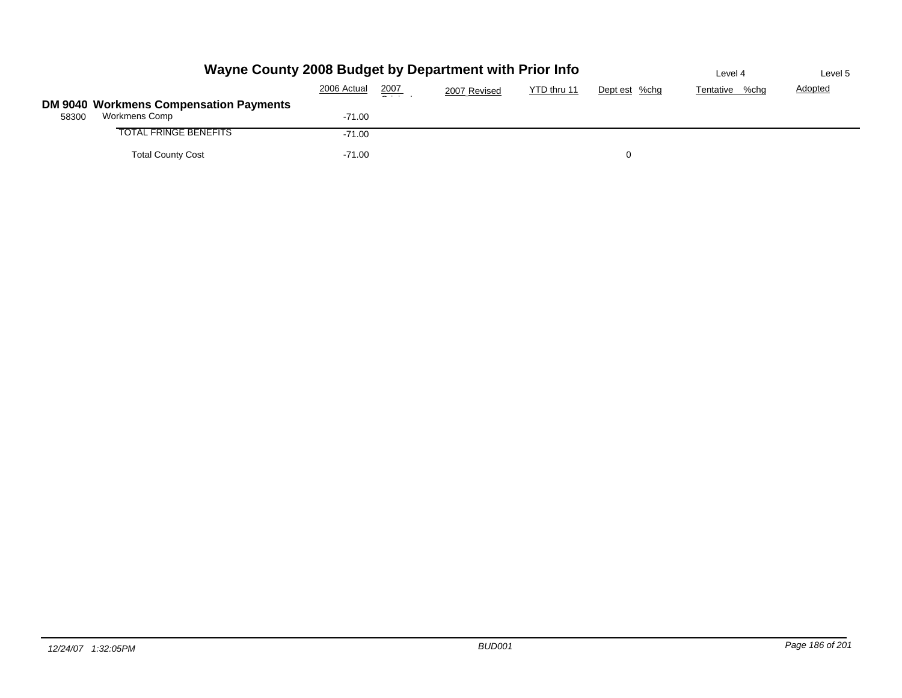# Wayne County 2008 Budget by Department with Prior Info

| | | 2006 Actual | 2007 Original | 2007 Revised | YTD thru 11 | Dept est | %chg | Level 4 Tentative | %chg | Level 5 Adopted |
|---|---|---|---|---|---|---|---|---|---|---|
| **DM 9040** | **Workmens Compensation Payments** | | | | | | | | | |
| 58300 | Workmens Comp | -71.00 | | | | | | | | |
| | TOTAL FRINGE BENEFITS | -71.00 | | | | | | | | |
| | Total County Cost | -71.00 | | | | 0 | | | | |

*12/24/07 1:32:05PM*

*BUD001*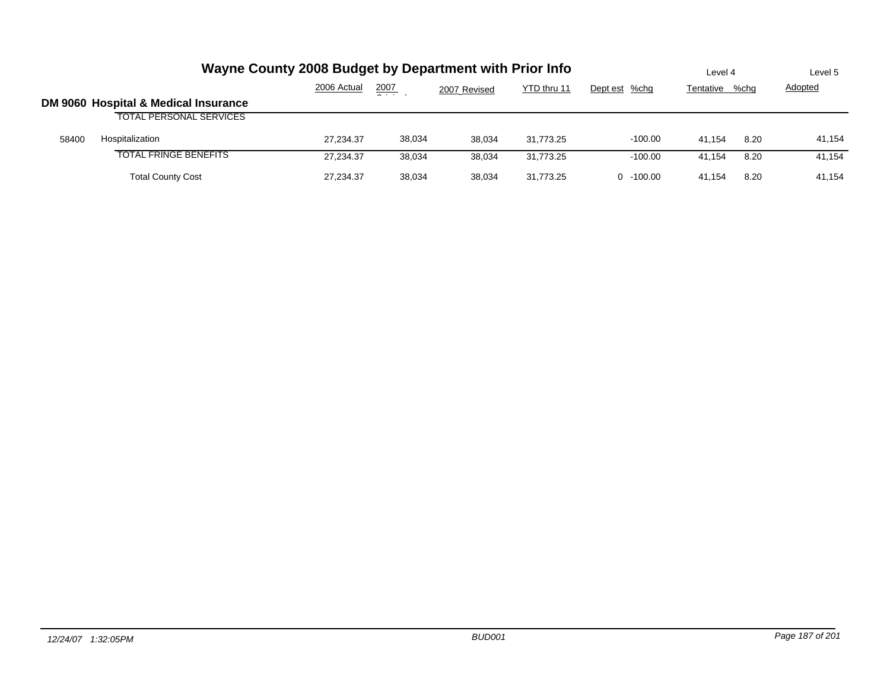# Wayne County 2008 Budget by Department with Prior Info

## DM 9060 Hospital & Medical Insurance

| | | 2006 Actual | 2007 Original | 2007 Revised | YTD thru 11 | Dept est | %chg | Level 4 Tentative | %chg | Level 5 Adopted |
|---|---|---|---|---|---|---|---|---|---|---|
| | TOTAL PERSONAL SERVICES | | | | | | | | | |
| 58400 | Hospitalization | 27,234.37 | 38,034 | 38,034 | 31,773.25 | | -100.00 | 41,154 | 8.20 | 41,154 |
| | TOTAL FRINGE BENEFITS | 27,234.37 | 38,034 | 38,034 | 31,773.25 | | -100.00 | 41,154 | 8.20 | 41,154 |
| | Total County Cost | 27,234.37 | 38,034 | 38,034 | 31,773.25 | 0 | -100.00 | 41,154 | 8.20 | 41,154 |

12/24/07 1:32:05PM BUD001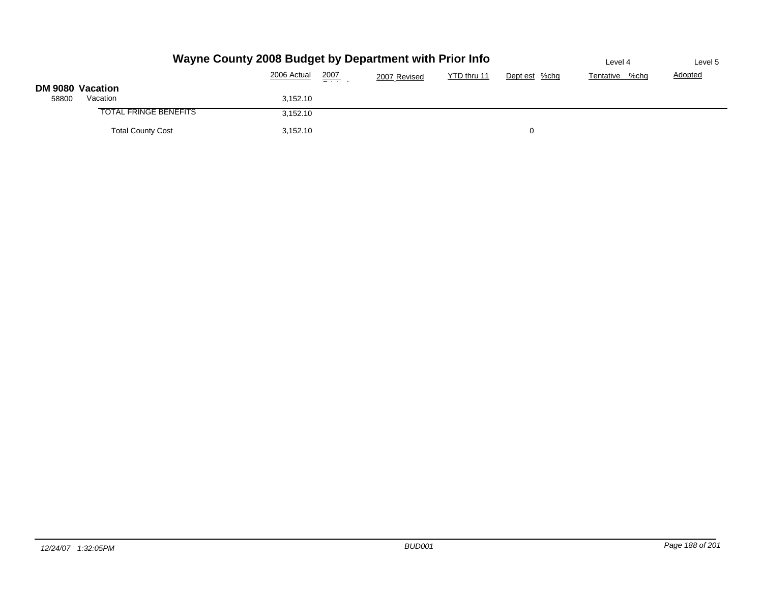# Wayne County 2008 Budget by Department with Prior Info

| | | 2006 Actual | 2007 Original | 2007 Revised | YTD thru 11 | Dept est | %chg | Level 4 Tentative | %chg | Level 5 Adopted |
|---|---|---|---|---|---|---|---|---|---|---|
| **DM 9080** | **Vacation** | | | | | | | | | |
| 58800 | Vacation | 3,152.10 | | | | | | | | |
| | TOTAL FRINGE BENEFITS | 3,152.10 | | | | | | | | |
| | Total County Cost | 3,152.10 | | | | 0 | | | | |

*12/24/07 1:32:05PM* BUD001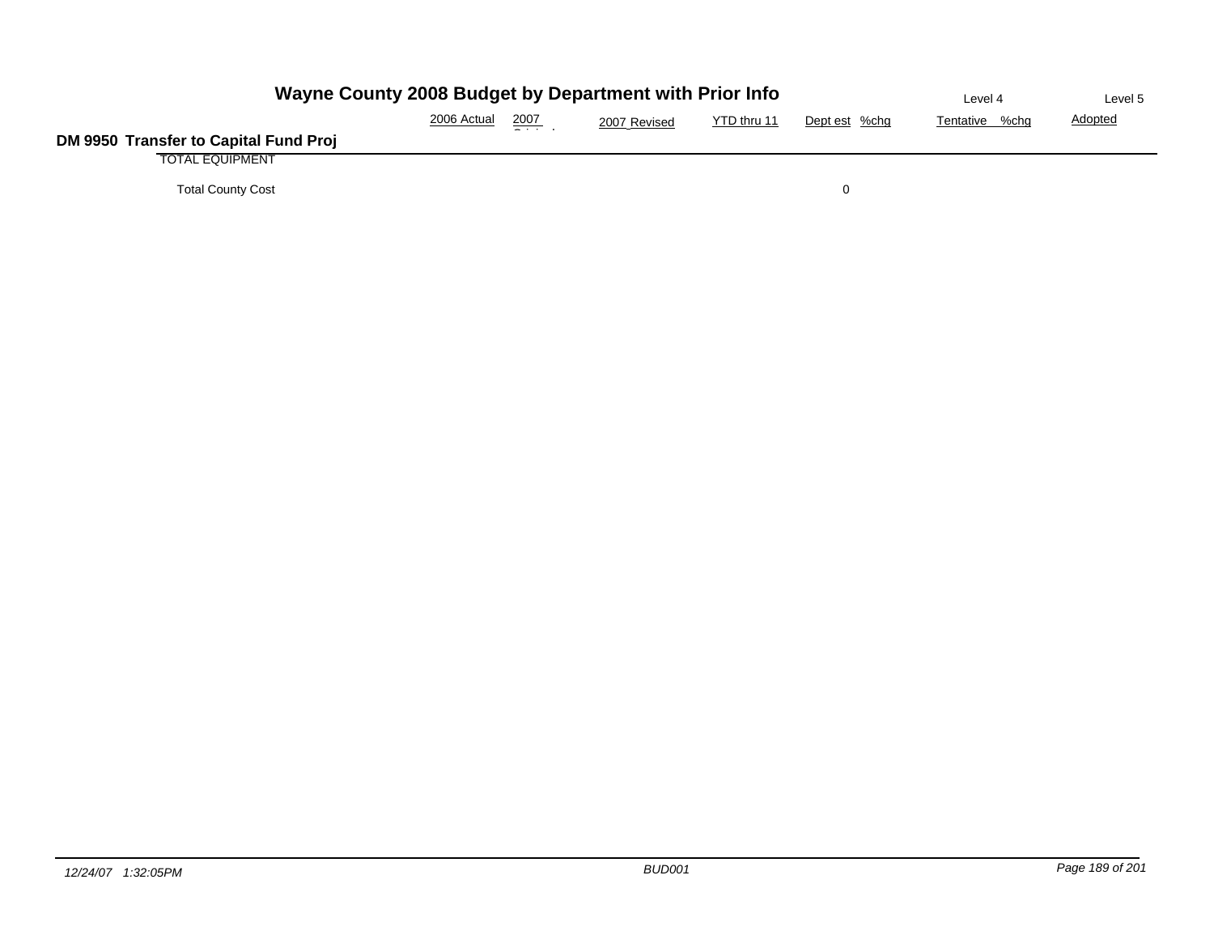# Wayne County 2008 Budget by Department with Prior Info

## DM 9950 Transfer to Capital Fund Proj

| | 2006 Actual | 2007 Original | 2007 Revised | YTD thru 11 | Dept est | %chg | Tentative (Level 4) | %chg | Adopted (Level 5) |
|---|---|---|---|---|---|---|---|---|---|
| TOTAL EQUIPMENT | | | | | | | | | |
| Total County Cost | | | | | 0 | | | | |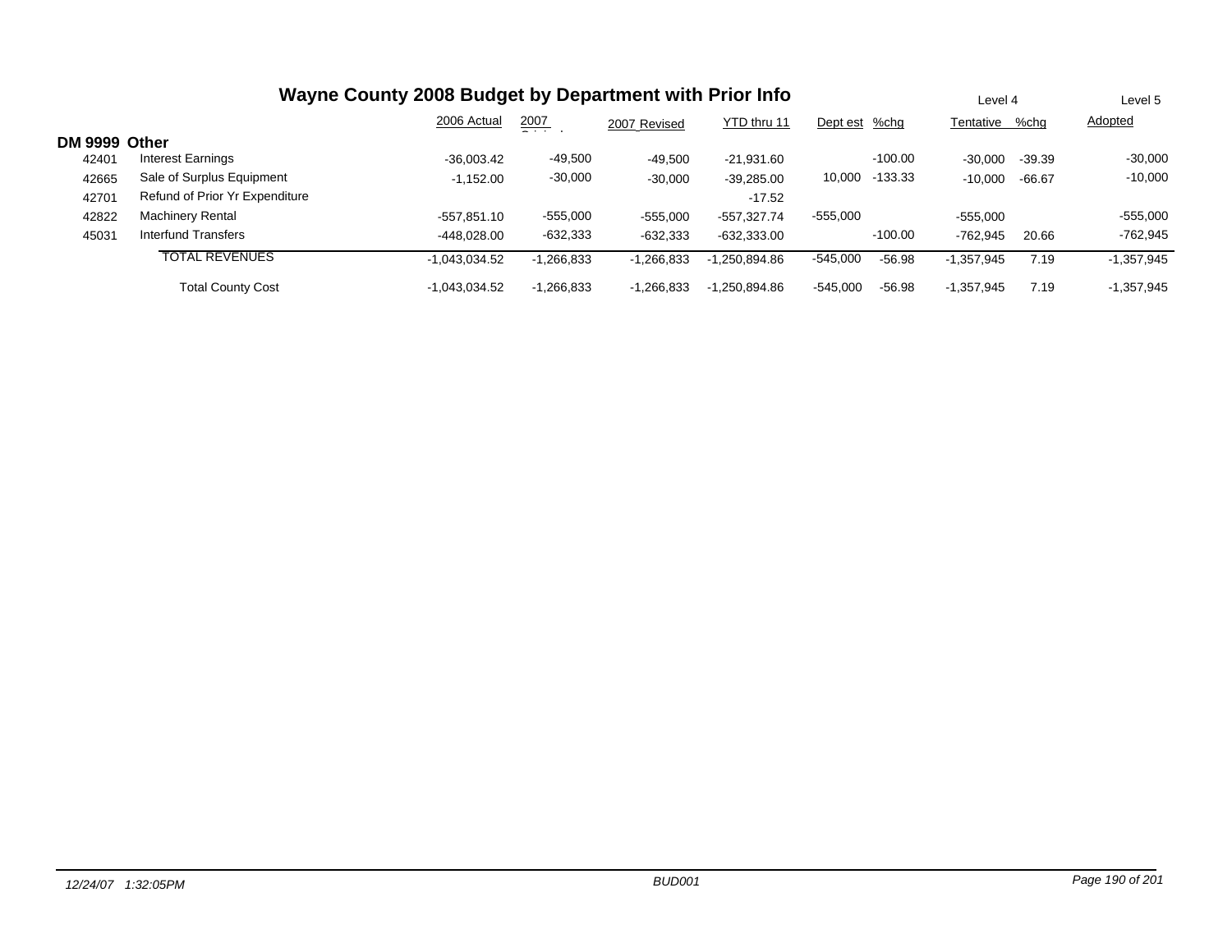# Wayne County 2008 Budget by Department with Prior Info

| | | 2006 Actual | 2007 Original | 2007 Revised | YTD thru 11 | Dept est | %chg | Level 4 Tentative | %chg | Level 5 Adopted |
|---|---|---|---|---|---|---|---|---|---|---|
| **DM 9999** | **Other** | | | | | | | | | |
| 42401 | Interest Earnings | -36,003.42 | -49,500 | -49,500 | -21,931.60 | | -100.00 | -30,000 | -39.39 | -30,000 |
| 42665 | Sale of Surplus Equipment | -1,152.00 | -30,000 | -30,000 | -39,285.00 | 10,000 | -133.33 | -10,000 | -66.67 | -10,000 |
| 42701 | Refund of Prior Yr Expenditure | | | | -17.52 | | | | | |
| 42822 | Machinery Rental | -557,851.10 | -555,000 | -555,000 | -557,327.74 | -555,000 | | -555,000 | | -555,000 |
| 45031 | Interfund Transfers | -448,028.00 | -632,333 | -632,333 | -632,333.00 | | -100.00 | -762,945 | 20.66 | -762,945 |
| | TOTAL REVENUES | -1,043,034.52 | -1,266,833 | -1,266,833 | -1,250,894.86 | -545,000 | -56.98 | -1,357,945 | 7.19 | -1,357,945 |
| | Total County Cost | -1,043,034.52 | -1,266,833 | -1,266,833 | -1,250,894.86 | -545,000 | -56.98 | -1,357,945 | 7.19 | -1,357,945 |

*12/24/07 1:32:05PM* *BUD001*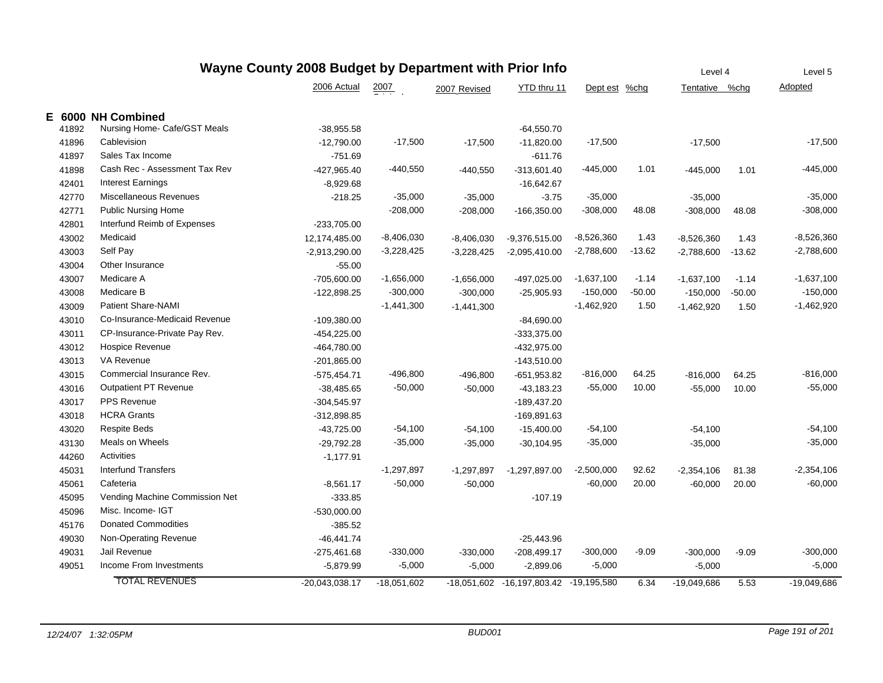# Wayne County 2008 Budget by Department with Prior Info

| | | 2006 Actual | 2007 Original | 2007 Revised | YTD thru 11 | Level 4 Dept est | %chg | Tentative | %chg | Level 5 Adopted |
|---|---|---|---|---|---|---|---|---|---|---|
| **E 6000** | **NH Combined** | | | | | | | | | |
| 41892 | Nursing Home- Cafe/GST Meals | -38,955.58 | | | -64,550.70 | | | | | |
| 41896 | Cablevision | -12,790.00 | -17,500 | -17,500 | -11,820.00 | -17,500 | | -17,500 | | -17,500 |
| 41897 | Sales Tax Income | -751.69 | | | -611.76 | | | | | |
| 41898 | Cash Rec - Assessment Tax Rev | -427,965.40 | -440,550 | -440,550 | -313,601.40 | -445,000 | 1.01 | -445,000 | 1.01 | -445,000 |
| 42401 | Interest Earnings | -8,929.68 | | | -16,642.67 | | | | | |
| 42770 | Miscellaneous Revenues | -218.25 | -35,000 | -35,000 | -3.75 | -35,000 | | -35,000 | | -35,000 |
| 42771 | Public Nursing Home | | -208,000 | -208,000 | -166,350.00 | -308,000 | 48.08 | -308,000 | 48.08 | -308,000 |
| 42801 | Interfund Reimb of Expenses | -233,705.00 | | | | | | | | |
| 43002 | Medicaid | 12,174,485.00 | -8,406,030 | -8,406,030 | -9,376,515.00 | -8,526,360 | 1.43 | -8,526,360 | 1.43 | -8,526,360 |
| 43003 | Self Pay | -2,913,290.00 | -3,228,425 | -3,228,425 | -2,095,410.00 | -2,788,600 | -13.62 | -2,788,600 | -13.62 | -2,788,600 |
| 43004 | Other Insurance | -55.00 | | | | | | | | |
| 43007 | Medicare A | -705,600.00 | -1,656,000 | -1,656,000 | -497,025.00 | -1,637,100 | -1.14 | -1,637,100 | -1.14 | -1,637,100 |
| 43008 | Medicare B | -122,898.25 | -300,000 | -300,000 | -25,905.93 | -150,000 | -50.00 | -150,000 | -50.00 | -150,000 |
| 43009 | Patient Share-NAMI | | -1,441,300 | -1,441,300 | | -1,462,920 | 1.50 | -1,462,920 | 1.50 | -1,462,920 |
| 43010 | Co-Insurance-Medicaid Revenue | -109,380.00 | | | -84,690.00 | | | | | |
| 43011 | CP-Insurance-Private Pay Rev. | -454,225.00 | | | -333,375.00 | | | | | |
| 43012 | Hospice Revenue | -464,780.00 | | | -432,975.00 | | | | | |
| 43013 | VA Revenue | -201,865.00 | | | -143,510.00 | | | | | |
| 43015 | Commercial Insurance Rev. | -575,454.71 | -496,800 | -496,800 | -651,953.82 | -816,000 | 64.25 | -816,000 | 64.25 | -816,000 |
| 43016 | Outpatient PT Revenue | -38,485.65 | -50,000 | -50,000 | -43,183.23 | -55,000 | 10.00 | -55,000 | 10.00 | -55,000 |
| 43017 | PPS Revenue | -304,545.97 | | | -189,437.20 | | | | | |
| 43018 | HCRA Grants | -312,898.85 | | | -169,891.63 | | | | | |
| 43020 | Respite Beds | -43,725.00 | -54,100 | -54,100 | -15,400.00 | -54,100 | | -54,100 | | -54,100 |
| 43130 | Meals on Wheels | -29,792.28 | -35,000 | -35,000 | -30,104.95 | -35,000 | | -35,000 | | -35,000 |
| 44260 | Activities | -1,177.91 | | | | | | | | |
| 45031 | Interfund Transfers | | -1,297,897 | -1,297,897 | -1,297,897.00 | -2,500,000 | 92.62 | -2,354,106 | 81.38 | -2,354,106 |
| 45061 | Cafeteria | -8,561.17 | -50,000 | -50,000 | | -60,000 | 20.00 | -60,000 | 20.00 | -60,000 |
| 45095 | Vending Machine Commission Net | -333.85 | | | -107.19 | | | | | |
| 45096 | Misc. Income- IGT | -530,000.00 | | | | | | | | |
| 45176 | Donated Commodities | -385.52 | | | | | | | | |
| 49030 | Non-Operating Revenue | -46,441.74 | | | -25,443.96 | | | | | |
| 49031 | Jail Revenue | -275,461.68 | -330,000 | -330,000 | -208,499.17 | -300,000 | -9.09 | -300,000 | -9.09 | -300,000 |
| 49051 | Income From Investments | -5,879.99 | -5,000 | -5,000 | -2,899.06 | -5,000 | | -5,000 | | -5,000 |
| | TOTAL REVENUES | -20,043,038.17 | -18,051,602 | -18,051,602 | -16,197,803.42 | -19,195,580 | 6.34 | -19,049,686 | 5.53 | -19,049,686 |

*12/24/07 1:32:05PM* — *BUD001*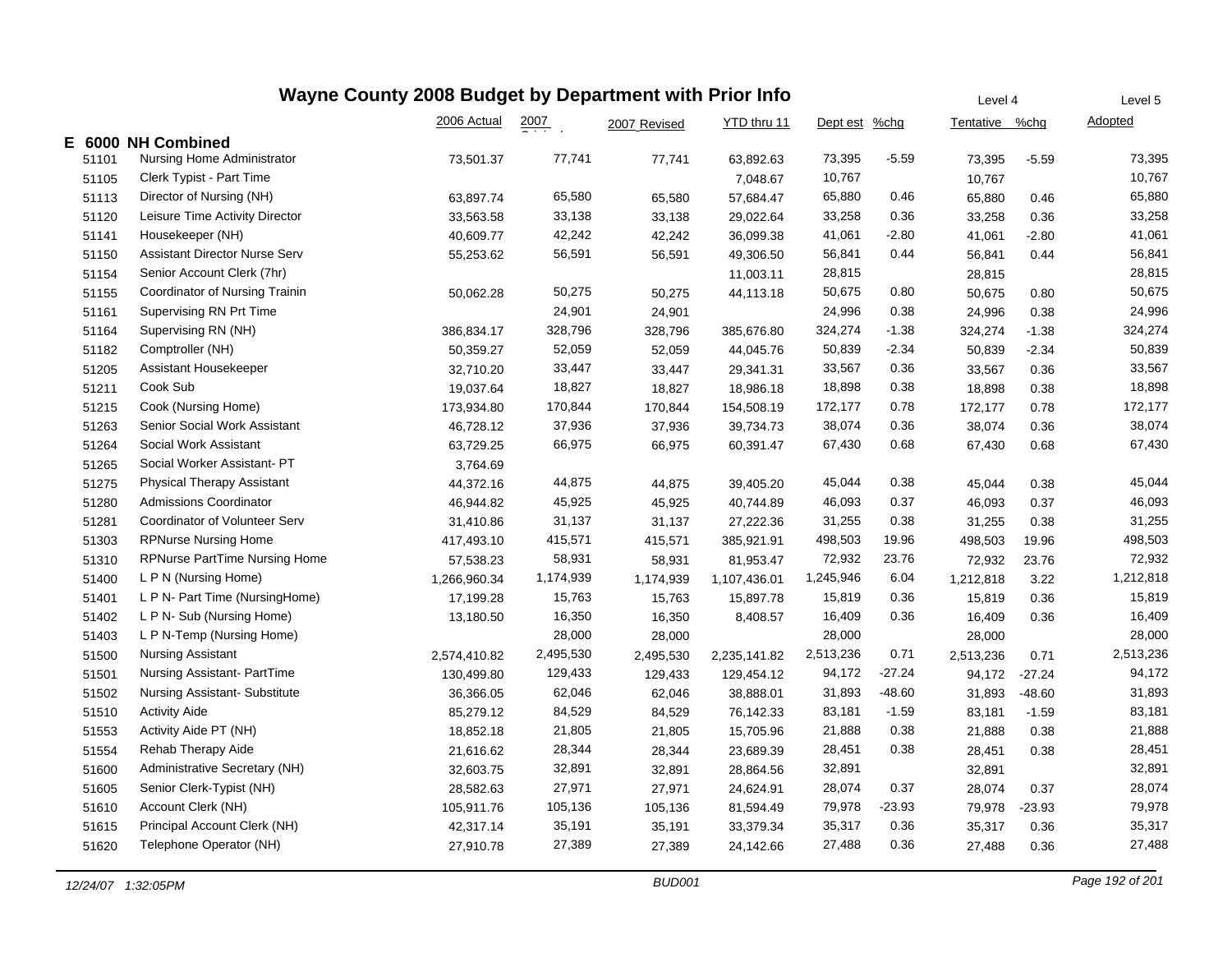# Wayne County 2008 Budget by Department with Prior Info

| | | 2006 Actual | 2007 Original | 2007 Revised | YTD thru 11 | Dept est | %chg | Level 4 Tentative | %chg | Level 5 Adopted |
|---|---|---|---|---|---|---|---|---|---|---|
| **E 6000** | **NH Combined** | | | | | | | | | |
| 51101 | Nursing Home Administrator | 73,501.37 | 77,741 | 77,741 | 63,892.63 | 73,395 | -5.59 | 73,395 | -5.59 | 73,395 |
| 51105 | Clerk Typist - Part Time | | | | 7,048.67 | 10,767 | | 10,767 | | 10,767 |
| 51113 | Director of Nursing (NH) | 63,897.74 | 65,580 | 65,580 | 57,684.47 | 65,880 | 0.46 | 65,880 | 0.46 | 65,880 |
| 51120 | Leisure Time Activity Director | 33,563.58 | 33,138 | 33,138 | 29,022.64 | 33,258 | 0.36 | 33,258 | 0.36 | 33,258 |
| 51141 | Housekeeper (NH) | 40,609.77 | 42,242 | 42,242 | 36,099.38 | 41,061 | -2.80 | 41,061 | -2.80 | 41,061 |
| 51150 | Assistant Director Nurse Serv | 55,253.62 | 56,591 | 56,591 | 49,306.50 | 56,841 | 0.44 | 56,841 | 0.44 | 56,841 |
| 51154 | Senior Account Clerk (7hr) | | | | 11,003.11 | 28,815 | | 28,815 | | 28,815 |
| 51155 | Coordinator of Nursing Trainin | 50,062.28 | 50,275 | 50,275 | 44,113.18 | 50,675 | 0.80 | 50,675 | 0.80 | 50,675 |
| 51161 | Supervising RN Prt Time | | 24,901 | 24,901 | | 24,996 | 0.38 | 24,996 | 0.38 | 24,996 |
| 51164 | Supervising RN (NH) | 386,834.17 | 328,796 | 328,796 | 385,676.80 | 324,274 | -1.38 | 324,274 | -1.38 | 324,274 |
| 51182 | Comptroller (NH) | 50,359.27 | 52,059 | 52,059 | 44,045.76 | 50,839 | -2.34 | 50,839 | -2.34 | 50,839 |
| 51205 | Assistant Housekeeper | 32,710.20 | 33,447 | 33,447 | 29,341.31 | 33,567 | 0.36 | 33,567 | 0.36 | 33,567 |
| 51211 | Cook Sub | 19,037.64 | 18,827 | 18,827 | 18,986.18 | 18,898 | 0.38 | 18,898 | 0.38 | 18,898 |
| 51215 | Cook (Nursing Home) | 173,934.80 | 170,844 | 170,844 | 154,508.19 | 172,177 | 0.78 | 172,177 | 0.78 | 172,177 |
| 51263 | Senior Social Work Assistant | 46,728.12 | 37,936 | 37,936 | 39,734.73 | 38,074 | 0.36 | 38,074 | 0.36 | 38,074 |
| 51264 | Social Work Assistant | 63,729.25 | 66,975 | 66,975 | 60,391.47 | 67,430 | 0.68 | 67,430 | 0.68 | 67,430 |
| 51265 | Social Worker Assistant- PT | 3,764.69 | | | | | | | | |
| 51275 | Physical Therapy Assistant | 44,372.16 | 44,875 | 44,875 | 39,405.20 | 45,044 | 0.38 | 45,044 | 0.38 | 45,044 |
| 51280 | Admissions Coordinator | 46,944.82 | 45,925 | 45,925 | 40,744.89 | 46,093 | 0.37 | 46,093 | 0.37 | 46,093 |
| 51281 | Coordinator of Volunteer Serv | 31,410.86 | 31,137 | 31,137 | 27,222.36 | 31,255 | 0.38 | 31,255 | 0.38 | 31,255 |
| 51303 | RPNurse Nursing Home | 417,493.10 | 415,571 | 415,571 | 385,921.91 | 498,503 | 19.96 | 498,503 | 19.96 | 498,503 |
| 51310 | RPNurse PartTime Nursing Home | 57,538.23 | 58,931 | 58,931 | 81,953.47 | 72,932 | 23.76 | 72,932 | 23.76 | 72,932 |
| 51400 | L P N (Nursing Home) | 1,266,960.34 | 1,174,939 | 1,174,939 | 1,107,436.01 | 1,245,946 | 6.04 | 1,212,818 | 3.22 | 1,212,818 |
| 51401 | L P N- Part Time (NursingHome) | 17,199.28 | 15,763 | 15,763 | 15,897.78 | 15,819 | 0.36 | 15,819 | 0.36 | 15,819 |
| 51402 | L P N- Sub (Nursing Home) | 13,180.50 | 16,350 | 16,350 | 8,408.57 | 16,409 | 0.36 | 16,409 | 0.36 | 16,409 |
| 51403 | L P N-Temp (Nursing Home) | | 28,000 | 28,000 | | 28,000 | | 28,000 | | 28,000 |
| 51500 | Nursing Assistant | 2,574,410.82 | 2,495,530 | 2,495,530 | 2,235,141.82 | 2,513,236 | 0.71 | 2,513,236 | 0.71 | 2,513,236 |
| 51501 | Nursing Assistant- PartTime | 130,499.80 | 129,433 | 129,433 | 129,454.12 | 94,172 | -27.24 | 94,172 | -27.24 | 94,172 |
| 51502 | Nursing Assistant- Substitute | 36,366.05 | 62,046 | 62,046 | 38,888.01 | 31,893 | -48.60 | 31,893 | -48.60 | 31,893 |
| 51510 | Activity Aide | 85,279.12 | 84,529 | 84,529 | 76,142.33 | 83,181 | -1.59 | 83,181 | -1.59 | 83,181 |
| 51553 | Activity Aide PT (NH) | 18,852.18 | 21,805 | 21,805 | 15,705.96 | 21,888 | 0.38 | 21,888 | 0.38 | 21,888 |
| 51554 | Rehab Therapy Aide | 21,616.62 | 28,344 | 28,344 | 23,689.39 | 28,451 | 0.38 | 28,451 | 0.38 | 28,451 |
| 51600 | Administrative Secretary (NH) | 32,603.75 | 32,891 | 32,891 | 28,864.56 | 32,891 | | 32,891 | | 32,891 |
| 51605 | Senior Clerk-Typist (NH) | 28,582.63 | 27,971 | 27,971 | 24,624.91 | 28,074 | 0.37 | 28,074 | 0.37 | 28,074 |
| 51610 | Account Clerk (NH) | 105,911.76 | 105,136 | 105,136 | 81,594.49 | 79,978 | -23.93 | 79,978 | -23.93 | 79,978 |
| 51615 | Principal Account Clerk (NH) | 42,317.14 | 35,191 | 35,191 | 33,379.34 | 35,317 | 0.36 | 35,317 | 0.36 | 35,317 |
| 51620 | Telephone Operator (NH) | 27,910.78 | 27,389 | 27,389 | 24,142.66 | 27,488 | 0.36 | 27,488 | 0.36 | 27,488 |

*12/24/07 1:32:05PM* BUD001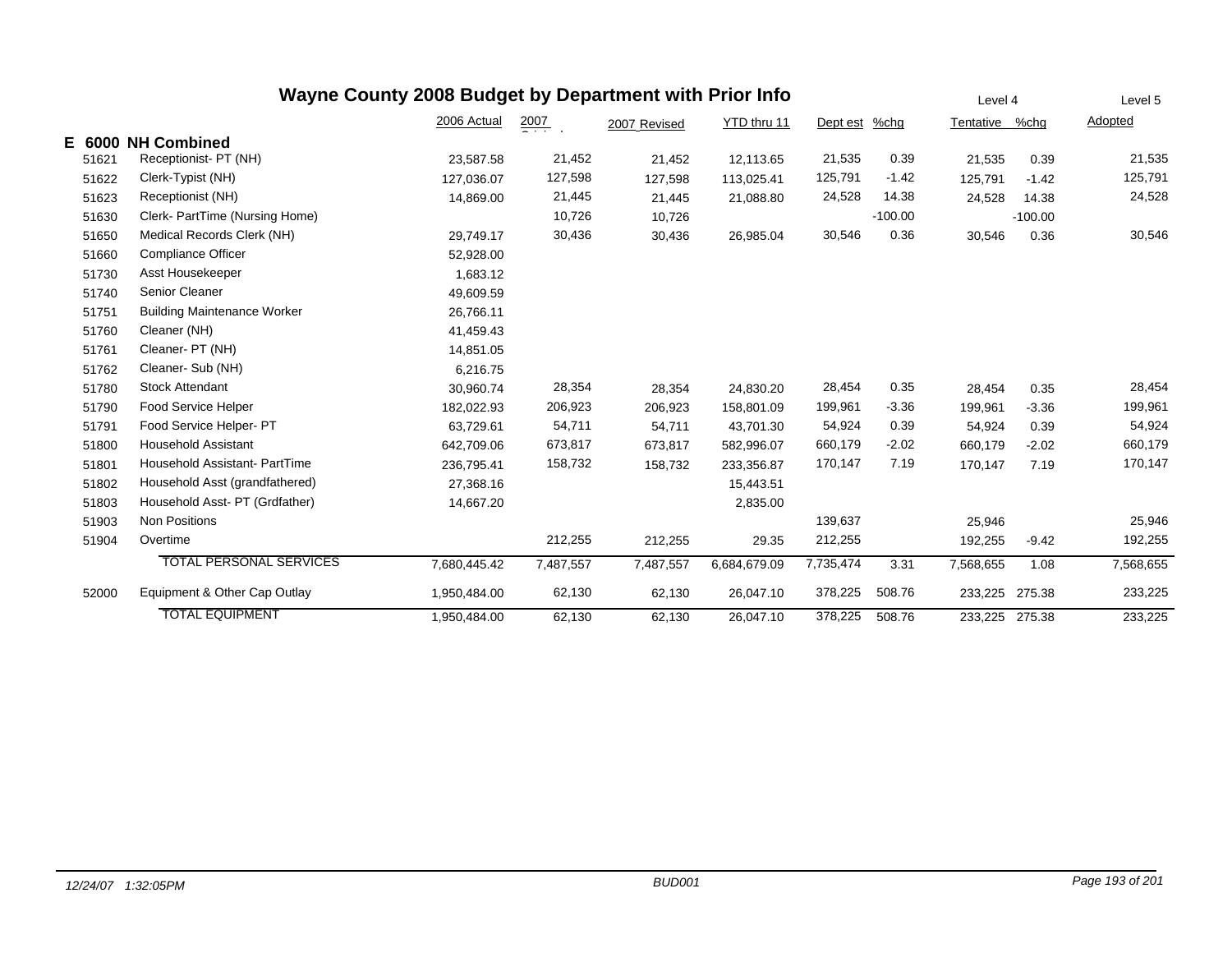# Wayne County 2008 Budget by Department with Prior Info

| | | 2006 Actual | 2007 Original | 2007 Revised | YTD thru 11 | Dept est | %chg | Level 4 Tentative | %chg | Level 5 Adopted |
|---|---|---|---|---|---|---|---|---|---|---|
| **E 6000** | **NH Combined** | | | | | | | | | |
| 51621 | Receptionist- PT (NH) | 23,587.58 | 21,452 | 21,452 | 12,113.65 | 21,535 | 0.39 | 21,535 | 0.39 | 21,535 |
| 51622 | Clerk-Typist (NH) | 127,036.07 | 127,598 | 127,598 | 113,025.41 | 125,791 | -1.42 | 125,791 | -1.42 | 125,791 |
| 51623 | Receptionist (NH) | 14,869.00 | 21,445 | 21,445 | 21,088.80 | 24,528 | 14.38 | 24,528 | 14.38 | 24,528 |
| 51630 | Clerk- PartTime (Nursing Home) | | 10,726 | 10,726 | | | -100.00 | | -100.00 | |
| 51650 | Medical Records Clerk (NH) | 29,749.17 | 30,436 | 30,436 | 26,985.04 | 30,546 | 0.36 | 30,546 | 0.36 | 30,546 |
| 51660 | Compliance Officer | 52,928.00 | | | | | | | | |
| 51730 | Asst Housekeeper | 1,683.12 | | | | | | | | |
| 51740 | Senior Cleaner | 49,609.59 | | | | | | | | |
| 51751 | Building Maintenance Worker | 26,766.11 | | | | | | | | |
| 51760 | Cleaner (NH) | 41,459.43 | | | | | | | | |
| 51761 | Cleaner- PT (NH) | 14,851.05 | | | | | | | | |
| 51762 | Cleaner- Sub (NH) | 6,216.75 | | | | | | | | |
| 51780 | Stock Attendant | 30,960.74 | 28,354 | 28,354 | 24,830.20 | 28,454 | 0.35 | 28,454 | 0.35 | 28,454 |
| 51790 | Food Service Helper | 182,022.93 | 206,923 | 206,923 | 158,801.09 | 199,961 | -3.36 | 199,961 | -3.36 | 199,961 |
| 51791 | Food Service Helper- PT | 63,729.61 | 54,711 | 54,711 | 43,701.30 | 54,924 | 0.39 | 54,924 | 0.39 | 54,924 |
| 51800 | Household Assistant | 642,709.06 | 673,817 | 673,817 | 582,996.07 | 660,179 | -2.02 | 660,179 | -2.02 | 660,179 |
| 51801 | Household Assistant- PartTime | 236,795.41 | 158,732 | 158,732 | 233,356.87 | 170,147 | 7.19 | 170,147 | 7.19 | 170,147 |
| 51802 | Household Asst (grandfathered) | 27,368.16 | | | 15,443.51 | | | | | |
| 51803 | Household Asst- PT (Grdfather) | 14,667.20 | | | 2,835.00 | | | | | |
| 51903 | Non Positions | | | | | 139,637 | | 25,946 | | 25,946 |
| 51904 | Overtime | | 212,255 | 212,255 | 29.35 | 212,255 | | 192,255 | -9.42 | 192,255 |
| | TOTAL PERSONAL SERVICES | 7,680,445.42 | 7,487,557 | 7,487,557 | 6,684,679.09 | 7,735,474 | 3.31 | 7,568,655 | 1.08 | 7,568,655 |
| 52000 | Equipment & Other Cap Outlay | 1,950,484.00 | 62,130 | 62,130 | 26,047.10 | 378,225 | 508.76 | 233,225 | 275.38 | 233,225 |
| | TOTAL EQUIPMENT | 1,950,484.00 | 62,130 | 62,130 | 26,047.10 | 378,225 | 508.76 | 233,225 | 275.38 | 233,225 |

*12/24/07 1:32:05PM* — *BUD001*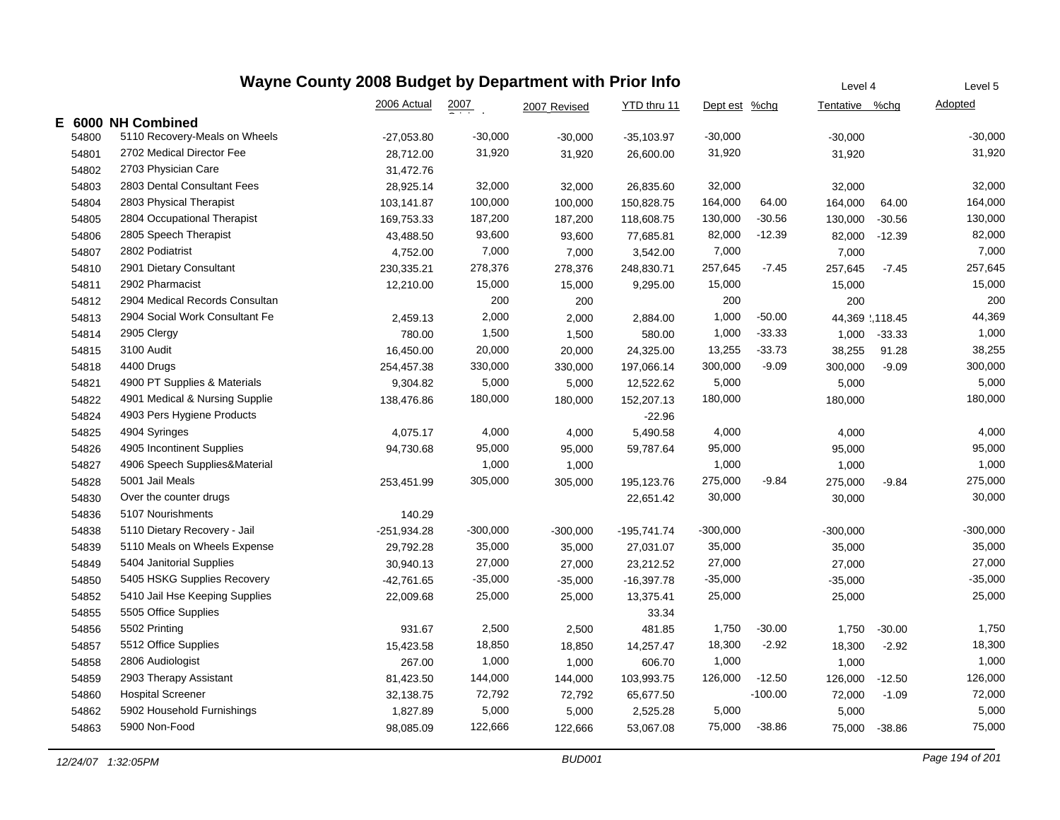# Wayne County 2008 Budget by Department with Prior Info

| | | 2006 Actual | 2007 Original | 2007 Revised | YTD thru 11 | Dept est | %chg | Tentative (Level 4) | %chg | Adopted (Level 5) |
|---|---|---|---|---|---|---|---|---|---|---|
| **E 6000** | **NH Combined** | | | | | | | | | |
| 54800 | 5110 Recovery-Meals on Wheels | -27,053.80 | -30,000 | -30,000 | -35,103.97 | -30,000 | | -30,000 | | -30,000 |
| 54801 | 2702 Medical Director Fee | 28,712.00 | 31,920 | 31,920 | 26,600.00 | 31,920 | | 31,920 | | 31,920 |
| 54802 | 2703 Physician Care | 31,472.76 | | | | | | | | |
| 54803 | 2803 Dental Consultant Fees | 28,925.14 | 32,000 | 32,000 | 26,835.60 | 32,000 | | 32,000 | | 32,000 |
| 54804 | 2803 Physical Therapist | 103,141.87 | 100,000 | 100,000 | 150,828.75 | 164,000 | 64.00 | 164,000 | 64.00 | 164,000 |
| 54805 | 2804 Occupational Therapist | 169,753.33 | 187,200 | 187,200 | 118,608.75 | 130,000 | -30.56 | 130,000 | -30.56 | 130,000 |
| 54806 | 2805 Speech Therapist | 43,488.50 | 93,600 | 93,600 | 77,685.81 | 82,000 | -12.39 | 82,000 | -12.39 | 82,000 |
| 54807 | 2802 Podiatrist | 4,752.00 | 7,000 | 7,000 | 3,542.00 | 7,000 | | 7,000 | | 7,000 |
| 54810 | 2901 Dietary Consultant | 230,335.21 | 278,376 | 278,376 | 248,830.71 | 257,645 | -7.45 | 257,645 | -7.45 | 257,645 |
| 54811 | 2902 Pharmacist | 12,210.00 | 15,000 | 15,000 | 9,295.00 | 15,000 | | 15,000 | | 15,000 |
| 54812 | 2904 Medical Records Consultan | | 200 | 200 | | 200 | | 200 | | 200 |
| 54813 | 2904 Social Work Consultant Fe | 2,459.13 | 2,000 | 2,000 | 2,884.00 | 1,000 | -50.00 | 44,369 | !,118.45 | 44,369 |
| 54814 | 2905 Clergy | 780.00 | 1,500 | 1,500 | 580.00 | 1,000 | -33.33 | 1,000 | -33.33 | 1,000 |
| 54815 | 3100 Audit | 16,450.00 | 20,000 | 20,000 | 24,325.00 | 13,255 | -33.73 | 38,255 | 91.28 | 38,255 |
| 54818 | 4400 Drugs | 254,457.38 | 330,000 | 330,000 | 197,066.14 | 300,000 | -9.09 | 300,000 | -9.09 | 300,000 |
| 54821 | 4900 PT Supplies & Materials | 9,304.82 | 5,000 | 5,000 | 12,522.62 | 5,000 | | 5,000 | | 5,000 |
| 54822 | 4901 Medical & Nursing Supplie | 138,476.86 | 180,000 | 180,000 | 152,207.13 | 180,000 | | 180,000 | | 180,000 |
| 54824 | 4903 Pers Hygiene Products | | | | -22.96 | | | | | |
| 54825 | 4904 Syringes | 4,075.17 | 4,000 | 4,000 | 5,490.58 | 4,000 | | 4,000 | | 4,000 |
| 54826 | 4905 Incontinent Supplies | 94,730.68 | 95,000 | 95,000 | 59,787.64 | 95,000 | | 95,000 | | 95,000 |
| 54827 | 4906 Speech Supplies&Material | | 1,000 | 1,000 | | 1,000 | | 1,000 | | 1,000 |
| 54828 | 5001 Jail Meals | 253,451.99 | 305,000 | 305,000 | 195,123.76 | 275,000 | -9.84 | 275,000 | -9.84 | 275,000 |
| 54830 | Over the counter drugs | | | | 22,651.42 | 30,000 | | 30,000 | | 30,000 |
| 54836 | 5107 Nourishments | 140.29 | | | | | | | | |
| 54838 | 5110 Dietary Recovery - Jail | -251,934.28 | -300,000 | -300,000 | -195,741.74 | -300,000 | | -300,000 | | -300,000 |
| 54839 | 5110 Meals on Wheels Expense | 29,792.28 | 35,000 | 35,000 | 27,031.07 | 35,000 | | 35,000 | | 35,000 |
| 54849 | 5404 Janitorial Supplies | 30,940.13 | 27,000 | 27,000 | 23,212.52 | 27,000 | | 27,000 | | 27,000 |
| 54850 | 5405 HSKG Supplies Recovery | -42,761.65 | -35,000 | -35,000 | -16,397.78 | -35,000 | | -35,000 | | -35,000 |
| 54852 | 5410 Jail Hse Keeping Supplies | 22,009.68 | 25,000 | 25,000 | 13,375.41 | 25,000 | | 25,000 | | 25,000 |
| 54855 | 5505 Office Supplies | | | | 33.34 | | | | | |
| 54856 | 5502 Printing | 931.67 | 2,500 | 2,500 | 481.85 | 1,750 | -30.00 | 1,750 | -30.00 | 1,750 |
| 54857 | 5512 Office Supplies | 15,423.58 | 18,850 | 18,850 | 14,257.47 | 18,300 | -2.92 | 18,300 | -2.92 | 18,300 |
| 54858 | 2806 Audiologist | 267.00 | 1,000 | 1,000 | 606.70 | 1,000 | | 1,000 | | 1,000 |
| 54859 | 2903 Therapy Assistant | 81,423.50 | 144,000 | 144,000 | 103,993.75 | 126,000 | -12.50 | 126,000 | -12.50 | 126,000 |
| 54860 | Hospital Screener | 32,138.75 | 72,792 | 72,792 | 65,677.50 | | -100.00 | 72,000 | -1.09 | 72,000 |
| 54862 | 5902 Household Furnishings | 1,827.89 | 5,000 | 5,000 | 2,525.28 | 5,000 | | 5,000 | | 5,000 |
| 54863 | 5900 Non-Food | 98,085.09 | 122,666 | 122,666 | 53,067.08 | 75,000 | -38.86 | 75,000 | -38.86 | 75,000 |

*12/24/07 1:32:05PM* BUD001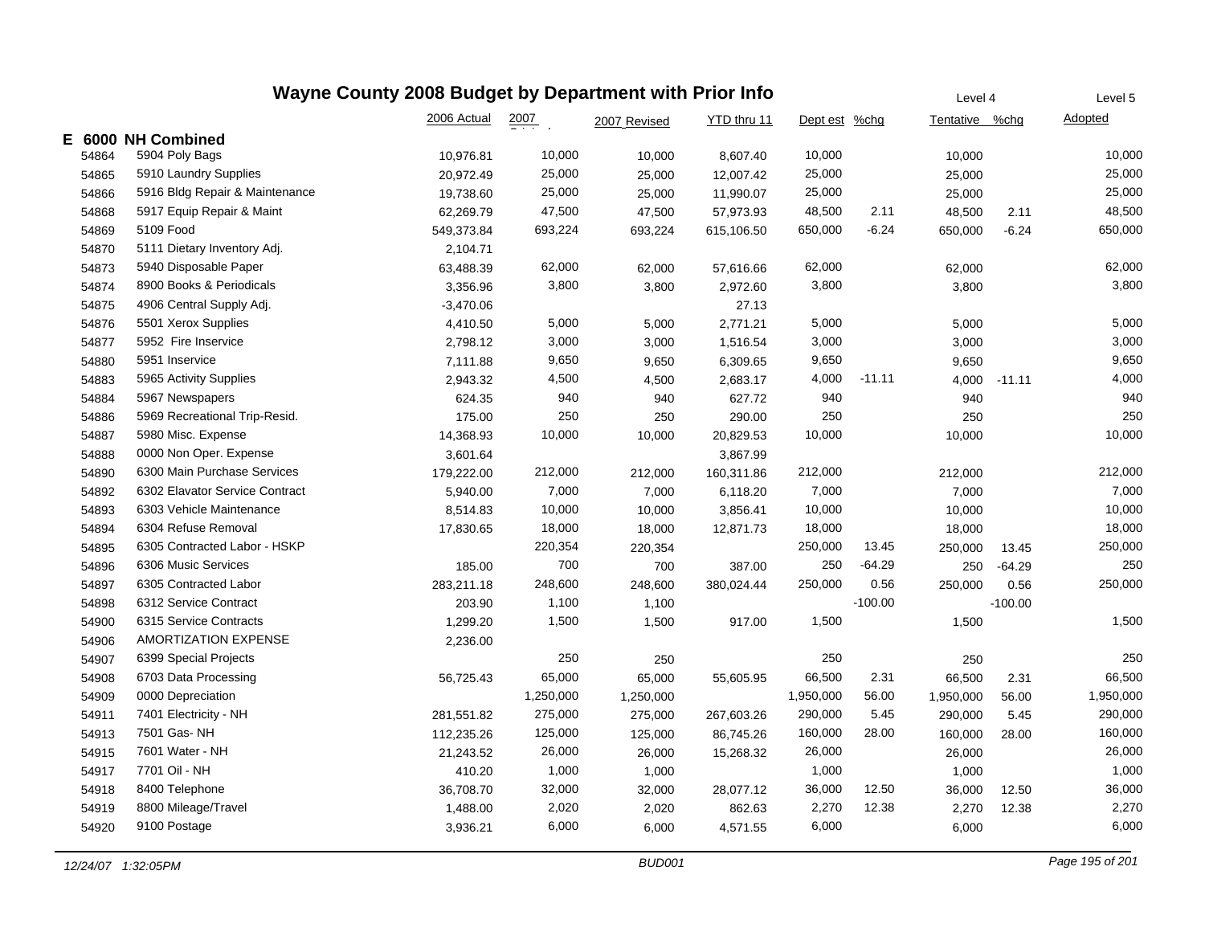# Wayne County 2008 Budget by Department with Prior Info

| | | 2006 Actual | 2007 Original | 2007 Revised | YTD thru 11 | Dept est | %chg | Tentative (Level 4) | %chg | Adopted (Level 5) |
|---|---|---|---|---|---|---|---|---|---|---|
| **E 6000** | **NH Combined** | | | | | | | | | |
| 54864 | 5904 Poly Bags | 10,976.81 | 10,000 | 10,000 | 8,607.40 | 10,000 | | 10,000 | | 10,000 |
| 54865 | 5910 Laundry Supplies | 20,972.49 | 25,000 | 25,000 | 12,007.42 | 25,000 | | 25,000 | | 25,000 |
| 54866 | 5916 Bldg Repair & Maintenance | 19,738.60 | 25,000 | 25,000 | 11,990.07 | 25,000 | | 25,000 | | 25,000 |
| 54868 | 5917 Equip Repair & Maint | 62,269.79 | 47,500 | 47,500 | 57,973.93 | 48,500 | 2.11 | 48,500 | 2.11 | 48,500 |
| 54869 | 5109 Food | 549,373.84 | 693,224 | 693,224 | 615,106.50 | 650,000 | -6.24 | 650,000 | -6.24 | 650,000 |
| 54870 | 5111 Dietary Inventory Adj. | 2,104.71 | | | | | | | | |
| 54873 | 5940 Disposable Paper | 63,488.39 | 62,000 | 62,000 | 57,616.66 | 62,000 | | 62,000 | | 62,000 |
| 54874 | 8900 Books & Periodicals | 3,356.96 | 3,800 | 3,800 | 2,972.60 | 3,800 | | 3,800 | | 3,800 |
| 54875 | 4906 Central Supply Adj. | -3,470.06 | | | 27.13 | | | | | |
| 54876 | 5501 Xerox Supplies | 4,410.50 | 5,000 | 5,000 | 2,771.21 | 5,000 | | 5,000 | | 5,000 |
| 54877 | 5952 Fire Inservice | 2,798.12 | 3,000 | 3,000 | 1,516.54 | 3,000 | | 3,000 | | 3,000 |
| 54880 | 5951 Inservice | 7,111.88 | 9,650 | 9,650 | 6,309.65 | 9,650 | | 9,650 | | 9,650 |
| 54883 | 5965 Activity Supplies | 2,943.32 | 4,500 | 4,500 | 2,683.17 | 4,000 | -11.11 | 4,000 | -11.11 | 4,000 |
| 54884 | 5967 Newspapers | 624.35 | 940 | 940 | 627.72 | 940 | | 940 | | 940 |
| 54886 | 5969 Recreational Trip-Resid. | 175.00 | 250 | 250 | 290.00 | 250 | | 250 | | 250 |
| 54887 | 5980 Misc. Expense | 14,368.93 | 10,000 | 10,000 | 20,829.53 | 10,000 | | 10,000 | | 10,000 |
| 54888 | 0000 Non Oper. Expense | 3,601.64 | | | 3,867.99 | | | | | |
| 54890 | 6300 Main Purchase Services | 179,222.00 | 212,000 | 212,000 | 160,311.86 | 212,000 | | 212,000 | | 212,000 |
| 54892 | 6302 Elavator Service Contract | 5,940.00 | 7,000 | 7,000 | 6,118.20 | 7,000 | | 7,000 | | 7,000 |
| 54893 | 6303 Vehicle Maintenance | 8,514.83 | 10,000 | 10,000 | 3,856.41 | 10,000 | | 10,000 | | 10,000 |
| 54894 | 6304 Refuse Removal | 17,830.65 | 18,000 | 18,000 | 12,871.73 | 18,000 | | 18,000 | | 18,000 |
| 54895 | 6305 Contracted Labor - HSKP | | 220,354 | 220,354 | | 250,000 | 13.45 | 250,000 | 13.45 | 250,000 |
| 54896 | 6306 Music Services | 185.00 | 700 | 700 | 387.00 | 250 | -64.29 | 250 | -64.29 | 250 |
| 54897 | 6305 Contracted Labor | 283,211.18 | 248,600 | 248,600 | 380,024.44 | 250,000 | 0.56 | 250,000 | 0.56 | 250,000 |
| 54898 | 6312 Service Contract | 203.90 | 1,100 | 1,100 | | | -100.00 | | -100.00 | |
| 54900 | 6315 Service Contracts | 1,299.20 | 1,500 | 1,500 | 917.00 | 1,500 | | 1,500 | | 1,500 |
| 54906 | AMORTIZATION EXPENSE | 2,236.00 | | | | | | | | |
| 54907 | 6399 Special Projects | | 250 | 250 | | 250 | | 250 | | 250 |
| 54908 | 6703 Data Processing | 56,725.43 | 65,000 | 65,000 | 55,605.95 | 66,500 | 2.31 | 66,500 | 2.31 | 66,500 |
| 54909 | 0000 Depreciation | | 1,250,000 | 1,250,000 | | 1,950,000 | 56.00 | 1,950,000 | 56.00 | 1,950,000 |
| 54911 | 7401 Electricity - NH | 281,551.82 | 275,000 | 275,000 | 267,603.26 | 290,000 | 5.45 | 290,000 | 5.45 | 290,000 |
| 54913 | 7501 Gas- NH | 112,235.26 | 125,000 | 125,000 | 86,745.26 | 160,000 | 28.00 | 160,000 | 28.00 | 160,000 |
| 54915 | 7601 Water - NH | 21,243.52 | 26,000 | 26,000 | 15,268.32 | 26,000 | | 26,000 | | 26,000 |
| 54917 | 7701 Oil - NH | 410.20 | 1,000 | 1,000 | | 1,000 | | 1,000 | | 1,000 |
| 54918 | 8400 Telephone | 36,708.70 | 32,000 | 32,000 | 28,077.12 | 36,000 | 12.50 | 36,000 | 12.50 | 36,000 |
| 54919 | 8800 Mileage/Travel | 1,488.00 | 2,020 | 2,020 | 862.63 | 2,270 | 12.38 | 2,270 | 12.38 | 2,270 |
| 54920 | 9100 Postage | 3,936.21 | 6,000 | 6,000 | 4,571.55 | 6,000 | | 6,000 | | 6,000 |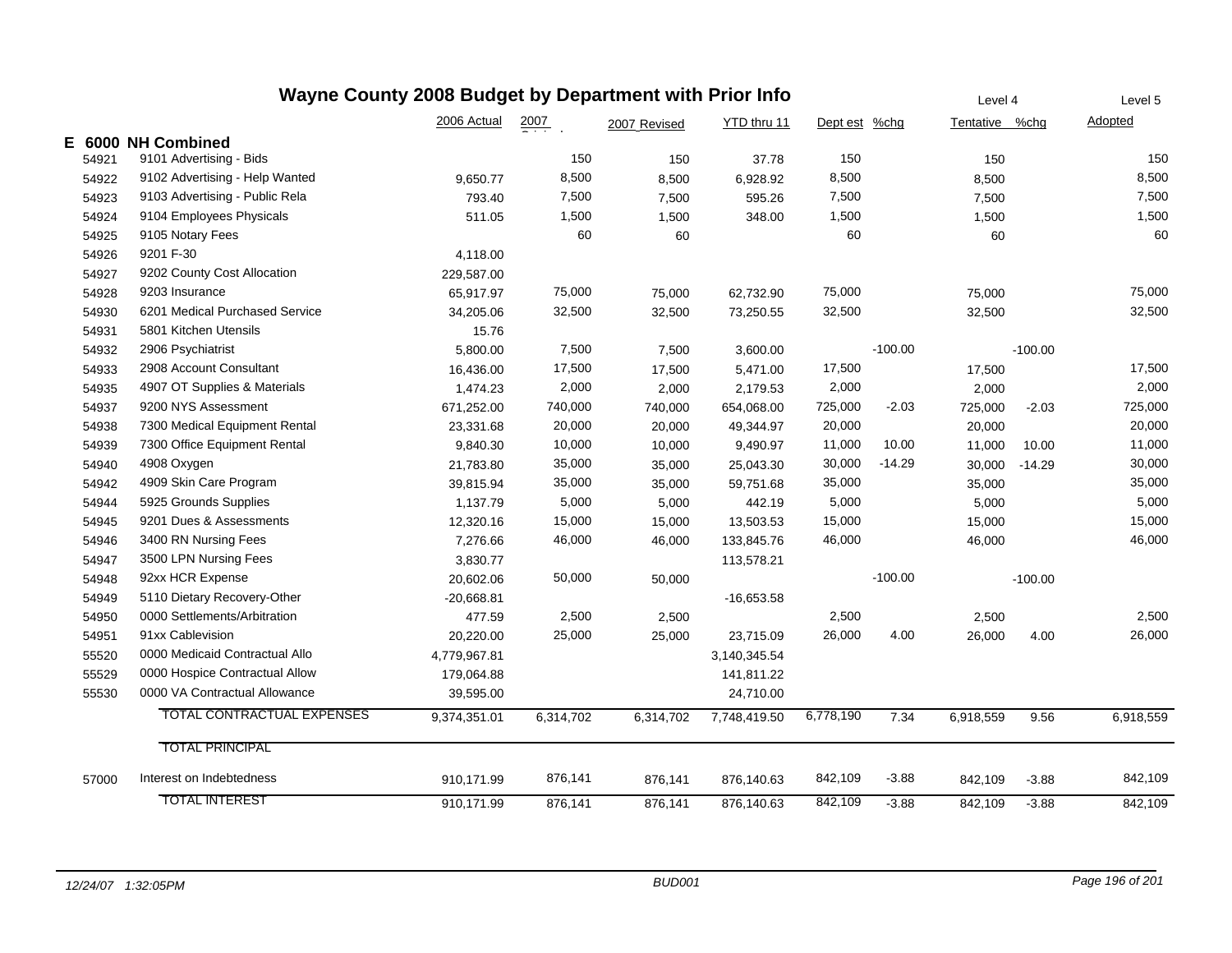# Wayne County 2008 Budget by Department with Prior Info

| | | 2006 Actual | 2007 Original | 2007 Revised | YTD thru 11 | Dept est | %chg | Level 4 Tentative | %chg | Level 5 Adopted |
|---|---|---|---|---|---|---|---|---|---|---|
| **E 6000** | **NH Combined** | | | | | | | | | |
| 54921 | 9101 Advertising - Bids | | 150 | 150 | 37.78 | 150 | | 150 | | 150 |
| 54922 | 9102 Advertising - Help Wanted | 9,650.77 | 8,500 | 8,500 | 6,928.92 | 8,500 | | 8,500 | | 8,500 |
| 54923 | 9103 Advertising - Public Rela | 793.40 | 7,500 | 7,500 | 595.26 | 7,500 | | 7,500 | | 7,500 |
| 54924 | 9104 Employees Physicals | 511.05 | 1,500 | 1,500 | 348.00 | 1,500 | | 1,500 | | 1,500 |
| 54925 | 9105 Notary Fees | | 60 | 60 | | 60 | | 60 | | 60 |
| 54926 | 9201 F-30 | 4,118.00 | | | | | | | | |
| 54927 | 9202 County Cost Allocation | 229,587.00 | | | | | | | | |
| 54928 | 9203 Insurance | 65,917.97 | 75,000 | 75,000 | 62,732.90 | 75,000 | | 75,000 | | 75,000 |
| 54930 | 6201 Medical Purchased Service | 34,205.06 | 32,500 | 32,500 | 73,250.55 | 32,500 | | 32,500 | | 32,500 |
| 54931 | 5801 Kitchen Utensils | 15.76 | | | | | | | | |
| 54932 | 2906 Psychiatrist | 5,800.00 | 7,500 | 7,500 | 3,600.00 | | -100.00 | | -100.00 | |
| 54933 | 2908 Account Consultant | 16,436.00 | 17,500 | 17,500 | 5,471.00 | 17,500 | | 17,500 | | 17,500 |
| 54935 | 4907 OT Supplies & Materials | 1,474.23 | 2,000 | 2,000 | 2,179.53 | 2,000 | | 2,000 | | 2,000 |
| 54937 | 9200 NYS Assessment | 671,252.00 | 740,000 | 740,000 | 654,068.00 | 725,000 | -2.03 | 725,000 | -2.03 | 725,000 |
| 54938 | 7300 Medical Equipment Rental | 23,331.68 | 20,000 | 20,000 | 49,344.97 | 20,000 | | 20,000 | | 20,000 |
| 54939 | 7300 Office Equipment Rental | 9,840.30 | 10,000 | 10,000 | 9,490.97 | 11,000 | 10.00 | 11,000 | 10.00 | 11,000 |
| 54940 | 4908 Oxygen | 21,783.80 | 35,000 | 35,000 | 25,043.30 | 30,000 | -14.29 | 30,000 | -14.29 | 30,000 |
| 54942 | 4909 Skin Care Program | 39,815.94 | 35,000 | 35,000 | 59,751.68 | 35,000 | | 35,000 | | 35,000 |
| 54944 | 5925 Grounds Supplies | 1,137.79 | 5,000 | 5,000 | 442.19 | 5,000 | | 5,000 | | 5,000 |
| 54945 | 9201 Dues & Assessments | 12,320.16 | 15,000 | 15,000 | 13,503.53 | 15,000 | | 15,000 | | 15,000 |
| 54946 | 3400 RN Nursing Fees | 7,276.66 | 46,000 | 46,000 | 133,845.76 | 46,000 | | 46,000 | | 46,000 |
| 54947 | 3500 LPN Nursing Fees | 3,830.77 | | | 113,578.21 | | | | | |
| 54948 | 92xx HCR Expense | 20,602.06 | 50,000 | 50,000 | | | -100.00 | | -100.00 | |
| 54949 | 5110 Dietary Recovery-Other | -20,668.81 | | | -16,653.58 | | | | | |
| 54950 | 0000 Settlements/Arbitration | 477.59 | 2,500 | 2,500 | | 2,500 | | 2,500 | | 2,500 |
| 54951 | 91xx Cablevision | 20,220.00 | 25,000 | 25,000 | 23,715.09 | 26,000 | 4.00 | 26,000 | 4.00 | 26,000 |
| 55520 | 0000 Medicaid Contractual Allo | 4,779,967.81 | | | 3,140,345.54 | | | | | |
| 55529 | 0000 Hospice Contractual Allow | 179,064.88 | | | 141,811.22 | | | | | |
| 55530 | 0000 VA Contractual Allowance | 39,595.00 | | | 24,710.00 | | | | | |
| | TOTAL CONTRACTUAL EXPENSES | 9,374,351.01 | 6,314,702 | 6,314,702 | 7,748,419.50 | 6,778,190 | 7.34 | 6,918,559 | 9.56 | 6,918,559 |
| | TOTAL PRINCIPAL | | | | | | | | | |
| 57000 | Interest on Indebtedness | 910,171.99 | 876,141 | 876,141 | 876,140.63 | 842,109 | -3.88 | 842,109 | -3.88 | 842,109 |
| | TOTAL INTEREST | 910,171.99 | 876,141 | 876,141 | 876,140.63 | 842,109 | -3.88 | 842,109 | -3.88 | 842,109 |

*12/24/07 1:32:05PM* BUD001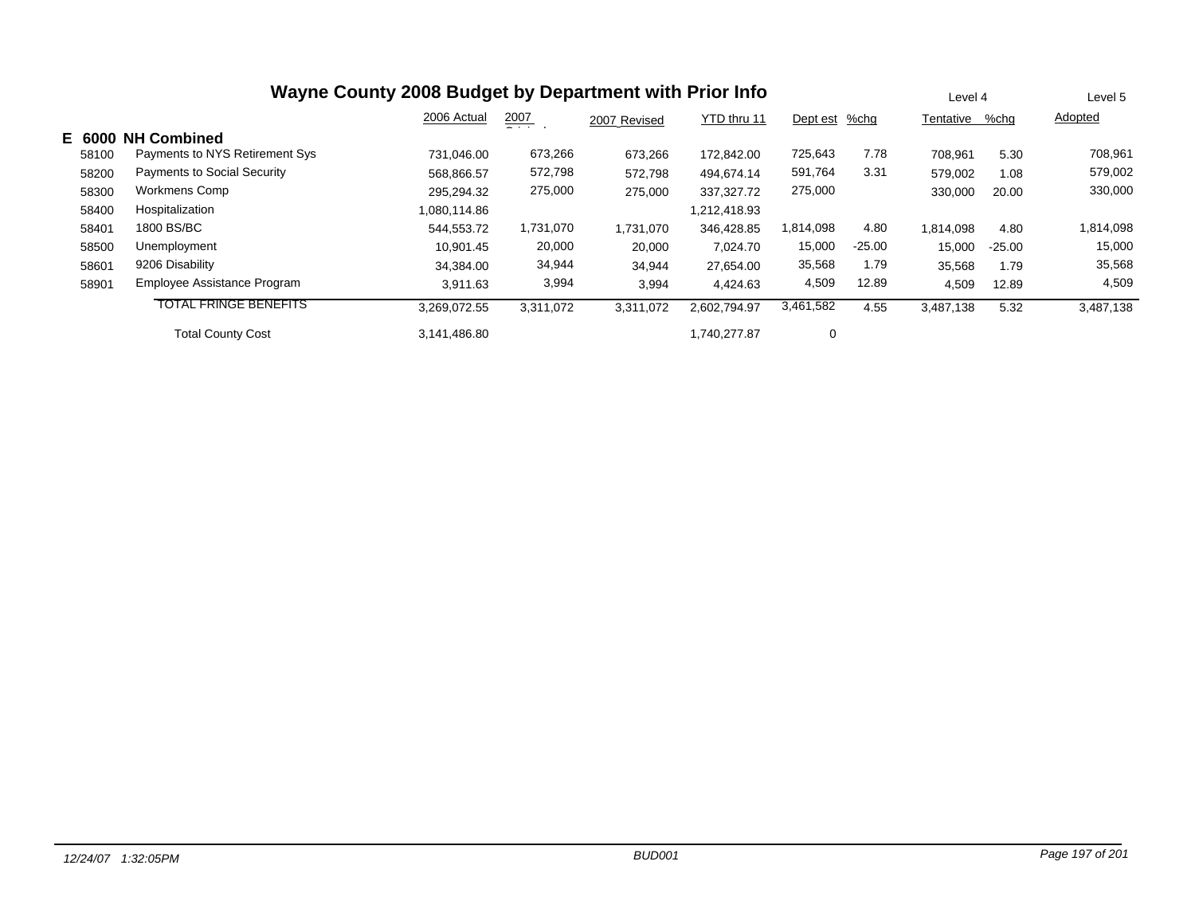# Wayne County 2008 Budget by Department with Prior Info

| | | 2006 Actual | 2007 Original | 2007 Revised | YTD thru 11 | Dept est | %chg | Level 4 Tentative | %chg | Level 5 Adopted |
|---|---|---|---|---|---|---|---|---|---|---|
| **E** | **6000 NH Combined** | | | | | | | | | |
| 58100 | Payments to NYS Retirement Sys | 731,046.00 | 673,266 | 673,266 | 172,842.00 | 725,643 | 7.78 | 708,961 | 5.30 | 708,961 |
| 58200 | Payments to Social Security | 568,866.57 | 572,798 | 572,798 | 494,674.14 | 591,764 | 3.31 | 579,002 | 1.08 | 579,002 |
| 58300 | Workmens Comp | 295,294.32 | 275,000 | 275,000 | 337,327.72 | 275,000 | | 330,000 | 20.00 | 330,000 |
| 58400 | Hospitalization | 1,080,114.86 | | | 1,212,418.93 | | | | | |
| 58401 | 1800 BS/BC | 544,553.72 | 1,731,070 | 1,731,070 | 346,428.85 | 1,814,098 | 4.80 | 1,814,098 | 4.80 | 1,814,098 |
| 58500 | Unemployment | 10,901.45 | 20,000 | 20,000 | 7,024.70 | 15,000 | -25.00 | 15,000 | -25.00 | 15,000 |
| 58601 | 9206 Disability | 34,384.00 | 34,944 | 34,944 | 27,654.00 | 35,568 | 1.79 | 35,568 | 1.79 | 35,568 |
| 58901 | Employee Assistance Program | 3,911.63 | 3,994 | 3,994 | 4,424.63 | 4,509 | 12.89 | 4,509 | 12.89 | 4,509 |
| | TOTAL FRINGE BENEFITS | 3,269,072.55 | 3,311,072 | 3,311,072 | 2,602,794.97 | 3,461,582 | 4.55 | 3,487,138 | 5.32 | 3,487,138 |
| | Total County Cost | 3,141,486.80 | | | 1,740,277.87 | 0 | | | | |

12/24/07 1:32:05PM BUD001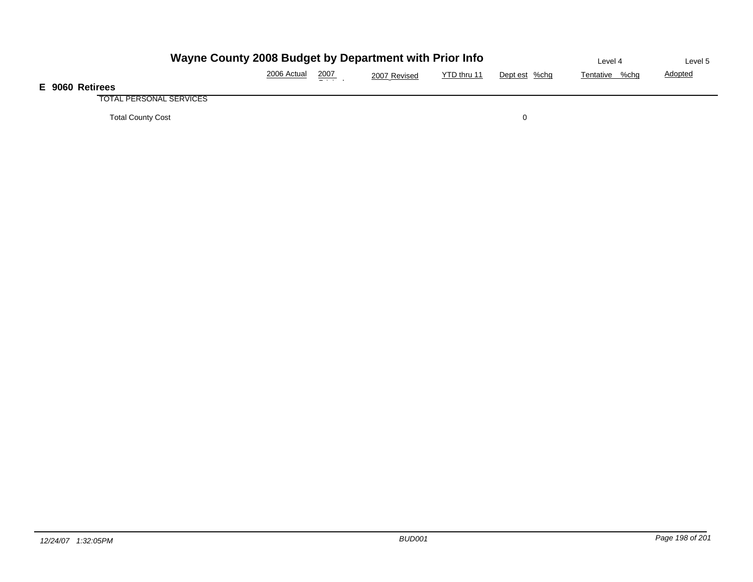# Wayne County 2008 Budget by Department with Prior Info

| | 2006 Actual | 2007 Original | 2007 Revised | YTD thru 11 | Dept est | %chg | Level 4 Tentative | %chg | Level 5 Adopted |
|---|---|---|---|---|---|---|---|---|---|
| **E 9060 Retirees** | | | | | | | | | |
| TOTAL PERSONAL SERVICES | | | | | | | | | |
| Total County Cost | | | | | 0 | | | | |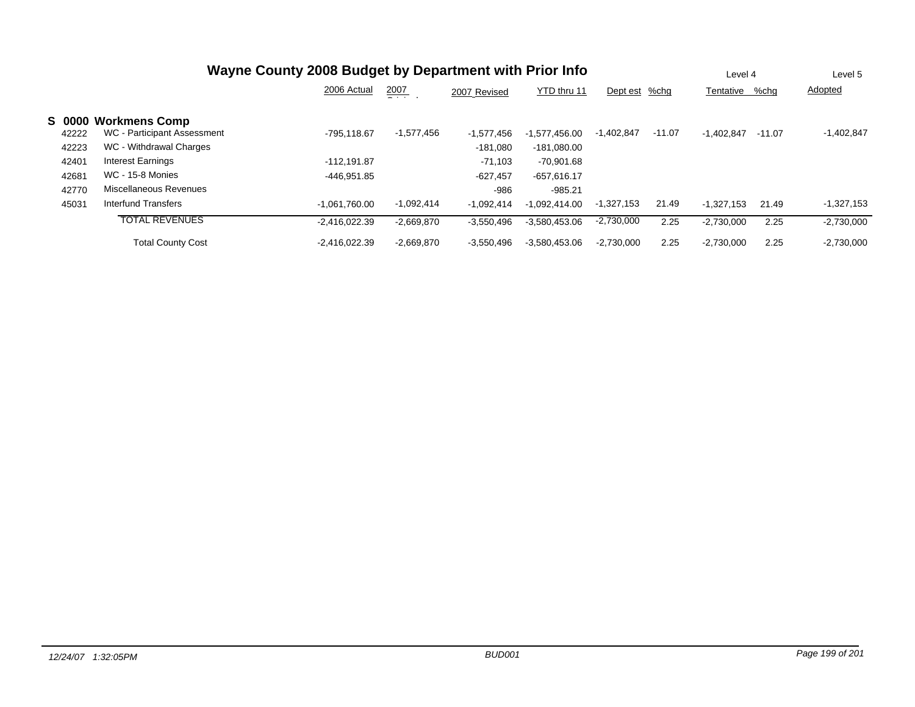# Wayne County 2008 Budget by Department with Prior Info

| | | 2006 Actual | 2007 Original | 2007 Revised | YTD thru 11 | Dept est | %chg | Level 4 Tentative | %chg | Level 5 Adopted |
|---|---|---|---|---|---|---|---|---|---|---|
| **S 0000** | **Workmens Comp** | | | | | | | | | |
| 42222 | WC - Participant Assessment | -795,118.67 | -1,577,456 | -1,577,456 | -1,577,456.00 | -1,402,847 | -11.07 | -1,402,847 | -11.07 | -1,402,847 |
| 42223 | WC - Withdrawal Charges | | | -181,080 | -181,080.00 | | | | | |
| 42401 | Interest Earnings | -112,191.87 | | -71,103 | -70,901.68 | | | | | |
| 42681 | WC - 15-8 Monies | -446,951.85 | | -627,457 | -657,616.17 | | | | | |
| 42770 | Miscellaneous Revenues | | | -986 | -985.21 | | | | | |
| 45031 | Interfund Transfers | -1,061,760.00 | -1,092,414 | -1,092,414 | -1,092,414.00 | -1,327,153 | 21.49 | -1,327,153 | 21.49 | -1,327,153 |
| | TOTAL REVENUES | -2,416,022.39 | -2,669,870 | -3,550,496 | -3,580,453.06 | -2,730,000 | 2.25 | -2,730,000 | 2.25 | -2,730,000 |
| | Total County Cost | -2,416,022.39 | -2,669,870 | -3,550,496 | -3,580,453.06 | -2,730,000 | 2.25 | -2,730,000 | 2.25 | -2,730,000 |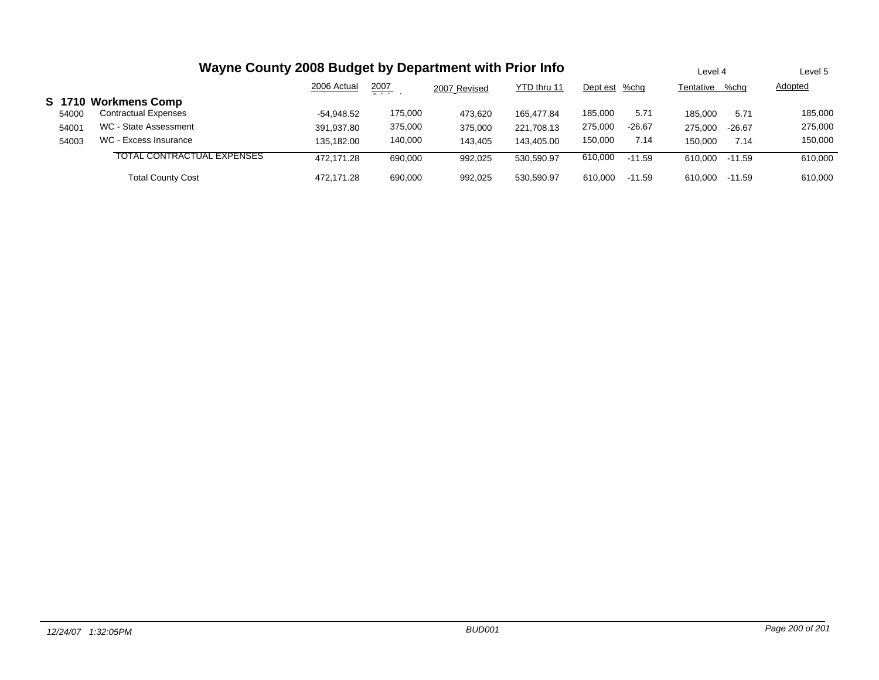# Wayne County 2008 Budget by Department with Prior Info

| | | 2006 Actual | 2007 Original | 2007 Revised | YTD thru 11 | Dept est | %chg | Level 4 Tentative | %chg | Level 5 Adopted |
|---|---|---|---|---|---|---|---|---|---|---|
| **S 1710** | **Workmens Comp** | | | | | | | | | |
| 54000 | Contractual Expenses | -54,948.52 | 175,000 | 473,620 | 165,477.84 | 185,000 | 5.71 | 185,000 | 5.71 | 185,000 |
| 54001 | WC - State Assessment | 391,937.80 | 375,000 | 375,000 | 221,708.13 | 275,000 | -26.67 | 275,000 | -26.67 | 275,000 |
| 54003 | WC - Excess Insurance | 135,182.00 | 140,000 | 143,405 | 143,405.00 | 150,000 | 7.14 | 150,000 | 7.14 | 150,000 |
| | TOTAL CONTRACTUAL EXPENSES | 472,171.28 | 690,000 | 992,025 | 530,590.97 | 610,000 | -11.59 | 610,000 | -11.59 | 610,000 |
| | Total County Cost | 472,171.28 | 690,000 | 992,025 | 530,590.97 | 610,000 | -11.59 | 610,000 | -11.59 | 610,000 |

*12/24/07 1:32:05PM* *BUD001*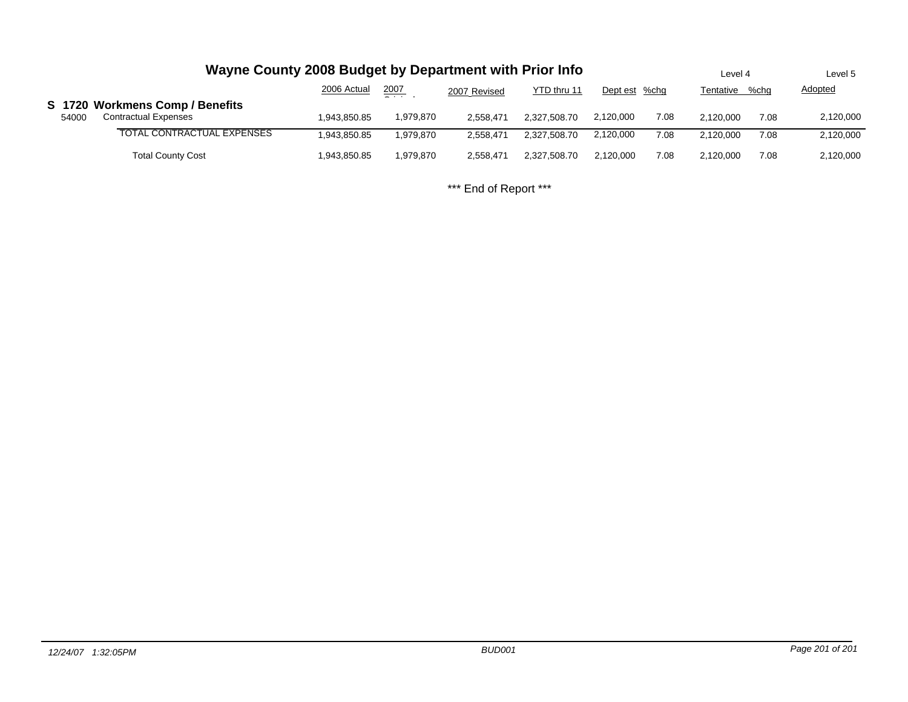# Wayne County 2008 Budget by Department with Prior Info

| | | 2006 Actual | 2007 Original | 2007 Revised | YTD thru 11 | Dept est | %chg | Level 4 Tentative | %chg | Level 5 Adopted |
|---|---|---|---|---|---|---|---|---|---|---|
| **S 1720** | **Workmens Comp / Benefits** | | | | | | | | | |
| 54000 | Contractual Expenses | 1,943,850.85 | 1,979,870 | 2,558,471 | 2,327,508.70 | 2,120,000 | 7.08 | 2,120,000 | 7.08 | 2,120,000 |
| | TOTAL CONTRACTUAL EXPENSES | 1,943,850.85 | 1,979,870 | 2,558,471 | 2,327,508.70 | 2,120,000 | 7.08 | 2,120,000 | 7.08 | 2,120,000 |
| | Total County Cost | 1,943,850.85 | 1,979,870 | 2,558,471 | 2,327,508.70 | 2,120,000 | 7.08 | 2,120,000 | 7.08 | 2,120,000 |

*** End of Report ***

12/24/07 1:32:05PM BUD001